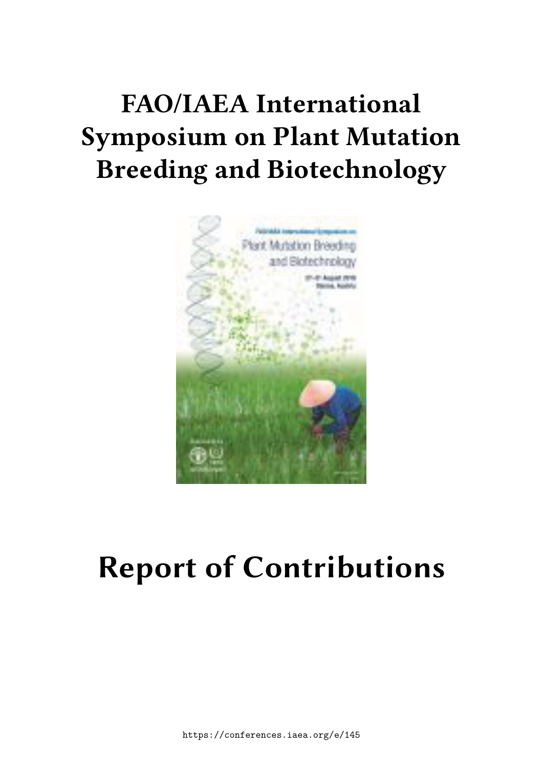# FAO/IAEA International Symposium on Plant Mutation Breeding and Biotechnology

# Report of Contributions

https://conferences.iaea.org/e/145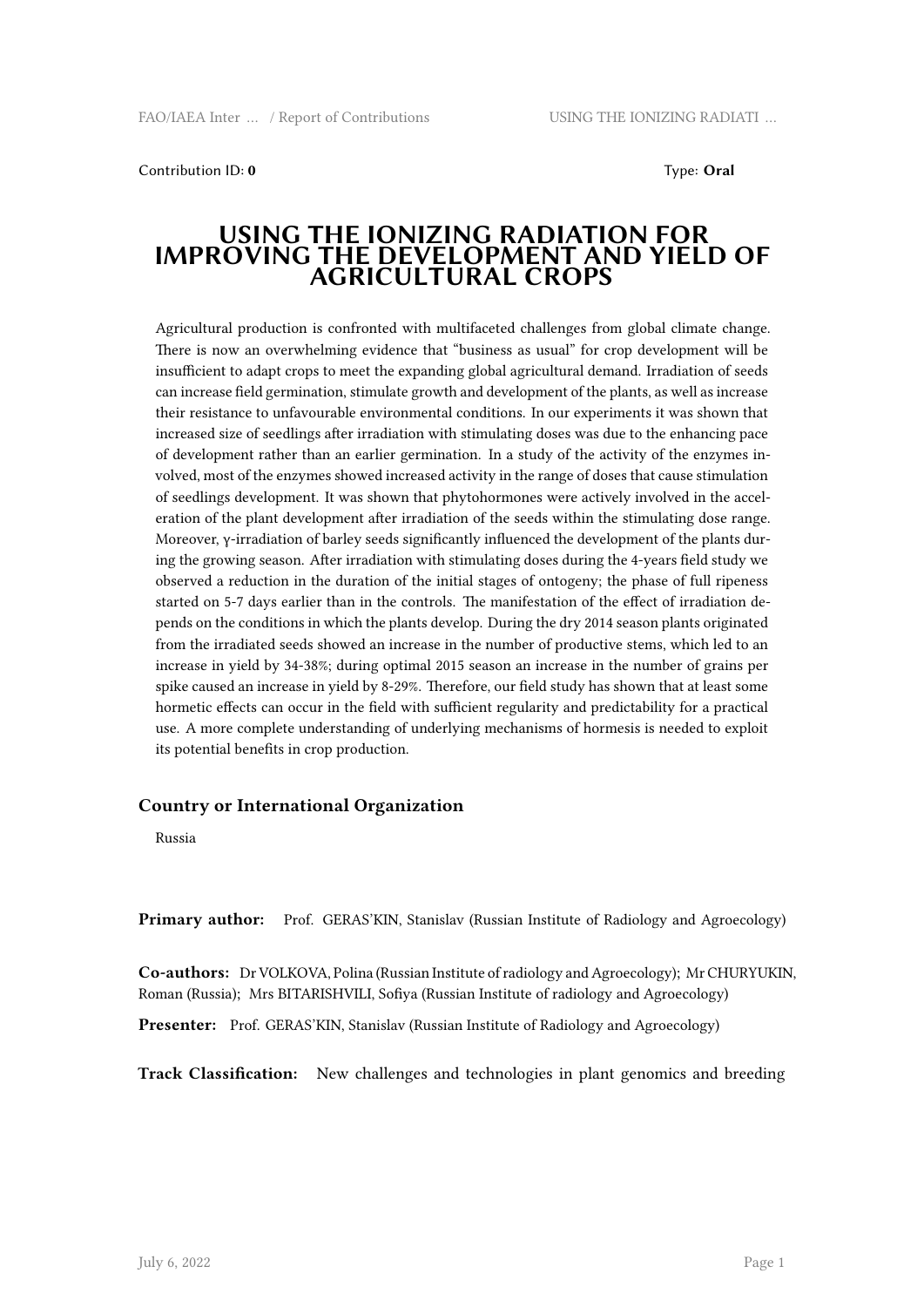Contribution ID: **0**

Type: **Oral**

# USING THE IONIZING RADIATION FOR IMPROVING THE DEVELOPMENT AND YIELD OF AGRICULTURAL CROPS

Agricultural production is confronted with multifaceted challenges from global climate change. There is now an overwhelming evidence that "business as usual" for crop development will be insufficient to adapt crops to meet the expanding global agricultural demand. Irradiation of seeds can increase field germination, stimulate growth and development of the plants, as well as increase their resistance to unfavourable environmental conditions. In our experiments it was shown that increased size of seedlings after irradiation with stimulating doses was due to the enhancing pace of development rather than an earlier germination. In a study of the activity of the enzymes involved, most of the enzymes showed increased activity in the range of doses that cause stimulation of seedlings development. It was shown that phytohormones were actively involved in the acceleration of the plant development after irradiation of the seeds within the stimulating dose range. Moreover, γ-irradiation of barley seeds significantly influenced the development of the plants during the growing season. After irradiation with stimulating doses during the 4-years field study we observed a reduction in the duration of the initial stages of ontogeny; the phase of full ripeness started on 5-7 days earlier than in the controls. The manifestation of the effect of irradiation depends on the conditions in which the plants develop. During the dry 2014 season plants originated from the irradiated seeds showed an increase in the number of productive stems, which led to an increase in yield by 34-38%; during optimal 2015 season an increase in the number of grains per spike caused an increase in yield by 8-29%. Therefore, our field study has shown that at least some hormetic effects can occur in the field with sufficient regularity and predictability for a practical use. A more complete understanding of underlying mechanisms of hormesis is needed to exploit its potential benefits in crop production.

### Country or International Organization

Russia

**Primary author:** Prof. GERAS'KIN, Stanislav (Russian Institute of Radiology and Agroecology)

**Co-authors:** Dr VOLKOVA, Polina (Russian Institute of radiology and Agroecology); Mr CHURYUKIN, Roman (Russia); Mrs BITARISHVILI, Sofiya (Russian Institute of radiology and Agroecology)

**Presenter:** Prof. GERAS'KIN, Stanislav (Russian Institute of Radiology and Agroecology)

**Track Classification:** New challenges and technologies in plant genomics and breeding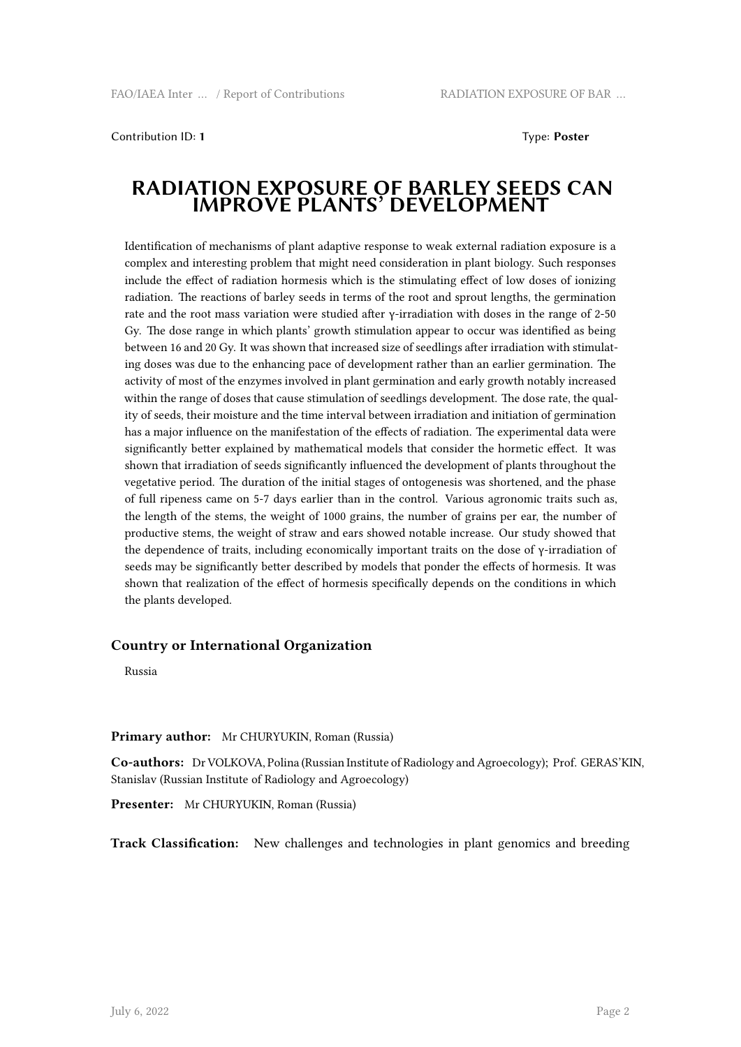Contribution ID: **1** Type: **Poster**

# RADIATION EXPOSURE OF BARLEY SEEDS CAN IMPROVE PLANTS' DEVELOPMENT

Identification of mechanisms of plant adaptive response to weak external radiation exposure is a complex and interesting problem that might need consideration in plant biology. Such responses include the effect of radiation hormesis which is the stimulating effect of low doses of ionizing radiation. The reactions of barley seeds in terms of the root and sprout lengths, the germination rate and the root mass variation were studied after γ-irradiation with doses in the range of 2-50 Gy. The dose range in which plants' growth stimulation appear to occur was identified as being between 16 and 20 Gy. It was shown that increased size of seedlings after irradiation with stimulating doses was due to the enhancing pace of development rather than an earlier germination. The activity of most of the enzymes involved in plant germination and early growth notably increased within the range of doses that cause stimulation of seedlings development. The dose rate, the quality of seeds, their moisture and the time interval between irradiation and initiation of germination has a major influence on the manifestation of the effects of radiation. The experimental data were significantly better explained by mathematical models that consider the hormetic effect. It was shown that irradiation of seeds significantly influenced the development of plants throughout the vegetative period. The duration of the initial stages of ontogenesis was shortened, and the phase of full ripeness came on 5-7 days earlier than in the control. Various agronomic traits such as, the length of the stems, the weight of 1000 grains, the number of grains per ear, the number of productive stems, the weight of straw and ears showed notable increase. Our study showed that the dependence of traits, including economically important traits on the dose of γ-irradiation of seeds may be significantly better described by models that ponder the effects of hormesis. It was shown that realization of the effect of hormesis specifically depends on the conditions in which the plants developed.

### Country or International Organization

Russia

**Primary author:** Mr CHURYUKIN, Roman (Russia)

**Co-authors:** Dr VOLKOVA, Polina (Russian Institute of Radiology and Agroecology); Prof. GERAS'KIN, Stanislav (Russian Institute of Radiology and Agroecology)

**Presenter:** Mr CHURYUKIN, Roman (Russia)

**Track Classification:** New challenges and technologies in plant genomics and breeding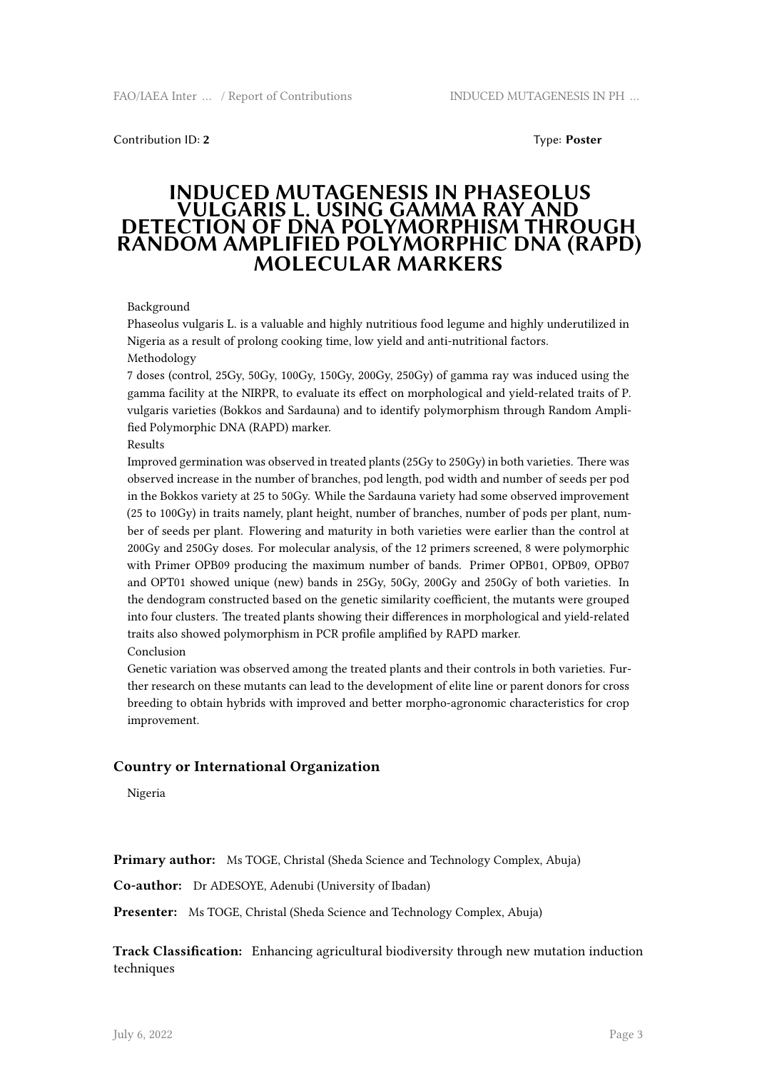Contribution ID: **2** Type: **Poster**

# INDUCED MUTAGENESIS IN PHASEOLUS VULGARIS L. USING GAMMA RAY AND DETECTION OF DNA POLYMORPHISM THROUGH RANDOM AMPLIFIED POLYMORPHIC DNA (RAPD) MOLECULAR MARKERS

Background

Phaseolus vulgaris L. is a valuable and highly nutritious food legume and highly underutilized in Nigeria as a result of prolong cooking time, low yield and anti-nutritional factors.

Methodology

7 doses (control, 25Gy, 50Gy, 100Gy, 150Gy, 200Gy, 250Gy) of gamma ray was induced using the gamma facility at the NIRPR, to evaluate its effect on morphological and yield-related traits of P. vulgaris varieties (Bokkos and Sardauna) and to identify polymorphism through Random Amplified Polymorphic DNA (RAPD) marker.

Results

Improved germination was observed in treated plants (25Gy to 250Gy) in both varieties. There was observed increase in the number of branches, pod length, pod width and number of seeds per pod in the Bokkos variety at 25 to 50Gy. While the Sardauna variety had some observed improvement (25 to 100Gy) in traits namely, plant height, number of branches, number of pods per plant, number of seeds per plant. Flowering and maturity in both varieties were earlier than the control at 200Gy and 250Gy doses. For molecular analysis, of the 12 primers screened, 8 were polymorphic with Primer OPB09 producing the maximum number of bands. Primer OPB01, OPB09, OPB07 and OPT01 showed unique (new) bands in 25Gy, 50Gy, 200Gy and 250Gy of both varieties. In the dendogram constructed based on the genetic similarity coefficient, the mutants were grouped into four clusters. The treated plants showing their differences in morphological and yield-related traits also showed polymorphism in PCR profile amplified by RAPD marker.

Conclusion

Genetic variation was observed among the treated plants and their controls in both varieties. Further research on these mutants can lead to the development of elite line or parent donors for cross breeding to obtain hybrids with improved and better morpho-agronomic characteristics for crop improvement.

### Country or International Organization

Nigeria

**Primary author:** Ms TOGE, Christal (Sheda Science and Technology Complex, Abuja)

**Co-author:** Dr ADESOYE, Adenubi (University of Ibadan)

**Presenter:** Ms TOGE, Christal (Sheda Science and Technology Complex, Abuja)

**Track Classification:** Enhancing agricultural biodiversity through new mutation induction techniques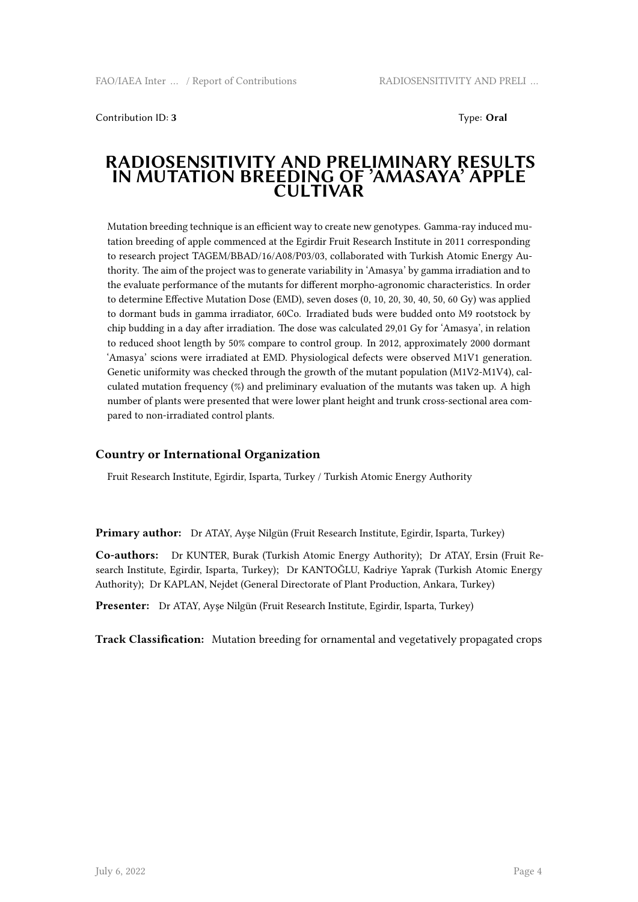Contribution ID: **3**

Type: **Oral**

# RADIOSENSITIVITY AND PRELIMINARY RESULTS IN MUTATION BREEDING OF 'AMASAYA' APPLE CULTIVAR

Mutation breeding technique is an efficient way to create new genotypes. Gamma-ray induced mutation breeding of apple commenced at the Egirdir Fruit Research Institute in 2011 corresponding to research project TAGEM/BBAD/16/A08/P03/03, collaborated with Turkish Atomic Energy Authority. The aim of the project was to generate variability in 'Amasya' by gamma irradiation and to the evaluate performance of the mutants for different morpho-agronomic characteristics. In order to determine Effective Mutation Dose (EMD), seven doses (0, 10, 20, 30, 40, 50, 60 Gy) was applied to dormant buds in gamma irradiator, 60Co. Irradiated buds were budded onto M9 rootstock by chip budding in a day after irradiation. The dose was calculated 29,01 Gy for 'Amasya', in relation to reduced shoot length by 50% compare to control group. In 2012, approximately 2000 dormant 'Amasya' scions were irradiated at EMD. Physiological defects were observed M1V1 generation. Genetic uniformity was checked through the growth of the mutant population (M1V2-M1V4), calculated mutation frequency (%) and preliminary evaluation of the mutants was taken up. A high number of plants were presented that were lower plant height and trunk cross-sectional area compared to non-irradiated control plants.

### Country or International Organization

Fruit Research Institute, Egirdir, Isparta, Turkey / Turkish Atomic Energy Authority

**Primary author:** Dr ATAY, Ayşe Nilgün (Fruit Research Institute, Egirdir, Isparta, Turkey)

**Co-authors:** Dr KUNTER, Burak (Turkish Atomic Energy Authority); Dr ATAY, Ersin (Fruit Research Institute, Egirdir, Isparta, Turkey); Dr KANTOĞLU, Kadriye Yaprak (Turkish Atomic Energy Authority); Dr KAPLAN, Nejdet (General Directorate of Plant Production, Ankara, Turkey)

**Presenter:** Dr ATAY, Ayşe Nilgün (Fruit Research Institute, Egirdir, Isparta, Turkey)

**Track Classification:** Mutation breeding for ornamental and vegetatively propagated crops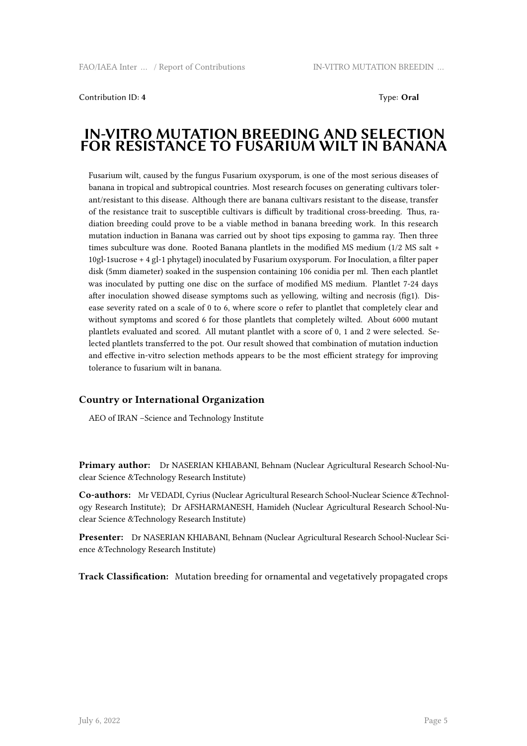Contribution ID: **4** Type: **Oral**

# IN-VITRO MUTATION BREEDING AND SELECTION FOR RESISTANCE TO FUSARIUM WILT IN BANANA

Fusarium wilt, caused by the fungus Fusarium oxysporum, is one of the most serious diseases of banana in tropical and subtropical countries. Most research focuses on generating cultivars tolerant/resistant to this disease. Although there are banana cultivars resistant to the disease, transfer of the resistance trait to susceptible cultivars is difficult by traditional cross-breeding. Thus, radiation breeding could prove to be a viable method in banana breeding work. In this research mutation induction in Banana was carried out by shoot tips exposing to gamma ray. Then three times subculture was done. Rooted Banana plantlets in the modified MS medium (1/2 MS salt + 10gl-1sucrose + 4 gl-1 phytagel) inoculated by Fusarium oxysporum. For Inoculation, a filter paper disk (5mm diameter) soaked in the suspension containing 106 conidia per ml. Then each plantlet was inoculated by putting one disc on the surface of modified MS medium. Plantlet 7-24 days after inoculation showed disease symptoms such as yellowing, wilting and necrosis (fig1). Disease severity rated on a scale of 0 to 6, where score o refer to plantlet that completely clear and without symptoms and scored 6 for those plantlets that completely wilted. About 6000 mutant plantlets evaluated and scored. All mutant plantlet with a score of 0, 1 and 2 were selected. Selected plantlets transferred to the pot. Our result showed that combination of mutation induction and effective in-vitro selection methods appears to be the most efficient strategy for improving tolerance to fusarium wilt in banana.

### Country or International Organization

AEO of IRAN –Science and Technology Institute

**Primary author:** Dr NASERIAN KHIABANI, Behnam (Nuclear Agricultural Research School-Nuclear Science &Technology Research Institute)

**Co-authors:** Mr VEDADI, Cyrius (Nuclear Agricultural Research School-Nuclear Science &Technology Research Institute); Dr AFSHARMANESH, Hamideh (Nuclear Agricultural Research School-Nuclear Science &Technology Research Institute)

**Presenter:** Dr NASERIAN KHIABANI, Behnam (Nuclear Agricultural Research School-Nuclear Science &Technology Research Institute)

**Track Classification:** Mutation breeding for ornamental and vegetatively propagated crops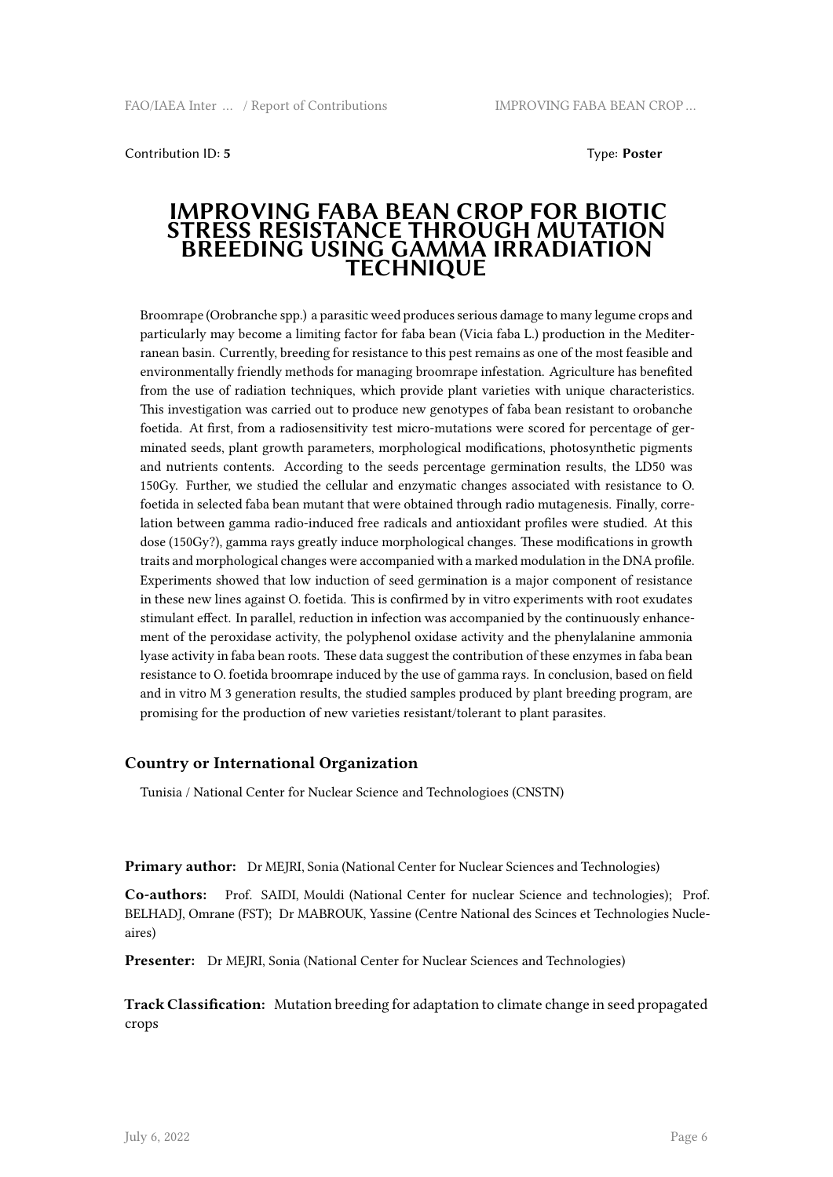Contribution ID: **5**

Type: **Poster**

# IMPROVING FABA BEAN CROP FOR BIOTIC STRESS RESISTANCE THROUGH MUTATION BREEDING USING GAMMA IRRADIATION TECHNIQUE

Broomrape (Orobranche spp.) a parasitic weed produces serious damage to many legume crops and particularly may become a limiting factor for faba bean (Vicia faba L.) production in the Mediterranean basin. Currently, breeding for resistance to this pest remains as one of the most feasible and environmentally friendly methods for managing broomrape infestation. Agriculture has benefited from the use of radiation techniques, which provide plant varieties with unique characteristics. This investigation was carried out to produce new genotypes of faba bean resistant to orobanche foetida. At first, from a radiosensitivity test micro-mutations were scored for percentage of germinated seeds, plant growth parameters, morphological modifications, photosynthetic pigments and nutrients contents. According to the seeds percentage germination results, the LD50 was 150Gy. Further, we studied the cellular and enzymatic changes associated with resistance to O. foetida in selected faba bean mutant that were obtained through radio mutagenesis. Finally, correlation between gamma radio-induced free radicals and antioxidant profiles were studied. At this dose (150Gy?), gamma rays greatly induce morphological changes. These modifications in growth traits and morphological changes were accompanied with a marked modulation in the DNA profile. Experiments showed that low induction of seed germination is a major component of resistance in these new lines against O. foetida. This is confirmed by in vitro experiments with root exudates stimulant effect. In parallel, reduction in infection was accompanied by the continuously enhancement of the peroxidase activity, the polyphenol oxidase activity and the phenylalanine ammonia lyase activity in faba bean roots. These data suggest the contribution of these enzymes in faba bean resistance to O. foetida broomrape induced by the use of gamma rays. In conclusion, based on field and in vitro M 3 generation results, the studied samples produced by plant breeding program, are promising for the production of new varieties resistant/tolerant to plant parasites.

### Country or International Organization

Tunisia / National Center for Nuclear Science and Technologioes (CNSTN)

**Primary author:** Dr MEJRI, Sonia (National Center for Nuclear Sciences and Technologies)

**Co-authors:** Prof. SAIDI, Mouldi (National Center for nuclear Science and technologies); Prof. BELHADJ, Omrane (FST); Dr MABROUK, Yassine (Centre National des Scinces et Technologies Nucleaires)

**Presenter:** Dr MEJRI, Sonia (National Center for Nuclear Sciences and Technologies)

**Track Classification:** Mutation breeding for adaptation to climate change in seed propagated crops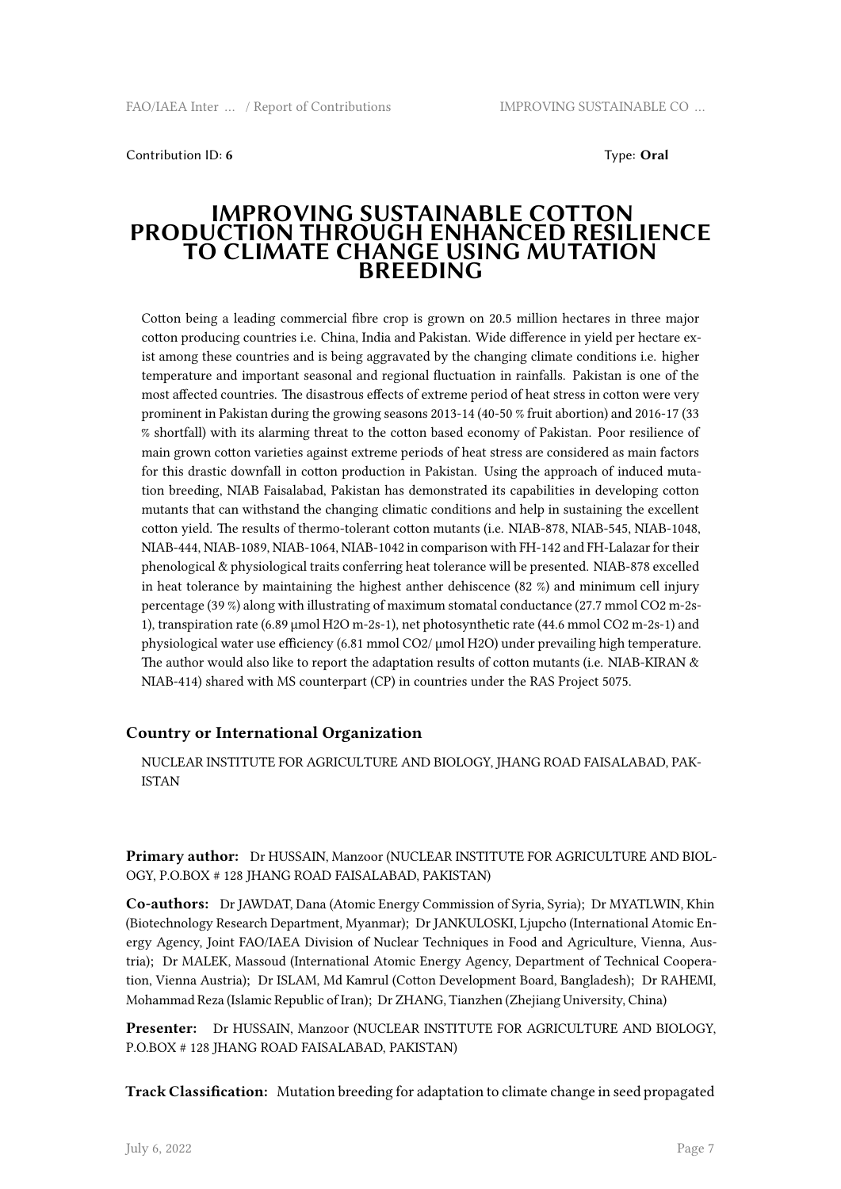Contribution ID: **6** Type: **Oral**

# IMPROVING SUSTAINABLE COTTON PRODUCTION THROUGH ENHANCED RESILIENCE TO CLIMATE CHANGE USING MUTATION BREEDING

Cotton being a leading commercial fibre crop is grown on 20.5 million hectares in three major cotton producing countries i.e. China, India and Pakistan. Wide difference in yield per hectare exist among these countries and is being aggravated by the changing climate conditions i.e. higher temperature and important seasonal and regional fluctuation in rainfalls. Pakistan is one of the most affected countries. The disastrous effects of extreme period of heat stress in cotton were very prominent in Pakistan during the growing seasons 2013-14 (40-50 % fruit abortion) and 2016-17 (33 % shortfall) with its alarming threat to the cotton based economy of Pakistan. Poor resilience of main grown cotton varieties against extreme periods of heat stress are considered as main factors for this drastic downfall in cotton production in Pakistan. Using the approach of induced mutation breeding, NIAB Faisalabad, Pakistan has demonstrated its capabilities in developing cotton mutants that can withstand the changing climatic conditions and help in sustaining the excellent cotton yield. The results of thermo-tolerant cotton mutants (i.e. NIAB-878, NIAB-545, NIAB-1048, NIAB-444, NIAB-1089, NIAB-1064, NIAB-1042 in comparison with FH-142 and FH-Lalazar for their phenological & physiological traits conferring heat tolerance will be presented. NIAB-878 excelled in heat tolerance by maintaining the highest anther dehiscence (82 %) and minimum cell injury percentage (39 %) along with illustrating of maximum stomatal conductance (27.7 mmol $CO_2$ m-2s-1), transpiration rate (6.89 µmol $H_2O$ m-2s-1), net photosynthetic rate (44.6 mmol $CO_2$ m-2s-1) and physiological water use efficiency (6.81 mmol $CO_2$/ µmol $H_2O$) under prevailing high temperature. The author would also like to report the adaptation results of cotton mutants (i.e. NIAB-KIRAN & NIAB-414) shared with MS counterpart (CP) in countries under the RAS Project 5075.

### Country or International Organization

NUCLEAR INSTITUTE FOR AGRICULTURE AND BIOLOGY, JHANG ROAD FAISALABAD, PAKISTAN

**Primary author:** Dr HUSSAIN, Manzoor (NUCLEAR INSTITUTE FOR AGRICULTURE AND BIOLOGY, P.O.BOX # 128 JHANG ROAD FAISALABAD, PAKISTAN)

**Co-authors:** Dr JAWDAT, Dana (Atomic Energy Commission of Syria, Syria); Dr MYATLWIN, Khin (Biotechnology Research Department, Myanmar); Dr JANKULOSKI, Ljupcho (International Atomic Energy Agency, Joint FAO/IAEA Division of Nuclear Techniques in Food and Agriculture, Vienna, Austria); Dr MALEK, Massoud (International Atomic Energy Agency, Department of Technical Cooperation, Vienna Austria); Dr ISLAM, Md Kamrul (Cotton Development Board, Bangladesh); Dr RAHEMI, Mohammad Reza (Islamic Republic of Iran); Dr ZHANG, Tianzhen (Zhejiang University, China)

**Presenter:** Dr HUSSAIN, Manzoor (NUCLEAR INSTITUTE FOR AGRICULTURE AND BIOLOGY, P.O.BOX # 128 JHANG ROAD FAISALABAD, PAKISTAN)

**Track Classification:** Mutation breeding for adaptation to climate change in seed propagated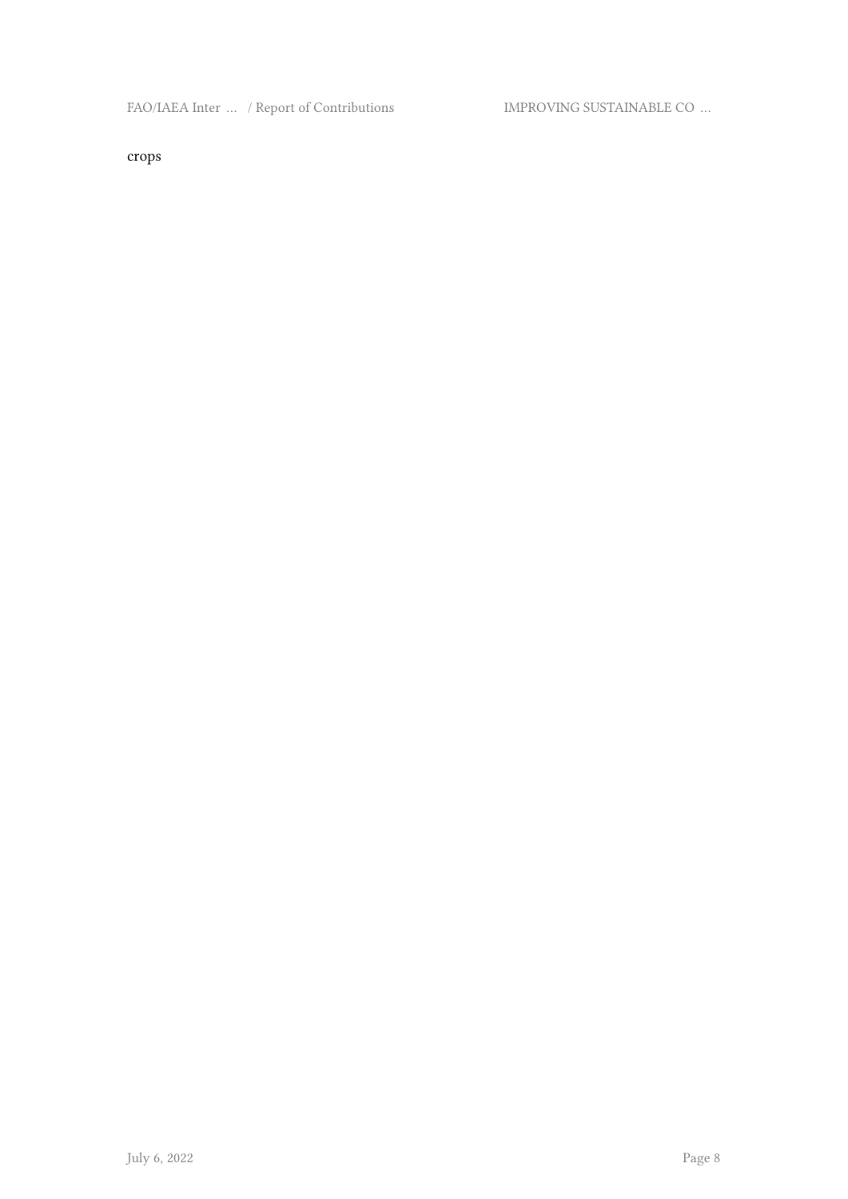crops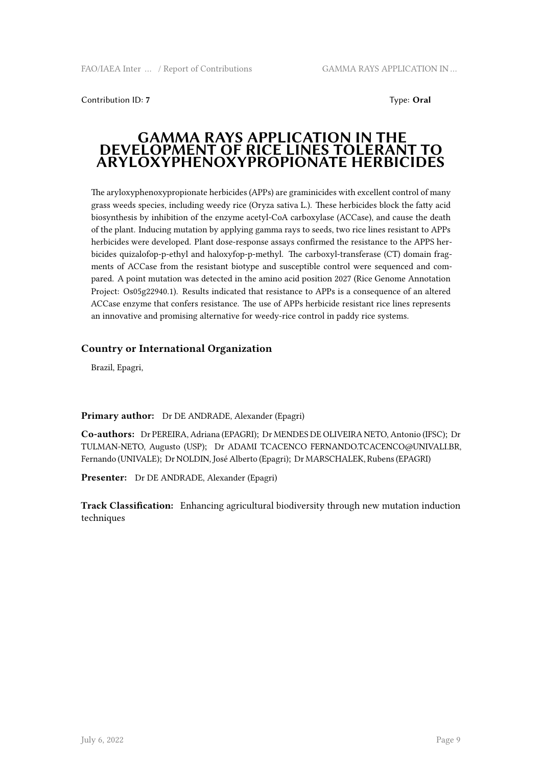Contribution ID: **7** Type: **Oral**

# GAMMA RAYS APPLICATION IN THE DEVELOPMENT OF RICE LINES TOLERANT TO ARYLOXYPHENOXYPROPIONATE HERBICIDES

The aryloxyphenoxypropionate herbicides (APPs) are graminicides with excellent control of many grass weeds species, including weedy rice (Oryza sativa L.). These herbicides block the fatty acid biosynthesis by inhibition of the enzyme acetyl-CoA carboxylase (ACCase), and cause the death of the plant. Inducing mutation by applying gamma rays to seeds, two rice lines resistant to APPs herbicides were developed. Plant dose-response assays confirmed the resistance to the APPS herbicides quizalofop-p-ethyl and haloxyfop-p-methyl. The carboxyl-transferase (CT) domain fragments of ACCase from the resistant biotype and susceptible control were sequenced and compared. A point mutation was detected in the amino acid position 2027 (Rice Genome Annotation Project: Os05g22940.1). Results indicated that resistance to APPs is a consequence of an altered ACCase enzyme that confers resistance. The use of APPs herbicide resistant rice lines represents an innovative and promising alternative for weedy-rice control in paddy rice systems.

## Country or International Organization

Brazil, Epagri,

**Primary author:** Dr DE ANDRADE, Alexander (Epagri)

**Co-authors:** Dr PEREIRA, Adriana (EPAGRI); Dr MENDES DE OLIVEIRA NETO, Antonio (IFSC); Dr TULMAN-NETO, Augusto (USP); Dr ADAMI TCACENCO FERNANDO.TCACENCO@UNIVALI.BR, Fernando (UNIVALE); Dr NOLDIN, José Alberto (Epagri); Dr MARSCHALEK, Rubens (EPAGRI)

**Presenter:** Dr DE ANDRADE, Alexander (Epagri)

**Track Classification:** Enhancing agricultural biodiversity through new mutation induction techniques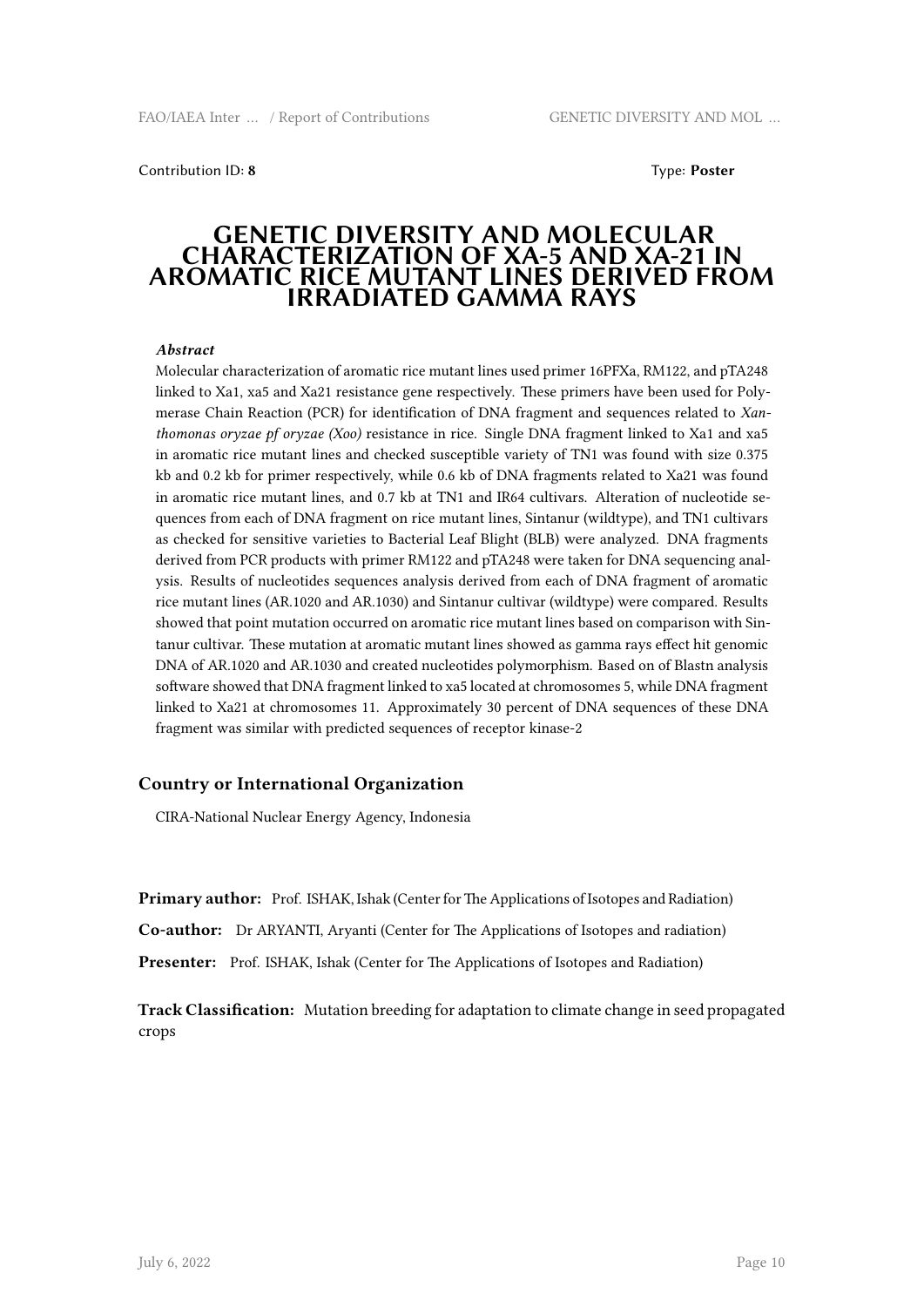Contribution ID: **8** Type: **Poster**

# GENETIC DIVERSITY AND MOLECULAR CHARACTERIZATION OF XA-5 AND XA-21 IN AROMATIC RICE MUTANT LINES DERIVED FROM IRRADIATED GAMMA RAYS

***Abstract***

Molecular characterization of aromatic rice mutant lines used primer 16PFXa, RM122, and pTA248 linked to Xa1, xa5 and Xa21 resistance gene respectively. These primers have been used for Polymerase Chain Reaction (PCR) for identification of DNA fragment and sequences related to *Xanthomonas oryzae pf oryzae (Xoo)* resistance in rice. Single DNA fragment linked to Xa1 and xa5 in aromatic rice mutant lines and checked susceptible variety of TN1 was found with size 0.375 kb and 0.2 kb for primer respectively, while 0.6 kb of DNA fragments related to Xa21 was found in aromatic rice mutant lines, and 0.7 kb at TN1 and IR64 cultivars. Alteration of nucleotide sequences from each of DNA fragment on rice mutant lines, Sintanur (wildtype), and TN1 cultivars as checked for sensitive varieties to Bacterial Leaf Blight (BLB) were analyzed. DNA fragments derived from PCR products with primer RM122 and pTA248 were taken for DNA sequencing analysis. Results of nucleotides sequences analysis derived from each of DNA fragment of aromatic rice mutant lines (AR.1020 and AR.1030) and Sintanur cultivar (wildtype) were compared. Results showed that point mutation occurred on aromatic rice mutant lines based on comparison with Sintanur cultivar. These mutation at aromatic mutant lines showed as gamma rays effect hit genomic DNA of AR.1020 and AR.1030 and created nucleotides polymorphism. Based on of Blastn analysis software showed that DNA fragment linked to xa5 located at chromosomes 5, while DNA fragment linked to Xa21 at chromosomes 11. Approximately 30 percent of DNA sequences of these DNA fragment was similar with predicted sequences of receptor kinase-2

### Country or International Organization

CIRA-National Nuclear Energy Agency, Indonesia

**Primary author:** Prof. ISHAK, Ishak (Center for The Applications of Isotopes and Radiation)

**Co-author:** Dr ARYANTI, Aryanti (Center for The Applications of Isotopes and radiation)

**Presenter:** Prof. ISHAK, Ishak (Center for The Applications of Isotopes and Radiation)

**Track Classification:** Mutation breeding for adaptation to climate change in seed propagated crops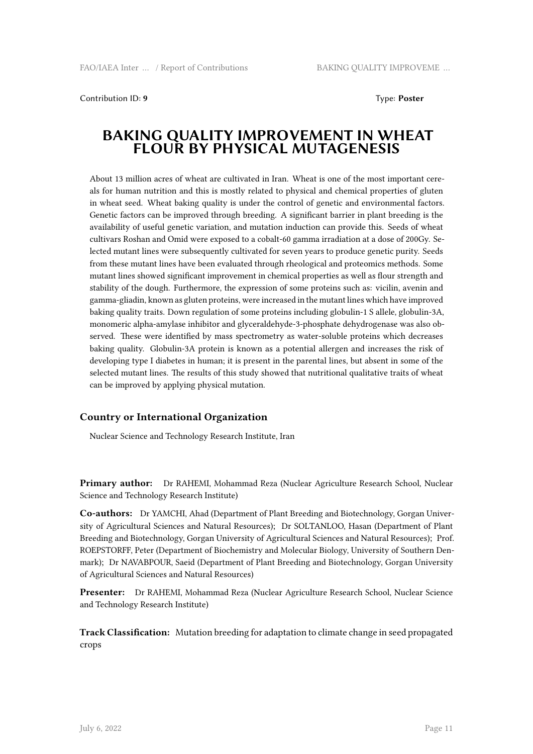Contribution ID: **9**

Type: **Poster**

# BAKING QUALITY IMPROVEMENT IN WHEAT FLOUR BY PHYSICAL MUTAGENESIS

About 13 million acres of wheat are cultivated in Iran. Wheat is one of the most important cereals for human nutrition and this is mostly related to physical and chemical properties of gluten in wheat seed. Wheat baking quality is under the control of genetic and environmental factors. Genetic factors can be improved through breeding. A significant barrier in plant breeding is the availability of useful genetic variation, and mutation induction can provide this. Seeds of wheat cultivars Roshan and Omid were exposed to a cobalt-60 gamma irradiation at a dose of 200Gy. Selected mutant lines were subsequently cultivated for seven years to produce genetic purity. Seeds from these mutant lines have been evaluated through rheological and proteomics methods. Some mutant lines showed significant improvement in chemical properties as well as flour strength and stability of the dough. Furthermore, the expression of some proteins such as: vicilin, avenin and gamma-gliadin, known as gluten proteins, were increased in the mutant lines which have improved baking quality traits. Down regulation of some proteins including globulin-1 S allele, globulin-3A, monomeric alpha-amylase inhibitor and glyceraldehyde-3-phosphate dehydrogenase was also observed. These were identified by mass spectrometry as water-soluble proteins which decreases baking quality. Globulin-3A protein is known as a potential allergen and increases the risk of developing type I diabetes in human; it is present in the parental lines, but absent in some of the selected mutant lines. The results of this study showed that nutritional qualitative traits of wheat can be improved by applying physical mutation.

### Country or International Organization

Nuclear Science and Technology Research Institute, Iran

**Primary author:** Dr RAHEMI, Mohammad Reza (Nuclear Agriculture Research School, Nuclear Science and Technology Research Institute)

**Co-authors:** Dr YAMCHI, Ahad (Department of Plant Breeding and Biotechnology, Gorgan University of Agricultural Sciences and Natural Resources); Dr SOLTANLOO, Hasan (Department of Plant Breeding and Biotechnology, Gorgan University of Agricultural Sciences and Natural Resources); Prof. ROEPSTORFF, Peter (Department of Biochemistry and Molecular Biology, University of Southern Denmark); Dr NAVABPOUR, Saeid (Department of Plant Breeding and Biotechnology, Gorgan University of Agricultural Sciences and Natural Resources)

**Presenter:** Dr RAHEMI, Mohammad Reza (Nuclear Agriculture Research School, Nuclear Science and Technology Research Institute)

**Track Classification:** Mutation breeding for adaptation to climate change in seed propagated crops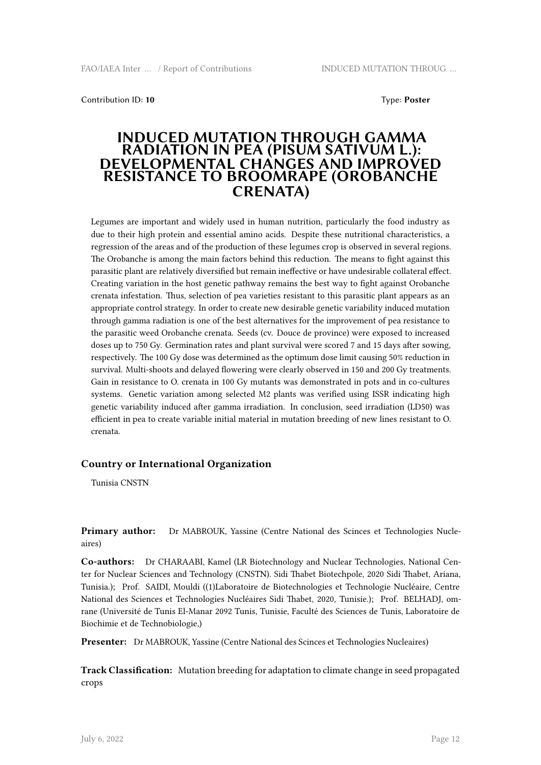Contribution ID: **10** Type: **Poster**

# INDUCED MUTATION THROUGH GAMMA RADIATION IN PEA (PISUM SATIVUM L.): DEVELOPMENTAL CHANGES AND IMPROVED RESISTANCE TO BROOMRAPE (OROBANCHE CRENATA)

Legumes are important and widely used in human nutrition, particularly the food industry as due to their high protein and essential amino acids. Despite these nutritional characteristics, a regression of the areas and of the production of these legumes crop is observed in several regions. The Orobanche is among the main factors behind this reduction. The means to fight against this parasitic plant are relatively diversified but remain ineffective or have undesirable collateral effect. Creating variation in the host genetic pathway remains the best way to fight against Orobanche crenata infestation. Thus, selection of pea varieties resistant to this parasitic plant appears as an appropriate control strategy. In order to create new desirable genetic variability induced mutation through gamma radiation is one of the best alternatives for the improvement of pea resistance to the parasitic weed Orobanche crenata. Seeds (cv. Douce de province) were exposed to increased doses up to 750 Gy. Germination rates and plant survival were scored 7 and 15 days after sowing, respectively. The 100 Gy dose was determined as the optimum dose limit causing 50% reduction in survival. Multi-shoots and delayed flowering were clearly observed in 150 and 200 Gy treatments. Gain in resistance to O. crenata in 100 Gy mutants was demonstrated in pots and in co-cultures systems. Genetic variation among selected M2 plants was verified using ISSR indicating high genetic variability induced after gamma irradiation. In conclusion, seed irradiation (LD50) was efficient in pea to create variable initial material in mutation breeding of new lines resistant to O. crenata.

## Country or International Organization

Tunisia CNSTN

**Primary author:** Dr MABROUK, Yassine (Centre National des Scinces et Technologies Nucleaires)

**Co-authors:** Dr CHARAABI, Kamel (LR Biotechnology and Nuclear Technologies, National Center for Nuclear Sciences and Technology (CNSTN). Sidi Thabet Biotechpole, 2020 Sidi Thabet, Ariana, Tunisia.); Prof. SAIDI, Mouldi ((1)Laboratoire de Biotechnologies et Technologie Nucléaire, Centre National des Sciences et Technologies Nucléaires Sidi Thabet, 2020, Tunisie.); Prof. BELHADJ, omrane (Université de Tunis El-Manar 2092 Tunis, Tunisie, Faculté des Sciences de Tunis, Laboratoire de Biochimie et de Technobiologie,)

**Presenter:** Dr MABROUK, Yassine (Centre National des Scinces et Technologies Nucleaires)

**Track Classification:** Mutation breeding for adaptation to climate change in seed propagated crops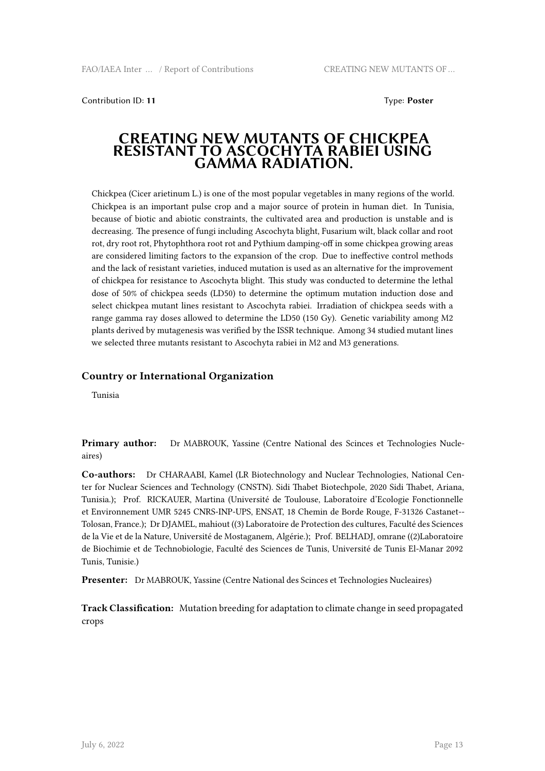Contribution ID: **11** Type: **Poster**

# CREATING NEW MUTANTS OF CHICKPEA RESISTANT TO ASCOCHYTA RABIEI USING GAMMA RADIATION.

Chickpea (Cicer arietinum L.) is one of the most popular vegetables in many regions of the world. Chickpea is an important pulse crop and a major source of protein in human diet. In Tunisia, because of biotic and abiotic constraints, the cultivated area and production is unstable and is decreasing. The presence of fungi including Ascochyta blight, Fusarium wilt, black collar and root rot, dry root rot, Phytophthora root rot and Pythium damping-off in some chickpea growing areas are considered limiting factors to the expansion of the crop. Due to ineffective control methods and the lack of resistant varieties, induced mutation is used as an alternative for the improvement of chickpea for resistance to Ascochyta blight. This study was conducted to determine the lethal dose of 50% of chickpea seeds (LD50) to determine the optimum mutation induction dose and select chickpea mutant lines resistant to Ascochyta rabiei. Irradiation of chickpea seeds with a range gamma ray doses allowed to determine the LD50 (150 Gy). Genetic variability among M2 plants derived by mutagenesis was verified by the ISSR technique. Among 34 studied mutant lines we selected three mutants resistant to Ascochyta rabiei in M2 and M3 generations.

### Country or International Organization

Tunisia

**Primary author:** Dr MABROUK, Yassine (Centre National des Scinces et Technologies Nucleaires)

**Co-authors:** Dr CHARAABI, Kamel (LR Biotechnology and Nuclear Technologies, National Center for Nuclear Sciences and Technology (CNSTN). Sidi Thabet Biotechpole, 2020 Sidi Thabet, Ariana, Tunisia.); Prof. RICKAUER, Martina (Université de Toulouse, Laboratoire d'Ecologie Fonctionnelle et Environnement UMR 5245 CNRS-INP-UPS, ENSAT, 18 Chemin de Borde Rouge, F-31326 Castanet--Tolosan, France.); Dr DJAMEL, mahiout ((3) Laboratoire de Protection des cultures, Faculté des Sciences de la Vie et de la Nature, Université de Mostaganem, Algérie.); Prof. BELHADJ, omrane ((2)Laboratoire de Biochimie et de Technobiologie, Faculté des Sciences de Tunis, Université de Tunis El-Manar 2092 Tunis, Tunisie.)

**Presenter:** Dr MABROUK, Yassine (Centre National des Scinces et Technologies Nucleaires)

**Track Classification:** Mutation breeding for adaptation to climate change in seed propagated crops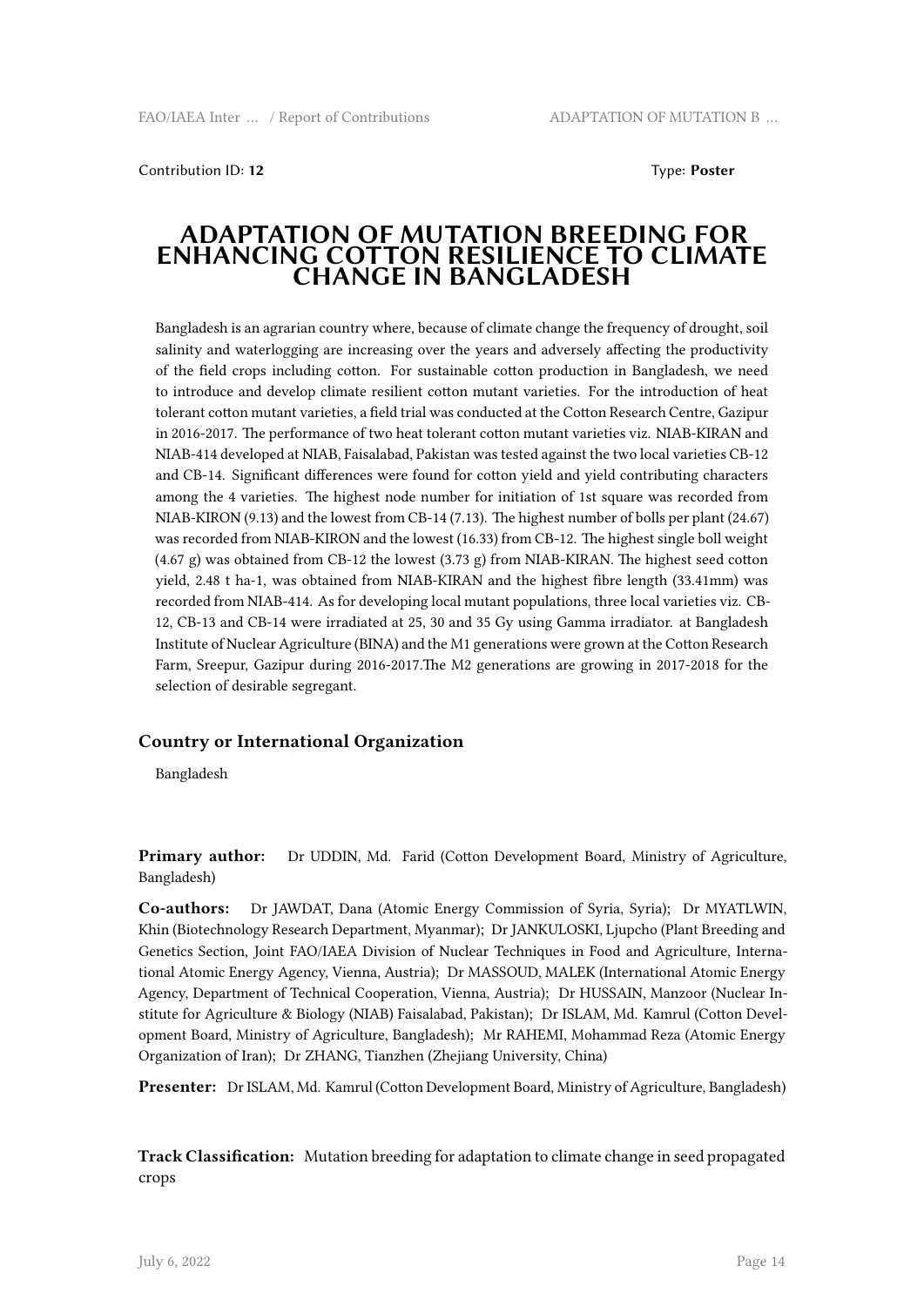Contribution ID: **12** Type: **Poster**

# ADAPTATION OF MUTATION BREEDING FOR ENHANCING COTTON RESILIENCE TO CLIMATE CHANGE IN BANGLADESH

Bangladesh is an agrarian country where, because of climate change the frequency of drought, soil salinity and waterlogging are increasing over the years and adversely affecting the productivity of the field crops including cotton. For sustainable cotton production in Bangladesh, we need to introduce and develop climate resilient cotton mutant varieties. For the introduction of heat tolerant cotton mutant varieties, a field trial was conducted at the Cotton Research Centre, Gazipur in 2016-2017. The performance of two heat tolerant cotton mutant varieties viz. NIAB-KIRAN and NIAB-414 developed at NIAB, Faisalabad, Pakistan was tested against the two local varieties CB-12 and CB-14. Significant differences were found for cotton yield and yield contributing characters among the 4 varieties. The highest node number for initiation of 1st square was recorded from NIAB-KIRON (9.13) and the lowest from CB-14 (7.13). The highest number of bolls per plant (24.67) was recorded from NIAB-KIRON and the lowest (16.33) from CB-12. The highest single boll weight (4.67 g) was obtained from CB-12 the lowest (3.73 g) from NIAB-KIRAN. The highest seed cotton yield, 2.48 t ha-1, was obtained from NIAB-KIRAN and the highest fibre length (33.41mm) was recorded from NIAB-414. As for developing local mutant populations, three local varieties viz. CB-12, CB-13 and CB-14 were irradiated at 25, 30 and 35 Gy using Gamma irradiator. at Bangladesh Institute of Nuclear Agriculture (BINA) and the M1 generations were grown at the Cotton Research Farm, Sreepur, Gazipur during 2016-2017.The M2 generations are growing in 2017-2018 for the selection of desirable segregant.

### Country or International Organization

Bangladesh

**Primary author:** Dr UDDIN, Md. Farid (Cotton Development Board, Ministry of Agriculture, Bangladesh)

**Co-authors:** Dr JAWDAT, Dana (Atomic Energy Commission of Syria, Syria); Dr MYATLWIN, Khin (Biotechnology Research Department, Myanmar); Dr JANKULOSKI, Ljupcho (Plant Breeding and Genetics Section, Joint FAO/IAEA Division of Nuclear Techniques in Food and Agriculture, International Atomic Energy Agency, Vienna, Austria); Dr MASSOUD, MALEK (International Atomic Energy Agency, Department of Technical Cooperation, Vienna, Austria); Dr HUSSAIN, Manzoor (Nuclear Institute for Agriculture & Biology (NIAB) Faisalabad, Pakistan); Dr ISLAM, Md. Kamrul (Cotton Development Board, Ministry of Agriculture, Bangladesh); Mr RAHEMI, Mohammad Reza (Atomic Energy Organization of Iran); Dr ZHANG, Tianzhen (Zhejiang University, China)

**Presenter:** Dr ISLAM, Md. Kamrul (Cotton Development Board, Ministry of Agriculture, Bangladesh)

**Track Classification:** Mutation breeding for adaptation to climate change in seed propagated crops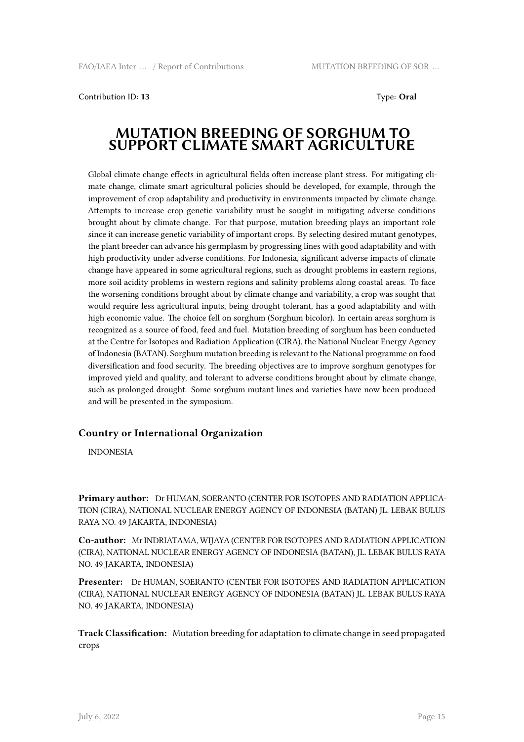Contribution ID: **13** Type: **Oral**

# MUTATION BREEDING OF SORGHUM TO SUPPORT CLIMATE SMART AGRICULTURE

Global climate change effects in agricultural fields often increase plant stress. For mitigating climate change, climate smart agricultural policies should be developed, for example, through the improvement of crop adaptability and productivity in environments impacted by climate change. Attempts to increase crop genetic variability must be sought in mitigating adverse conditions brought about by climate change. For that purpose, mutation breeding plays an important role since it can increase genetic variability of important crops. By selecting desired mutant genotypes, the plant breeder can advance his germplasm by progressing lines with good adaptability and with high productivity under adverse conditions. For Indonesia, significant adverse impacts of climate change have appeared in some agricultural regions, such as drought problems in eastern regions, more soil acidity problems in western regions and salinity problems along coastal areas. To face the worsening conditions brought about by climate change and variability, a crop was sought that would require less agricultural inputs, being drought tolerant, has a good adaptability and with high economic value. The choice fell on sorghum (Sorghum bicolor). In certain areas sorghum is recognized as a source of food, feed and fuel. Mutation breeding of sorghum has been conducted at the Centre for Isotopes and Radiation Application (CIRA), the National Nuclear Energy Agency of Indonesia (BATAN). Sorghum mutation breeding is relevant to the National programme on food diversification and food security. The breeding objectives are to improve sorghum genotypes for improved yield and quality, and tolerant to adverse conditions brought about by climate change, such as prolonged drought. Some sorghum mutant lines and varieties have now been produced and will be presented in the symposium.

### Country or International Organization

INDONESIA

**Primary author:** Dr HUMAN, SOERANTO (CENTER FOR ISOTOPES AND RADIATION APPLICATION (CIRA), NATIONAL NUCLEAR ENERGY AGENCY OF INDONESIA (BATAN) JL. LEBAK BULUS RAYA NO. 49 JAKARTA, INDONESIA)

**Co-author:** Mr INDRIATAMA, WIJAYA (CENTER FOR ISOTOPES AND RADIATION APPLICATION (CIRA), NATIONAL NUCLEAR ENERGY AGENCY OF INDONESIA (BATAN), JL. LEBAK BULUS RAYA NO. 49 JAKARTA, INDONESIA)

**Presenter:** Dr HUMAN, SOERANTO (CENTER FOR ISOTOPES AND RADIATION APPLICATION (CIRA), NATIONAL NUCLEAR ENERGY AGENCY OF INDONESIA (BATAN) JL. LEBAK BULUS RAYA NO. 49 JAKARTA, INDONESIA)

**Track Classification:** Mutation breeding for adaptation to climate change in seed propagated crops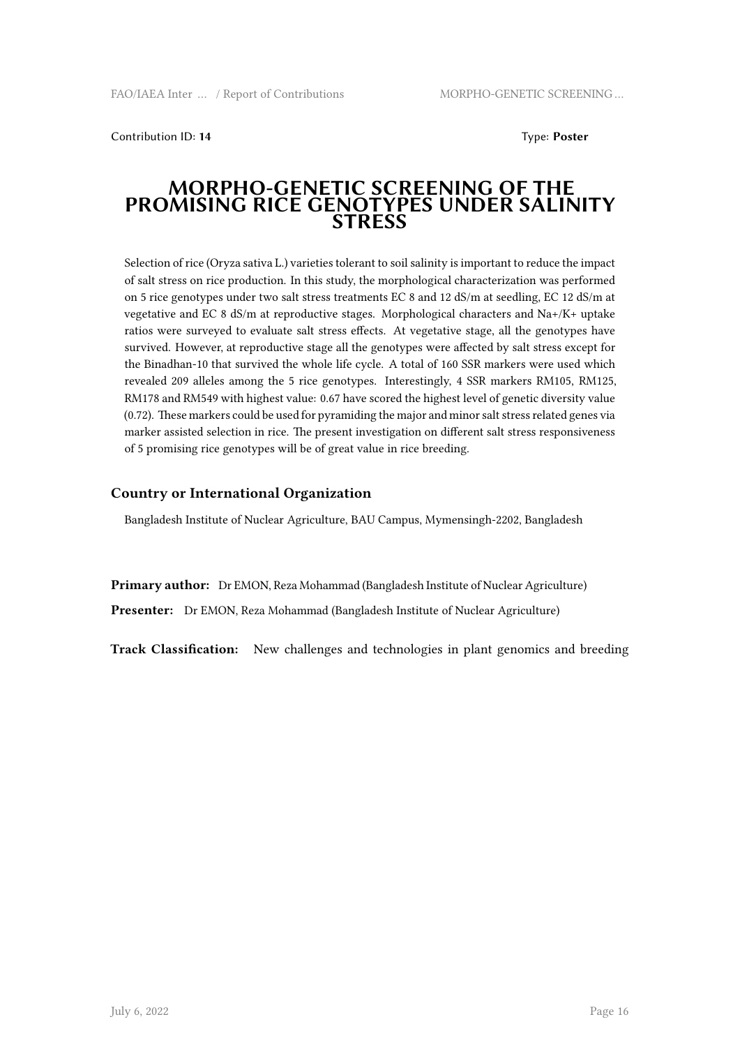Contribution ID: **14** Type: **Poster**

# MORPHO-GENETIC SCREENING OF THE PROMISING RICE GENOTYPES UNDER SALINITY STRESS

Selection of rice (Oryza sativa L.) varieties tolerant to soil salinity is important to reduce the impact of salt stress on rice production. In this study, the morphological characterization was performed on 5 rice genotypes under two salt stress treatments EC 8 and 12 dS/m at seedling, EC 12 dS/m at vegetative and EC 8 dS/m at reproductive stages. Morphological characters and $Na^+/K^+$ uptake ratios were surveyed to evaluate salt stress effects. At vegetative stage, all the genotypes have survived. However, at reproductive stage all the genotypes were affected by salt stress except for the Binadhan-10 that survived the whole life cycle. A total of 160 SSR markers were used which revealed 209 alleles among the 5 rice genotypes. Interestingly, 4 SSR markers RM105, RM125, RM178 and RM549 with highest value: 0.67 have scored the highest level of genetic diversity value (0.72). These markers could be used for pyramiding the major and minor salt stress related genes via marker assisted selection in rice. The present investigation on different salt stress responsiveness of 5 promising rice genotypes will be of great value in rice breeding.

## Country or International Organization

Bangladesh Institute of Nuclear Agriculture, BAU Campus, Mymensingh-2202, Bangladesh

**Primary author:** Dr EMON, Reza Mohammad (Bangladesh Institute of Nuclear Agriculture)

**Presenter:** Dr EMON, Reza Mohammad (Bangladesh Institute of Nuclear Agriculture)

**Track Classification:** New challenges and technologies in plant genomics and breeding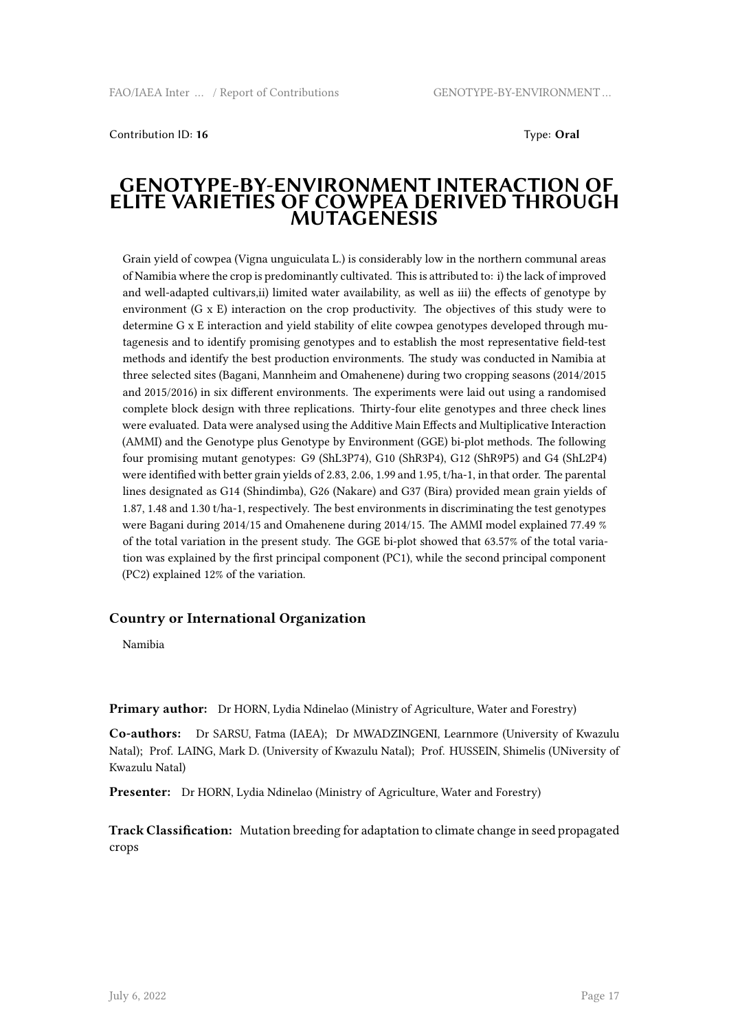Contribution ID: **16** Type: **Oral**

# GENOTYPE-BY-ENVIRONMENT INTERACTION OF ELITE VARIETIES OF COWPEA DERIVED THROUGH MUTAGENESIS

Grain yield of cowpea (Vigna unguiculata L.) is considerably low in the northern communal areas of Namibia where the crop is predominantly cultivated. This is attributed to: i) the lack of improved and well-adapted cultivars,ii) limited water availability, as well as iii) the effects of genotype by environment (G x E) interaction on the crop productivity. The objectives of this study were to determine G x E interaction and yield stability of elite cowpea genotypes developed through mutagenesis and to identify promising genotypes and to establish the most representative field-test methods and identify the best production environments. The study was conducted in Namibia at three selected sites (Bagani, Mannheim and Omahenene) during two cropping seasons (2014/2015 and 2015/2016) in six different environments. The experiments were laid out using a randomised complete block design with three replications. Thirty-four elite genotypes and three check lines were evaluated. Data were analysed using the Additive Main Effects and Multiplicative Interaction (AMMI) and the Genotype plus Genotype by Environment (GGE) bi-plot methods. The following four promising mutant genotypes: G9 (ShL3P74), G10 (ShR3P4), G12 (ShR9P5) and G4 (ShL2P4) were identified with better grain yields of 2.83, 2.06, 1.99 and 1.95, t/ha-1, in that order. The parental lines designated as G14 (Shindimba), G26 (Nakare) and G37 (Bira) provided mean grain yields of 1.87, 1.48 and 1.30 t/ha-1, respectively. The best environments in discriminating the test genotypes were Bagani during 2014/15 and Omahenene during 2014/15. The AMMI model explained 77.49 % of the total variation in the present study. The GGE bi-plot showed that 63.57% of the total variation was explained by the first principal component (PC1), while the second principal component (PC2) explained 12% of the variation.

### Country or International Organization

Namibia

**Primary author:** Dr HORN, Lydia Ndinelao (Ministry of Agriculture, Water and Forestry)

**Co-authors:** Dr SARSU, Fatma (IAEA); Dr MWADZINGENI, Learnmore (University of Kwazulu Natal); Prof. LAING, Mark D. (University of Kwazulu Natal); Prof. HUSSEIN, Shimelis (UNiversity of Kwazulu Natal)

**Presenter:** Dr HORN, Lydia Ndinelao (Ministry of Agriculture, Water and Forestry)

**Track Classification:** Mutation breeding for adaptation to climate change in seed propagated crops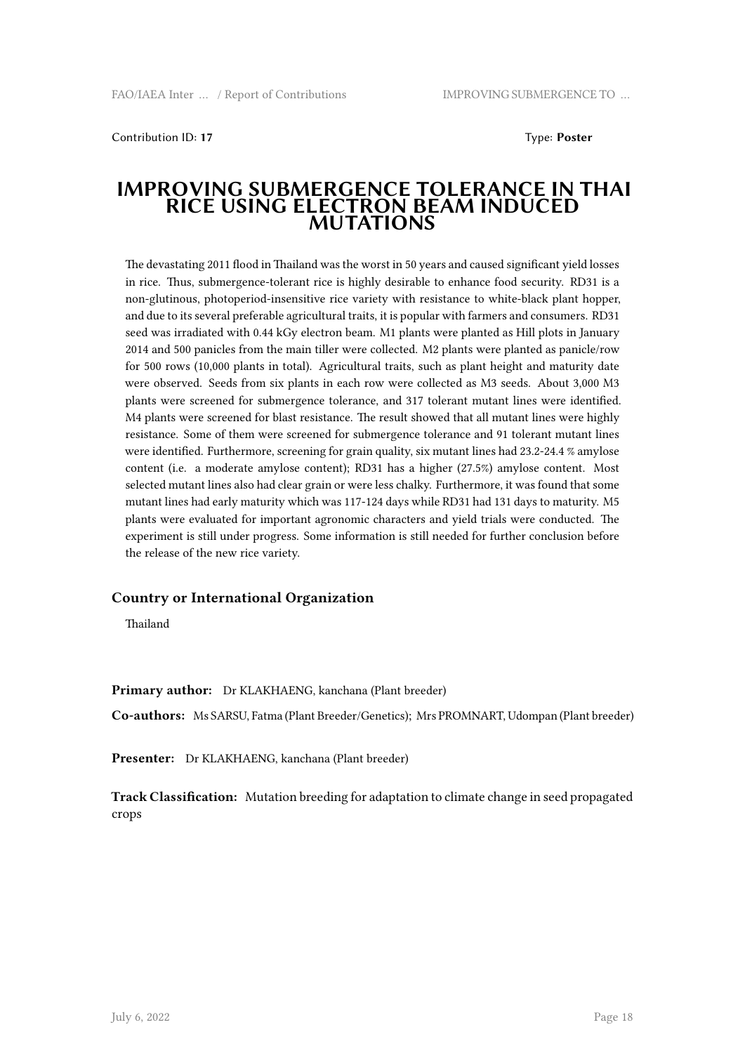Contribution ID: **17**

Type: **Poster**

# IMPROVING SUBMERGENCE TOLERANCE IN THAI RICE USING ELECTRON BEAM INDUCED MUTATIONS

The devastating 2011 flood in Thailand was the worst in 50 years and caused significant yield losses in rice. Thus, submergence-tolerant rice is highly desirable to enhance food security. RD31 is a non-glutinous, photoperiod-insensitive rice variety with resistance to white-black plant hopper, and due to its several preferable agricultural traits, it is popular with farmers and consumers. RD31 seed was irradiated with 0.44 kGy electron beam. M1 plants were planted as Hill plots in January 2014 and 500 panicles from the main tiller were collected. M2 plants were planted as panicle/row for 500 rows (10,000 plants in total). Agricultural traits, such as plant height and maturity date were observed. Seeds from six plants in each row were collected as M3 seeds. About 3,000 M3 plants were screened for submergence tolerance, and 317 tolerant mutant lines were identified. M4 plants were screened for blast resistance. The result showed that all mutant lines were highly resistance. Some of them were screened for submergence tolerance and 91 tolerant mutant lines were identified. Furthermore, screening for grain quality, six mutant lines had 23.2-24.4 % amylose content (i.e. a moderate amylose content); RD31 has a higher (27.5%) amylose content. Most selected mutant lines also had clear grain or were less chalky. Furthermore, it was found that some mutant lines had early maturity which was 117-124 days while RD31 had 131 days to maturity. M5 plants were evaluated for important agronomic characters and yield trials were conducted. The experiment is still under progress. Some information is still needed for further conclusion before the release of the new rice variety.

## Country or International Organization

Thailand

**Primary author:** Dr KLAKHAENG, kanchana (Plant breeder)

**Co-authors:** Ms SARSU, Fatma (Plant Breeder/Genetics); Mrs PROMNART, Udompan (Plant breeder)

**Presenter:** Dr KLAKHAENG, kanchana (Plant breeder)

**Track Classification:** Mutation breeding for adaptation to climate change in seed propagated crops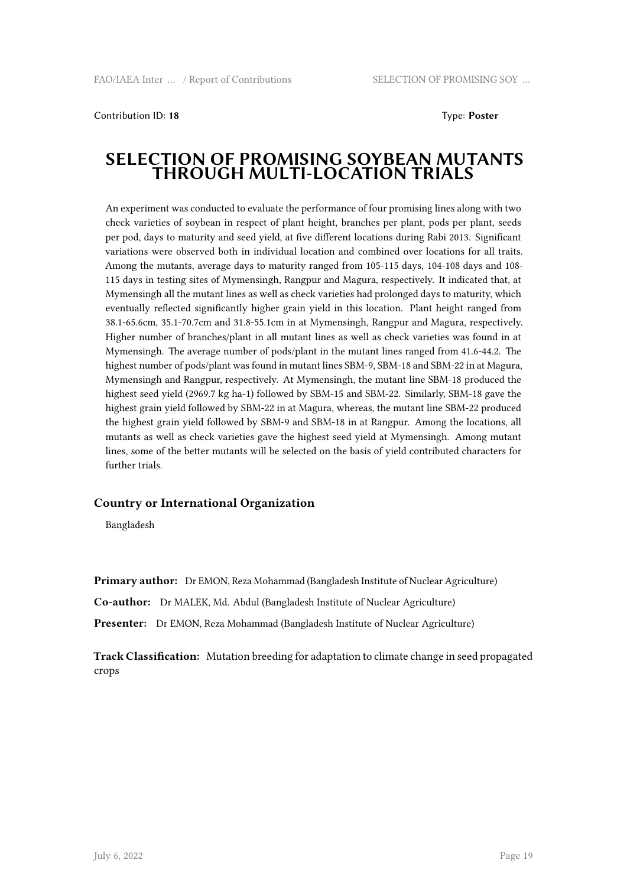Contribution ID: **18**

Type: **Poster**

# SELECTION OF PROMISING SOYBEAN MUTANTS THROUGH MULTI-LOCATION TRIALS

An experiment was conducted to evaluate the performance of four promising lines along with two check varieties of soybean in respect of plant height, branches per plant, pods per plant, seeds per pod, days to maturity and seed yield, at five different locations during Rabi 2013. Significant variations were observed both in individual location and combined over locations for all traits. Among the mutants, average days to maturity ranged from 105-115 days, 104-108 days and 108-115 days in testing sites of Mymensingh, Rangpur and Magura, respectively. It indicated that, at Mymensingh all the mutant lines as well as check varieties had prolonged days to maturity, which eventually reflected significantly higher grain yield in this location. Plant height ranged from 38.1-65.6cm, 35.1-70.7cm and 31.8-55.1cm in at Mymensingh, Rangpur and Magura, respectively. Higher number of branches/plant in all mutant lines as well as check varieties was found in at Mymensingh. The average number of pods/plant in the mutant lines ranged from 41.6-44.2. The highest number of pods/plant was found in mutant lines SBM-9, SBM-18 and SBM-22 in at Magura, Mymensingh and Rangpur, respectively. At Mymensingh, the mutant line SBM-18 produced the highest seed yield (2969.7 kg ha-1) followed by SBM-15 and SBM-22. Similarly, SBM-18 gave the highest grain yield followed by SBM-22 in at Magura, whereas, the mutant line SBM-22 produced the highest grain yield followed by SBM-9 and SBM-18 in at Rangpur. Among the locations, all mutants as well as check varieties gave the highest seed yield at Mymensingh. Among mutant lines, some of the better mutants will be selected on the basis of yield contributed characters for further trials.

### Country or International Organization

Bangladesh

**Primary author:** Dr EMON, Reza Mohammad (Bangladesh Institute of Nuclear Agriculture)

**Co-author:** Dr MALEK, Md. Abdul (Bangladesh Institute of Nuclear Agriculture)

**Presenter:** Dr EMON, Reza Mohammad (Bangladesh Institute of Nuclear Agriculture)

**Track Classification:** Mutation breeding for adaptation to climate change in seed propagated crops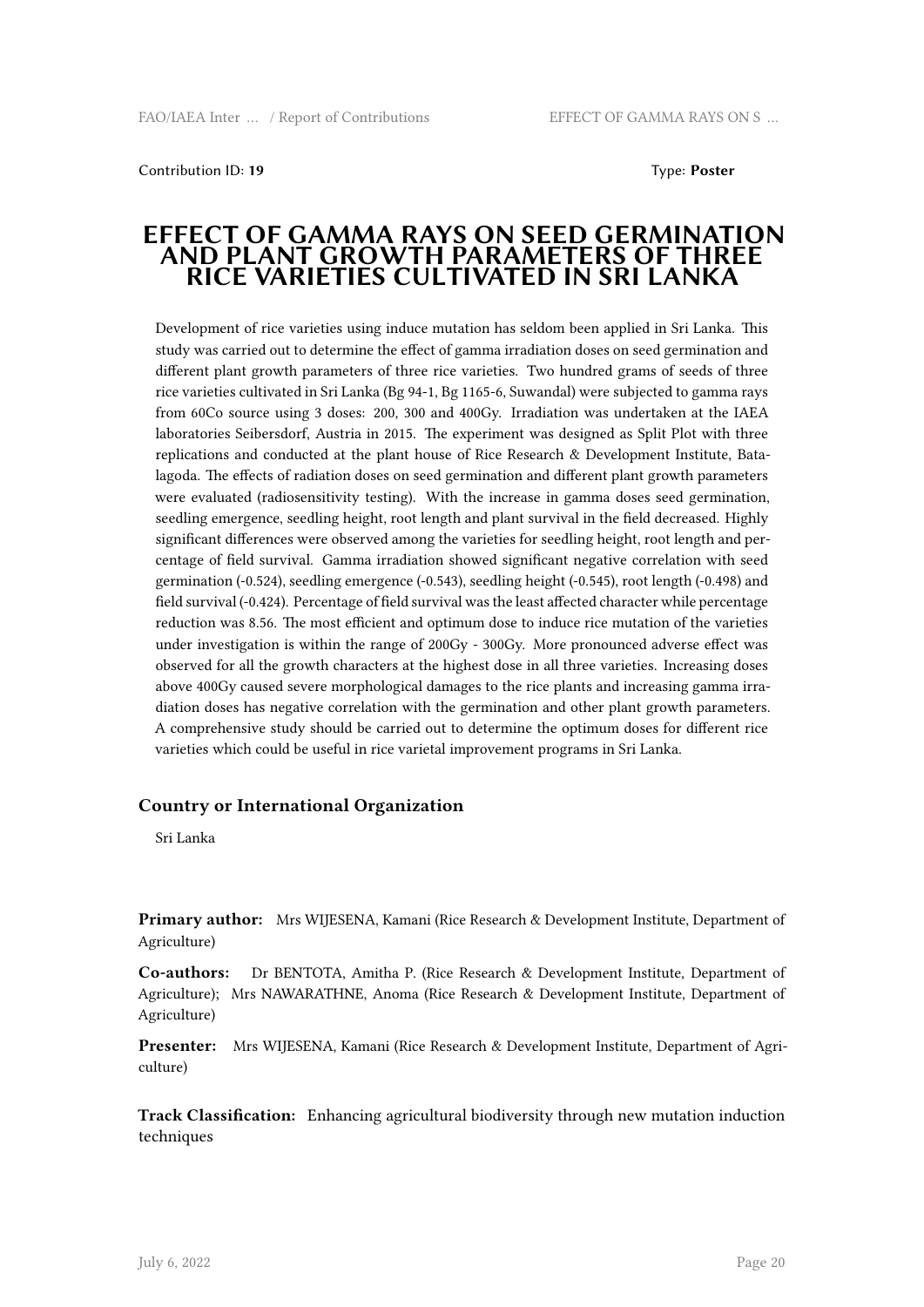Contribution ID: **19** Type: **Poster**

# EFFECT OF GAMMA RAYS ON SEED GERMINATION AND PLANT GROWTH PARAMETERS OF THREE RICE VARIETIES CULTIVATED IN SRI LANKA

Development of rice varieties using induce mutation has seldom been applied in Sri Lanka. This study was carried out to determine the effect of gamma irradiation doses on seed germination and different plant growth parameters of three rice varieties. Two hundred grams of seeds of three rice varieties cultivated in Sri Lanka (Bg 94-1, Bg 1165-6, Suwandal) were subjected to gamma rays from 60Co source using 3 doses: 200, 300 and 400Gy. Irradiation was undertaken at the IAEA laboratories Seibersdorf, Austria in 2015. The experiment was designed as Split Plot with three replications and conducted at the plant house of Rice Research & Development Institute, Batalagoda. The effects of radiation doses on seed germination and different plant growth parameters were evaluated (radiosensitivity testing). With the increase in gamma doses seed germination, seedling emergence, seedling height, root length and plant survival in the field decreased. Highly significant differences were observed among the varieties for seedling height, root length and percentage of field survival. Gamma irradiation showed significant negative correlation with seed germination (-0.524), seedling emergence (-0.543), seedling height (-0.545), root length (-0.498) and field survival (-0.424). Percentage of field survival was the least affected character while percentage reduction was 8.56. The most efficient and optimum dose to induce rice mutation of the varieties under investigation is within the range of 200Gy - 300Gy. More pronounced adverse effect was observed for all the growth characters at the highest dose in all three varieties. Increasing doses above 400Gy caused severe morphological damages to the rice plants and increasing gamma irradiation doses has negative correlation with the germination and other plant growth parameters. A comprehensive study should be carried out to determine the optimum doses for different rice varieties which could be useful in rice varietal improvement programs in Sri Lanka.

### Country or International Organization

Sri Lanka

**Primary author:** Mrs WIJESENA, Kamani (Rice Research & Development Institute, Department of Agriculture)

**Co-authors:** Dr BENTOTA, Amitha P. (Rice Research & Development Institute, Department of Agriculture); Mrs NAWARATHNE, Anoma (Rice Research & Development Institute, Department of Agriculture)

**Presenter:** Mrs WIJESENA, Kamani (Rice Research & Development Institute, Department of Agriculture)

**Track Classification:** Enhancing agricultural biodiversity through new mutation induction techniques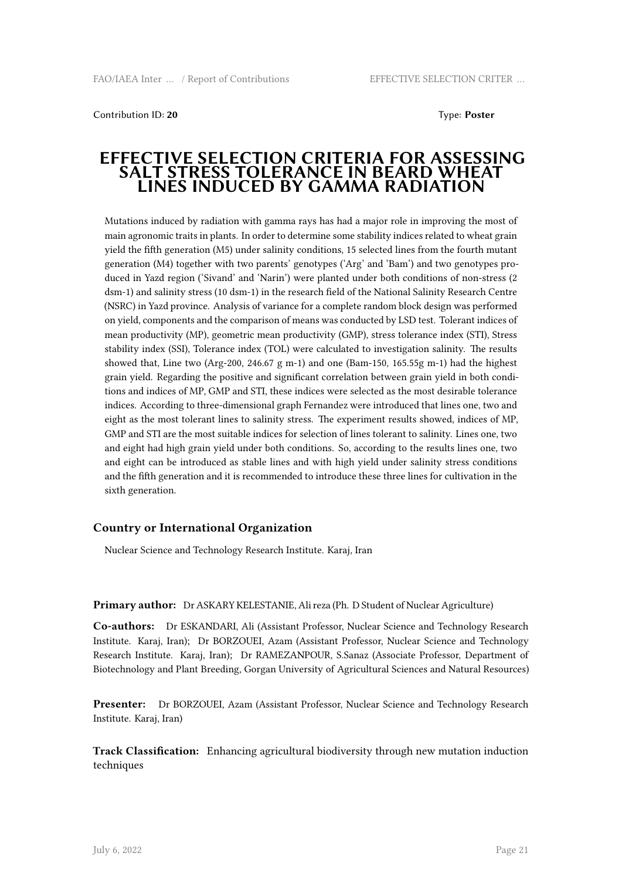Contribution ID: **20**

Type: **Poster**

# EFFECTIVE SELECTION CRITERIA FOR ASSESSING SALT STRESS TOLERANCE IN BEARD WHEAT LINES INDUCED BY GAMMA RADIATION

Mutations induced by radiation with gamma rays has had a major role in improving the most of main agronomic traits in plants. In order to determine some stability indices related to wheat grain yield the fifth generation (M5) under salinity conditions, 15 selected lines from the fourth mutant generation (M4) together with two parents' genotypes ('Arg' and 'Bam') and two genotypes produced in Yazd region ('Sivand' and 'Narin') were planted under both conditions of non-stress (2 dsm-1) and salinity stress (10 dsm-1) in the research field of the National Salinity Research Centre (NSRC) in Yazd province. Analysis of variance for a complete random block design was performed on yield, components and the comparison of means was conducted by LSD test. Tolerant indices of mean productivity (MP), geometric mean productivity (GMP), stress tolerance index (STI), Stress stability index (SSI), Tolerance index (TOL) were calculated to investigation salinity. The results showed that, Line two (Arg-200, 246.67 g m-1) and one (Bam-150, 165.55g m-1) had the highest grain yield. Regarding the positive and significant correlation between grain yield in both conditions and indices of MP, GMP and STI, these indices were selected as the most desirable tolerance indices. According to three-dimensional graph Fernandez were introduced that lines one, two and eight as the most tolerant lines to salinity stress. The experiment results showed, indices of MP, GMP and STI are the most suitable indices for selection of lines tolerant to salinity. Lines one, two and eight had high grain yield under both conditions. So, according to the results lines one, two and eight can be introduced as stable lines and with high yield under salinity stress conditions and the fifth generation and it is recommended to introduce these three lines for cultivation in the sixth generation.

### Country or International Organization

Nuclear Science and Technology Research Institute. Karaj, Iran

**Primary author:** Dr ASKARY KELESTANIE, Ali reza (Ph. D Student of Nuclear Agriculture)

**Co-authors:** Dr ESKANDARI, Ali (Assistant Professor, Nuclear Science and Technology Research Institute. Karaj, Iran); Dr BORZOUEI, Azam (Assistant Professor, Nuclear Science and Technology Research Institute. Karaj, Iran); Dr RAMEZANPOUR, S.Sanaz (Associate Professor, Department of Biotechnology and Plant Breeding, Gorgan University of Agricultural Sciences and Natural Resources)

**Presenter:** Dr BORZOUEI, Azam (Assistant Professor, Nuclear Science and Technology Research Institute. Karaj, Iran)

**Track Classification:** Enhancing agricultural biodiversity through new mutation induction techniques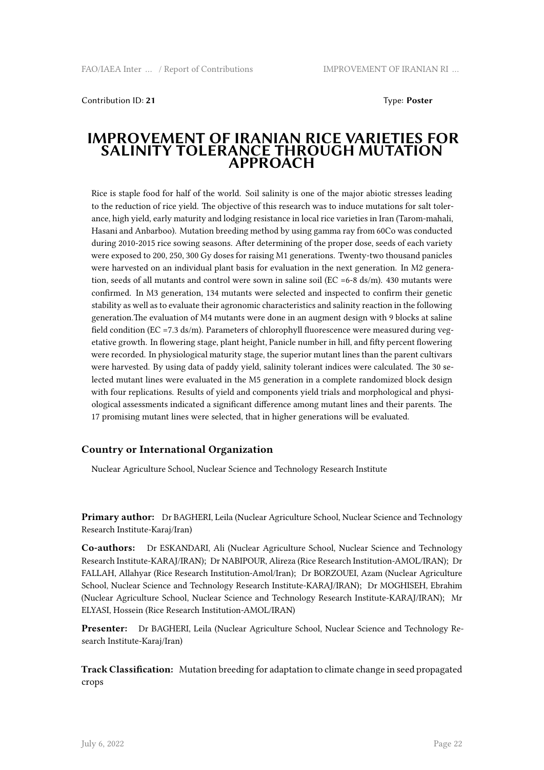Contribution ID: **21** Type: **Poster**

# IMPROVEMENT OF IRANIAN RICE VARIETIES FOR SALINITY TOLERANCE THROUGH MUTATION APPROACH

Rice is staple food for half of the world. Soil salinity is one of the major abiotic stresses leading to the reduction of rice yield. The objective of this research was to induce mutations for salt tolerance, high yield, early maturity and lodging resistance in local rice varieties in Iran (Tarom-mahali, Hasani and Anbarboo). Mutation breeding method by using gamma ray from 60Co was conducted during 2010-2015 rice sowing seasons. After determining of the proper dose, seeds of each variety were exposed to 200, 250, 300 Gy doses for raising M1 generations. Twenty-two thousand panicles were harvested on an individual plant basis for evaluation in the next generation. In M2 generation, seeds of all mutants and control were sown in saline soil (EC =6-8 ds/m). 430 mutants were confirmed. In M3 generation, 134 mutants were selected and inspected to confirm their genetic stability as well as to evaluate their agronomic characteristics and salinity reaction in the following generation.The evaluation of M4 mutants were done in an augment design with 9 blocks at saline field condition (EC =7.3 ds/m). Parameters of chlorophyll fluorescence were measured during vegetative growth. In flowering stage, plant height, Panicle number in hill, and fifty percent flowering were recorded. In physiological maturity stage, the superior mutant lines than the parent cultivars were harvested. By using data of paddy yield, salinity tolerant indices were calculated. The 30 selected mutant lines were evaluated in the M5 generation in a complete randomized block design with four replications. Results of yield and components yield trials and morphological and physiological assessments indicated a significant difference among mutant lines and their parents. The 17 promising mutant lines were selected, that in higher generations will be evaluated.

### Country or International Organization

Nuclear Agriculture School, Nuclear Science and Technology Research Institute

**Primary author:** Dr BAGHERI, Leila (Nuclear Agriculture School, Nuclear Science and Technology Research Institute-Karaj/Iran)

**Co-authors:** Dr ESKANDARI, Ali (Nuclear Agriculture School, Nuclear Science and Technology Research Institute-KARAJ/IRAN); Dr NABIPOUR, Alireza (Rice Research Institution-AMOL/IRAN); Dr FALLAH, Allahyar (Rice Research Institution-Amol/Iran); Dr BORZOUEI, Azam (Nuclear Agriculture School, Nuclear Science and Technology Research Institute-KARAJ/IRAN); Dr MOGHISEH, Ebrahim (Nuclear Agriculture School, Nuclear Science and Technology Research Institute-KARAJ/IRAN); Mr ELYASI, Hossein (Rice Research Institution-AMOL/IRAN)

**Presenter:** Dr BAGHERI, Leila (Nuclear Agriculture School, Nuclear Science and Technology Research Institute-Karaj/Iran)

**Track Classification:** Mutation breeding for adaptation to climate change in seed propagated crops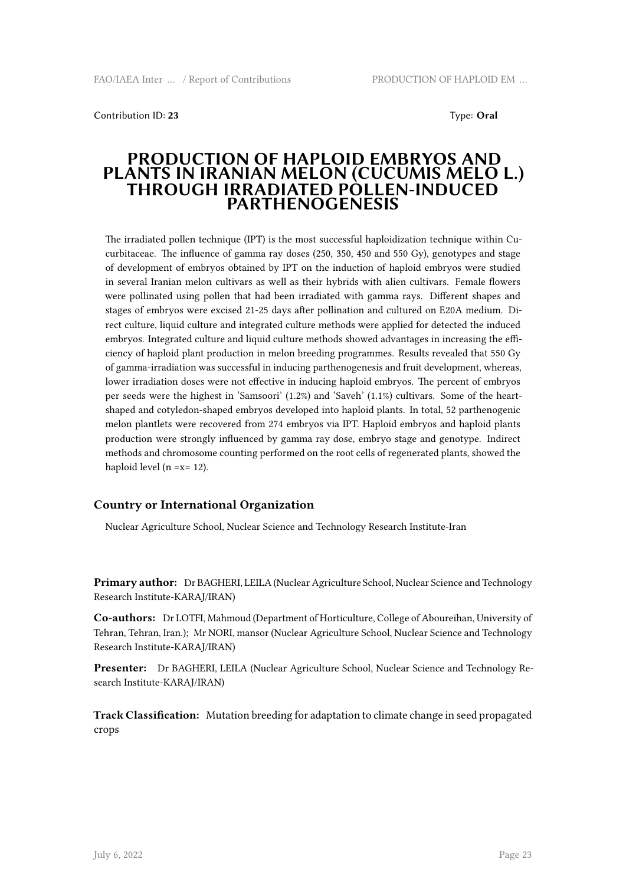Contribution ID: **23** Type: **Oral**

# PRODUCTION OF HAPLOID EMBRYOS AND PLANTS IN IRANIAN MELON (CUCUMIS MELO L.) THROUGH IRRADIATED POLLEN-INDUCED PARTHENOGENESIS

The irradiated pollen technique (IPT) is the most successful haploidization technique within Cucurbitaceae. The influence of gamma ray doses (250, 350, 450 and 550 Gy), genotypes and stage of development of embryos obtained by IPT on the induction of haploid embryos were studied in several Iranian melon cultivars as well as their hybrids with alien cultivars. Female flowers were pollinated using pollen that had been irradiated with gamma rays. Different shapes and stages of embryos were excised 21-25 days after pollination and cultured on E20A medium. Direct culture, liquid culture and integrated culture methods were applied for detected the induced embryos. Integrated culture and liquid culture methods showed advantages in increasing the efficiency of haploid plant production in melon breeding programmes. Results revealed that 550 Gy of gamma-irradiation was successful in inducing parthenogenesis and fruit development, whereas, lower irradiation doses were not effective in inducing haploid embryos. The percent of embryos per seeds were the highest in 'Samsoori' (1.2%) and 'Saveh' (1.1%) cultivars. Some of the heart-shaped and cotyledon-shaped embryos developed into haploid plants. In total, 52 parthenogenic melon plantlets were recovered from 274 embryos via IPT. Haploid embryos and haploid plants production were strongly influenced by gamma ray dose, embryo stage and genotype. Indirect methods and chromosome counting performed on the root cells of regenerated plants, showed the haploid level (n =x= 12).

## Country or International Organization

Nuclear Agriculture School, Nuclear Science and Technology Research Institute-Iran

**Primary author:** Dr BAGHERI, LEILA (Nuclear Agriculture School, Nuclear Science and Technology Research Institute-KARAJ/IRAN)

**Co-authors:** Dr LOTFI, Mahmoud (Department of Horticulture, College of Aboureihan, University of Tehran, Tehran, Iran.); Mr NORI, mansor (Nuclear Agriculture School, Nuclear Science and Technology Research Institute-KARAJ/IRAN)

**Presenter:** Dr BAGHERI, LEILA (Nuclear Agriculture School, Nuclear Science and Technology Research Institute-KARAJ/IRAN)

**Track Classification:** Mutation breeding for adaptation to climate change in seed propagated crops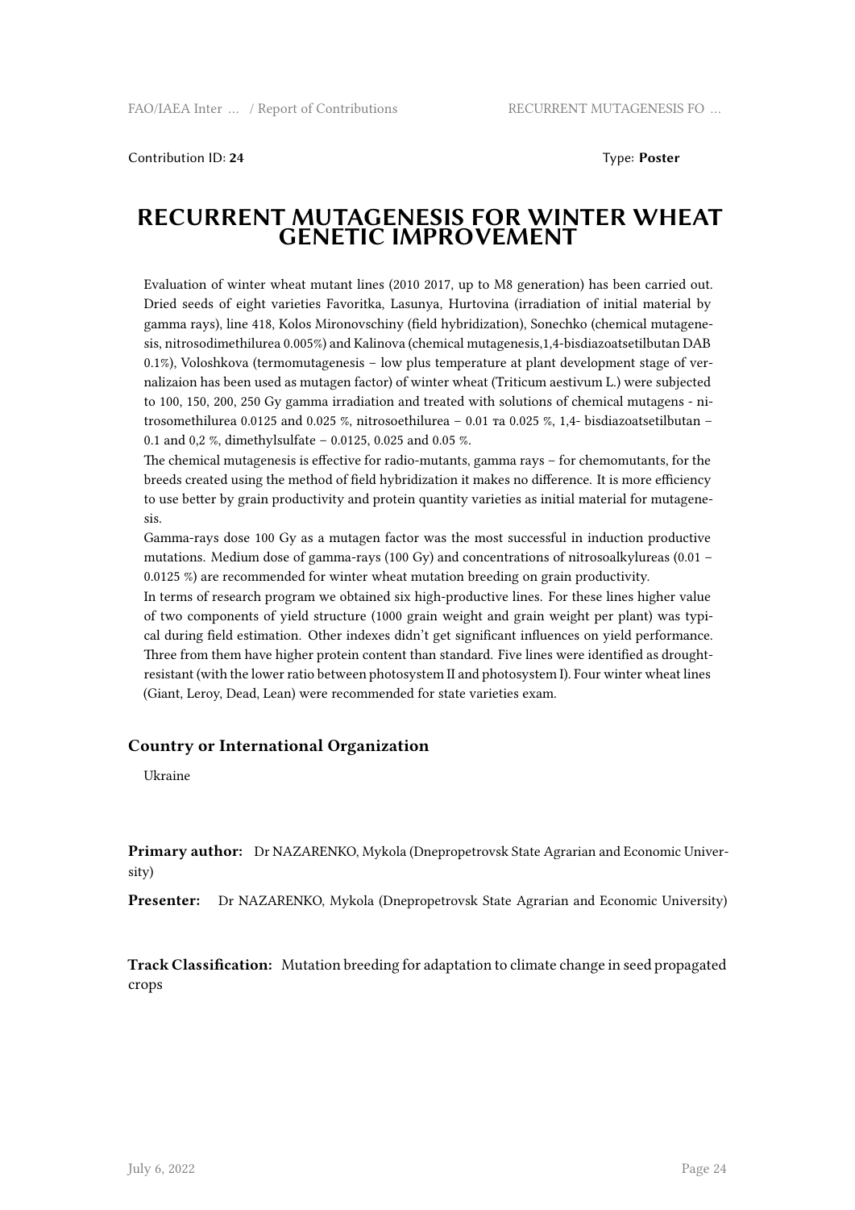Contribution ID: **24** Type: **Poster**

# RECURRENT MUTAGENESIS FOR WINTER WHEAT GENETIC IMPROVEMENT

Evaluation of winter wheat mutant lines (2010 2017, up to M8 generation) has been carried out. Dried seeds of eight varieties Favoritka, Lasunya, Hurtovina (irradiation of initial material by gamma rays), line 418, Kolos Mironovschiny (field hybridization), Sonechko (chemical mutagenesis, nitrosodimethilurea 0.005%) and Kalinova (chemical mutagenesis,1,4-bisdiazoatsetilbutan DAB 0.1%), Voloshkova (termomutagenesis – low plus temperature at plant development stage of vernalizaion has been used as mutagen factor) of winter wheat (Triticum aestivum L.) were subjected to 100, 150, 200, 250 Gy gamma irradiation and treated with solutions of chemical mutagens - nitrosomethilurea 0.0125 and 0.025 %, nitrosoethilurea – 0.01 та 0.025 %, 1,4- bisdiazoatsetilbutan – 0.1 and 0,2 %, dimethylsulfate – 0.0125, 0.025 and 0.05 %.

The chemical mutagenesis is effective for radio-mutants, gamma rays – for chemomutants, for the breeds created using the method of field hybridization it makes no difference. It is more efficiency to use better by grain productivity and protein quantity varieties as initial material for mutagenesis.

Gamma-rays dose 100 Gy as a mutagen factor was the most successful in induction productive mutations. Medium dose of gamma-rays (100 Gy) and concentrations of nitrosoalkylureas (0.01 – 0.0125 %) are recommended for winter wheat mutation breeding on grain productivity.

In terms of research program we obtained six high-productive lines. For these lines higher value of two components of yield structure (1000 grain weight and grain weight per plant) was typical during field estimation. Other indexes didn't get significant influences on yield performance. Three from them have higher protein content than standard. Five lines were identified as drought-resistant (with the lower ratio between photosystem II and photosystem I). Four winter wheat lines (Giant, Leroy, Dead, Lean) were recommended for state varieties exam.

### Country or International Organization

Ukraine

**Primary author:** Dr NAZARENKO, Mykola (Dnepropetrovsk State Agrarian and Economic University)

**Presenter:** Dr NAZARENKO, Mykola (Dnepropetrovsk State Agrarian and Economic University)

**Track Classification:** Mutation breeding for adaptation to climate change in seed propagated crops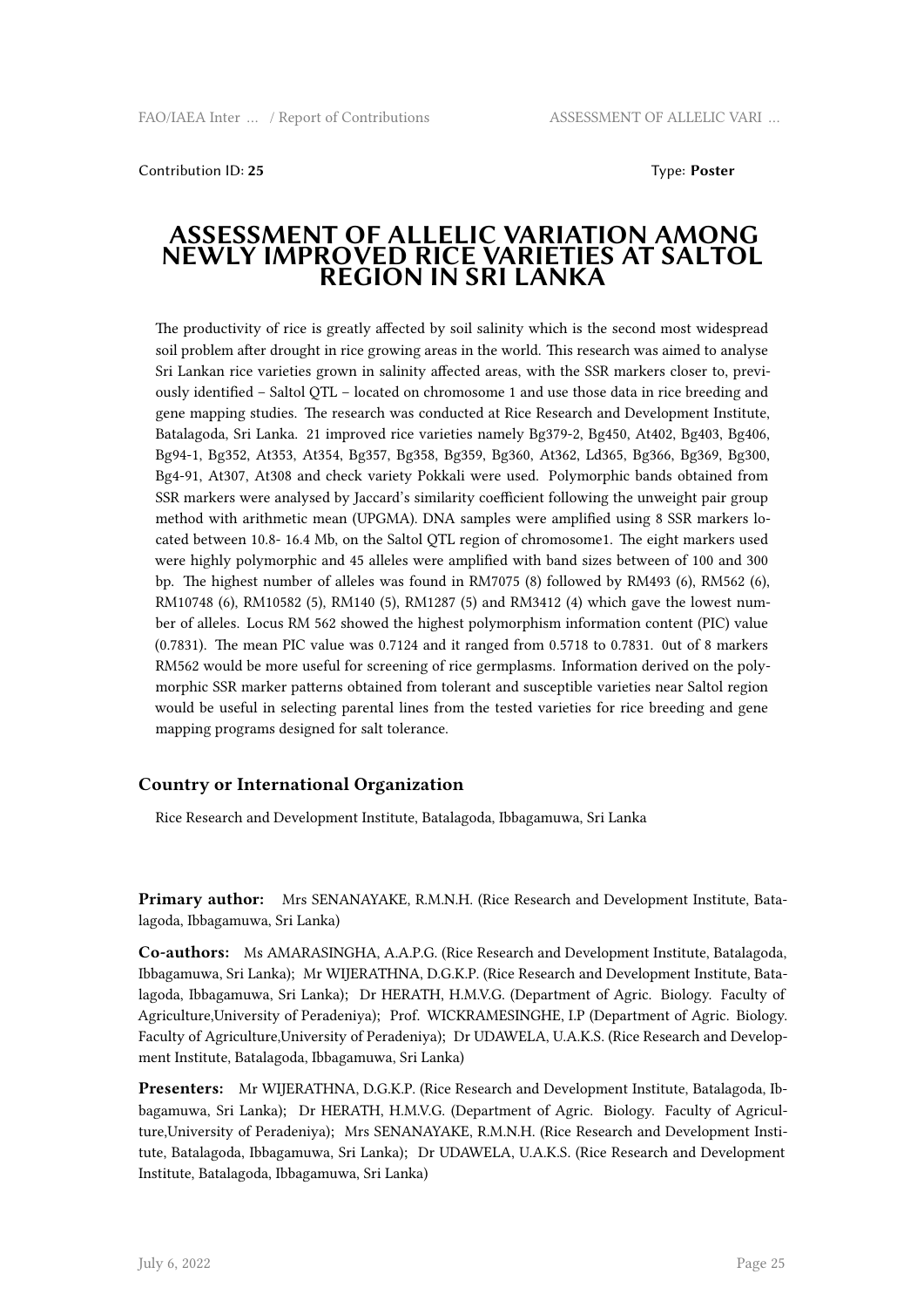Contribution ID: **25** Type: **Poster**

# ASSESSMENT OF ALLELIC VARIATION AMONG NEWLY IMPROVED RICE VARIETIES AT SALTOL REGION IN SRI LANKA

The productivity of rice is greatly affected by soil salinity which is the second most widespread soil problem after drought in rice growing areas in the world. This research was aimed to analyse Sri Lankan rice varieties grown in salinity affected areas, with the SSR markers closer to, previously identified – Saltol QTL – located on chromosome 1 and use those data in rice breeding and gene mapping studies. The research was conducted at Rice Research and Development Institute, Batalagoda, Sri Lanka. 21 improved rice varieties namely Bg379-2, Bg450, At402, Bg403, Bg406, Bg94-1, Bg352, At353, At354, Bg357, Bg358, Bg359, Bg360, At362, Ld365, Bg366, Bg369, Bg300, Bg4-91, At307, At308 and check variety Pokkali were used. Polymorphic bands obtained from SSR markers were analysed by Jaccard's similarity coefficient following the unweight pair group method with arithmetic mean (UPGMA). DNA samples were amplified using 8 SSR markers located between 10.8- 16.4 Mb, on the Saltol QTL region of chromosome1. The eight markers used were highly polymorphic and 45 alleles were amplified with band sizes between of 100 and 300 bp. The highest number of alleles was found in RM7075 (8) followed by RM493 (6), RM562 (6), RM10748 (6), RM10582 (5), RM140 (5), RM1287 (5) and RM3412 (4) which gave the lowest number of alleles. Locus RM 562 showed the highest polymorphism information content (PIC) value (0.7831). The mean PIC value was 0.7124 and it ranged from 0.5718 to 0.7831. 0ut of 8 markers RM562 would be more useful for screening of rice germplasms. Information derived on the polymorphic SSR marker patterns obtained from tolerant and susceptible varieties near Saltol region would be useful in selecting parental lines from the tested varieties for rice breeding and gene mapping programs designed for salt tolerance.

### Country or International Organization

Rice Research and Development Institute, Batalagoda, Ibbagamuwa, Sri Lanka

**Primary author:** Mrs SENANAYAKE, R.M.N.H. (Rice Research and Development Institute, Batalagoda, Ibbagamuwa, Sri Lanka)

**Co-authors:** Ms AMARASINGHA, A.A.P.G. (Rice Research and Development Institute, Batalagoda, Ibbagamuwa, Sri Lanka); Mr WIJERATHNA, D.G.K.P. (Rice Research and Development Institute, Batalagoda, Ibbagamuwa, Sri Lanka); Dr HERATH, H.M.V.G. (Department of Agric. Biology. Faculty of Agriculture,University of Peradeniya); Prof. WICKRAMESINGHE, I.P (Department of Agric. Biology. Faculty of Agriculture,University of Peradeniya); Dr UDAWELA, U.A.K.S. (Rice Research and Development Institute, Batalagoda, Ibbagamuwa, Sri Lanka)

**Presenters:** Mr WIJERATHNA, D.G.K.P. (Rice Research and Development Institute, Batalagoda, Ibbagamuwa, Sri Lanka); Dr HERATH, H.M.V.G. (Department of Agric. Biology. Faculty of Agriculture,University of Peradeniya); Mrs SENANAYAKE, R.M.N.H. (Rice Research and Development Institute, Batalagoda, Ibbagamuwa, Sri Lanka); Dr UDAWELA, U.A.K.S. (Rice Research and Development Institute, Batalagoda, Ibbagamuwa, Sri Lanka)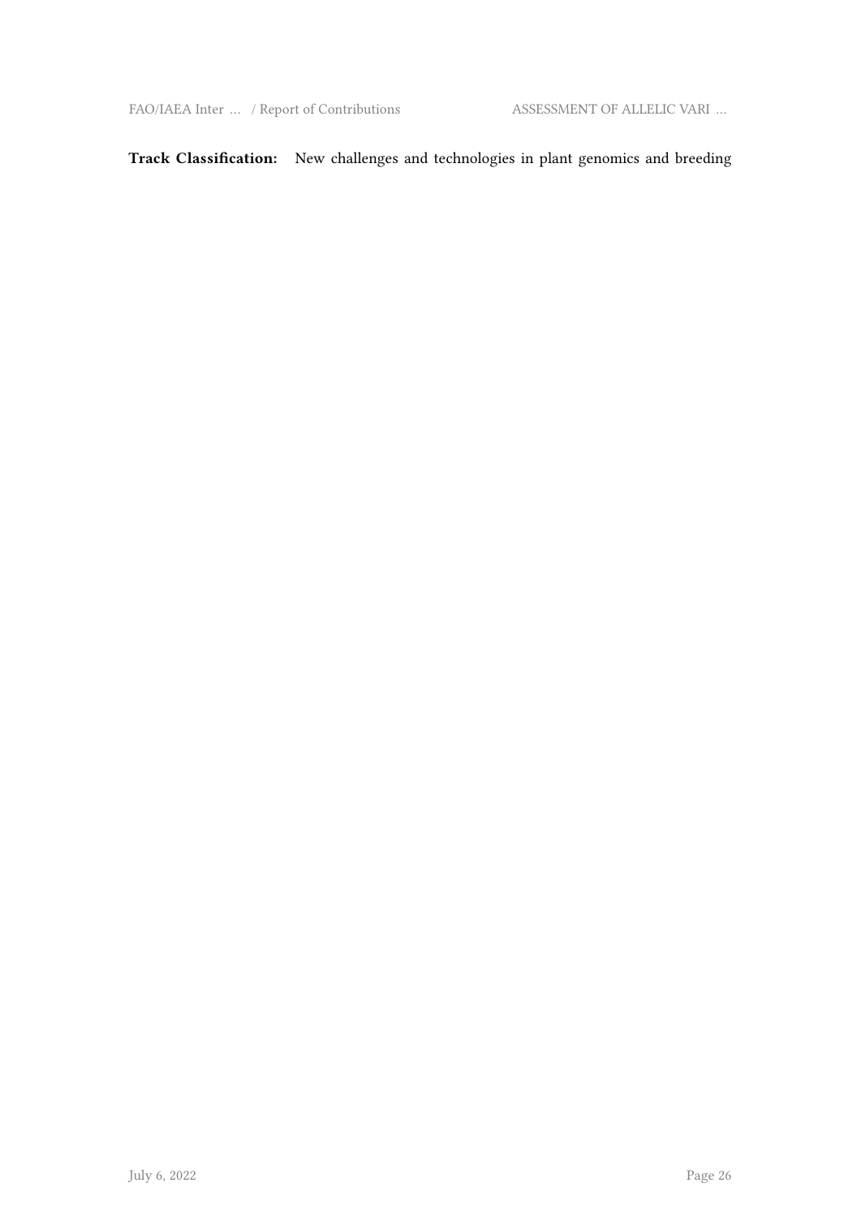**Track Classification:** New challenges and technologies in plant genomics and breeding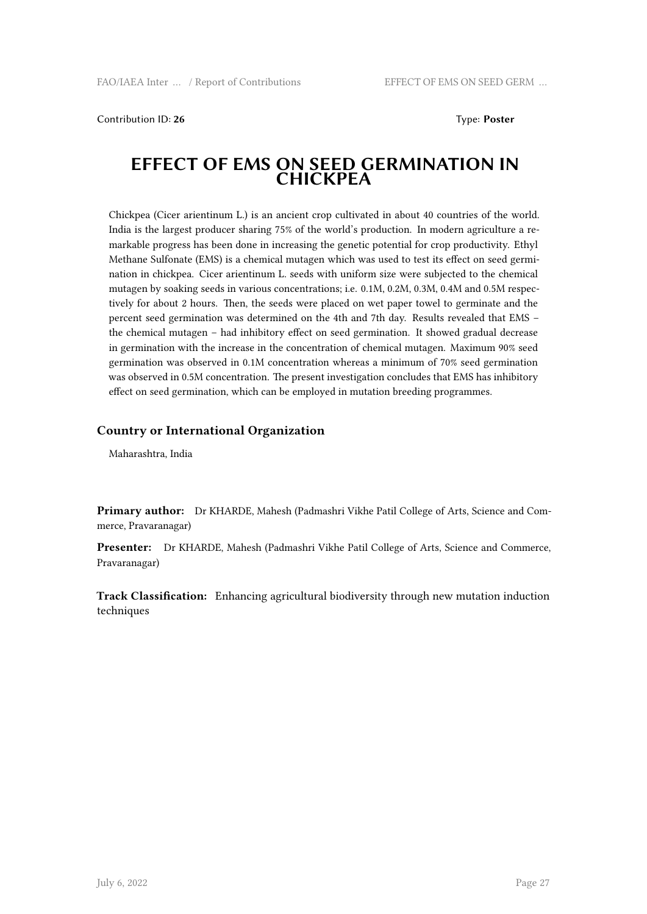Contribution ID: **26** Type: **Poster**

# EFFECT OF EMS ON SEED GERMINATION IN CHICKPEA

Chickpea (Cicer arientinum L.) is an ancient crop cultivated in about 40 countries of the world. India is the largest producer sharing 75% of the world's production. In modern agriculture a remarkable progress has been done in increasing the genetic potential for crop productivity. Ethyl Methane Sulfonate (EMS) is a chemical mutagen which was used to test its effect on seed germination in chickpea. Cicer arientinum L. seeds with uniform size were subjected to the chemical mutagen by soaking seeds in various concentrations; i.e. 0.1M, 0.2M, 0.3M, 0.4M and 0.5M respectively for about 2 hours. Then, the seeds were placed on wet paper towel to germinate and the percent seed germination was determined on the 4th and 7th day. Results revealed that EMS – the chemical mutagen – had inhibitory effect on seed germination. It showed gradual decrease in germination with the increase in the concentration of chemical mutagen. Maximum 90% seed germination was observed in 0.1M concentration whereas a minimum of 70% seed germination was observed in 0.5M concentration. The present investigation concludes that EMS has inhibitory effect on seed germination, which can be employed in mutation breeding programmes.

### Country or International Organization

Maharashtra, India

**Primary author:** Dr KHARDE, Mahesh (Padmashri Vikhe Patil College of Arts, Science and Commerce, Pravaranagar)

**Presenter:** Dr KHARDE, Mahesh (Padmashri Vikhe Patil College of Arts, Science and Commerce, Pravaranagar)

**Track Classification:** Enhancing agricultural biodiversity through new mutation induction techniques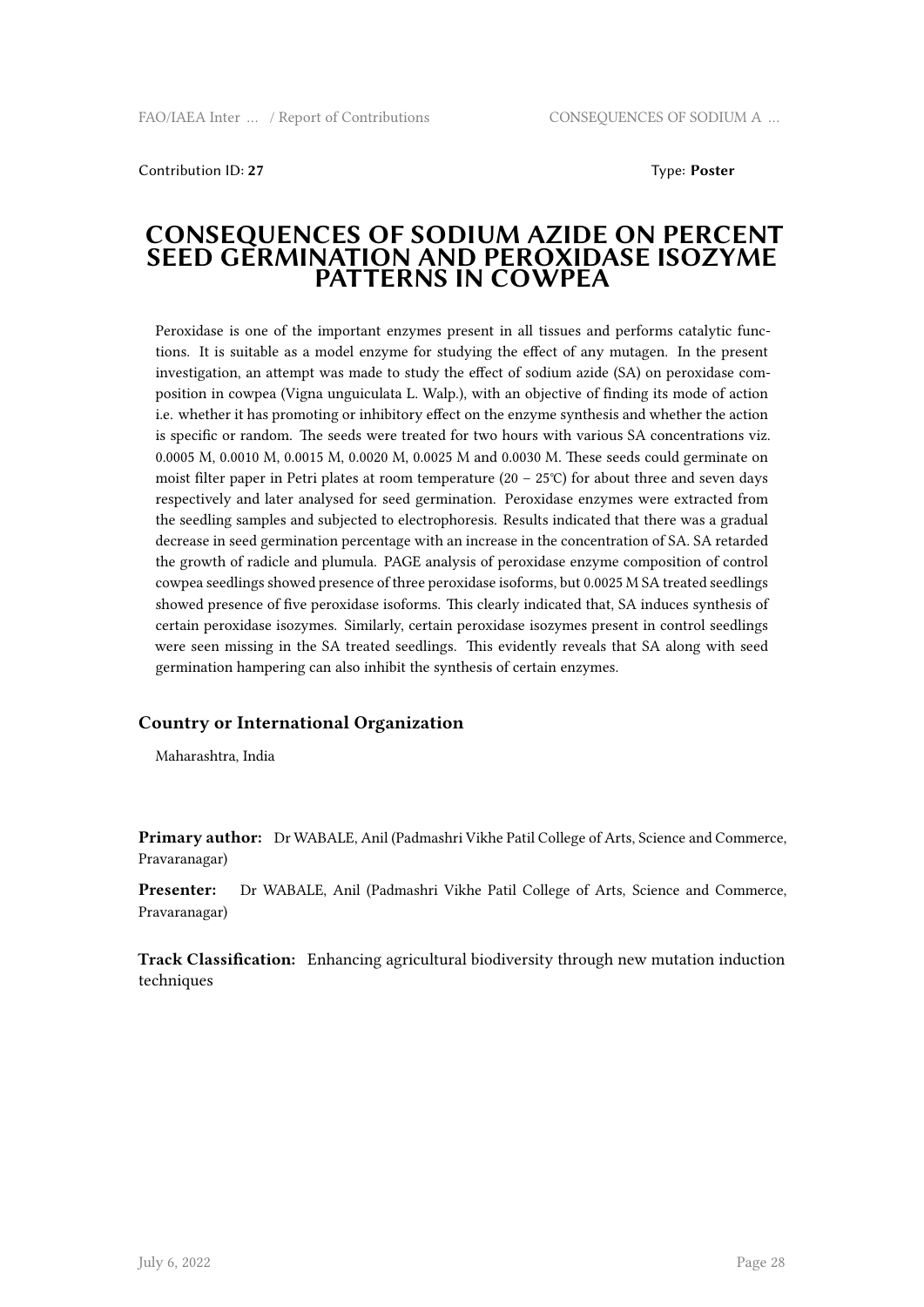Contribution ID: **27** Type: **Poster**

# CONSEQUENCES OF SODIUM AZIDE ON PERCENT SEED GERMINATION AND PEROXIDASE ISOZYME PATTERNS IN COWPEA

Peroxidase is one of the important enzymes present in all tissues and performs catalytic functions. It is suitable as a model enzyme for studying the effect of any mutagen. In the present investigation, an attempt was made to study the effect of sodium azide (SA) on peroxidase composition in cowpea (Vigna unguiculata L. Walp.), with an objective of finding its mode of action i.e. whether it has promoting or inhibitory effect on the enzyme synthesis and whether the action is specific or random. The seeds were treated for two hours with various SA concentrations viz. 0.0005 M, 0.0010 M, 0.0015 M, 0.0020 M, 0.0025 M and 0.0030 M. These seeds could germinate on moist filter paper in Petri plates at room temperature (20 – 25℃) for about three and seven days respectively and later analysed for seed germination. Peroxidase enzymes were extracted from the seedling samples and subjected to electrophoresis. Results indicated that there was a gradual decrease in seed germination percentage with an increase in the concentration of SA. SA retarded the growth of radicle and plumula. PAGE analysis of peroxidase enzyme composition of control cowpea seedlings showed presence of three peroxidase isoforms, but 0.0025 M SA treated seedlings showed presence of five peroxidase isoforms. This clearly indicated that, SA induces synthesis of certain peroxidase isozymes. Similarly, certain peroxidase isozymes present in control seedlings were seen missing in the SA treated seedlings. This evidently reveals that SA along with seed germination hampering can also inhibit the synthesis of certain enzymes.

### Country or International Organization

Maharashtra, India

**Primary author:** Dr WABALE, Anil (Padmashri Vikhe Patil College of Arts, Science and Commerce, Pravaranagar)

**Presenter:** Dr WABALE, Anil (Padmashri Vikhe Patil College of Arts, Science and Commerce, Pravaranagar)

**Track Classification:** Enhancing agricultural biodiversity through new mutation induction techniques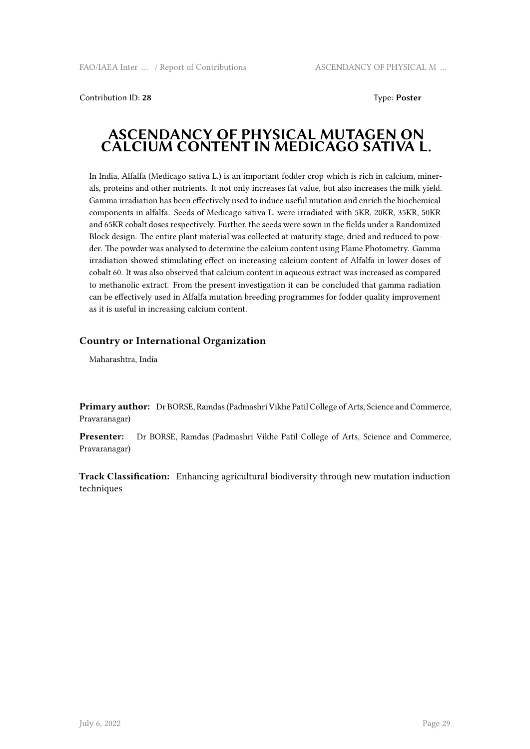Contribution ID: **28** Type: **Poster**

# ASCENDANCY OF PHYSICAL MUTAGEN ON CALCIUM CONTENT IN MEDICAGO SATIVA L.

In India, Alfalfa (Medicago sativa L.) is an important fodder crop which is rich in calcium, minerals, proteins and other nutrients. It not only increases fat value, but also increases the milk yield. Gamma irradiation has been effectively used to induce useful mutation and enrich the biochemical components in alfalfa. Seeds of Medicago sativa L. were irradiated with 5KR, 20KR, 35KR, 50KR and 65KR cobalt doses respectively. Further, the seeds were sown in the fields under a Randomized Block design. The entire plant material was collected at maturity stage, dried and reduced to powder. The powder was analysed to determine the calcium content using Flame Photometry. Gamma irradiation showed stimulating effect on increasing calcium content of Alfalfa in lower doses of cobalt 60. It was also observed that calcium content in aqueous extract was increased as compared to methanolic extract. From the present investigation it can be concluded that gamma radiation can be effectively used in Alfalfa mutation breeding programmes for fodder quality improvement as it is useful in increasing calcium content.

### Country or International Organization

Maharashtra, India

**Primary author:** Dr BORSE, Ramdas (Padmashri Vikhe Patil College of Arts, Science and Commerce, Pravaranagar)

**Presenter:** Dr BORSE, Ramdas (Padmashri Vikhe Patil College of Arts, Science and Commerce, Pravaranagar)

**Track Classification:** Enhancing agricultural biodiversity through new mutation induction techniques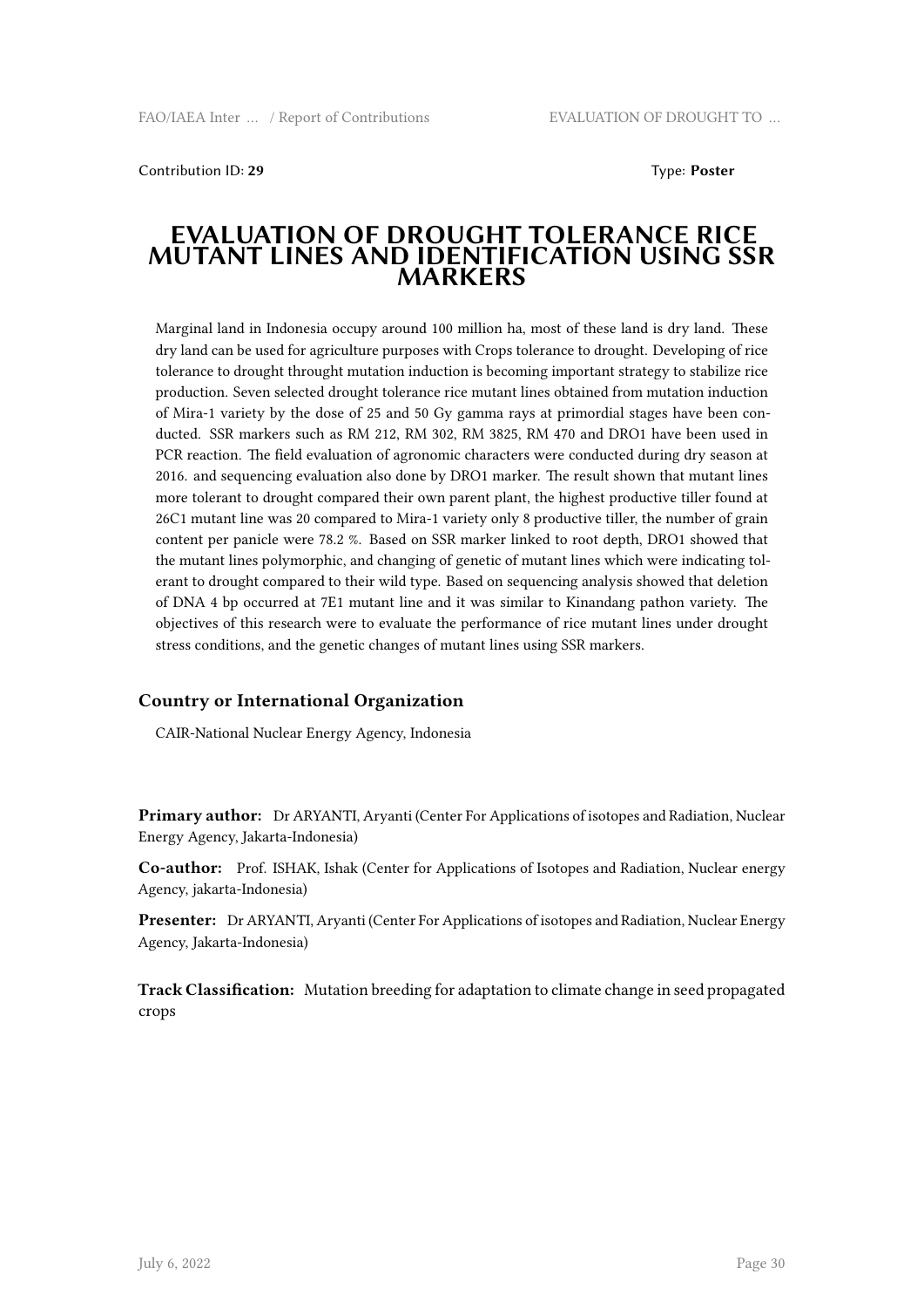Contribution ID: **29** Type: **Poster**

# EVALUATION OF DROUGHT TOLERANCE RICE MUTANT LINES AND IDENTIFICATION USING SSR MARKERS

Marginal land in Indonesia occupy around 100 million ha, most of these land is dry land. These dry land can be used for agriculture purposes with Crops tolerance to drought. Developing of rice tolerance to drought throught mutation induction is becoming important strategy to stabilize rice production. Seven selected drought tolerance rice mutant lines obtained from mutation induction of Mira-1 variety by the dose of 25 and 50 Gy gamma rays at primordial stages have been conducted. SSR markers such as RM 212, RM 302, RM 3825, RM 470 and DRO1 have been used in PCR reaction. The field evaluation of agronomic characters were conducted during dry season at 2016. and sequencing evaluation also done by DRO1 marker. The result shown that mutant lines more tolerant to drought compared their own parent plant, the highest productive tiller found at 26C1 mutant line was 20 compared to Mira-1 variety only 8 productive tiller, the number of grain content per panicle were 78.2 %. Based on SSR marker linked to root depth, DRO1 showed that the mutant lines polymorphic, and changing of genetic of mutant lines which were indicating tolerant to drought compared to their wild type. Based on sequencing analysis showed that deletion of DNA 4 bp occurred at 7E1 mutant line and it was similar to Kinandang pathon variety. The objectives of this research were to evaluate the performance of rice mutant lines under drought stress conditions, and the genetic changes of mutant lines using SSR markers.

### Country or International Organization

CAIR-National Nuclear Energy Agency, Indonesia

**Primary author:** Dr ARYANTI, Aryanti (Center For Applications of isotopes and Radiation, Nuclear Energy Agency, Jakarta-Indonesia)

**Co-author:** Prof. ISHAK, Ishak (Center for Applications of Isotopes and Radiation, Nuclear energy Agency, jakarta-Indonesia)

**Presenter:** Dr ARYANTI, Aryanti (Center For Applications of isotopes and Radiation, Nuclear Energy Agency, Jakarta-Indonesia)

**Track Classification:** Mutation breeding for adaptation to climate change in seed propagated crops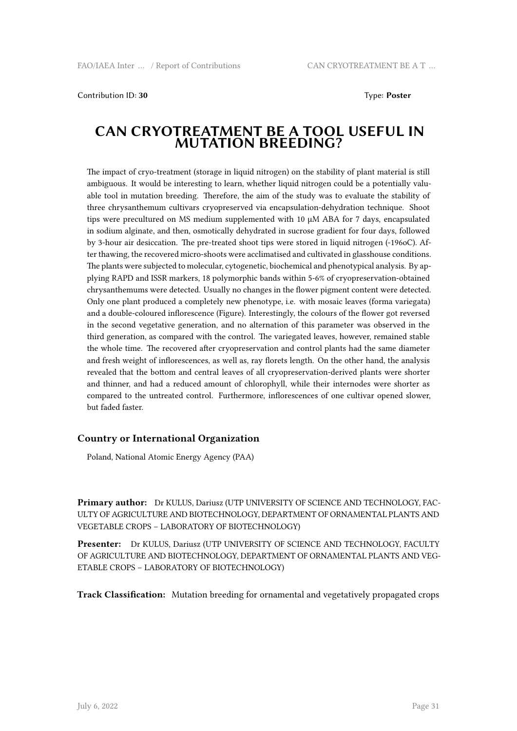Contribution ID: **30**

Type: **Poster**

# CAN CRYOTREATMENT BE A TOOL USEFUL IN MUTATION BREEDING?

The impact of cryo-treatment (storage in liquid nitrogen) on the stability of plant material is still ambiguous. It would be interesting to learn, whether liquid nitrogen could be a potentially valuable tool in mutation breeding. Therefore, the aim of the study was to evaluate the stability of three chrysanthemum cultivars cryopreserved via encapsulation-dehydration technique. Shoot tips were precultured on MS medium supplemented with 10 µM ABA for 7 days, encapsulated in sodium alginate, and then, osmotically dehydrated in sucrose gradient for four days, followed by 3-hour air desiccation. The pre-treated shoot tips were stored in liquid nitrogen (-196oC). After thawing, the recovered micro-shoots were acclimatised and cultivated in glasshouse conditions. The plants were subjected to molecular, cytogenetic, biochemical and phenotypical analysis. By applying RAPD and ISSR markers, 18 polymorphic bands within 5-6% of cryopreservation-obtained chrysanthemums were detected. Usually no changes in the flower pigment content were detected. Only one plant produced a completely new phenotype, i.e. with mosaic leaves (forma variegata) and a double-coloured inflorescence (Figure). Interestingly, the colours of the flower got reversed in the second vegetative generation, and no alternation of this parameter was observed in the third generation, as compared with the control. The variegated leaves, however, remained stable the whole time. The recovered after cryopreservation and control plants had the same diameter and fresh weight of inflorescences, as well as, ray florets length. On the other hand, the analysis revealed that the bottom and central leaves of all cryopreservation-derived plants were shorter and thinner, and had a reduced amount of chlorophyll, while their internodes were shorter as compared to the untreated control. Furthermore, inflorescences of one cultivar opened slower, but faded faster.

### Country or International Organization

Poland, National Atomic Energy Agency (PAA)

**Primary author:** Dr KULUS, Dariusz (UTP UNIVERSITY OF SCIENCE AND TECHNOLOGY, FACULTY OF AGRICULTURE AND BIOTECHNOLOGY, DEPARTMENT OF ORNAMENTAL PLANTS AND VEGETABLE CROPS – LABORATORY OF BIOTECHNOLOGY)

**Presenter:** Dr KULUS, Dariusz (UTP UNIVERSITY OF SCIENCE AND TECHNOLOGY, FACULTY OF AGRICULTURE AND BIOTECHNOLOGY, DEPARTMENT OF ORNAMENTAL PLANTS AND VEGETABLE CROPS – LABORATORY OF BIOTECHNOLOGY)

**Track Classification:** Mutation breeding for ornamental and vegetatively propagated crops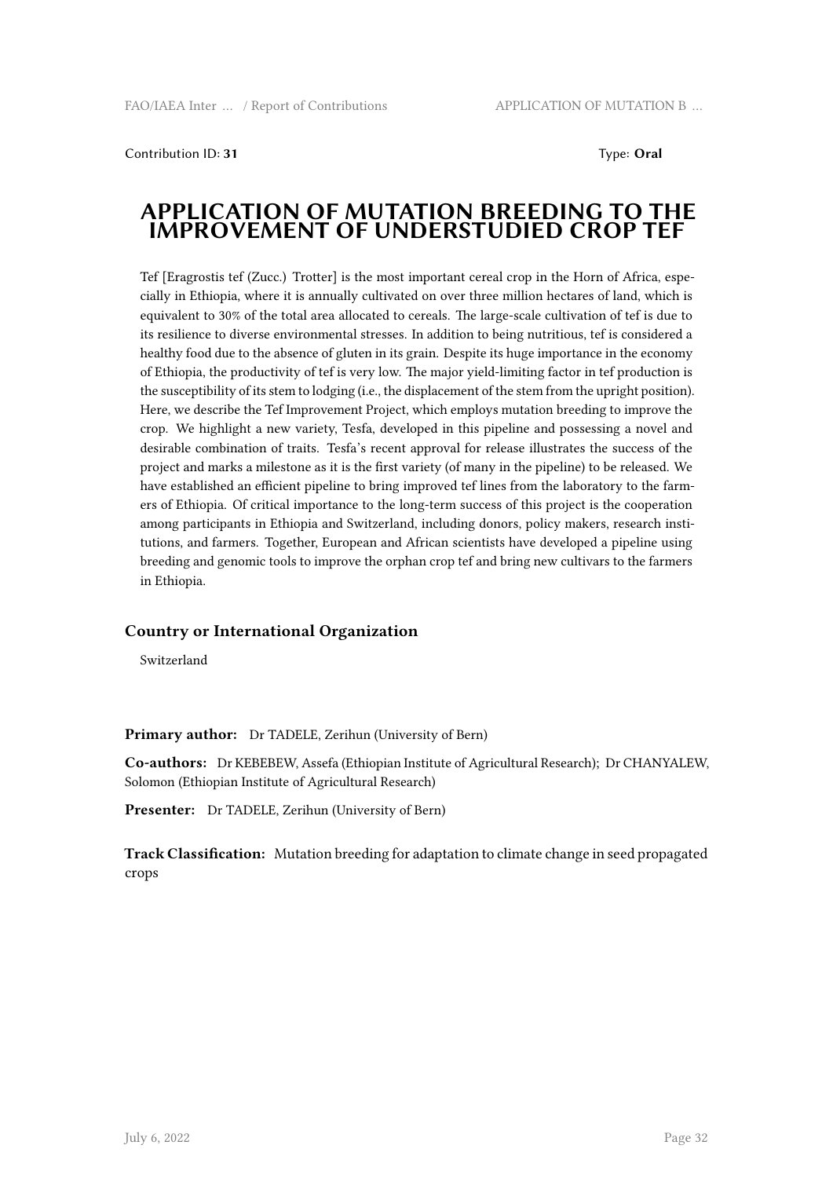Contribution ID: **31**

Type: **Oral**

# APPLICATION OF MUTATION BREEDING TO THE IMPROVEMENT OF UNDERSTUDIED CROP TEF

Tef [Eragrostis tef (Zucc.) Trotter] is the most important cereal crop in the Horn of Africa, especially in Ethiopia, where it is annually cultivated on over three million hectares of land, which is equivalent to 30% of the total area allocated to cereals. The large-scale cultivation of tef is due to its resilience to diverse environmental stresses. In addition to being nutritious, tef is considered a healthy food due to the absence of gluten in its grain. Despite its huge importance in the economy of Ethiopia, the productivity of tef is very low. The major yield-limiting factor in tef production is the susceptibility of its stem to lodging (i.e., the displacement of the stem from the upright position). Here, we describe the Tef Improvement Project, which employs mutation breeding to improve the crop. We highlight a new variety, Tesfa, developed in this pipeline and possessing a novel and desirable combination of traits. Tesfa's recent approval for release illustrates the success of the project and marks a milestone as it is the first variety (of many in the pipeline) to be released. We have established an efficient pipeline to bring improved tef lines from the laboratory to the farmers of Ethiopia. Of critical importance to the long-term success of this project is the cooperation among participants in Ethiopia and Switzerland, including donors, policy makers, research institutions, and farmers. Together, European and African scientists have developed a pipeline using breeding and genomic tools to improve the orphan crop tef and bring new cultivars to the farmers in Ethiopia.

### Country or International Organization

Switzerland

**Primary author:** Dr TADELE, Zerihun (University of Bern)

**Co-authors:** Dr KEBEBEW, Assefa (Ethiopian Institute of Agricultural Research); Dr CHANYALEW, Solomon (Ethiopian Institute of Agricultural Research)

**Presenter:** Dr TADELE, Zerihun (University of Bern)

**Track Classification:** Mutation breeding for adaptation to climate change in seed propagated crops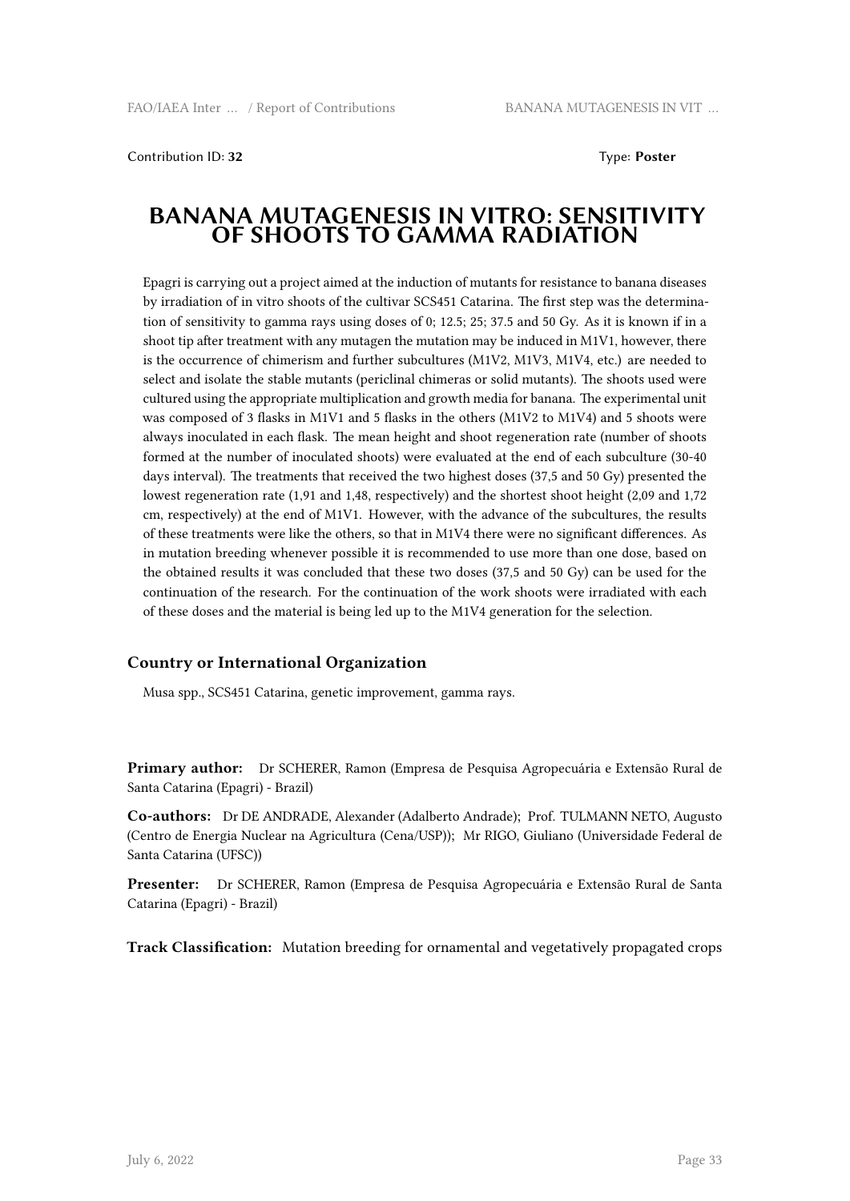Contribution ID: **32**

Type: **Poster**

# BANANA MUTAGENESIS IN VITRO: SENSITIVITY OF SHOOTS TO GAMMA RADIATION

Epagri is carrying out a project aimed at the induction of mutants for resistance to banana diseases by irradiation of in vitro shoots of the cultivar SCS451 Catarina. The first step was the determination of sensitivity to gamma rays using doses of 0; 12.5; 25; 37.5 and 50 Gy. As it is known if in a shoot tip after treatment with any mutagen the mutation may be induced in M1V1, however, there is the occurrence of chimerism and further subcultures (M1V2, M1V3, M1V4, etc.) are needed to select and isolate the stable mutants (periclinal chimeras or solid mutants). The shoots used were cultured using the appropriate multiplication and growth media for banana. The experimental unit was composed of 3 flasks in M1V1 and 5 flasks in the others (M1V2 to M1V4) and 5 shoots were always inoculated in each flask. The mean height and shoot regeneration rate (number of shoots formed at the number of inoculated shoots) were evaluated at the end of each subculture (30-40 days interval). The treatments that received the two highest doses (37,5 and 50 Gy) presented the lowest regeneration rate (1,91 and 1,48, respectively) and the shortest shoot height (2,09 and 1,72 cm, respectively) at the end of M1V1. However, with the advance of the subcultures, the results of these treatments were like the others, so that in M1V4 there were no significant differences. As in mutation breeding whenever possible it is recommended to use more than one dose, based on the obtained results it was concluded that these two doses (37,5 and 50 Gy) can be used for the continuation of the research. For the continuation of the work shoots were irradiated with each of these doses and the material is being led up to the M1V4 generation for the selection.

### Country or International Organization

Musa spp., SCS451 Catarina, genetic improvement, gamma rays.

**Primary author:** Dr SCHERER, Ramon (Empresa de Pesquisa Agropecuária e Extensão Rural de Santa Catarina (Epagri) - Brazil)

**Co-authors:** Dr DE ANDRADE, Alexander (Adalberto Andrade); Prof. TULMANN NETO, Augusto (Centro de Energia Nuclear na Agricultura (Cena/USP)); Mr RIGO, Giuliano (Universidade Federal de Santa Catarina (UFSC))

**Presenter:** Dr SCHERER, Ramon (Empresa de Pesquisa Agropecuária e Extensão Rural de Santa Catarina (Epagri) - Brazil)

**Track Classification:** Mutation breeding for ornamental and vegetatively propagated crops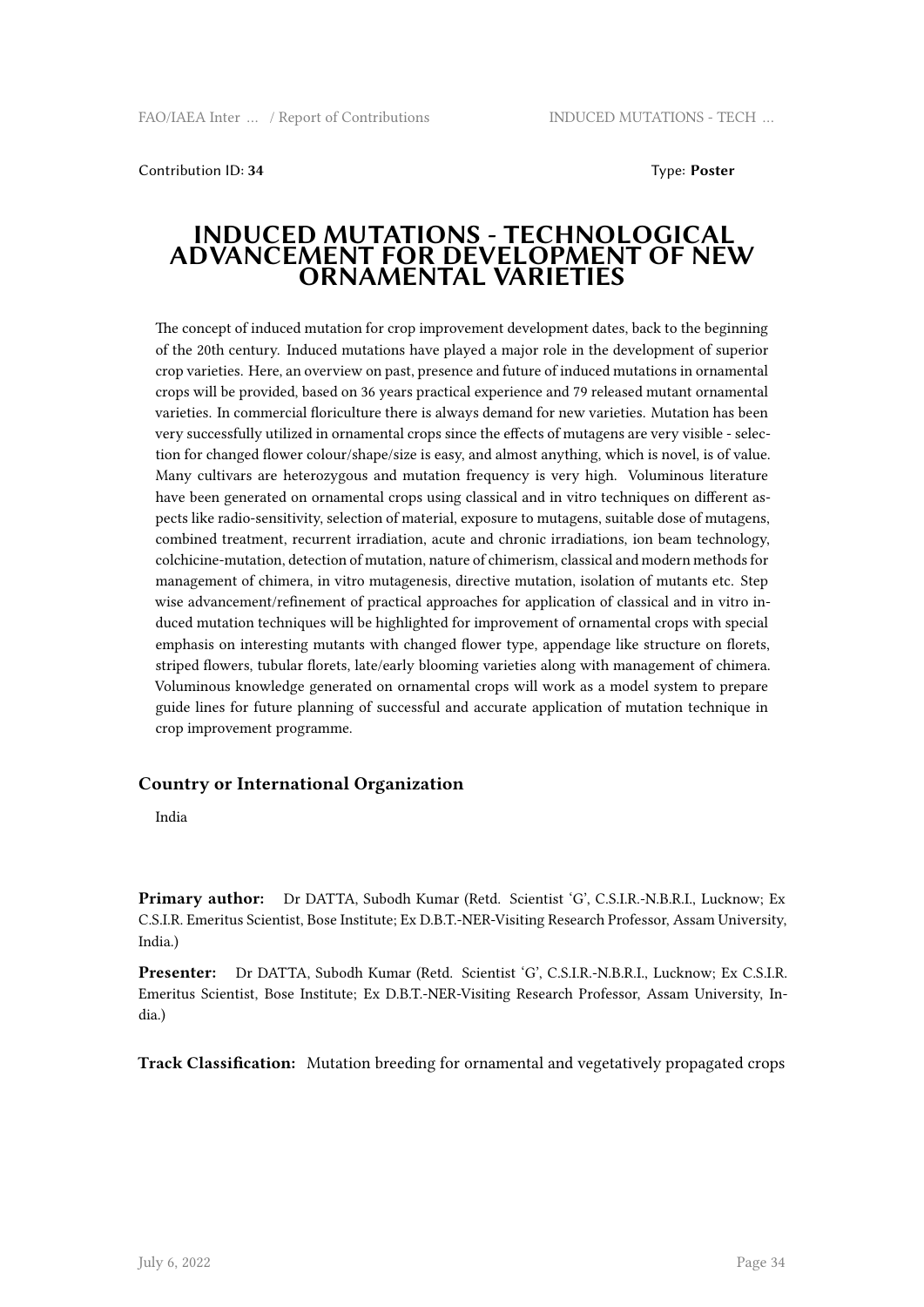Contribution ID: **34** Type: **Poster**

# INDUCED MUTATIONS - TECHNOLOGICAL ADVANCEMENT FOR DEVELOPMENT OF NEW ORNAMENTAL VARIETIES

The concept of induced mutation for crop improvement development dates, back to the beginning of the 20th century. Induced mutations have played a major role in the development of superior crop varieties. Here, an overview on past, presence and future of induced mutations in ornamental crops will be provided, based on 36 years practical experience and 79 released mutant ornamental varieties. In commercial floriculture there is always demand for new varieties. Mutation has been very successfully utilized in ornamental crops since the effects of mutagens are very visible - selection for changed flower colour/shape/size is easy, and almost anything, which is novel, is of value. Many cultivars are heterozygous and mutation frequency is very high. Voluminous literature have been generated on ornamental crops using classical and in vitro techniques on different aspects like radio-sensitivity, selection of material, exposure to mutagens, suitable dose of mutagens, combined treatment, recurrent irradiation, acute and chronic irradiations, ion beam technology, colchicine-mutation, detection of mutation, nature of chimerism, classical and modern methods for management of chimera, in vitro mutagenesis, directive mutation, isolation of mutants etc. Step wise advancement/refinement of practical approaches for application of classical and in vitro induced mutation techniques will be highlighted for improvement of ornamental crops with special emphasis on interesting mutants with changed flower type, appendage like structure on florets, striped flowers, tubular florets, late/early blooming varieties along with management of chimera. Voluminous knowledge generated on ornamental crops will work as a model system to prepare guide lines for future planning of successful and accurate application of mutation technique in crop improvement programme.

### Country or International Organization

India

**Primary author:** Dr DATTA, Subodh Kumar (Retd. Scientist 'G', C.S.I.R.-N.B.R.I., Lucknow; Ex C.S.I.R. Emeritus Scientist, Bose Institute; Ex D.B.T.-NER-Visiting Research Professor, Assam University, India.)

**Presenter:** Dr DATTA, Subodh Kumar (Retd. Scientist 'G', C.S.I.R.-N.B.R.I., Lucknow; Ex C.S.I.R. Emeritus Scientist, Bose Institute; Ex D.B.T.-NER-Visiting Research Professor, Assam University, India.)

**Track Classification:** Mutation breeding for ornamental and vegetatively propagated crops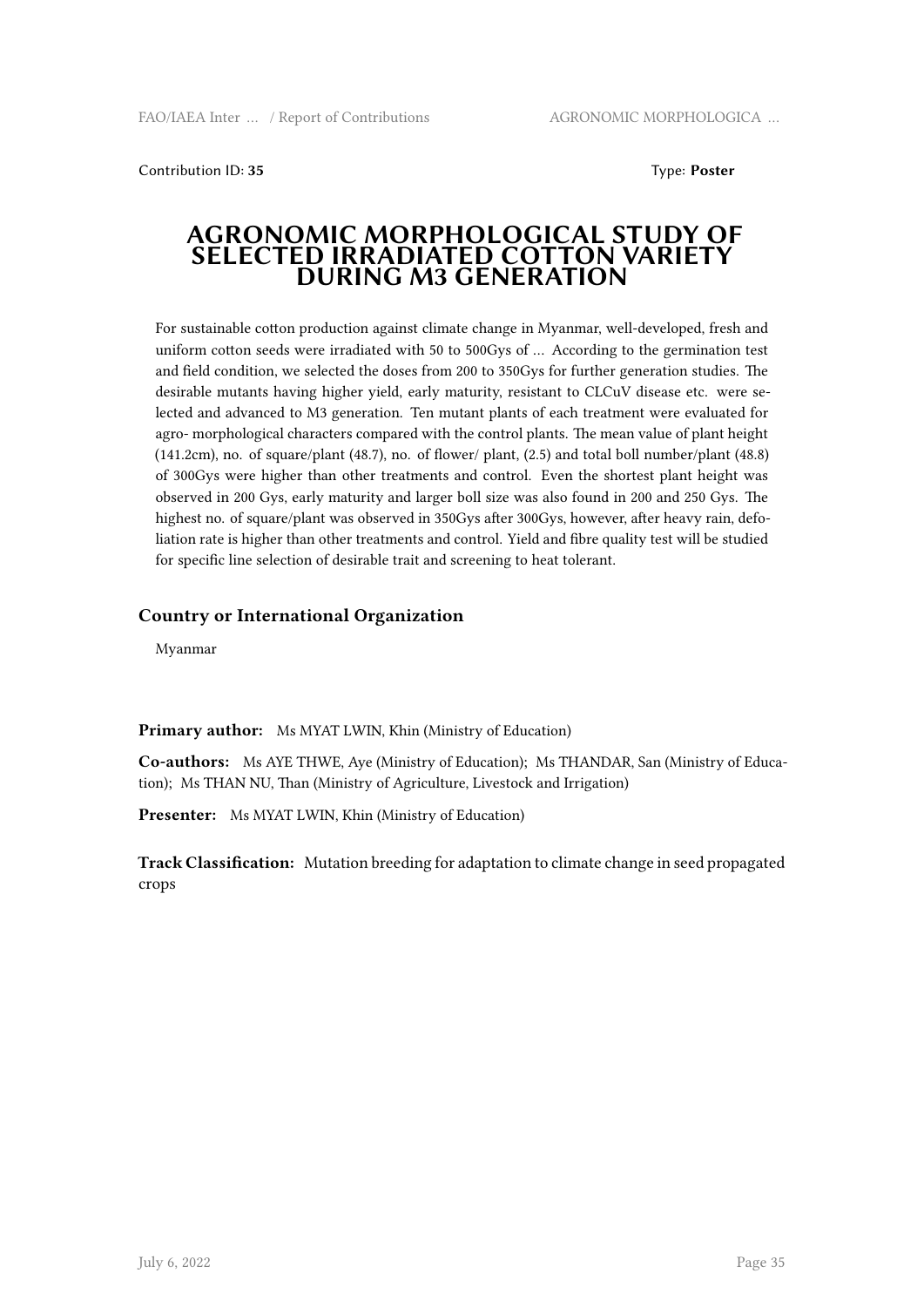Contribution ID: **35**

Type: **Poster**

# AGRONOMIC MORPHOLOGICAL STUDY OF SELECTED IRRADIATED COTTON VARIETY DURING M3 GENERATION

For sustainable cotton production against climate change in Myanmar, well-developed, fresh and uniform cotton seeds were irradiated with 50 to 500Gys of … According to the germination test and field condition, we selected the doses from 200 to 350Gys for further generation studies. The desirable mutants having higher yield, early maturity, resistant to CLCuV disease etc. were selected and advanced to M3 generation. Ten mutant plants of each treatment were evaluated for agro- morphological characters compared with the control plants. The mean value of plant height (141.2cm), no. of square/plant (48.7), no. of flower/ plant, (2.5) and total boll number/plant (48.8) of 300Gys were higher than other treatments and control. Even the shortest plant height was observed in 200 Gys, early maturity and larger boll size was also found in 200 and 250 Gys. The highest no. of square/plant was observed in 350Gys after 300Gys, however, after heavy rain, defoliation rate is higher than other treatments and control. Yield and fibre quality test will be studied for specific line selection of desirable trait and screening to heat tolerant.

### Country or International Organization

Myanmar

**Primary author:** Ms MYAT LWIN, Khin (Ministry of Education)

**Co-authors:** Ms AYE THWE, Aye (Ministry of Education); Ms THANDAR, San (Ministry of Education); Ms THAN NU, Than (Ministry of Agriculture, Livestock and Irrigation)

**Presenter:** Ms MYAT LWIN, Khin (Ministry of Education)

**Track Classification:** Mutation breeding for adaptation to climate change in seed propagated crops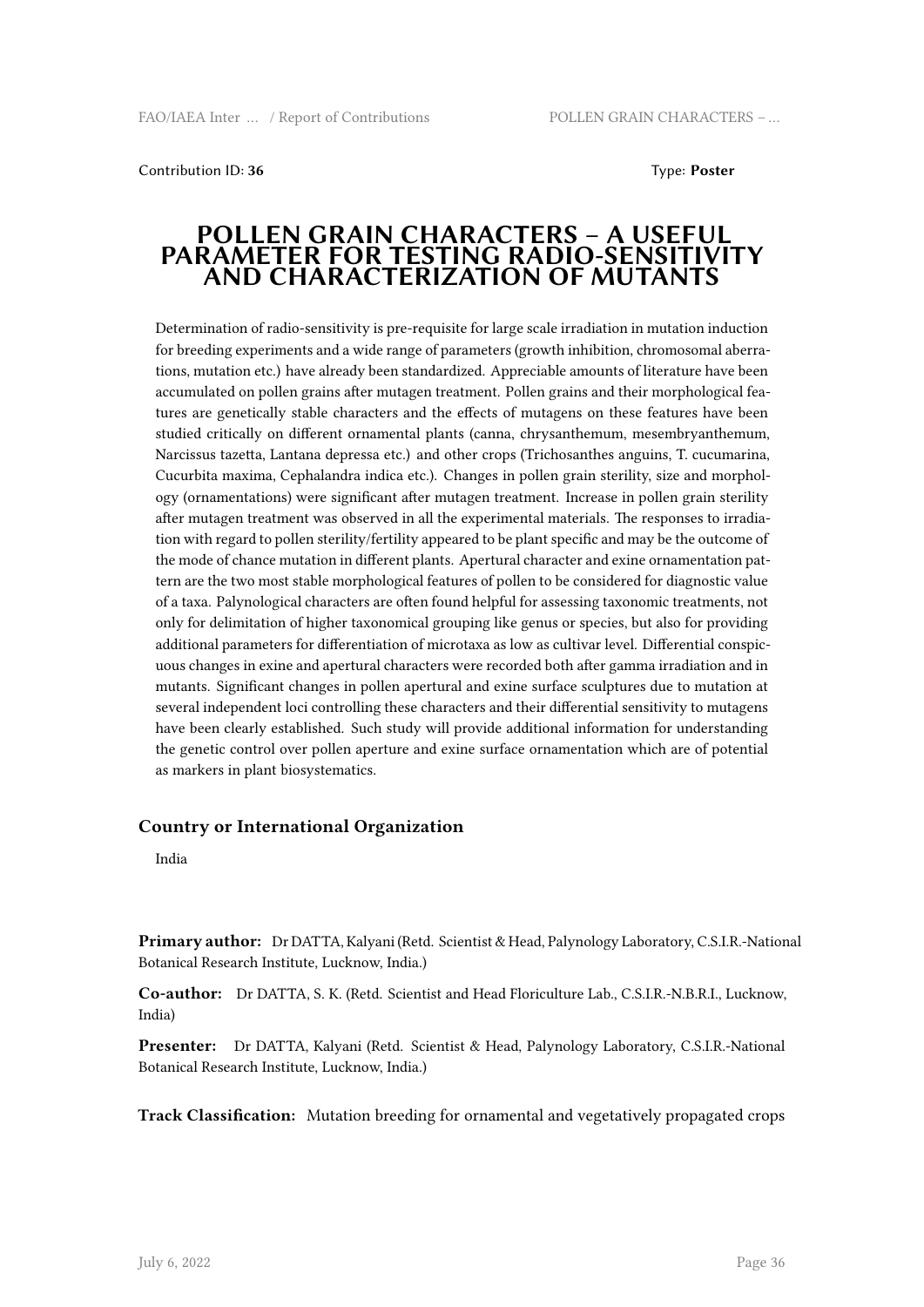Contribution ID: **36**

Type: **Poster**

# POLLEN GRAIN CHARACTERS – A USEFUL PARAMETER FOR TESTING RADIO-SENSITIVITY AND CHARACTERIZATION OF MUTANTS

Determination of radio-sensitivity is pre-requisite for large scale irradiation in mutation induction for breeding experiments and a wide range of parameters (growth inhibition, chromosomal aberrations, mutation etc.) have already been standardized. Appreciable amounts of literature have been accumulated on pollen grains after mutagen treatment. Pollen grains and their morphological features are genetically stable characters and the effects of mutagens on these features have been studied critically on different ornamental plants (canna, chrysanthemum, mesembryanthemum, Narcissus tazetta, Lantana depressa etc.) and other crops (Trichosanthes anguins, T. cucumarina, Cucurbita maxima, Cephalandra indica etc.). Changes in pollen grain sterility, size and morphology (ornamentations) were significant after mutagen treatment. Increase in pollen grain sterility after mutagen treatment was observed in all the experimental materials. The responses to irradiation with regard to pollen sterility/fertility appeared to be plant specific and may be the outcome of the mode of chance mutation in different plants. Apertural character and exine ornamentation pattern are the two most stable morphological features of pollen to be considered for diagnostic value of a taxa. Palynological characters are often found helpful for assessing taxonomic treatments, not only for delimitation of higher taxonomical grouping like genus or species, but also for providing additional parameters for differentiation of microtaxa as low as cultivar level. Differential conspicuous changes in exine and apertural characters were recorded both after gamma irradiation and in mutants. Significant changes in pollen apertural and exine surface sculptures due to mutation at several independent loci controlling these characters and their differential sensitivity to mutagens have been clearly established. Such study will provide additional information for understanding the genetic control over pollen aperture and exine surface ornamentation which are of potential as markers in plant biosystematics.

### Country or International Organization

India

**Primary author:** Dr DATTA, Kalyani (Retd. Scientist & Head, Palynology Laboratory, C.S.I.R.-National Botanical Research Institute, Lucknow, India.)

**Co-author:** Dr DATTA, S. K. (Retd. Scientist and Head Floriculture Lab., C.S.I.R.-N.B.R.I., Lucknow, India)

**Presenter:** Dr DATTA, Kalyani (Retd. Scientist & Head, Palynology Laboratory, C.S.I.R.-National Botanical Research Institute, Lucknow, India.)

**Track Classification:** Mutation breeding for ornamental and vegetatively propagated crops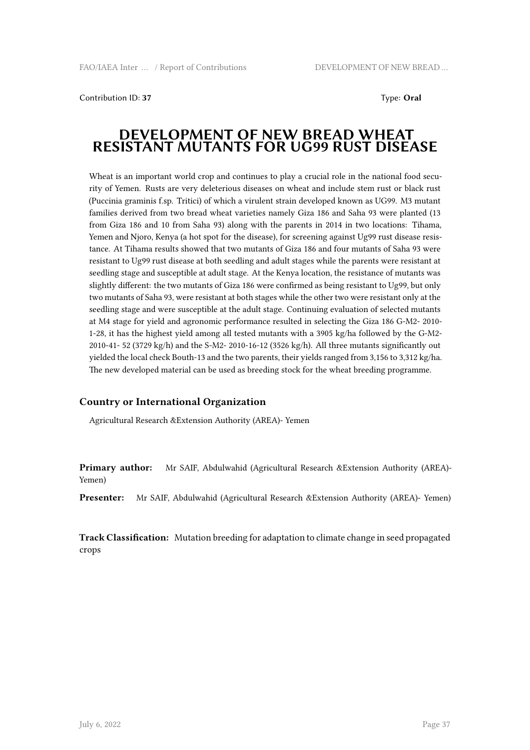Contribution ID: **37**

Type: **Oral**

# DEVELOPMENT OF NEW BREAD WHEAT RESISTANT MUTANTS FOR UG99 RUST DISEASE

Wheat is an important world crop and continues to play a crucial role in the national food security of Yemen. Rusts are very deleterious diseases on wheat and include stem rust or black rust (Puccinia graminis f.sp. Tritici) of which a virulent strain developed known as UG99. M3 mutant families derived from two bread wheat varieties namely Giza 186 and Saha 93 were planted (13 from Giza 186 and 10 from Saha 93) along with the parents in 2014 in two locations: Tihama, Yemen and Njoro, Kenya (a hot spot for the disease), for screening against Ug99 rust disease resistance. At Tihama results showed that two mutants of Giza 186 and four mutants of Saha 93 were resistant to Ug99 rust disease at both seedling and adult stages while the parents were resistant at seedling stage and susceptible at adult stage. At the Kenya location, the resistance of mutants was slightly different: the two mutants of Giza 186 were confirmed as being resistant to Ug99, but only two mutants of Saha 93, were resistant at both stages while the other two were resistant only at the seedling stage and were susceptible at the adult stage. Continuing evaluation of selected mutants at M4 stage for yield and agronomic performance resulted in selecting the Giza 186 G-M2- 2010-1-28, it has the highest yield among all tested mutants with a 3905 kg/ha followed by the G-M2-2010-41- 52 (3729 kg/h) and the S-M2- 2010-16-12 (3526 kg/h). All three mutants significantly out yielded the local check Bouth-13 and the two parents, their yields ranged from 3,156 to 3,312 kg/ha. The new developed material can be used as breeding stock for the wheat breeding programme.

### Country or International Organization

Agricultural Research &Extension Authority (AREA)- Yemen

**Primary author:** Mr SAIF, Abdulwahid (Agricultural Research &Extension Authority (AREA)- Yemen)

**Presenter:** Mr SAIF, Abdulwahid (Agricultural Research &Extension Authority (AREA)- Yemen)

**Track Classification:** Mutation breeding for adaptation to climate change in seed propagated crops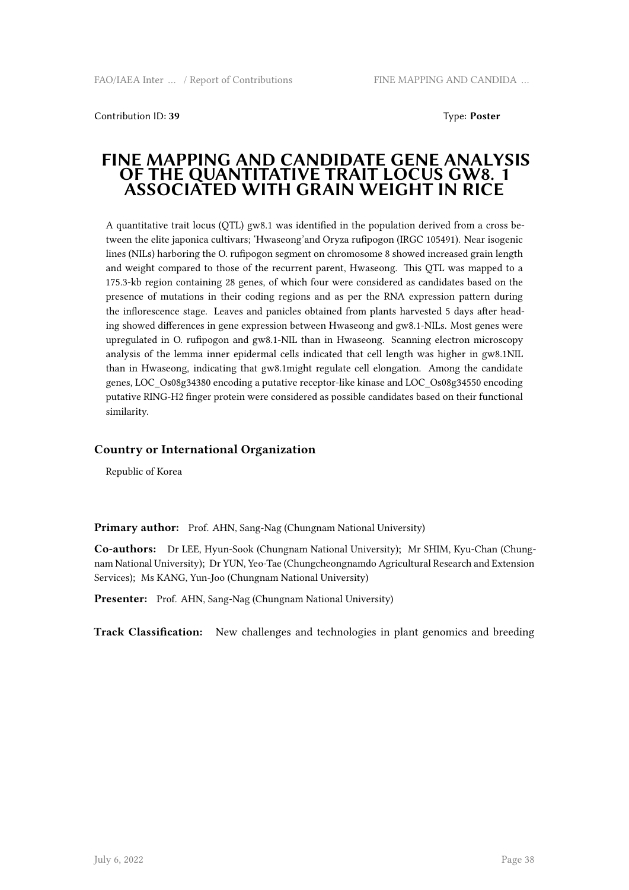Contribution ID: **39**

Type: **Poster**

# FINE MAPPING AND CANDIDATE GENE ANALYSIS OF THE QUANTITATIVE TRAIT LOCUS GW8. 1 ASSOCIATED WITH GRAIN WEIGHT IN RICE

A quantitative trait locus (QTL) gw8.1 was identified in the population derived from a cross between the elite japonica cultivars; 'Hwaseong'and Oryza rufipogon (IRGC 105491). Near isogenic lines (NILs) harboring the O. rufipogon segment on chromosome 8 showed increased grain length and weight compared to those of the recurrent parent, Hwaseong. This QTL was mapped to a 175.3-kb region containing 28 genes, of which four were considered as candidates based on the presence of mutations in their coding regions and as per the RNA expression pattern during the inflorescence stage. Leaves and panicles obtained from plants harvested 5 days after heading showed differences in gene expression between Hwaseong and gw8.1-NILs. Most genes were upregulated in O. rufipogon and gw8.1-NIL than in Hwaseong. Scanning electron microscopy analysis of the lemma inner epidermal cells indicated that cell length was higher in gw8.1NIL than in Hwaseong, indicating that gw8.1might regulate cell elongation. Among the candidate genes, LOC_Os08g34380 encoding a putative receptor-like kinase and LOC_Os08g34550 encoding putative RING-H2 finger protein were considered as possible candidates based on their functional similarity.

### Country or International Organization

Republic of Korea

**Primary author:** Prof. AHN, Sang-Nag (Chungnam National University)

**Co-authors:** Dr LEE, Hyun-Sook (Chungnam National University); Mr SHIM, Kyu-Chan (Chungnam National University); Dr YUN, Yeo-Tae (Chungcheongnamdo Agricultural Research and Extension Services); Ms KANG, Yun-Joo (Chungnam National University)

**Presenter:** Prof. AHN, Sang-Nag (Chungnam National University)

**Track Classification:** New challenges and technologies in plant genomics and breeding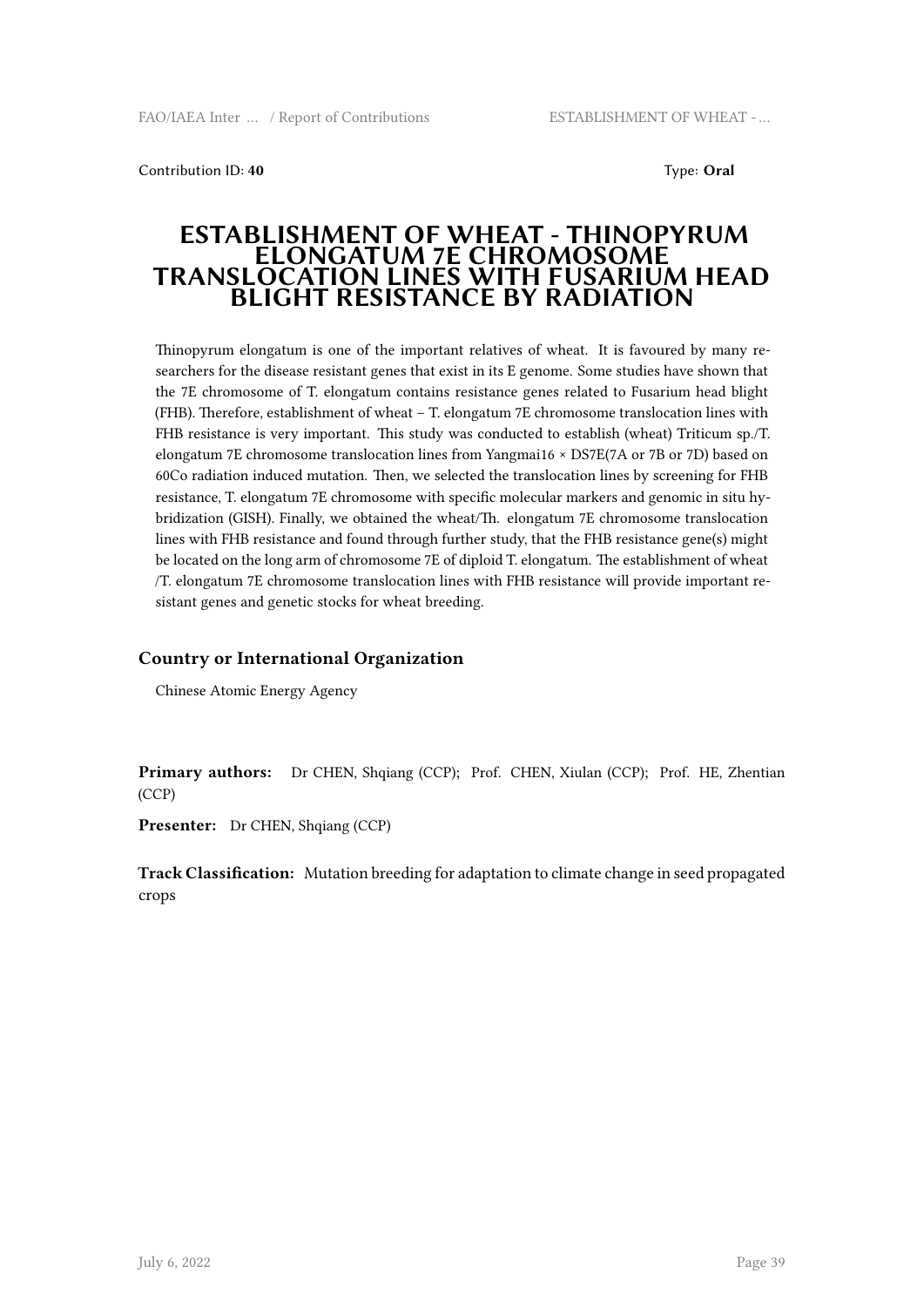Contribution ID: **40**

Type: **Oral**

# ESTABLISHMENT OF WHEAT - THINOPYRUM ELONGATUM 7E CHROMOSOME TRANSLOCATION LINES WITH FUSARIUM HEAD BLIGHT RESISTANCE BY RADIATION

Thinopyrum elongatum is one of the important relatives of wheat. It is favoured by many researchers for the disease resistant genes that exist in its E genome. Some studies have shown that the 7E chromosome of T. elongatum contains resistance genes related to Fusarium head blight (FHB). Therefore, establishment of wheat – T. elongatum 7E chromosome translocation lines with FHB resistance is very important. This study was conducted to establish (wheat) Triticum sp./T. elongatum 7E chromosome translocation lines from Yangmai16 × DS7E(7A or 7B or 7D) based on 60Co radiation induced mutation. Then, we selected the translocation lines by screening for FHB resistance, T. elongatum 7E chromosome with specific molecular markers and genomic in situ hybridization (GISH). Finally, we obtained the wheat/Th. elongatum 7E chromosome translocation lines with FHB resistance and found through further study, that the FHB resistance gene(s) might be located on the long arm of chromosome 7E of diploid T. elongatum. The establishment of wheat /T. elongatum 7E chromosome translocation lines with FHB resistance will provide important resistant genes and genetic stocks for wheat breeding.

### Country or International Organization

Chinese Atomic Energy Agency

**Primary authors:** Dr CHEN, Shqiang (CCP); Prof. CHEN, Xiulan (CCP); Prof. HE, Zhentian (CCP)

**Presenter:** Dr CHEN, Shqiang (CCP)

**Track Classification:** Mutation breeding for adaptation to climate change in seed propagated crops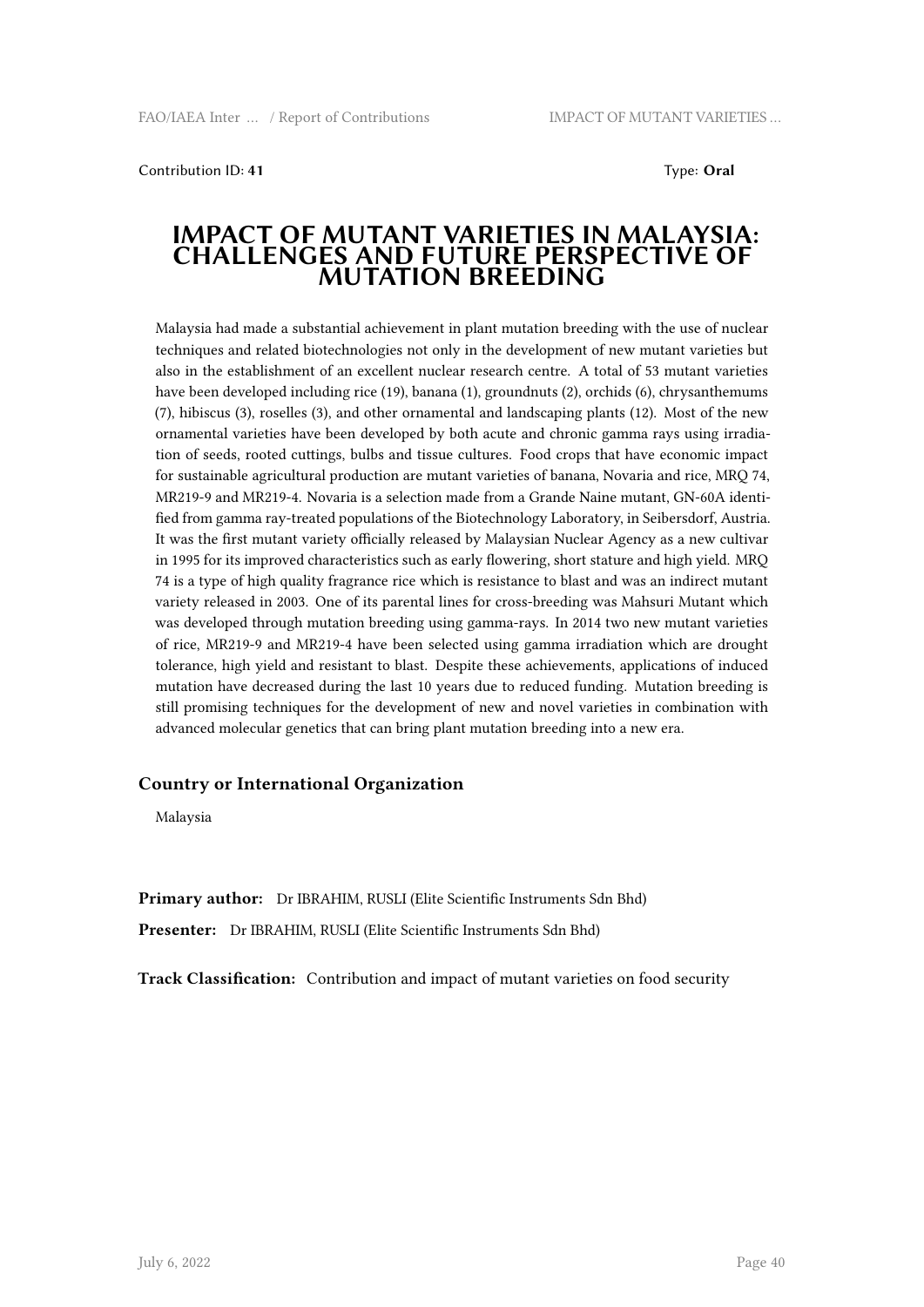Contribution ID: **41** Type: **Oral**

# IMPACT OF MUTANT VARIETIES IN MALAYSIA: CHALLENGES AND FUTURE PERSPECTIVE OF MUTATION BREEDING

Malaysia had made a substantial achievement in plant mutation breeding with the use of nuclear techniques and related biotechnologies not only in the development of new mutant varieties but also in the establishment of an excellent nuclear research centre. A total of 53 mutant varieties have been developed including rice (19), banana (1), groundnuts (2), orchids (6), chrysanthemums (7), hibiscus (3), roselles (3), and other ornamental and landscaping plants (12). Most of the new ornamental varieties have been developed by both acute and chronic gamma rays using irradiation of seeds, rooted cuttings, bulbs and tissue cultures. Food crops that have economic impact for sustainable agricultural production are mutant varieties of banana, Novaria and rice, MRQ 74, MR219-9 and MR219-4. Novaria is a selection made from a Grande Naine mutant, GN-60A identified from gamma ray-treated populations of the Biotechnology Laboratory, in Seibersdorf, Austria. It was the first mutant variety officially released by Malaysian Nuclear Agency as a new cultivar in 1995 for its improved characteristics such as early flowering, short stature and high yield. MRQ 74 is a type of high quality fragrance rice which is resistance to blast and was an indirect mutant variety released in 2003. One of its parental lines for cross-breeding was Mahsuri Mutant which was developed through mutation breeding using gamma-rays. In 2014 two new mutant varieties of rice, MR219-9 and MR219-4 have been selected using gamma irradiation which are drought tolerance, high yield and resistant to blast. Despite these achievements, applications of induced mutation have decreased during the last 10 years due to reduced funding. Mutation breeding is still promising techniques for the development of new and novel varieties in combination with advanced molecular genetics that can bring plant mutation breeding into a new era.

### Country or International Organization

Malaysia

**Primary author:** Dr IBRAHIM, RUSLI (Elite Scientific Instruments Sdn Bhd)

**Presenter:** Dr IBRAHIM, RUSLI (Elite Scientific Instruments Sdn Bhd)

**Track Classification:** Contribution and impact of mutant varieties on food security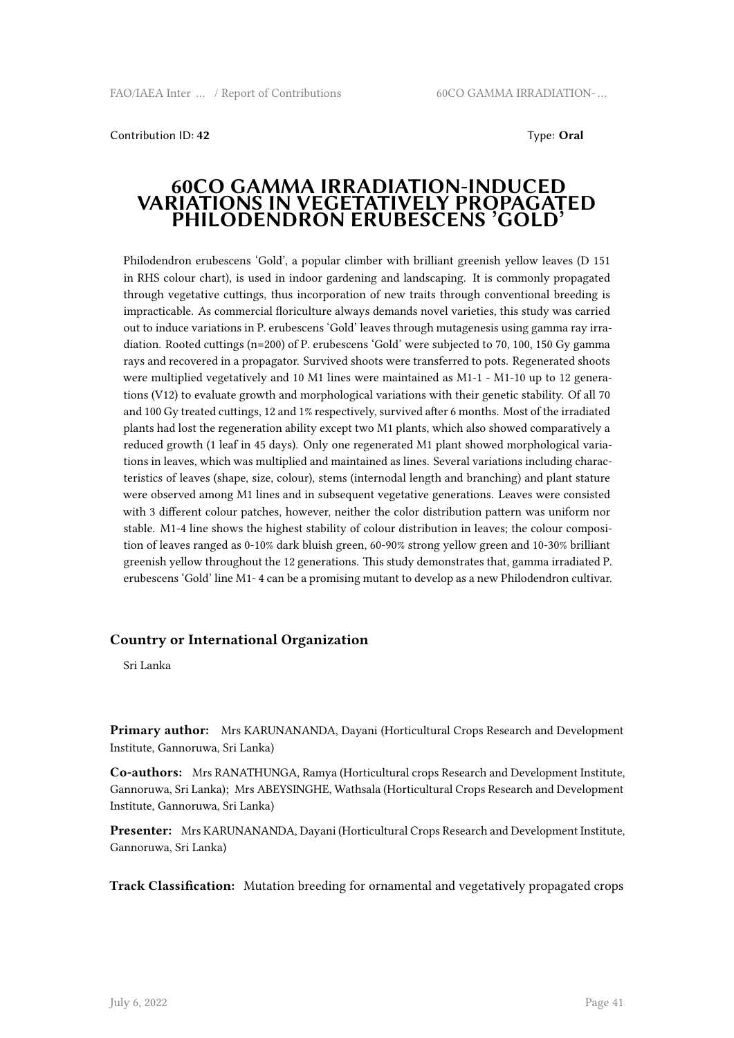Contribution ID: **42** Type: **Oral**

# 60CO GAMMA IRRADIATION-INDUCED VARIATIONS IN VEGETATIVELY PROPAGATED PHILODENDRON ERUBESCENS 'GOLD'

Philodendron erubescens 'Gold', a popular climber with brilliant greenish yellow leaves (D 151 in RHS colour chart), is used in indoor gardening and landscaping. It is commonly propagated through vegetative cuttings, thus incorporation of new traits through conventional breeding is impracticable. As commercial floriculture always demands novel varieties, this study was carried out to induce variations in P. erubescens 'Gold' leaves through mutagenesis using gamma ray irradiation. Rooted cuttings (n=200) of P. erubescens 'Gold' were subjected to 70, 100, 150 Gy gamma rays and recovered in a propagator. Survived shoots were transferred to pots. Regenerated shoots were multiplied vegetatively and 10 M1 lines were maintained as M1-1 - M1-10 up to 12 generations (V12) to evaluate growth and morphological variations with their genetic stability. Of all 70 and 100 Gy treated cuttings, 12 and 1% respectively, survived after 6 months. Most of the irradiated plants had lost the regeneration ability except two M1 plants, which also showed comparatively a reduced growth (1 leaf in 45 days). Only one regenerated M1 plant showed morphological variations in leaves, which was multiplied and maintained as lines. Several variations including characteristics of leaves (shape, size, colour), stems (internodal length and branching) and plant stature were observed among M1 lines and in subsequent vegetative generations. Leaves were consisted with 3 different colour patches, however, neither the color distribution pattern was uniform nor stable. M1-4 line shows the highest stability of colour distribution in leaves; the colour composition of leaves ranged as 0-10% dark bluish green, 60-90% strong yellow green and 10-30% brilliant greenish yellow throughout the 12 generations. This study demonstrates that, gamma irradiated P. erubescens 'Gold' line M1- 4 can be a promising mutant to develop as a new Philodendron cultivar.

### Country or International Organization

Sri Lanka

**Primary author:** Mrs KARUNANANDA, Dayani (Horticultural Crops Research and Development Institute, Gannoruwa, Sri Lanka)

**Co-authors:** Mrs RANATHUNGA, Ramya (Horticultural crops Research and Development Institute, Gannoruwa, Sri Lanka); Mrs ABEYSINGHE, Wathsala (Horticultural Crops Research and Development Institute, Gannoruwa, Sri Lanka)

**Presenter:** Mrs KARUNANANDA, Dayani (Horticultural Crops Research and Development Institute, Gannoruwa, Sri Lanka)

**Track Classification:** Mutation breeding for ornamental and vegetatively propagated crops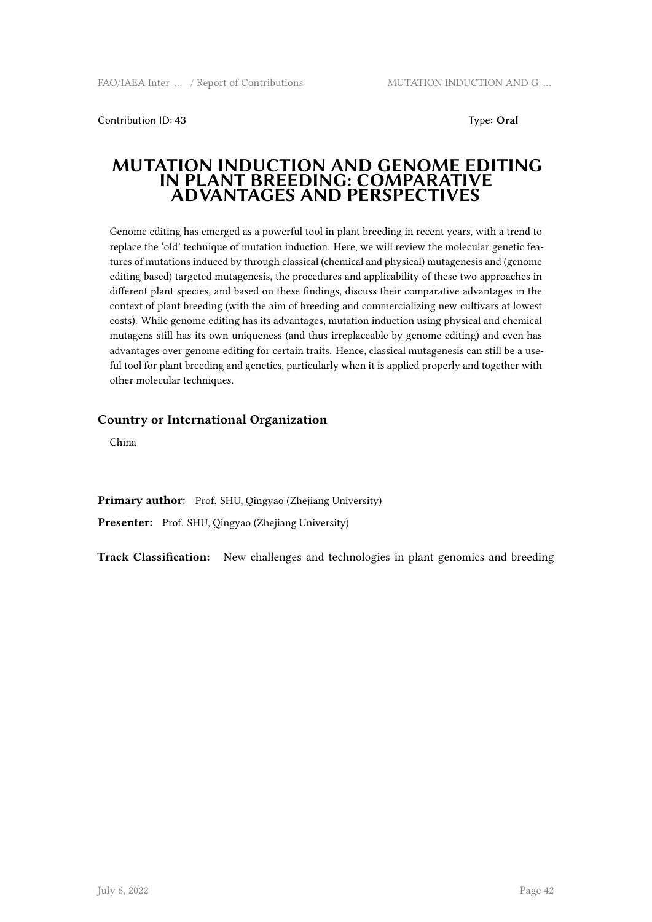Contribution ID: **43** Type: **Oral**

# MUTATION INDUCTION AND GENOME EDITING IN PLANT BREEDING: COMPARATIVE ADVANTAGES AND PERSPECTIVES

Genome editing has emerged as a powerful tool in plant breeding in recent years, with a trend to replace the 'old' technique of mutation induction. Here, we will review the molecular genetic features of mutations induced by through classical (chemical and physical) mutagenesis and (genome editing based) targeted mutagenesis, the procedures and applicability of these two approaches in different plant species, and based on these findings, discuss their comparative advantages in the context of plant breeding (with the aim of breeding and commercializing new cultivars at lowest costs). While genome editing has its advantages, mutation induction using physical and chemical mutagens still has its own uniqueness (and thus irreplaceable by genome editing) and even has advantages over genome editing for certain traits. Hence, classical mutagenesis can still be a useful tool for plant breeding and genetics, particularly when it is applied properly and together with other molecular techniques.

### Country or International Organization

China

**Primary author:** Prof. SHU, Qingyao (Zhejiang University)

**Presenter:** Prof. SHU, Qingyao (Zhejiang University)

**Track Classification:** New challenges and technologies in plant genomics and breeding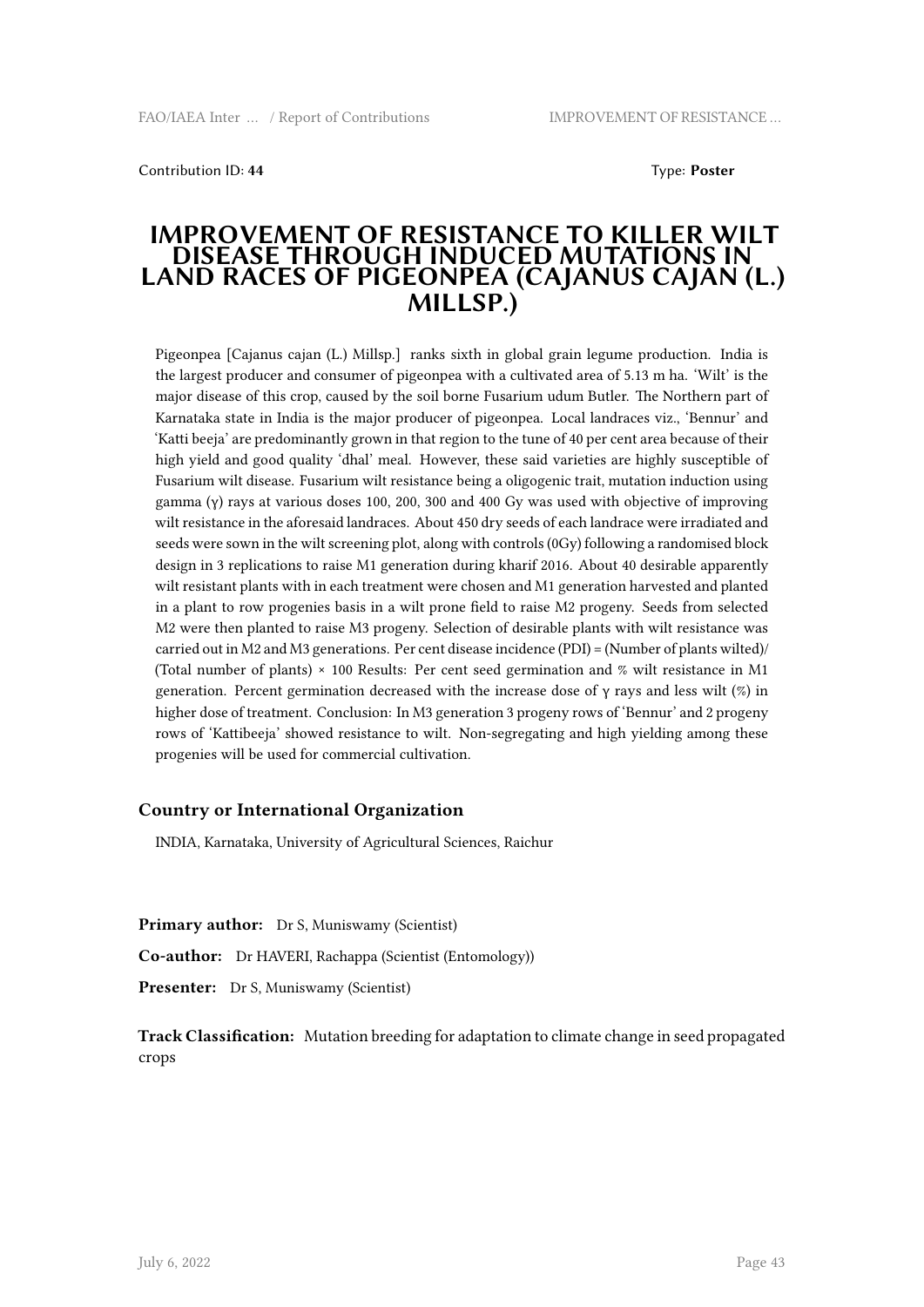Contribution ID: **44**

Type: **Poster**

# IMPROVEMENT OF RESISTANCE TO KILLER WILT DISEASE THROUGH INDUCED MUTATIONS IN LAND RACES OF PIGEONPEA (CAJANUS CAJAN (L.) MILLSP.)

Pigeonpea [Cajanus cajan (L.) Millsp.] ranks sixth in global grain legume production. India is the largest producer and consumer of pigeonpea with a cultivated area of 5.13 m ha. 'Wilt' is the major disease of this crop, caused by the soil borne Fusarium udum Butler. The Northern part of Karnataka state in India is the major producer of pigeonpea. Local landraces viz., 'Bennur' and 'Katti beeja' are predominantly grown in that region to the tune of 40 per cent area because of their high yield and good quality 'dhal' meal. However, these said varieties are highly susceptible of Fusarium wilt disease. Fusarium wilt resistance being a oligogenic trait, mutation induction using gamma (γ) rays at various doses 100, 200, 300 and 400 Gy was used with objective of improving wilt resistance in the aforesaid landraces. About 450 dry seeds of each landrace were irradiated and seeds were sown in the wilt screening plot, along with controls (0Gy) following a randomised block design in 3 replications to raise M1 generation during kharif 2016. About 40 desirable apparently wilt resistant plants with in each treatment were chosen and M1 generation harvested and planted in a plant to row progenies basis in a wilt prone field to raise M2 progeny. Seeds from selected M2 were then planted to raise M3 progeny. Selection of desirable plants with wilt resistance was carried out in M2 and M3 generations. Per cent disease incidence (PDI) = (Number of plants wilted)/(Total number of plants) × 100 Results: Per cent seed germination and % wilt resistance in M1 generation. Percent germination decreased with the increase dose of γ rays and less wilt (%) in higher dose of treatment. Conclusion: In M3 generation 3 progeny rows of 'Bennur' and 2 progeny rows of 'Kattibeeja' showed resistance to wilt. Non-segregating and high yielding among these progenies will be used for commercial cultivation.

### Country or International Organization

INDIA, Karnataka, University of Agricultural Sciences, Raichur

**Primary author:** Dr S, Muniswamy (Scientist)

**Co-author:** Dr HAVERI, Rachappa (Scientist (Entomology))

**Presenter:** Dr S, Muniswamy (Scientist)

**Track Classification:** Mutation breeding for adaptation to climate change in seed propagated crops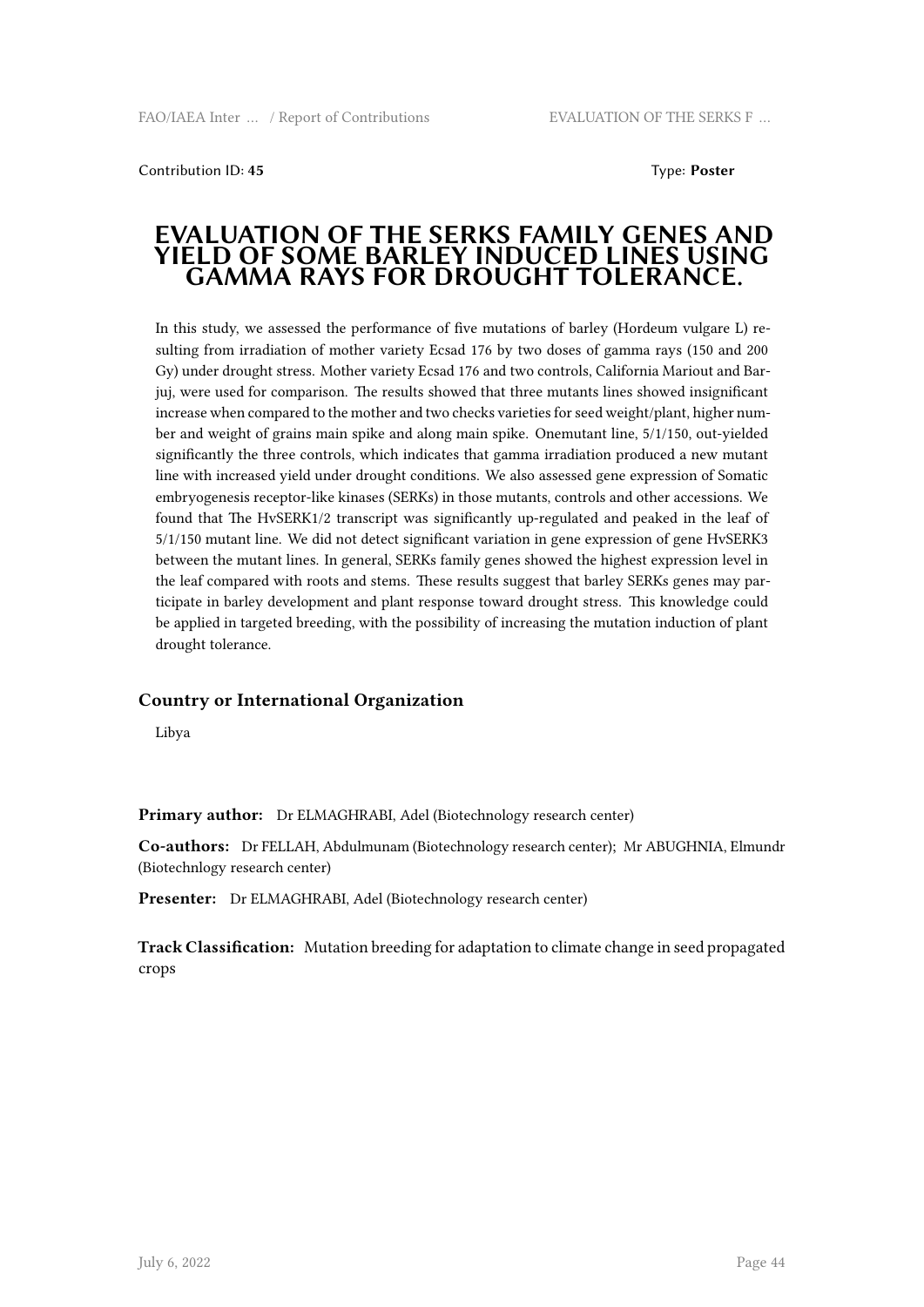Contribution ID: **45** Type: **Poster**

# EVALUATION OF THE SERKS FAMILY GENES AND YIELD OF SOME BARLEY INDUCED LINES USING GAMMA RAYS FOR DROUGHT TOLERANCE.

In this study, we assessed the performance of five mutations of barley (Hordeum vulgare L) resulting from irradiation of mother variety Ecsad 176 by two doses of gamma rays (150 and 200 Gy) under drought stress. Mother variety Ecsad 176 and two controls, California Mariout and Barjuj, were used for comparison. The results showed that three mutants lines showed insignificant increase when compared to the mother and two checks varieties for seed weight/plant, higher number and weight of grains main spike and along main spike. Onemutant line, 5/1/150, out-yielded significantly the three controls, which indicates that gamma irradiation produced a new mutant line with increased yield under drought conditions. We also assessed gene expression of Somatic embryogenesis receptor-like kinases (SERKs) in those mutants, controls and other accessions. We found that The HvSERK1/2 transcript was significantly up-regulated and peaked in the leaf of 5/1/150 mutant line. We did not detect significant variation in gene expression of gene HvSERK3 between the mutant lines. In general, SERKs family genes showed the highest expression level in the leaf compared with roots and stems. These results suggest that barley SERKs genes may participate in barley development and plant response toward drought stress. This knowledge could be applied in targeted breeding, with the possibility of increasing the mutation induction of plant drought tolerance.

### Country or International Organization

Libya

**Primary author:** Dr ELMAGHRABI, Adel (Biotechnology research center)

**Co-authors:** Dr FELLAH, Abdulmunam (Biotechnology research center); Mr ABUGHNIA, Elmundr (Biotechnlogy research center)

**Presenter:** Dr ELMAGHRABI, Adel (Biotechnology research center)

**Track Classification:** Mutation breeding for adaptation to climate change in seed propagated crops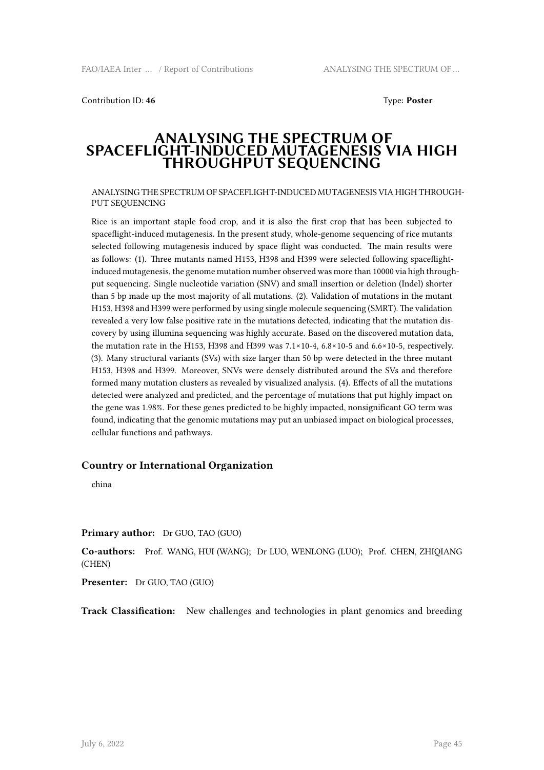Contribution ID: **46** Type: **Poster**

# ANALYSING THE SPECTRUM OF SPACEFLIGHT-INDUCED MUTAGENESIS VIA HIGH THROUGHPUT SEQUENCING

ANALYSING THE SPECTRUM OF SPACEFLIGHT-INDUCED MUTAGENESIS VIA HIGH THROUGHPUT SEQUENCING

Rice is an important staple food crop, and it is also the first crop that has been subjected to spaceflight-induced mutagenesis. In the present study, whole-genome sequencing of rice mutants selected following mutagenesis induced by space flight was conducted. The main results were as follows: (1). Three mutants named H153, H398 and H399 were selected following spaceflight-induced mutagenesis, the genome mutation number observed was more than 10000 via high throughput sequencing. Single nucleotide variation (SNV) and small insertion or deletion (Indel) shorter than 5 bp made up the most majority of all mutations. (2). Validation of mutations in the mutant H153, H398 and H399 were performed by using single molecule sequencing (SMRT). The validation revealed a very low false positive rate in the mutations detected, indicating that the mutation discovery by using illumina sequencing was highly accurate. Based on the discovered mutation data, the mutation rate in the H153, H398 and H399 was $7.1\times10$-4, $6.8\times10$-5 and $6.6\times10$-5, respectively. (3). Many structural variants (SVs) with size larger than 50 bp were detected in the three mutant H153, H398 and H399. Moreover, SNVs were densely distributed around the SVs and therefore formed many mutation clusters as revealed by visualized analysis. (4). Effects of all the mutations detected were analyzed and predicted, and the percentage of mutations that put highly impact on the gene was 1.98%. For these genes predicted to be highly impacted, nonsignificant GO term was found, indicating that the genomic mutations may put an unbiased impact on biological processes, cellular functions and pathways.

## Country or International Organization

china

**Primary author:** Dr GUO, TAO (GUO)

**Co-authors:** Prof. WANG, HUI (WANG); Dr LUO, WENLONG (LUO); Prof. CHEN, ZHIQIANG (CHEN)

**Presenter:** Dr GUO, TAO (GUO)

**Track Classification:** New challenges and technologies in plant genomics and breeding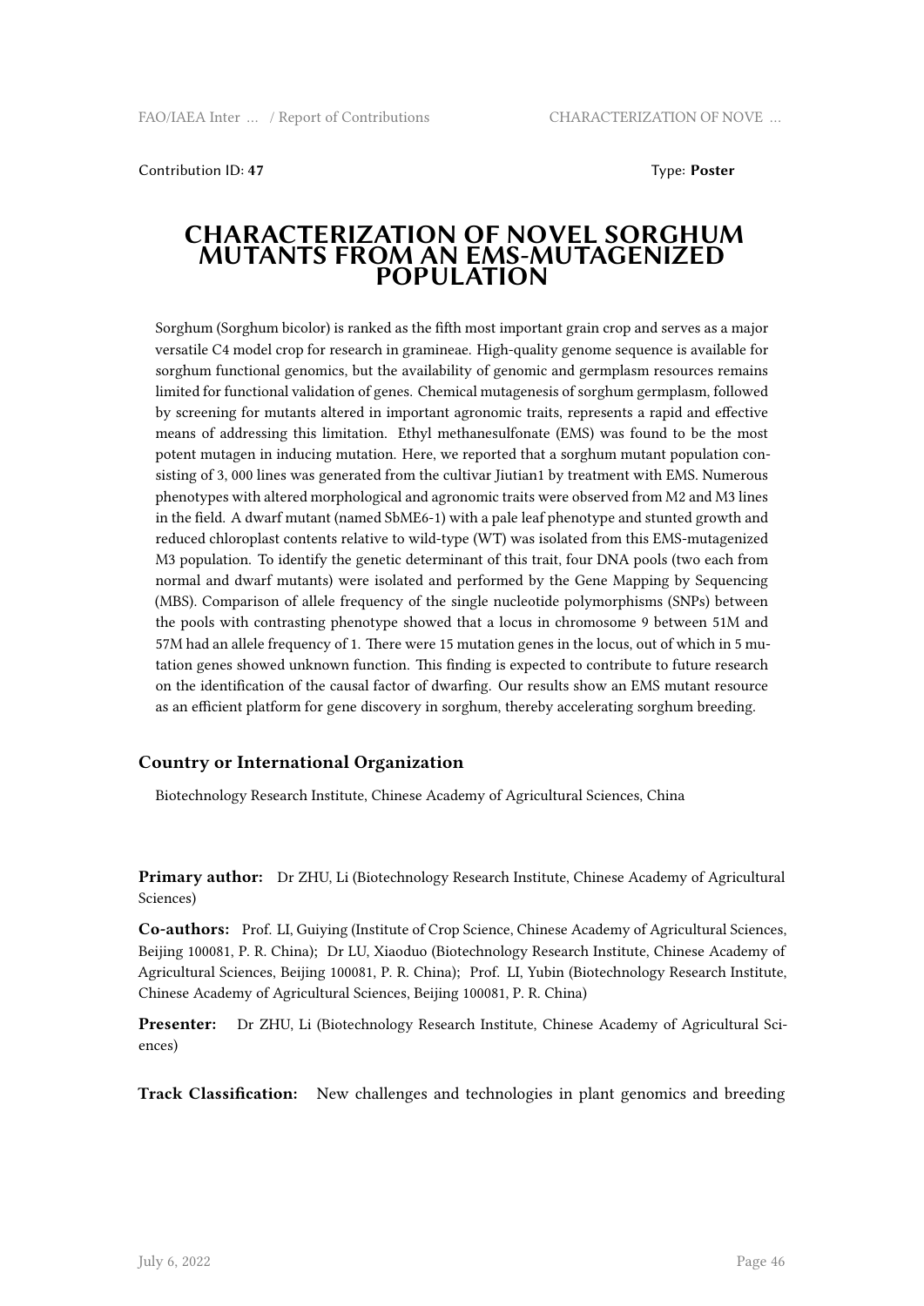Contribution ID: **47** Type: **Poster**

# CHARACTERIZATION OF NOVEL SORGHUM MUTANTS FROM AN EMS-MUTAGENIZED POPULATION

Sorghum (Sorghum bicolor) is ranked as the fifth most important grain crop and serves as a major versatile C4 model crop for research in gramineae. High-quality genome sequence is available for sorghum functional genomics, but the availability of genomic and germplasm resources remains limited for functional validation of genes. Chemical mutagenesis of sorghum germplasm, followed by screening for mutants altered in important agronomic traits, represents a rapid and effective means of addressing this limitation. Ethyl methanesulfonate (EMS) was found to be the most potent mutagen in inducing mutation. Here, we reported that a sorghum mutant population consisting of 3, 000 lines was generated from the cultivar Jiutian1 by treatment with EMS. Numerous phenotypes with altered morphological and agronomic traits were observed from M2 and M3 lines in the field. A dwarf mutant (named SbME6-1) with a pale leaf phenotype and stunted growth and reduced chloroplast contents relative to wild-type (WT) was isolated from this EMS-mutagenized M3 population. To identify the genetic determinant of this trait, four DNA pools (two each from normal and dwarf mutants) were isolated and performed by the Gene Mapping by Sequencing (MBS). Comparison of allele frequency of the single nucleotide polymorphisms (SNPs) between the pools with contrasting phenotype showed that a locus in chromosome 9 between 51M and 57M had an allele frequency of 1. There were 15 mutation genes in the locus, out of which in 5 mutation genes showed unknown function. This finding is expected to contribute to future research on the identification of the causal factor of dwarfing. Our results show an EMS mutant resource as an efficient platform for gene discovery in sorghum, thereby accelerating sorghum breeding.

### Country or International Organization

Biotechnology Research Institute, Chinese Academy of Agricultural Sciences, China

**Primary author:** Dr ZHU, Li (Biotechnology Research Institute, Chinese Academy of Agricultural Sciences)

**Co-authors:** Prof. LI, Guiying (Institute of Crop Science, Chinese Academy of Agricultural Sciences, Beijing 100081, P. R. China); Dr LU, Xiaoduo (Biotechnology Research Institute, Chinese Academy of Agricultural Sciences, Beijing 100081, P. R. China); Prof. LI, Yubin (Biotechnology Research Institute, Chinese Academy of Agricultural Sciences, Beijing 100081, P. R. China)

**Presenter:** Dr ZHU, Li (Biotechnology Research Institute, Chinese Academy of Agricultural Sciences)

**Track Classification:** New challenges and technologies in plant genomics and breeding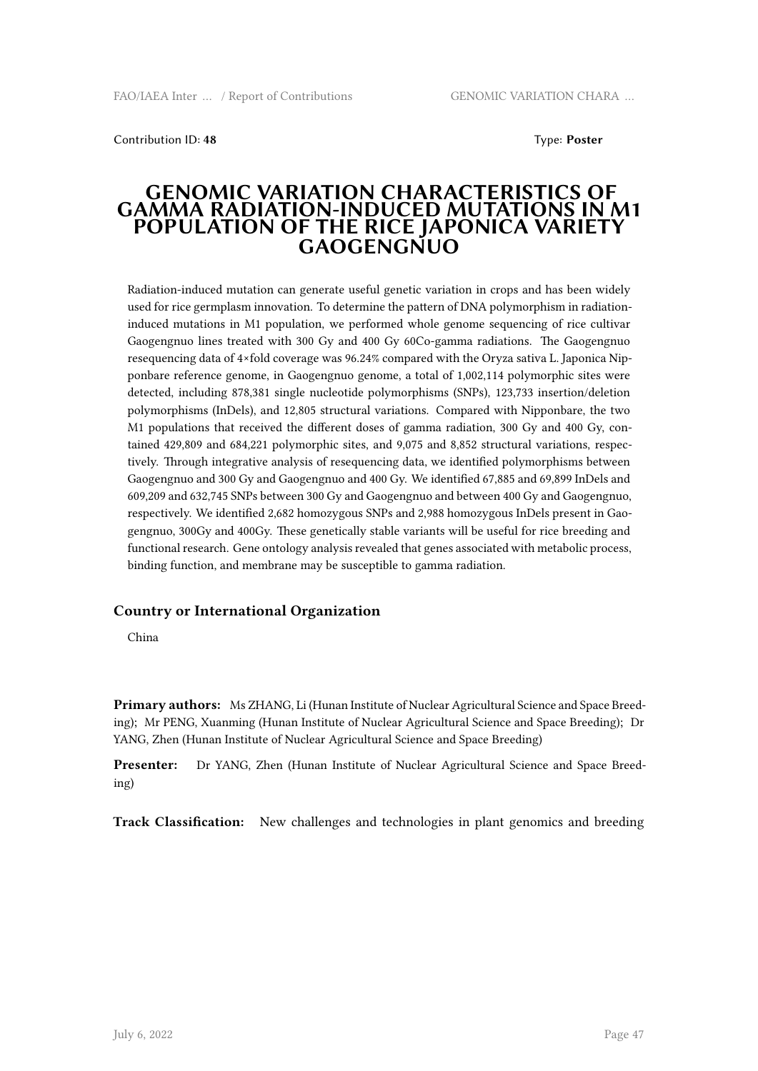Contribution ID: **48**

Type: **Poster**

# GENOMIC VARIATION CHARACTERISTICS OF GAMMA RADIATION-INDUCED MUTATIONS IN M1 POPULATION OF THE RICE JAPONICA VARIETY GAOGENGNUO

Radiation-induced mutation can generate useful genetic variation in crops and has been widely used for rice germplasm innovation. To determine the pattern of DNA polymorphism in radiation-induced mutations in M1 population, we performed whole genome sequencing of rice cultivar Gaogengnuo lines treated with 300 Gy and 400 Gy 60Co-gamma radiations. The Gaogengnuo resequencing data of 4×fold coverage was 96.24% compared with the Oryza sativa L. Japonica Nipponbare reference genome, in Gaogengnuo genome, a total of 1,002,114 polymorphic sites were detected, including 878,381 single nucleotide polymorphisms (SNPs), 123,733 insertion/deletion polymorphisms (InDels), and 12,805 structural variations. Compared with Nipponbare, the two M1 populations that received the different doses of gamma radiation, 300 Gy and 400 Gy, contained 429,809 and 684,221 polymorphic sites, and 9,075 and 8,852 structural variations, respectively. Through integrative analysis of resequencing data, we identified polymorphisms between Gaogengnuo and 300 Gy and Gaogengnuo and 400 Gy. We identified 67,885 and 69,899 InDels and 609,209 and 632,745 SNPs between 300 Gy and Gaogengnuo and between 400 Gy and Gaogengnuo, respectively. We identified 2,682 homozygous SNPs and 2,988 homozygous InDels present in Gaogengnuo, 300Gy and 400Gy. These genetically stable variants will be useful for rice breeding and functional research. Gene ontology analysis revealed that genes associated with metabolic process, binding function, and membrane may be susceptible to gamma radiation.

## Country or International Organization

China

**Primary authors:** Ms ZHANG, Li (Hunan Institute of Nuclear Agricultural Science and Space Breeding); Mr PENG, Xuanming (Hunan Institute of Nuclear Agricultural Science and Space Breeding); Dr YANG, Zhen (Hunan Institute of Nuclear Agricultural Science and Space Breeding)

**Presenter:** Dr YANG, Zhen (Hunan Institute of Nuclear Agricultural Science and Space Breeding)

**Track Classification:** New challenges and technologies in plant genomics and breeding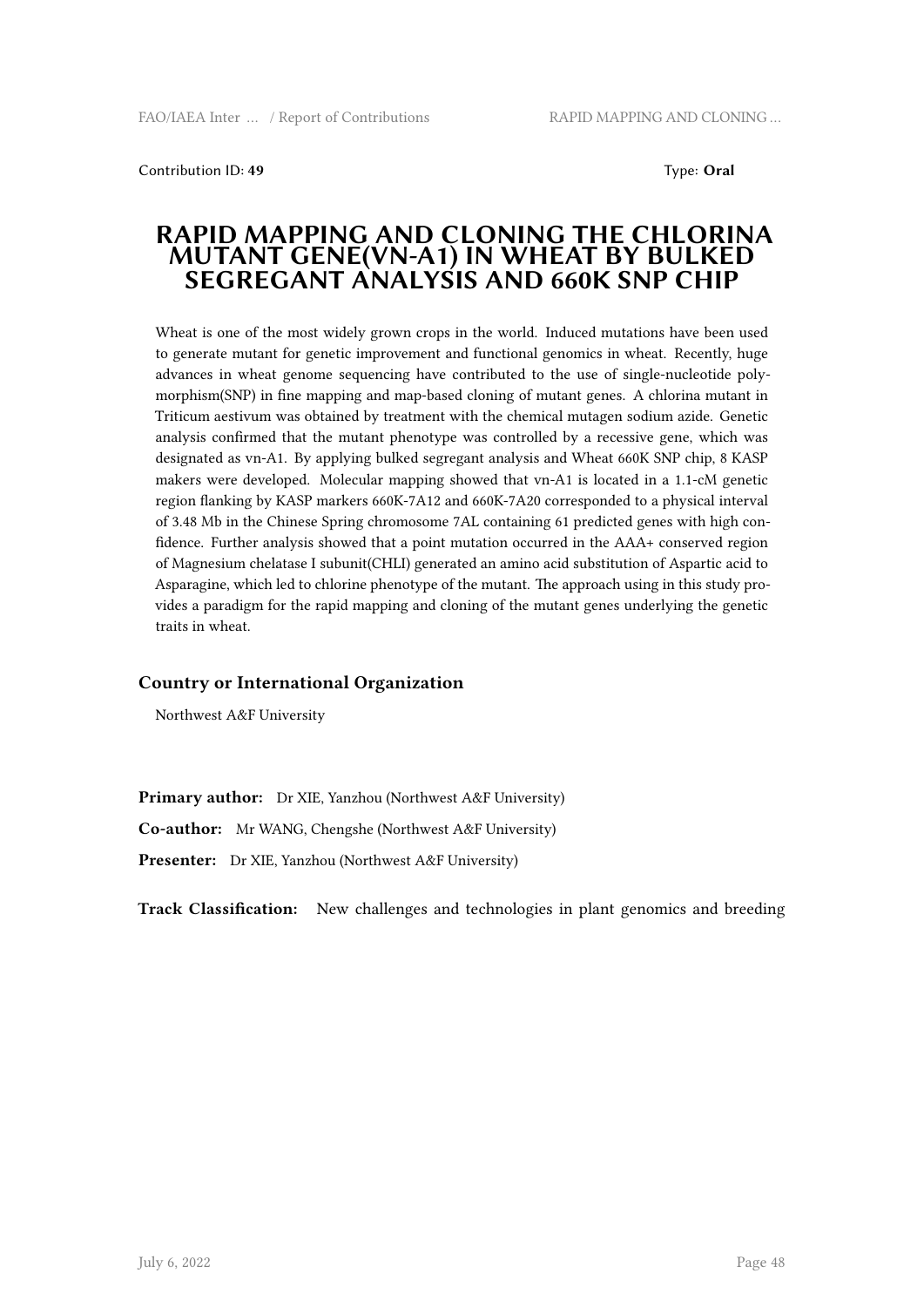Contribution ID: **49** Type: **Oral**

# RAPID MAPPING AND CLONING THE CHLORINA MUTANT GENE(VN-A1) IN WHEAT BY BULKED SEGREGANT ANALYSIS AND 660K SNP CHIP

Wheat is one of the most widely grown crops in the world. Induced mutations have been used to generate mutant for genetic improvement and functional genomics in wheat. Recently, huge advances in wheat genome sequencing have contributed to the use of single-nucleotide polymorphism(SNP) in fine mapping and map-based cloning of mutant genes. A chlorina mutant in Triticum aestivum was obtained by treatment with the chemical mutagen sodium azide. Genetic analysis confirmed that the mutant phenotype was controlled by a recessive gene, which was designated as vn-A1. By applying bulked segregant analysis and Wheat 660K SNP chip, 8 KASP makers were developed. Molecular mapping showed that vn-A1 is located in a 1.1-cM genetic region flanking by KASP markers 660K-7A12 and 660K-7A20 corresponded to a physical interval of 3.48 Mb in the Chinese Spring chromosome 7AL containing 61 predicted genes with high confidence. Further analysis showed that a point mutation occurred in the AAA+ conserved region of Magnesium chelatase I subunit(CHLI) generated an amino acid substitution of Aspartic acid to Asparagine, which led to chlorine phenotype of the mutant. The approach using in this study provides a paradigm for the rapid mapping and cloning of the mutant genes underlying the genetic traits in wheat.

### Country or International Organization

Northwest A&F University

**Primary author:** Dr XIE, Yanzhou (Northwest A&F University)

**Co-author:** Mr WANG, Chengshe (Northwest A&F University)

**Presenter:** Dr XIE, Yanzhou (Northwest A&F University)

**Track Classification:** New challenges and technologies in plant genomics and breeding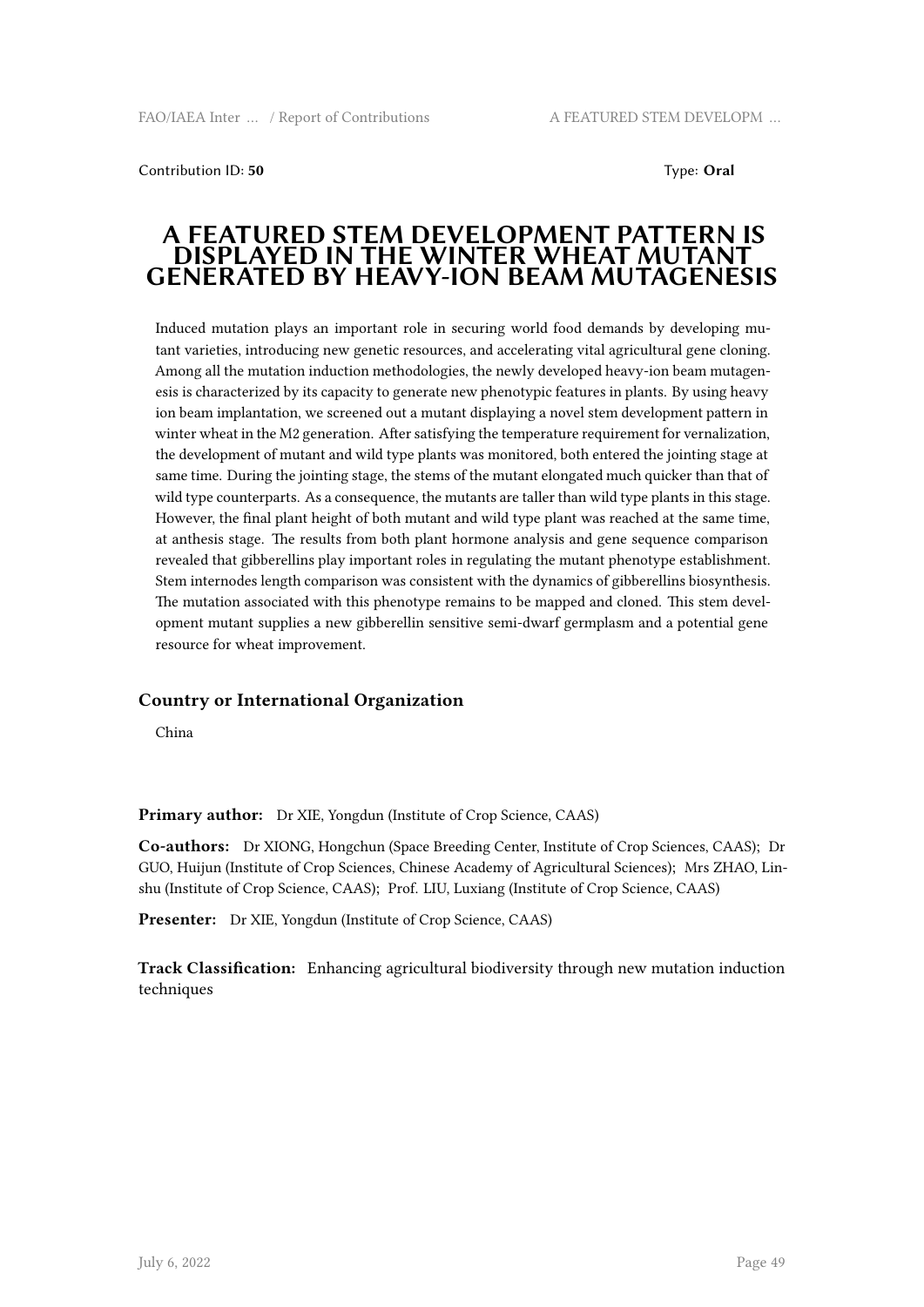Contribution ID: **50**

Type: **Oral**

# A FEATURED STEM DEVELOPMENT PATTERN IS DISPLAYED IN THE WINTER WHEAT MUTANT GENERATED BY HEAVY-ION BEAM MUTAGENESIS

Induced mutation plays an important role in securing world food demands by developing mutant varieties, introducing new genetic resources, and accelerating vital agricultural gene cloning. Among all the mutation induction methodologies, the newly developed heavy-ion beam mutagenesis is characterized by its capacity to generate new phenotypic features in plants. By using heavy ion beam implantation, we screened out a mutant displaying a novel stem development pattern in winter wheat in the M2 generation. After satisfying the temperature requirement for vernalization, the development of mutant and wild type plants was monitored, both entered the jointing stage at same time. During the jointing stage, the stems of the mutant elongated much quicker than that of wild type counterparts. As a consequence, the mutants are taller than wild type plants in this stage. However, the final plant height of both mutant and wild type plant was reached at the same time, at anthesis stage. The results from both plant hormone analysis and gene sequence comparison revealed that gibberellins play important roles in regulating the mutant phenotype establishment. Stem internodes length comparison was consistent with the dynamics of gibberellins biosynthesis. The mutation associated with this phenotype remains to be mapped and cloned. This stem development mutant supplies a new gibberellin sensitive semi-dwarf germplasm and a potential gene resource for wheat improvement.

### Country or International Organization

China

**Primary author:** Dr XIE, Yongdun (Institute of Crop Science, CAAS)

**Co-authors:** Dr XIONG, Hongchun (Space Breeding Center, Institute of Crop Sciences, CAAS); Dr GUO, Huijun (Institute of Crop Sciences, Chinese Academy of Agricultural Sciences); Mrs ZHAO, Linshu (Institute of Crop Science, CAAS); Prof. LIU, Luxiang (Institute of Crop Science, CAAS)

**Presenter:** Dr XIE, Yongdun (Institute of Crop Science, CAAS)

**Track Classification:** Enhancing agricultural biodiversity through new mutation induction techniques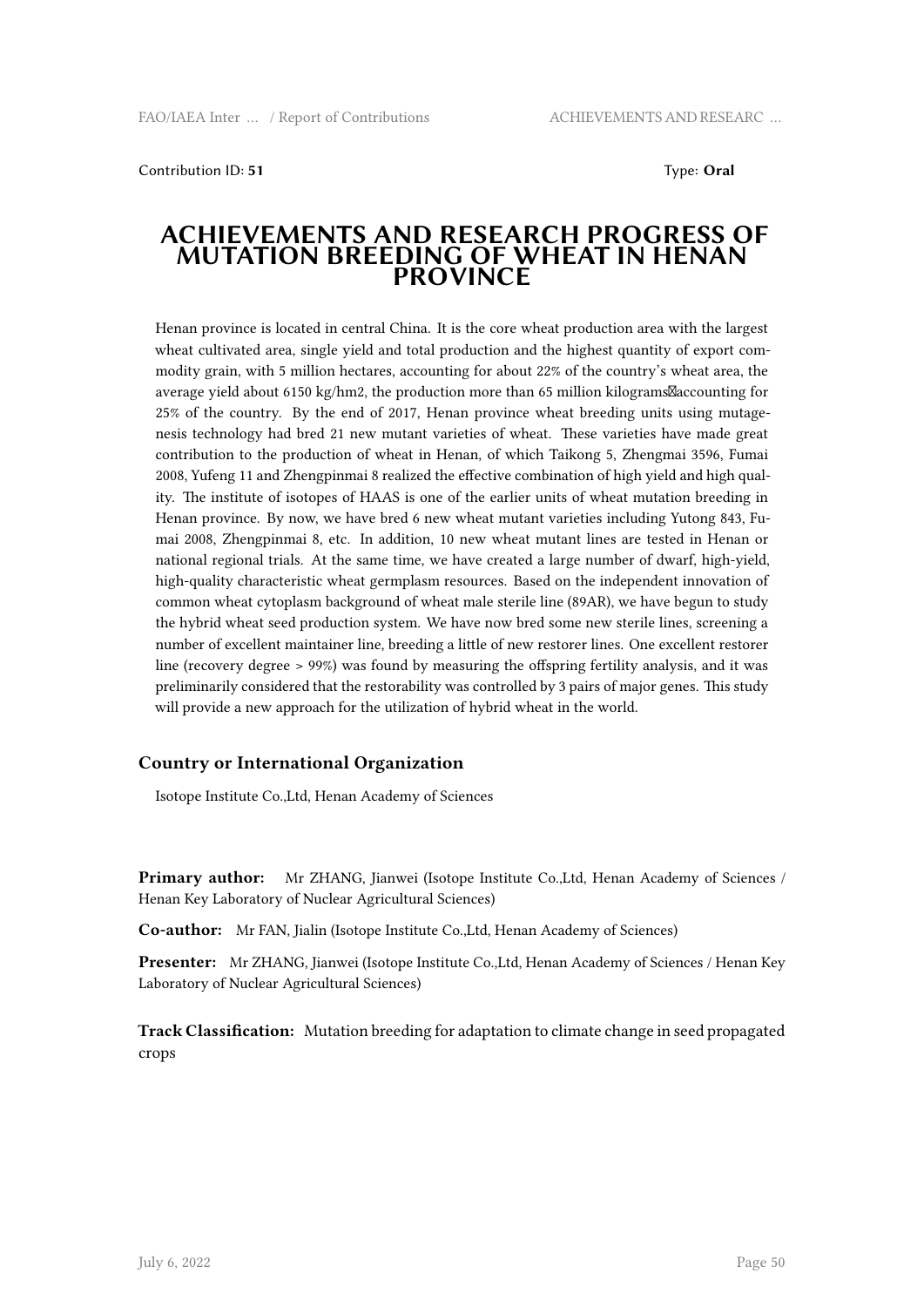Contribution ID: **51** Type: **Oral**

# ACHIEVEMENTS AND RESEARCH PROGRESS OF MUTATION BREEDING OF WHEAT IN HENAN PROVINCE

Henan province is located in central China. It is the core wheat production area with the largest wheat cultivated area, single yield and total production and the highest quantity of export commodity grain, with 5 million hectares, accounting for about 22% of the country's wheat area, the average yield about 6150 kg/hm2, the production more than 65 million kilograms，accounting for 25% of the country. By the end of 2017, Henan province wheat breeding units using mutagenesis technology had bred 21 new mutant varieties of wheat. These varieties have made great contribution to the production of wheat in Henan, of which Taikong 5, Zhengmai 3596, Fumai 2008, Yufeng 11 and Zhengpinmai 8 realized the effective combination of high yield and high quality. The institute of isotopes of HAAS is one of the earlier units of wheat mutation breeding in Henan province. By now, we have bred 6 new wheat mutant varieties including Yutong 843, Fumai 2008, Zhengpinmai 8, etc. In addition, 10 new wheat mutant lines are tested in Henan or national regional trials. At the same time, we have created a large number of dwarf, high-yield, high-quality characteristic wheat germplasm resources. Based on the independent innovation of common wheat cytoplasm background of wheat male sterile line (89AR), we have begun to study the hybrid wheat seed production system. We have now bred some new sterile lines, screening a number of excellent maintainer line, breeding a little of new restorer lines. One excellent restorer line (recovery degree > 99%) was found by measuring the offspring fertility analysis, and it was preliminarily considered that the restorability was controlled by 3 pairs of major genes. This study will provide a new approach for the utilization of hybrid wheat in the world.

### Country or International Organization

Isotope Institute Co.,Ltd, Henan Academy of Sciences

**Primary author:** Mr ZHANG, Jianwei (Isotope Institute Co.,Ltd, Henan Academy of Sciences / Henan Key Laboratory of Nuclear Agricultural Sciences)

**Co-author:** Mr FAN, Jialin (Isotope Institute Co.,Ltd, Henan Academy of Sciences)

**Presenter:** Mr ZHANG, Jianwei (Isotope Institute Co.,Ltd, Henan Academy of Sciences / Henan Key Laboratory of Nuclear Agricultural Sciences)

**Track Classification:** Mutation breeding for adaptation to climate change in seed propagated crops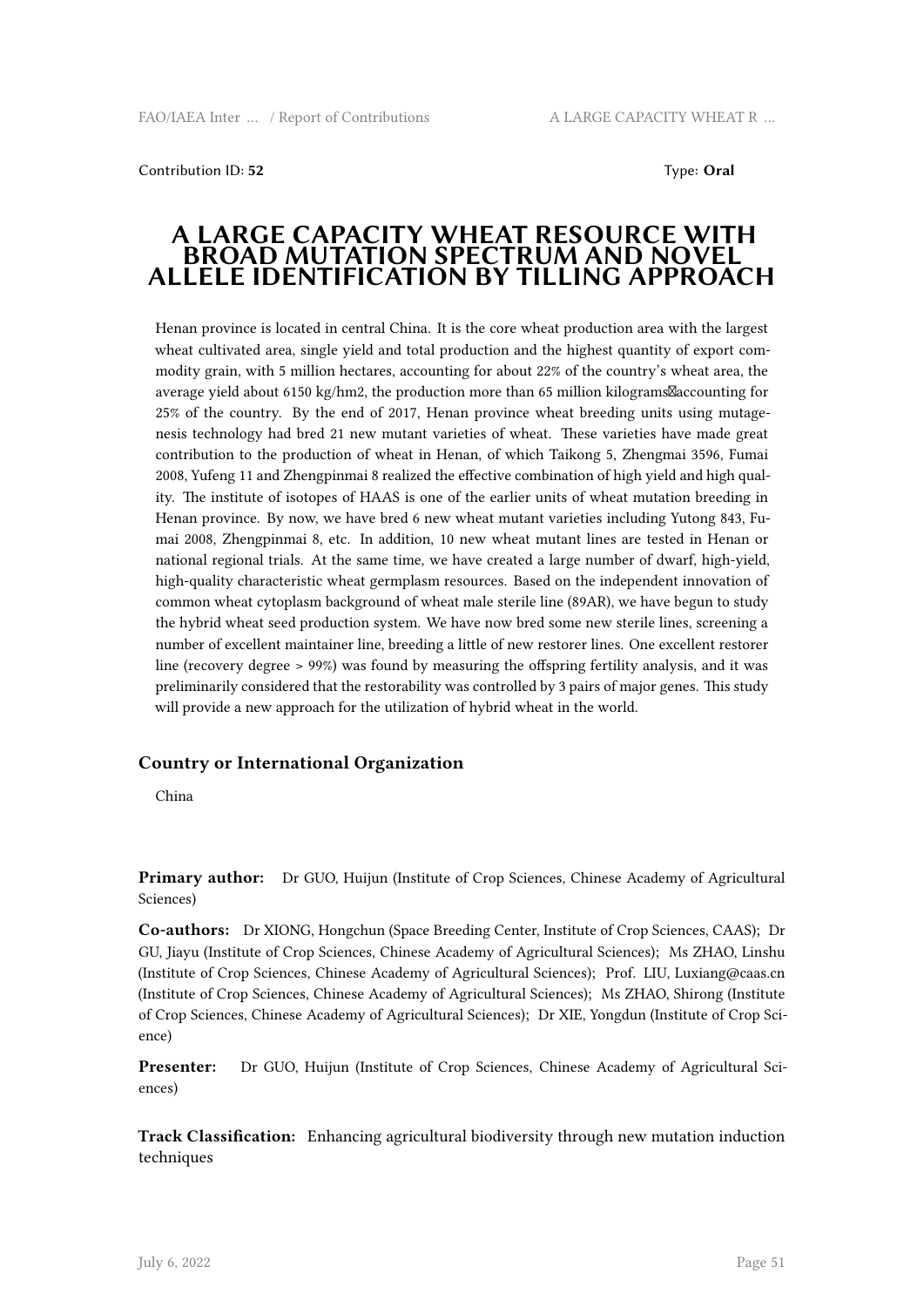Contribution ID: **52** Type: **Oral**

# A LARGE CAPACITY WHEAT RESOURCE WITH BROAD MUTATION SPECTRUM AND NOVEL ALLELE IDENTIFICATION BY TILLING APPROACH

Henan province is located in central China. It is the core wheat production area with the largest wheat cultivated area, single yield and total production and the highest quantity of export commodity grain, with 5 million hectares, accounting for about 22% of the country's wheat area, the average yield about 6150 kg/hm2, the production more than 65 million kilograms�accounting for 25% of the country. By the end of 2017, Henan province wheat breeding units using mutagenesis technology had bred 21 new mutant varieties of wheat. These varieties have made great contribution to the production of wheat in Henan, of which Taikong 5, Zhengmai 3596, Fumai 2008, Yufeng 11 and Zhengpinmai 8 realized the effective combination of high yield and high quality. The institute of isotopes of HAAS is one of the earlier units of wheat mutation breeding in Henan province. By now, we have bred 6 new wheat mutant varieties including Yutong 843, Fumai 2008, Zhengpinmai 8, etc. In addition, 10 new wheat mutant lines are tested in Henan or national regional trials. At the same time, we have created a large number of dwarf, high-yield, high-quality characteristic wheat germplasm resources. Based on the independent innovation of common wheat cytoplasm background of wheat male sterile line (89AR), we have begun to study the hybrid wheat seed production system. We have now bred some new sterile lines, screening a number of excellent maintainer line, breeding a little of new restorer lines. One excellent restorer line (recovery degree > 99%) was found by measuring the offspring fertility analysis, and it was preliminarily considered that the restorability was controlled by 3 pairs of major genes. This study will provide a new approach for the utilization of hybrid wheat in the world.

### Country or International Organization

China

**Primary author:** Dr GUO, Huijun (Institute of Crop Sciences, Chinese Academy of Agricultural Sciences)

**Co-authors:** Dr XIONG, Hongchun (Space Breeding Center, Institute of Crop Sciences, CAAS); Dr GU, Jiayu (Institute of Crop Sciences, Chinese Academy of Agricultural Sciences); Ms ZHAO, Linshu (Institute of Crop Sciences, Chinese Academy of Agricultural Sciences); Prof. LIU, Luxiang@caas.cn (Institute of Crop Sciences, Chinese Academy of Agricultural Sciences); Ms ZHAO, Shirong (Institute of Crop Sciences, Chinese Academy of Agricultural Sciences); Dr XIE, Yongdun (Institute of Crop Science)

**Presenter:** Dr GUO, Huijun (Institute of Crop Sciences, Chinese Academy of Agricultural Sciences)

**Track Classification:** Enhancing agricultural biodiversity through new mutation induction techniques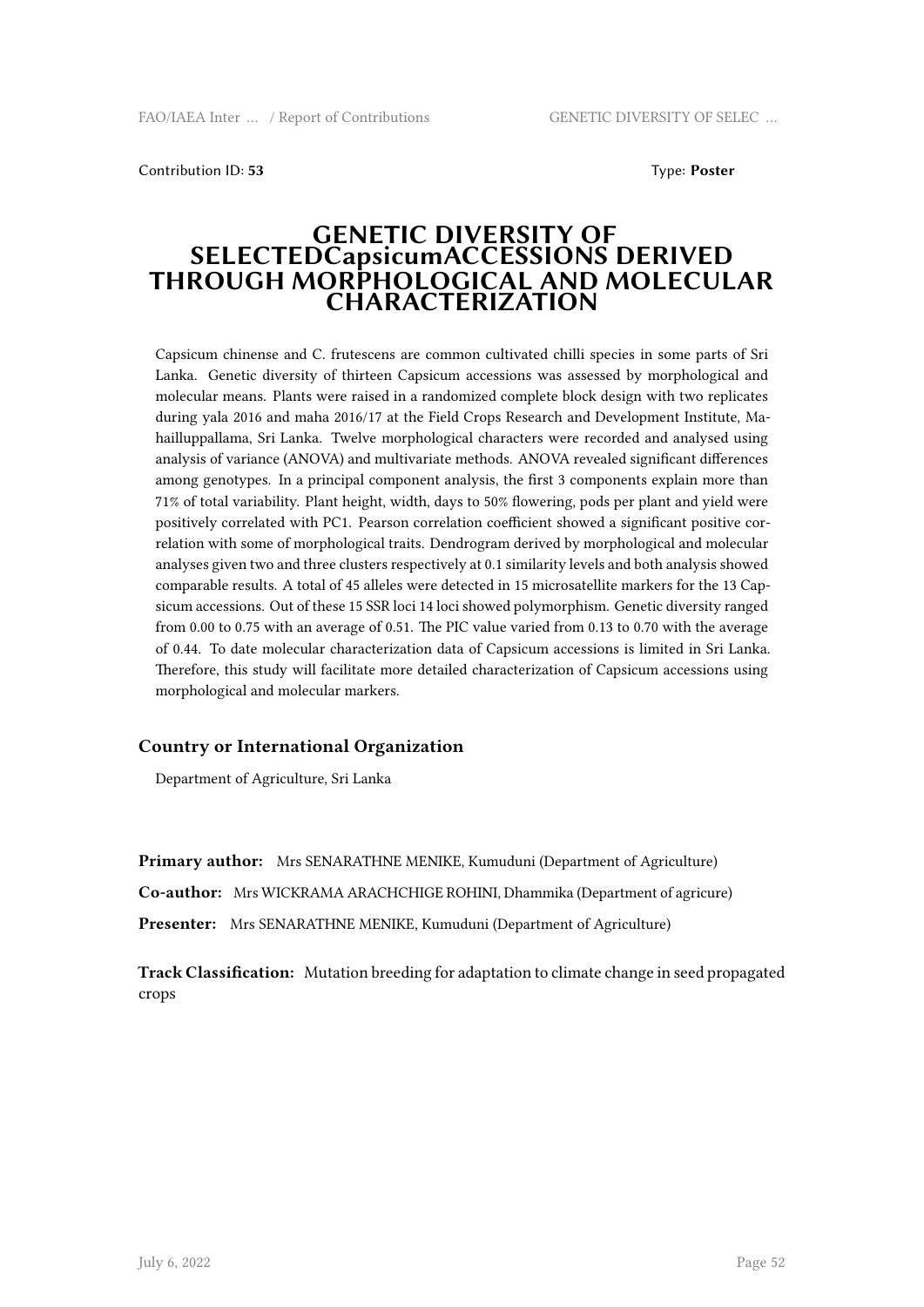Contribution ID: **53**

Type: **Poster**

# GENETIC DIVERSITY OF SELECTEDCapsicumACCESSIONS DERIVED THROUGH MORPHOLOGICAL AND MOLECULAR CHARACTERIZATION

Capsicum chinense and C. frutescens are common cultivated chilli species in some parts of Sri Lanka. Genetic diversity of thirteen Capsicum accessions was assessed by morphological and molecular means. Plants were raised in a randomized complete block design with two replicates during yala 2016 and maha 2016/17 at the Field Crops Research and Development Institute, Mahailluppallama, Sri Lanka. Twelve morphological characters were recorded and analysed using analysis of variance (ANOVA) and multivariate methods. ANOVA revealed significant differences among genotypes. In a principal component analysis, the first 3 components explain more than 71% of total variability. Plant height, width, days to 50% flowering, pods per plant and yield were positively correlated with PC1. Pearson correlation coefficient showed a significant positive correlation with some of morphological traits. Dendrogram derived by morphological and molecular analyses given two and three clusters respectively at 0.1 similarity levels and both analysis showed comparable results. A total of 45 alleles were detected in 15 microsatellite markers for the 13 Capsicum accessions. Out of these 15 SSR loci 14 loci showed polymorphism. Genetic diversity ranged from 0.00 to 0.75 with an average of 0.51. The PIC value varied from 0.13 to 0.70 with the average of 0.44. To date molecular characterization data of Capsicum accessions is limited in Sri Lanka. Therefore, this study will facilitate more detailed characterization of Capsicum accessions using morphological and molecular markers.

## Country or International Organization

Department of Agriculture, Sri Lanka

**Primary author:** Mrs SENARATHNE MENIKE, Kumuduni (Department of Agriculture)

**Co-author:** Mrs WICKRAMA ARACHCHIGE ROHINI, Dhammika (Department of agricure)

**Presenter:** Mrs SENARATHNE MENIKE, Kumuduni (Department of Agriculture)

**Track Classification:** Mutation breeding for adaptation to climate change in seed propagated crops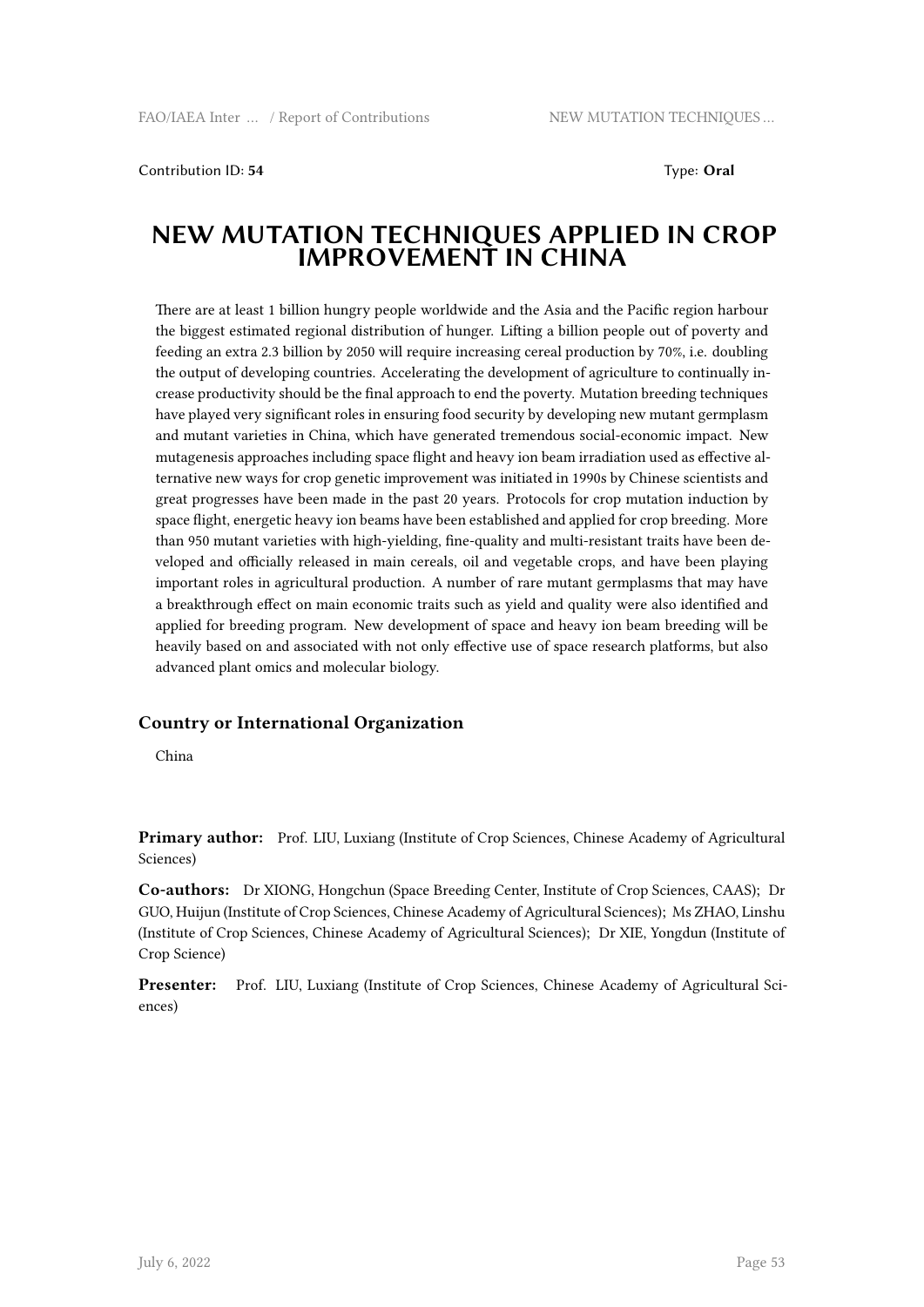Contribution ID: **54** Type: **Oral**

# NEW MUTATION TECHNIQUES APPLIED IN CROP IMPROVEMENT IN CHINA

There are at least 1 billion hungry people worldwide and the Asia and the Pacific region harbour the biggest estimated regional distribution of hunger. Lifting a billion people out of poverty and feeding an extra 2.3 billion by 2050 will require increasing cereal production by 70%, i.e. doubling the output of developing countries. Accelerating the development of agriculture to continually increase productivity should be the final approach to end the poverty. Mutation breeding techniques have played very significant roles in ensuring food security by developing new mutant germplasm and mutant varieties in China, which have generated tremendous social-economic impact. New mutagenesis approaches including space flight and heavy ion beam irradiation used as effective alternative new ways for crop genetic improvement was initiated in 1990s by Chinese scientists and great progresses have been made in the past 20 years. Protocols for crop mutation induction by space flight, energetic heavy ion beams have been established and applied for crop breeding. More than 950 mutant varieties with high-yielding, fine-quality and multi-resistant traits have been developed and officially released in main cereals, oil and vegetable crops, and have been playing important roles in agricultural production. A number of rare mutant germplasms that may have a breakthrough effect on main economic traits such as yield and quality were also identified and applied for breeding program. New development of space and heavy ion beam breeding will be heavily based on and associated with not only effective use of space research platforms, but also advanced plant omics and molecular biology.

### Country or International Organization

China

**Primary author:** Prof. LIU, Luxiang (Institute of Crop Sciences, Chinese Academy of Agricultural Sciences)

**Co-authors:** Dr XIONG, Hongchun (Space Breeding Center, Institute of Crop Sciences, CAAS); Dr GUO, Huijun (Institute of Crop Sciences, Chinese Academy of Agricultural Sciences); Ms ZHAO, Linshu (Institute of Crop Sciences, Chinese Academy of Agricultural Sciences); Dr XIE, Yongdun (Institute of Crop Science)

**Presenter:** Prof. LIU, Luxiang (Institute of Crop Sciences, Chinese Academy of Agricultural Sciences)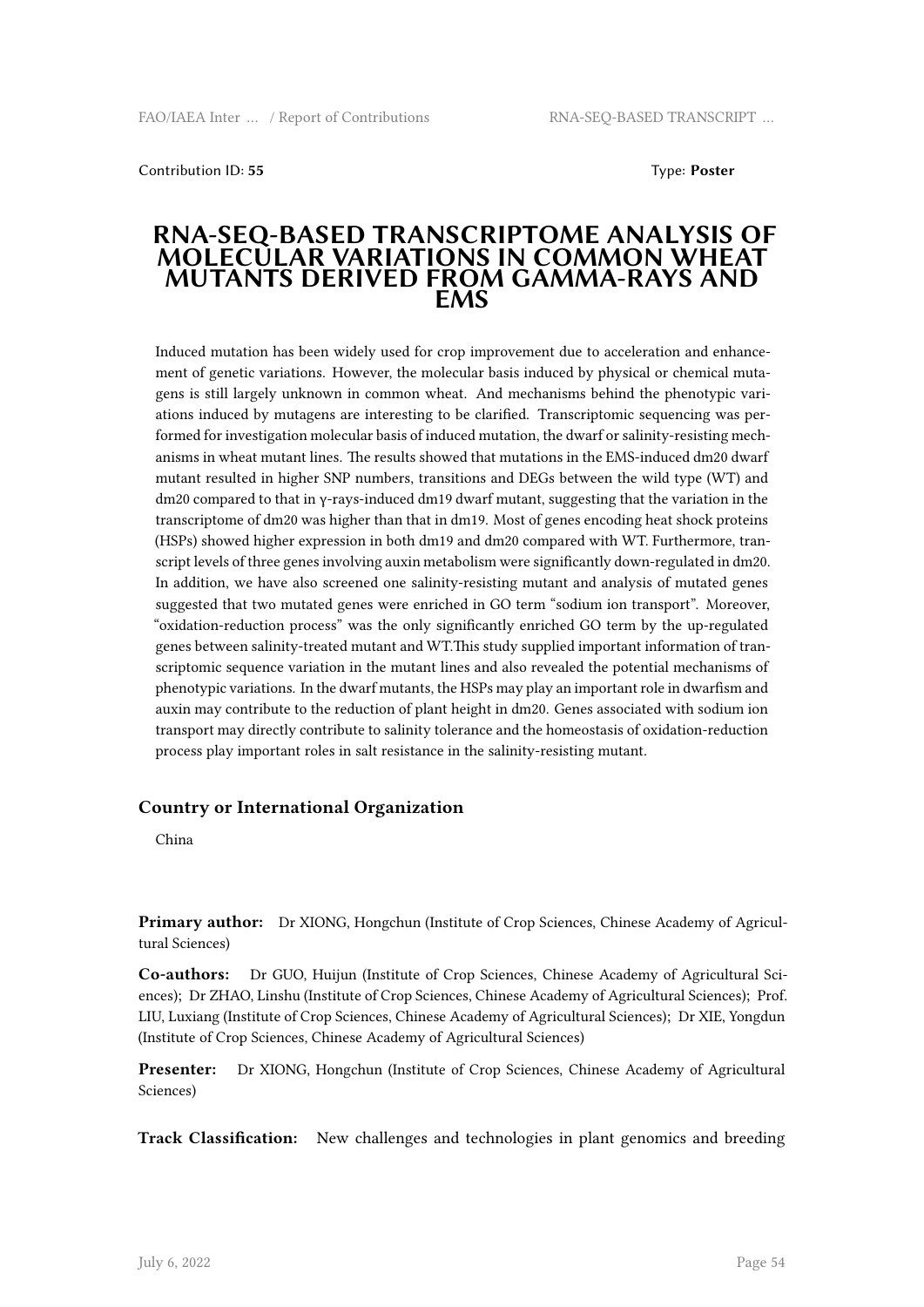Contribution ID: **55**  Type: **Poster**

# RNA-SEQ-BASED TRANSCRIPTOME ANALYSIS OF MOLECULAR VARIATIONS IN COMMON WHEAT MUTANTS DERIVED FROM GAMMA-RAYS AND EMS

Induced mutation has been widely used for crop improvement due to acceleration and enhancement of genetic variations. However, the molecular basis induced by physical or chemical mutagens is still largely unknown in common wheat. And mechanisms behind the phenotypic variations induced by mutagens are interesting to be clarified. Transcriptomic sequencing was performed for investigation molecular basis of induced mutation, the dwarf or salinity-resisting mechanisms in wheat mutant lines. The results showed that mutations in the EMS-induced dm20 dwarf mutant resulted in higher SNP numbers, transitions and DEGs between the wild type (WT) and dm20 compared to that in γ-rays-induced dm19 dwarf mutant, suggesting that the variation in the transcriptome of dm20 was higher than that in dm19. Most of genes encoding heat shock proteins (HSPs) showed higher expression in both dm19 and dm20 compared with WT. Furthermore, transcript levels of three genes involving auxin metabolism were significantly down-regulated in dm20. In addition, we have also screened one salinity-resisting mutant and analysis of mutated genes suggested that two mutated genes were enriched in GO term "sodium ion transport". Moreover, "oxidation-reduction process" was the only significantly enriched GO term by the up-regulated genes between salinity-treated mutant and WT.This study supplied important information of transcriptomic sequence variation in the mutant lines and also revealed the potential mechanisms of phenotypic variations. In the dwarf mutants, the HSPs may play an important role in dwarfism and auxin may contribute to the reduction of plant height in dm20. Genes associated with sodium ion transport may directly contribute to salinity tolerance and the homeostasis of oxidation-reduction process play important roles in salt resistance in the salinity-resisting mutant.

### Country or International Organization

China

**Primary author:** Dr XIONG, Hongchun (Institute of Crop Sciences, Chinese Academy of Agricultural Sciences)

**Co-authors:** Dr GUO, Huijun (Institute of Crop Sciences, Chinese Academy of Agricultural Sciences); Dr ZHAO, Linshu (Institute of Crop Sciences, Chinese Academy of Agricultural Sciences); Prof. LIU, Luxiang (Institute of Crop Sciences, Chinese Academy of Agricultural Sciences); Dr XIE, Yongdun (Institute of Crop Sciences, Chinese Academy of Agricultural Sciences)

**Presenter:** Dr XIONG, Hongchun (Institute of Crop Sciences, Chinese Academy of Agricultural Sciences)

**Track Classification:** New challenges and technologies in plant genomics and breeding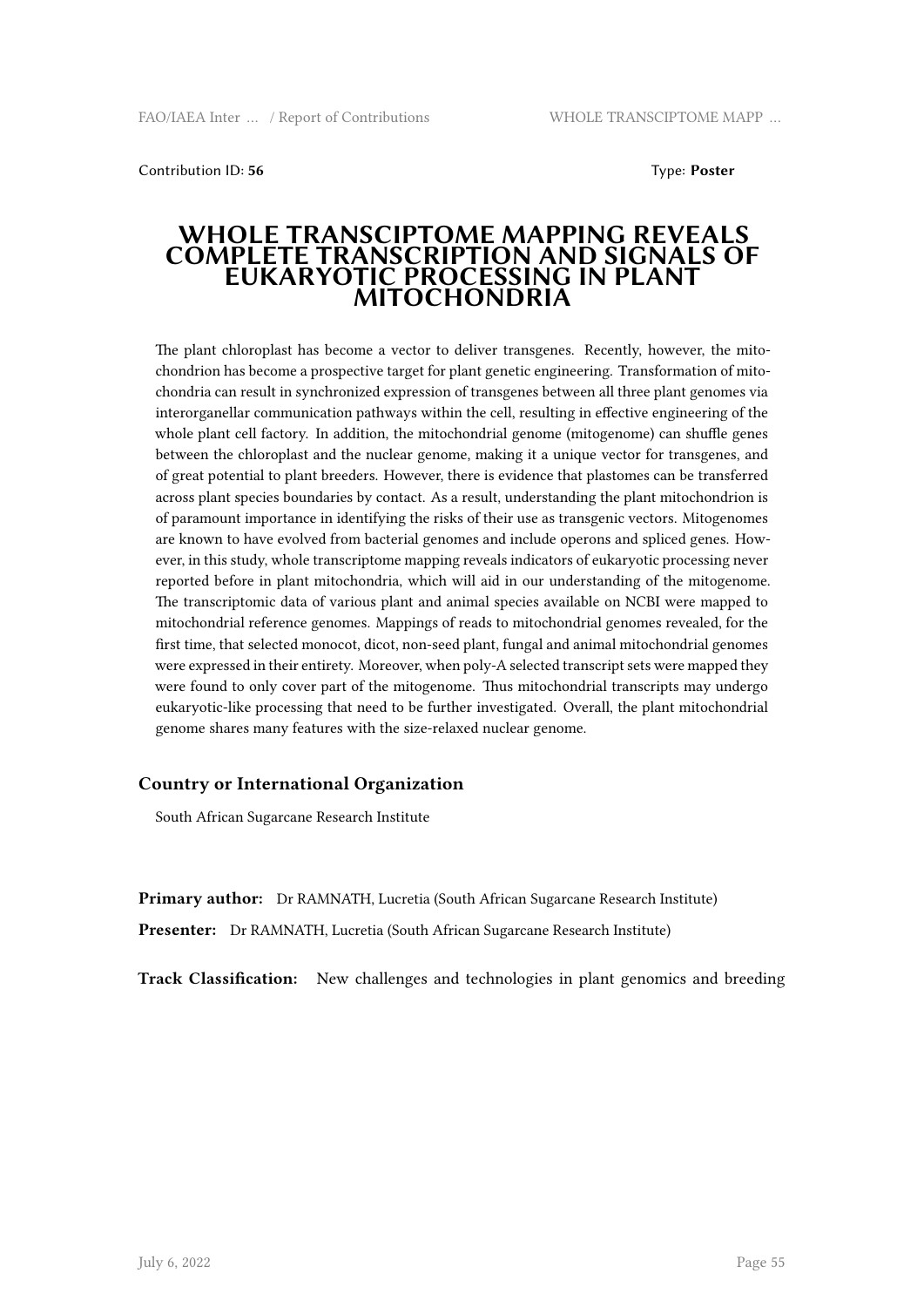Contribution ID: **56** Type: **Poster**

# WHOLE TRANSCIPTOME MAPPING REVEALS COMPLETE TRANSCRIPTION AND SIGNALS OF EUKARYOTIC PROCESSING IN PLANT MITOCHONDRIA

The plant chloroplast has become a vector to deliver transgenes. Recently, however, the mitochondrion has become a prospective target for plant genetic engineering. Transformation of mitochondria can result in synchronized expression of transgenes between all three plant genomes via interorganellar communication pathways within the cell, resulting in effective engineering of the whole plant cell factory. In addition, the mitochondrial genome (mitogenome) can shuffle genes between the chloroplast and the nuclear genome, making it a unique vector for transgenes, and of great potential to plant breeders. However, there is evidence that plastomes can be transferred across plant species boundaries by contact. As a result, understanding the plant mitochondrion is of paramount importance in identifying the risks of their use as transgenic vectors. Mitogenomes are known to have evolved from bacterial genomes and include operons and spliced genes. However, in this study, whole transcriptome mapping reveals indicators of eukaryotic processing never reported before in plant mitochondria, which will aid in our understanding of the mitogenome. The transcriptomic data of various plant and animal species available on NCBI were mapped to mitochondrial reference genomes. Mappings of reads to mitochondrial genomes revealed, for the first time, that selected monocot, dicot, non-seed plant, fungal and animal mitochondrial genomes were expressed in their entirety. Moreover, when poly-A selected transcript sets were mapped they were found to only cover part of the mitogenome. Thus mitochondrial transcripts may undergo eukaryotic-like processing that need to be further investigated. Overall, the plant mitochondrial genome shares many features with the size-relaxed nuclear genome.

### Country or International Organization

South African Sugarcane Research Institute

**Primary author:** Dr RAMNATH, Lucretia (South African Sugarcane Research Institute)

**Presenter:** Dr RAMNATH, Lucretia (South African Sugarcane Research Institute)

**Track Classification:** New challenges and technologies in plant genomics and breeding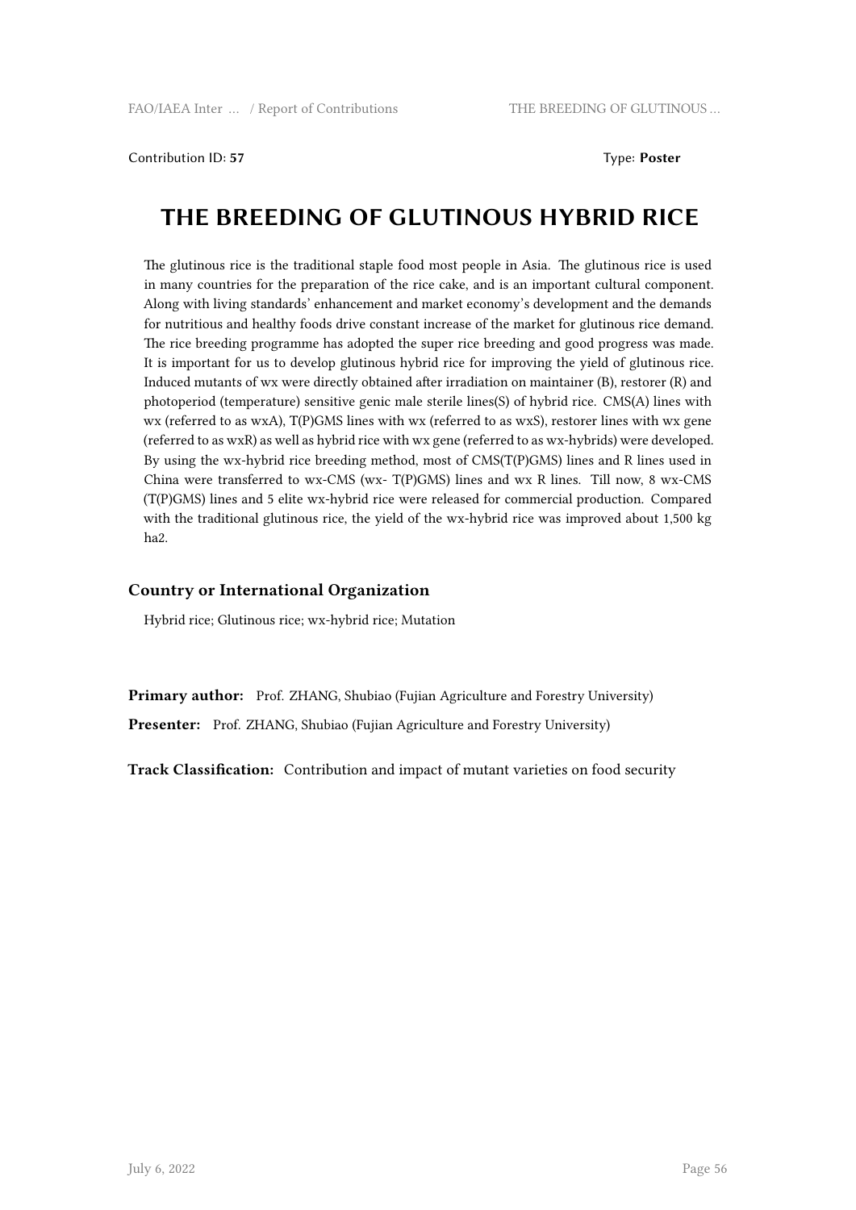Contribution ID: **57** Type: **Poster**

# THE BREEDING OF GLUTINOUS HYBRID RICE

The glutinous rice is the traditional staple food most people in Asia. The glutinous rice is used in many countries for the preparation of the rice cake, and is an important cultural component. Along with living standards' enhancement and market economy's development and the demands for nutritious and healthy foods drive constant increase of the market for glutinous rice demand. The rice breeding programme has adopted the super rice breeding and good progress was made. It is important for us to develop glutinous hybrid rice for improving the yield of glutinous rice. Induced mutants of wx were directly obtained after irradiation on maintainer (B), restorer (R) and photoperiod (temperature) sensitive genic male sterile lines(S) of hybrid rice. CMS(A) lines with wx (referred to as wxA), T(P)GMS lines with wx (referred to as wxS), restorer lines with wx gene (referred to as wxR) as well as hybrid rice with wx gene (referred to as wx-hybrids) were developed. By using the wx-hybrid rice breeding method, most of CMS(T(P)GMS) lines and R lines used in China were transferred to wx-CMS (wx- T(P)GMS) lines and wx R lines. Till now, 8 wx-CMS (T(P)GMS) lines and 5 elite wx-hybrid rice were released for commercial production. Compared with the traditional glutinous rice, the yield of the wx-hybrid rice was improved about 1,500 kg ha2.

### Country or International Organization

Hybrid rice; Glutinous rice; wx-hybrid rice; Mutation

**Primary author:** Prof. ZHANG, Shubiao (Fujian Agriculture and Forestry University)

**Presenter:** Prof. ZHANG, Shubiao (Fujian Agriculture and Forestry University)

**Track Classification:** Contribution and impact of mutant varieties on food security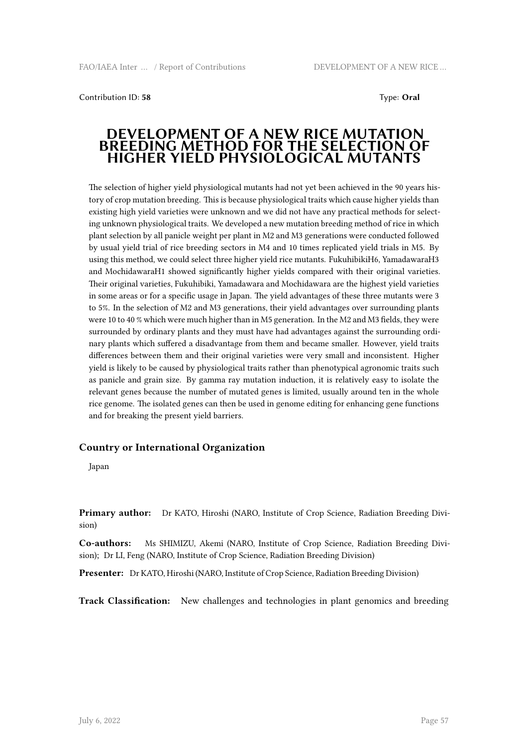Contribution ID: **58**

Type: **Oral**

# DEVELOPMENT OF A NEW RICE MUTATION BREEDING METHOD FOR THE SELECTION OF HIGHER YIELD PHYSIOLOGICAL MUTANTS

The selection of higher yield physiological mutants had not yet been achieved in the 90 years history of crop mutation breeding. This is because physiological traits which cause higher yields than existing high yield varieties were unknown and we did not have any practical methods for selecting unknown physiological traits. We developed a new mutation breeding method of rice in which plant selection by all panicle weight per plant in M2 and M3 generations were conducted followed by usual yield trial of rice breeding sectors in M4 and 10 times replicated yield trials in M5. By using this method, we could select three higher yield rice mutants. FukuhibikiH6, YamadawaraH3 and MochidawaraH1 showed significantly higher yields compared with their original varieties. Their original varieties, Fukuhibiki, Yamadawara and Mochidawara are the highest yield varieties in some areas or for a specific usage in Japan. The yield advantages of these three mutants were 3 to 5%. In the selection of M2 and M3 generations, their yield advantages over surrounding plants were 10 to 40 % which were much higher than in M5 generation. In the M2 and M3 fields, they were surrounded by ordinary plants and they must have had advantages against the surrounding ordinary plants which suffered a disadvantage from them and became smaller. However, yield traits differences between them and their original varieties were very small and inconsistent. Higher yield is likely to be caused by physiological traits rather than phenotypical agronomic traits such as panicle and grain size. By gamma ray mutation induction, it is relatively easy to isolate the relevant genes because the number of mutated genes is limited, usually around ten in the whole rice genome. The isolated genes can then be used in genome editing for enhancing gene functions and for breaking the present yield barriers.

## Country or International Organization

Japan

**Primary author:** Dr KATO, Hiroshi (NARO, Institute of Crop Science, Radiation Breeding Division)

**Co-authors:** Ms SHIMIZU, Akemi (NARO, Institute of Crop Science, Radiation Breeding Division); Dr LI, Feng (NARO, Institute of Crop Science, Radiation Breeding Division)

**Presenter:** Dr KATO, Hiroshi (NARO, Institute of Crop Science, Radiation Breeding Division)

**Track Classification:** New challenges and technologies in plant genomics and breeding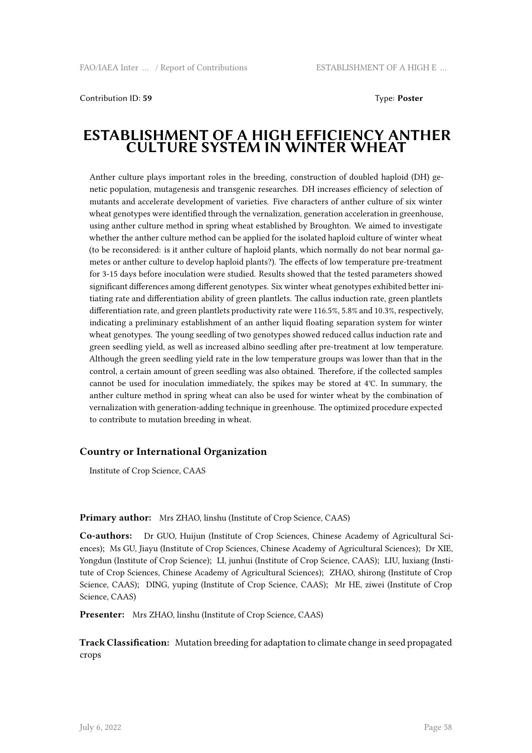Contribution ID: **59** Type: **Poster**

# ESTABLISHMENT OF A HIGH EFFICIENCY ANTHER CULTURE SYSTEM IN WINTER WHEAT

Anther culture plays important roles in the breeding, construction of doubled haploid (DH) genetic population, mutagenesis and transgenic researches. DH increases efficiency of selection of mutants and accelerate development of varieties. Five characters of anther culture of six winter wheat genotypes were identified through the vernalization, generation acceleration in greenhouse, using anther culture method in spring wheat established by Broughton. We aimed to investigate whether the anther culture method can be applied for the isolated haploid culture of winter wheat (to be reconsidered: is it anther culture of haploid plants, which normally do not bear normal gametes or anther culture to develop haploid plants?). The effects of low temperature pre-treatment for 3-15 days before inoculation were studied. Results showed that the tested parameters showed significant differences among different genotypes. Six winter wheat genotypes exhibited better initiating rate and differentiation ability of green plantlets. The callus induction rate, green plantlets differentiation rate, and green plantlets productivity rate were 116.5%, 5.8% and 10.3%, respectively, indicating a preliminary establishment of an anther liquid floating separation system for winter wheat genotypes. The young seedling of two genotypes showed reduced callus induction rate and green seedling yield, as well as increased albino seedling after pre-treatment at low temperature. Although the green seedling yield rate in the low temperature groups was lower than that in the control, a certain amount of green seedling was also obtained. Therefore, if the collected samples cannot be used for inoculation immediately, the spikes may be stored at 4℃. In summary, the anther culture method in spring wheat can also be used for winter wheat by the combination of vernalization with generation-adding technique in greenhouse. The optimized procedure expected to contribute to mutation breeding in wheat.

### Country or International Organization

Institute of Crop Science, CAAS

**Primary author:** Mrs ZHAO, linshu (Institute of Crop Science, CAAS)

**Co-authors:** Dr GUO, Huijun (Institute of Crop Sciences, Chinese Academy of Agricultural Sciences); Ms GU, Jiayu (Institute of Crop Sciences, Chinese Academy of Agricultural Sciences); Dr XIE, Yongdun (Institute of Crop Science); LI, junhui (Institute of Crop Science, CAAS); LIU, luxiang (Institute of Crop Sciences, Chinese Academy of Agricultural Sciences); ZHAO, shirong (Institute of Crop Science, CAAS); DING, yuping (Institute of Crop Science, CAAS); Mr HE, ziwei (Institute of Crop Science, CAAS)

**Presenter:** Mrs ZHAO, linshu (Institute of Crop Science, CAAS)

**Track Classification:** Mutation breeding for adaptation to climate change in seed propagated crops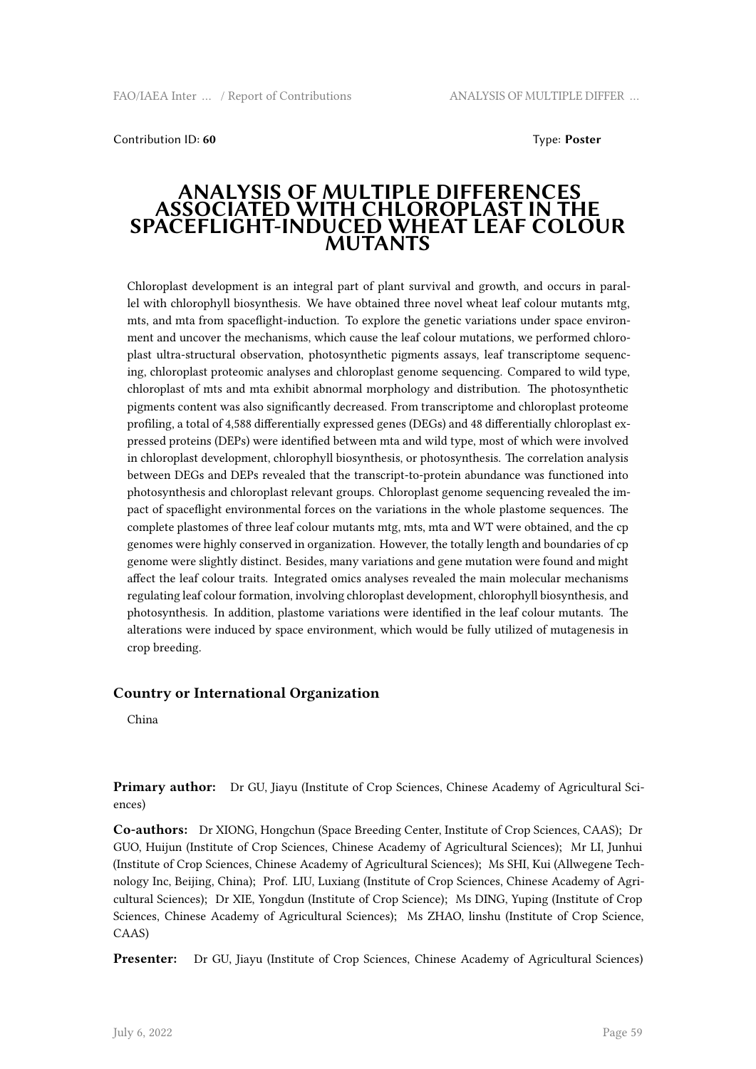Contribution ID: **60** Type: **Poster**

# ANALYSIS OF MULTIPLE DIFFERENCES ASSOCIATED WITH CHLOROPLAST IN THE SPACEFLIGHT-INDUCED WHEAT LEAF COLOUR MUTANTS

Chloroplast development is an integral part of plant survival and growth, and occurs in parallel with chlorophyll biosynthesis. We have obtained three novel wheat leaf colour mutants mtg, mts, and mta from spaceflight-induction. To explore the genetic variations under space environment and uncover the mechanisms, which cause the leaf colour mutations, we performed chloroplast ultra-structural observation, photosynthetic pigments assays, leaf transcriptome sequencing, chloroplast proteomic analyses and chloroplast genome sequencing. Compared to wild type, chloroplast of mts and mta exhibit abnormal morphology and distribution. The photosynthetic pigments content was also significantly decreased. From transcriptome and chloroplast proteome profiling, a total of 4,588 differentially expressed genes (DEGs) and 48 differentially chloroplast expressed proteins (DEPs) were identified between mta and wild type, most of which were involved in chloroplast development, chlorophyll biosynthesis, or photosynthesis. The correlation analysis between DEGs and DEPs revealed that the transcript-to-protein abundance was functioned into photosynthesis and chloroplast relevant groups. Chloroplast genome sequencing revealed the impact of spaceflight environmental forces on the variations in the whole plastome sequences. The complete plastomes of three leaf colour mutants mtg, mts, mta and WT were obtained, and the cp genomes were highly conserved in organization. However, the totally length and boundaries of cp genome were slightly distinct. Besides, many variations and gene mutation were found and might affect the leaf colour traits. Integrated omics analyses revealed the main molecular mechanisms regulating leaf colour formation, involving chloroplast development, chlorophyll biosynthesis, and photosynthesis. In addition, plastome variations were identified in the leaf colour mutants. The alterations were induced by space environment, which would be fully utilized of mutagenesis in crop breeding.

### Country or International Organization

China

**Primary author:** Dr GU, Jiayu (Institute of Crop Sciences, Chinese Academy of Agricultural Sciences)

**Co-authors:** Dr XIONG, Hongchun (Space Breeding Center, Institute of Crop Sciences, CAAS); Dr GUO, Huijun (Institute of Crop Sciences, Chinese Academy of Agricultural Sciences); Mr LI, Junhui (Institute of Crop Sciences, Chinese Academy of Agricultural Sciences); Ms SHI, Kui (Allwegene Technology Inc, Beijing, China); Prof. LIU, Luxiang (Institute of Crop Sciences, Chinese Academy of Agricultural Sciences); Dr XIE, Yongdun (Institute of Crop Science); Ms DING, Yuping (Institute of Crop Sciences, Chinese Academy of Agricultural Sciences); Ms ZHAO, linshu (Institute of Crop Science, CAAS)

**Presenter:** Dr GU, Jiayu (Institute of Crop Sciences, Chinese Academy of Agricultural Sciences)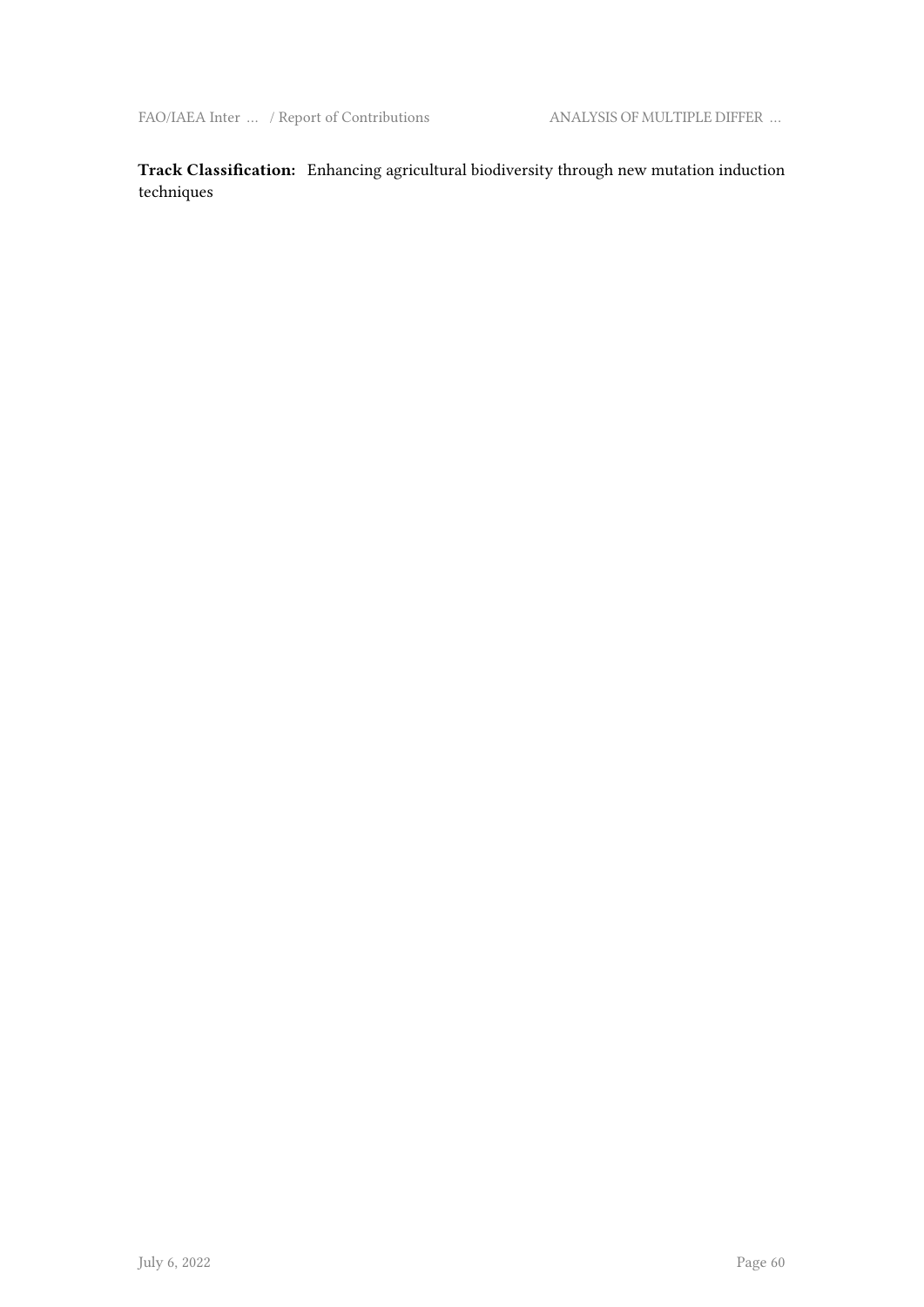**Track Classification:** Enhancing agricultural biodiversity through new mutation induction techniques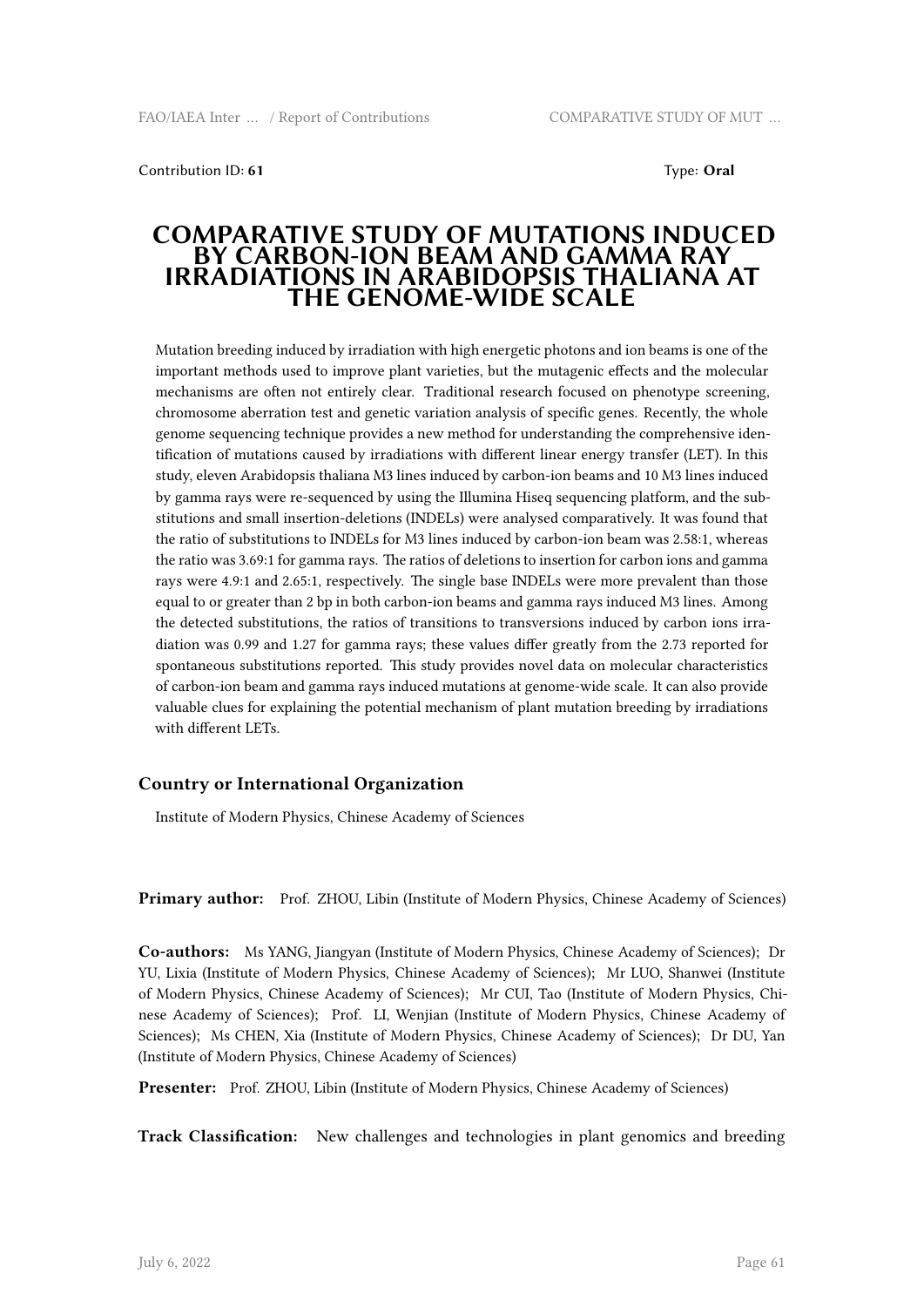Contribution ID: **61** Type: **Oral**

# COMPARATIVE STUDY OF MUTATIONS INDUCED BY CARBON-ION BEAM AND GAMMA RAY IRRADIATIONS IN ARABIDOPSIS THALIANA AT THE GENOME-WIDE SCALE

Mutation breeding induced by irradiation with high energetic photons and ion beams is one of the important methods used to improve plant varieties, but the mutagenic effects and the molecular mechanisms are often not entirely clear. Traditional research focused on phenotype screening, chromosome aberration test and genetic variation analysis of specific genes. Recently, the whole genome sequencing technique provides a new method for understanding the comprehensive identification of mutations caused by irradiations with different linear energy transfer (LET). In this study, eleven Arabidopsis thaliana M3 lines induced by carbon-ion beams and 10 M3 lines induced by gamma rays were re-sequenced by using the Illumina Hiseq sequencing platform, and the substitutions and small insertion-deletions (INDELs) were analysed comparatively. It was found that the ratio of substitutions to INDELs for M3 lines induced by carbon-ion beam was 2.58:1, whereas the ratio was 3.69:1 for gamma rays. The ratios of deletions to insertion for carbon ions and gamma rays were 4.9:1 and 2.65:1, respectively. The single base INDELs were more prevalent than those equal to or greater than 2 bp in both carbon-ion beams and gamma rays induced M3 lines. Among the detected substitutions, the ratios of transitions to transversions induced by carbon ions irradiation was 0.99 and 1.27 for gamma rays; these values differ greatly from the 2.73 reported for spontaneous substitutions reported. This study provides novel data on molecular characteristics of carbon-ion beam and gamma rays induced mutations at genome-wide scale. It can also provide valuable clues for explaining the potential mechanism of plant mutation breeding by irradiations with different LETs.

### Country or International Organization

Institute of Modern Physics, Chinese Academy of Sciences

**Primary author:** Prof. ZHOU, Libin (Institute of Modern Physics, Chinese Academy of Sciences)

**Co-authors:** Ms YANG, Jiangyan (Institute of Modern Physics, Chinese Academy of Sciences); Dr YU, Lixia (Institute of Modern Physics, Chinese Academy of Sciences); Mr LUO, Shanwei (Institute of Modern Physics, Chinese Academy of Sciences); Mr CUI, Tao (Institute of Modern Physics, Chinese Academy of Sciences); Prof. LI, Wenjian (Institute of Modern Physics, Chinese Academy of Sciences); Ms CHEN, Xia (Institute of Modern Physics, Chinese Academy of Sciences); Dr DU, Yan (Institute of Modern Physics, Chinese Academy of Sciences)

**Presenter:** Prof. ZHOU, Libin (Institute of Modern Physics, Chinese Academy of Sciences)

**Track Classification:** New challenges and technologies in plant genomics and breeding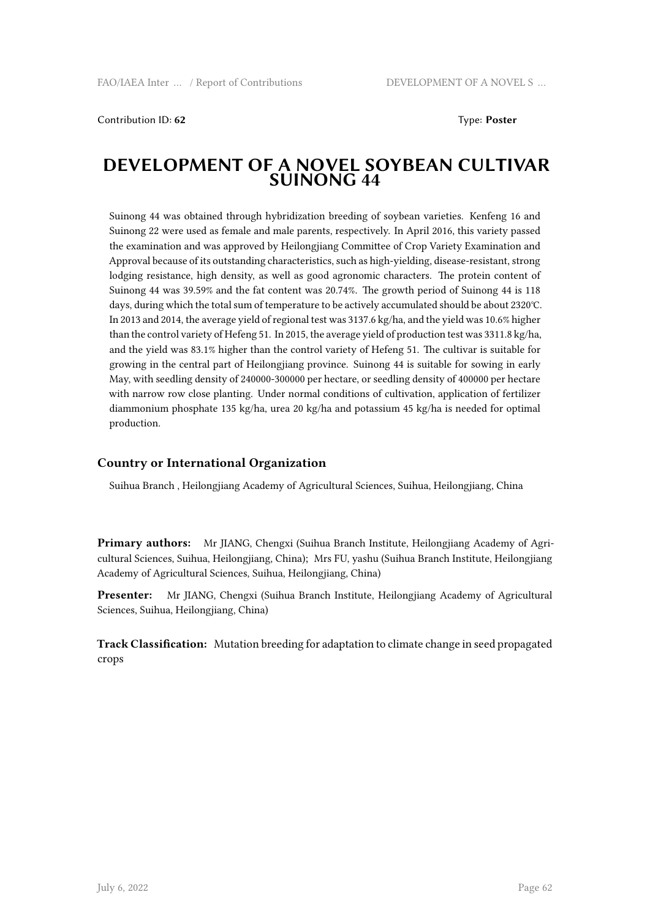Contribution ID: **62** Type: **Poster**

# DEVELOPMENT OF A NOVEL SOYBEAN CULTIVAR SUINONG 44

Suinong 44 was obtained through hybridization breeding of soybean varieties. Kenfeng 16 and Suinong 22 were used as female and male parents, respectively. In April 2016, this variety passed the examination and was approved by Heilongjiang Committee of Crop Variety Examination and Approval because of its outstanding characteristics, such as high-yielding, disease-resistant, strong lodging resistance, high density, as well as good agronomic characters. The protein content of Suinong 44 was 39.59% and the fat content was 20.74%. The growth period of Suinong 44 is 118 days, during which the total sum of temperature to be actively accumulated should be about 2320℃. In 2013 and 2014, the average yield of regional test was 3137.6 kg/ha, and the yield was 10.6% higher than the control variety of Hefeng 51. In 2015, the average yield of production test was 3311.8 kg/ha, and the yield was 83.1% higher than the control variety of Hefeng 51. The cultivar is suitable for growing in the central part of Heilongjiang province. Suinong 44 is suitable for sowing in early May, with seedling density of 240000-300000 per hectare, or seedling density of 400000 per hectare with narrow row close planting. Under normal conditions of cultivation, application of fertilizer diammonium phosphate 135 kg/ha, urea 20 kg/ha and potassium 45 kg/ha is needed for optimal production.

### Country or International Organization

Suihua Branch , Heilongjiang Academy of Agricultural Sciences, Suihua, Heilongjiang, China

**Primary authors:** Mr JIANG, Chengxi (Suihua Branch Institute, Heilongjiang Academy of Agricultural Sciences, Suihua, Heilongjiang, China); Mrs FU, yashu (Suihua Branch Institute, Heilongjiang Academy of Agricultural Sciences, Suihua, Heilongjiang, China)

**Presenter:** Mr JIANG, Chengxi (Suihua Branch Institute, Heilongjiang Academy of Agricultural Sciences, Suihua, Heilongjiang, China)

**Track Classification:** Mutation breeding for adaptation to climate change in seed propagated crops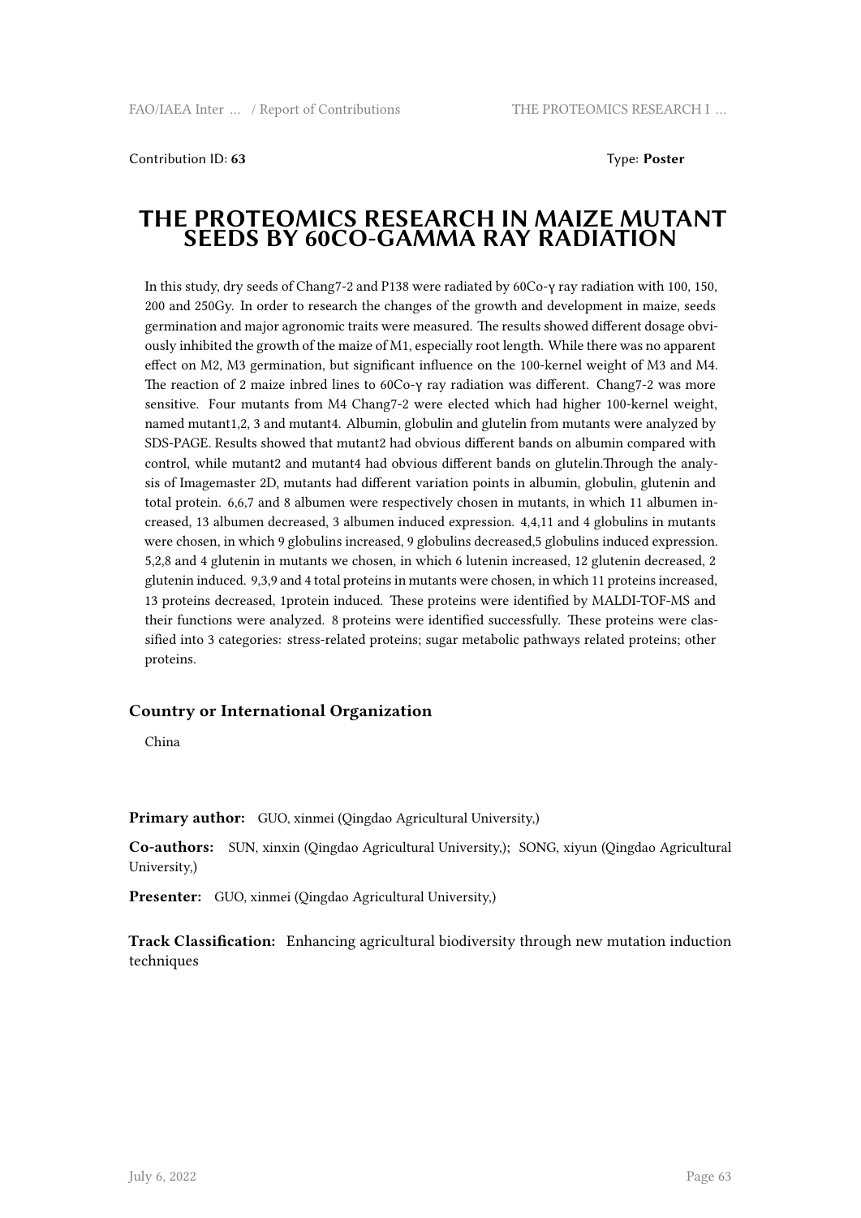Contribution ID: **63**    Type: **Poster**

# THE PROTEOMICS RESEARCH IN MAIZE MUTANT SEEDS BY 60CO-GAMMA RAY RADIATION

In this study, dry seeds of Chang7-2 and P138 were radiated by 60Co-γ ray radiation with 100, 150, 200 and 250Gy. In order to research the changes of the growth and development in maize, seeds germination and major agronomic traits were measured. The results showed different dosage obviously inhibited the growth of the maize of M1, especially root length. While there was no apparent effect on M2, M3 germination, but significant influence on the 100-kernel weight of M3 and M4. The reaction of 2 maize inbred lines to 60Co-γ ray radiation was different. Chang7-2 was more sensitive. Four mutants from M4 Chang7-2 were elected which had higher 100-kernel weight, named mutant1,2, 3 and mutant4. Albumin, globulin and glutelin from mutants were analyzed by SDS-PAGE. Results showed that mutant2 had obvious different bands on albumin compared with control, while mutant2 and mutant4 had obvious different bands on glutelin.Through the analysis of Imagemaster 2D, mutants had different variation points in albumin, globulin, glutenin and total protein. 6,6,7 and 8 albumen were respectively chosen in mutants, in which 11 albumen increased, 13 albumen decreased, 3 albumen induced expression. 4,4,11 and 4 globulins in mutants were chosen, in which 9 globulins increased, 9 globulins decreased,5 globulins induced expression. 5,2,8 and 4 glutenin in mutants we chosen, in which 6 lutenin increased, 12 glutenin decreased, 2 glutenin induced. 9,3,9 and 4 total proteins in mutants were chosen, in which 11 proteins increased, 13 proteins decreased, 1protein induced. These proteins were identified by MALDI-TOF-MS and their functions were analyzed. 8 proteins were identified successfully. These proteins were classified into 3 categories: stress-related proteins; sugar metabolic pathways related proteins; other proteins.

### Country or International Organization

China

**Primary author:** GUO, xinmei (Qingdao Agricultural University,)

**Co-authors:** SUN, xinxin (Qingdao Agricultural University,); SONG, xiyun (Qingdao Agricultural University,)

**Presenter:** GUO, xinmei (Qingdao Agricultural University,)

**Track Classification:** Enhancing agricultural biodiversity through new mutation induction techniques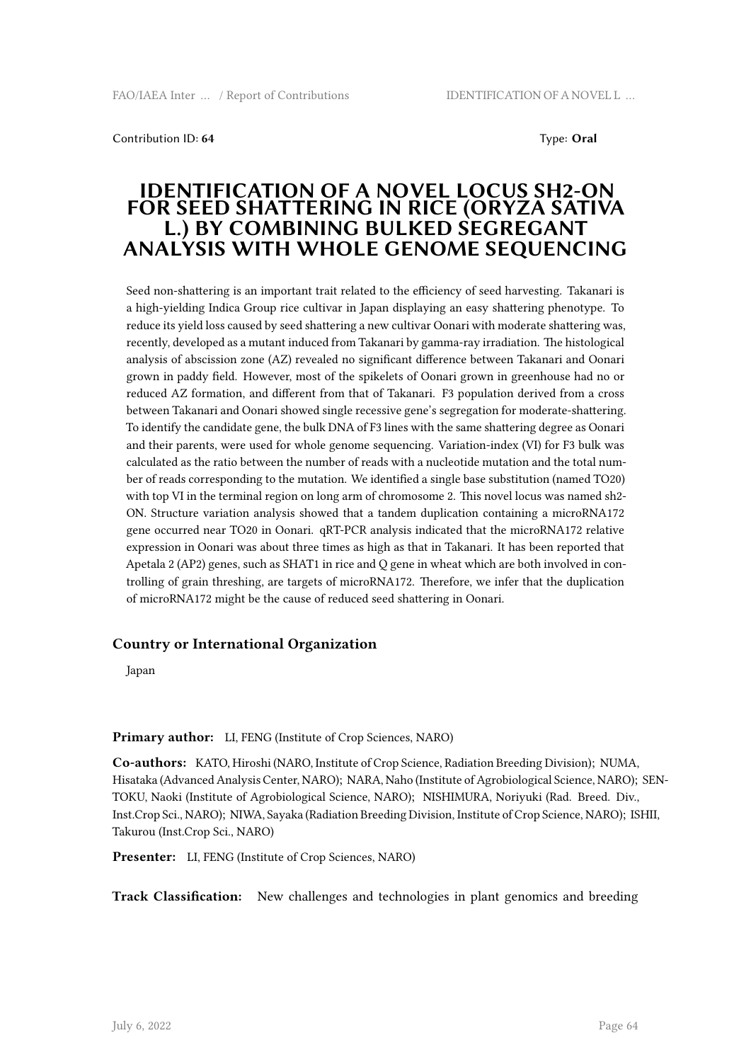Contribution ID: **64** Type: **Oral**

# IDENTIFICATION OF A NOVEL LOCUS SH2-ON FOR SEED SHATTERING IN RICE (ORYZA SATIVA L.) BY COMBINING BULKED SEGREGANT ANALYSIS WITH WHOLE GENOME SEQUENCING

Seed non-shattering is an important trait related to the efficiency of seed harvesting. Takanari is a high-yielding Indica Group rice cultivar in Japan displaying an easy shattering phenotype. To reduce its yield loss caused by seed shattering a new cultivar Oonari with moderate shattering was, recently, developed as a mutant induced from Takanari by gamma-ray irradiation. The histological analysis of abscission zone (AZ) revealed no significant difference between Takanari and Oonari grown in paddy field. However, most of the spikelets of Oonari grown in greenhouse had no or reduced AZ formation, and different from that of Takanari. F3 population derived from a cross between Takanari and Oonari showed single recessive gene's segregation for moderate-shattering. To identify the candidate gene, the bulk DNA of F3 lines with the same shattering degree as Oonari and their parents, were used for whole genome sequencing. Variation-index (VI) for F3 bulk was calculated as the ratio between the number of reads with a nucleotide mutation and the total number of reads corresponding to the mutation. We identified a single base substitution (named TO20) with top VI in the terminal region on long arm of chromosome 2. This novel locus was named sh2-ON. Structure variation analysis showed that a tandem duplication containing a microRNA172 gene occurred near TO20 in Oonari. qRT-PCR analysis indicated that the microRNA172 relative expression in Oonari was about three times as high as that in Takanari. It has been reported that Apetala 2 (AP2) genes, such as SHAT1 in rice and Q gene in wheat which are both involved in controlling of grain threshing, are targets of microRNA172. Therefore, we infer that the duplication of microRNA172 might be the cause of reduced seed shattering in Oonari.

## Country or International Organization

Japan

**Primary author:** LI, FENG (Institute of Crop Sciences, NARO)

**Co-authors:** KATO, Hiroshi (NARO, Institute of Crop Science, Radiation Breeding Division); NUMA, Hisataka (Advanced Analysis Center, NARO); NARA, Naho (Institute of Agrobiological Science, NARO); SENTOKU, Naoki (Institute of Agrobiological Science, NARO); NISHIMURA, Noriyuki (Rad. Breed. Div., Inst.Crop Sci., NARO); NIWA, Sayaka (Radiation Breeding Division, Institute of Crop Science, NARO); ISHII, Takurou (Inst.Crop Sci., NARO)

**Presenter:** LI, FENG (Institute of Crop Sciences, NARO)

**Track Classification:** New challenges and technologies in plant genomics and breeding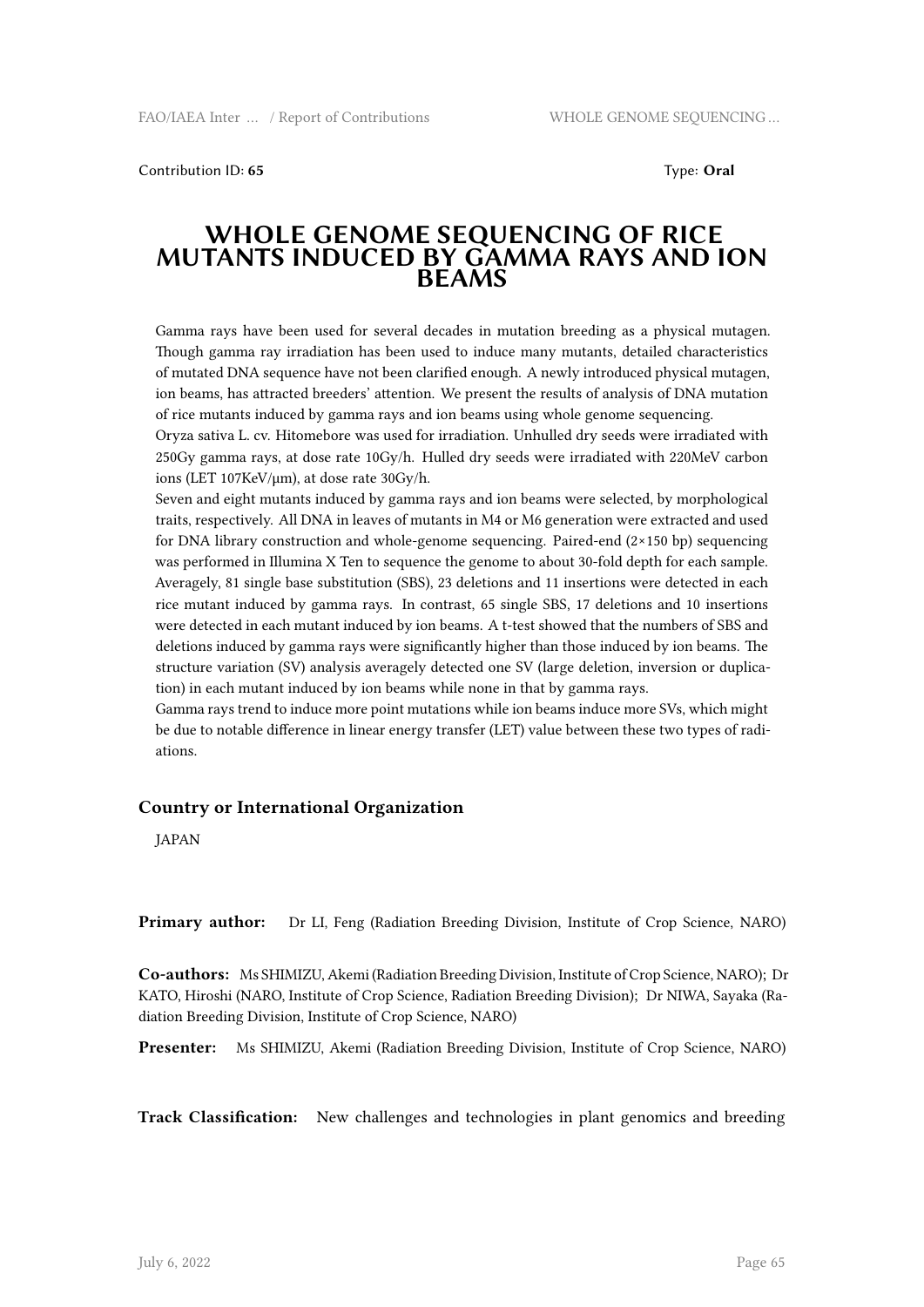Contribution ID: **65** Type: **Oral**

# WHOLE GENOME SEQUENCING OF RICE MUTANTS INDUCED BY GAMMA RAYS AND ION BEAMS

Gamma rays have been used for several decades in mutation breeding as a physical mutagen. Though gamma ray irradiation has been used to induce many mutants, detailed characteristics of mutated DNA sequence have not been clarified enough. A newly introduced physical mutagen, ion beams, has attracted breeders' attention. We present the results of analysis of DNA mutation of rice mutants induced by gamma rays and ion beams using whole genome sequencing.

Oryza sativa L. cv. Hitomebore was used for irradiation. Unhulled dry seeds were irradiated with 250Gy gamma rays, at dose rate 10Gy/h. Hulled dry seeds were irradiated with 220MeV carbon ions (LET 107KeV/μm), at dose rate 30Gy/h.

Seven and eight mutants induced by gamma rays and ion beams were selected, by morphological traits, respectively. All DNA in leaves of mutants in M4 or M6 generation were extracted and used for DNA library construction and whole-genome sequencing. Paired-end (2×150 bp) sequencing was performed in Illumina X Ten to sequence the genome to about 30-fold depth for each sample. Averagely, 81 single base substitution (SBS), 23 deletions and 11 insertions were detected in each rice mutant induced by gamma rays. In contrast, 65 single SBS, 17 deletions and 10 insertions were detected in each mutant induced by ion beams. A t-test showed that the numbers of SBS and deletions induced by gamma rays were significantly higher than those induced by ion beams. The structure variation (SV) analysis averagely detected one SV (large deletion, inversion or duplication) in each mutant induced by ion beams while none in that by gamma rays.

Gamma rays trend to induce more point mutations while ion beams induce more SVs, which might be due to notable difference in linear energy transfer (LET) value between these two types of radiations.

## Country or International Organization

JAPAN

**Primary author:** Dr LI, Feng (Radiation Breeding Division, Institute of Crop Science, NARO)

**Co-authors:** Ms SHIMIZU, Akemi (Radiation Breeding Division, Institute of Crop Science, NARO); Dr KATO, Hiroshi (NARO, Institute of Crop Science, Radiation Breeding Division); Dr NIWA, Sayaka (Radiation Breeding Division, Institute of Crop Science, NARO)

**Presenter:** Ms SHIMIZU, Akemi (Radiation Breeding Division, Institute of Crop Science, NARO)

**Track Classification:** New challenges and technologies in plant genomics and breeding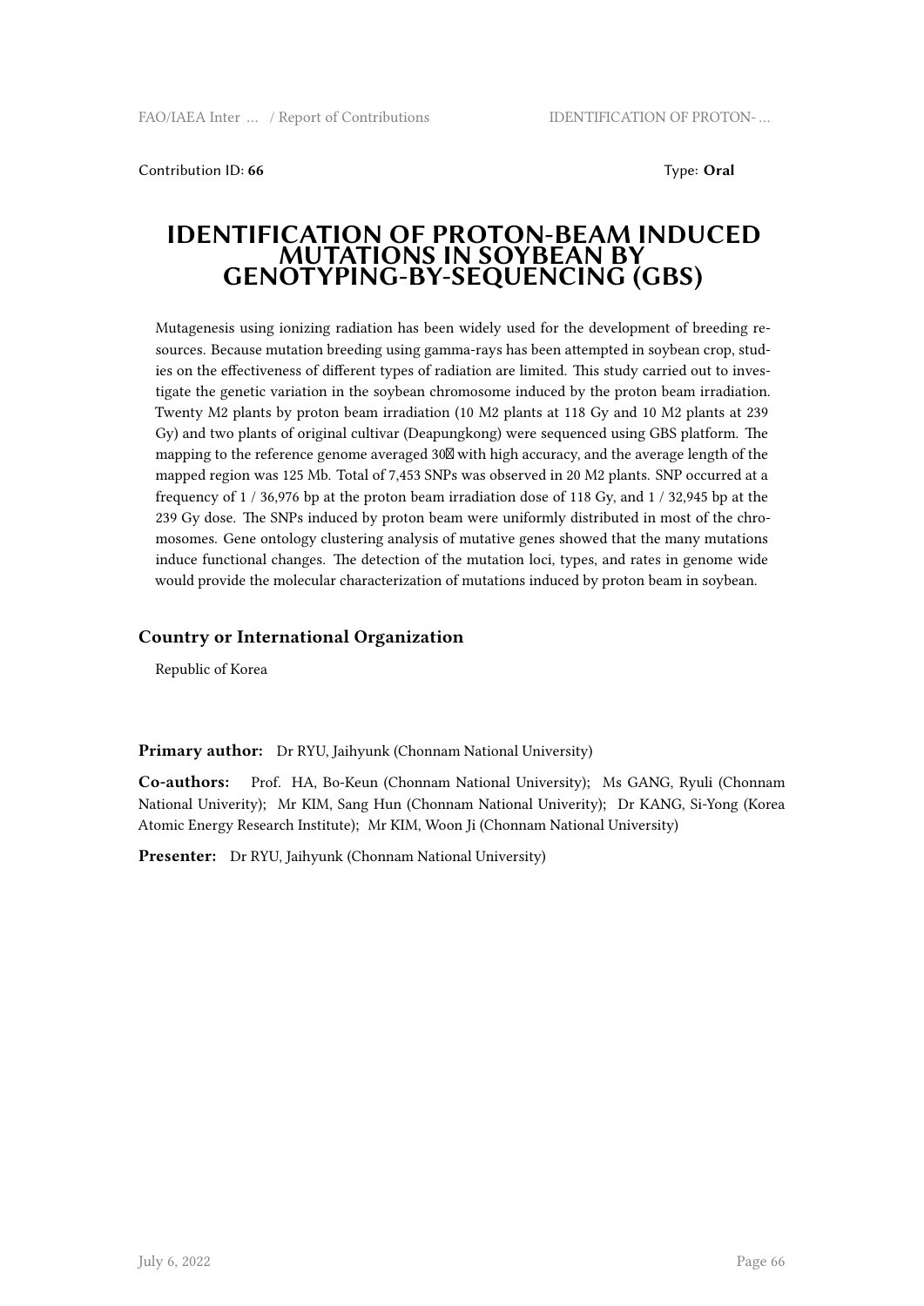Contribution ID: **66** Type: **Oral**

# IDENTIFICATION OF PROTON-BEAM INDUCED MUTATIONS IN SOYBEAN BY GENOTYPING-BY-SEQUENCING (GBS)

Mutagenesis using ionizing radiation has been widely used for the development of breeding resources. Because mutation breeding using gamma-rays has been attempted in soybean crop, studies on the effectiveness of different types of radiation are limited. This study carried out to investigate the genetic variation in the soybean chromosome induced by the proton beam irradiation. Twenty M2 plants by proton beam irradiation (10 M2 plants at 118 Gy and 10 M2 plants at 239 Gy) and two plants of original cultivar (Deapungkong) were sequenced using GBS platform. The mapping to the reference genome averaged 30� with high accuracy, and the average length of the mapped region was 125 Mb. Total of 7,453 SNPs was observed in 20 M2 plants. SNP occurred at a frequency of 1 / 36,976 bp at the proton beam irradiation dose of 118 Gy, and 1 / 32,945 bp at the 239 Gy dose. The SNPs induced by proton beam were uniformly distributed in most of the chromosomes. Gene ontology clustering analysis of mutative genes showed that the many mutations induce functional changes. The detection of the mutation loci, types, and rates in genome wide would provide the molecular characterization of mutations induced by proton beam in soybean.

## Country or International Organization

Republic of Korea

**Primary author:** Dr RYU, Jaihyunk (Chonnam National University)

**Co-authors:** Prof. HA, Bo-Keun (Chonnam National University); Ms GANG, Ryuli (Chonnam National Univerity); Mr KIM, Sang Hun (Chonnam National Univerity); Dr KANG, Si-Yong (Korea Atomic Energy Research Institute); Mr KIM, Woon Ji (Chonnam National University)

**Presenter:** Dr RYU, Jaihyunk (Chonnam National University)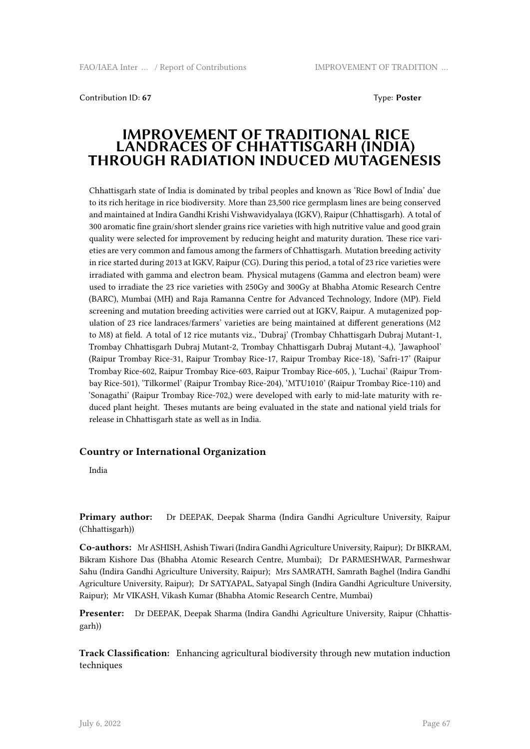Contribution ID: **67** Type: **Poster**

# IMPROVEMENT OF TRADITIONAL RICE LANDRACES OF CHHATTISGARH (INDIA) THROUGH RADIATION INDUCED MUTAGENESIS

Chhattisgarh state of India is dominated by tribal peoples and known as 'Rice Bowl of India' due to its rich heritage in rice biodiversity. More than 23,500 rice germplasm lines are being conserved and maintained at Indira Gandhi Krishi Vishwavidyalaya (IGKV), Raipur (Chhattisgarh). A total of 300 aromatic fine grain/short slender grains rice varieties with high nutritive value and good grain quality were selected for improvement by reducing height and maturity duration. These rice varieties are very common and famous among the farmers of Chhattisgarh. Mutation breeding activity in rice started during 2013 at IGKV, Raipur (CG). During this period, a total of 23 rice varieties were irradiated with gamma and electron beam. Physical mutagens (Gamma and electron beam) were used to irradiate the 23 rice varieties with 250Gy and 300Gy at Bhabha Atomic Research Centre (BARC), Mumbai (MH) and Raja Ramanna Centre for Advanced Technology, Indore (MP). Field screening and mutation breeding activities were carried out at IGKV, Raipur. A mutagenized population of 23 rice landraces/farmers' varieties are being maintained at different generations (M2 to M8) at field. A total of 12 rice mutants viz., 'Dubraj' (Trombay Chhattisgarh Dubraj Mutant-1, Trombay Chhattisgarh Dubraj Mutant-2, Trombay Chhattisgarh Dubraj Mutant-4,), 'Jawaphool' (Raipur Trombay Rice-31, Raipur Trombay Rice-17, Raipur Trombay Rice-18), 'Safri-17' (Raipur Trombay Rice-602, Raipur Trombay Rice-603, Raipur Trombay Rice-605, ), 'Luchai' (Raipur Trombay Rice-501), 'Tilkormel' (Raipur Trombay Rice-204), 'MTU1010' (Raipur Trombay Rice-110) and 'Sonagathi' (Raipur Trombay Rice-702,) were developed with early to mid-late maturity with reduced plant height. Theses mutants are being evaluated in the state and national yield trials for release in Chhattisgarh state as well as in India.

### Country or International Organization

India

**Primary author:** Dr DEEPAK, Deepak Sharma (Indira Gandhi Agriculture University, Raipur (Chhattisgarh))

**Co-authors:** Mr ASHISH, Ashish Tiwari (Indira Gandhi Agriculture University, Raipur); Dr BIKRAM, Bikram Kishore Das (Bhabha Atomic Research Centre, Mumbai); Dr PARMESHWAR, Parmeshwar Sahu (Indira Gandhi Agriculture University, Raipur); Mrs SAMRATH, Samrath Baghel (Indira Gandhi Agriculture University, Raipur); Dr SATYAPAL, Satyapal Singh (Indira Gandhi Agriculture University, Raipur); Mr VIKASH, Vikash Kumar (Bhabha Atomic Research Centre, Mumbai)

**Presenter:** Dr DEEPAK, Deepak Sharma (Indira Gandhi Agriculture University, Raipur (Chhattisgarh))

**Track Classification:** Enhancing agricultural biodiversity through new mutation induction techniques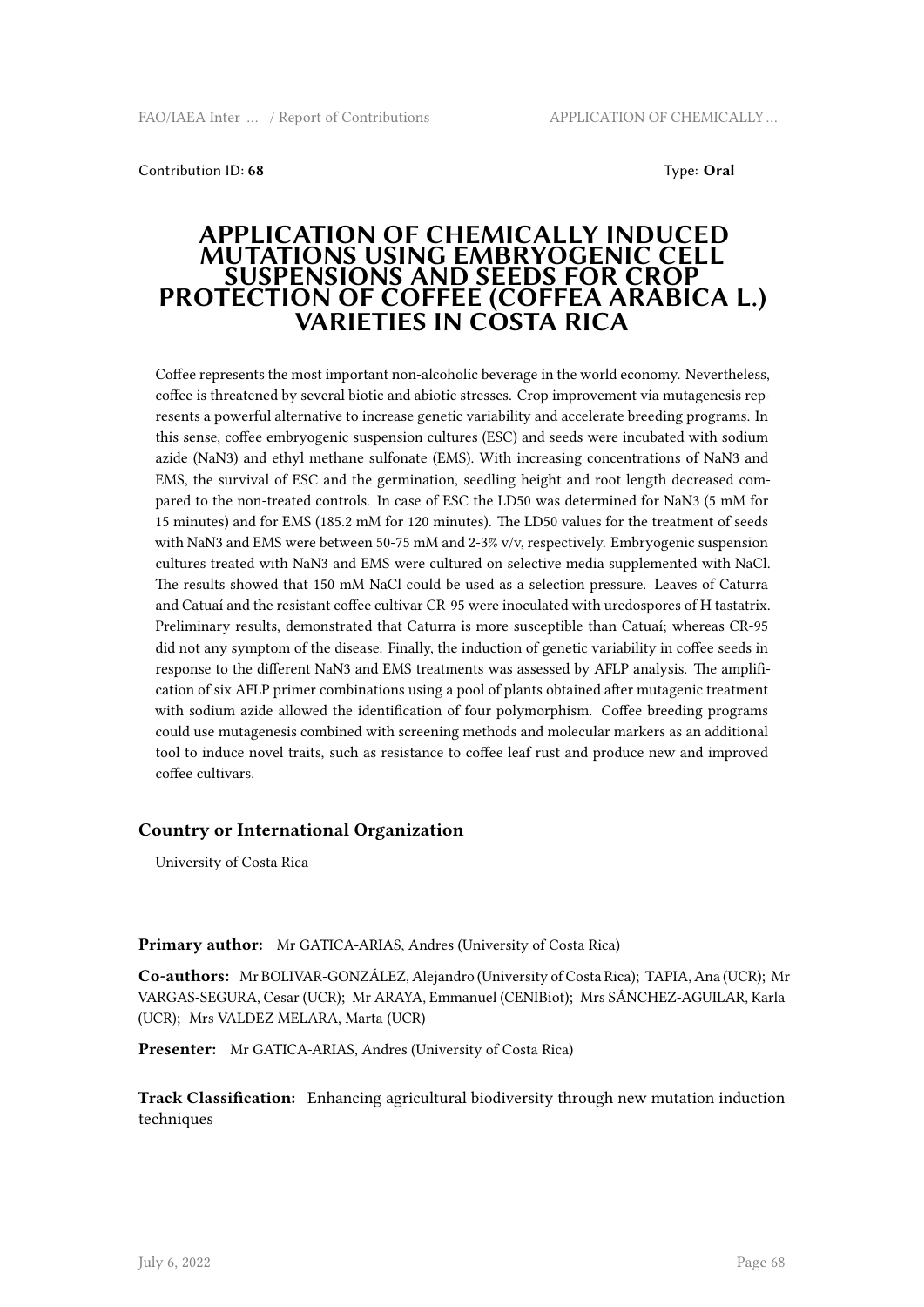Contribution ID: **68** Type: **Oral**

# APPLICATION OF CHEMICALLY INDUCED MUTATIONS USING EMBRYOGENIC CELL SUSPENSIONS AND SEEDS FOR CROP PROTECTION OF COFFEE (COFFEA ARABICA L.) VARIETIES IN COSTA RICA

Coffee represents the most important non-alcoholic beverage in the world economy. Nevertheless, coffee is threatened by several biotic and abiotic stresses. Crop improvement via mutagenesis represents a powerful alternative to increase genetic variability and accelerate breeding programs. In this sense, coffee embryogenic suspension cultures (ESC) and seeds were incubated with sodium azide ($NaN_3$) and ethyl methane sulfonate (EMS). With increasing concentrations of $NaN_3$ and EMS, the survival of ESC and the germination, seedling height and root length decreased compared to the non-treated controls. In case of ESC the LD50 was determined for $NaN_3$ (5 mM for 15 minutes) and for EMS (185.2 mM for 120 minutes). The LD50 values for the treatment of seeds with $NaN_3$ and EMS were between 50-75 mM and 2-3% v/v, respectively. Embryogenic suspension cultures treated with $NaN_3$ and EMS were cultured on selective media supplemented with NaCl. The results showed that 150 mM NaCl could be used as a selection pressure. Leaves of Caturra and Catuaí and the resistant coffee cultivar CR-95 were inoculated with uredospores of H tastatrix. Preliminary results, demonstrated that Caturra is more susceptible than Catuaí; whereas CR-95 did not any symptom of the disease. Finally, the induction of genetic variability in coffee seeds in response to the different $NaN_3$ and EMS treatments was assessed by AFLP analysis. The amplification of six AFLP primer combinations using a pool of plants obtained after mutagenic treatment with sodium azide allowed the identification of four polymorphism. Coffee breeding programs could use mutagenesis combined with screening methods and molecular markers as an additional tool to induce novel traits, such as resistance to coffee leaf rust and produce new and improved coffee cultivars.

### Country or International Organization

University of Costa Rica

**Primary author:** Mr GATICA-ARIAS, Andres (University of Costa Rica)

**Co-authors:** Mr BOLIVAR-GONZÁLEZ, Alejandro (University of Costa Rica); TAPIA, Ana (UCR); Mr VARGAS-SEGURA, Cesar (UCR); Mr ARAYA, Emmanuel (CENIBiot); Mrs SÁNCHEZ-AGUILAR, Karla (UCR); Mrs VALDEZ MELARA, Marta (UCR)

**Presenter:** Mr GATICA-ARIAS, Andres (University of Costa Rica)

**Track Classification:** Enhancing agricultural biodiversity through new mutation induction techniques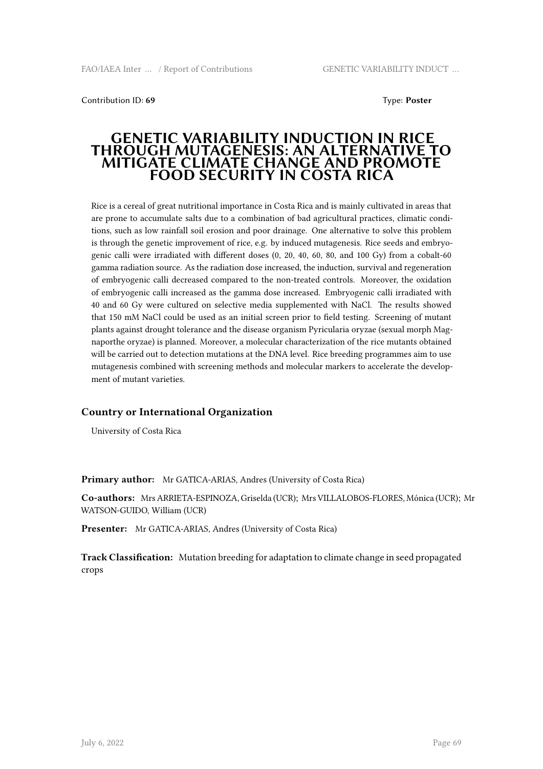Contribution ID: **69** Type: **Poster**

# GENETIC VARIABILITY INDUCTION IN RICE THROUGH MUTAGENESIS: AN ALTERNATIVE TO MITIGATE CLIMATE CHANGE AND PROMOTE FOOD SECURITY IN COSTA RICA

Rice is a cereal of great nutritional importance in Costa Rica and is mainly cultivated in areas that are prone to accumulate salts due to a combination of bad agricultural practices, climatic conditions, such as low rainfall soil erosion and poor drainage. One alternative to solve this problem is through the genetic improvement of rice, e.g. by induced mutagenesis. Rice seeds and embryogenic calli were irradiated with different doses (0, 20, 40, 60, 80, and 100 Gy) from a cobalt-60 gamma radiation source. As the radiation dose increased, the induction, survival and regeneration of embryogenic calli decreased compared to the non-treated controls. Moreover, the oxidation of embryogenic calli increased as the gamma dose increased. Embryogenic calli irradiated with 40 and 60 Gy were cultured on selective media supplemented with NaCl. The results showed that 150 mM NaCl could be used as an initial screen prior to field testing. Screening of mutant plants against drought tolerance and the disease organism Pyricularia oryzae (sexual morph Magnaporthe oryzae) is planned. Moreover, a molecular characterization of the rice mutants obtained will be carried out to detection mutations at the DNA level. Rice breeding programmes aim to use mutagenesis combined with screening methods and molecular markers to accelerate the development of mutant varieties.

### Country or International Organization

University of Costa Rica

**Primary author:** Mr GATICA-ARIAS, Andres (University of Costa Rica)

**Co-authors:** Mrs ARRIETA-ESPINOZA, Griselda (UCR); Mrs VILLALOBOS-FLORES, Mónica (UCR); Mr WATSON-GUIDO, William (UCR)

**Presenter:** Mr GATICA-ARIAS, Andres (University of Costa Rica)

**Track Classification:** Mutation breeding for adaptation to climate change in seed propagated crops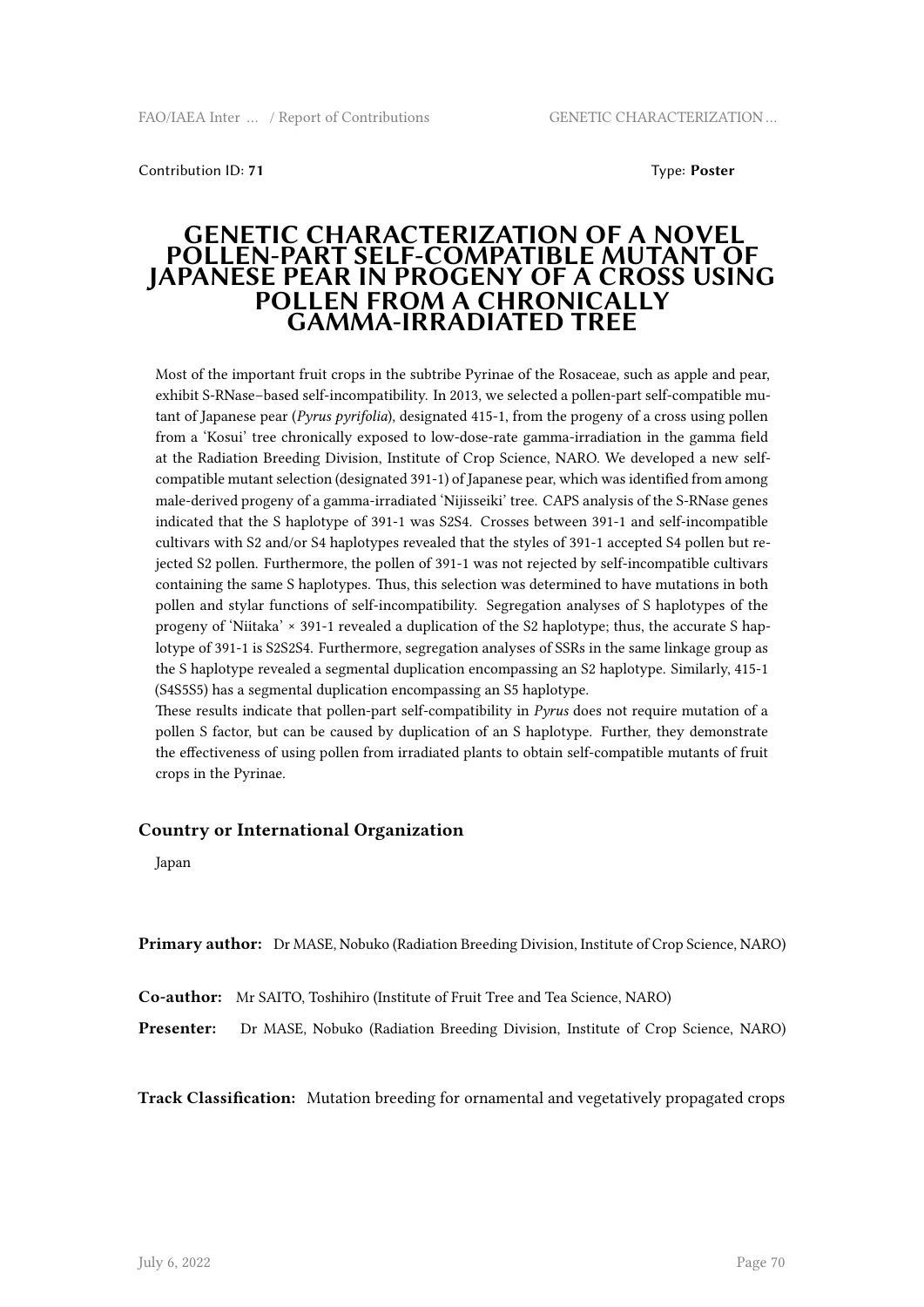Contribution ID: **71** Type: **Poster**

# GENETIC CHARACTERIZATION OF A NOVEL POLLEN-PART SELF-COMPATIBLE MUTANT OF JAPANESE PEAR IN PROGENY OF A CROSS USING POLLEN FROM A CHRONICALLY GAMMA-IRRADIATED TREE

Most of the important fruit crops in the subtribe Pyrinae of the Rosaceae, such as apple and pear, exhibit S-RNase–based self-incompatibility. In 2013, we selected a pollen-part self-compatible mutant of Japanese pear (*Pyrus pyrifolia*), designated 415-1, from the progeny of a cross using pollen from a 'Kosui' tree chronically exposed to low-dose-rate gamma-irradiation in the gamma field at the Radiation Breeding Division, Institute of Crop Science, NARO. We developed a new self-compatible mutant selection (designated 391-1) of Japanese pear, which was identified from among male-derived progeny of a gamma-irradiated 'Nijisseiki' tree. CAPS analysis of the S-RNase genes indicated that the S haplotype of 391-1 was S2S4. Crosses between 391-1 and self-incompatible cultivars with S2 and/or S4 haplotypes revealed that the styles of 391-1 accepted S4 pollen but rejected S2 pollen. Furthermore, the pollen of 391-1 was not rejected by self-incompatible cultivars containing the same S haplotypes. Thus, this selection was determined to have mutations in both pollen and stylar functions of self-incompatibility. Segregation analyses of S haplotypes of the progeny of 'Niitaka' × 391-1 revealed a duplication of the S2 haplotype; thus, the accurate S haplotype of 391-1 is S2S2S4. Furthermore, segregation analyses of SSRs in the same linkage group as the S haplotype revealed a segmental duplication encompassing an S2 haplotype. Similarly, 415-1 (S4S5S5) has a segmental duplication encompassing an S5 haplotype.

These results indicate that pollen-part self-compatibility in *Pyrus* does not require mutation of a pollen S factor, but can be caused by duplication of an S haplotype. Further, they demonstrate the effectiveness of using pollen from irradiated plants to obtain self-compatible mutants of fruit crops in the Pyrinae.

### Country or International Organization

Japan

**Primary author:** Dr MASE, Nobuko (Radiation Breeding Division, Institute of Crop Science, NARO)

**Co-author:** Mr SAITO, Toshihiro (Institute of Fruit Tree and Tea Science, NARO)

**Presenter:** Dr MASE, Nobuko (Radiation Breeding Division, Institute of Crop Science, NARO)

**Track Classification:** Mutation breeding for ornamental and vegetatively propagated crops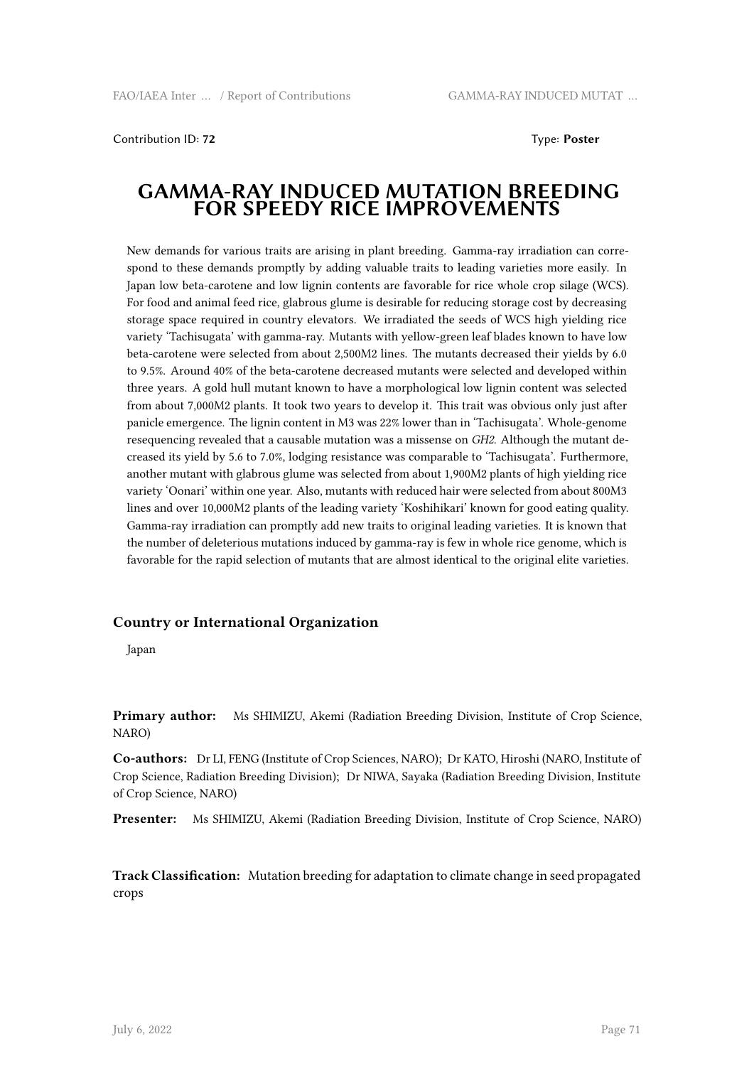Contribution ID: **72** Type: **Poster**

# GAMMA-RAY INDUCED MUTATION BREEDING FOR SPEEDY RICE IMPROVEMENTS

New demands for various traits are arising in plant breeding. Gamma-ray irradiation can correspond to these demands promptly by adding valuable traits to leading varieties more easily. In Japan low beta-carotene and low lignin contents are favorable for rice whole crop silage (WCS). For food and animal feed rice, glabrous glume is desirable for reducing storage cost by decreasing storage space required in country elevators. We irradiated the seeds of WCS high yielding rice variety 'Tachisugata' with gamma-ray. Mutants with yellow-green leaf blades known to have low beta-carotene were selected from about 2,500M2 lines. The mutants decreased their yields by 6.0 to 9.5%. Around 40% of the beta-carotene decreased mutants were selected and developed within three years. A gold hull mutant known to have a morphological low lignin content was selected from about 7,000M2 plants. It took two years to develop it. This trait was obvious only just after panicle emergence. The lignin content in M3 was 22% lower than in 'Tachisugata'. Whole-genome resequencing revealed that a causable mutation was a missense on *GH2*. Although the mutant decreased its yield by 5.6 to 7.0%, lodging resistance was comparable to 'Tachisugata'. Furthermore, another mutant with glabrous glume was selected from about 1,900M2 plants of high yielding rice variety 'Oonari' within one year. Also, mutants with reduced hair were selected from about 800M3 lines and over 10,000M2 plants of the leading variety 'Koshihikari' known for good eating quality. Gamma-ray irradiation can promptly add new traits to original leading varieties. It is known that the number of deleterious mutations induced by gamma-ray is few in whole rice genome, which is favorable for the rapid selection of mutants that are almost identical to the original elite varieties.

### Country or International Organization

Japan

**Primary author:** Ms SHIMIZU, Akemi (Radiation Breeding Division, Institute of Crop Science, NARO)

**Co-authors:** Dr LI, FENG (Institute of Crop Sciences, NARO); Dr KATO, Hiroshi (NARO, Institute of Crop Science, Radiation Breeding Division); Dr NIWA, Sayaka (Radiation Breeding Division, Institute of Crop Science, NARO)

**Presenter:** Ms SHIMIZU, Akemi (Radiation Breeding Division, Institute of Crop Science, NARO)

**Track Classification:** Mutation breeding for adaptation to climate change in seed propagated crops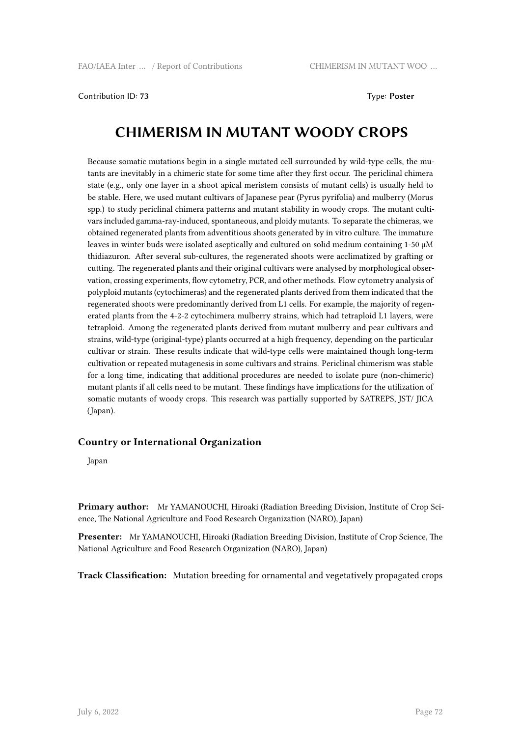Contribution ID: **73** Type: **Poster**

# CHIMERISM IN MUTANT WOODY CROPS

Because somatic mutations begin in a single mutated cell surrounded by wild-type cells, the mutants are inevitably in a chimeric state for some time after they first occur. The periclinal chimera state (e.g., only one layer in a shoot apical meristem consists of mutant cells) is usually held to be stable. Here, we used mutant cultivars of Japanese pear (Pyrus pyrifolia) and mulberry (Morus spp.) to study periclinal chimera patterns and mutant stability in woody crops. The mutant cultivars included gamma-ray-induced, spontaneous, and ploidy mutants. To separate the chimeras, we obtained regenerated plants from adventitious shoots generated by in vitro culture. The immature leaves in winter buds were isolated aseptically and cultured on solid medium containing 1-50 μM thidiazuron. After several sub-cultures, the regenerated shoots were acclimatized by grafting or cutting. The regenerated plants and their original cultivars were analysed by morphological observation, crossing experiments, flow cytometry, PCR, and other methods. Flow cytometry analysis of polyploid mutants (cytochimeras) and the regenerated plants derived from them indicated that the regenerated shoots were predominantly derived from L1 cells. For example, the majority of regenerated plants from the 4-2-2 cytochimera mulberry strains, which had tetraploid L1 layers, were tetraploid. Among the regenerated plants derived from mutant mulberry and pear cultivars and strains, wild-type (original-type) plants occurred at a high frequency, depending on the particular cultivar or strain. These results indicate that wild-type cells were maintained though long-term cultivation or repeated mutagenesis in some cultivars and strains. Periclinal chimerism was stable for a long time, indicating that additional procedures are needed to isolate pure (non-chimeric) mutant plants if all cells need to be mutant. These findings have implications for the utilization of somatic mutants of woody crops. This research was partially supported by SATREPS, JST/ JICA (Japan).

### Country or International Organization

Japan

**Primary author:** Mr YAMANOUCHI, Hiroaki (Radiation Breeding Division, Institute of Crop Science, The National Agriculture and Food Research Organization (NARO), Japan)

**Presenter:** Mr YAMANOUCHI, Hiroaki (Radiation Breeding Division, Institute of Crop Science, The National Agriculture and Food Research Organization (NARO), Japan)

**Track Classification:** Mutation breeding for ornamental and vegetatively propagated crops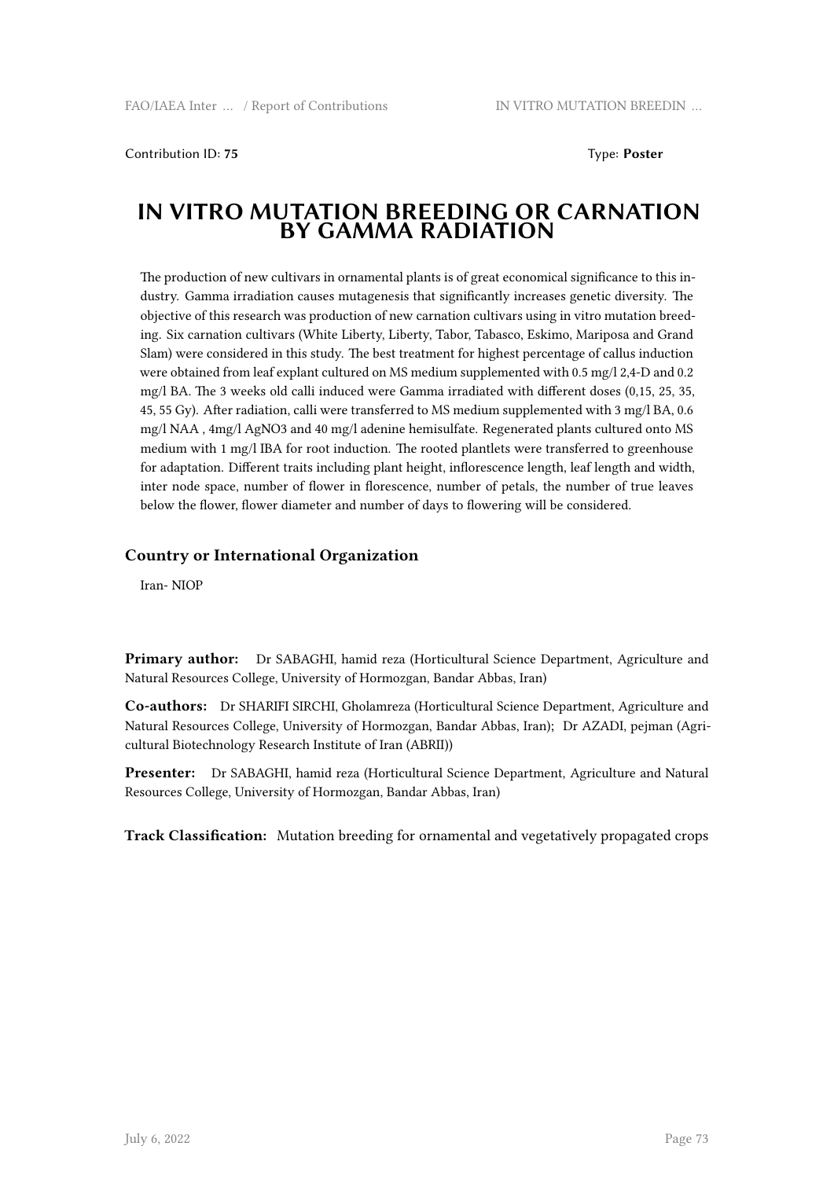Contribution ID: **75** Type: **Poster**

# IN VITRO MUTATION BREEDING OR CARNATION BY GAMMA RADIATION

The production of new cultivars in ornamental plants is of great economical significance to this industry. Gamma irradiation causes mutagenesis that significantly increases genetic diversity. The objective of this research was production of new carnation cultivars using in vitro mutation breeding. Six carnation cultivars (White Liberty, Liberty, Tabor, Tabasco, Eskimo, Mariposa and Grand Slam) were considered in this study. The best treatment for highest percentage of callus induction were obtained from leaf explant cultured on MS medium supplemented with 0.5 mg/l 2,4-D and 0.2 mg/l BA. The 3 weeks old calli induced were Gamma irradiated with different doses (0,15, 25, 35, 45, 55 Gy). After radiation, calli were transferred to MS medium supplemented with 3 mg/l BA, 0.6 mg/l NAA , 4mg/l $AgNO_3$ and 40 mg/l adenine hemisulfate. Regenerated plants cultured onto MS medium with 1 mg/l IBA for root induction. The rooted plantlets were transferred to greenhouse for adaptation. Different traits including plant height, inflorescence length, leaf length and width, inter node space, number of flower in florescence, number of petals, the number of true leaves below the flower, flower diameter and number of days to flowering will be considered.

### Country or International Organization

Iran- NIOP

**Primary author:** Dr SABAGHI, hamid reza (Horticultural Science Department, Agriculture and Natural Resources College, University of Hormozgan, Bandar Abbas, Iran)

**Co-authors:** Dr SHARIFI SIRCHI, Gholamreza (Horticultural Science Department, Agriculture and Natural Resources College, University of Hormozgan, Bandar Abbas, Iran); Dr AZADI, pejman (Agricultural Biotechnology Research Institute of Iran (ABRII))

**Presenter:** Dr SABAGHI, hamid reza (Horticultural Science Department, Agriculture and Natural Resources College, University of Hormozgan, Bandar Abbas, Iran)

**Track Classification:** Mutation breeding for ornamental and vegetatively propagated crops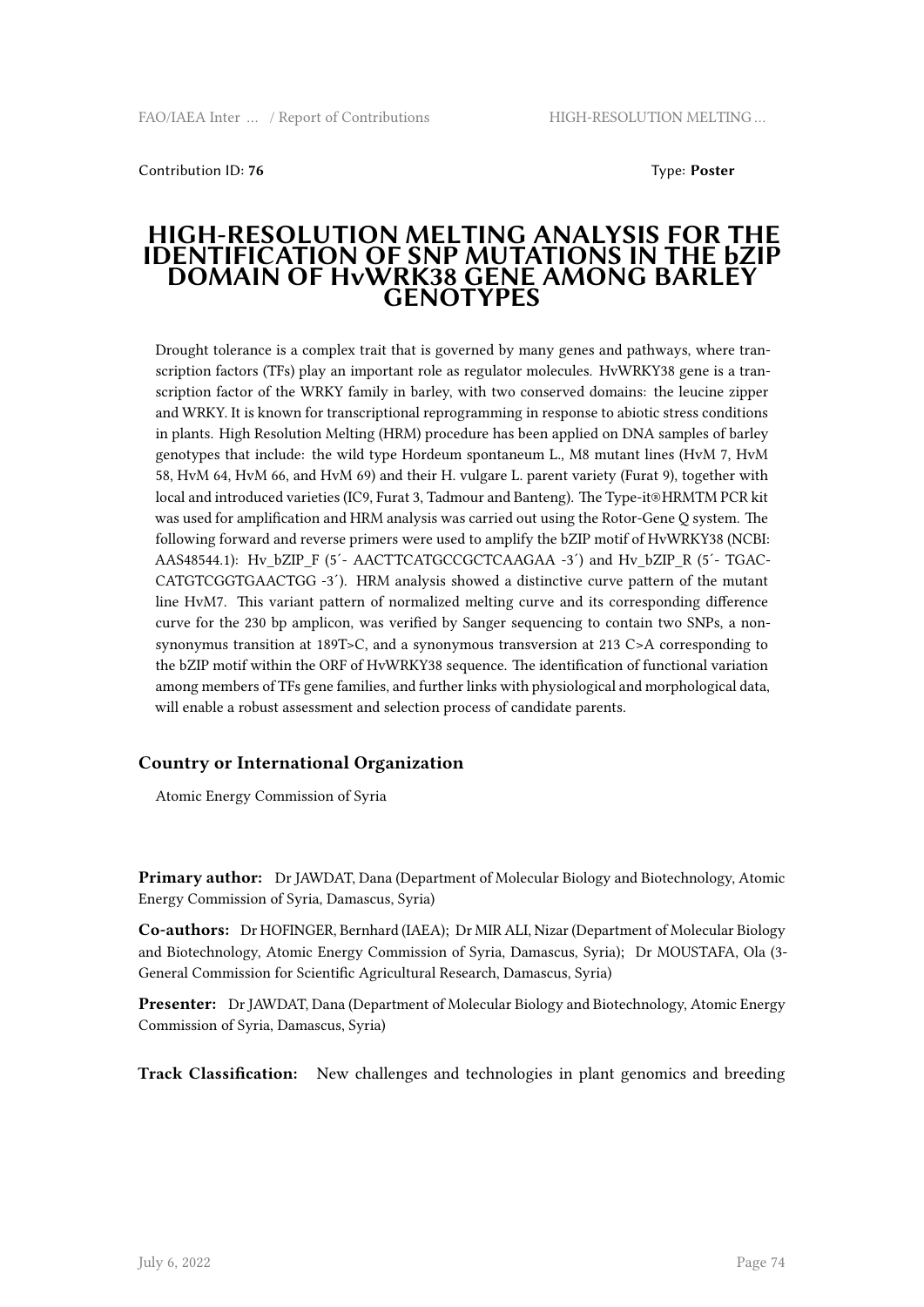Contribution ID: **76** Type: **Poster**

# HIGH-RESOLUTION MELTING ANALYSIS FOR THE IDENTIFICATION OF SNP MUTATIONS IN THE bZIP DOMAIN OF HvWRK38 GENE AMONG BARLEY GENOTYPES

Drought tolerance is a complex trait that is governed by many genes and pathways, where transcription factors (TFs) play an important role as regulator molecules. HvWRKY38 gene is a transcription factor of the WRKY family in barley, with two conserved domains: the leucine zipper and WRKY. It is known for transcriptional reprogramming in response to abiotic stress conditions in plants. High Resolution Melting (HRM) procedure has been applied on DNA samples of barley genotypes that include: the wild type Hordeum spontaneum L., M8 mutant lines (HvM 7, HvM 58, HvM 64, HvM 66, and HvM 69) and their H. vulgare L. parent variety (Furat 9), together with local and introduced varieties (IC9, Furat 3, Tadmour and Banteng). The Type-it®HRMTM PCR kit was used for amplification and HRM analysis was carried out using the Rotor-Gene Q system. The following forward and reverse primers were used to amplify the bZIP motif of HvWRKY38 (NCBI: AAS48544.1): Hv_bZIP_F (5´- AACTTCATGCCGCTCAAGAA -3´) and Hv_bZIP_R (5´- TGACCATGTCGGTGAACTGG -3´). HRM analysis showed a distinctive curve pattern of the mutant line HvM7. This variant pattern of normalized melting curve and its corresponding difference curve for the 230 bp amplicon, was verified by Sanger sequencing to contain two SNPs, a non-synonymus transition at 189T>C, and a synonymous transversion at 213 C>A corresponding to the bZIP motif within the ORF of HvWRKY38 sequence. The identification of functional variation among members of TFs gene families, and further links with physiological and morphological data, will enable a robust assessment and selection process of candidate parents.

## Country or International Organization

Atomic Energy Commission of Syria

**Primary author:** Dr JAWDAT, Dana (Department of Molecular Biology and Biotechnology, Atomic Energy Commission of Syria, Damascus, Syria)

**Co-authors:** Dr HOFINGER, Bernhard (IAEA); Dr MIR ALI, Nizar (Department of Molecular Biology and Biotechnology, Atomic Energy Commission of Syria, Damascus, Syria); Dr MOUSTAFA, Ola (3-General Commission for Scientific Agricultural Research, Damascus, Syria)

**Presenter:** Dr JAWDAT, Dana (Department of Molecular Biology and Biotechnology, Atomic Energy Commission of Syria, Damascus, Syria)

**Track Classification:** New challenges and technologies in plant genomics and breeding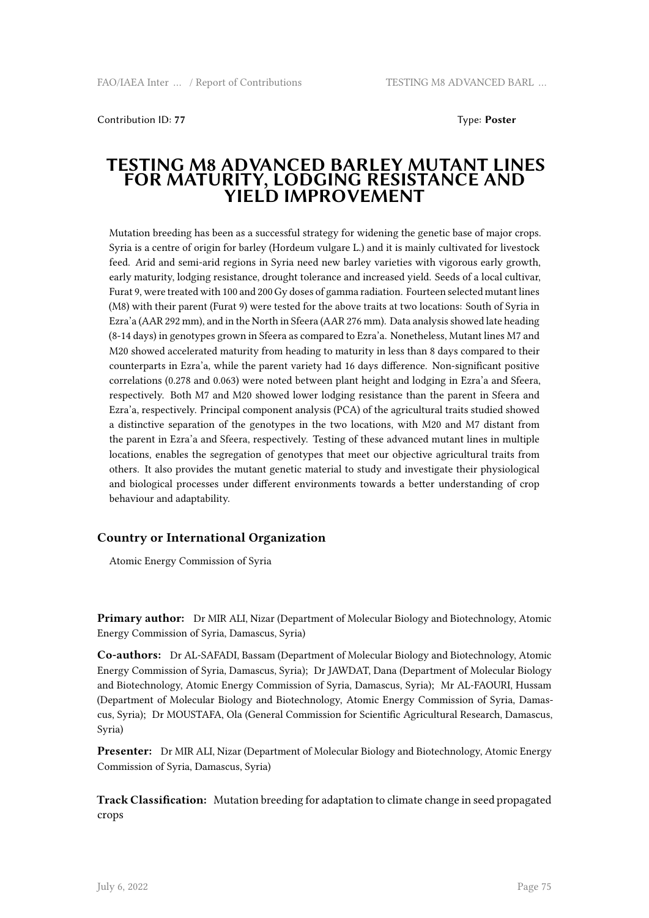Contribution ID: **77**

Type: **Poster**

# TESTING M8 ADVANCED BARLEY MUTANT LINES FOR MATURITY, LODGING RESISTANCE AND YIELD IMPROVEMENT

Mutation breeding has been as a successful strategy for widening the genetic base of major crops. Syria is a centre of origin for barley (Hordeum vulgare L.) and it is mainly cultivated for livestock feed. Arid and semi-arid regions in Syria need new barley varieties with vigorous early growth, early maturity, lodging resistance, drought tolerance and increased yield. Seeds of a local cultivar, Furat 9, were treated with 100 and 200 Gy doses of gamma radiation. Fourteen selected mutant lines (M8) with their parent (Furat 9) were tested for the above traits at two locations: South of Syria in Ezra'a (AAR 292 mm), and in the North in Sfeera (AAR 276 mm). Data analysis showed late heading (8-14 days) in genotypes grown in Sfeera as compared to Ezra'a. Nonetheless, Mutant lines M7 and M20 showed accelerated maturity from heading to maturity in less than 8 days compared to their counterparts in Ezra'a, while the parent variety had 16 days difference. Non-significant positive correlations (0.278 and 0.063) were noted between plant height and lodging in Ezra'a and Sfeera, respectively. Both M7 and M20 showed lower lodging resistance than the parent in Sfeera and Ezra'a, respectively. Principal component analysis (PCA) of the agricultural traits studied showed a distinctive separation of the genotypes in the two locations, with M20 and M7 distant from the parent in Ezra'a and Sfeera, respectively. Testing of these advanced mutant lines in multiple locations, enables the segregation of genotypes that meet our objective agricultural traits from others. It also provides the mutant genetic material to study and investigate their physiological and biological processes under different environments towards a better understanding of crop behaviour and adaptability.

## Country or International Organization

Atomic Energy Commission of Syria

**Primary author:** Dr MIR ALI, Nizar (Department of Molecular Biology and Biotechnology, Atomic Energy Commission of Syria, Damascus, Syria)

**Co-authors:** Dr AL-SAFADI, Bassam (Department of Molecular Biology and Biotechnology, Atomic Energy Commission of Syria, Damascus, Syria); Dr JAWDAT, Dana (Department of Molecular Biology and Biotechnology, Atomic Energy Commission of Syria, Damascus, Syria); Mr AL-FAOURI, Hussam (Department of Molecular Biology and Biotechnology, Atomic Energy Commission of Syria, Damascus, Syria); Dr MOUSTAFA, Ola (General Commission for Scientific Agricultural Research, Damascus, Syria)

**Presenter:** Dr MIR ALI, Nizar (Department of Molecular Biology and Biotechnology, Atomic Energy Commission of Syria, Damascus, Syria)

**Track Classification:** Mutation breeding for adaptation to climate change in seed propagated crops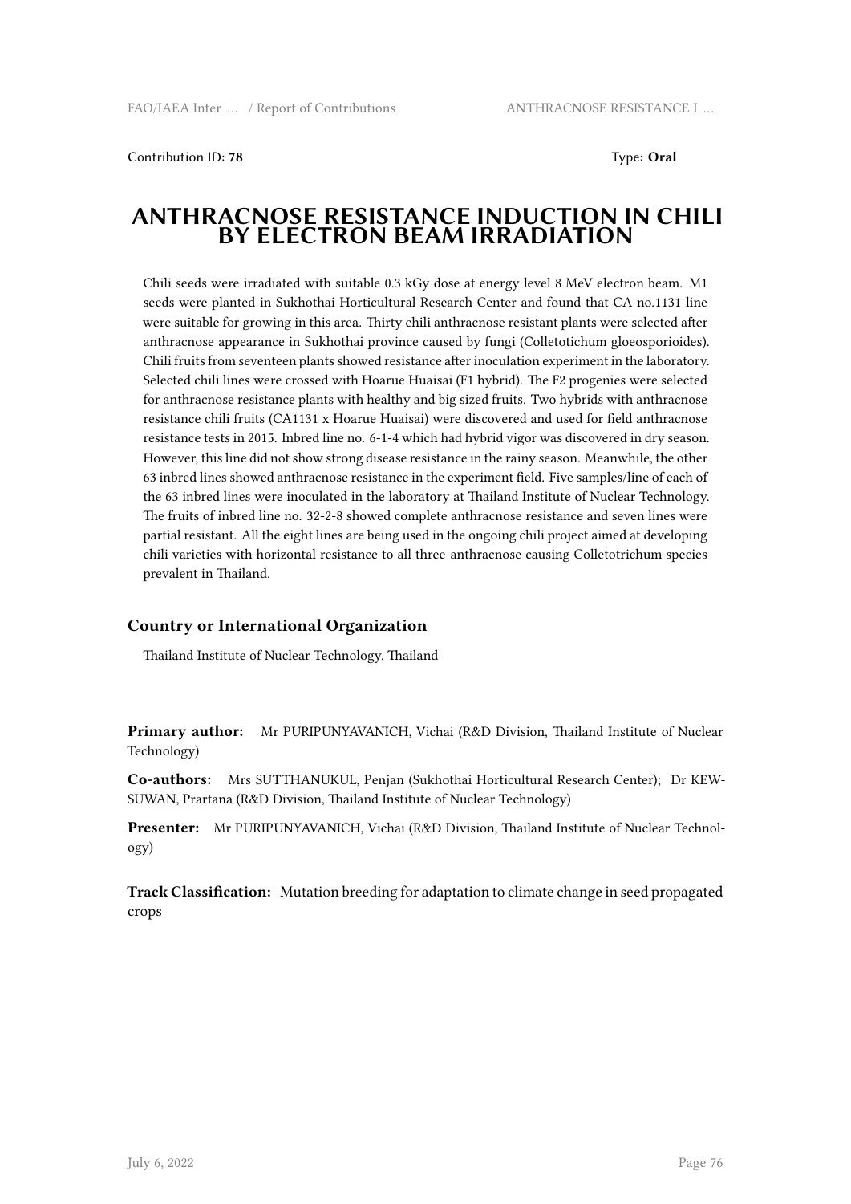Contribution ID: **78**

Type: **Oral**

# ANTHRACNOSE RESISTANCE INDUCTION IN CHILI BY ELECTRON BEAM IRRADIATION

Chili seeds were irradiated with suitable 0.3 kGy dose at energy level 8 MeV electron beam. M1 seeds were planted in Sukhothai Horticultural Research Center and found that CA no.1131 line were suitable for growing in this area. Thirty chili anthracnose resistant plants were selected after anthracnose appearance in Sukhothai province caused by fungi (Colletotichum gloeosporioides). Chili fruits from seventeen plants showed resistance after inoculation experiment in the laboratory. Selected chili lines were crossed with Hoarue Huaisai (F1 hybrid). The F2 progenies were selected for anthracnose resistance plants with healthy and big sized fruits. Two hybrids with anthracnose resistance chili fruits (CA1131 x Hoarue Huaisai) were discovered and used for field anthracnose resistance tests in 2015. Inbred line no. 6-1-4 which had hybrid vigor was discovered in dry season. However, this line did not show strong disease resistance in the rainy season. Meanwhile, the other 63 inbred lines showed anthracnose resistance in the experiment field. Five samples/line of each of the 63 inbred lines were inoculated in the laboratory at Thailand Institute of Nuclear Technology. The fruits of inbred line no. 32-2-8 showed complete anthracnose resistance and seven lines were partial resistant. All the eight lines are being used in the ongoing chili project aimed at developing chili varieties with horizontal resistance to all three-anthracnose causing Colletotrichum species prevalent in Thailand.

### Country or International Organization

Thailand Institute of Nuclear Technology, Thailand

**Primary author:** Mr PURIPUNYAVANICH, Vichai (R&D Division, Thailand Institute of Nuclear Technology)

**Co-authors:** Mrs SUTTHANUKUL, Penjan (Sukhothai Horticultural Research Center); Dr KEW-SUWAN, Prartana (R&D Division, Thailand Institute of Nuclear Technology)

**Presenter:** Mr PURIPUNYAVANICH, Vichai (R&D Division, Thailand Institute of Nuclear Technology)

**Track Classification:** Mutation breeding for adaptation to climate change in seed propagated crops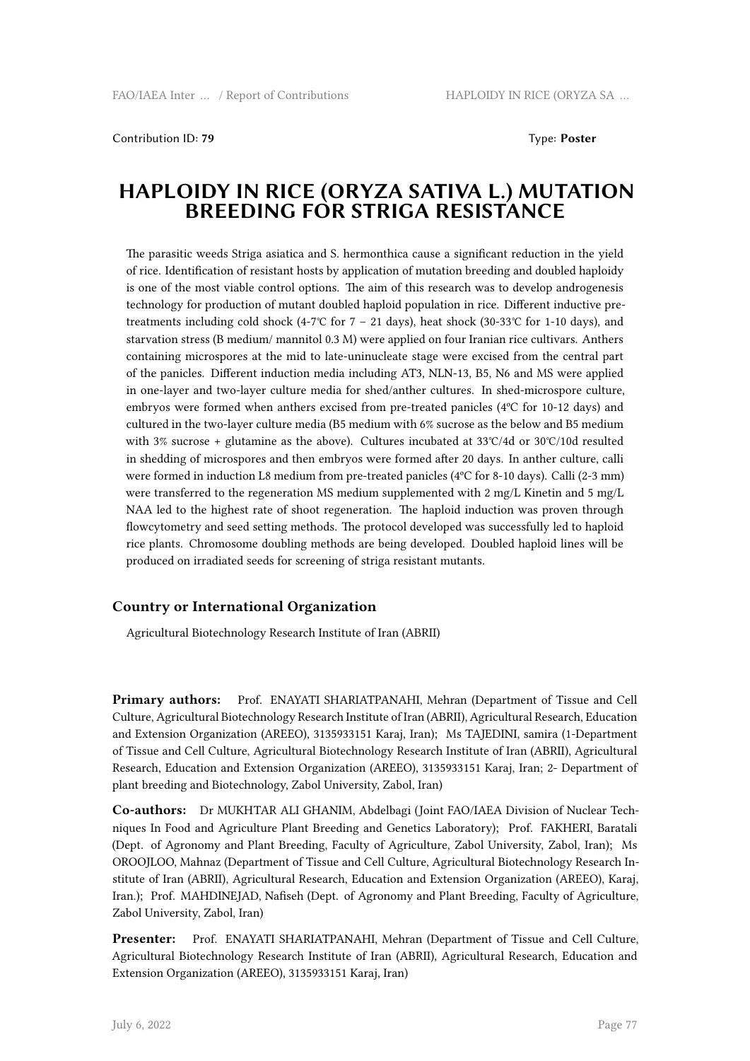Contribution ID: **79**  Type: **Poster**

# HAPLOIDY IN RICE (ORYZA SATIVA L.) MUTATION BREEDING FOR STRIGA RESISTANCE

The parasitic weeds Striga asiatica and S. hermonthica cause a significant reduction in the yield of rice. Identification of resistant hosts by application of mutation breeding and doubled haploidy is one of the most viable control options. The aim of this research was to develop androgenesis technology for production of mutant doubled haploid population in rice. Different inductive pre-treatments including cold shock (4-7℃ for 7 – 21 days), heat shock (30-33℃ for 1-10 days), and starvation stress (B medium/ mannitol 0.3 M) were applied on four Iranian rice cultivars. Anthers containing microspores at the mid to late-uninucleate stage were excised from the central part of the panicles. Different induction media including AT3, NLN-13, B5, N6 and MS were applied in one-layer and two-layer culture media for shed/anther cultures. In shed-microspore culture, embryos were formed when anthers excised from pre-treated panicles (4ºC for 10-12 days) and cultured in the two-layer culture media (B5 medium with 6% sucrose as the below and B5 medium with 3% sucrose + glutamine as the above). Cultures incubated at 33℃/4d or 30℃/10d resulted in shedding of microspores and then embryos were formed after 20 days. In anther culture, calli were formed in induction L8 medium from pre-treated panicles (4ºC for 8-10 days). Calli (2-3 mm) were transferred to the regeneration MS medium supplemented with 2 mg/L Kinetin and 5 mg/L NAA led to the highest rate of shoot regeneration. The haploid induction was proven through flowcytometry and seed setting methods. The protocol developed was successfully led to haploid rice plants. Chromosome doubling methods are being developed. Doubled haploid lines will be produced on irradiated seeds for screening of striga resistant mutants.

### Country or International Organization

Agricultural Biotechnology Research Institute of Iran (ABRII)

**Primary authors:** Prof. ENAYATI SHARIATPANAHI, Mehran (Department of Tissue and Cell Culture, Agricultural Biotechnology Research Institute of Iran (ABRII), Agricultural Research, Education and Extension Organization (AREEO), 3135933151 Karaj, Iran); Ms TAJEDINI, samira (1-Department of Tissue and Cell Culture, Agricultural Biotechnology Research Institute of Iran (ABRII), Agricultural Research, Education and Extension Organization (AREEO), 3135933151 Karaj, Iran; 2- Department of plant breeding and Biotechnology, Zabol University, Zabol, Iran)

**Co-authors:** Dr MUKHTAR ALI GHANIM, Abdelbagi (Joint FAO/IAEA Division of Nuclear Techniques In Food and Agriculture Plant Breeding and Genetics Laboratory); Prof. FAKHERI, Baratali (Dept. of Agronomy and Plant Breeding, Faculty of Agriculture, Zabol University, Zabol, Iran); Ms OROOJLOO, Mahnaz (Department of Tissue and Cell Culture, Agricultural Biotechnology Research Institute of Iran (ABRII), Agricultural Research, Education and Extension Organization (AREEO), Karaj, Iran.); Prof. MAHDINEJAD, Nafiseh (Dept. of Agronomy and Plant Breeding, Faculty of Agriculture, Zabol University, Zabol, Iran)

**Presenter:** Prof. ENAYATI SHARIATPANAHI, Mehran (Department of Tissue and Cell Culture, Agricultural Biotechnology Research Institute of Iran (ABRII), Agricultural Research, Education and Extension Organization (AREEO), 3135933151 Karaj, Iran)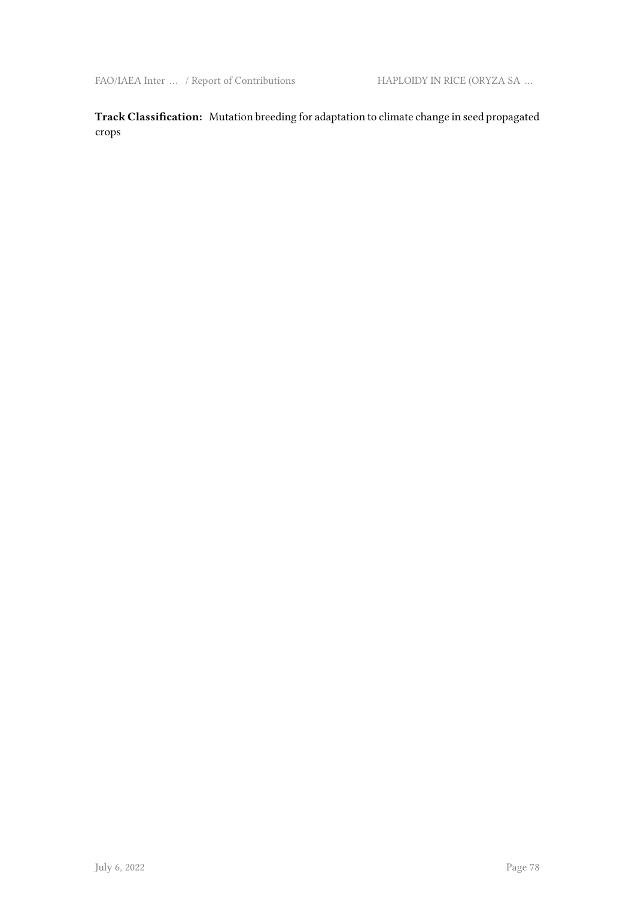**Track Classification:** Mutation breeding for adaptation to climate change in seed propagated crops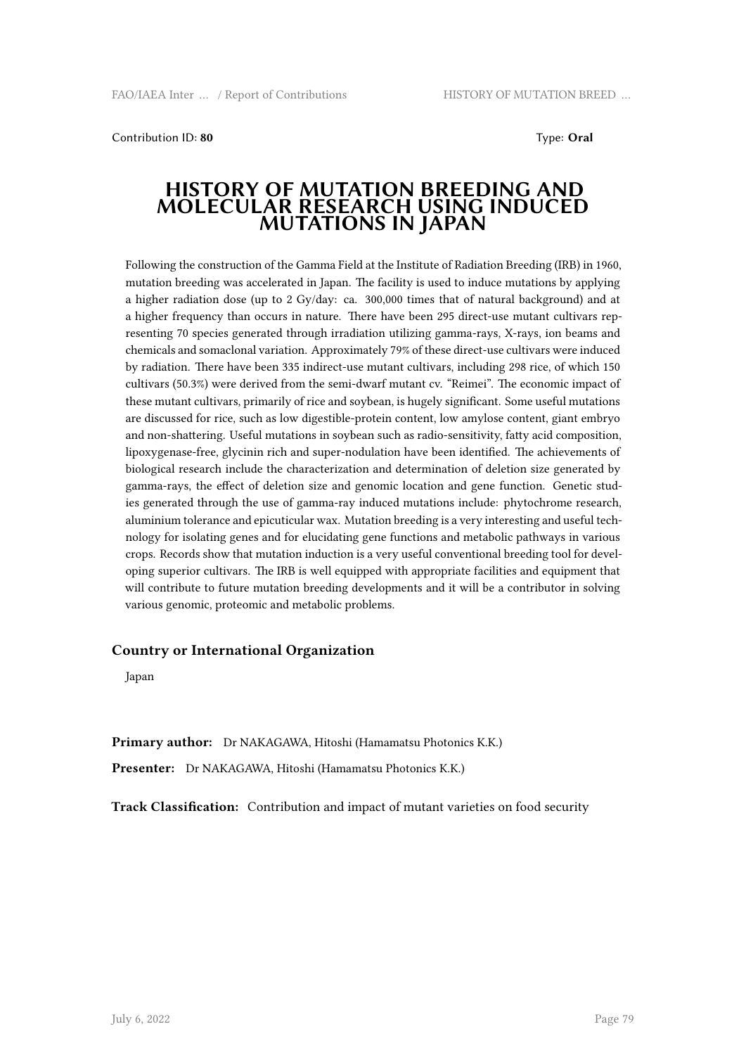Contribution ID: **80** Type: **Oral**

# HISTORY OF MUTATION BREEDING AND MOLECULAR RESEARCH USING INDUCED MUTATIONS IN JAPAN

Following the construction of the Gamma Field at the Institute of Radiation Breeding (IRB) in 1960, mutation breeding was accelerated in Japan. The facility is used to induce mutations by applying a higher radiation dose (up to 2 Gy/day: ca. 300,000 times that of natural background) and at a higher frequency than occurs in nature. There have been 295 direct-use mutant cultivars representing 70 species generated through irradiation utilizing gamma-rays, X-rays, ion beams and chemicals and somaclonal variation. Approximately 79% of these direct-use cultivars were induced by radiation. There have been 335 indirect-use mutant cultivars, including 298 rice, of which 150 cultivars (50.3%) were derived from the semi-dwarf mutant cv. "Reimei". The economic impact of these mutant cultivars, primarily of rice and soybean, is hugely significant. Some useful mutations are discussed for rice, such as low digestible-protein content, low amylose content, giant embryo and non-shattering. Useful mutations in soybean such as radio-sensitivity, fatty acid composition, lipoxygenase-free, glycinin rich and super-nodulation have been identified. The achievements of biological research include the characterization and determination of deletion size generated by gamma-rays, the effect of deletion size and genomic location and gene function. Genetic studies generated through the use of gamma-ray induced mutations include: phytochrome research, aluminium tolerance and epicuticular wax. Mutation breeding is a very interesting and useful technology for isolating genes and for elucidating gene functions and metabolic pathways in various crops. Records show that mutation induction is a very useful conventional breeding tool for developing superior cultivars. The IRB is well equipped with appropriate facilities and equipment that will contribute to future mutation breeding developments and it will be a contributor in solving various genomic, proteomic and metabolic problems.

### Country or International Organization

Japan

**Primary author:** Dr NAKAGAWA, Hitoshi (Hamamatsu Photonics K.K.)

**Presenter:** Dr NAKAGAWA, Hitoshi (Hamamatsu Photonics K.K.)

**Track Classification:** Contribution and impact of mutant varieties on food security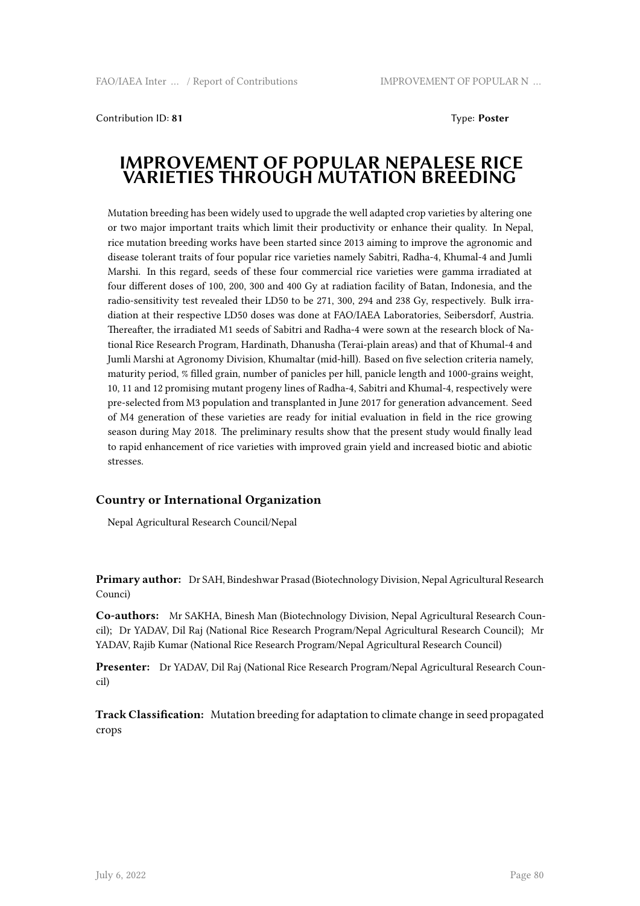Contribution ID: **81**

Type: **Poster**

# IMPROVEMENT OF POPULAR NEPALESE RICE VARIETIES THROUGH MUTATION BREEDING

Mutation breeding has been widely used to upgrade the well adapted crop varieties by altering one or two major important traits which limit their productivity or enhance their quality. In Nepal, rice mutation breeding works have been started since 2013 aiming to improve the agronomic and disease tolerant traits of four popular rice varieties namely Sabitri, Radha-4, Khumal-4 and Jumli Marshi. In this regard, seeds of these four commercial rice varieties were gamma irradiated at four different doses of 100, 200, 300 and 400 Gy at radiation facility of Batan, Indonesia, and the radio-sensitivity test revealed their LD50 to be 271, 300, 294 and 238 Gy, respectively. Bulk irradiation at their respective LD50 doses was done at FAO/IAEA Laboratories, Seibersdorf, Austria. Thereafter, the irradiated M1 seeds of Sabitri and Radha-4 were sown at the research block of National Rice Research Program, Hardinath, Dhanusha (Terai-plain areas) and that of Khumal-4 and Jumli Marshi at Agronomy Division, Khumaltar (mid-hill). Based on five selection criteria namely, maturity period, % filled grain, number of panicles per hill, panicle length and 1000-grains weight, 10, 11 and 12 promising mutant progeny lines of Radha-4, Sabitri and Khumal-4, respectively were pre-selected from M3 population and transplanted in June 2017 for generation advancement. Seed of M4 generation of these varieties are ready for initial evaluation in field in the rice growing season during May 2018. The preliminary results show that the present study would finally lead to rapid enhancement of rice varieties with improved grain yield and increased biotic and abiotic stresses.

### Country or International Organization

Nepal Agricultural Research Council/Nepal

**Primary author:** Dr SAH, Bindeshwar Prasad (Biotechnology Division, Nepal Agricultural Research Counci)

**Co-authors:** Mr SAKHA, Binesh Man (Biotechnology Division, Nepal Agricultural Research Council); Dr YADAV, Dil Raj (National Rice Research Program/Nepal Agricultural Research Council); Mr YADAV, Rajib Kumar (National Rice Research Program/Nepal Agricultural Research Council)

**Presenter:** Dr YADAV, Dil Raj (National Rice Research Program/Nepal Agricultural Research Council)

**Track Classification:** Mutation breeding for adaptation to climate change in seed propagated crops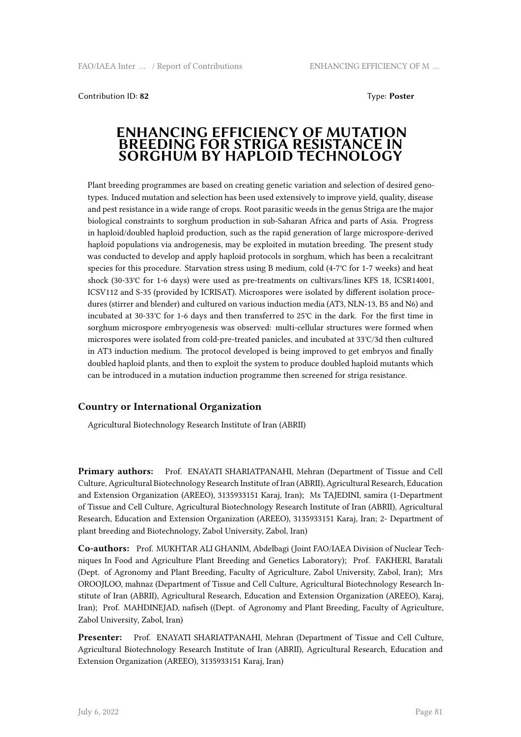Contribution ID: **82** Type: **Poster**

# ENHANCING EFFICIENCY OF MUTATION BREEDING FOR STRIGA RESISTANCE IN SORGHUM BY HAPLOID TECHNOLOGY

Plant breeding programmes are based on creating genetic variation and selection of desired genotypes. Induced mutation and selection has been used extensively to improve yield, quality, disease and pest resistance in a wide range of crops. Root parasitic weeds in the genus Striga are the major biological constraints to sorghum production in sub-Saharan Africa and parts of Asia. Progress in haploid/doubled haploid production, such as the rapid generation of large microspore-derived haploid populations via androgenesis, may be exploited in mutation breeding. The present study was conducted to develop and apply haploid protocols in sorghum, which has been a recalcitrant species for this procedure. Starvation stress using B medium, cold (4-7℃ for 1-7 weeks) and heat shock (30-33℃ for 1-6 days) were used as pre-treatments on cultivars/lines KFS 18, ICSR14001, ICSV112 and S-35 (provided by ICRISAT). Microspores were isolated by different isolation procedures (stirrer and blender) and cultured on various induction media (AT3, NLN-13, B5 and N6) and incubated at 30-33℃ for 1-6 days and then transferred to 25℃ in the dark. For the first time in sorghum microspore embryogenesis was observed: multi-cellular structures were formed when microspores were isolated from cold-pre-treated panicles, and incubated at 33℃/3d then cultured in AT3 induction medium. The protocol developed is being improved to get embryos and finally doubled haploid plants, and then to exploit the system to produce doubled haploid mutants which can be introduced in a mutation induction programme then screened for striga resistance.

### Country or International Organization

Agricultural Biotechnology Research Institute of Iran (ABRII)

**Primary authors:** Prof. ENAYATI SHARIATPANAHI, Mehran (Department of Tissue and Cell Culture, Agricultural Biotechnology Research Institute of Iran (ABRII), Agricultural Research, Education and Extension Organization (AREEO), 3135933151 Karaj, Iran); Ms TAJEDINI, samira (1-Department of Tissue and Cell Culture, Agricultural Biotechnology Research Institute of Iran (ABRII), Agricultural Research, Education and Extension Organization (AREEO), 3135933151 Karaj, Iran; 2- Department of plant breeding and Biotechnology, Zabol University, Zabol, Iran)

**Co-authors:** Prof. MUKHTAR ALI GHANIM, Abdelbagi (Joint FAO/IAEA Division of Nuclear Techniques In Food and Agriculture Plant Breeding and Genetics Laboratory); Prof. FAKHERI, Baratali (Dept. of Agronomy and Plant Breeding, Faculty of Agriculture, Zabol University, Zabol, Iran); Mrs OROOJLOO, mahnaz (Department of Tissue and Cell Culture, Agricultural Biotechnology Research Institute of Iran (ABRII), Agricultural Research, Education and Extension Organization (AREEO), Karaj, Iran); Prof. MAHDINEJAD, nafiseh ((Dept. of Agronomy and Plant Breeding, Faculty of Agriculture, Zabol University, Zabol, Iran)

**Presenter:** Prof. ENAYATI SHARIATPANAHI, Mehran (Department of Tissue and Cell Culture, Agricultural Biotechnology Research Institute of Iran (ABRII), Agricultural Research, Education and Extension Organization (AREEO), 3135933151 Karaj, Iran)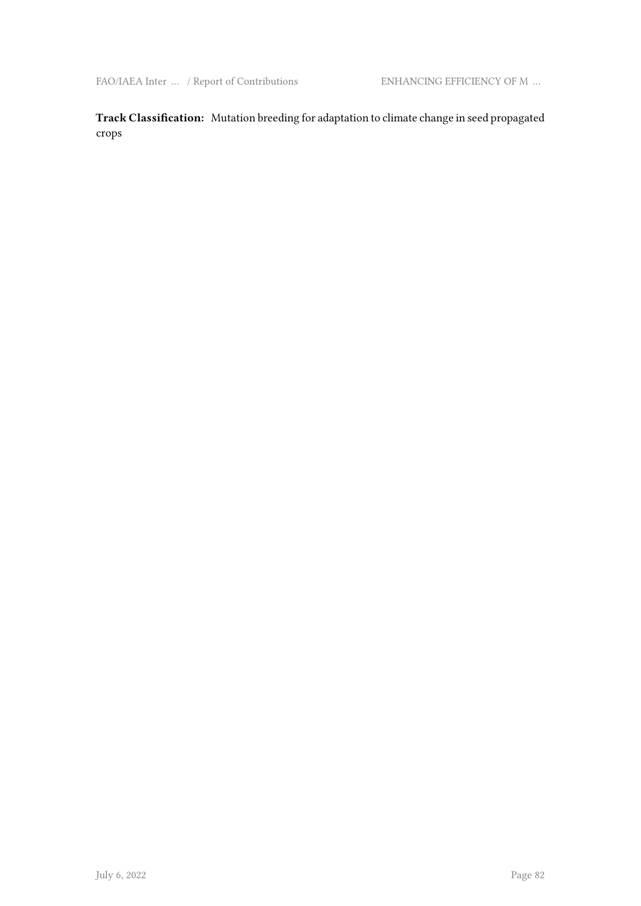**Track Classification:** Mutation breeding for adaptation to climate change in seed propagated crops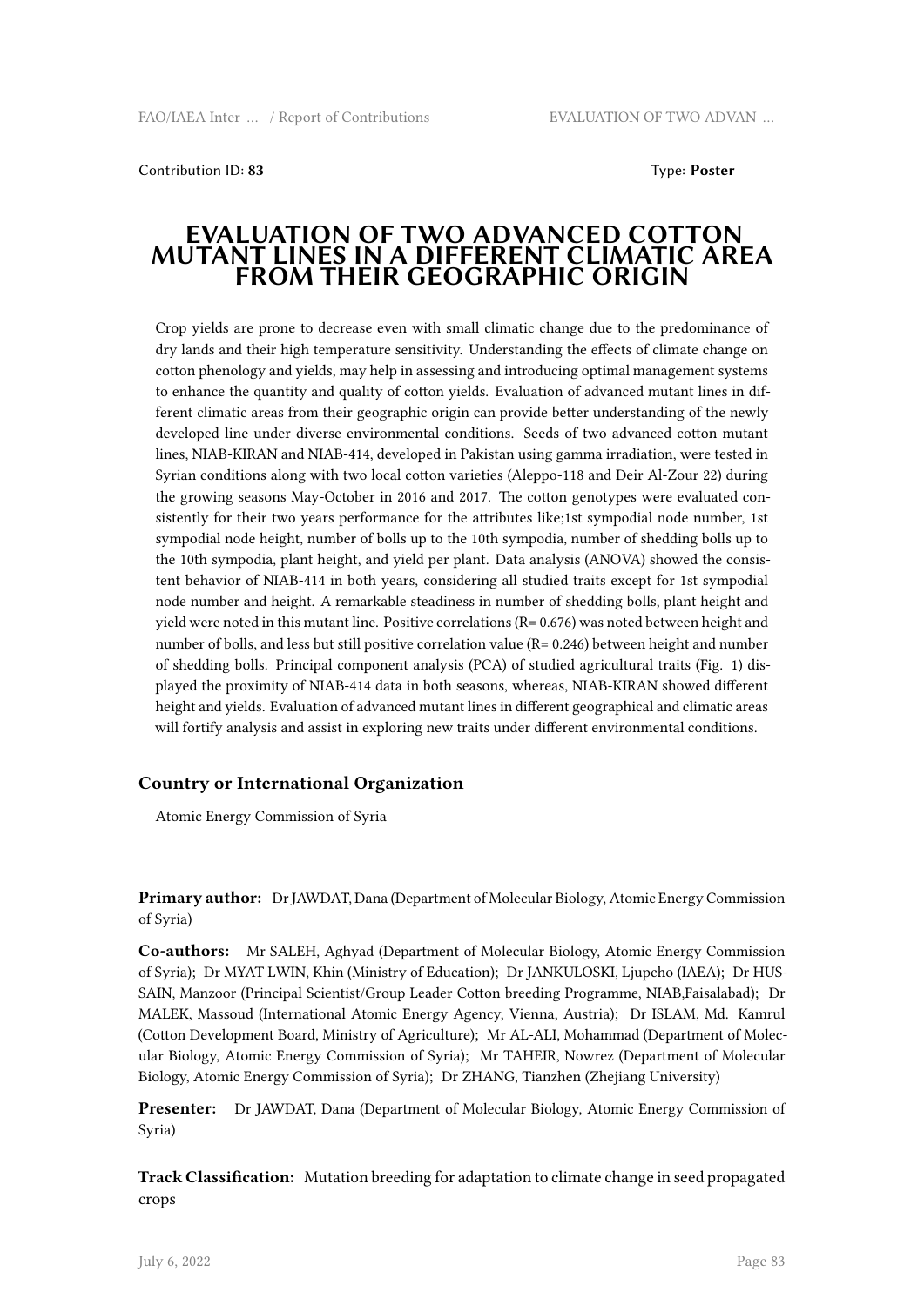Contribution ID: **83**

Type: **Poster**

# EVALUATION OF TWO ADVANCED COTTON MUTANT LINES IN A DIFFERENT CLIMATIC AREA FROM THEIR GEOGRAPHIC ORIGIN

Crop yields are prone to decrease even with small climatic change due to the predominance of dry lands and their high temperature sensitivity. Understanding the effects of climate change on cotton phenology and yields, may help in assessing and introducing optimal management systems to enhance the quantity and quality of cotton yields. Evaluation of advanced mutant lines in different climatic areas from their geographic origin can provide better understanding of the newly developed line under diverse environmental conditions. Seeds of two advanced cotton mutant lines, NIAB-KIRAN and NIAB-414, developed in Pakistan using gamma irradiation, were tested in Syrian conditions along with two local cotton varieties (Aleppo-118 and Deir Al-Zour 22) during the growing seasons May-October in 2016 and 2017. The cotton genotypes were evaluated consistently for their two years performance for the attributes like;1st sympodial node number, 1st sympodial node height, number of bolls up to the 10th sympodia, number of shedding bolls up to the 10th sympodia, plant height, and yield per plant. Data analysis (ANOVA) showed the consistent behavior of NIAB-414 in both years, considering all studied traits except for 1st sympodial node number and height. A remarkable steadiness in number of shedding bolls, plant height and yield were noted in this mutant line. Positive correlations ($R= 0.676$) was noted between height and number of bolls, and less but still positive correlation value ($R= 0.246$) between height and number of shedding bolls. Principal component analysis (PCA) of studied agricultural traits (Fig. 1) displayed the proximity of NIAB-414 data in both seasons, whereas, NIAB-KIRAN showed different height and yields. Evaluation of advanced mutant lines in different geographical and climatic areas will fortify analysis and assist in exploring new traits under different environmental conditions.

### Country or International Organization

Atomic Energy Commission of Syria

**Primary author:** Dr JAWDAT, Dana (Department of Molecular Biology, Atomic Energy Commission of Syria)

**Co-authors:** Mr SALEH, Aghyad (Department of Molecular Biology, Atomic Energy Commission of Syria); Dr MYAT LWIN, Khin (Ministry of Education); Dr JANKULOSKI, Ljupcho (IAEA); Dr HUSSAIN, Manzoor (Principal Scientist/Group Leader Cotton breeding Programme, NIAB,Faisalabad); Dr MALEK, Massoud (International Atomic Energy Agency, Vienna, Austria); Dr ISLAM, Md. Kamrul (Cotton Development Board, Ministry of Agriculture); Mr AL-ALI, Mohammad (Department of Molecular Biology, Atomic Energy Commission of Syria); Mr TAHEIR, Nowrez (Department of Molecular Biology, Atomic Energy Commission of Syria); Dr ZHANG, Tianzhen (Zhejiang University)

**Presenter:** Dr JAWDAT, Dana (Department of Molecular Biology, Atomic Energy Commission of Syria)

**Track Classification:** Mutation breeding for adaptation to climate change in seed propagated crops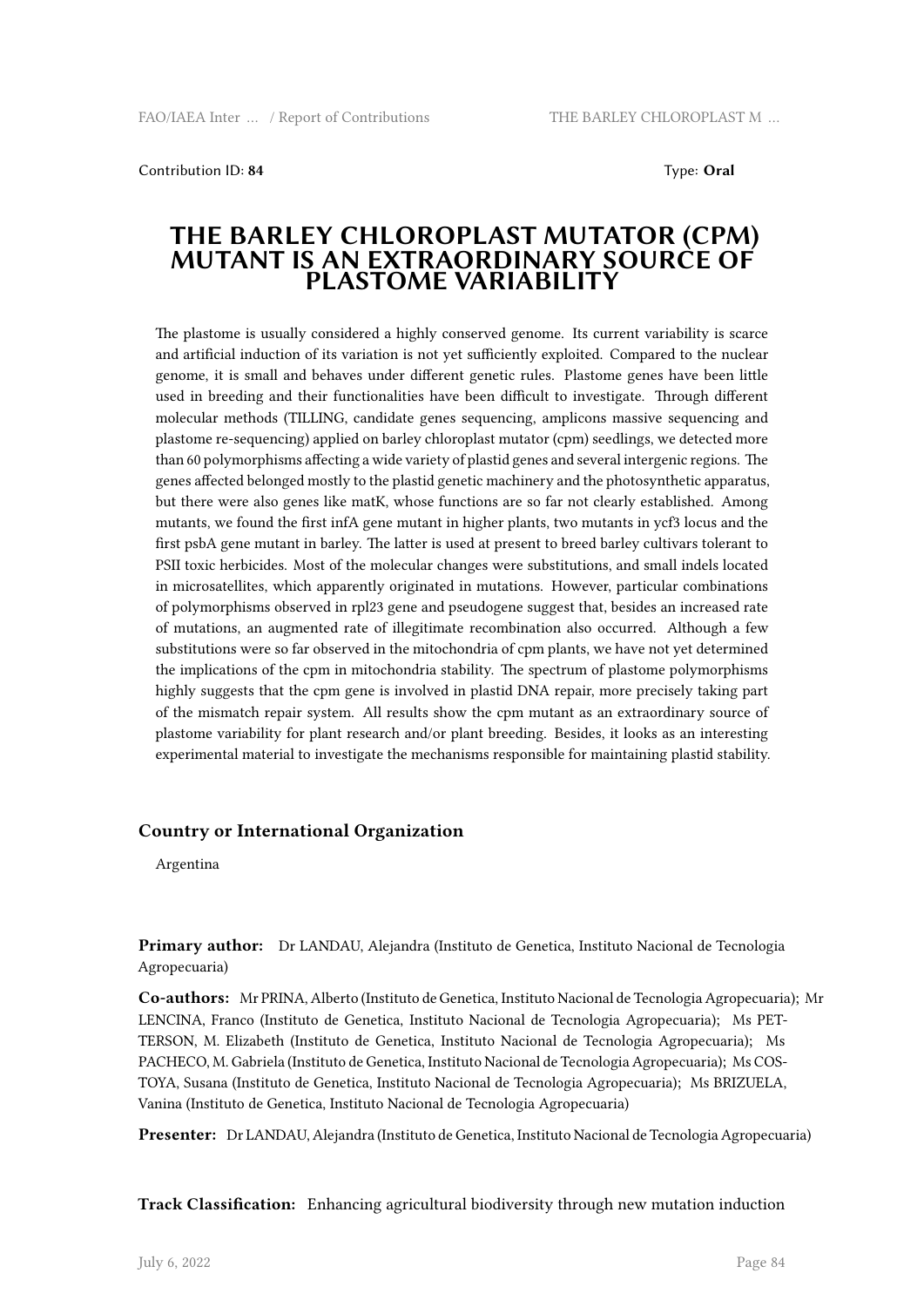Contribution ID: **84** Type: **Oral**

# THE BARLEY CHLOROPLAST MUTATOR (CPM) MUTANT IS AN EXTRAORDINARY SOURCE OF PLASTOME VARIABILITY

The plastome is usually considered a highly conserved genome. Its current variability is scarce and artificial induction of its variation is not yet sufficiently exploited. Compared to the nuclear genome, it is small and behaves under different genetic rules. Plastome genes have been little used in breeding and their functionalities have been difficult to investigate. Through different molecular methods (TILLING, candidate genes sequencing, amplicons massive sequencing and plastome re-sequencing) applied on barley chloroplast mutator (cpm) seedlings, we detected more than 60 polymorphisms affecting a wide variety of plastid genes and several intergenic regions. The genes affected belonged mostly to the plastid genetic machinery and the photosynthetic apparatus, but there were also genes like matK, whose functions are so far not clearly established. Among mutants, we found the first infA gene mutant in higher plants, two mutants in ycf3 locus and the first psbA gene mutant in barley. The latter is used at present to breed barley cultivars tolerant to PSII toxic herbicides. Most of the molecular changes were substitutions, and small indels located in microsatellites, which apparently originated in mutations. However, particular combinations of polymorphisms observed in rpl23 gene and pseudogene suggest that, besides an increased rate of mutations, an augmented rate of illegitimate recombination also occurred. Although a few substitutions were so far observed in the mitochondria of cpm plants, we have not yet determined the implications of the cpm in mitochondria stability. The spectrum of plastome polymorphisms highly suggests that the cpm gene is involved in plastid DNA repair, more precisely taking part of the mismatch repair system. All results show the cpm mutant as an extraordinary source of plastome variability for plant research and/or plant breeding. Besides, it looks as an interesting experimental material to investigate the mechanisms responsible for maintaining plastid stability.

### Country or International Organization

Argentina

**Primary author:** Dr LANDAU, Alejandra (Instituto de Genetica, Instituto Nacional de Tecnologia Agropecuaria)

**Co-authors:** Mr PRINA, Alberto (Instituto de Genetica, Instituto Nacional de Tecnologia Agropecuaria); Mr LENCINA, Franco (Instituto de Genetica, Instituto Nacional de Tecnologia Agropecuaria); Ms PETTERSON, M. Elizabeth (Instituto de Genetica, Instituto Nacional de Tecnologia Agropecuaria); Ms PACHECO, M. Gabriela (Instituto de Genetica, Instituto Nacional de Tecnologia Agropecuaria); Ms COSTOYA, Susana (Instituto de Genetica, Instituto Nacional de Tecnologia Agropecuaria); Ms BRIZUELA, Vanina (Instituto de Genetica, Instituto Nacional de Tecnologia Agropecuaria)

**Presenter:** Dr LANDAU, Alejandra (Instituto de Genetica, Instituto Nacional de Tecnologia Agropecuaria)

**Track Classification:** Enhancing agricultural biodiversity through new mutation induction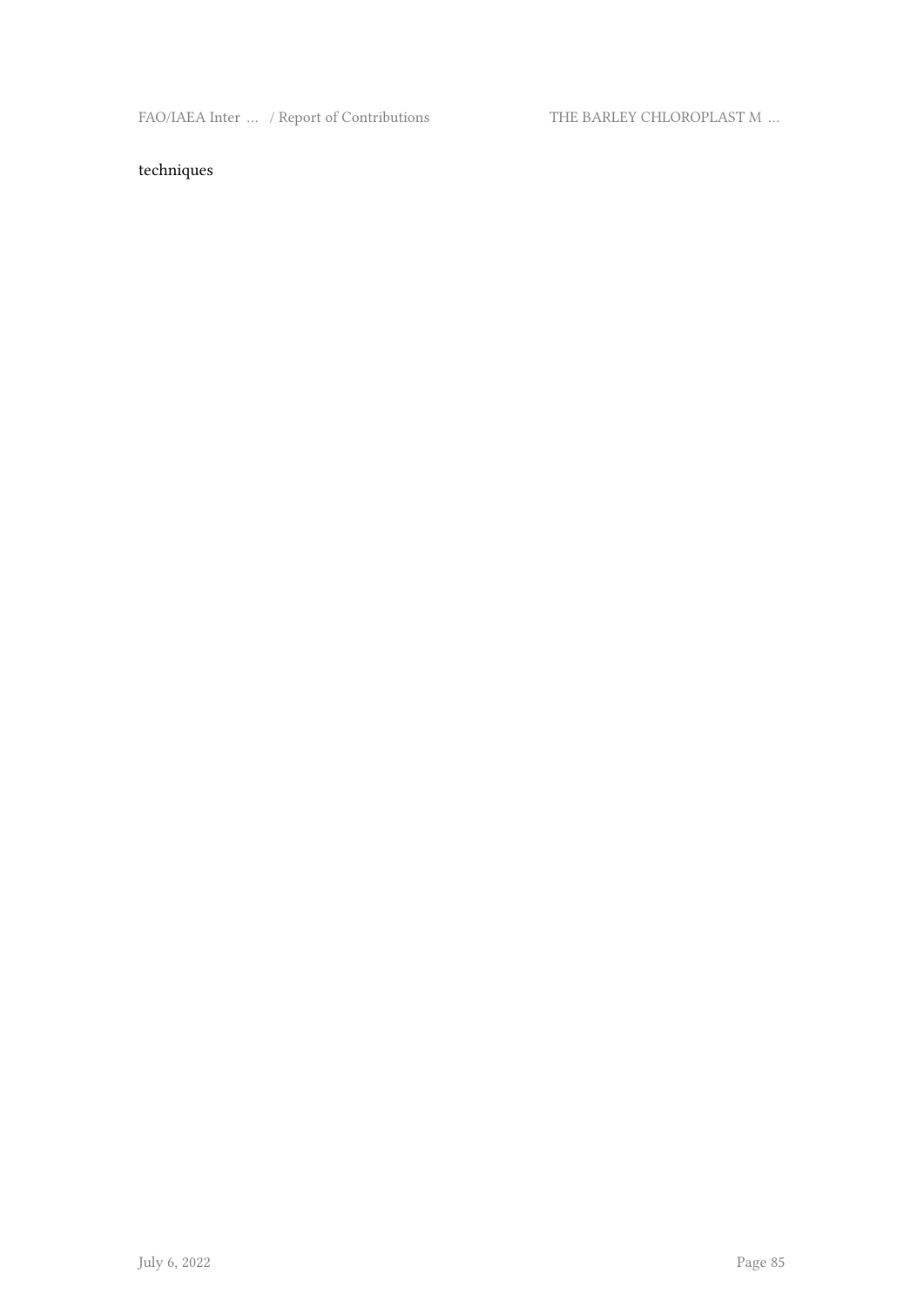techniques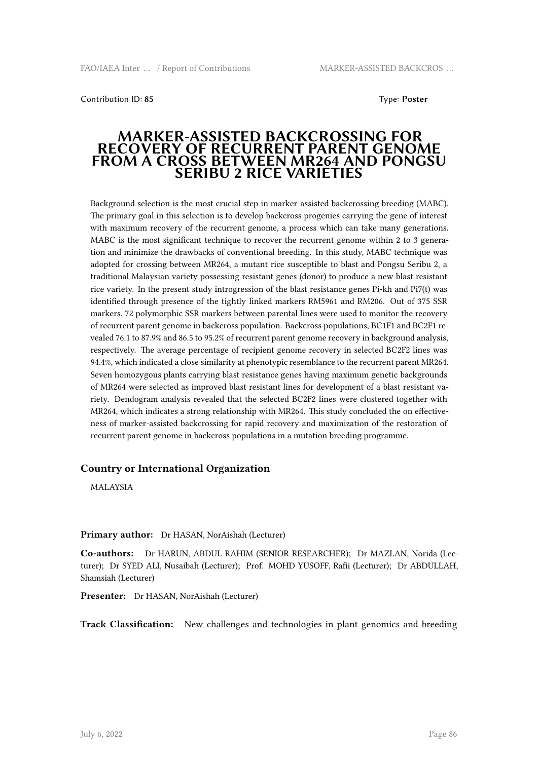Contribution ID: **85**

Type: **Poster**

# MARKER-ASSISTED BACKCROSSING FOR RECOVERY OF RECURRENT PARENT GENOME FROM A CROSS BETWEEN MR264 AND PONGSU SERIBU 2 RICE VARIETIES

Background selection is the most crucial step in marker-assisted backcrossing breeding (MABC). The primary goal in this selection is to develop backcross progenies carrying the gene of interest with maximum recovery of the recurrent genome, a process which can take many generations. MABC is the most significant technique to recover the recurrent genome within 2 to 3 generation and minimize the drawbacks of conventional breeding. In this study, MABC technique was adopted for crossing between MR264, a mutant rice susceptible to blast and Pongsu Seribu 2, a traditional Malaysian variety possessing resistant genes (donor) to produce a new blast resistant rice variety. In the present study introgression of the blast resistance genes Pi-kh and Pi7(t) was identified through presence of the tightly linked markers RM5961 and RM206. Out of 375 SSR markers, 72 polymorphic SSR markers between parental lines were used to monitor the recovery of recurrent parent genome in backcross population. Backcross populations, BC1F1 and BC2F1 revealed 76.1 to 87.9% and 86.5 to 95.2% of recurrent parent genome recovery in background analysis, respectively. The average percentage of recipient genome recovery in selected BC2F2 lines was 94.4%, which indicated a close similarity at phenotypic resemblance to the recurrent parent MR264. Seven homozygous plants carrying blast resistance genes having maximum genetic backgrounds of MR264 were selected as improved blast resistant lines for development of a blast resistant variety. Dendogram analysis revealed that the selected BC2F2 lines were clustered together with MR264, which indicates a strong relationship with MR264. This study concluded the on effectiveness of marker-assisted backcrossing for rapid recovery and maximization of the restoration of recurrent parent genome in backcross populations in a mutation breeding programme.

### Country or International Organization

MALAYSIA

**Primary author:** Dr HASAN, NorAishah (Lecturer)

**Co-authors:** Dr HARUN, ABDUL RAHIM (SENIOR RESEARCHER); Dr MAZLAN, Norida (Lecturer); Dr SYED ALI, Nusaibah (Lecturer); Prof. MOHD YUSOFF, Rafii (Lecturer); Dr ABDULLAH, Shamsiah (Lecturer)

**Presenter:** Dr HASAN, NorAishah (Lecturer)

**Track Classification:** New challenges and technologies in plant genomics and breeding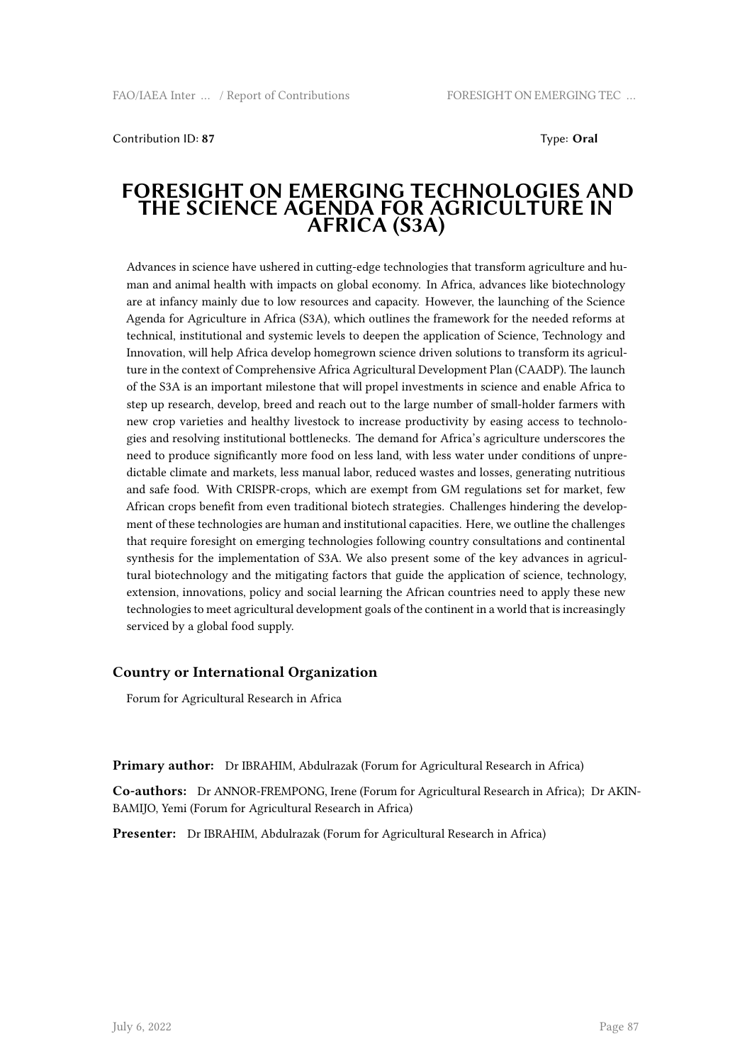Contribution ID: **87**

Type: **Oral**

# FORESIGHT ON EMERGING TECHNOLOGIES AND THE SCIENCE AGENDA FOR AGRICULTURE IN AFRICA (S3A)

Advances in science have ushered in cutting-edge technologies that transform agriculture and human and animal health with impacts on global economy. In Africa, advances like biotechnology are at infancy mainly due to low resources and capacity. However, the launching of the Science Agenda for Agriculture in Africa (S3A), which outlines the framework for the needed reforms at technical, institutional and systemic levels to deepen the application of Science, Technology and Innovation, will help Africa develop homegrown science driven solutions to transform its agriculture in the context of Comprehensive Africa Agricultural Development Plan (CAADP). The launch of the S3A is an important milestone that will propel investments in science and enable Africa to step up research, develop, breed and reach out to the large number of small-holder farmers with new crop varieties and healthy livestock to increase productivity by easing access to technologies and resolving institutional bottlenecks. The demand for Africa's agriculture underscores the need to produce significantly more food on less land, with less water under conditions of unpredictable climate and markets, less manual labor, reduced wastes and losses, generating nutritious and safe food. With CRISPR-crops, which are exempt from GM regulations set for market, few African crops benefit from even traditional biotech strategies. Challenges hindering the development of these technologies are human and institutional capacities. Here, we outline the challenges that require foresight on emerging technologies following country consultations and continental synthesis for the implementation of S3A. We also present some of the key advances in agricultural biotechnology and the mitigating factors that guide the application of science, technology, extension, innovations, policy and social learning the African countries need to apply these new technologies to meet agricultural development goals of the continent in a world that is increasingly serviced by a global food supply.

### Country or International Organization

Forum for Agricultural Research in Africa

**Primary author:** Dr IBRAHIM, Abdulrazak (Forum for Agricultural Research in Africa)

**Co-authors:** Dr ANNOR-FREMPONG, Irene (Forum for Agricultural Research in Africa); Dr AKINBAMIJO, Yemi (Forum for Agricultural Research in Africa)

**Presenter:** Dr IBRAHIM, Abdulrazak (Forum for Agricultural Research in Africa)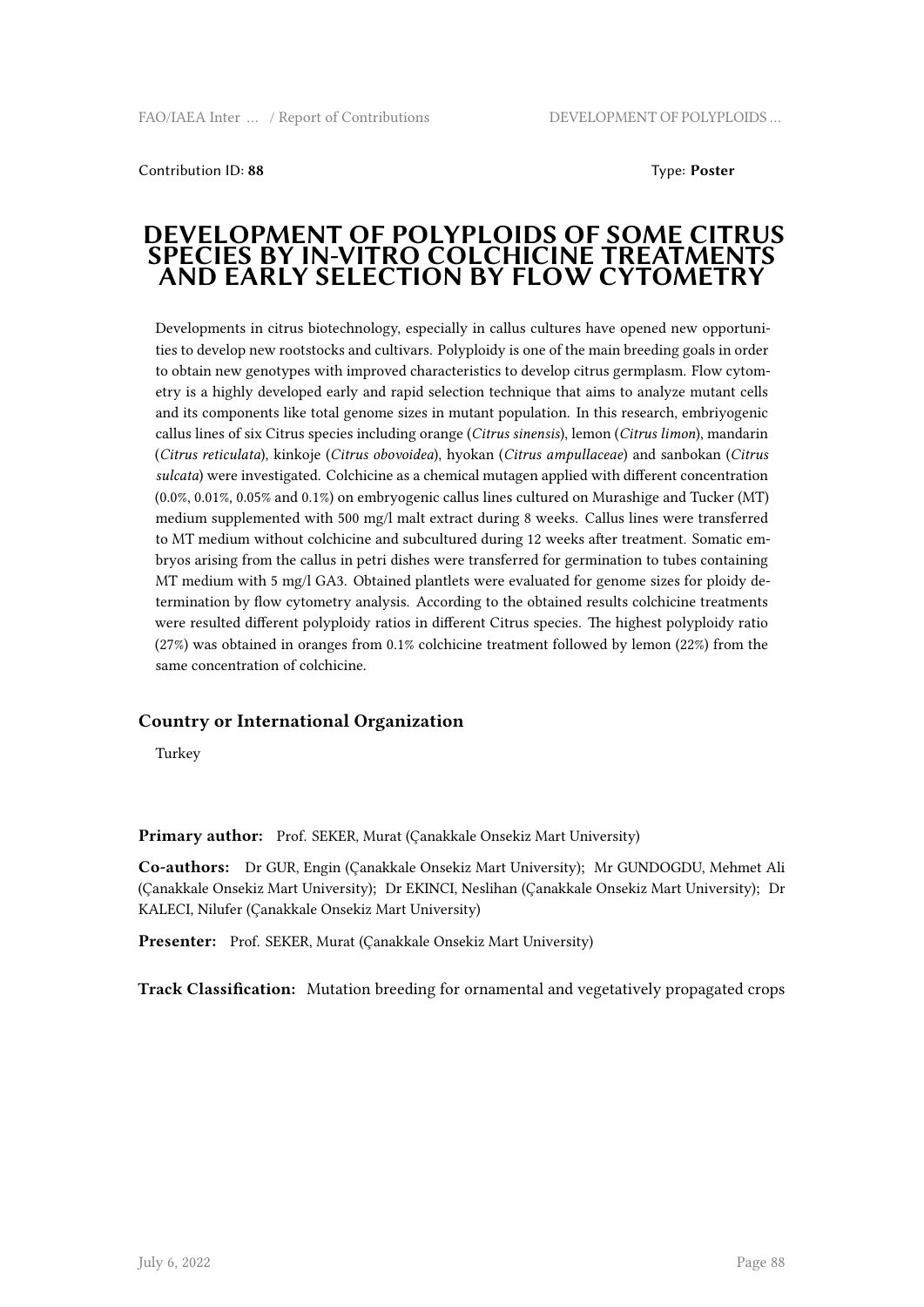Contribution ID: **88**

Type: **Poster**

# DEVELOPMENT OF POLYPLOIDS OF SOME CITRUS SPECIES BY IN-VITRO COLCHICINE TREATMENTS AND EARLY SELECTION BY FLOW CYTOMETRY

Developments in citrus biotechnology, especially in callus cultures have opened new opportunities to develop new rootstocks and cultivars. Polyploidy is one of the main breeding goals in order to obtain new genotypes with improved characteristics to develop citrus germplasm. Flow cytometry is a highly developed early and rapid selection technique that aims to analyze mutant cells and its components like total genome sizes in mutant population. In this research, embriyogenic callus lines of six Citrus species including orange (*Citrus sinensis*), lemon (*Citrus limon*), mandarin (*Citrus reticulata*), kinkoje (*Citrus obovoidea*), hyokan (*Citrus ampullaceae*) and sanbokan (*Citrus sulcata*) were investigated. Colchicine as a chemical mutagen applied with different concentration (0.0%, 0.01%, 0.05% and 0.1%) on embryogenic callus lines cultured on Murashige and Tucker (MT) medium supplemented with 500 mg/l malt extract during 8 weeks. Callus lines were transferred to MT medium without colchicine and subcultured during 12 weeks after treatment. Somatic embryos arising from the callus in petri dishes were transferred for germination to tubes containing MT medium with 5 mg/l GA3. Obtained plantlets were evaluated for genome sizes for ploidy determination by flow cytometry analysis. According to the obtained results colchicine treatments were resulted different polyploidy ratios in different Citrus species. The highest polyploidy ratio (27%) was obtained in oranges from 0.1% colchicine treatment followed by lemon (22%) from the same concentration of colchicine.

### Country or International Organization

Turkey

**Primary author:** Prof. SEKER, Murat (Çanakkale Onsekiz Mart University)

**Co-authors:** Dr GUR, Engin (Çanakkale Onsekiz Mart University); Mr GUNDOGDU, Mehmet Ali (Çanakkale Onsekiz Mart University); Dr EKINCI, Neslihan (Çanakkale Onsekiz Mart University); Dr KALECI, Nilufer (Çanakkale Onsekiz Mart University)

**Presenter:** Prof. SEKER, Murat (Çanakkale Onsekiz Mart University)

**Track Classification:** Mutation breeding for ornamental and vegetatively propagated crops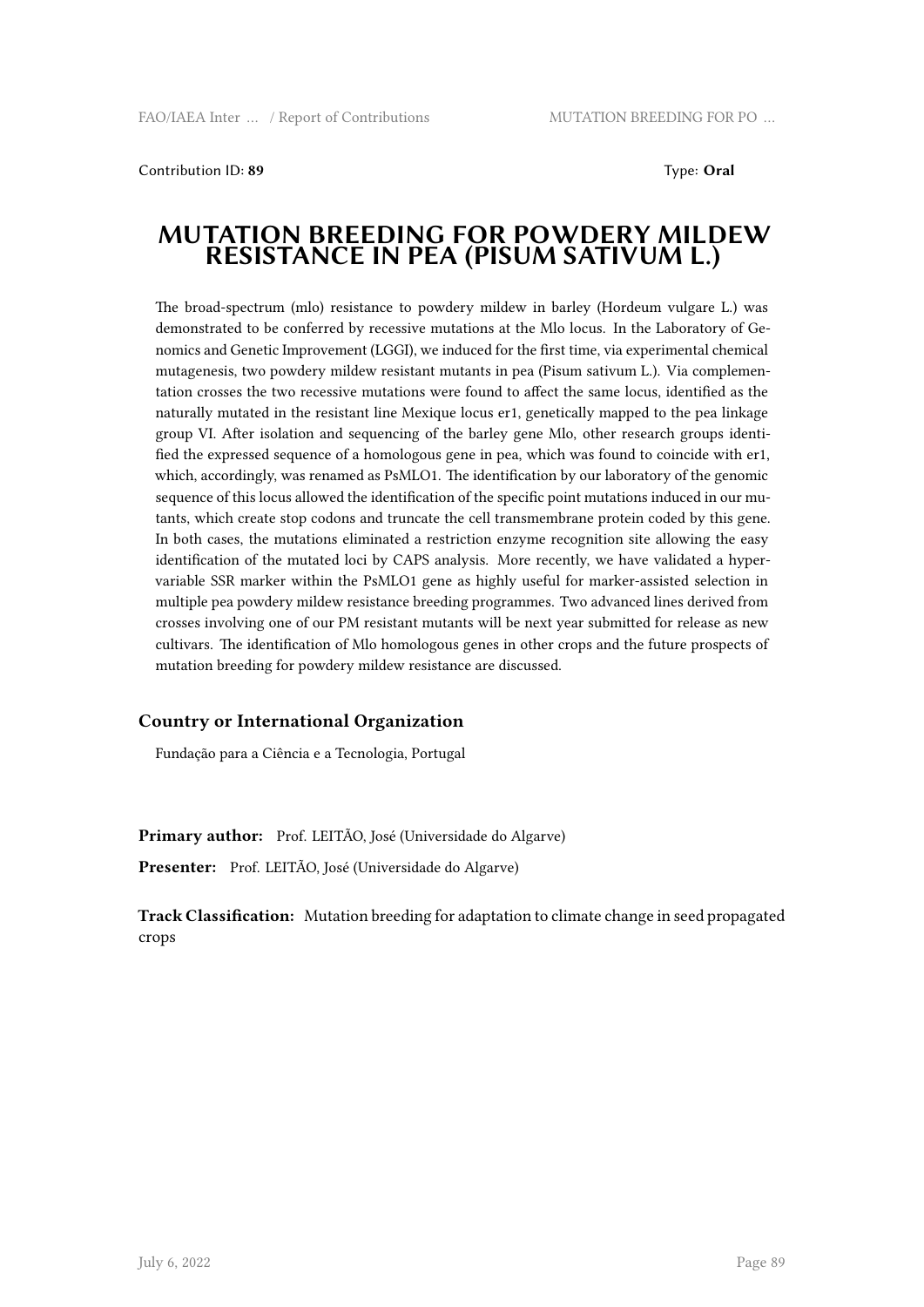Contribution ID: **89** Type: **Oral**

# MUTATION BREEDING FOR POWDERY MILDEW RESISTANCE IN PEA (PISUM SATIVUM L.)

The broad-spectrum (mlo) resistance to powdery mildew in barley (Hordeum vulgare L.) was demonstrated to be conferred by recessive mutations at the Mlo locus. In the Laboratory of Genomics and Genetic Improvement (LGGI), we induced for the first time, via experimental chemical mutagenesis, two powdery mildew resistant mutants in pea (Pisum sativum L.). Via complementation crosses the two recessive mutations were found to affect the same locus, identified as the naturally mutated in the resistant line Mexique locus er1, genetically mapped to the pea linkage group VI. After isolation and sequencing of the barley gene Mlo, other research groups identified the expressed sequence of a homologous gene in pea, which was found to coincide with er1, which, accordingly, was renamed as PsMLO1. The identification by our laboratory of the genomic sequence of this locus allowed the identification of the specific point mutations induced in our mutants, which create stop codons and truncate the cell transmembrane protein coded by this gene. In both cases, the mutations eliminated a restriction enzyme recognition site allowing the easy identification of the mutated loci by CAPS analysis. More recently, we have validated a hypervariable SSR marker within the PsMLO1 gene as highly useful for marker-assisted selection in multiple pea powdery mildew resistance breeding programmes. Two advanced lines derived from crosses involving one of our PM resistant mutants will be next year submitted for release as new cultivars. The identification of Mlo homologous genes in other crops and the future prospects of mutation breeding for powdery mildew resistance are discussed.

### Country or International Organization

Fundação para a Ciência e a Tecnologia, Portugal

**Primary author:** Prof. LEITÃO, José (Universidade do Algarve)

**Presenter:** Prof. LEITÃO, José (Universidade do Algarve)

**Track Classification:** Mutation breeding for adaptation to climate change in seed propagated crops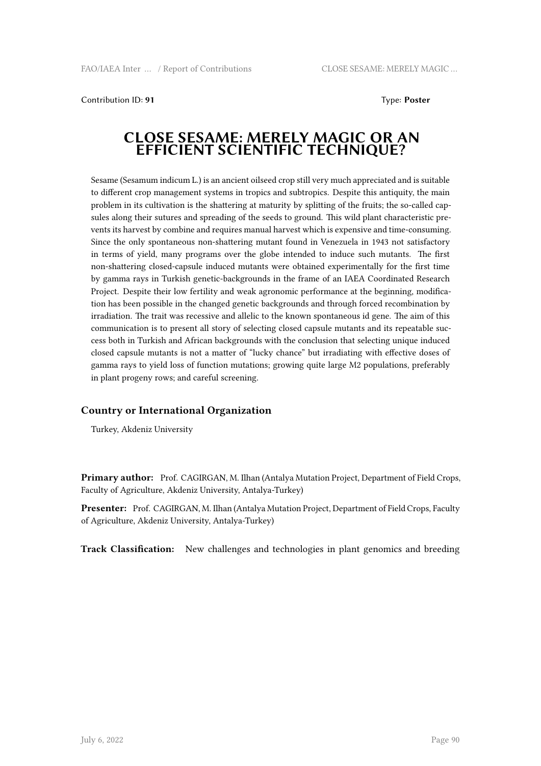Contribution ID: **91** Type: **Poster**

# CLOSE SESAME: MERELY MAGIC OR AN EFFICIENT SCIENTIFIC TECHNIQUE?

Sesame (Sesamum indicum L.) is an ancient oilseed crop still very much appreciated and is suitable to different crop management systems in tropics and subtropics. Despite this antiquity, the main problem in its cultivation is the shattering at maturity by splitting of the fruits; the so-called capsules along their sutures and spreading of the seeds to ground. This wild plant characteristic prevents its harvest by combine and requires manual harvest which is expensive and time-consuming. Since the only spontaneous non-shattering mutant found in Venezuela in 1943 not satisfactory in terms of yield, many programs over the globe intended to induce such mutants. The first non-shattering closed-capsule induced mutants were obtained experimentally for the first time by gamma rays in Turkish genetic-backgrounds in the frame of an IAEA Coordinated Research Project. Despite their low fertility and weak agronomic performance at the beginning, modification has been possible in the changed genetic backgrounds and through forced recombination by irradiation. The trait was recessive and allelic to the known spontaneous id gene. The aim of this communication is to present all story of selecting closed capsule mutants and its repeatable success both in Turkish and African backgrounds with the conclusion that selecting unique induced closed capsule mutants is not a matter of "lucky chance" but irradiating with effective doses of gamma rays to yield loss of function mutations; growing quite large M2 populations, preferably in plant progeny rows; and careful screening.

### Country or International Organization

Turkey, Akdeniz University

**Primary author:** Prof. CAGIRGAN, M. Ilhan (Antalya Mutation Project, Department of Field Crops, Faculty of Agriculture, Akdeniz University, Antalya-Turkey)

**Presenter:** Prof. CAGIRGAN, M. Ilhan (Antalya Mutation Project, Department of Field Crops, Faculty of Agriculture, Akdeniz University, Antalya-Turkey)

**Track Classification:** New challenges and technologies in plant genomics and breeding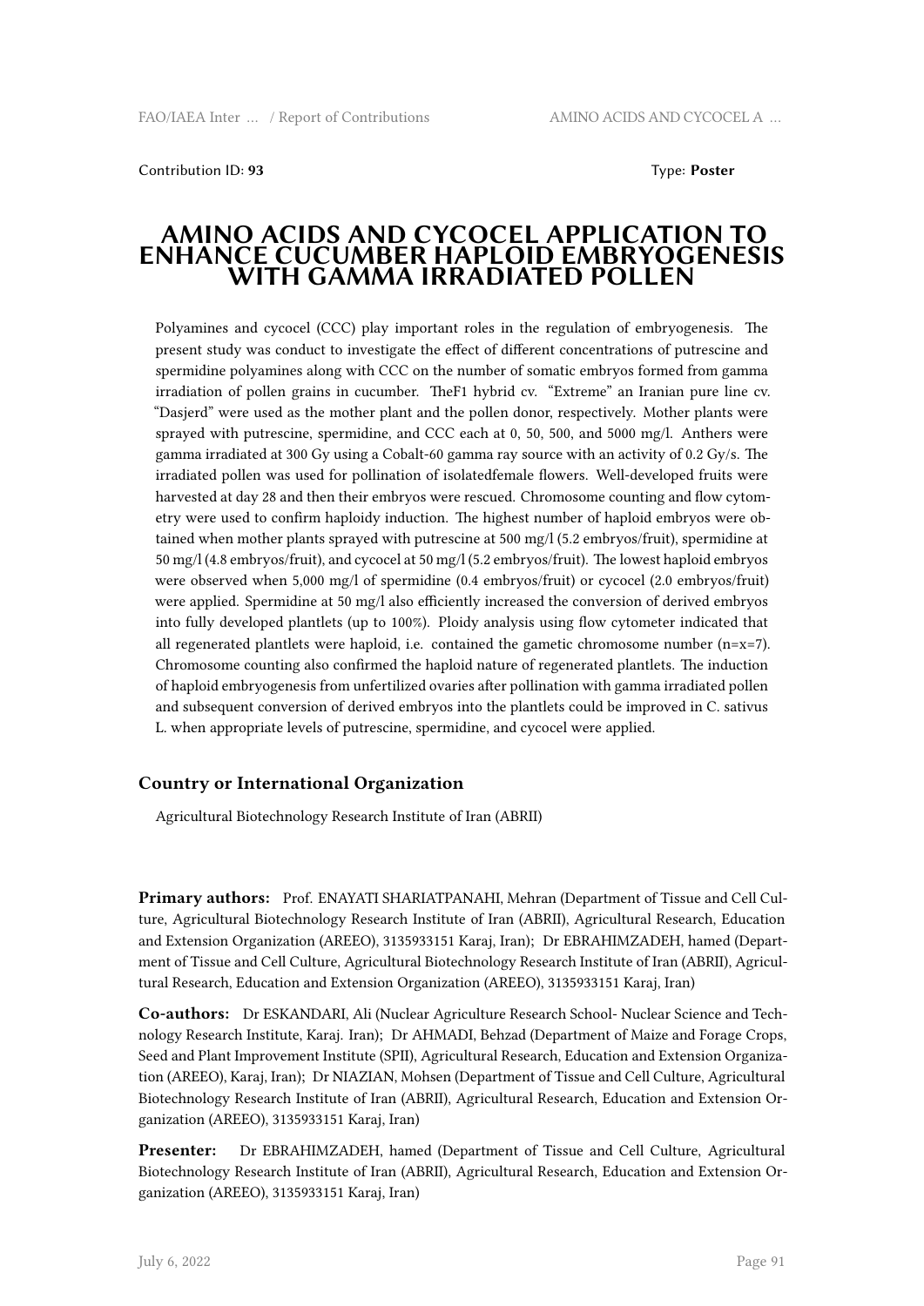Contribution ID: **93** Type: **Poster**

# AMINO ACIDS AND CYCOCEL APPLICATION TO ENHANCE CUCUMBER HAPLOID EMBRYOGENESIS WITH GAMMA IRRADIATED POLLEN

Polyamines and cycocel (CCC) play important roles in the regulation of embryogenesis. The present study was conduct to investigate the effect of different concentrations of putrescine and spermidine polyamines along with CCC on the number of somatic embryos formed from gamma irradiation of pollen grains in cucumber. TheF1 hybrid cv. "Extreme" an Iranian pure line cv. "Dasjerd" were used as the mother plant and the pollen donor, respectively. Mother plants were sprayed with putrescine, spermidine, and CCC each at 0, 50, 500, and 5000 mg/l. Anthers were gamma irradiated at 300 Gy using a Cobalt-60 gamma ray source with an activity of 0.2 Gy/s. The irradiated pollen was used for pollination of isolatedfemale flowers. Well-developed fruits were harvested at day 28 and then their embryos were rescued. Chromosome counting and flow cytometry were used to confirm haploidy induction. The highest number of haploid embryos were obtained when mother plants sprayed with putrescine at 500 mg/l (5.2 embryos/fruit), spermidine at 50 mg/l (4.8 embryos/fruit), and cycocel at 50 mg/l (5.2 embryos/fruit). The lowest haploid embryos were observed when 5,000 mg/l of spermidine (0.4 embryos/fruit) or cycocel (2.0 embryos/fruit) were applied. Spermidine at 50 mg/l also efficiently increased the conversion of derived embryos into fully developed plantlets (up to 100%). Ploidy analysis using flow cytometer indicated that all regenerated plantlets were haploid, i.e. contained the gametic chromosome number (n=x=7). Chromosome counting also confirmed the haploid nature of regenerated plantlets. The induction of haploid embryogenesis from unfertilized ovaries after pollination with gamma irradiated pollen and subsequent conversion of derived embryos into the plantlets could be improved in C. sativus L. when appropriate levels of putrescine, spermidine, and cycocel were applied.

### Country or International Organization

Agricultural Biotechnology Research Institute of Iran (ABRII)

**Primary authors:** Prof. ENAYATI SHARIATPANAHI, Mehran (Department of Tissue and Cell Culture, Agricultural Biotechnology Research Institute of Iran (ABRII), Agricultural Research, Education and Extension Organization (AREEO), 3135933151 Karaj, Iran); Dr EBRAHIMZADEH, hamed (Department of Tissue and Cell Culture, Agricultural Biotechnology Research Institute of Iran (ABRII), Agricultural Research, Education and Extension Organization (AREEO), 3135933151 Karaj, Iran)

**Co-authors:** Dr ESKANDARI, Ali (Nuclear Agriculture Research School- Nuclear Science and Technology Research Institute, Karaj. Iran); Dr AHMADI, Behzad (Department of Maize and Forage Crops, Seed and Plant Improvement Institute (SPII), Agricultural Research, Education and Extension Organization (AREEO), Karaj, Iran); Dr NIAZIAN, Mohsen (Department of Tissue and Cell Culture, Agricultural Biotechnology Research Institute of Iran (ABRII), Agricultural Research, Education and Extension Organization (AREEO), 3135933151 Karaj, Iran)

**Presenter:** Dr EBRAHIMZADEH, hamed (Department of Tissue and Cell Culture, Agricultural Biotechnology Research Institute of Iran (ABRII), Agricultural Research, Education and Extension Organization (AREEO), 3135933151 Karaj, Iran)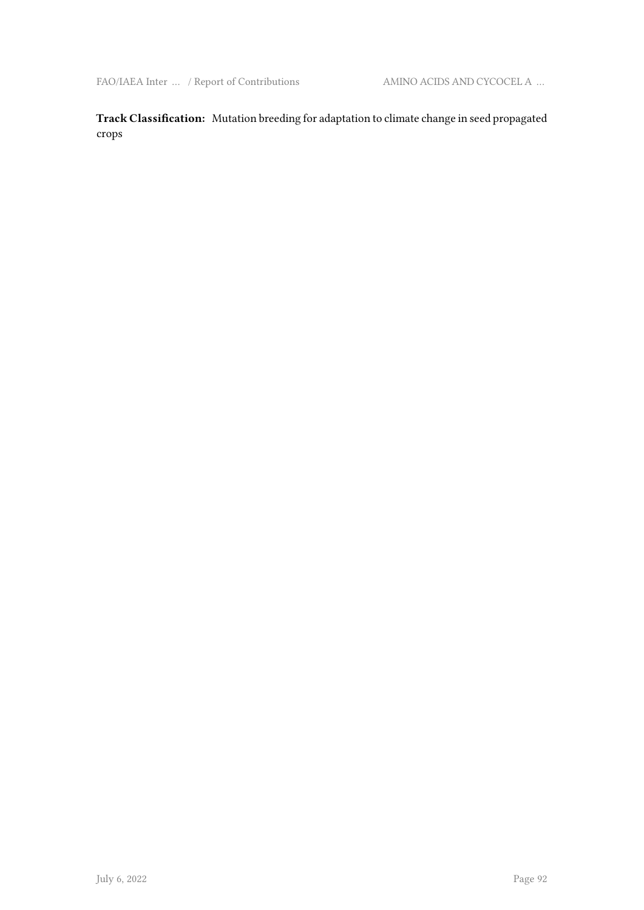**Track Classification:** Mutation breeding for adaptation to climate change in seed propagated crops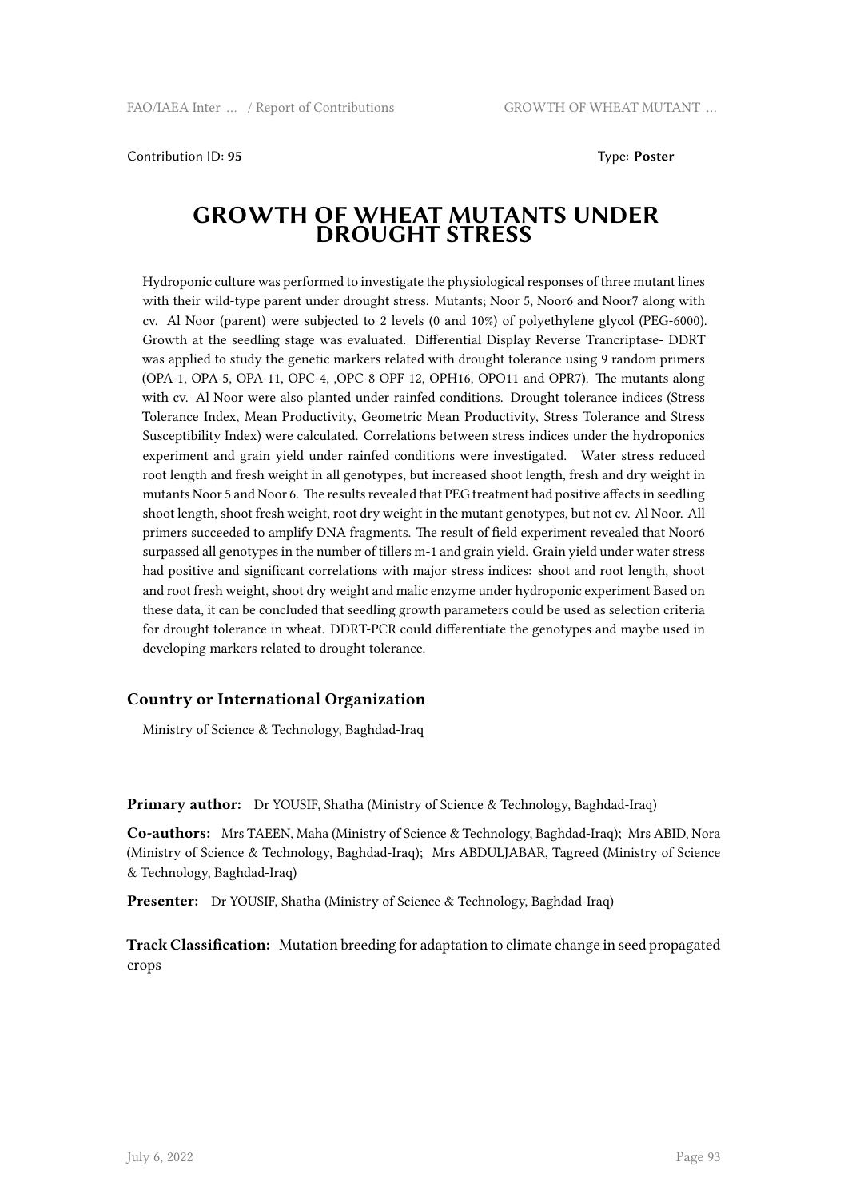Contribution ID: **95** Type: **Poster**

# GROWTH OF WHEAT MUTANTS UNDER DROUGHT STRESS

Hydroponic culture was performed to investigate the physiological responses of three mutant lines with their wild-type parent under drought stress. Mutants; Noor 5, Noor6 and Noor7 along with cv. Al Noor (parent) were subjected to 2 levels (0 and 10%) of polyethylene glycol (PEG-6000). Growth at the seedling stage was evaluated. Differential Display Reverse Trancriptase- DDRT was applied to study the genetic markers related with drought tolerance using 9 random primers (OPA-1, OPA-5, OPA-11, OPC-4, ,OPC-8 OPF-12, OPH16, OPO11 and OPR7). The mutants along with cv. Al Noor were also planted under rainfed conditions. Drought tolerance indices (Stress Tolerance Index, Mean Productivity, Geometric Mean Productivity, Stress Tolerance and Stress Susceptibility Index) were calculated. Correlations between stress indices under the hydroponics experiment and grain yield under rainfed conditions were investigated. Water stress reduced root length and fresh weight in all genotypes, but increased shoot length, fresh and dry weight in mutants Noor 5 and Noor 6. The results revealed that PEG treatment had positive affects in seedling shoot length, shoot fresh weight, root dry weight in the mutant genotypes, but not cv. Al Noor. All primers succeeded to amplify DNA fragments. The result of field experiment revealed that Noor6 surpassed all genotypes in the number of tillers m-1 and grain yield. Grain yield under water stress had positive and significant correlations with major stress indices: shoot and root length, shoot and root fresh weight, shoot dry weight and malic enzyme under hydroponic experiment Based on these data, it can be concluded that seedling growth parameters could be used as selection criteria for drought tolerance in wheat. DDRT-PCR could differentiate the genotypes and maybe used in developing markers related to drought tolerance.

### Country or International Organization

Ministry of Science & Technology, Baghdad-Iraq

**Primary author:** Dr YOUSIF, Shatha (Ministry of Science & Technology, Baghdad-Iraq)

**Co-authors:** Mrs TAEEN, Maha (Ministry of Science & Technology, Baghdad-Iraq); Mrs ABID, Nora (Ministry of Science & Technology, Baghdad-Iraq); Mrs ABDULJABAR, Tagreed (Ministry of Science & Technology, Baghdad-Iraq)

**Presenter:** Dr YOUSIF, Shatha (Ministry of Science & Technology, Baghdad-Iraq)

**Track Classification:** Mutation breeding for adaptation to climate change in seed propagated crops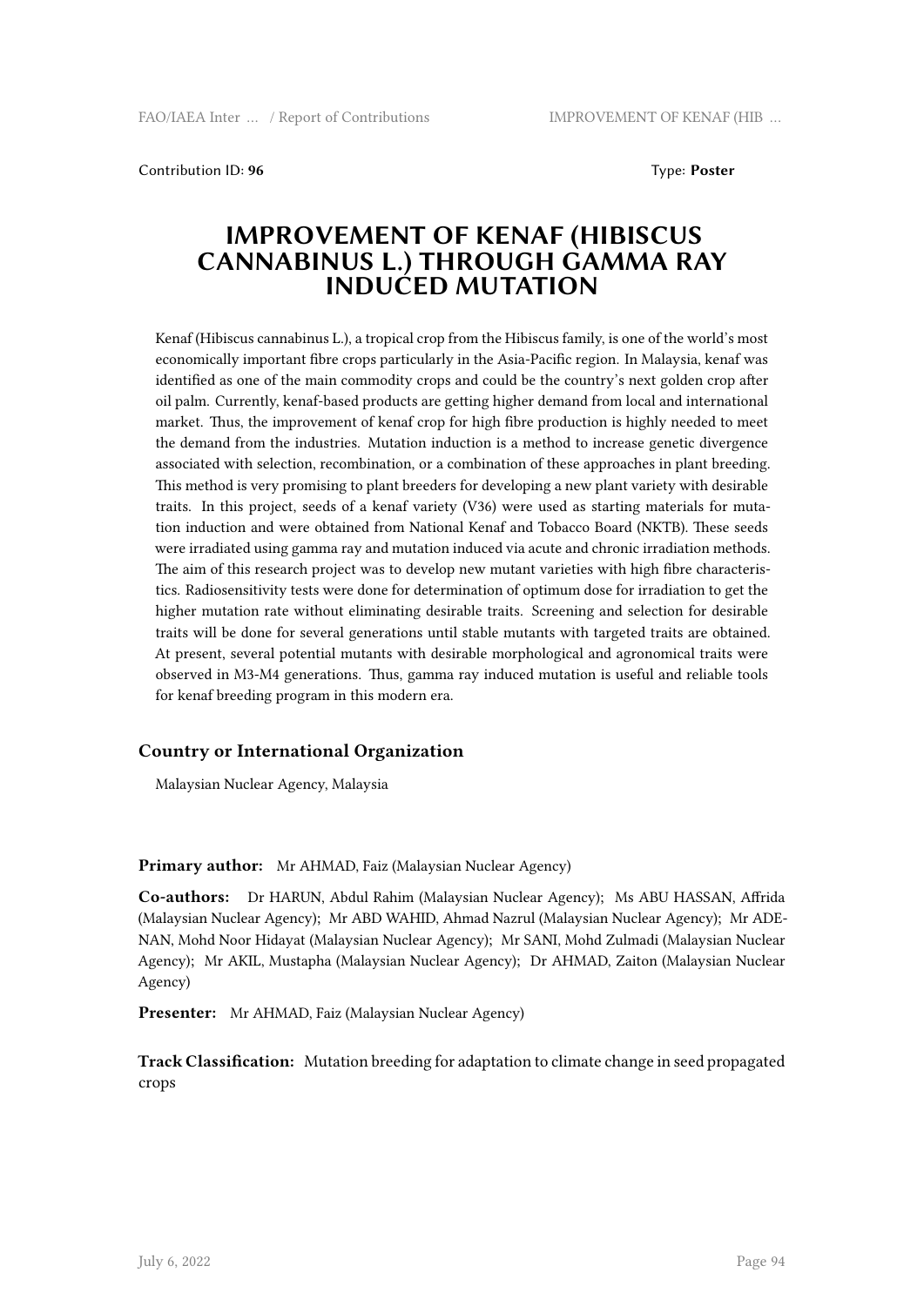Contribution ID: **96**

Type: **Poster**

# IMPROVEMENT OF KENAF (HIBISCUS CANNABINUS L.) THROUGH GAMMA RAY INDUCED MUTATION

Kenaf (Hibiscus cannabinus L.), a tropical crop from the Hibiscus family, is one of the world's most economically important fibre crops particularly in the Asia-Pacific region. In Malaysia, kenaf was identified as one of the main commodity crops and could be the country's next golden crop after oil palm. Currently, kenaf-based products are getting higher demand from local and international market. Thus, the improvement of kenaf crop for high fibre production is highly needed to meet the demand from the industries. Mutation induction is a method to increase genetic divergence associated with selection, recombination, or a combination of these approaches in plant breeding. This method is very promising to plant breeders for developing a new plant variety with desirable traits. In this project, seeds of a kenaf variety (V36) were used as starting materials for mutation induction and were obtained from National Kenaf and Tobacco Board (NKTB). These seeds were irradiated using gamma ray and mutation induced via acute and chronic irradiation methods. The aim of this research project was to develop new mutant varieties with high fibre characteristics. Radiosensitivity tests were done for determination of optimum dose for irradiation to get the higher mutation rate without eliminating desirable traits. Screening and selection for desirable traits will be done for several generations until stable mutants with targeted traits are obtained. At present, several potential mutants with desirable morphological and agronomical traits were observed in M3-M4 generations. Thus, gamma ray induced mutation is useful and reliable tools for kenaf breeding program in this modern era.

### Country or International Organization

Malaysian Nuclear Agency, Malaysia

**Primary author:** Mr AHMAD, Faiz (Malaysian Nuclear Agency)

**Co-authors:** Dr HARUN, Abdul Rahim (Malaysian Nuclear Agency); Ms ABU HASSAN, Affrida (Malaysian Nuclear Agency); Mr ABD WAHID, Ahmad Nazrul (Malaysian Nuclear Agency); Mr ADENAN, Mohd Noor Hidayat (Malaysian Nuclear Agency); Mr SANI, Mohd Zulmadi (Malaysian Nuclear Agency); Mr AKIL, Mustapha (Malaysian Nuclear Agency); Dr AHMAD, Zaiton (Malaysian Nuclear Agency)

**Presenter:** Mr AHMAD, Faiz (Malaysian Nuclear Agency)

**Track Classification:** Mutation breeding for adaptation to climate change in seed propagated crops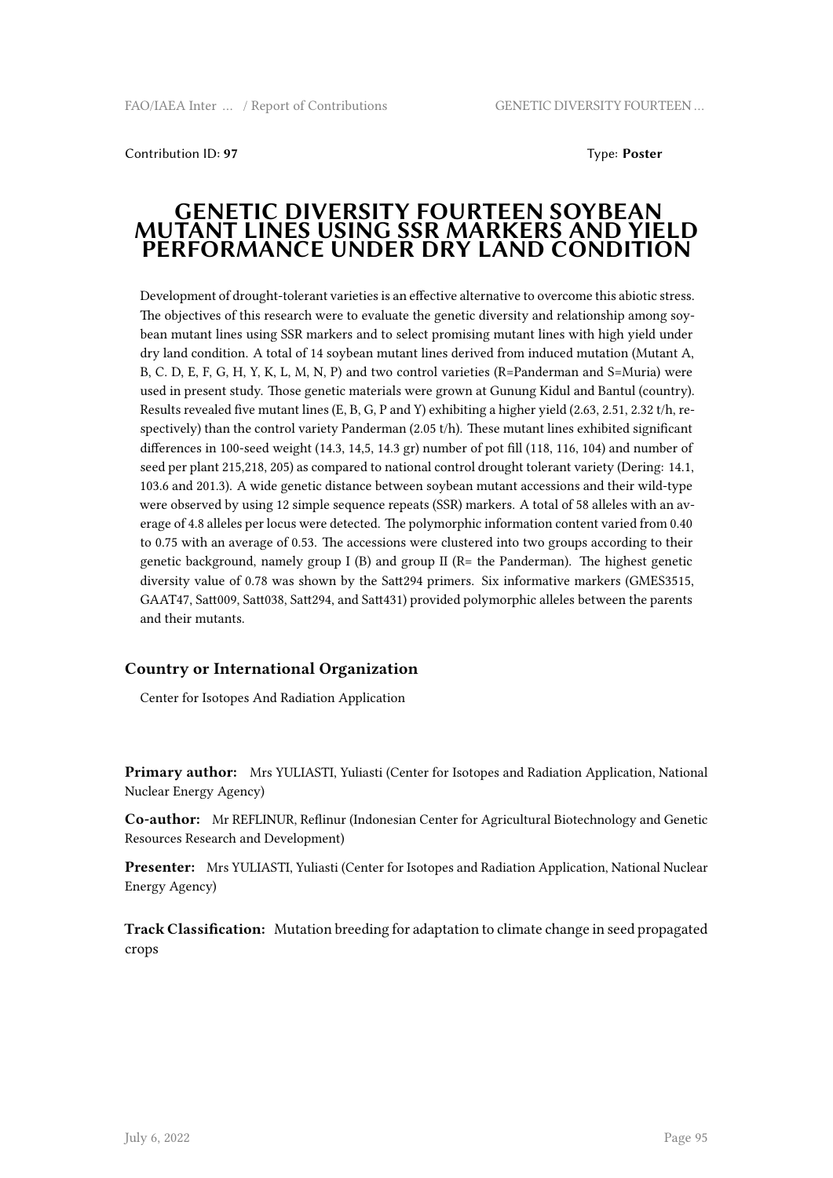Contribution ID: **97** Type: **Poster**

# GENETIC DIVERSITY FOURTEEN SOYBEAN MUTANT LINES USING SSR MARKERS AND YIELD PERFORMANCE UNDER DRY LAND CONDITION

Development of drought-tolerant varieties is an effective alternative to overcome this abiotic stress. The objectives of this research were to evaluate the genetic diversity and relationship among soybean mutant lines using SSR markers and to select promising mutant lines with high yield under dry land condition. A total of 14 soybean mutant lines derived from induced mutation (Mutant A, B, C. D, E, F, G, H, Y, K, L, M, N, P) and two control varieties (R=Panderman and S=Muria) were used in present study. Those genetic materials were grown at Gunung Kidul and Bantul (country). Results revealed five mutant lines (E, B, G, P and Y) exhibiting a higher yield (2.63, 2.51, 2.32 t/h, respectively) than the control variety Panderman (2.05 t/h). These mutant lines exhibited significant differences in 100-seed weight (14.3, 14,5, 14.3 gr) number of pot fill (118, 116, 104) and number of seed per plant 215,218, 205) as compared to national control drought tolerant variety (Dering: 14.1, 103.6 and 201.3). A wide genetic distance between soybean mutant accessions and their wild-type were observed by using 12 simple sequence repeats (SSR) markers. A total of 58 alleles with an average of 4.8 alleles per locus were detected. The polymorphic information content varied from 0.40 to 0.75 with an average of 0.53. The accessions were clustered into two groups according to their genetic background, namely group I (B) and group II (R= the Panderman). The highest genetic diversity value of 0.78 was shown by the Satt294 primers. Six informative markers (GMES3515, GAAT47, Satt009, Satt038, Satt294, and Satt431) provided polymorphic alleles between the parents and their mutants.

## Country or International Organization

Center for Isotopes And Radiation Application

**Primary author:** Mrs YULIASTI, Yuliasti (Center for Isotopes and Radiation Application, National Nuclear Energy Agency)

**Co-author:** Mr REFLINUR, Reflinur (Indonesian Center for Agricultural Biotechnology and Genetic Resources Research and Development)

**Presenter:** Mrs YULIASTI, Yuliasti (Center for Isotopes and Radiation Application, National Nuclear Energy Agency)

**Track Classification:** Mutation breeding for adaptation to climate change in seed propagated crops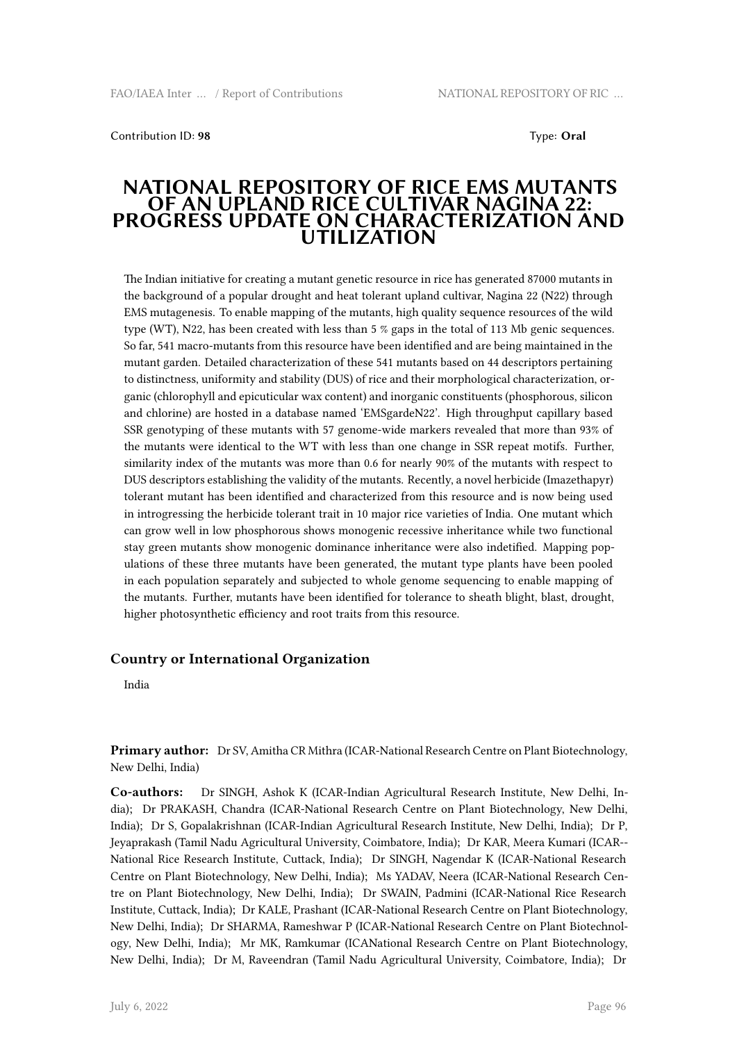Contribution ID: **98** Type: **Oral**

# NATIONAL REPOSITORY OF RICE EMS MUTANTS OF AN UPLAND RICE CULTIVAR NAGINA 22: PROGRESS UPDATE ON CHARACTERIZATION AND UTILIZATION

The Indian initiative for creating a mutant genetic resource in rice has generated 87000 mutants in the background of a popular drought and heat tolerant upland cultivar, Nagina 22 (N22) through EMS mutagenesis. To enable mapping of the mutants, high quality sequence resources of the wild type (WT), N22, has been created with less than 5 % gaps in the total of 113 Mb genic sequences. So far, 541 macro-mutants from this resource have been identified and are being maintained in the mutant garden. Detailed characterization of these 541 mutants based on 44 descriptors pertaining to distinctness, uniformity and stability (DUS) of rice and their morphological characterization, organic (chlorophyll and epicuticular wax content) and inorganic constituents (phosphorous, silicon and chlorine) are hosted in a database named 'EMSgardeN22'. High throughput capillary based SSR genotyping of these mutants with 57 genome-wide markers revealed that more than 93% of the mutants were identical to the WT with less than one change in SSR repeat motifs. Further, similarity index of the mutants was more than 0.6 for nearly 90% of the mutants with respect to DUS descriptors establishing the validity of the mutants. Recently, a novel herbicide (Imazethapyr) tolerant mutant has been identified and characterized from this resource and is now being used in introgressing the herbicide tolerant trait in 10 major rice varieties of India. One mutant which can grow well in low phosphorous shows monogenic recessive inheritance while two functional stay green mutants show monogenic dominance inheritance were also indetified. Mapping populations of these three mutants have been generated, the mutant type plants have been pooled in each population separately and subjected to whole genome sequencing to enable mapping of the mutants. Further, mutants have been identified for tolerance to sheath blight, blast, drought, higher photosynthetic efficiency and root traits from this resource.

### Country or International Organization

India

**Primary author:** Dr SV, Amitha CR Mithra (ICAR-National Research Centre on Plant Biotechnology, New Delhi, India)

**Co-authors:** Dr SINGH, Ashok K (ICAR-Indian Agricultural Research Institute, New Delhi, India); Dr PRAKASH, Chandra (ICAR-National Research Centre on Plant Biotechnology, New Delhi, India); Dr S, Gopalakrishnan (ICAR-Indian Agricultural Research Institute, New Delhi, India); Dr P, Jeyaprakash (Tamil Nadu Agricultural University, Coimbatore, India); Dr KAR, Meera Kumari (ICAR--National Rice Research Institute, Cuttack, India); Dr SINGH, Nagendar K (ICAR-National Research Centre on Plant Biotechnology, New Delhi, India); Ms YADAV, Neera (ICAR-National Research Centre on Plant Biotechnology, New Delhi, India); Dr SWAIN, Padmini (ICAR-National Rice Research Institute, Cuttack, India); Dr KALE, Prashant (ICAR-National Research Centre on Plant Biotechnology, New Delhi, India); Dr SHARMA, Rameshwar P (ICAR-National Research Centre on Plant Biotechnology, New Delhi, India); Mr MK, Ramkumar (ICANational Research Centre on Plant Biotechnology, New Delhi, India); Dr M, Raveendran (Tamil Nadu Agricultural University, Coimbatore, India); Dr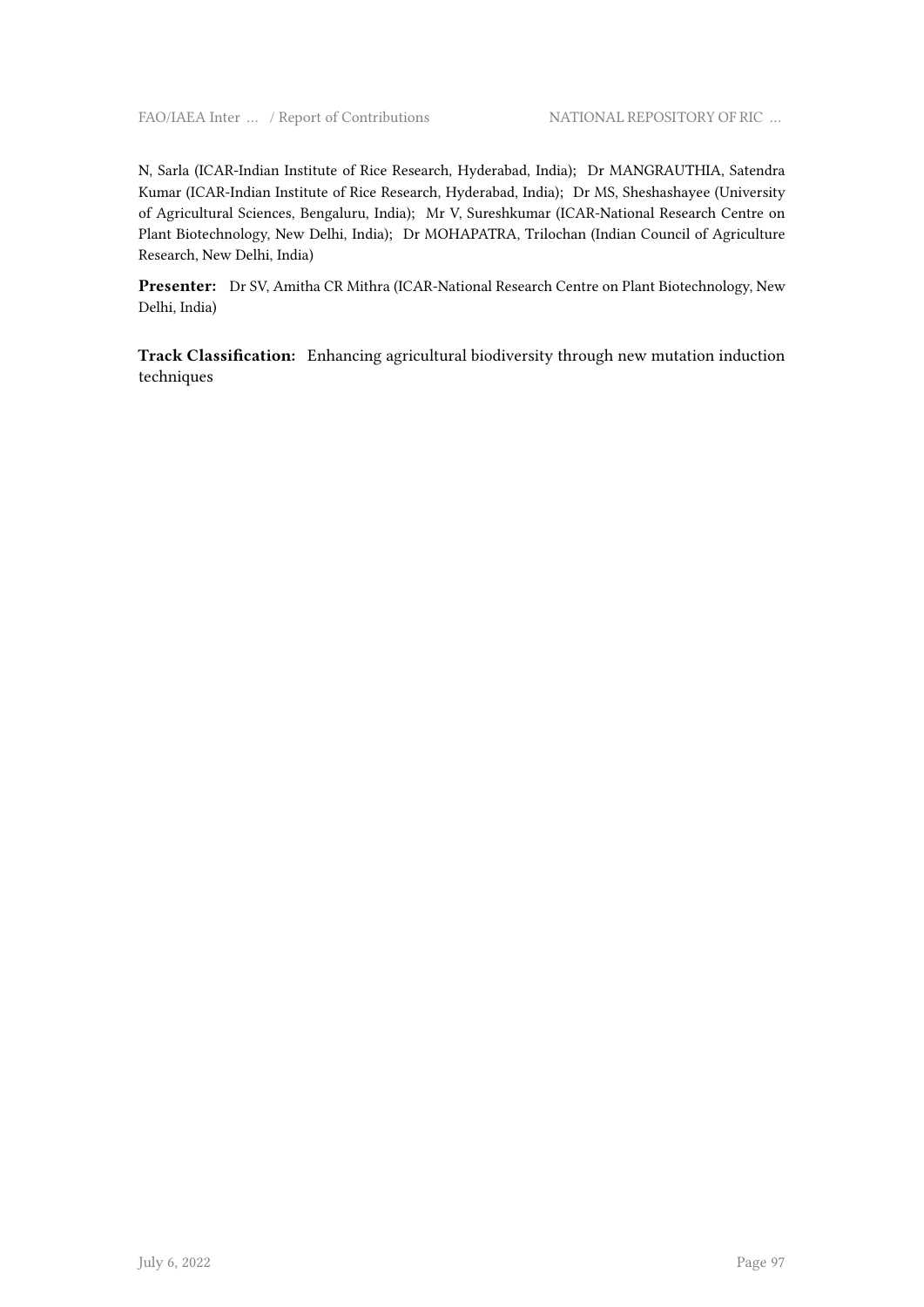N, Sarla (ICAR-Indian Institute of Rice Research, Hyderabad, India); Dr MANGRAUTHIA, Satendra Kumar (ICAR-Indian Institute of Rice Research, Hyderabad, India); Dr MS, Sheshashayee (University of Agricultural Sciences, Bengaluru, India); Mr V, Sureshkumar (ICAR-National Research Centre on Plant Biotechnology, New Delhi, India); Dr MOHAPATRA, Trilochan (Indian Council of Agriculture Research, New Delhi, India)

**Presenter:** Dr SV, Amitha CR Mithra (ICAR-National Research Centre on Plant Biotechnology, New Delhi, India)

**Track Classification:** Enhancing agricultural biodiversity through new mutation induction techniques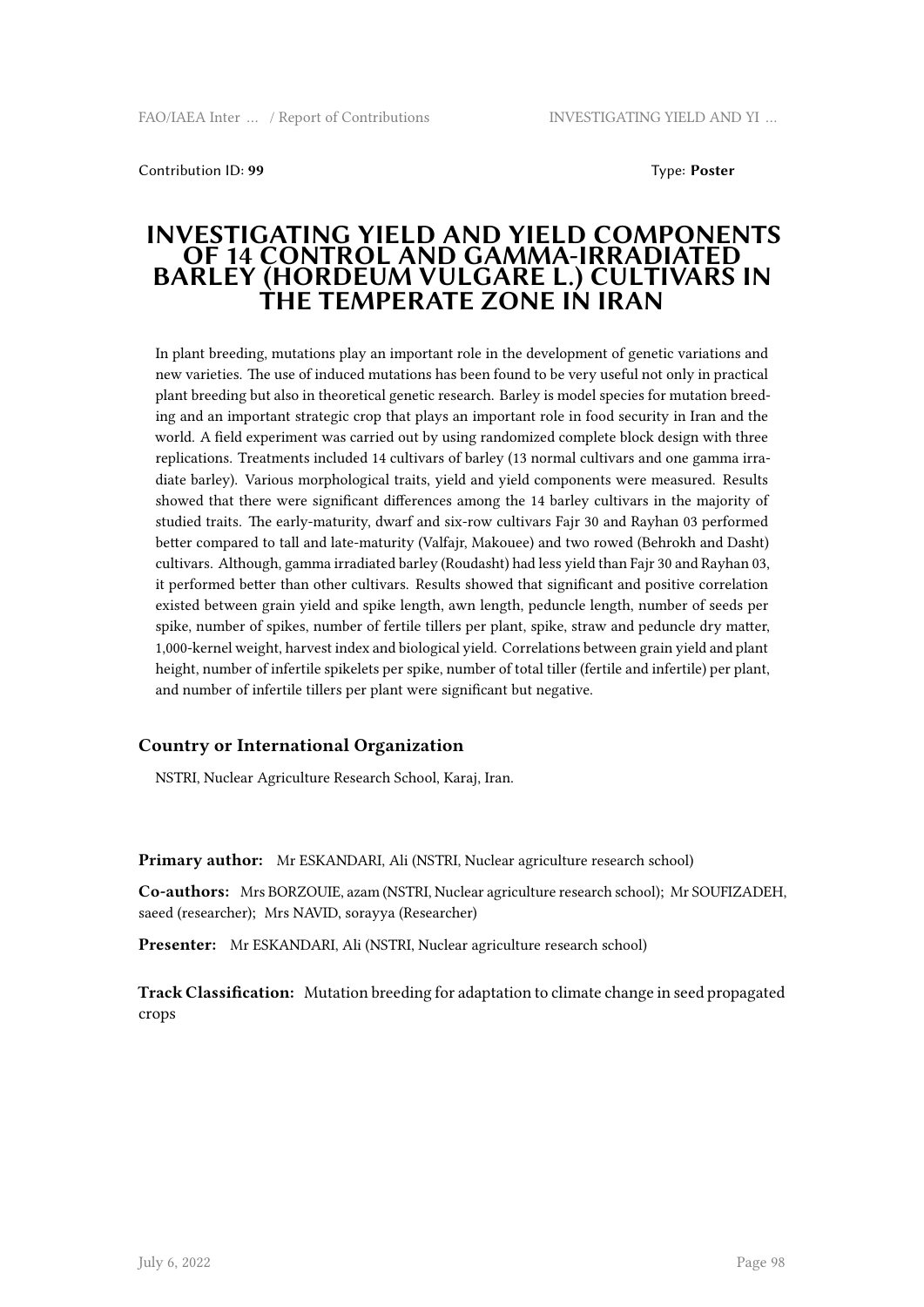Contribution ID: **99** Type: **Poster**

# INVESTIGATING YIELD AND YIELD COMPONENTS OF 14 CONTROL AND GAMMA-IRRADIATED BARLEY (HORDEUM VULGARE L.) CULTIVARS IN THE TEMPERATE ZONE IN IRAN

In plant breeding, mutations play an important role in the development of genetic variations and new varieties. The use of induced mutations has been found to be very useful not only in practical plant breeding but also in theoretical genetic research. Barley is model species for mutation breeding and an important strategic crop that plays an important role in food security in Iran and the world. A field experiment was carried out by using randomized complete block design with three replications. Treatments included 14 cultivars of barley (13 normal cultivars and one gamma irradiate barley). Various morphological traits, yield and yield components were measured. Results showed that there were significant differences among the 14 barley cultivars in the majority of studied traits. The early-maturity, dwarf and six-row cultivars Fajr 30 and Rayhan 03 performed better compared to tall and late-maturity (Valfajr, Makouee) and two rowed (Behrokh and Dasht) cultivars. Although, gamma irradiated barley (Roudasht) had less yield than Fajr 30 and Rayhan 03, it performed better than other cultivars. Results showed that significant and positive correlation existed between grain yield and spike length, awn length, peduncle length, number of seeds per spike, number of spikes, number of fertile tillers per plant, spike, straw and peduncle dry matter, 1,000-kernel weight, harvest index and biological yield. Correlations between grain yield and plant height, number of infertile spikelets per spike, number of total tiller (fertile and infertile) per plant, and number of infertile tillers per plant were significant but negative.

## Country or International Organization

NSTRI, Nuclear Agriculture Research School, Karaj, Iran.

**Primary author:** Mr ESKANDARI, Ali (NSTRI, Nuclear agriculture research school)

**Co-authors:** Mrs BORZOUIE, azam (NSTRI, Nuclear agriculture research school); Mr SOUFIZADEH, saeed (researcher); Mrs NAVID, sorayya (Researcher)

**Presenter:** Mr ESKANDARI, Ali (NSTRI, Nuclear agriculture research school)

**Track Classification:** Mutation breeding for adaptation to climate change in seed propagated crops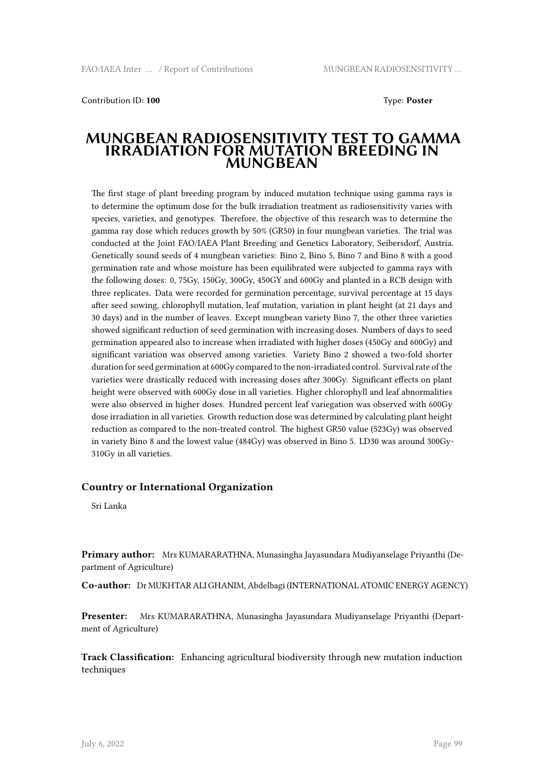Contribution ID: **100** Type: **Poster**

# MUNGBEAN RADIOSENSITIVITY TEST TO GAMMA IRRADIATION FOR MUTATION BREEDING IN MUNGBEAN

The first stage of plant breeding program by induced mutation technique using gamma rays is to determine the optimum dose for the bulk irradiation treatment as radiosensitivity varies with species, varieties, and genotypes. Therefore, the objective of this research was to determine the gamma ray dose which reduces growth by 50% (GR50) in four mungbean varieties. The trial was conducted at the Joint FAO/IAEA Plant Breeding and Genetics Laboratory, Seibersdorf, Austria. Genetically sound seeds of 4 mungbean varieties: Bino 2, Bino 5, Bino 7 and Bino 8 with a good germination rate and whose moisture has been equilibrated were subjected to gamma rays with the following doses: 0, 75Gy, 150Gy, 300Gy, 450GY and 600Gy and planted in a RCB design with three replicates. Data were recorded for germination percentage, survival percentage at 15 days after seed sowing, chlorophyll mutation, leaf mutation, variation in plant height (at 21 days and 30 days) and in the number of leaves. Except mungbean variety Bino 7, the other three varieties showed significant reduction of seed germination with increasing doses. Numbers of days to seed germination appeared also to increase when irradiated with higher doses (450Gy and 600Gy) and significant variation was observed among varieties. Variety Bino 2 showed a two-fold shorter duration for seed germination at 600Gy compared to the non-irradiated control. Survival rate of the varieties were drastically reduced with increasing doses after 300Gy. Significant effects on plant height were observed with 600Gy dose in all varieties. Higher chlorophyll and leaf abnormalities were also observed in higher doses. Hundred percent leaf variegation was observed with 600Gy dose irradiation in all varieties. Growth reduction dose was determined by calculating plant height reduction as compared to the non-treated control. The highest GR50 value (523Gy) was observed in variety Bino 8 and the lowest value (484Gy) was observed in Bino 5. LD30 was around 300Gy-310Gy in all varieties.

### Country or International Organization

Sri Lanka

**Primary author:** Mrs KUMARARATHNA, Munasingha Jayasundara Mudiyanselage Priyanthi (Department of Agriculture)

**Co-author:** Dr MUKHTAR ALI GHANIM, Abdelbagi (INTERNATIONAL ATOMIC ENERGY AGENCY)

**Presenter:** Mrs KUMARARATHNA, Munasingha Jayasundara Mudiyanselage Priyanthi (Department of Agriculture)

**Track Classification:** Enhancing agricultural biodiversity through new mutation induction techniques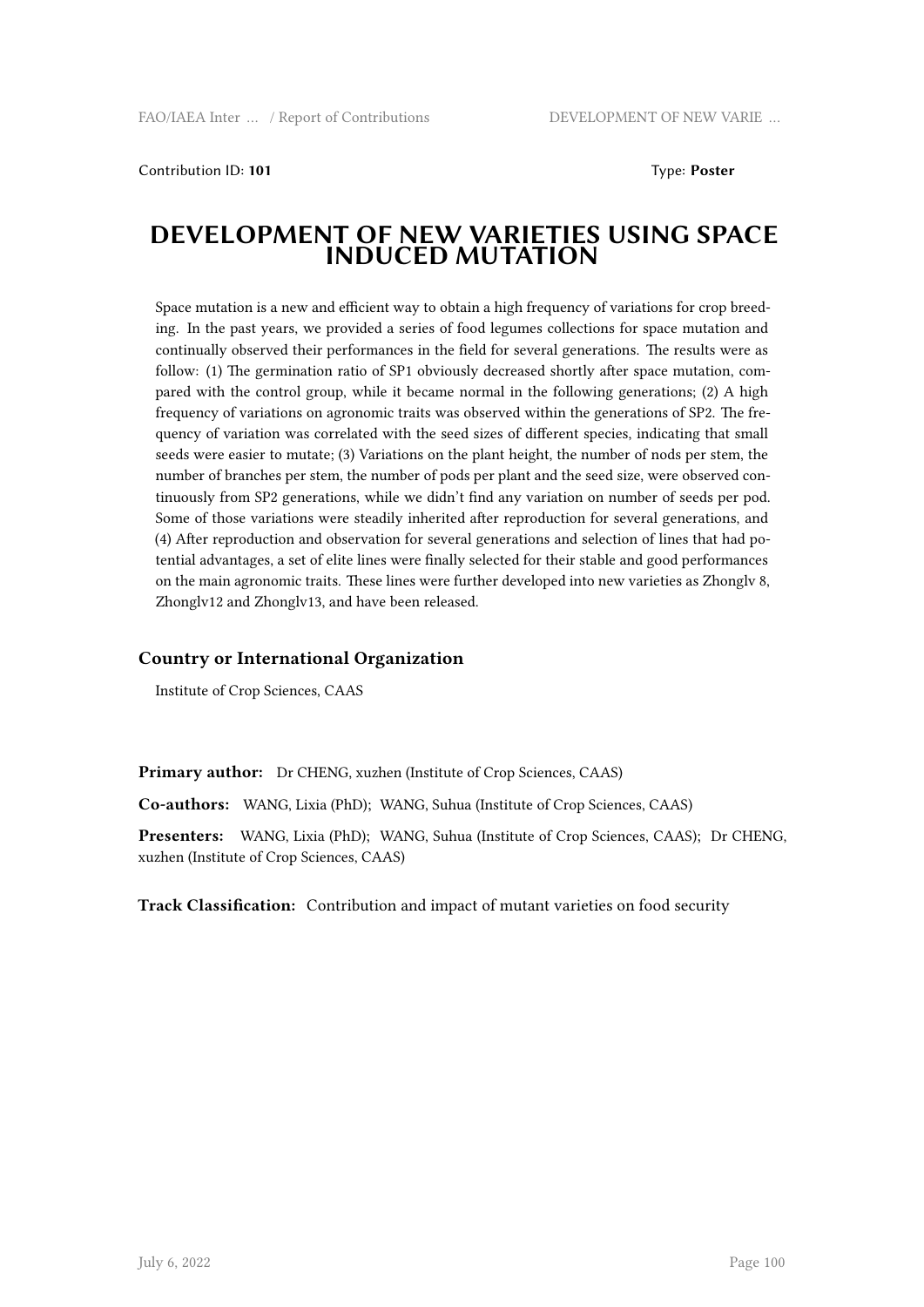Contribution ID: **101** Type: **Poster**

# DEVELOPMENT OF NEW VARIETIES USING SPACE INDUCED MUTATION

Space mutation is a new and efficient way to obtain a high frequency of variations for crop breeding. In the past years, we provided a series of food legumes collections for space mutation and continually observed their performances in the field for several generations. The results were as follow: (1) The germination ratio of SP1 obviously decreased shortly after space mutation, compared with the control group, while it became normal in the following generations; (2) A high frequency of variations on agronomic traits was observed within the generations of SP2. The frequency of variation was correlated with the seed sizes of different species, indicating that small seeds were easier to mutate; (3) Variations on the plant height, the number of nods per stem, the number of branches per stem, the number of pods per plant and the seed size, were observed continuously from SP2 generations, while we didn't find any variation on number of seeds per pod. Some of those variations were steadily inherited after reproduction for several generations, and (4) After reproduction and observation for several generations and selection of lines that had potential advantages, a set of elite lines were finally selected for their stable and good performances on the main agronomic traits. These lines were further developed into new varieties as Zhonglv 8, Zhonglv12 and Zhonglv13, and have been released.

### Country or International Organization

Institute of Crop Sciences, CAAS

**Primary author:** Dr CHENG, xuzhen (Institute of Crop Sciences, CAAS)

**Co-authors:** WANG, Lixia (PhD); WANG, Suhua (Institute of Crop Sciences, CAAS)

**Presenters:** WANG, Lixia (PhD); WANG, Suhua (Institute of Crop Sciences, CAAS); Dr CHENG, xuzhen (Institute of Crop Sciences, CAAS)

**Track Classification:** Contribution and impact of mutant varieties on food security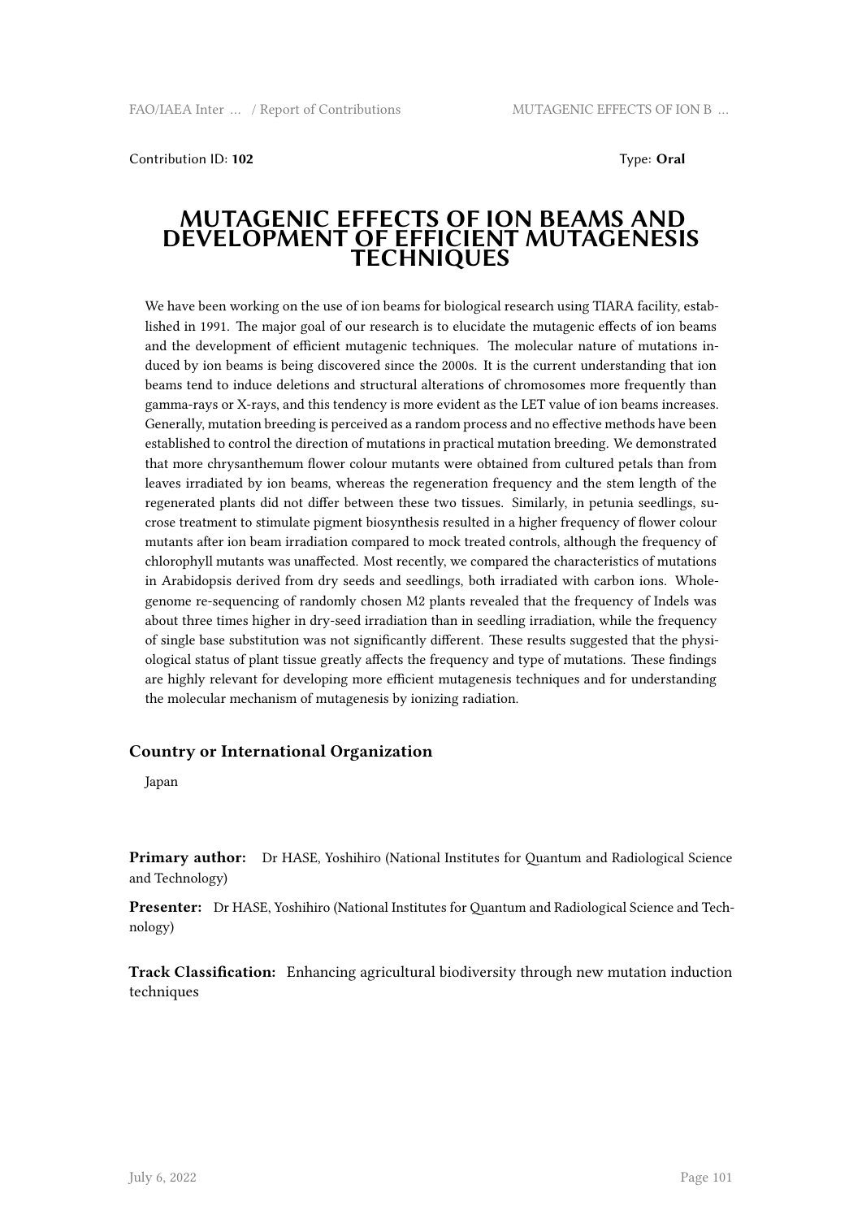Contribution ID: **102** Type: **Oral**

# MUTAGENIC EFFECTS OF ION BEAMS AND DEVELOPMENT OF EFFICIENT MUTAGENESIS TECHNIQUES

We have been working on the use of ion beams for biological research using TIARA facility, established in 1991. The major goal of our research is to elucidate the mutagenic effects of ion beams and the development of efficient mutagenic techniques. The molecular nature of mutations induced by ion beams is being discovered since the 2000s. It is the current understanding that ion beams tend to induce deletions and structural alterations of chromosomes more frequently than gamma-rays or X-rays, and this tendency is more evident as the LET value of ion beams increases. Generally, mutation breeding is perceived as a random process and no effective methods have been established to control the direction of mutations in practical mutation breeding. We demonstrated that more chrysanthemum flower colour mutants were obtained from cultured petals than from leaves irradiated by ion beams, whereas the regeneration frequency and the stem length of the regenerated plants did not differ between these two tissues. Similarly, in petunia seedlings, sucrose treatment to stimulate pigment biosynthesis resulted in a higher frequency of flower colour mutants after ion beam irradiation compared to mock treated controls, although the frequency of chlorophyll mutants was unaffected. Most recently, we compared the characteristics of mutations in Arabidopsis derived from dry seeds and seedlings, both irradiated with carbon ions. Whole-genome re-sequencing of randomly chosen M2 plants revealed that the frequency of Indels was about three times higher in dry-seed irradiation than in seedling irradiation, while the frequency of single base substitution was not significantly different. These results suggested that the physiological status of plant tissue greatly affects the frequency and type of mutations. These findings are highly relevant for developing more efficient mutagenesis techniques and for understanding the molecular mechanism of mutagenesis by ionizing radiation.

### Country or International Organization

Japan

**Primary author:** Dr HASE, Yoshihiro (National Institutes for Quantum and Radiological Science and Technology)

**Presenter:** Dr HASE, Yoshihiro (National Institutes for Quantum and Radiological Science and Technology)

**Track Classification:** Enhancing agricultural biodiversity through new mutation induction techniques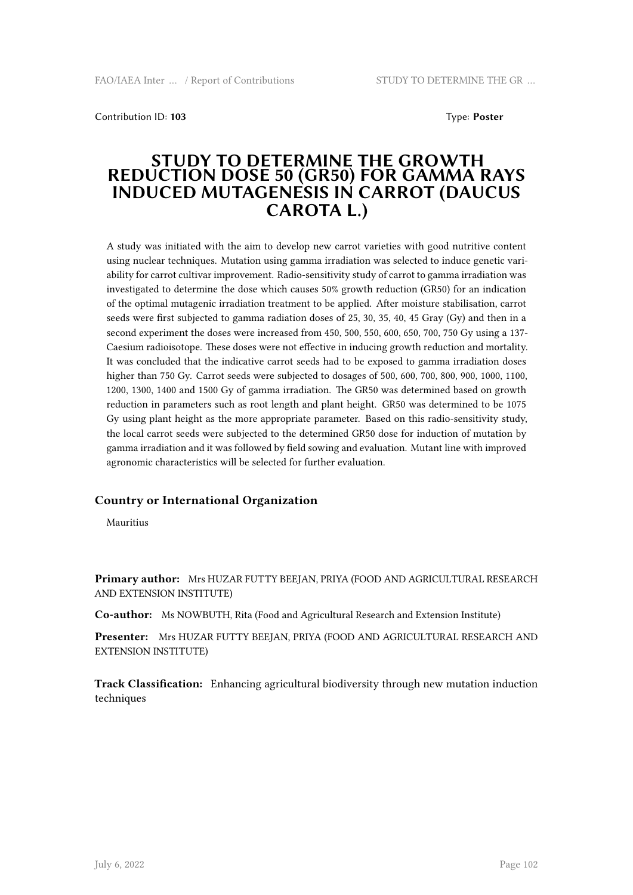Contribution ID: **103**

Type: **Poster**

# STUDY TO DETERMINE THE GROWTH REDUCTION DOSE 50 (GR50) FOR GAMMA RAYS INDUCED MUTAGENESIS IN CARROT (DAUCUS CAROTA L.)

A study was initiated with the aim to develop new carrot varieties with good nutritive content using nuclear techniques. Mutation using gamma irradiation was selected to induce genetic variability for carrot cultivar improvement. Radio-sensitivity study of carrot to gamma irradiation was investigated to determine the dose which causes 50% growth reduction (GR50) for an indication of the optimal mutagenic irradiation treatment to be applied. After moisture stabilisation, carrot seeds were first subjected to gamma radiation doses of 25, 30, 35, 40, 45 Gray (Gy) and then in a second experiment the doses were increased from 450, 500, 550, 600, 650, 700, 750 Gy using a 137-Caesium radioisotope. These doses were not effective in inducing growth reduction and mortality. It was concluded that the indicative carrot seeds had to be exposed to gamma irradiation doses higher than 750 Gy. Carrot seeds were subjected to dosages of 500, 600, 700, 800, 900, 1000, 1100, 1200, 1300, 1400 and 1500 Gy of gamma irradiation. The GR50 was determined based on growth reduction in parameters such as root length and plant height. GR50 was determined to be 1075 Gy using plant height as the more appropriate parameter. Based on this radio-sensitivity study, the local carrot seeds were subjected to the determined GR50 dose for induction of mutation by gamma irradiation and it was followed by field sowing and evaluation. Mutant line with improved agronomic characteristics will be selected for further evaluation.

### Country or International Organization

Mauritius

**Primary author:** Mrs HUZAR FUTTY BEEJAN, PRIYA (FOOD AND AGRICULTURAL RESEARCH AND EXTENSION INSTITUTE)

**Co-author:** Ms NOWBUTH, Rita (Food and Agricultural Research and Extension Institute)

**Presenter:** Mrs HUZAR FUTTY BEEJAN, PRIYA (FOOD AND AGRICULTURAL RESEARCH AND EXTENSION INSTITUTE)

**Track Classification:** Enhancing agricultural biodiversity through new mutation induction techniques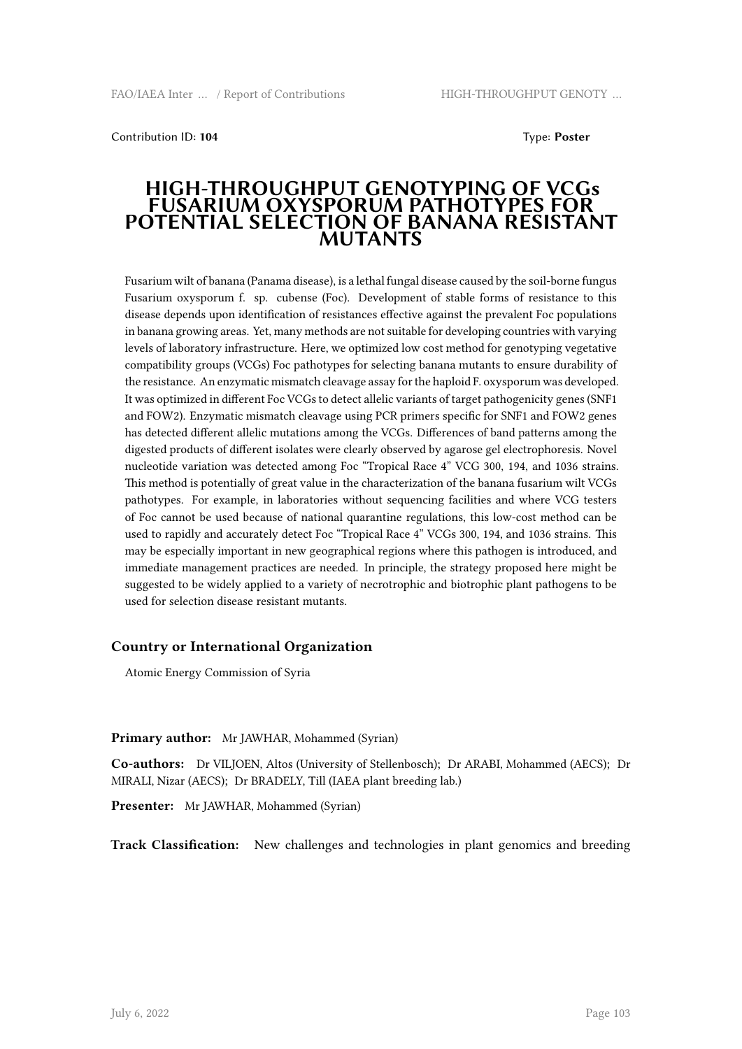Contribution ID: **104** Type: **Poster**

# HIGH-THROUGHPUT GENOTYPING OF VCGs FUSARIUM OXYSPORUM PATHOTYPES FOR POTENTIAL SELECTION OF BANANA RESISTANT MUTANTS

Fusarium wilt of banana (Panama disease), is a lethal fungal disease caused by the soil-borne fungus Fusarium oxysporum f. sp. cubense (Foc). Development of stable forms of resistance to this disease depends upon identification of resistances effective against the prevalent Foc populations in banana growing areas. Yet, many methods are not suitable for developing countries with varying levels of laboratory infrastructure. Here, we optimized low cost method for genotyping vegetative compatibility groups (VCGs) Foc pathotypes for selecting banana mutants to ensure durability of the resistance. An enzymatic mismatch cleavage assay for the haploid F. oxysporum was developed. It was optimized in different Foc VCGs to detect allelic variants of target pathogenicity genes (SNF1 and FOW2). Enzymatic mismatch cleavage using PCR primers specific for SNF1 and FOW2 genes has detected different allelic mutations among the VCGs. Differences of band patterns among the digested products of different isolates were clearly observed by agarose gel electrophoresis. Novel nucleotide variation was detected among Foc "Tropical Race 4" VCG 300, 194, and 1036 strains. This method is potentially of great value in the characterization of the banana fusarium wilt VCGs pathotypes. For example, in laboratories without sequencing facilities and where VCG testers of Foc cannot be used because of national quarantine regulations, this low-cost method can be used to rapidly and accurately detect Foc "Tropical Race 4" VCGs 300, 194, and 1036 strains. This may be especially important in new geographical regions where this pathogen is introduced, and immediate management practices are needed. In principle, the strategy proposed here might be suggested to be widely applied to a variety of necrotrophic and biotrophic plant pathogens to be used for selection disease resistant mutants.

### Country or International Organization

Atomic Energy Commission of Syria

**Primary author:** Mr JAWHAR, Mohammed (Syrian)

**Co-authors:** Dr VILJOEN, Altos (University of Stellenbosch); Dr ARABI, Mohammed (AECS); Dr MIRALI, Nizar (AECS); Dr BRADELY, Till (IAEA plant breeding lab.)

**Presenter:** Mr JAWHAR, Mohammed (Syrian)

**Track Classification:** New challenges and technologies in plant genomics and breeding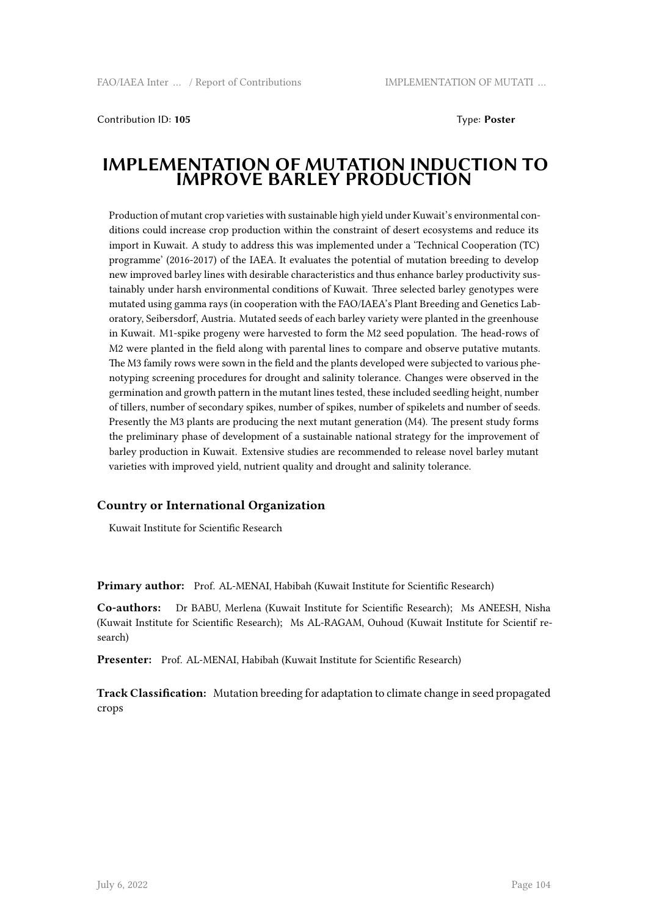Contribution ID: **105** Type: **Poster**

# IMPLEMENTATION OF MUTATION INDUCTION TO IMPROVE BARLEY PRODUCTION

Production of mutant crop varieties with sustainable high yield under Kuwait's environmental conditions could increase crop production within the constraint of desert ecosystems and reduce its import in Kuwait. A study to address this was implemented under a 'Technical Cooperation (TC) programme' (2016-2017) of the IAEA. It evaluates the potential of mutation breeding to develop new improved barley lines with desirable characteristics and thus enhance barley productivity sustainably under harsh environmental conditions of Kuwait. Three selected barley genotypes were mutated using gamma rays (in cooperation with the FAO/IAEA's Plant Breeding and Genetics Laboratory, Seibersdorf, Austria. Mutated seeds of each barley variety were planted in the greenhouse in Kuwait. M1-spike progeny were harvested to form the M2 seed population. The head-rows of M2 were planted in the field along with parental lines to compare and observe putative mutants. The M3 family rows were sown in the field and the plants developed were subjected to various phenotyping screening procedures for drought and salinity tolerance. Changes were observed in the germination and growth pattern in the mutant lines tested, these included seedling height, number of tillers, number of secondary spikes, number of spikes, number of spikelets and number of seeds. Presently the M3 plants are producing the next mutant generation (M4). The present study forms the preliminary phase of development of a sustainable national strategy for the improvement of barley production in Kuwait. Extensive studies are recommended to release novel barley mutant varieties with improved yield, nutrient quality and drought and salinity tolerance.

### Country or International Organization

Kuwait Institute for Scientific Research

**Primary author:** Prof. AL-MENAI, Habibah (Kuwait Institute for Scientific Research)

**Co-authors:** Dr BABU, Merlena (Kuwait Institute for Scientific Research); Ms ANEESH, Nisha (Kuwait Institute for Scientific Research); Ms AL-RAGAM, Ouhoud (Kuwait Institute for Scientif research)

**Presenter:** Prof. AL-MENAI, Habibah (Kuwait Institute for Scientific Research)

**Track Classification:** Mutation breeding for adaptation to climate change in seed propagated crops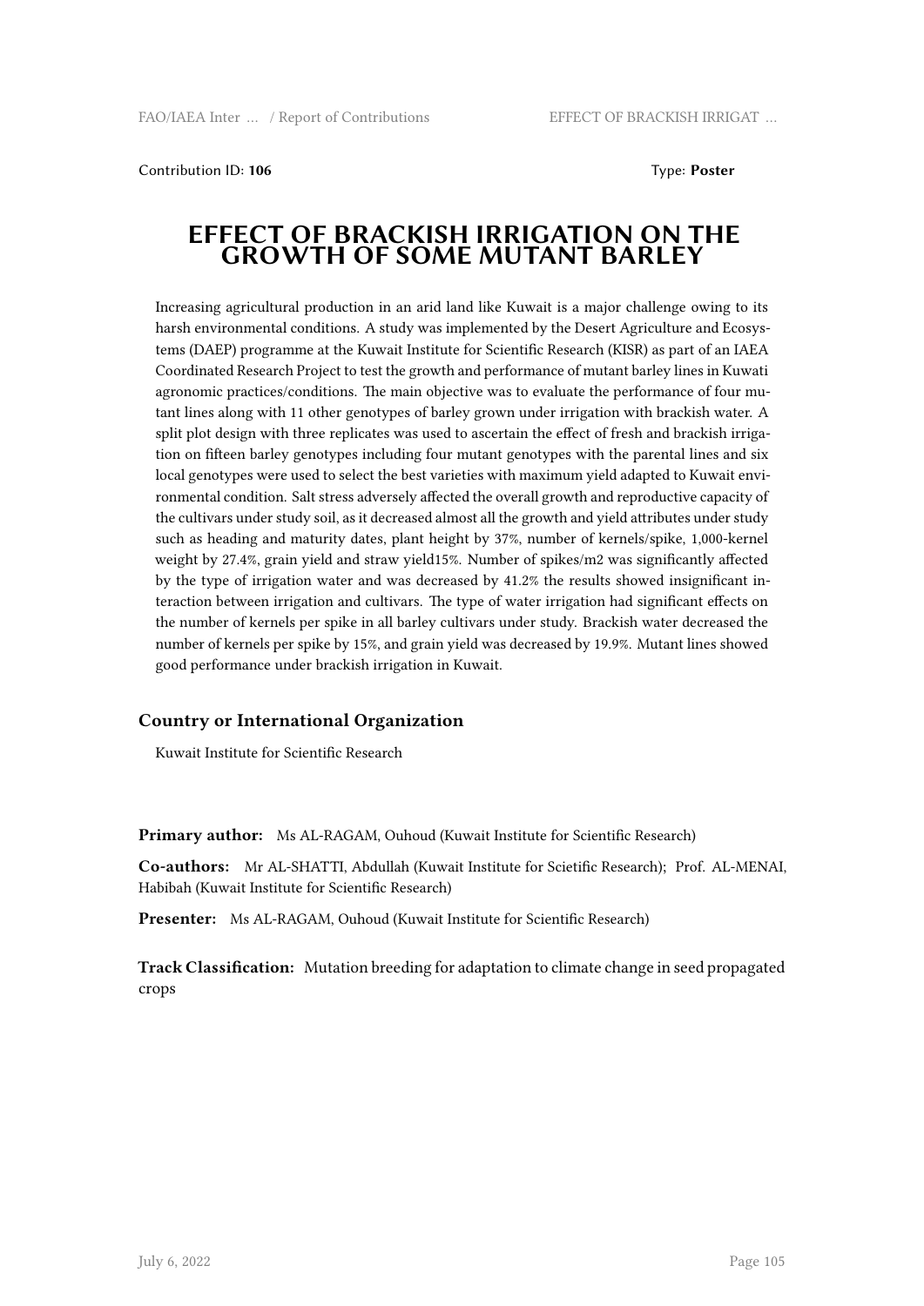Contribution ID: **106** Type: **Poster**

# EFFECT OF BRACKISH IRRIGATION ON THE GROWTH OF SOME MUTANT BARLEY

Increasing agricultural production in an arid land like Kuwait is a major challenge owing to its harsh environmental conditions. A study was implemented by the Desert Agriculture and Ecosystems (DAEP) programme at the Kuwait Institute for Scientific Research (KISR) as part of an IAEA Coordinated Research Project to test the growth and performance of mutant barley lines in Kuwati agronomic practices/conditions. The main objective was to evaluate the performance of four mutant lines along with 11 other genotypes of barley grown under irrigation with brackish water. A split plot design with three replicates was used to ascertain the effect of fresh and brackish irrigation on fifteen barley genotypes including four mutant genotypes with the parental lines and six local genotypes were used to select the best varieties with maximum yield adapted to Kuwait environmental condition. Salt stress adversely affected the overall growth and reproductive capacity of the cultivars under study soil, as it decreased almost all the growth and yield attributes under study such as heading and maturity dates, plant height by 37%, number of kernels/spike, 1,000-kernel weight by 27.4%, grain yield and straw yield15%. Number of spikes/m2 was significantly affected by the type of irrigation water and was decreased by 41.2% the results showed insignificant interaction between irrigation and cultivars. The type of water irrigation had significant effects on the number of kernels per spike in all barley cultivars under study. Brackish water decreased the number of kernels per spike by 15%, and grain yield was decreased by 19.9%. Mutant lines showed good performance under brackish irrigation in Kuwait.

## Country or International Organization

Kuwait Institute for Scientific Research

**Primary author:** Ms AL-RAGAM, Ouhoud (Kuwait Institute for Scientific Research)

**Co-authors:** Mr AL-SHATTI, Abdullah (Kuwait Institute for Scietific Research); Prof. AL-MENAI, Habibah (Kuwait Institute for Scientific Research)

**Presenter:** Ms AL-RAGAM, Ouhoud (Kuwait Institute for Scientific Research)

**Track Classification:** Mutation breeding for adaptation to climate change in seed propagated crops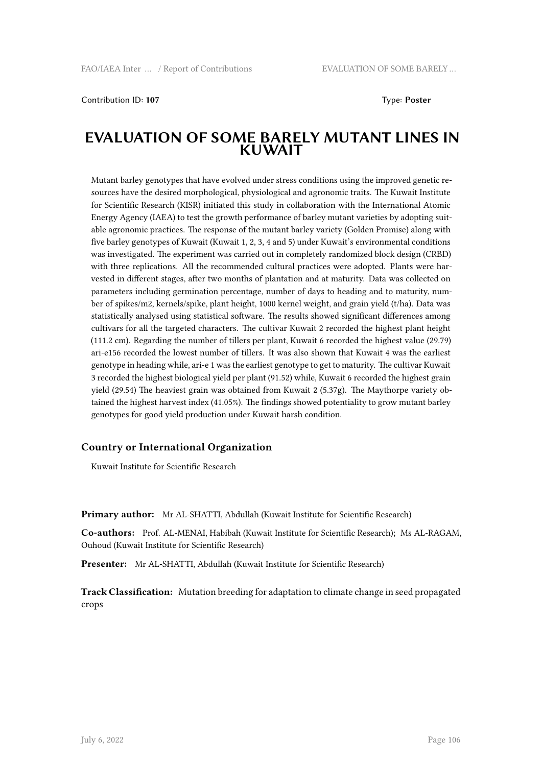Contribution ID: **107** Type: **Poster**

# EVALUATION OF SOME BARELY MUTANT LINES IN KUWAIT

Mutant barley genotypes that have evolved under stress conditions using the improved genetic resources have the desired morphological, physiological and agronomic traits. The Kuwait Institute for Scientific Research (KISR) initiated this study in collaboration with the International Atomic Energy Agency (IAEA) to test the growth performance of barley mutant varieties by adopting suitable agronomic practices. The response of the mutant barley variety (Golden Promise) along with five barley genotypes of Kuwait (Kuwait 1, 2, 3, 4 and 5) under Kuwait's environmental conditions was investigated. The experiment was carried out in completely randomized block design (CRBD) with three replications. All the recommended cultural practices were adopted. Plants were harvested in different stages, after two months of plantation and at maturity. Data was collected on parameters including germination percentage, number of days to heading and to maturity, number of spikes/m2, kernels/spike, plant height, 1000 kernel weight, and grain yield (t/ha). Data was statistically analysed using statistical software. The results showed significant differences among cultivars for all the targeted characters. The cultivar Kuwait 2 recorded the highest plant height (111.2 cm). Regarding the number of tillers per plant, Kuwait 6 recorded the highest value (29.79) ari-e156 recorded the lowest number of tillers. It was also shown that Kuwait 4 was the earliest genotype in heading while, ari-e 1 was the earliest genotype to get to maturity. The cultivar Kuwait 3 recorded the highest biological yield per plant (91.52) while, Kuwait 6 recorded the highest grain yield (29.54) The heaviest grain was obtained from Kuwait 2 (5.37g). The Maythorpe variety obtained the highest harvest index (41.05%). The findings showed potentiality to grow mutant barley genotypes for good yield production under Kuwait harsh condition.

### Country or International Organization

Kuwait Institute for Scientific Research

**Primary author:** Mr AL-SHATTI, Abdullah (Kuwait Institute for Scientific Research)

**Co-authors:** Prof. AL-MENAI, Habibah (Kuwait Institute for Scientific Research); Ms AL-RAGAM, Ouhoud (Kuwait Institute for Scientific Research)

**Presenter:** Mr AL-SHATTI, Abdullah (Kuwait Institute for Scientific Research)

**Track Classification:** Mutation breeding for adaptation to climate change in seed propagated crops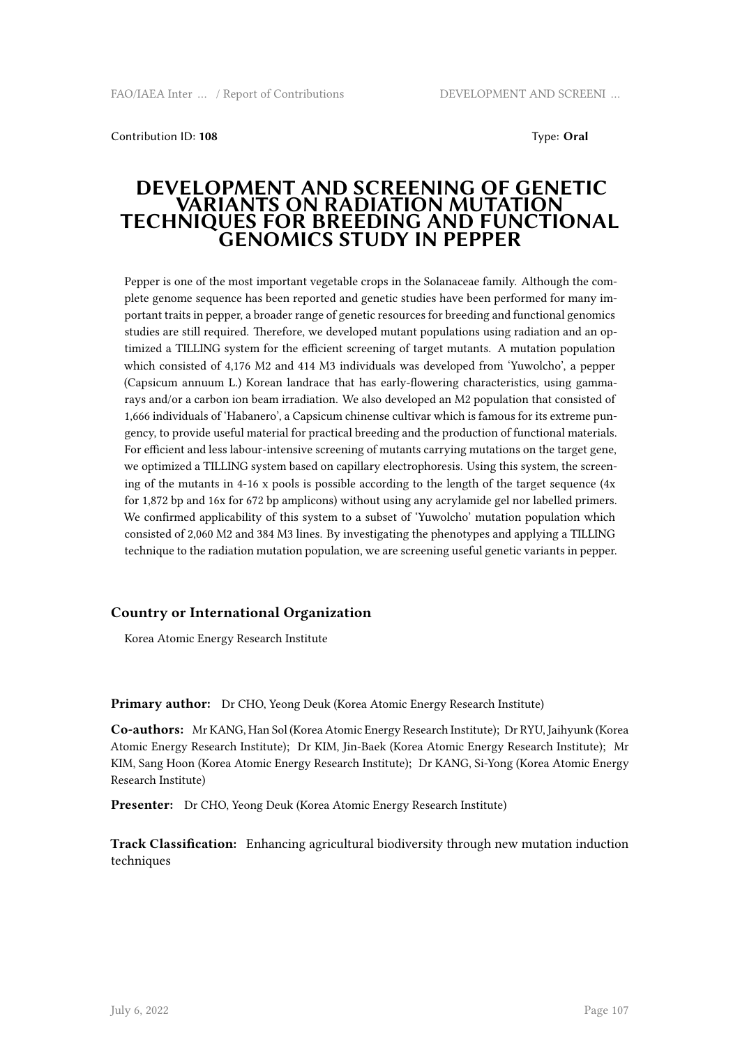Contribution ID: **108** Type: **Oral**

# DEVELOPMENT AND SCREENING OF GENETIC VARIANTS ON RADIATION MUTATION TECHNIQUES FOR BREEDING AND FUNCTIONAL GENOMICS STUDY IN PEPPER

Pepper is one of the most important vegetable crops in the Solanaceae family. Although the complete genome sequence has been reported and genetic studies have been performed for many important traits in pepper, a broader range of genetic resources for breeding and functional genomics studies are still required. Therefore, we developed mutant populations using radiation and an optimized a TILLING system for the efficient screening of target mutants. A mutation population which consisted of 4,176 M2 and 414 M3 individuals was developed from 'Yuwolcho', a pepper (Capsicum annuum L.) Korean landrace that has early-flowering characteristics, using gamma-rays and/or a carbon ion beam irradiation. We also developed an M2 population that consisted of 1,666 individuals of 'Habanero', a Capsicum chinense cultivar which is famous for its extreme pungency, to provide useful material for practical breeding and the production of functional materials. For efficient and less labour-intensive screening of mutants carrying mutations on the target gene, we optimized a TILLING system based on capillary electrophoresis. Using this system, the screening of the mutants in 4-16 x pools is possible according to the length of the target sequence (4x for 1,872 bp and 16x for 672 bp amplicons) without using any acrylamide gel nor labelled primers. We confirmed applicability of this system to a subset of 'Yuwolcho' mutation population which consisted of 2,060 M2 and 384 M3 lines. By investigating the phenotypes and applying a TILLING technique to the radiation mutation population, we are screening useful genetic variants in pepper.

### Country or International Organization

Korea Atomic Energy Research Institute

**Primary author:** Dr CHO, Yeong Deuk (Korea Atomic Energy Research Institute)

**Co-authors:** Mr KANG, Han Sol (Korea Atomic Energy Research Institute); Dr RYU, Jaihyunk (Korea Atomic Energy Research Institute); Dr KIM, Jin-Baek (Korea Atomic Energy Research Institute); Mr KIM, Sang Hoon (Korea Atomic Energy Research Institute); Dr KANG, Si-Yong (Korea Atomic Energy Research Institute)

**Presenter:** Dr CHO, Yeong Deuk (Korea Atomic Energy Research Institute)

**Track Classification:** Enhancing agricultural biodiversity through new mutation induction techniques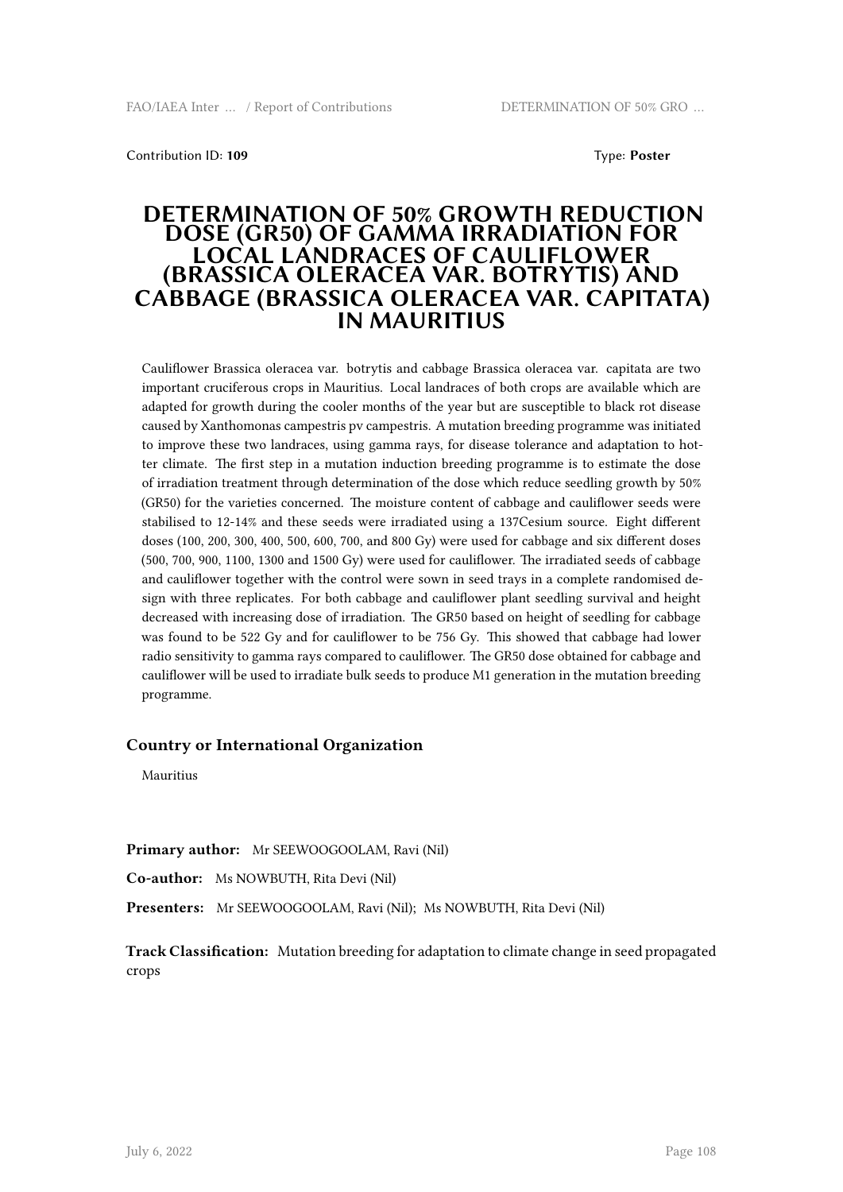Contribution ID: **109** Type: **Poster**

# DETERMINATION OF 50% GROWTH REDUCTION DOSE (GR50) OF GAMMA IRRADIATION FOR LOCAL LANDRACES OF CAULIFLOWER (BRASSICA OLERACEA VAR. BOTRYTIS) AND CABBAGE (BRASSICA OLERACEA VAR. CAPITATA) IN MAURITIUS

Cauliflower Brassica oleracea var. botrytis and cabbage Brassica oleracea var. capitata are two important cruciferous crops in Mauritius. Local landraces of both crops are available which are adapted for growth during the cooler months of the year but are susceptible to black rot disease caused by Xanthomonas campestris pv campestris. A mutation breeding programme was initiated to improve these two landraces, using gamma rays, for disease tolerance and adaptation to hotter climate. The first step in a mutation induction breeding programme is to estimate the dose of irradiation treatment through determination of the dose which reduce seedling growth by 50% (GR50) for the varieties concerned. The moisture content of cabbage and cauliflower seeds were stabilised to 12-14% and these seeds were irradiated using a 137Cesium source. Eight different doses (100, 200, 300, 400, 500, 600, 700, and 800 Gy) were used for cabbage and six different doses (500, 700, 900, 1100, 1300 and 1500 Gy) were used for cauliflower. The irradiated seeds of cabbage and cauliflower together with the control were sown in seed trays in a complete randomised design with three replicates. For both cabbage and cauliflower plant seedling survival and height decreased with increasing dose of irradiation. The GR50 based on height of seedling for cabbage was found to be 522 Gy and for cauliflower to be 756 Gy. This showed that cabbage had lower radio sensitivity to gamma rays compared to cauliflower. The GR50 dose obtained for cabbage and cauliflower will be used to irradiate bulk seeds to produce M1 generation in the mutation breeding programme.

### Country or International Organization

Mauritius

**Primary author:** Mr SEEWOOGOOLAM, Ravi (Nil)

**Co-author:** Ms NOWBUTH, Rita Devi (Nil)

**Presenters:** Mr SEEWOOGOOLAM, Ravi (Nil); Ms NOWBUTH, Rita Devi (Nil)

**Track Classification:** Mutation breeding for adaptation to climate change in seed propagated crops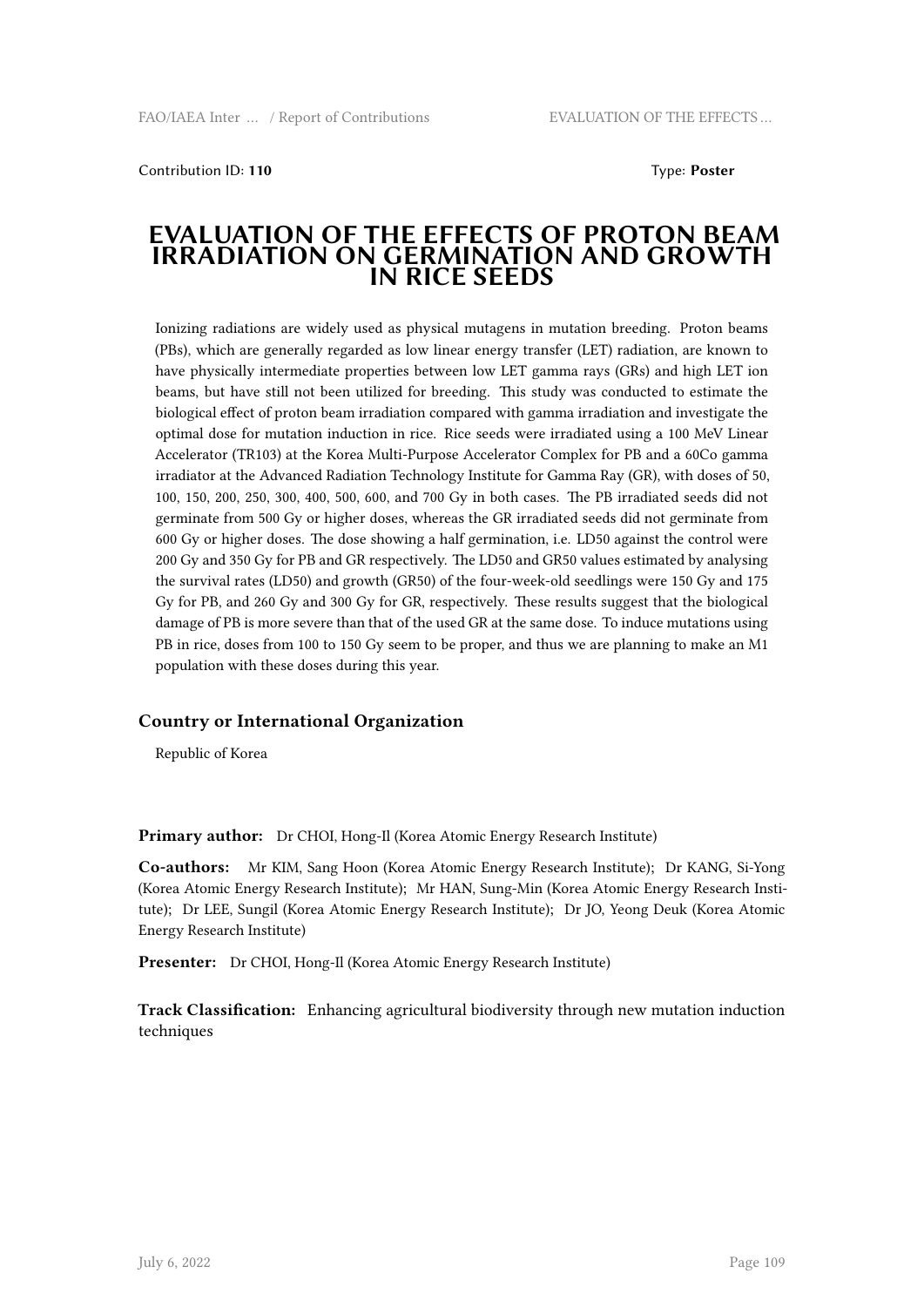Contribution ID: **110** Type: **Poster**

# EVALUATION OF THE EFFECTS OF PROTON BEAM IRRADIATION ON GERMINATION AND GROWTH IN RICE SEEDS

Ionizing radiations are widely used as physical mutagens in mutation breeding. Proton beams (PBs), which are generally regarded as low linear energy transfer (LET) radiation, are known to have physically intermediate properties between low LET gamma rays (GRs) and high LET ion beams, but have still not been utilized for breeding. This study was conducted to estimate the biological effect of proton beam irradiation compared with gamma irradiation and investigate the optimal dose for mutation induction in rice. Rice seeds were irradiated using a 100 MeV Linear Accelerator (TR103) at the Korea Multi-Purpose Accelerator Complex for PB and a 60Co gamma irradiator at the Advanced Radiation Technology Institute for Gamma Ray (GR), with doses of 50, 100, 150, 200, 250, 300, 400, 500, 600, and 700 Gy in both cases. The PB irradiated seeds did not germinate from 500 Gy or higher doses, whereas the GR irradiated seeds did not germinate from 600 Gy or higher doses. The dose showing a half germination, i.e. LD50 against the control were 200 Gy and 350 Gy for PB and GR respectively. The LD50 and GR50 values estimated by analysing the survival rates (LD50) and growth (GR50) of the four-week-old seedlings were 150 Gy and 175 Gy for PB, and 260 Gy and 300 Gy for GR, respectively. These results suggest that the biological damage of PB is more severe than that of the used GR at the same dose. To induce mutations using PB in rice, doses from 100 to 150 Gy seem to be proper, and thus we are planning to make an M1 population with these doses during this year.

## Country or International Organization

Republic of Korea

**Primary author:** Dr CHOI, Hong-Il (Korea Atomic Energy Research Institute)

**Co-authors:** Mr KIM, Sang Hoon (Korea Atomic Energy Research Institute); Dr KANG, Si-Yong (Korea Atomic Energy Research Institute); Mr HAN, Sung-Min (Korea Atomic Energy Research Institute); Dr LEE, Sungil (Korea Atomic Energy Research Institute); Dr JO, Yeong Deuk (Korea Atomic Energy Research Institute)

**Presenter:** Dr CHOI, Hong-Il (Korea Atomic Energy Research Institute)

**Track Classification:** Enhancing agricultural biodiversity through new mutation induction techniques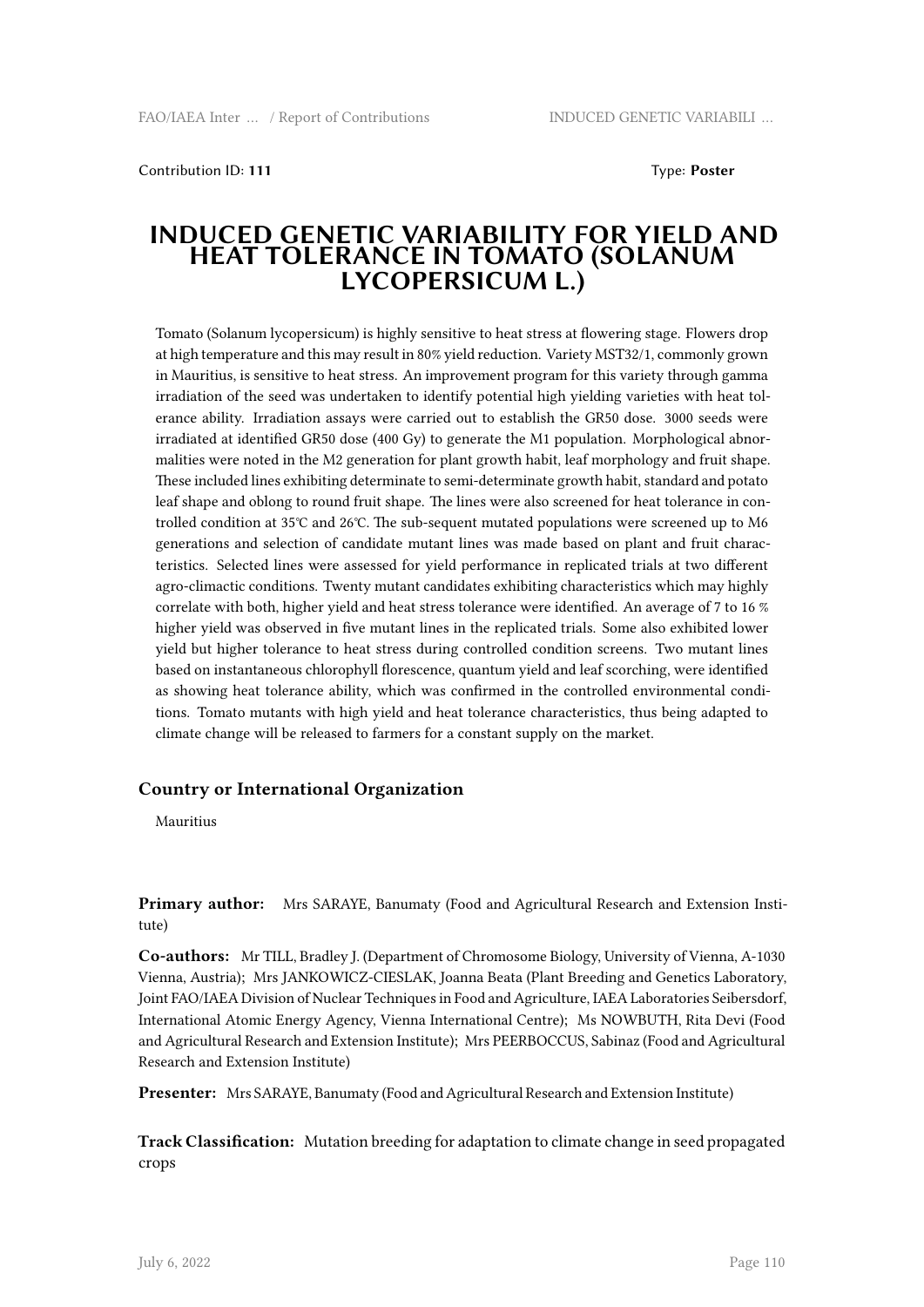Contribution ID: **111** Type: **Poster**

# INDUCED GENETIC VARIABILITY FOR YIELD AND HEAT TOLERANCE IN TOMATO (SOLANUM LYCOPERSICUM L.)

Tomato (Solanum lycopersicum) is highly sensitive to heat stress at flowering stage. Flowers drop at high temperature and this may result in 80% yield reduction. Variety MST32/1, commonly grown in Mauritius, is sensitive to heat stress. An improvement program for this variety through gamma irradiation of the seed was undertaken to identify potential high yielding varieties with heat tolerance ability. Irradiation assays were carried out to establish the GR50 dose. 3000 seeds were irradiated at identified GR50 dose (400 Gy) to generate the M1 population. Morphological abnormalities were noted in the M2 generation for plant growth habit, leaf morphology and fruit shape. These included lines exhibiting determinate to semi-determinate growth habit, standard and potato leaf shape and oblong to round fruit shape. The lines were also screened for heat tolerance in controlled condition at 35°C and 26°C. The sub-sequent mutated populations were screened up to M6 generations and selection of candidate mutant lines was made based on plant and fruit characteristics. Selected lines were assessed for yield performance in replicated trials at two different agro-climactic conditions. Twenty mutant candidates exhibiting characteristics which may highly correlate with both, higher yield and heat stress tolerance were identified. An average of 7 to 16 % higher yield was observed in five mutant lines in the replicated trials. Some also exhibited lower yield but higher tolerance to heat stress during controlled condition screens. Two mutant lines based on instantaneous chlorophyll florescence, quantum yield and leaf scorching, were identified as showing heat tolerance ability, which was confirmed in the controlled environmental conditions. Tomato mutants with high yield and heat tolerance characteristics, thus being adapted to climate change will be released to farmers for a constant supply on the market.

### Country or International Organization

Mauritius

**Primary author:** Mrs SARAYE, Banumaty (Food and Agricultural Research and Extension Institute)

**Co-authors:** Mr TILL, Bradley J. (Department of Chromosome Biology, University of Vienna, A-1030 Vienna, Austria); Mrs JANKOWICZ-CIESLAK, Joanna Beata (Plant Breeding and Genetics Laboratory, Joint FAO/IAEA Division of Nuclear Techniques in Food and Agriculture, IAEA Laboratories Seibersdorf, International Atomic Energy Agency, Vienna International Centre); Ms NOWBUTH, Rita Devi (Food and Agricultural Research and Extension Institute); Mrs PEERBOCCUS, Sabinaz (Food and Agricultural Research and Extension Institute)

**Presenter:** Mrs SARAYE, Banumaty (Food and Agricultural Research and Extension Institute)

**Track Classification:** Mutation breeding for adaptation to climate change in seed propagated crops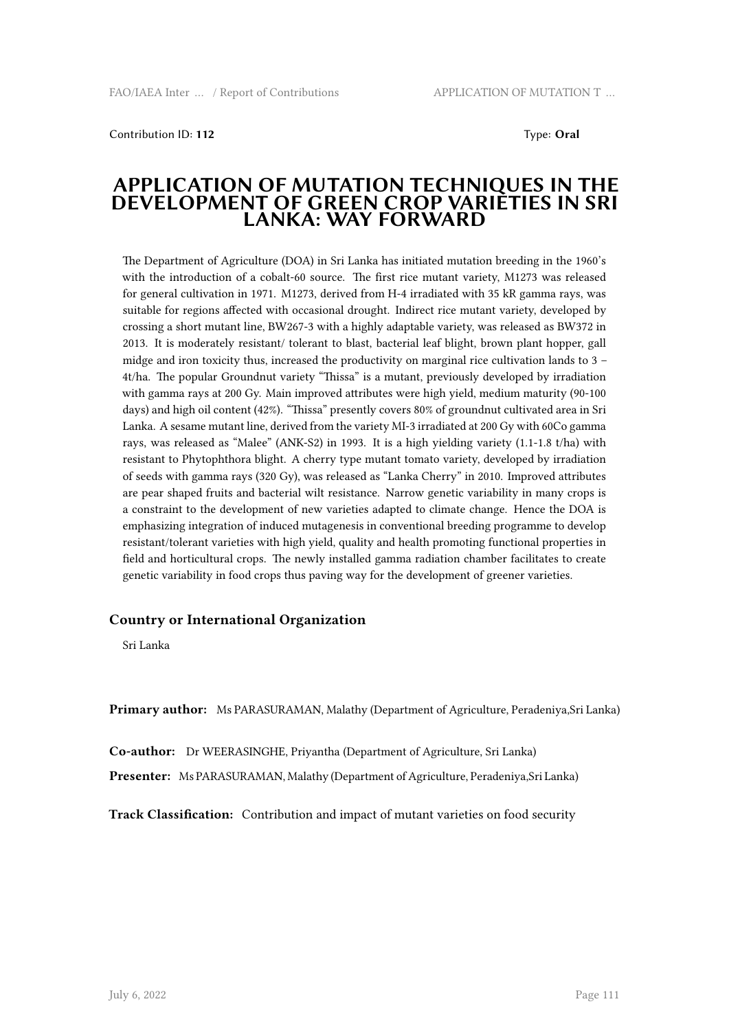Contribution ID: **112** Type: **Oral**

# APPLICATION OF MUTATION TECHNIQUES IN THE DEVELOPMENT OF GREEN CROP VARIETIES IN SRI LANKA: WAY FORWARD

The Department of Agriculture (DOA) in Sri Lanka has initiated mutation breeding in the 1960's with the introduction of a cobalt-60 source. The first rice mutant variety, M1273 was released for general cultivation in 1971. M1273, derived from H-4 irradiated with 35 kR gamma rays, was suitable for regions affected with occasional drought. Indirect rice mutant variety, developed by crossing a short mutant line, BW267-3 with a highly adaptable variety, was released as BW372 in 2013. It is moderately resistant/ tolerant to blast, bacterial leaf blight, brown plant hopper, gall midge and iron toxicity thus, increased the productivity on marginal rice cultivation lands to 3 – 4t/ha. The popular Groundnut variety "Thissa" is a mutant, previously developed by irradiation with gamma rays at 200 Gy. Main improved attributes were high yield, medium maturity (90-100 days) and high oil content (42%). "Thissa" presently covers 80% of groundnut cultivated area in Sri Lanka. A sesame mutant line, derived from the variety MI-3 irradiated at 200 Gy with 60Co gamma rays, was released as "Malee" (ANK-S2) in 1993. It is a high yielding variety (1.1-1.8 t/ha) with resistant to Phytophthora blight. A cherry type mutant tomato variety, developed by irradiation of seeds with gamma rays (320 Gy), was released as "Lanka Cherry" in 2010. Improved attributes are pear shaped fruits and bacterial wilt resistance. Narrow genetic variability in many crops is a constraint to the development of new varieties adapted to climate change. Hence the DOA is emphasizing integration of induced mutagenesis in conventional breeding programme to develop resistant/tolerant varieties with high yield, quality and health promoting functional properties in field and horticultural crops. The newly installed gamma radiation chamber facilitates to create genetic variability in food crops thus paving way for the development of greener varieties.

### Country or International Organization

Sri Lanka

**Primary author:** Ms PARASURAMAN, Malathy (Department of Agriculture, Peradeniya,Sri Lanka)

**Co-author:** Dr WEERASINGHE, Priyantha (Department of Agriculture, Sri Lanka)

**Presenter:** Ms PARASURAMAN, Malathy (Department of Agriculture, Peradeniya,Sri Lanka)

**Track Classification:** Contribution and impact of mutant varieties on food security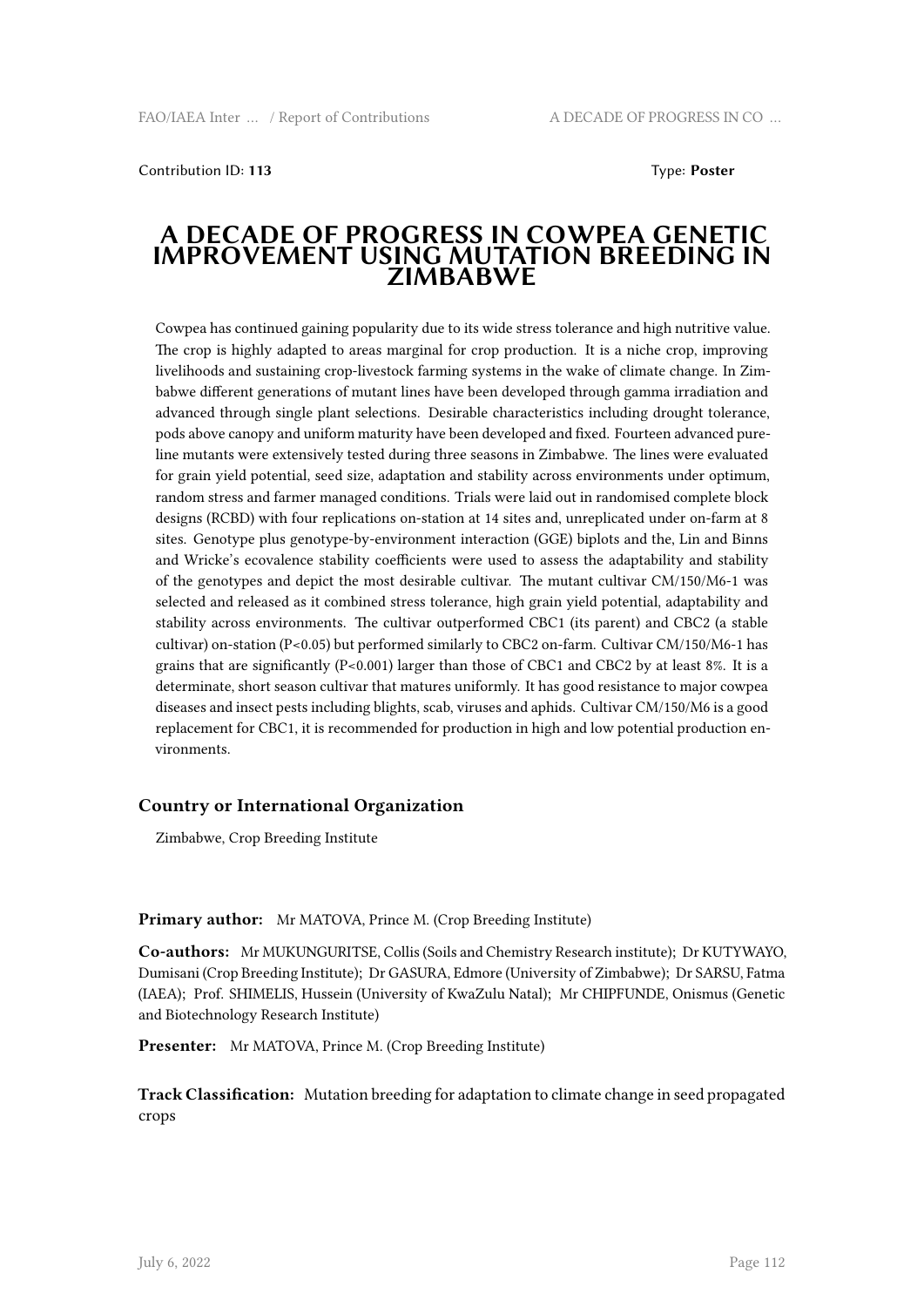Contribution ID: **113** Type: **Poster**

# A DECADE OF PROGRESS IN COWPEA GENETIC IMPROVEMENT USING MUTATION BREEDING IN ZIMBABWE

Cowpea has continued gaining popularity due to its wide stress tolerance and high nutritive value. The crop is highly adapted to areas marginal for crop production. It is a niche crop, improving livelihoods and sustaining crop-livestock farming systems in the wake of climate change. In Zimbabwe different generations of mutant lines have been developed through gamma irradiation and advanced through single plant selections. Desirable characteristics including drought tolerance, pods above canopy and uniform maturity have been developed and fixed. Fourteen advanced pure-line mutants were extensively tested during three seasons in Zimbabwe. The lines were evaluated for grain yield potential, seed size, adaptation and stability across environments under optimum, random stress and farmer managed conditions. Trials were laid out in randomised complete block designs (RCBD) with four replications on-station at 14 sites and, unreplicated under on-farm at 8 sites. Genotype plus genotype-by-environment interaction (GGE) biplots and the, Lin and Binns and Wricke's ecovalence stability coefficients were used to assess the adaptability and stability of the genotypes and depict the most desirable cultivar. The mutant cultivar CM/150/M6-1 was selected and released as it combined stress tolerance, high grain yield potential, adaptability and stability across environments. The cultivar outperformed CBC1 (its parent) and CBC2 (a stable cultivar) on-station ($P<0.05$) but performed similarly to CBC2 on-farm. Cultivar CM/150/M6-1 has grains that are significantly ($P<0.001$) larger than those of CBC1 and CBC2 by at least 8%. It is a determinate, short season cultivar that matures uniformly. It has good resistance to major cowpea diseases and insect pests including blights, scab, viruses and aphids. Cultivar CM/150/M6 is a good replacement for CBC1, it is recommended for production in high and low potential production environments.

### Country or International Organization

Zimbabwe, Crop Breeding Institute

**Primary author:** Mr MATOVA, Prince M. (Crop Breeding Institute)

**Co-authors:** Mr MUKUNGURITSE, Collis (Soils and Chemistry Research institute); Dr KUTYWAYO, Dumisani (Crop Breeding Institute); Dr GASURA, Edmore (University of Zimbabwe); Dr SARSU, Fatma (IAEA); Prof. SHIMELIS, Hussein (University of KwaZulu Natal); Mr CHIPFUNDE, Onismus (Genetic and Biotechnology Research Institute)

**Presenter:** Mr MATOVA, Prince M. (Crop Breeding Institute)

**Track Classification:** Mutation breeding for adaptation to climate change in seed propagated crops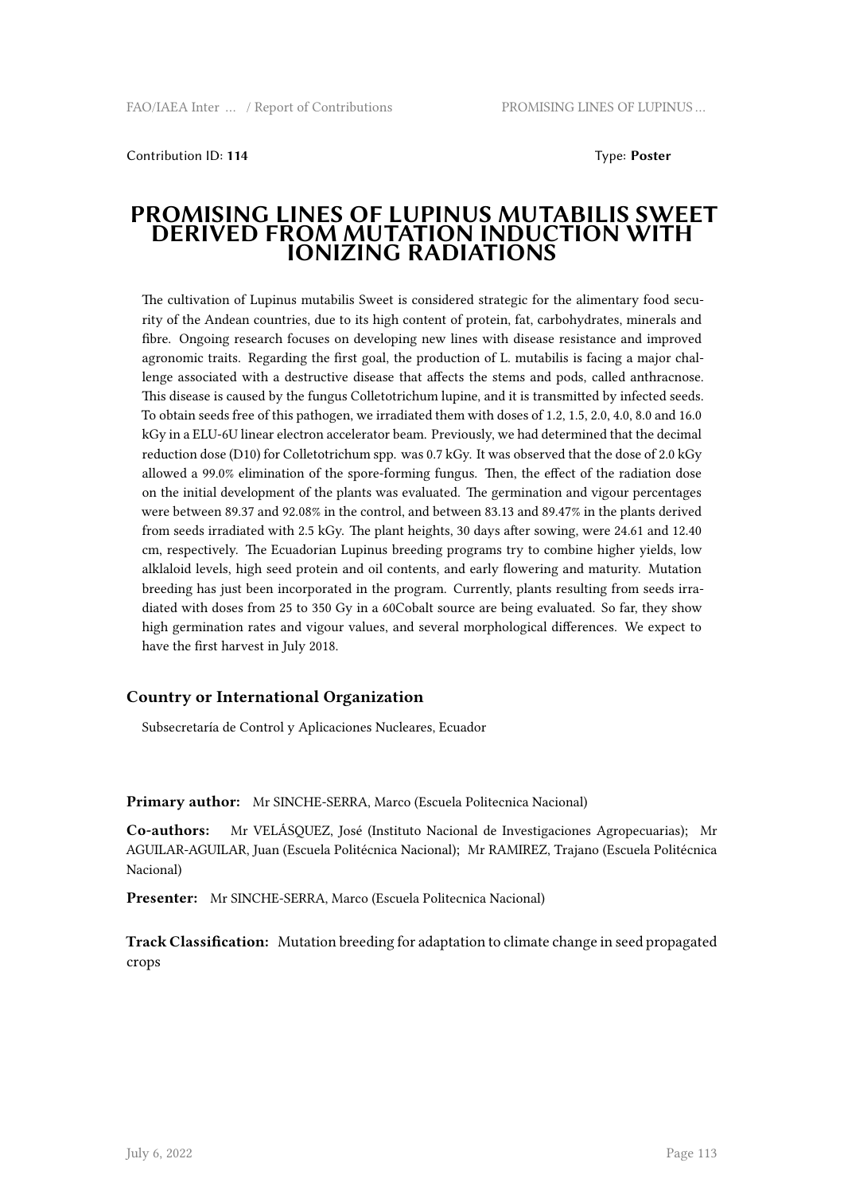Contribution ID: **114** Type: **Poster**

# PROMISING LINES OF LUPINUS MUTABILIS SWEET DERIVED FROM MUTATION INDUCTION WITH IONIZING RADIATIONS

The cultivation of Lupinus mutabilis Sweet is considered strategic for the alimentary food security of the Andean countries, due to its high content of protein, fat, carbohydrates, minerals and fibre. Ongoing research focuses on developing new lines with disease resistance and improved agronomic traits. Regarding the first goal, the production of L. mutabilis is facing a major challenge associated with a destructive disease that affects the stems and pods, called anthracnose. This disease is caused by the fungus Colletotrichum lupine, and it is transmitted by infected seeds. To obtain seeds free of this pathogen, we irradiated them with doses of 1.2, 1.5, 2.0, 4.0, 8.0 and 16.0 kGy in a ELU-6U linear electron accelerator beam. Previously, we had determined that the decimal reduction dose (D10) for Colletotrichum spp. was 0.7 kGy. It was observed that the dose of 2.0 kGy allowed a 99.0% elimination of the spore-forming fungus. Then, the effect of the radiation dose on the initial development of the plants was evaluated. The germination and vigour percentages were between 89.37 and 92.08% in the control, and between 83.13 and 89.47% in the plants derived from seeds irradiated with 2.5 kGy. The plant heights, 30 days after sowing, were 24.61 and 12.40 cm, respectively. The Ecuadorian Lupinus breeding programs try to combine higher yields, low alklaloid levels, high seed protein and oil contents, and early flowering and maturity. Mutation breeding has just been incorporated in the program. Currently, plants resulting from seeds irradiated with doses from 25 to 350 Gy in a 60Cobalt source are being evaluated. So far, they show high germination rates and vigour values, and several morphological differences. We expect to have the first harvest in July 2018.

### Country or International Organization

Subsecretaría de Control y Aplicaciones Nucleares, Ecuador

**Primary author:** Mr SINCHE-SERRA, Marco (Escuela Politecnica Nacional)

**Co-authors:** Mr VELÁSQUEZ, José (Instituto Nacional de Investigaciones Agropecuarias); Mr AGUILAR-AGUILAR, Juan (Escuela Politécnica Nacional); Mr RAMIREZ, Trajano (Escuela Politécnica Nacional)

**Presenter:** Mr SINCHE-SERRA, Marco (Escuela Politecnica Nacional)

**Track Classification:** Mutation breeding for adaptation to climate change in seed propagated crops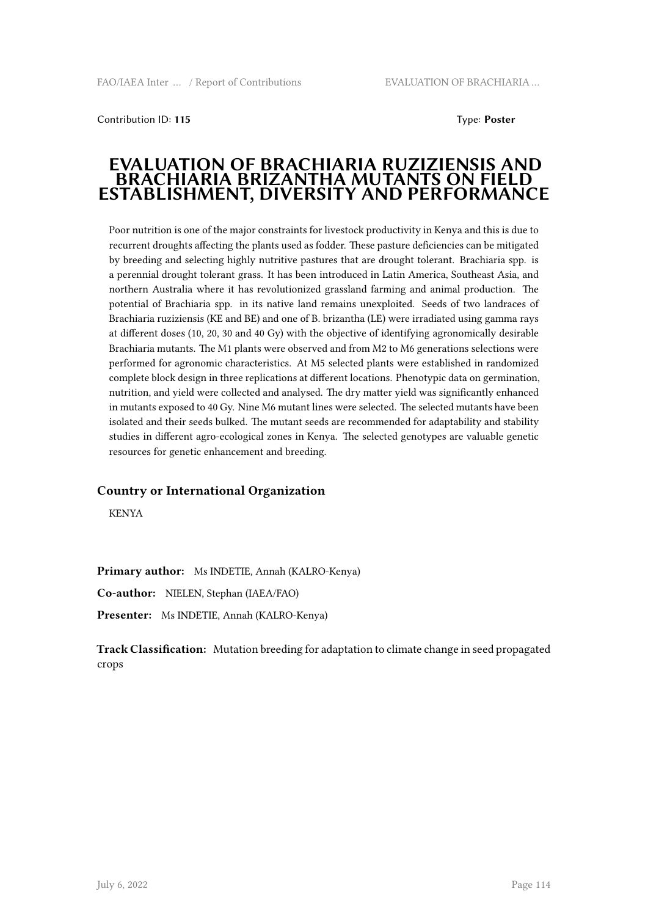Contribution ID: **115**

Type: **Poster**

# EVALUATION OF BRACHIARIA RUZIZIENSIS AND BRACHIARIA BRIZANTHA MUTANTS ON FIELD ESTABLISHMENT, DIVERSITY AND PERFORMANCE

Poor nutrition is one of the major constraints for livestock productivity in Kenya and this is due to recurrent droughts affecting the plants used as fodder. These pasture deficiencies can be mitigated by breeding and selecting highly nutritive pastures that are drought tolerant. Brachiaria spp. is a perennial drought tolerant grass. It has been introduced in Latin America, Southeast Asia, and northern Australia where it has revolutionized grassland farming and animal production. The potential of Brachiaria spp. in its native land remains unexploited. Seeds of two landraces of Brachiaria ruziziensis (KE and BE) and one of B. brizantha (LE) were irradiated using gamma rays at different doses (10, 20, 30 and 40 Gy) with the objective of identifying agronomically desirable Brachiaria mutants. The M1 plants were observed and from M2 to M6 generations selections were performed for agronomic characteristics. At M5 selected plants were established in randomized complete block design in three replications at different locations. Phenotypic data on germination, nutrition, and yield were collected and analysed. The dry matter yield was significantly enhanced in mutants exposed to 40 Gy. Nine M6 mutant lines were selected. The selected mutants have been isolated and their seeds bulked. The mutant seeds are recommended for adaptability and stability studies in different agro-ecological zones in Kenya. The selected genotypes are valuable genetic resources for genetic enhancement and breeding.

### Country or International Organization

KENYA

**Primary author:** Ms INDETIE, Annah (KALRO-Kenya)

**Co-author:** NIELEN, Stephan (IAEA/FAO)

**Presenter:** Ms INDETIE, Annah (KALRO-Kenya)

**Track Classification:** Mutation breeding for adaptation to climate change in seed propagated crops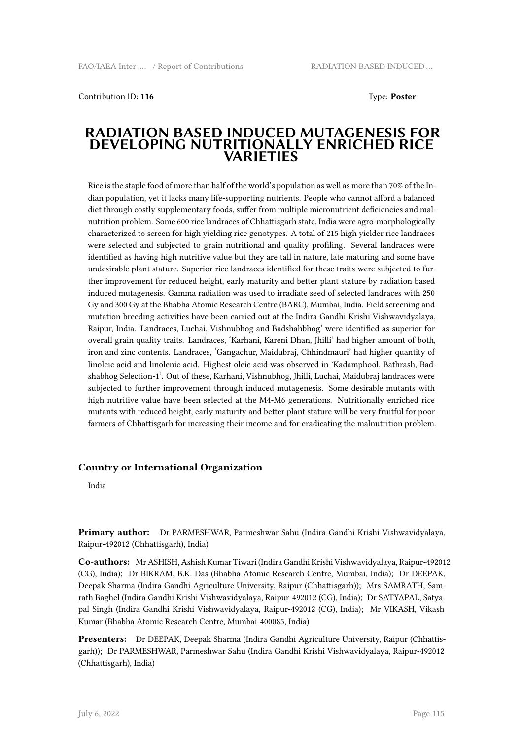Contribution ID: **116** Type: **Poster**

# RADIATION BASED INDUCED MUTAGENESIS FOR DEVELOPING NUTRITIONALLY ENRICHED RICE VARIETIES

Rice is the staple food of more than half of the world's population as well as more than 70% of the Indian population, yet it lacks many life-supporting nutrients. People who cannot afford a balanced diet through costly supplementary foods, suffer from multiple micronutrient deficiencies and malnutrition problem. Some 600 rice landraces of Chhattisgarh state, India were agro-morphologically characterized to screen for high yielding rice genotypes. A total of 215 high yielder rice landraces were selected and subjected to grain nutritional and quality profiling. Several landraces were identified as having high nutritive value but they are tall in nature, late maturing and some have undesirable plant stature. Superior rice landraces identified for these traits were subjected to further improvement for reduced height, early maturity and better plant stature by radiation based induced mutagenesis. Gamma radiation was used to irradiate seed of selected landraces with 250 Gy and 300 Gy at the Bhabha Atomic Research Centre (BARC), Mumbai, India. Field screening and mutation breeding activities have been carried out at the Indira Gandhi Krishi Vishwavidyalaya, Raipur, India. Landraces, Luchai, Vishnubhog and Badshahbhog' were identified as superior for overall grain quality traits. Landraces, 'Karhani, Kareni Dhan, Jhilli' had higher amount of both, iron and zinc contents. Landraces, 'Gangachur, Maidubraj, Chhindmauri' had higher quantity of linoleic acid and linolenic acid. Highest oleic acid was observed in 'Kadamphool, Bathrash, Badshabhog Selection-1'. Out of these, Karhani, Vishnubhog, Jhilli, Luchai, Maidubraj landraces were subjected to further improvement through induced mutagenesis. Some desirable mutants with high nutritive value have been selected at the M4-M6 generations. Nutritionally enriched rice mutants with reduced height, early maturity and better plant stature will be very fruitful for poor farmers of Chhattisgarh for increasing their income and for eradicating the malnutrition problem.

### Country or International Organization

India

**Primary author:** Dr PARMESHWAR, Parmeshwar Sahu (Indira Gandhi Krishi Vishwavidyalaya, Raipur-492012 (Chhattisgarh), India)

**Co-authors:** Mr ASHISH, Ashish Kumar Tiwari (Indira Gandhi Krishi Vishwavidyalaya, Raipur-492012 (CG), India); Dr BIKRAM, B.K. Das (Bhabha Atomic Research Centre, Mumbai, India); Dr DEEPAK, Deepak Sharma (Indira Gandhi Agriculture University, Raipur (Chhattisgarh)); Mrs SAMRATH, Samrath Baghel (Indira Gandhi Krishi Vishwavidyalaya, Raipur-492012 (CG), India); Dr SATYAPAL, Satyapal Singh (Indira Gandhi Krishi Vishwavidyalaya, Raipur-492012 (CG), India); Mr VIKASH, Vikash Kumar (Bhabha Atomic Research Centre, Mumbai-400085, India)

**Presenters:** Dr DEEPAK, Deepak Sharma (Indira Gandhi Agriculture University, Raipur (Chhattisgarh)); Dr PARMESHWAR, Parmeshwar Sahu (Indira Gandhi Krishi Vishwavidyalaya, Raipur-492012 (Chhattisgarh), India)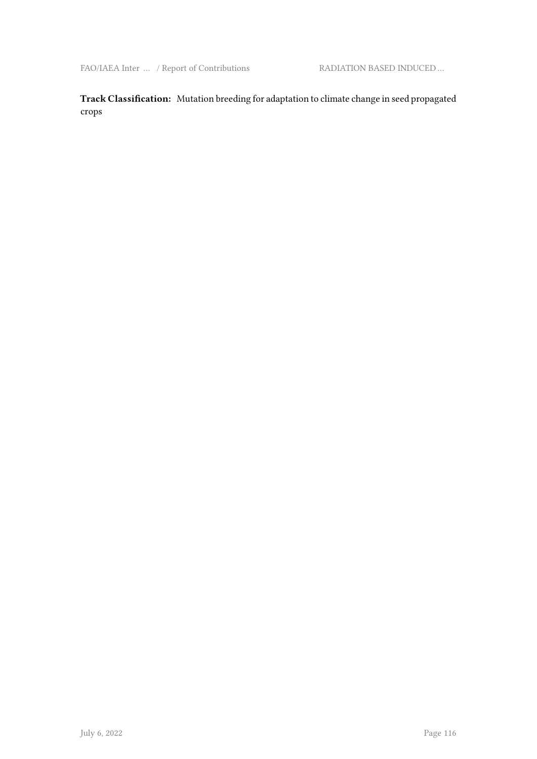**Track Classification:** Mutation breeding for adaptation to climate change in seed propagated crops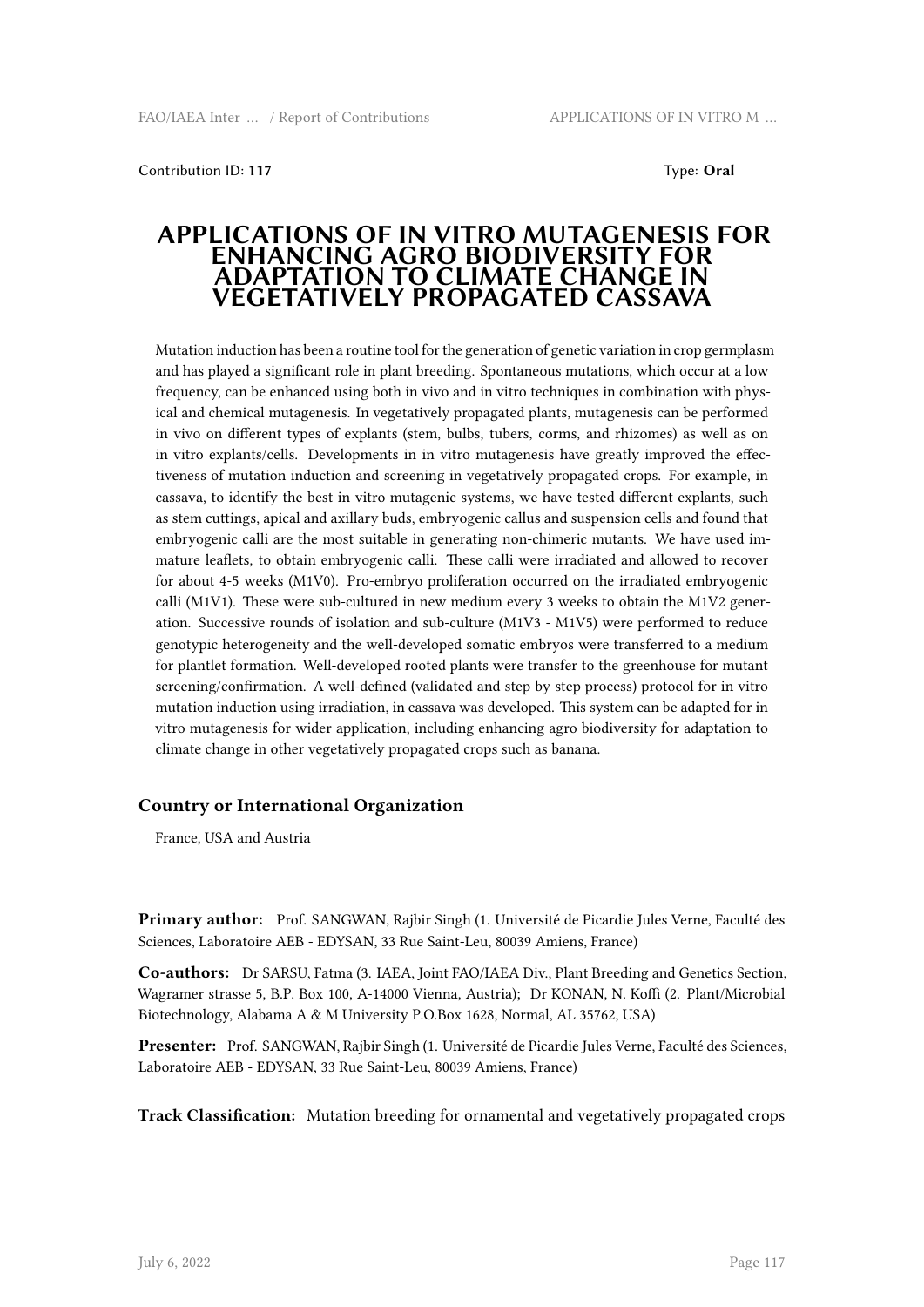Contribution ID: **117**

Type: **Oral**

# APPLICATIONS OF IN VITRO MUTAGENESIS FOR ENHANCING AGRO BIODIVERSITY FOR ADAPTATION TO CLIMATE CHANGE IN VEGETATIVELY PROPAGATED CASSAVA

Mutation induction has been a routine tool for the generation of genetic variation in crop germplasm and has played a significant role in plant breeding. Spontaneous mutations, which occur at a low frequency, can be enhanced using both in vivo and in vitro techniques in combination with physical and chemical mutagenesis. In vegetatively propagated plants, mutagenesis can be performed in vivo on different types of explants (stem, bulbs, tubers, corms, and rhizomes) as well as on in vitro explants/cells. Developments in in vitro mutagenesis have greatly improved the effectiveness of mutation induction and screening in vegetatively propagated crops. For example, in cassava, to identify the best in vitro mutagenic systems, we have tested different explants, such as stem cuttings, apical and axillary buds, embryogenic callus and suspension cells and found that embryogenic calli are the most suitable in generating non-chimeric mutants. We have used immature leaflets, to obtain embryogenic calli. These calli were irradiated and allowed to recover for about 4-5 weeks (M1V0). Pro-embryo proliferation occurred on the irradiated embryogenic calli (M1V1). These were sub-cultured in new medium every 3 weeks to obtain the M1V2 generation. Successive rounds of isolation and sub-culture (M1V3 - M1V5) were performed to reduce genotypic heterogeneity and the well-developed somatic embryos were transferred to a medium for plantlet formation. Well-developed rooted plants were transfer to the greenhouse for mutant screening/confirmation. A well-defined (validated and step by step process) protocol for in vitro mutation induction using irradiation, in cassava was developed. This system can be adapted for in vitro mutagenesis for wider application, including enhancing agro biodiversity for adaptation to climate change in other vegetatively propagated crops such as banana.

### Country or International Organization

France, USA and Austria

**Primary author:** Prof. SANGWAN, Rajbir Singh (1. Université de Picardie Jules Verne, Faculté des Sciences, Laboratoire AEB - EDYSAN, 33 Rue Saint-Leu, 80039 Amiens, France)

**Co-authors:** Dr SARSU, Fatma (3. IAEA, Joint FAO/IAEA Div., Plant Breeding and Genetics Section, Wagramer strasse 5, B.P. Box 100, A-14000 Vienna, Austria); Dr KONAN, N. Koffi (2. Plant/Microbial Biotechnology, Alabama A & M University P.O.Box 1628, Normal, AL 35762, USA)

**Presenter:** Prof. SANGWAN, Rajbir Singh (1. Université de Picardie Jules Verne, Faculté des Sciences, Laboratoire AEB - EDYSAN, 33 Rue Saint-Leu, 80039 Amiens, France)

**Track Classification:** Mutation breeding for ornamental and vegetatively propagated crops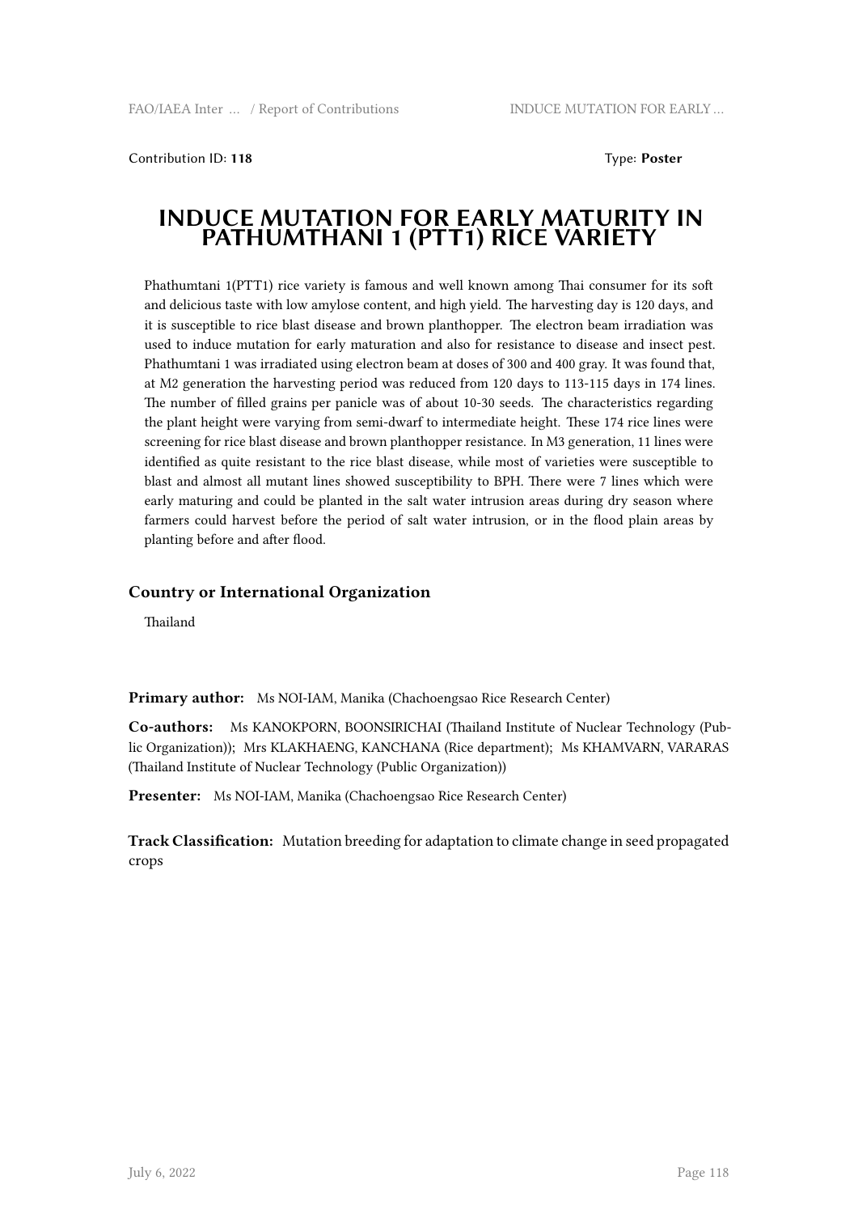Contribution ID: **118**

Type: **Poster**

# INDUCE MUTATION FOR EARLY MATURITY IN PATHUMTHANI 1 (PTT1) RICE VARIETY

Phathumtani 1(PTT1) rice variety is famous and well known among Thai consumer for its soft and delicious taste with low amylose content, and high yield. The harvesting day is 120 days, and it is susceptible to rice blast disease and brown planthopper. The electron beam irradiation was used to induce mutation for early maturation and also for resistance to disease and insect pest. Phathumtani 1 was irradiated using electron beam at doses of 300 and 400 gray. It was found that, at M2 generation the harvesting period was reduced from 120 days to 113-115 days in 174 lines. The number of filled grains per panicle was of about 10-30 seeds. The characteristics regarding the plant height were varying from semi-dwarf to intermediate height. These 174 rice lines were screening for rice blast disease and brown planthopper resistance. In M3 generation, 11 lines were identified as quite resistant to the rice blast disease, while most of varieties were susceptible to blast and almost all mutant lines showed susceptibility to BPH. There were 7 lines which were early maturing and could be planted in the salt water intrusion areas during dry season where farmers could harvest before the period of salt water intrusion, or in the flood plain areas by planting before and after flood.

### Country or International Organization

Thailand

**Primary author:** Ms NOI-IAM, Manika (Chachoengsao Rice Research Center)

**Co-authors:** Ms KANOKPORN, BOONSIRICHAI (Thailand Institute of Nuclear Technology (Public Organization)); Mrs KLAKHAENG, KANCHANA (Rice department); Ms KHAMVARN, VARARAS (Thailand Institute of Nuclear Technology (Public Organization))

**Presenter:** Ms NOI-IAM, Manika (Chachoengsao Rice Research Center)

**Track Classification:** Mutation breeding for adaptation to climate change in seed propagated crops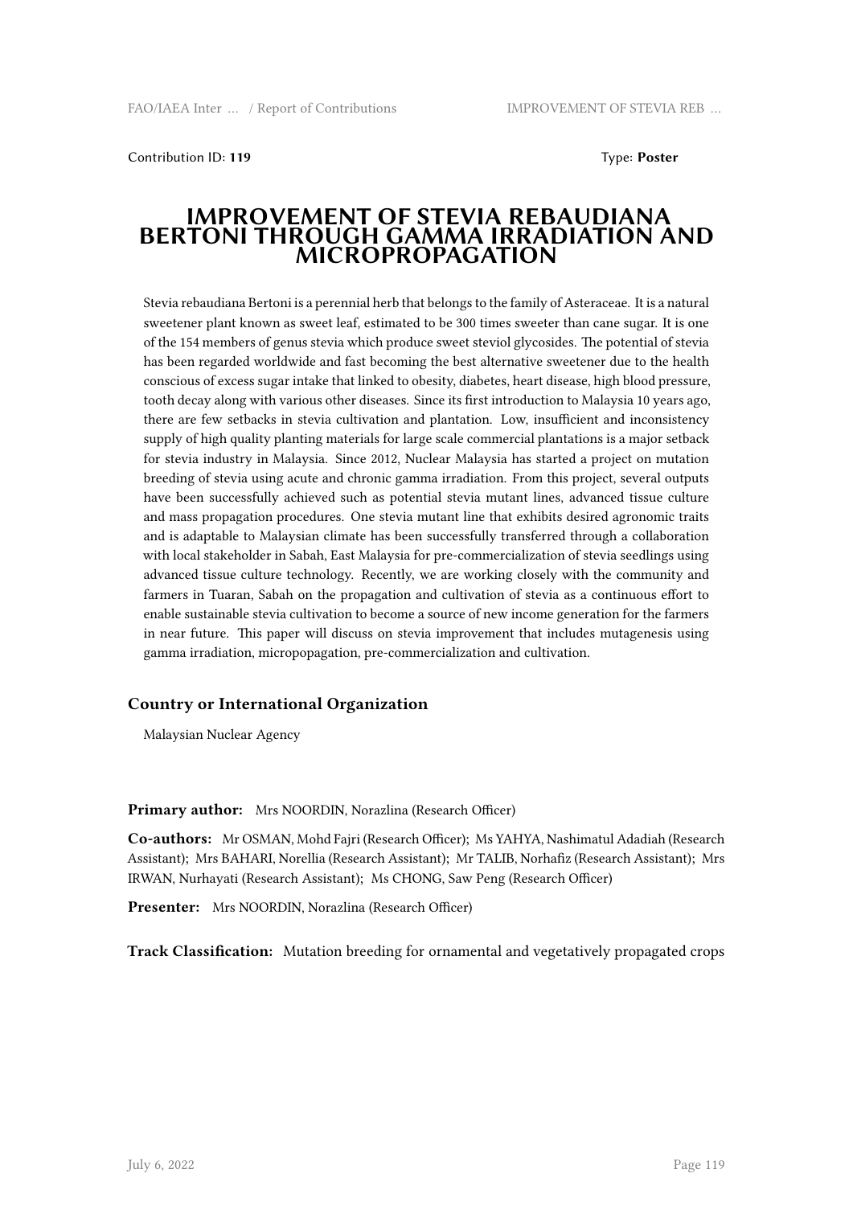Contribution ID: **119** Type: **Poster**

# IMPROVEMENT OF STEVIA REBAUDIANA BERTONI THROUGH GAMMA IRRADIATION AND MICROPROPAGATION

Stevia rebaudiana Bertoni is a perennial herb that belongs to the family of Asteraceae. It is a natural sweetener plant known as sweet leaf, estimated to be 300 times sweeter than cane sugar. It is one of the 154 members of genus stevia which produce sweet steviol glycosides. The potential of stevia has been regarded worldwide and fast becoming the best alternative sweetener due to the health conscious of excess sugar intake that linked to obesity, diabetes, heart disease, high blood pressure, tooth decay along with various other diseases. Since its first introduction to Malaysia 10 years ago, there are few setbacks in stevia cultivation and plantation. Low, insufficient and inconsistency supply of high quality planting materials for large scale commercial plantations is a major setback for stevia industry in Malaysia. Since 2012, Nuclear Malaysia has started a project on mutation breeding of stevia using acute and chronic gamma irradiation. From this project, several outputs have been successfully achieved such as potential stevia mutant lines, advanced tissue culture and mass propagation procedures. One stevia mutant line that exhibits desired agronomic traits and is adaptable to Malaysian climate has been successfully transferred through a collaboration with local stakeholder in Sabah, East Malaysia for pre-commercialization of stevia seedlings using advanced tissue culture technology. Recently, we are working closely with the community and farmers in Tuaran, Sabah on the propagation and cultivation of stevia as a continuous effort to enable sustainable stevia cultivation to become a source of new income generation for the farmers in near future. This paper will discuss on stevia improvement that includes mutagenesis using gamma irradiation, micropopagation, pre-commercialization and cultivation.

## Country or International Organization

Malaysian Nuclear Agency

**Primary author:** Mrs NOORDIN, Norazlina (Research Officer)

**Co-authors:** Mr OSMAN, Mohd Fajri (Research Officer); Ms YAHYA, Nashimatul Adadiah (Research Assistant); Mrs BAHARI, Norellia (Research Assistant); Mr TALIB, Norhafiz (Research Assistant); Mrs IRWAN, Nurhayati (Research Assistant); Ms CHONG, Saw Peng (Research Officer)

**Presenter:** Mrs NOORDIN, Norazlina (Research Officer)

**Track Classification:** Mutation breeding for ornamental and vegetatively propagated crops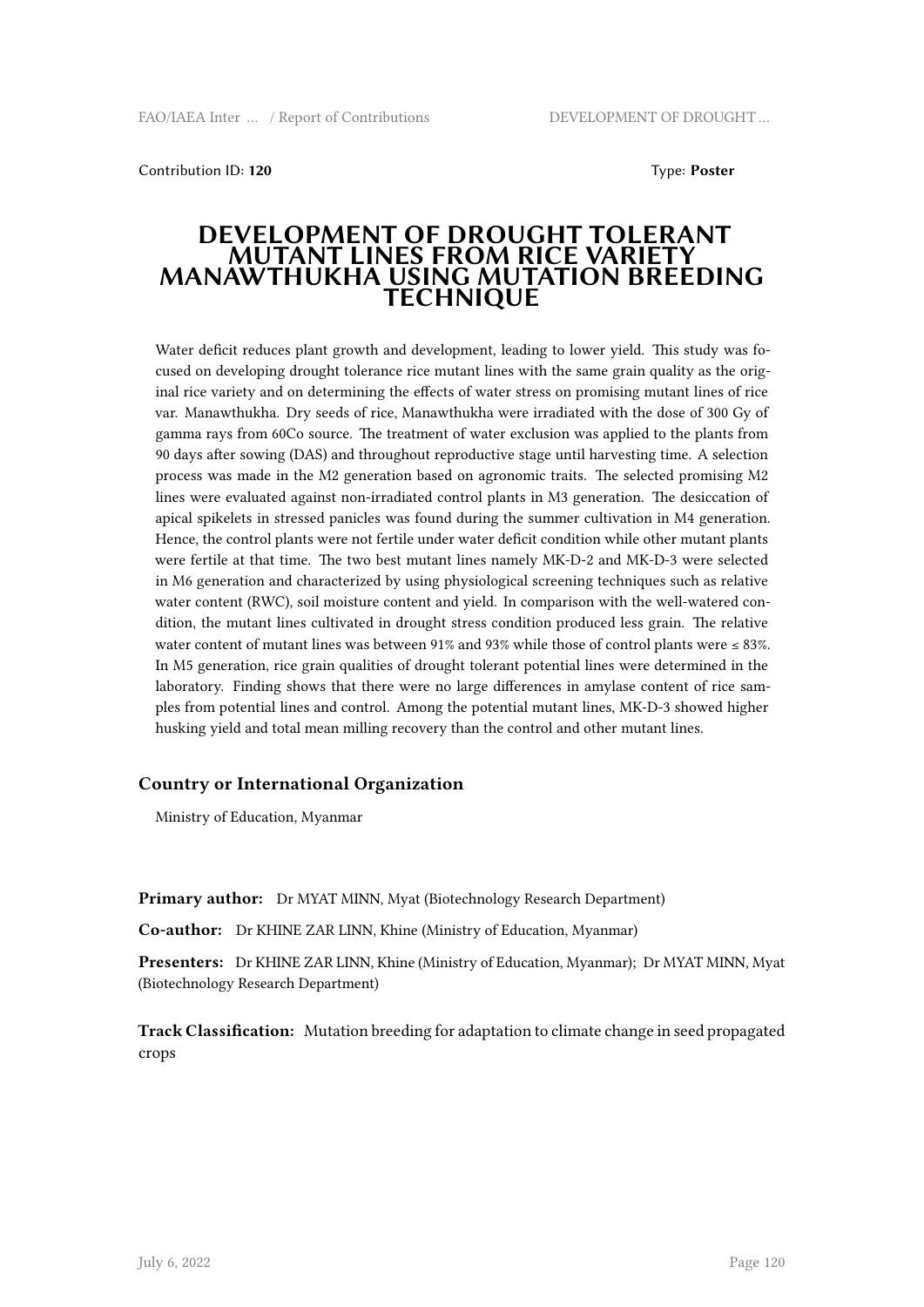Contribution ID: **120** Type: **Poster**

# DEVELOPMENT OF DROUGHT TOLERANT MUTANT LINES FROM RICE VARIETY MANAWTHUKHA USING MUTATION BREEDING TECHNIQUE

Water deficit reduces plant growth and development, leading to lower yield. This study was focused on developing drought tolerance rice mutant lines with the same grain quality as the original rice variety and on determining the effects of water stress on promising mutant lines of rice var. Manawthukha. Dry seeds of rice, Manawthukha were irradiated with the dose of 300 Gy of gamma rays from 60Co source. The treatment of water exclusion was applied to the plants from 90 days after sowing (DAS) and throughout reproductive stage until harvesting time. A selection process was made in the M2 generation based on agronomic traits. The selected promising M2 lines were evaluated against non-irradiated control plants in M3 generation. The desiccation of apical spikelets in stressed panicles was found during the summer cultivation in M4 generation. Hence, the control plants were not fertile under water deficit condition while other mutant plants were fertile at that time. The two best mutant lines namely MK-D-2 and MK-D-3 were selected in M6 generation and characterized by using physiological screening techniques such as relative water content (RWC), soil moisture content and yield. In comparison with the well-watered condition, the mutant lines cultivated in drought stress condition produced less grain. The relative water content of mutant lines was between 91% and 93% while those of control plants were ≤ 83%. In M5 generation, rice grain qualities of drought tolerant potential lines were determined in the laboratory. Finding shows that there were no large differences in amylase content of rice samples from potential lines and control. Among the potential mutant lines, MK-D-3 showed higher husking yield and total mean milling recovery than the control and other mutant lines.

### Country or International Organization

Ministry of Education, Myanmar

**Primary author:** Dr MYAT MINN, Myat (Biotechnology Research Department)

**Co-author:** Dr KHINE ZAR LINN, Khine (Ministry of Education, Myanmar)

**Presenters:** Dr KHINE ZAR LINN, Khine (Ministry of Education, Myanmar); Dr MYAT MINN, Myat (Biotechnology Research Department)

**Track Classification:** Mutation breeding for adaptation to climate change in seed propagated crops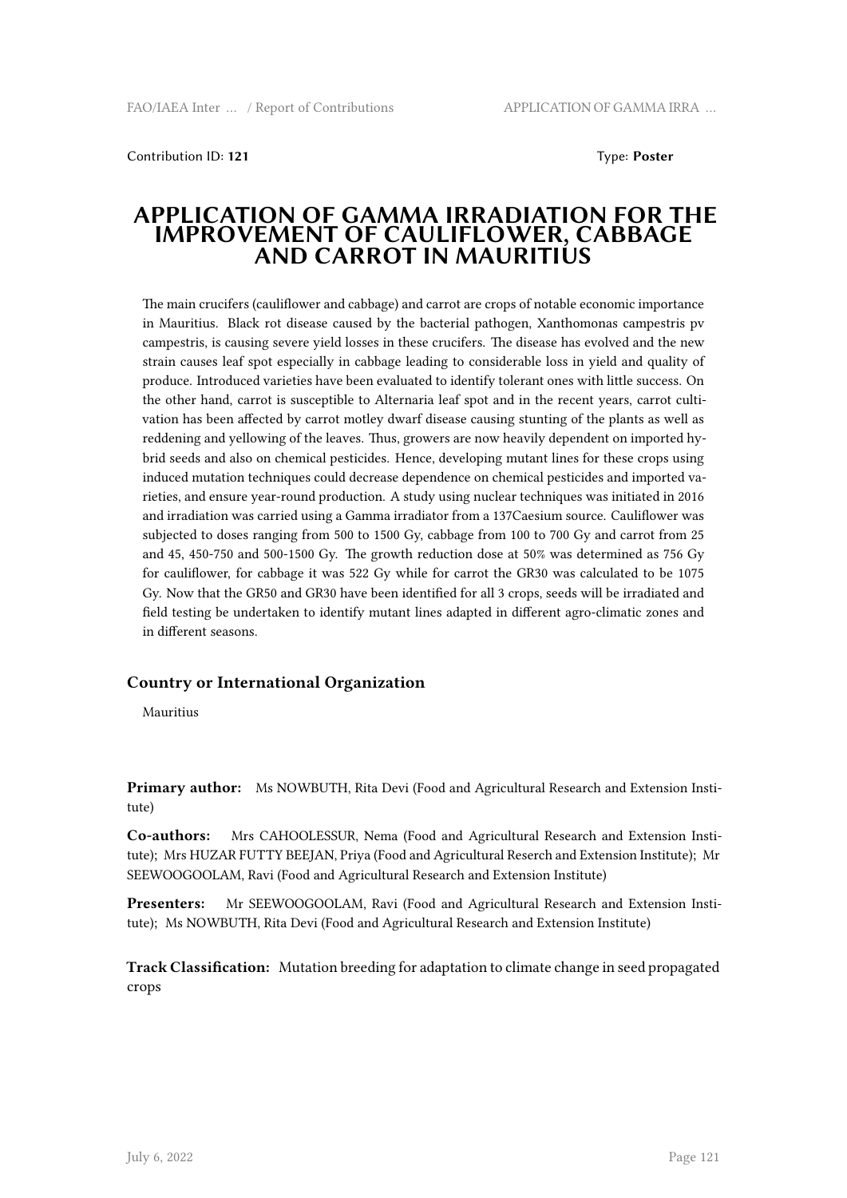Contribution ID: **121** Type: **Poster**

# APPLICATION OF GAMMA IRRADIATION FOR THE IMPROVEMENT OF CAULIFLOWER, CABBAGE AND CARROT IN MAURITIUS

The main crucifers (cauliflower and cabbage) and carrot are crops of notable economic importance in Mauritius. Black rot disease caused by the bacterial pathogen, Xanthomonas campestris pv campestris, is causing severe yield losses in these crucifers. The disease has evolved and the new strain causes leaf spot especially in cabbage leading to considerable loss in yield and quality of produce. Introduced varieties have been evaluated to identify tolerant ones with little success. On the other hand, carrot is susceptible to Alternaria leaf spot and in the recent years, carrot cultivation has been affected by carrot motley dwarf disease causing stunting of the plants as well as reddening and yellowing of the leaves. Thus, growers are now heavily dependent on imported hybrid seeds and also on chemical pesticides. Hence, developing mutant lines for these crops using induced mutation techniques could decrease dependence on chemical pesticides and imported varieties, and ensure year-round production. A study using nuclear techniques was initiated in 2016 and irradiation was carried using a Gamma irradiator from a 137Caesium source. Cauliflower was subjected to doses ranging from 500 to 1500 Gy, cabbage from 100 to 700 Gy and carrot from 25 and 45, 450-750 and 500-1500 Gy. The growth reduction dose at 50% was determined as 756 Gy for cauliflower, for cabbage it was 522 Gy while for carrot the GR30 was calculated to be 1075 Gy. Now that the GR50 and GR30 have been identified for all 3 crops, seeds will be irradiated and field testing be undertaken to identify mutant lines adapted in different agro-climatic zones and in different seasons.

### Country or International Organization

Mauritius

**Primary author:** Ms NOWBUTH, Rita Devi (Food and Agricultural Research and Extension Institute)

**Co-authors:** Mrs CAHOOLESSUR, Nema (Food and Agricultural Research and Extension Institute); Mrs HUZAR FUTTY BEEJAN, Priya (Food and Agricultural Reserch and Extension Institute); Mr SEEWOOGOOLAM, Ravi (Food and Agricultural Research and Extension Institute)

**Presenters:** Mr SEEWOOGOOLAM, Ravi (Food and Agricultural Research and Extension Institute); Ms NOWBUTH, Rita Devi (Food and Agricultural Research and Extension Institute)

**Track Classification:** Mutation breeding for adaptation to climate change in seed propagated crops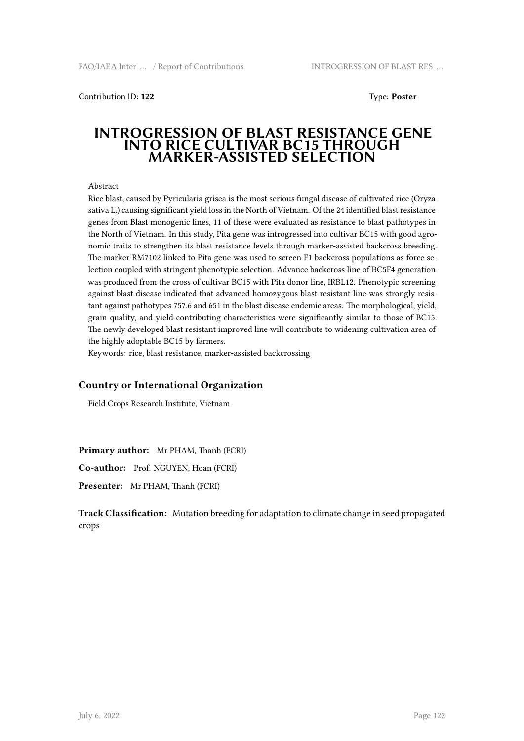Contribution ID: **122** Type: **Poster**

# INTROGRESSION OF BLAST RESISTANCE GENE INTO RICE CULTIVAR BC15 THROUGH MARKER-ASSISTED SELECTION

Abstract

Rice blast, caused by Pyricularia grisea is the most serious fungal disease of cultivated rice (Oryza sativa L.) causing significant yield loss in the North of Vietnam. Of the 24 identified blast resistance genes from Blast monogenic lines, 11 of these were evaluated as resistance to blast pathotypes in the North of Vietnam. In this study, Pita gene was introgressed into cultivar BC15 with good agronomic traits to strengthen its blast resistance levels through marker-assisted backcross breeding. The marker RM7102 linked to Pita gene was used to screen F1 backcross populations as force selection coupled with stringent phenotypic selection. Advance backcross line of BC5F4 generation was produced from the cross of cultivar BC15 with Pita donor line, IRBL12. Phenotypic screening against blast disease indicated that advanced homozygous blast resistant line was strongly resistant against pathotypes 757.6 and 651 in the blast disease endemic areas. The morphological, yield, grain quality, and yield-contributing characteristics were significantly similar to those of BC15. The newly developed blast resistant improved line will contribute to widening cultivation area of the highly adoptable BC15 by farmers.

Keywords: rice, blast resistance, marker-assisted backcrossing

### Country or International Organization

Field Crops Research Institute, Vietnam

**Primary author:** Mr PHAM, Thanh (FCRI)

**Co-author:** Prof. NGUYEN, Hoan (FCRI)

**Presenter:** Mr PHAM, Thanh (FCRI)

**Track Classification:** Mutation breeding for adaptation to climate change in seed propagated crops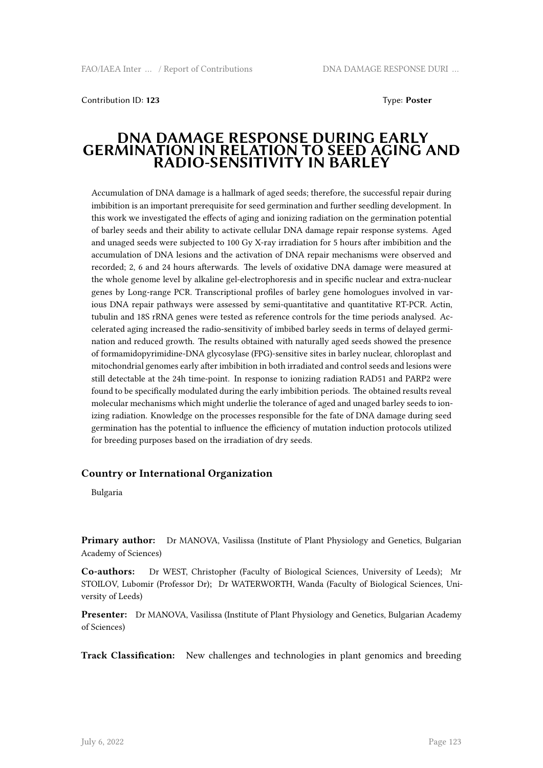Contribution ID: **123** Type: **Poster**

# DNA DAMAGE RESPONSE DURING EARLY GERMINATION IN RELATION TO SEED AGING AND RADIO-SENSITIVITY IN BARLEY

Accumulation of DNA damage is a hallmark of aged seeds; therefore, the successful repair during imbibition is an important prerequisite for seed germination and further seedling development. In this work we investigated the effects of aging and ionizing radiation on the germination potential of barley seeds and their ability to activate cellular DNA damage repair response systems. Aged and unaged seeds were subjected to 100 Gy X-ray irradiation for 5 hours after imbibition and the accumulation of DNA lesions and the activation of DNA repair mechanisms were observed and recorded; 2, 6 and 24 hours afterwards. The levels of oxidative DNA damage were measured at the whole genome level by alkaline gel-electrophoresis and in specific nuclear and extra-nuclear genes by Long-range PCR. Transcriptional profiles of barley gene homologues involved in various DNA repair pathways were assessed by semi-quantitative and quantitative RT-PCR. Actin, tubulin and 18S rRNA genes were tested as reference controls for the time periods analysed. Accelerated aging increased the radio-sensitivity of imbibed barley seeds in terms of delayed germination and reduced growth. The results obtained with naturally aged seeds showed the presence of formamidopyrimidine-DNA glycosylase (FPG)-sensitive sites in barley nuclear, chloroplast and mitochondrial genomes early after imbibition in both irradiated and control seeds and lesions were still detectable at the 24h time-point. In response to ionizing radiation RAD51 and PARP2 were found to be specifically modulated during the early imbibition periods. The obtained results reveal molecular mechanisms which might underlie the tolerance of aged and unaged barley seeds to ionizing radiation. Knowledge on the processes responsible for the fate of DNA damage during seed germination has the potential to influence the efficiency of mutation induction protocols utilized for breeding purposes based on the irradiation of dry seeds.

### Country or International Organization

Bulgaria

**Primary author:** Dr MANOVA, Vasilissa (Institute of Plant Physiology and Genetics, Bulgarian Academy of Sciences)

**Co-authors:** Dr WEST, Christopher (Faculty of Biological Sciences, University of Leeds); Mr STOILOV, Lubomir (Professor Dr); Dr WATERWORTH, Wanda (Faculty of Biological Sciences, University of Leeds)

**Presenter:** Dr MANOVA, Vasilissa (Institute of Plant Physiology and Genetics, Bulgarian Academy of Sciences)

**Track Classification:** New challenges and technologies in plant genomics and breeding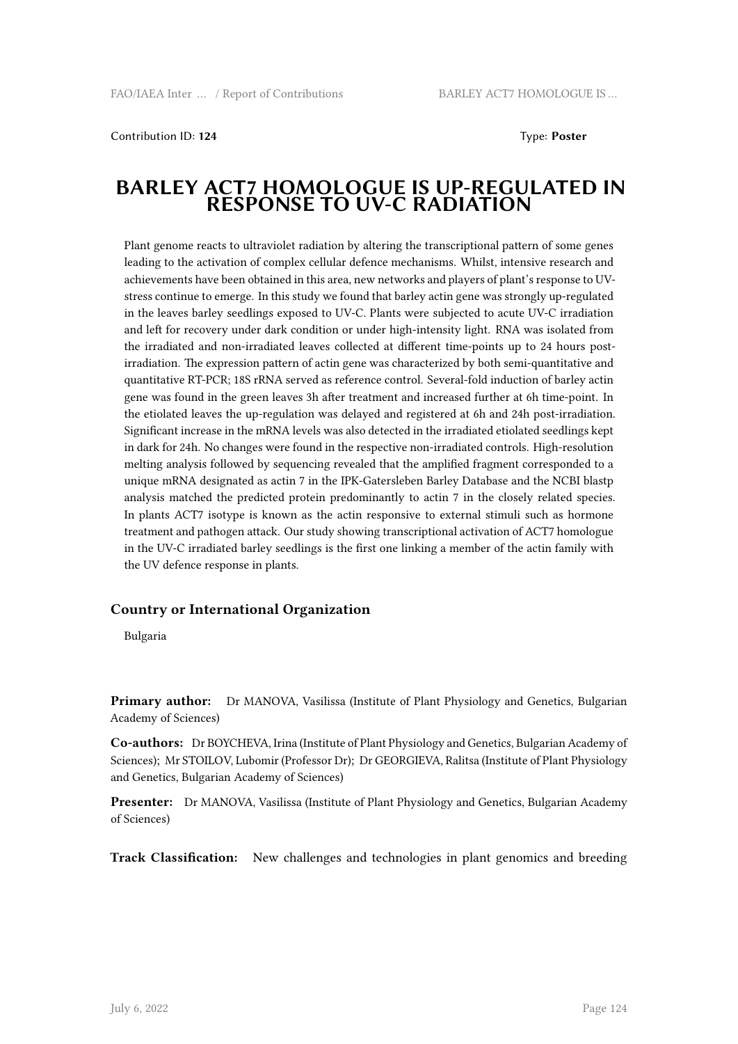Contribution ID: **124** Type: **Poster**

# BARLEY ACT7 HOMOLOGUE IS UP-REGULATED IN RESPONSE TO UV-C RADIATION

Plant genome reacts to ultraviolet radiation by altering the transcriptional pattern of some genes leading to the activation of complex cellular defence mechanisms. Whilst, intensive research and achievements have been obtained in this area, new networks and players of plant's response to UV-stress continue to emerge. In this study we found that barley actin gene was strongly up-regulated in the leaves barley seedlings exposed to UV-C. Plants were subjected to acute UV-C irradiation and left for recovery under dark condition or under high-intensity light. RNA was isolated from the irradiated and non-irradiated leaves collected at different time-points up to 24 hours post-irradiation. The expression pattern of actin gene was characterized by both semi-quantitative and quantitative RT-PCR; 18S rRNA served as reference control. Several-fold induction of barley actin gene was found in the green leaves 3h after treatment and increased further at 6h time-point. In the etiolated leaves the up-regulation was delayed and registered at 6h and 24h post-irradiation. Significant increase in the mRNA levels was also detected in the irradiated etiolated seedlings kept in dark for 24h. No changes were found in the respective non-irradiated controls. High-resolution melting analysis followed by sequencing revealed that the amplified fragment corresponded to a unique mRNA designated as actin 7 in the IPK-Gatersleben Barley Database and the NCBI blastp analysis matched the predicted protein predominantly to actin 7 in the closely related species. In plants ACT7 isotype is known as the actin responsive to external stimuli such as hormone treatment and pathogen attack. Our study showing transcriptional activation of ACT7 homologue in the UV-C irradiated barley seedlings is the first one linking a member of the actin family with the UV defence response in plants.

### Country or International Organization

Bulgaria

**Primary author:** Dr MANOVA, Vasilissa (Institute of Plant Physiology and Genetics, Bulgarian Academy of Sciences)

**Co-authors:** Dr BOYCHEVA, Irina (Institute of Plant Physiology and Genetics, Bulgarian Academy of Sciences); Mr STOILOV, Lubomir (Professor Dr); Dr GEORGIEVA, Ralitsa (Institute of Plant Physiology and Genetics, Bulgarian Academy of Sciences)

**Presenter:** Dr MANOVA, Vasilissa (Institute of Plant Physiology and Genetics, Bulgarian Academy of Sciences)

**Track Classification:** New challenges and technologies in plant genomics and breeding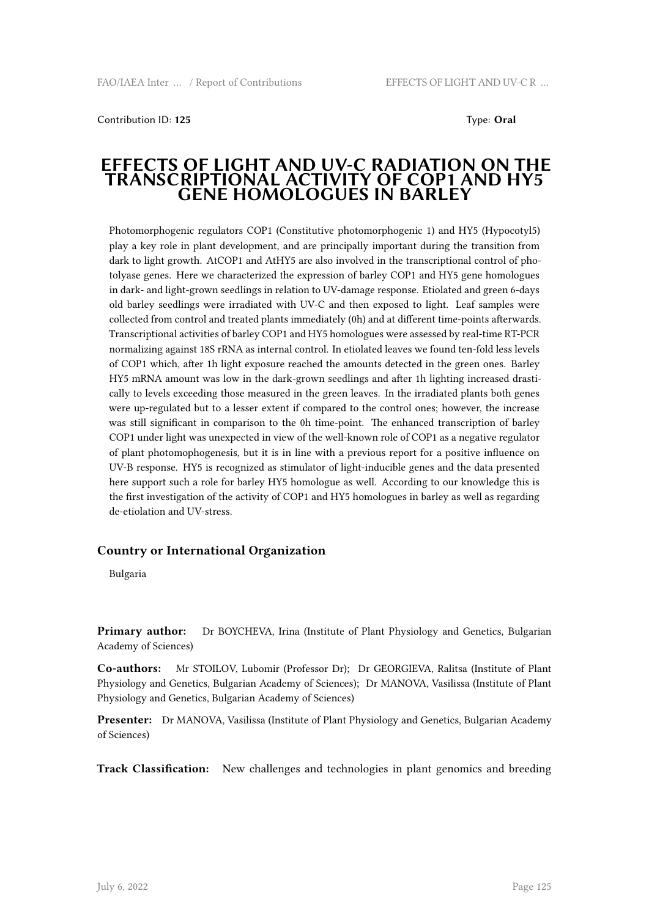Contribution ID: **125** Type: **Oral**

# EFFECTS OF LIGHT AND UV-C RADIATION ON THE TRANSCRIPTIONAL ACTIVITY OF COP1 AND HY5 GENE HOMOLOGUES IN BARLEY

Photomorphogenic regulators COP1 (Constitutive photomorphogenic 1) and HY5 (Hypocotyl5) play a key role in plant development, and are principally important during the transition from dark to light growth. AtCOP1 and AtHY5 are also involved in the transcriptional control of photolyase genes. Here we characterized the expression of barley COP1 and HY5 gene homologues in dark- and light-grown seedlings in relation to UV-damage response. Etiolated and green 6-days old barley seedlings were irradiated with UV-C and then exposed to light. Leaf samples were collected from control and treated plants immediately (0h) and at different time-points afterwards. Transcriptional activities of barley COP1 and HY5 homologues were assessed by real-time RT-PCR normalizing against 18S rRNA as internal control. In etiolated leaves we found ten-fold less levels of COP1 which, after 1h light exposure reached the amounts detected in the green ones. Barley HY5 mRNA amount was low in the dark-grown seedlings and after 1h lighting increased drastically to levels exceeding those measured in the green leaves. In the irradiated plants both genes were up-regulated but to a lesser extent if compared to the control ones; however, the increase was still significant in comparison to the 0h time-point. The enhanced transcription of barley COP1 under light was unexpected in view of the well-known role of COP1 as a negative regulator of plant photomophogenesis, but it is in line with a previous report for a positive influence on UV-B response. HY5 is recognized as stimulator of light-inducible genes and the data presented here support such a role for barley HY5 homologue as well. According to our knowledge this is the first investigation of the activity of COP1 and HY5 homologues in barley as well as regarding de-etiolation and UV-stress.

### Country or International Organization

Bulgaria

**Primary author:** Dr BOYCHEVA, Irina (Institute of Plant Physiology and Genetics, Bulgarian Academy of Sciences)

**Co-authors:** Mr STOILOV, Lubomir (Professor Dr); Dr GEORGIEVA, Ralitsa (Institute of Plant Physiology and Genetics, Bulgarian Academy of Sciences); Dr MANOVA, Vasilissa (Institute of Plant Physiology and Genetics, Bulgarian Academy of Sciences)

**Presenter:** Dr MANOVA, Vasilissa (Institute of Plant Physiology and Genetics, Bulgarian Academy of Sciences)

**Track Classification:** New challenges and technologies in plant genomics and breeding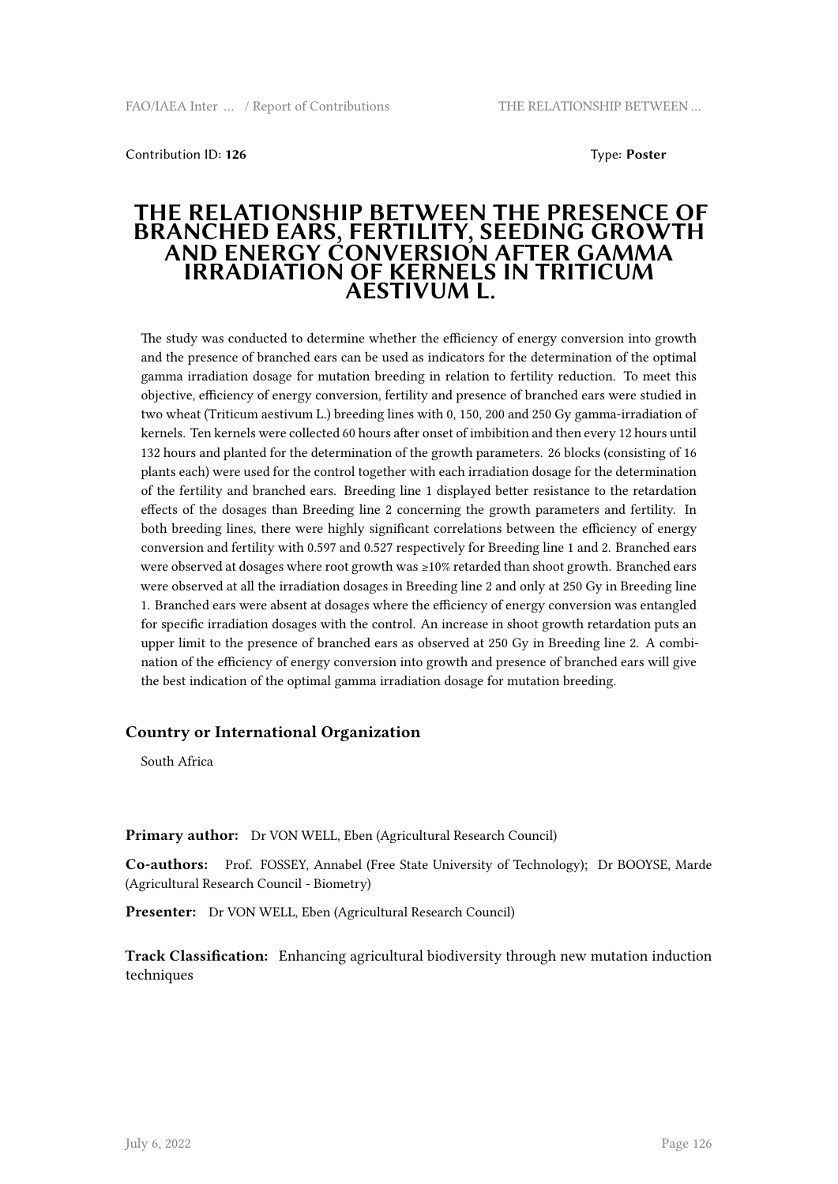Contribution ID: **126** Type: **Poster**

# THE RELATIONSHIP BETWEEN THE PRESENCE OF BRANCHED EARS, FERTILITY, SEEDING GROWTH AND ENERGY CONVERSION AFTER GAMMA IRRADIATION OF KERNELS IN TRITICUM AESTIVUM L.

The study was conducted to determine whether the efficiency of energy conversion into growth and the presence of branched ears can be used as indicators for the determination of the optimal gamma irradiation dosage for mutation breeding in relation to fertility reduction. To meet this objective, efficiency of energy conversion, fertility and presence of branched ears were studied in two wheat (Triticum aestivum L.) breeding lines with 0, 150, 200 and 250 Gy gamma-irradiation of kernels. Ten kernels were collected 60 hours after onset of imbibition and then every 12 hours until 132 hours and planted for the determination of the growth parameters. 26 blocks (consisting of 16 plants each) were used for the control together with each irradiation dosage for the determination of the fertility and branched ears. Breeding line 1 displayed better resistance to the retardation effects of the dosages than Breeding line 2 concerning the growth parameters and fertility. In both breeding lines, there were highly significant correlations between the efficiency of energy conversion and fertility with 0.597 and 0.527 respectively for Breeding line 1 and 2. Branched ears were observed at dosages where root growth was ≥10% retarded than shoot growth. Branched ears were observed at all the irradiation dosages in Breeding line 2 and only at 250 Gy in Breeding line 1. Branched ears were absent at dosages where the efficiency of energy conversion was entangled for specific irradiation dosages with the control. An increase in shoot growth retardation puts an upper limit to the presence of branched ears as observed at 250 Gy in Breeding line 2. A combination of the efficiency of energy conversion into growth and presence of branched ears will give the best indication of the optimal gamma irradiation dosage for mutation breeding.

### Country or International Organization

South Africa

**Primary author:** Dr VON WELL, Eben (Agricultural Research Council)

**Co-authors:** Prof. FOSSEY, Annabel (Free State University of Technology); Dr BOOYSE, Marde (Agricultural Research Council - Biometry)

**Presenter:** Dr VON WELL, Eben (Agricultural Research Council)

**Track Classification:** Enhancing agricultural biodiversity through new mutation induction techniques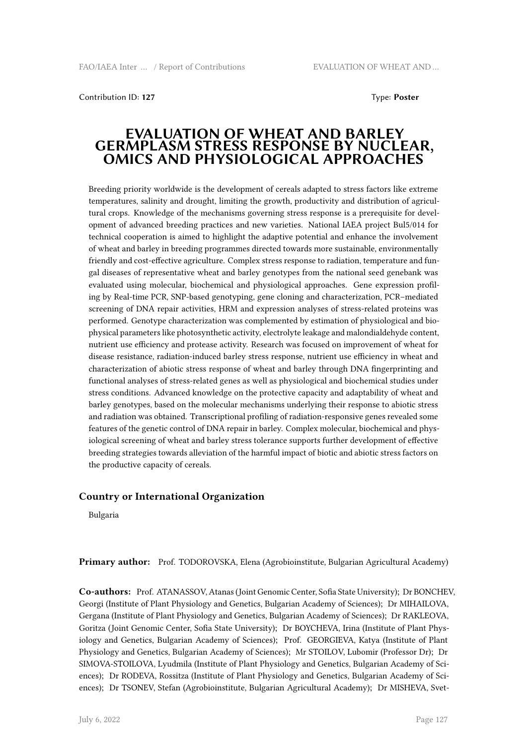Contribution ID: **127** Type: **Poster**

# EVALUATION OF WHEAT AND BARLEY GERMPLASM STRESS RESPONSE BY NUCLEAR, OMICS AND PHYSIOLOGICAL APPROACHES

Breeding priority worldwide is the development of cereals adapted to stress factors like extreme temperatures, salinity and drought, limiting the growth, productivity and distribution of agricultural crops. Knowledge of the mechanisms governing stress response is a prerequisite for development of advanced breeding practices and new varieties. National IAEA project Bul5/014 for technical cooperation is aimed to highlight the adaptive potential and enhance the involvement of wheat and barley in breeding programmes directed towards more sustainable, environmentally friendly and cost-effective agriculture. Complex stress response to radiation, temperature and fungal diseases of representative wheat and barley genotypes from the national seed genebank was evaluated using molecular, biochemical and physiological approaches. Gene expression profiling by Real-time PCR, SNP-based genotyping, gene cloning and characterization, PCR–mediated screening of DNA repair activities, HRM and expression analyses of stress-related proteins was performed. Genotype characterization was complemented by estimation of physiological and biophysical parameters like photosynthetic activity, electrolyte leakage and malondialdehyde content, nutrient use efficiency and protease activity. Research was focused on improvement of wheat for disease resistance, radiation-induced barley stress response, nutrient use efficiency in wheat and characterization of abiotic stress response of wheat and barley through DNA fingerprinting and functional analyses of stress-related genes as well as physiological and biochemical studies under stress conditions. Advanced knowledge on the protective capacity and adaptability of wheat and barley genotypes, based on the molecular mechanisms underlying their response to abiotic stress and radiation was obtained. Transcriptional profiling of radiation-responsive genes revealed some features of the genetic control of DNA repair in barley. Complex molecular, biochemical and physiological screening of wheat and barley stress tolerance supports further development of effective breeding strategies towards alleviation of the harmful impact of biotic and abiotic stress factors on the productive capacity of cereals.

### Country or International Organization

Bulgaria

**Primary author:** Prof. TODOROVSKA, Elena (Agrobioinstitute, Bulgarian Agricultural Academy)

**Co-authors:** Prof. ATANASSOV, Atanas (Joint Genomic Center, Sofia State University); Dr BONCHEV, Georgi (Institute of Plant Physiology and Genetics, Bulgarian Academy of Sciences); Dr MIHAILOVA, Gergana (Institute of Plant Physiology and Genetics, Bulgarian Academy of Sciences); Dr RAKLEOVA, Goritza (Joint Genomic Center, Sofia State University); Dr BOYCHEVA, Irina (Institute of Plant Physiology and Genetics, Bulgarian Academy of Sciences); Prof. GEORGIEVA, Katya (Institute of Plant Physiology and Genetics, Bulgarian Academy of Sciences); Mr STOILOV, Lubomir (Professor Dr); Dr SIMOVA-STOILOVA, Lyudmila (Institute of Plant Physiology and Genetics, Bulgarian Academy of Sciences); Dr RODEVA, Rossitza (Institute of Plant Physiology and Genetics, Bulgarian Academy of Sciences); Dr TSONEV, Stefan (Agrobioinstitute, Bulgarian Agricultural Academy); Dr MISHEVA, Svet-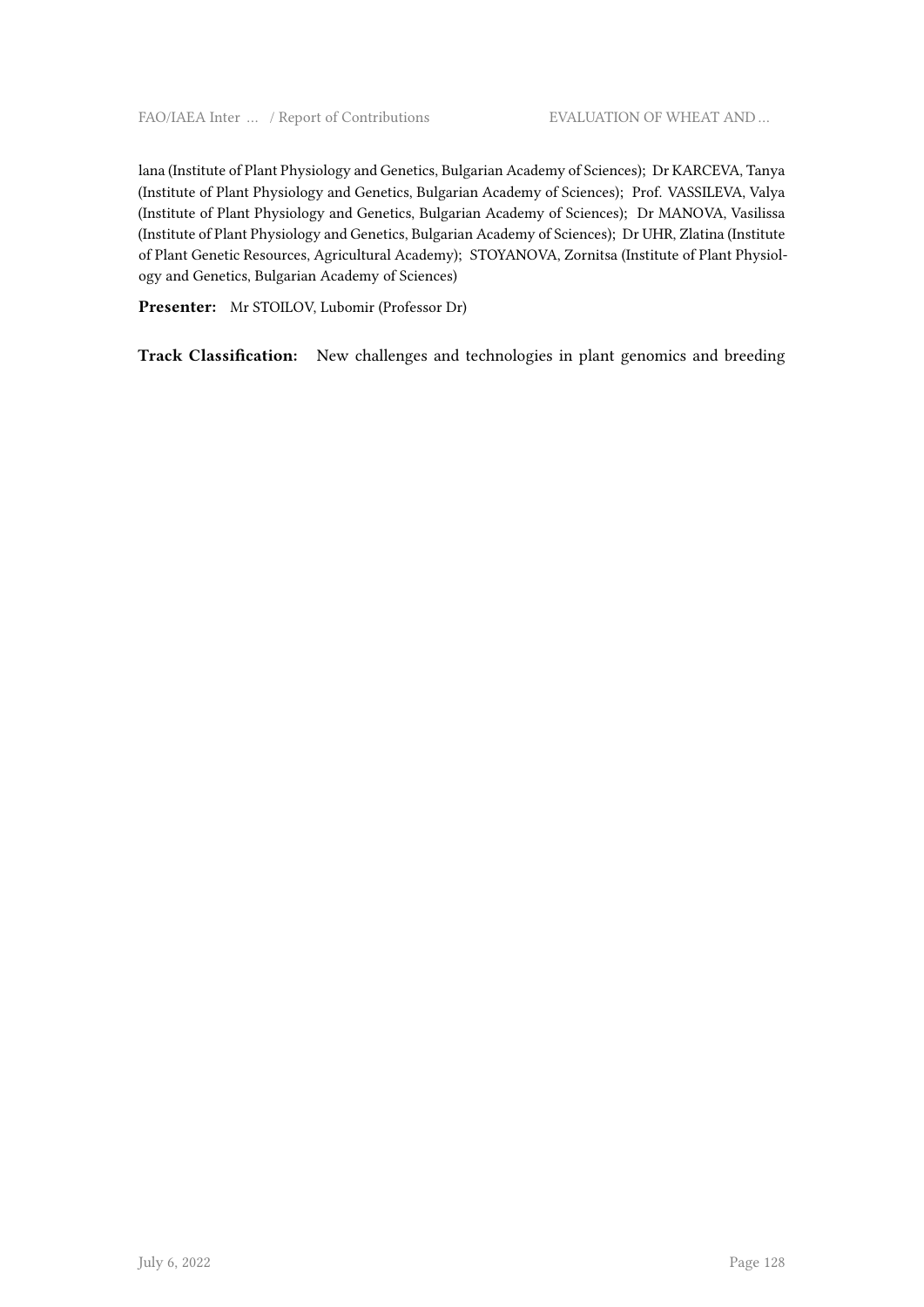lana (Institute of Plant Physiology and Genetics, Bulgarian Academy of Sciences); Dr KARCEVA, Tanya (Institute of Plant Physiology and Genetics, Bulgarian Academy of Sciences); Prof. VASSILEVA, Valya (Institute of Plant Physiology and Genetics, Bulgarian Academy of Sciences); Dr MANOVA, Vasilissa (Institute of Plant Physiology and Genetics, Bulgarian Academy of Sciences); Dr UHR, Zlatina (Institute of Plant Genetic Resources, Agricultural Academy); STOYANOVA, Zornitsa (Institute of Plant Physiology and Genetics, Bulgarian Academy of Sciences)

**Presenter:** Mr STOILOV, Lubomir (Professor Dr)

**Track Classification:** New challenges and technologies in plant genomics and breeding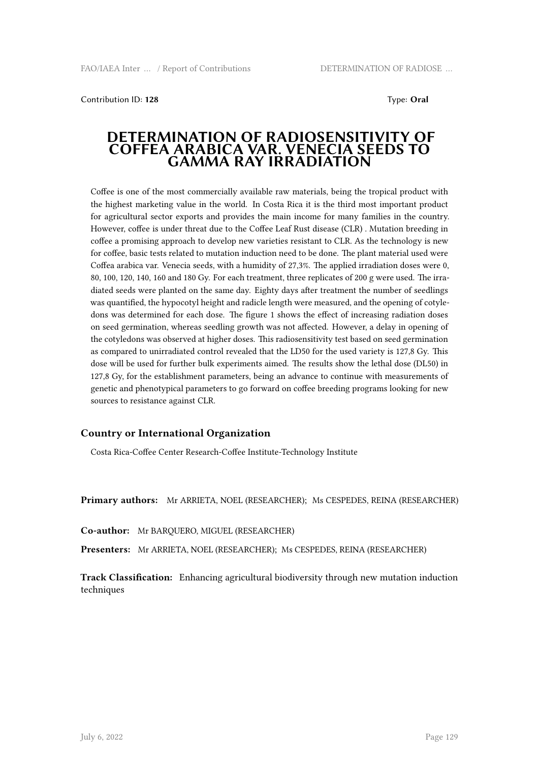Contribution ID: **128** Type: **Oral**

# DETERMINATION OF RADIOSENSITIVITY OF COFFEA ARABICA VAR. VENECIA SEEDS TO GAMMA RAY IRRADIATION

Coffee is one of the most commercially available raw materials, being the tropical product with the highest marketing value in the world. In Costa Rica it is the third most important product for agricultural sector exports and provides the main income for many families in the country. However, coffee is under threat due to the Coffee Leaf Rust disease (CLR) . Mutation breeding in coffee a promising approach to develop new varieties resistant to CLR. As the technology is new for coffee, basic tests related to mutation induction need to be done. The plant material used were Coffea arabica var. Venecia seeds, with a humidity of 27,3%. The applied irradiation doses were 0, 80, 100, 120, 140, 160 and 180 Gy. For each treatment, three replicates of 200 g were used. The irradiated seeds were planted on the same day. Eighty days after treatment the number of seedlings was quantified, the hypocotyl height and radicle length were measured, and the opening of cotyledons was determined for each dose. The figure 1 shows the effect of increasing radiation doses on seed germination, whereas seedling growth was not affected. However, a delay in opening of the cotyledons was observed at higher doses. This radiosensitivity test based on seed germination as compared to unirradiated control revealed that the LD50 for the used variety is 127,8 Gy. This dose will be used for further bulk experiments aimed. The results show the lethal dose (DL50) in 127,8 Gy, for the establishment parameters, being an advance to continue with measurements of genetic and phenotypical parameters to go forward on coffee breeding programs looking for new sources to resistance against CLR.

## Country or International Organization

Costa Rica-Coffee Center Research-Coffee Institute-Technology Institute

**Primary authors:** Mr ARRIETA, NOEL (RESEARCHER); Ms CESPEDES, REINA (RESEARCHER)

**Co-author:** Mr BARQUERO, MIGUEL (RESEARCHER)

**Presenters:** Mr ARRIETA, NOEL (RESEARCHER); Ms CESPEDES, REINA (RESEARCHER)

**Track Classification:** Enhancing agricultural biodiversity through new mutation induction techniques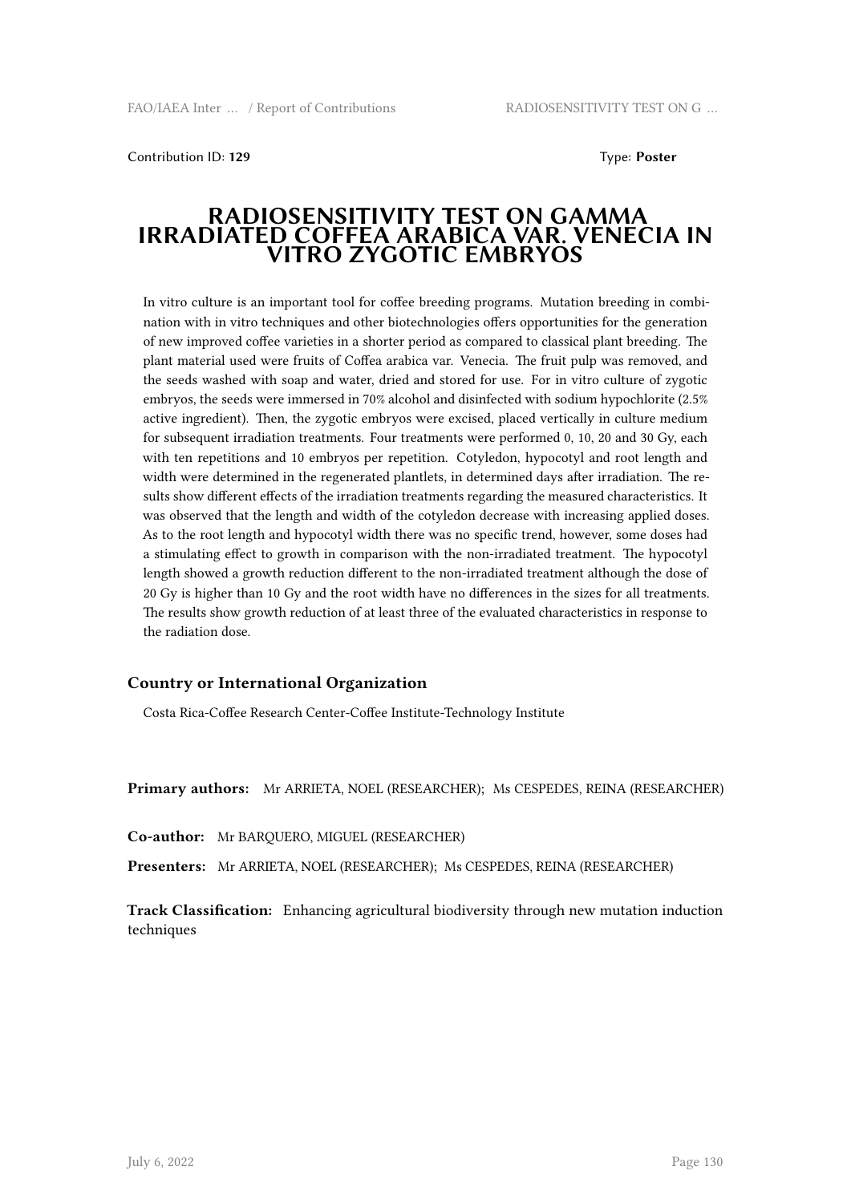Contribution ID: **129** Type: **Poster**

# RADIOSENSITIVITY TEST ON GAMMA IRRADIATED COFFEA ARABICA VAR. VENECIA IN VITRO ZYGOTIC EMBRYOS

In vitro culture is an important tool for coffee breeding programs. Mutation breeding in combination with in vitro techniques and other biotechnologies offers opportunities for the generation of new improved coffee varieties in a shorter period as compared to classical plant breeding. The plant material used were fruits of Coffea arabica var. Venecia. The fruit pulp was removed, and the seeds washed with soap and water, dried and stored for use. For in vitro culture of zygotic embryos, the seeds were immersed in 70% alcohol and disinfected with sodium hypochlorite (2.5% active ingredient). Then, the zygotic embryos were excised, placed vertically in culture medium for subsequent irradiation treatments. Four treatments were performed 0, 10, 20 and 30 Gy, each with ten repetitions and 10 embryos per repetition. Cotyledon, hypocotyl and root length and width were determined in the regenerated plantlets, in determined days after irradiation. The results show different effects of the irradiation treatments regarding the measured characteristics. It was observed that the length and width of the cotyledon decrease with increasing applied doses. As to the root length and hypocotyl width there was no specific trend, however, some doses had a stimulating effect to growth in comparison with the non-irradiated treatment. The hypocotyl length showed a growth reduction different to the non-irradiated treatment although the dose of 20 Gy is higher than 10 Gy and the root width have no differences in the sizes for all treatments. The results show growth reduction of at least three of the evaluated characteristics in response to the radiation dose.

### Country or International Organization

Costa Rica-Coffee Research Center-Coffee Institute-Technology Institute

**Primary authors:** Mr ARRIETA, NOEL (RESEARCHER); Ms CESPEDES, REINA (RESEARCHER)

**Co-author:** Mr BARQUERO, MIGUEL (RESEARCHER)

**Presenters:** Mr ARRIETA, NOEL (RESEARCHER); Ms CESPEDES, REINA (RESEARCHER)

**Track Classification:** Enhancing agricultural biodiversity through new mutation induction techniques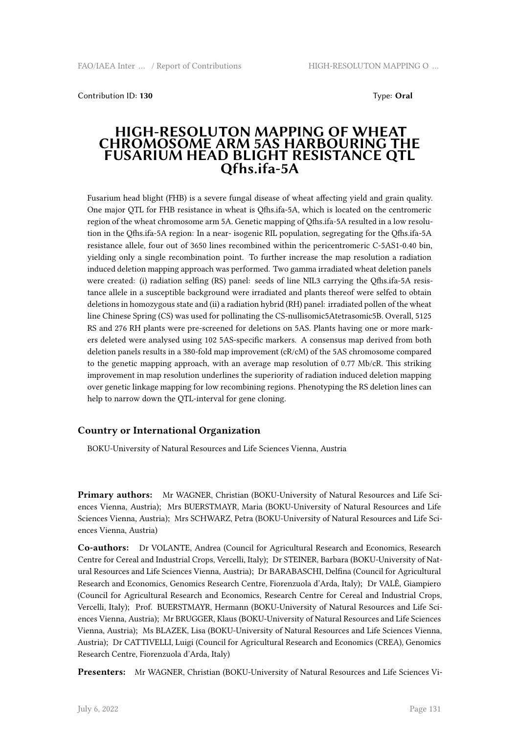Contribution ID: **130** Type: **Oral**

# HIGH-RESOLUTON MAPPING OF WHEAT CHROMOSOME ARM 5AS HARBOURING THE FUSARIUM HEAD BLIGHT RESISTANCE QTL Qfhs.ifa-5A

Fusarium head blight (FHB) is a severe fungal disease of wheat affecting yield and grain quality. One major QTL for FHB resistance in wheat is Qfhs.ifa-5A, which is located on the centromeric region of the wheat chromosome arm 5A. Genetic mapping of Qfhs.ifa-5A resulted in a low resolution in the Qfhs.ifa-5A region: In a near- isogenic RIL population, segregating for the Qfhs.ifa-5A resistance allele, four out of 3650 lines recombined within the pericentromeric C-5AS1-0.40 bin, yielding only a single recombination point. To further increase the map resolution a radiation induced deletion mapping approach was performed. Two gamma irradiated wheat deletion panels were created: (i) radiation selfing (RS) panel: seeds of line NIL3 carrying the Qfhs.ifa-5A resistance allele in a susceptible background were irradiated and plants thereof were selfed to obtain deletions in homozygous state and (ii) a radiation hybrid (RH) panel: irradiated pollen of the wheat line Chinese Spring (CS) was used for pollinating the CS-nullisomic5Atetrasomic5B. Overall, 5125 RS and 276 RH plants were pre-screened for deletions on 5AS. Plants having one or more markers deleted were analysed using 102 5AS-specific markers. A consensus map derived from both deletion panels results in a 380-fold map improvement (cR/cM) of the 5AS chromosome compared to the genetic mapping approach, with an average map resolution of 0.77 Mb/cR. This striking improvement in map resolution underlines the superiority of radiation induced deletion mapping over genetic linkage mapping for low recombining regions. Phenotyping the RS deletion lines can help to narrow down the QTL-interval for gene cloning.

### Country or International Organization

BOKU-University of Natural Resources and Life Sciences Vienna, Austria

**Primary authors:** Mr WAGNER, Christian (BOKU-University of Natural Resources and Life Sciences Vienna, Austria); Mrs BUERSTMAYR, Maria (BOKU-University of Natural Resources and Life Sciences Vienna, Austria); Mrs SCHWARZ, Petra (BOKU-University of Natural Resources and Life Sciences Vienna, Austria)

**Co-authors:** Dr VOLANTE, Andrea (Council for Agricultural Research and Economics, Research Centre for Cereal and Industrial Crops, Vercelli, Italy); Dr STEINER, Barbara (BOKU-University of Natural Resources and Life Sciences Vienna, Austria); Dr BARABASCHI, Delfina (Council for Agricultural Research and Economics, Genomics Research Centre, Fiorenzuola d'Arda, Italy); Dr VALÈ, Giampiero (Council for Agricultural Research and Economics, Research Centre for Cereal and Industrial Crops, Vercelli, Italy); Prof. BUERSTMAYR, Hermann (BOKU-University of Natural Resources and Life Sciences Vienna, Austria); Mr BRUGGER, Klaus (BOKU-University of Natural Resources and Life Sciences Vienna, Austria); Ms BLAZEK, Lisa (BOKU-University of Natural Resources and Life Sciences Vienna, Austria); Dr CATTIVELLI, Luigi (Council for Agricultural Research and Economics (CREA), Genomics Research Centre, Fiorenzuola d'Arda, Italy)

**Presenters:** Mr WAGNER, Christian (BOKU-University of Natural Resources and Life Sciences Vi-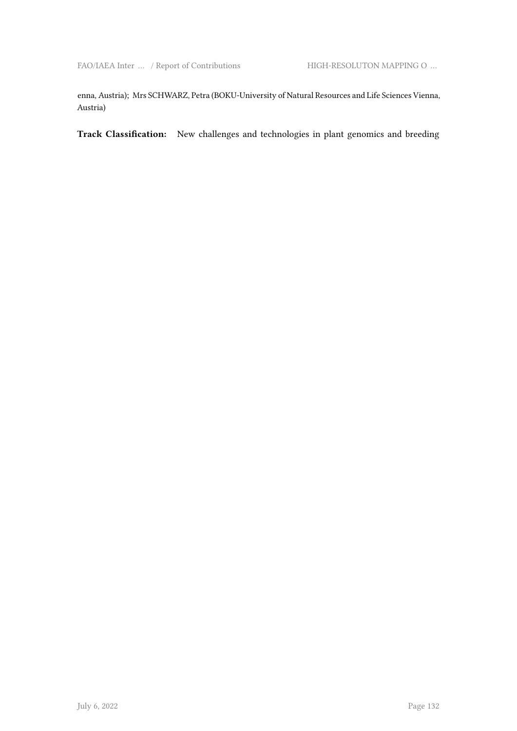enna, Austria); Mrs SCHWARZ, Petra (BOKU-University of Natural Resources and Life Sciences Vienna, Austria)

**Track Classification:** New challenges and technologies in plant genomics and breeding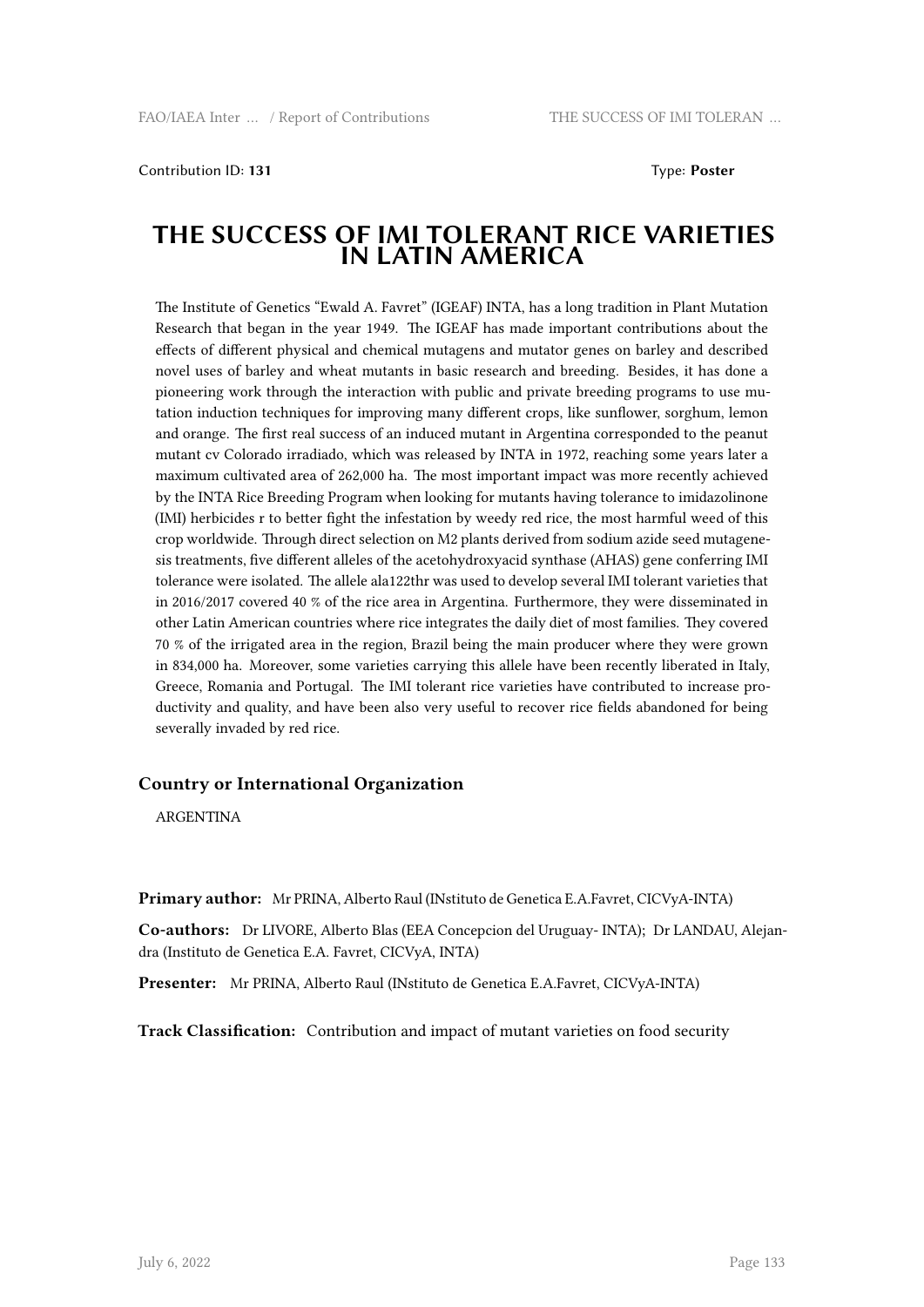Contribution ID: **131**

Type: **Poster**

# THE SUCCESS OF IMI TOLERANT RICE VARIETIES IN LATIN AMERICA

The Institute of Genetics "Ewald A. Favret" (IGEAF) INTA, has a long tradition in Plant Mutation Research that began in the year 1949. The IGEAF has made important contributions about the effects of different physical and chemical mutagens and mutator genes on barley and described novel uses of barley and wheat mutants in basic research and breeding. Besides, it has done a pioneering work through the interaction with public and private breeding programs to use mutation induction techniques for improving many different crops, like sunflower, sorghum, lemon and orange. The first real success of an induced mutant in Argentina corresponded to the peanut mutant cv Colorado irradiado, which was released by INTA in 1972, reaching some years later a maximum cultivated area of 262,000 ha. The most important impact was more recently achieved by the INTA Rice Breeding Program when looking for mutants having tolerance to imidazolinone (IMI) herbicides r to better fight the infestation by weedy red rice, the most harmful weed of this crop worldwide. Through direct selection on M2 plants derived from sodium azide seed mutagenesis treatments, five different alleles of the acetohydroxyacid synthase (AHAS) gene conferring IMI tolerance were isolated. The allele ala122thr was used to develop several IMI tolerant varieties that in 2016/2017 covered 40 % of the rice area in Argentina. Furthermore, they were disseminated in other Latin American countries where rice integrates the daily diet of most families. They covered 70 % of the irrigated area in the region, Brazil being the main producer where they were grown in 834,000 ha. Moreover, some varieties carrying this allele have been recently liberated in Italy, Greece, Romania and Portugal. The IMI tolerant rice varieties have contributed to increase productivity and quality, and have been also very useful to recover rice fields abandoned for being severally invaded by red rice.

### Country or International Organization

ARGENTINA

**Primary author:** Mr PRINA, Alberto Raul (INstituto de Genetica E.A.Favret, CICVyA-INTA)

**Co-authors:** Dr LIVORE, Alberto Blas (EEA Concepcion del Uruguay- INTA); Dr LANDAU, Alejandra (Instituto de Genetica E.A. Favret, CICVyA, INTA)

**Presenter:** Mr PRINA, Alberto Raul (INstituto de Genetica E.A.Favret, CICVyA-INTA)

**Track Classification:** Contribution and impact of mutant varieties on food security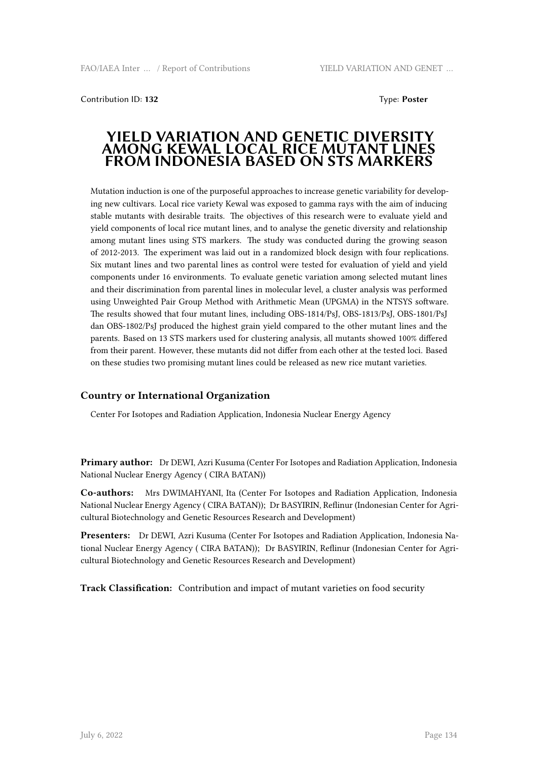Contribution ID: **132** Type: **Poster**

# YIELD VARIATION AND GENETIC DIVERSITY AMONG KEWAL LOCAL RICE MUTANT LINES FROM INDONESIA BASED ON STS MARKERS

Mutation induction is one of the purposeful approaches to increase genetic variability for developing new cultivars. Local rice variety Kewal was exposed to gamma rays with the aim of inducing stable mutants with desirable traits. The objectives of this research were to evaluate yield and yield components of local rice mutant lines, and to analyse the genetic diversity and relationship among mutant lines using STS markers. The study was conducted during the growing season of 2012-2013. The experiment was laid out in a randomized block design with four replications. Six mutant lines and two parental lines as control were tested for evaluation of yield and yield components under 16 environments. To evaluate genetic variation among selected mutant lines and their discrimination from parental lines in molecular level, a cluster analysis was performed using Unweighted Pair Group Method with Arithmetic Mean (UPGMA) in the NTSYS software. The results showed that four mutant lines, including OBS-1814/PsJ, OBS-1813/PsJ, OBS-1801/PsJ dan OBS-1802/PsJ produced the highest grain yield compared to the other mutant lines and the parents. Based on 13 STS markers used for clustering analysis, all mutants showed 100% differed from their parent. However, these mutants did not differ from each other at the tested loci. Based on these studies two promising mutant lines could be released as new rice mutant varieties.

### Country or International Organization

Center For Isotopes and Radiation Application, Indonesia Nuclear Energy Agency

**Primary author:** Dr DEWI, Azri Kusuma (Center For Isotopes and Radiation Application, Indonesia National Nuclear Energy Agency ( CIRA BATAN))

**Co-authors:** Mrs DWIMAHYANI, Ita (Center For Isotopes and Radiation Application, Indonesia National Nuclear Energy Agency ( CIRA BATAN)); Dr BASYIRIN, Reflinur (Indonesian Center for Agricultural Biotechnology and Genetic Resources Research and Development)

**Presenters:** Dr DEWI, Azri Kusuma (Center For Isotopes and Radiation Application, Indonesia National Nuclear Energy Agency ( CIRA BATAN)); Dr BASYIRIN, Reflinur (Indonesian Center for Agricultural Biotechnology and Genetic Resources Research and Development)

**Track Classification:** Contribution and impact of mutant varieties on food security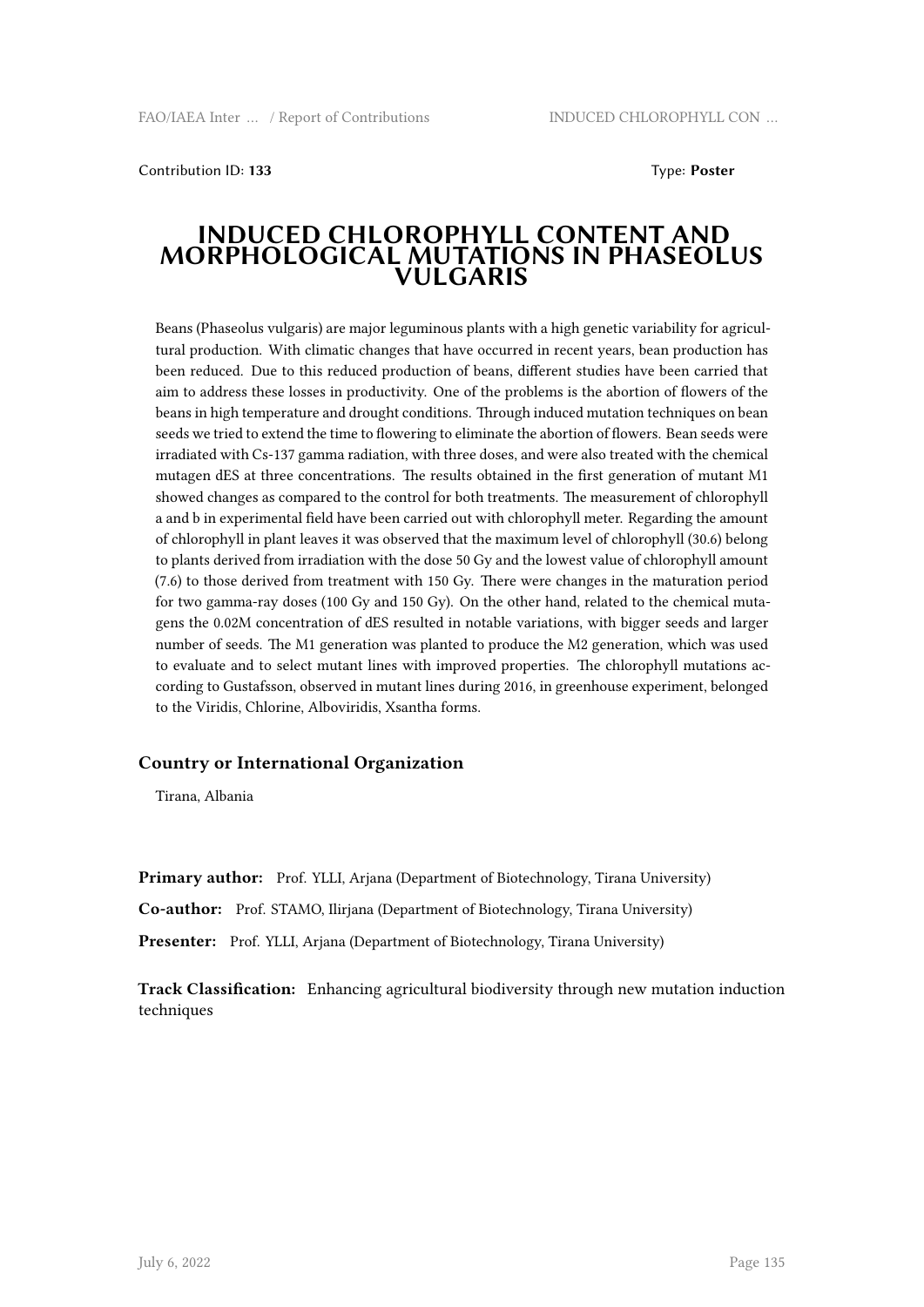Contribution ID: **133** Type: **Poster**

# INDUCED CHLOROPHYLL CONTENT AND MORPHOLOGICAL MUTATIONS IN PHASEOLUS VULGARIS

Beans (Phaseolus vulgaris) are major leguminous plants with a high genetic variability for agricultural production. With climatic changes that have occurred in recent years, bean production has been reduced. Due to this reduced production of beans, different studies have been carried that aim to address these losses in productivity. One of the problems is the abortion of flowers of the beans in high temperature and drought conditions. Through induced mutation techniques on bean seeds we tried to extend the time to flowering to eliminate the abortion of flowers. Bean seeds were irradiated with Cs-137 gamma radiation, with three doses, and were also treated with the chemical mutagen dES at three concentrations. The results obtained in the first generation of mutant M1 showed changes as compared to the control for both treatments. The measurement of chlorophyll a and b in experimental field have been carried out with chlorophyll meter. Regarding the amount of chlorophyll in plant leaves it was observed that the maximum level of chlorophyll (30.6) belong to plants derived from irradiation with the dose 50 Gy and the lowest value of chlorophyll amount (7.6) to those derived from treatment with 150 Gy. There were changes in the maturation period for two gamma-ray doses (100 Gy and 150 Gy). On the other hand, related to the chemical mutagens the 0.02M concentration of dES resulted in notable variations, with bigger seeds and larger number of seeds. The M1 generation was planted to produce the M2 generation, which was used to evaluate and to select mutant lines with improved properties. The chlorophyll mutations according to Gustafsson, observed in mutant lines during 2016, in greenhouse experiment, belonged to the Viridis, Chlorine, Alboviridis, Xsantha forms.

### Country or International Organization

Tirana, Albania

**Primary author:** Prof. YLLI, Arjana (Department of Biotechnology, Tirana University)

**Co-author:** Prof. STAMO, Ilirjana (Department of Biotechnology, Tirana University)

**Presenter:** Prof. YLLI, Arjana (Department of Biotechnology, Tirana University)

**Track Classification:** Enhancing agricultural biodiversity through new mutation induction techniques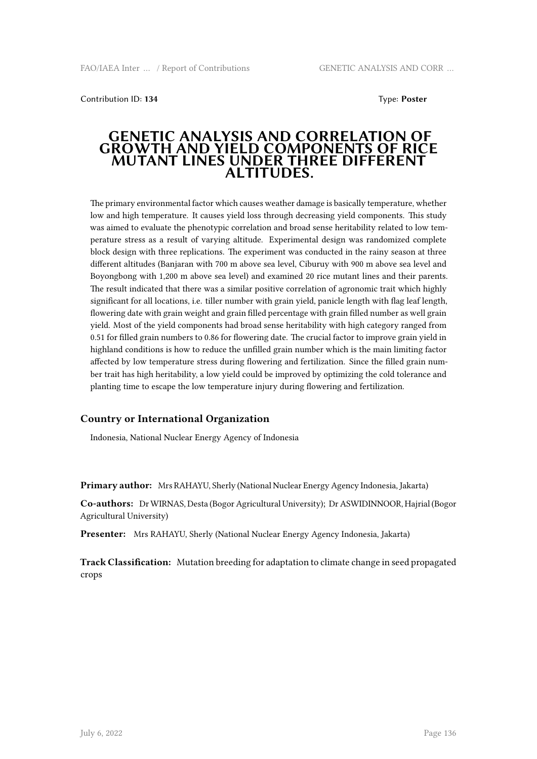Contribution ID: **134** Type: **Poster**

# GENETIC ANALYSIS AND CORRELATION OF GROWTH AND YIELD COMPONENTS OF RICE MUTANT LINES UNDER THREE DIFFERENT ALTITUDES.

The primary environmental factor which causes weather damage is basically temperature, whether low and high temperature. It causes yield loss through decreasing yield components. This study was aimed to evaluate the phenotypic correlation and broad sense heritability related to low temperature stress as a result of varying altitude. Experimental design was randomized complete block design with three replications. The experiment was conducted in the rainy season at three different altitudes (Banjaran with 700 m above sea level, Ciburuy with 900 m above sea level and Boyongbong with 1,200 m above sea level) and examined 20 rice mutant lines and their parents. The result indicated that there was a similar positive correlation of agronomic trait which highly significant for all locations, i.e. tiller number with grain yield, panicle length with flag leaf length, flowering date with grain weight and grain filled percentage with grain filled number as well grain yield. Most of the yield components had broad sense heritability with high category ranged from 0.51 for filled grain numbers to 0.86 for flowering date. The crucial factor to improve grain yield in highland conditions is how to reduce the unfilled grain number which is the main limiting factor affected by low temperature stress during flowering and fertilization. Since the filled grain number trait has high heritability, a low yield could be improved by optimizing the cold tolerance and planting time to escape the low temperature injury during flowering and fertilization.

## Country or International Organization

Indonesia, National Nuclear Energy Agency of Indonesia

**Primary author:** Mrs RAHAYU, Sherly (National Nuclear Energy Agency Indonesia, Jakarta)

**Co-authors:** Dr WIRNAS, Desta (Bogor Agricultural University); Dr ASWIDINNOOR, Hajrial (Bogor Agricultural University)

**Presenter:** Mrs RAHAYU, Sherly (National Nuclear Energy Agency Indonesia, Jakarta)

**Track Classification:** Mutation breeding for adaptation to climate change in seed propagated crops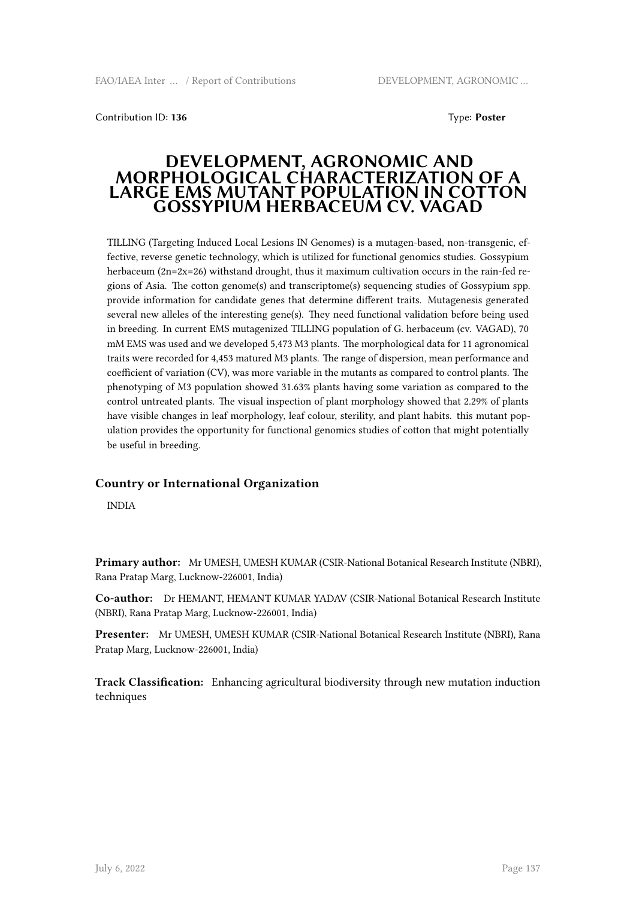Contribution ID: **136**  Type: **Poster**

# DEVELOPMENT, AGRONOMIC AND MORPHOLOGICAL CHARACTERIZATION OF A LARGE EMS MUTANT POPULATION IN COTTON GOSSYPIUM HERBACEUM CV. VAGAD

TILLING (Targeting Induced Local Lesions IN Genomes) is a mutagen-based, non-transgenic, effective, reverse genetic technology, which is utilized for functional genomics studies. Gossypium herbaceum (2n=2x=26) withstand drought, thus it maximum cultivation occurs in the rain-fed regions of Asia. The cotton genome(s) and transcriptome(s) sequencing studies of Gossypium spp. provide information for candidate genes that determine different traits. Mutagenesis generated several new alleles of the interesting gene(s). They need functional validation before being used in breeding. In current EMS mutagenized TILLING population of G. herbaceum (cv. VAGAD), 70 mM EMS was used and we developed 5,473 M3 plants. The morphological data for 11 agronomical traits were recorded for 4,453 matured M3 plants. The range of dispersion, mean performance and coefficient of variation (CV), was more variable in the mutants as compared to control plants. The phenotyping of M3 population showed 31.63% plants having some variation as compared to the control untreated plants. The visual inspection of plant morphology showed that 2.29% of plants have visible changes in leaf morphology, leaf colour, sterility, and plant habits. this mutant population provides the opportunity for functional genomics studies of cotton that might potentially be useful in breeding.

### Country or International Organization

INDIA

**Primary author:** Mr UMESH, UMESH KUMAR (CSIR-National Botanical Research Institute (NBRI), Rana Pratap Marg, Lucknow-226001, India)

**Co-author:** Dr HEMANT, HEMANT KUMAR YADAV (CSIR-National Botanical Research Institute (NBRI), Rana Pratap Marg, Lucknow-226001, India)

**Presenter:** Mr UMESH, UMESH KUMAR (CSIR-National Botanical Research Institute (NBRI), Rana Pratap Marg, Lucknow-226001, India)

**Track Classification:** Enhancing agricultural biodiversity through new mutation induction techniques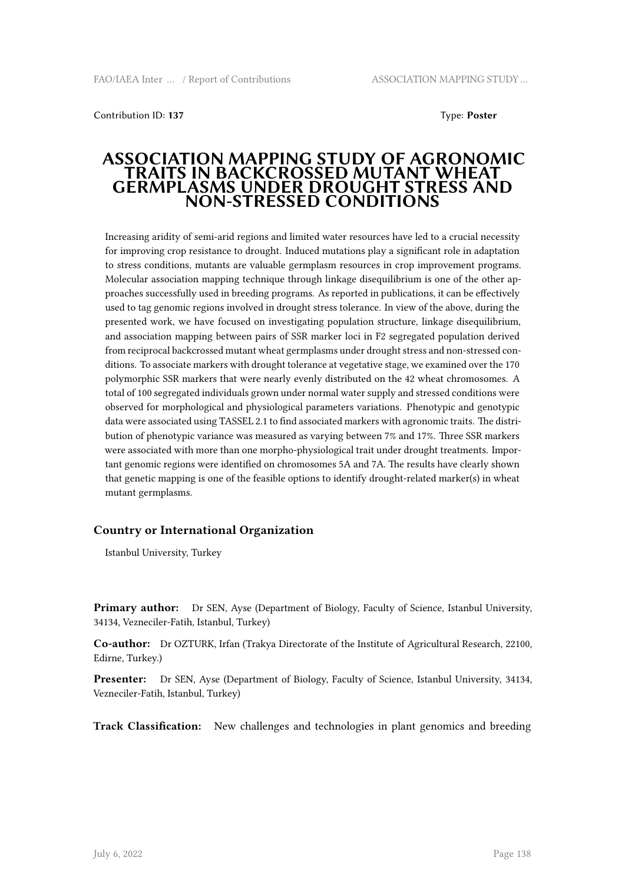Contribution ID: **137**

Type: **Poster**

# ASSOCIATION MAPPING STUDY OF AGRONOMIC TRAITS IN BACKCROSSED MUTANT WHEAT GERMPLASMS UNDER DROUGHT STRESS AND NON-STRESSED CONDITIONS

Increasing aridity of semi-arid regions and limited water resources have led to a crucial necessity for improving crop resistance to drought. Induced mutations play a significant role in adaptation to stress conditions, mutants are valuable germplasm resources in crop improvement programs. Molecular association mapping technique through linkage disequilibrium is one of the other approaches successfully used in breeding programs. As reported in publications, it can be effectively used to tag genomic regions involved in drought stress tolerance. In view of the above, during the presented work, we have focused on investigating population structure, linkage disequilibrium, and association mapping between pairs of SSR marker loci in F2 segregated population derived from reciprocal backcrossed mutant wheat germplasms under drought stress and non-stressed conditions. To associate markers with drought tolerance at vegetative stage, we examined over the 170 polymorphic SSR markers that were nearly evenly distributed on the 42 wheat chromosomes. A total of 100 segregated individuals grown under normal water supply and stressed conditions were observed for morphological and physiological parameters variations. Phenotypic and genotypic data were associated using TASSEL 2.1 to find associated markers with agronomic traits. The distribution of phenotypic variance was measured as varying between 7% and 17%. Three SSR markers were associated with more than one morpho-physiological trait under drought treatments. Important genomic regions were identified on chromosomes 5A and 7A. The results have clearly shown that genetic mapping is one of the feasible options to identify drought-related marker(s) in wheat mutant germplasms.

### Country or International Organization

Istanbul University, Turkey

**Primary author:** Dr SEN, Ayse (Department of Biology, Faculty of Science, Istanbul University, 34134, Vezneciler-Fatih, Istanbul, Turkey)

**Co-author:** Dr OZTURK, Irfan (Trakya Directorate of the Institute of Agricultural Research, 22100, Edirne, Turkey.)

**Presenter:** Dr SEN, Ayse (Department of Biology, Faculty of Science, Istanbul University, 34134, Vezneciler-Fatih, Istanbul, Turkey)

**Track Classification:** New challenges and technologies in plant genomics and breeding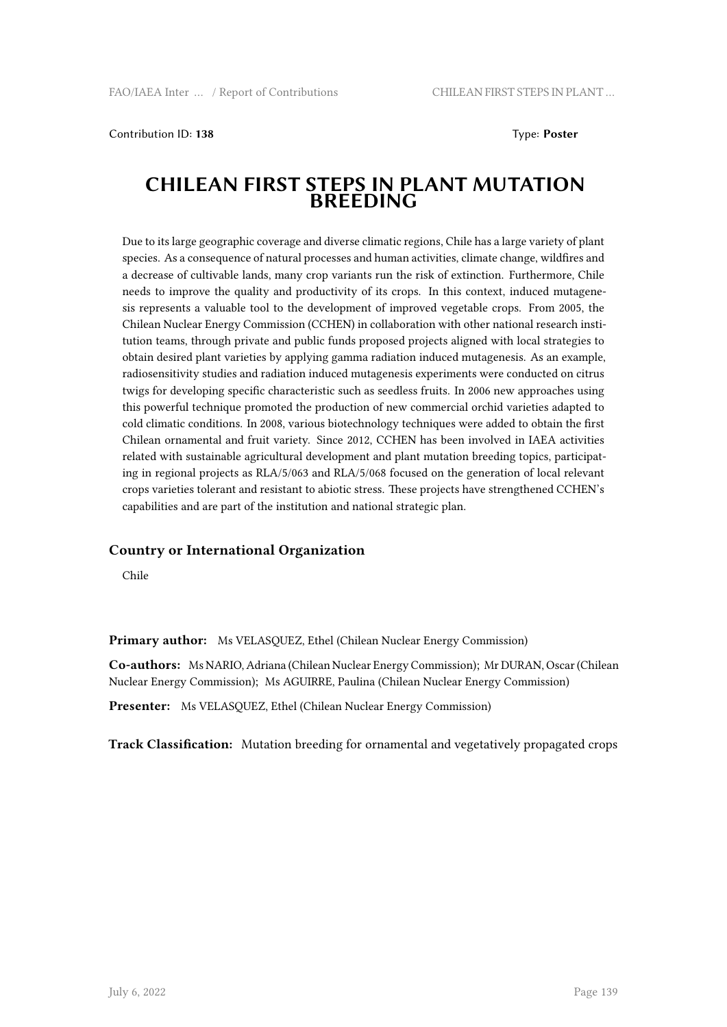Contribution ID: **138** Type: **Poster**

# CHILEAN FIRST STEPS IN PLANT MUTATION BREEDING

Due to its large geographic coverage and diverse climatic regions, Chile has a large variety of plant species. As a consequence of natural processes and human activities, climate change, wildfires and a decrease of cultivable lands, many crop variants run the risk of extinction. Furthermore, Chile needs to improve the quality and productivity of its crops. In this context, induced mutagenesis represents a valuable tool to the development of improved vegetable crops. From 2005, the Chilean Nuclear Energy Commission (CCHEN) in collaboration with other national research institution teams, through private and public funds proposed projects aligned with local strategies to obtain desired plant varieties by applying gamma radiation induced mutagenesis. As an example, radiosensitivity studies and radiation induced mutagenesis experiments were conducted on citrus twigs for developing specific characteristic such as seedless fruits. In 2006 new approaches using this powerful technique promoted the production of new commercial orchid varieties adapted to cold climatic conditions. In 2008, various biotechnology techniques were added to obtain the first Chilean ornamental and fruit variety. Since 2012, CCHEN has been involved in IAEA activities related with sustainable agricultural development and plant mutation breeding topics, participating in regional projects as RLA/5/063 and RLA/5/068 focused on the generation of local relevant crops varieties tolerant and resistant to abiotic stress. These projects have strengthened CCHEN's capabilities and are part of the institution and national strategic plan.

### Country or International Organization

Chile

**Primary author:** Ms VELASQUEZ, Ethel (Chilean Nuclear Energy Commission)

**Co-authors:** Ms NARIO, Adriana (Chilean Nuclear Energy Commission); Mr DURAN, Oscar (Chilean Nuclear Energy Commission); Ms AGUIRRE, Paulina (Chilean Nuclear Energy Commission)

**Presenter:** Ms VELASQUEZ, Ethel (Chilean Nuclear Energy Commission)

**Track Classification:** Mutation breeding for ornamental and vegetatively propagated crops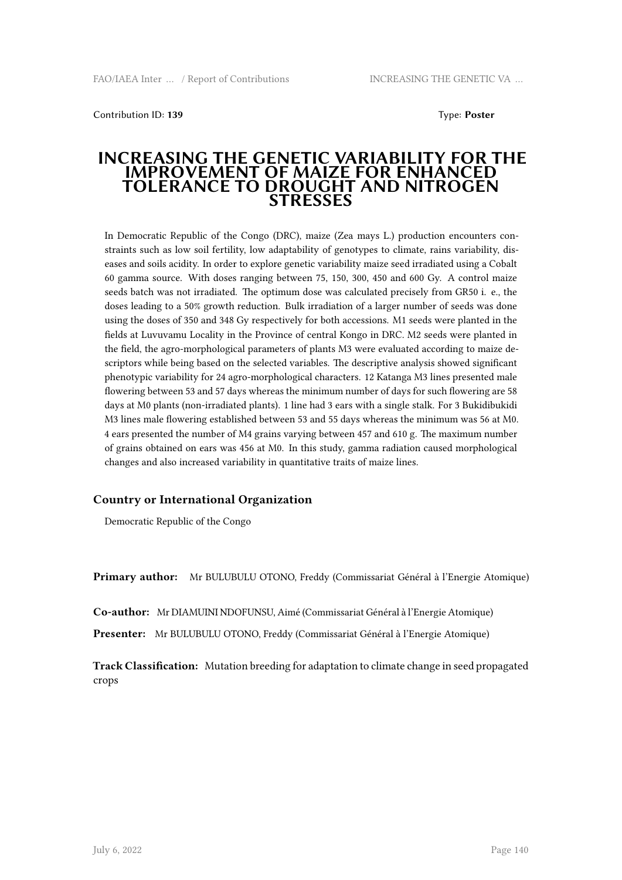Contribution ID: **139** Type: **Poster**

# INCREASING THE GENETIC VARIABILITY FOR THE IMPROVEMENT OF MAIZE FOR ENHANCED TOLERANCE TO DROUGHT AND NITROGEN STRESSES

In Democratic Republic of the Congo (DRC), maize (Zea mays L.) production encounters constraints such as low soil fertility, low adaptability of genotypes to climate, rains variability, diseases and soils acidity. In order to explore genetic variability maize seed irradiated using a Cobalt 60 gamma source. With doses ranging between 75, 150, 300, 450 and 600 Gy. A control maize seeds batch was not irradiated. The optimum dose was calculated precisely from GR50 i. e., the doses leading to a 50% growth reduction. Bulk irradiation of a larger number of seeds was done using the doses of 350 and 348 Gy respectively for both accessions. M1 seeds were planted in the fields at Luvuvamu Locality in the Province of central Kongo in DRC. M2 seeds were planted in the field, the agro-morphological parameters of plants M3 were evaluated according to maize descriptors while being based on the selected variables. The descriptive analysis showed significant phenotypic variability for 24 agro-morphological characters. 12 Katanga M3 lines presented male flowering between 53 and 57 days whereas the minimum number of days for such flowering are 58 days at M0 plants (non-irradiated plants). 1 line had 3 ears with a single stalk. For 3 Bukidibukidi M3 lines male flowering established between 53 and 55 days whereas the minimum was 56 at M0. 4 ears presented the number of M4 grains varying between 457 and 610 g. The maximum number of grains obtained on ears was 456 at M0. In this study, gamma radiation caused morphological changes and also increased variability in quantitative traits of maize lines.

## Country or International Organization

Democratic Republic of the Congo

**Primary author:** Mr BULUBULU OTONO, Freddy (Commissariat Général à l'Energie Atomique)

**Co-author:** Mr DIAMUINI NDOFUNSU, Aimé (Commissariat Général à l'Energie Atomique)

**Presenter:** Mr BULUBULU OTONO, Freddy (Commissariat Général à l'Energie Atomique)

**Track Classification:** Mutation breeding for adaptation to climate change in seed propagated crops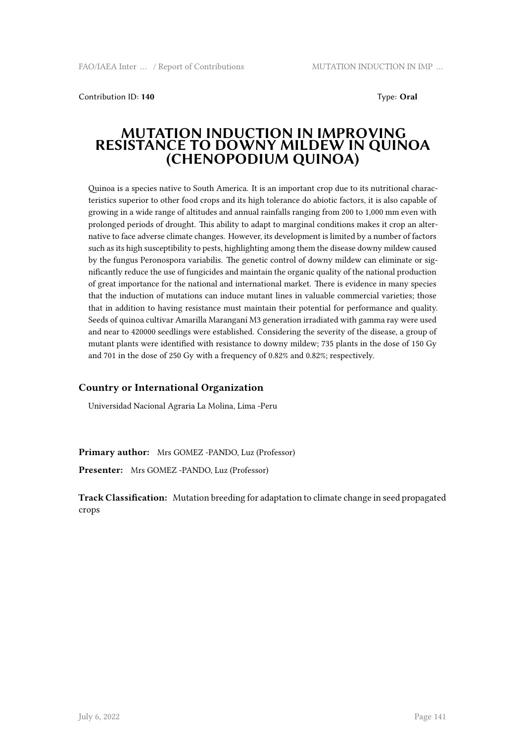Contribution ID: **140** Type: **Oral**

# MUTATION INDUCTION IN IMPROVING RESISTANCE TO DOWNY MILDEW IN QUINOA (CHENOPODIUM QUINOA)

Quinoa is a species native to South America. It is an important crop due to its nutritional characteristics superior to other food crops and its high tolerance do abiotic factors, it is also capable of growing in a wide range of altitudes and annual rainfalls ranging from 200 to 1,000 mm even with prolonged periods of drought. This ability to adapt to marginal conditions makes it crop an alternative to face adverse climate changes. However, its development is limited by a number of factors such as its high susceptibility to pests, highlighting among them the disease downy mildew caused by the fungus Peronospora variabilis. The genetic control of downy mildew can eliminate or significantly reduce the use of fungicides and maintain the organic quality of the national production of great importance for the national and international market. There is evidence in many species that the induction of mutations can induce mutant lines in valuable commercial varieties; those that in addition to having resistance must maintain their potential for performance and quality. Seeds of quinoa cultivar Amarilla Maranganí M3 generation irradiated with gamma ray were used and near to 420000 seedlings were established. Considering the severity of the disease, a group of mutant plants were identified with resistance to downy mildew; 735 plants in the dose of 150 Gy and 701 in the dose of 250 Gy with a frequency of 0.82% and 0.82%; respectively.

### Country or International Organization

Universidad Nacional Agraria La Molina, Lima -Peru

**Primary author:** Mrs GOMEZ -PANDO, Luz (Professor)

**Presenter:** Mrs GOMEZ -PANDO, Luz (Professor)

**Track Classification:** Mutation breeding for adaptation to climate change in seed propagated crops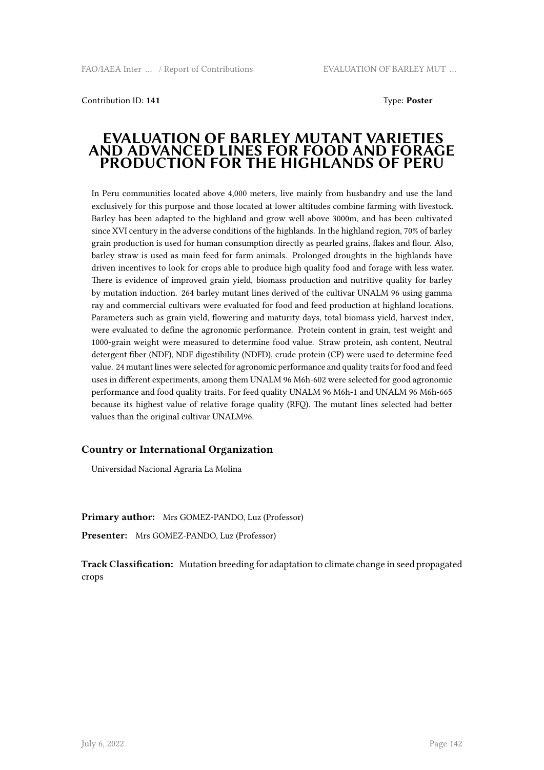Contribution ID: **141**

Type: **Poster**

# EVALUATION OF BARLEY MUTANT VARIETIES AND ADVANCED LINES FOR FOOD AND FORAGE PRODUCTION FOR THE HIGHLANDS OF PERU

In Peru communities located above 4,000 meters, live mainly from husbandry and use the land exclusively for this purpose and those located at lower altitudes combine farming with livestock. Barley has been adapted to the highland and grow well above 3000m, and has been cultivated since XVI century in the adverse conditions of the highlands. In the highland region, 70% of barley grain production is used for human consumption directly as pearled grains, flakes and flour. Also, barley straw is used as main feed for farm animals. Prolonged droughts in the highlands have driven incentives to look for crops able to produce high quality food and forage with less water. There is evidence of improved grain yield, biomass production and nutritive quality for barley by mutation induction. 264 barley mutant lines derived of the cultivar UNALM 96 using gamma ray and commercial cultivars were evaluated for food and feed production at highland locations. Parameters such as grain yield, flowering and maturity days, total biomass yield, harvest index, were evaluated to define the agronomic performance. Protein content in grain, test weight and 1000-grain weight were measured to determine food value. Straw protein, ash content, Neutral detergent fiber (NDF), NDF digestibility (NDFD), crude protein (CP) were used to determine feed value. 24 mutant lines were selected for agronomic performance and quality traits for food and feed uses in different experiments, among them UNALM 96 M6h-602 were selected for good agronomic performance and food quality traits. For feed quality UNALM 96 M6h-1 and UNALM 96 M6h-665 because its highest value of relative forage quality (RFQ). The mutant lines selected had better values than the original cultivar UNALM96.

### Country or International Organization

Universidad Nacional Agraria La Molina

**Primary author:** Mrs GOMEZ-PANDO, Luz (Professor)

**Presenter:** Mrs GOMEZ-PANDO, Luz (Professor)

**Track Classification:** Mutation breeding for adaptation to climate change in seed propagated crops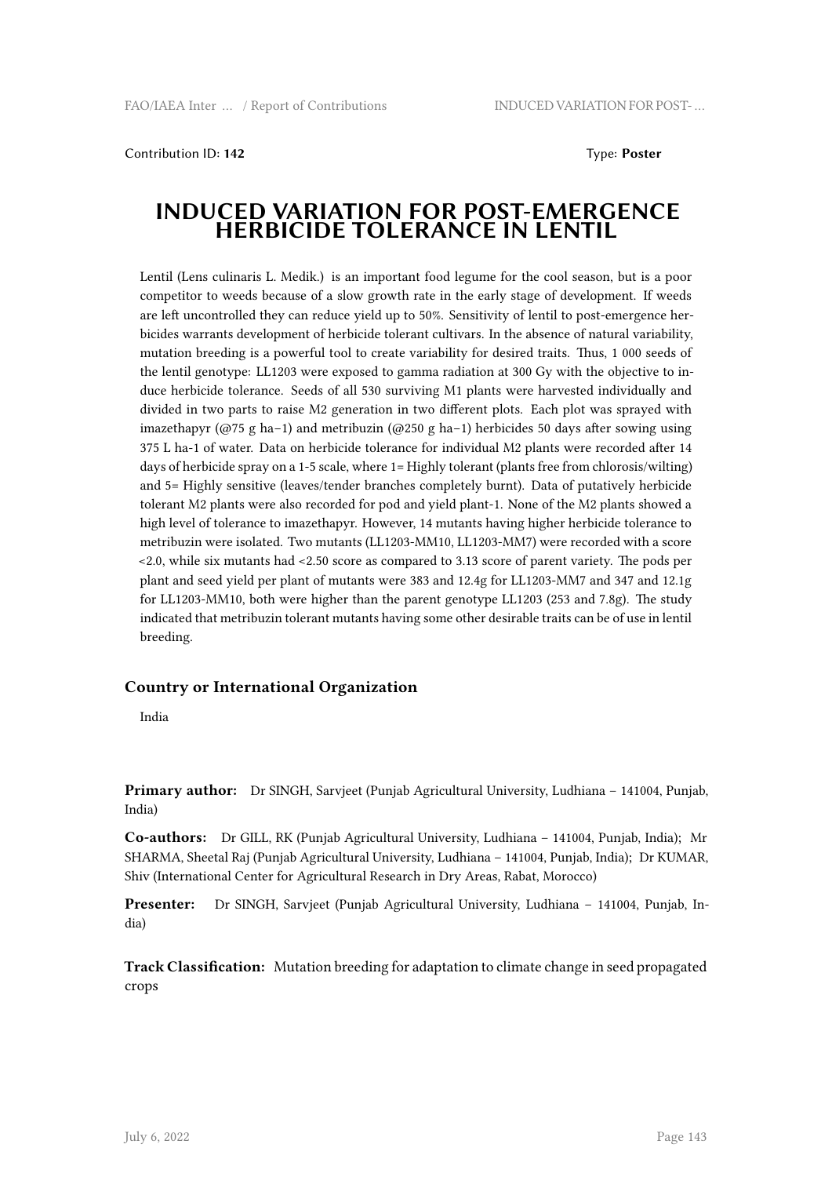Contribution ID: **142**  Type: **Poster**

# INDUCED VARIATION FOR POST-EMERGENCE HERBICIDE TOLERANCE IN LENTIL

Lentil (Lens culinaris L. Medik.) is an important food legume for the cool season, but is a poor competitor to weeds because of a slow growth rate in the early stage of development. If weeds are left uncontrolled they can reduce yield up to 50%. Sensitivity of lentil to post-emergence herbicides warrants development of herbicide tolerant cultivars. In the absence of natural variability, mutation breeding is a powerful tool to create variability for desired traits. Thus, 1 000 seeds of the lentil genotype: LL1203 were exposed to gamma radiation at 300 Gy with the objective to induce herbicide tolerance. Seeds of all 530 surviving M1 plants were harvested individually and divided in two parts to raise M2 generation in two different plots. Each plot was sprayed with imazethapyr (@75 g ha−1) and metribuzin (@250 g ha−1) herbicides 50 days after sowing using 375 L ha-1 of water. Data on herbicide tolerance for individual M2 plants were recorded after 14 days of herbicide spray on a 1-5 scale, where 1= Highly tolerant (plants free from chlorosis/wilting) and 5= Highly sensitive (leaves/tender branches completely burnt). Data of putatively herbicide tolerant M2 plants were also recorded for pod and yield plant-1. None of the M2 plants showed a high level of tolerance to imazethapyr. However, 14 mutants having higher herbicide tolerance to metribuzin were isolated. Two mutants (LL1203-MM10, LL1203-MM7) were recorded with a score <2.0, while six mutants had <2.50 score as compared to 3.13 score of parent variety. The pods per plant and seed yield per plant of mutants were 383 and 12.4g for LL1203-MM7 and 347 and 12.1g for LL1203-MM10, both were higher than the parent genotype LL1203 (253 and 7.8g). The study indicated that metribuzin tolerant mutants having some other desirable traits can be of use in lentil breeding.

### Country or International Organization

India

**Primary author:** Dr SINGH, Sarvjeet (Punjab Agricultural University, Ludhiana – 141004, Punjab, India)

**Co-authors:** Dr GILL, RK (Punjab Agricultural University, Ludhiana – 141004, Punjab, India); Mr SHARMA, Sheetal Raj (Punjab Agricultural University, Ludhiana – 141004, Punjab, India); Dr KUMAR, Shiv (International Center for Agricultural Research in Dry Areas, Rabat, Morocco)

**Presenter:** Dr SINGH, Sarvjeet (Punjab Agricultural University, Ludhiana – 141004, Punjab, India)

**Track Classification:** Mutation breeding for adaptation to climate change in seed propagated crops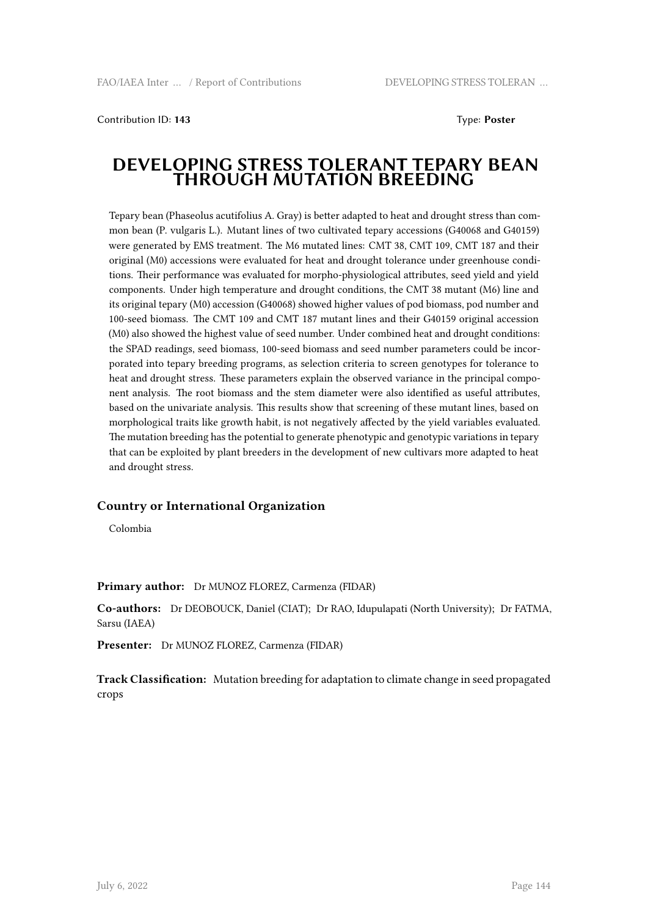Contribution ID: **143** Type: **Poster**

# DEVELOPING STRESS TOLERANT TEPARY BEAN THROUGH MUTATION BREEDING

Tepary bean (Phaseolus acutifolius A. Gray) is better adapted to heat and drought stress than common bean (P. vulgaris L.). Mutant lines of two cultivated tepary accessions (G40068 and G40159) were generated by EMS treatment. The M6 mutated lines: CMT 38, CMT 109, CMT 187 and their original (M0) accessions were evaluated for heat and drought tolerance under greenhouse conditions. Their performance was evaluated for morpho-physiological attributes, seed yield and yield components. Under high temperature and drought conditions, the CMT 38 mutant (M6) line and its original tepary (M0) accession (G40068) showed higher values of pod biomass, pod number and 100-seed biomass. The CMT 109 and CMT 187 mutant lines and their G40159 original accession (M0) also showed the highest value of seed number. Under combined heat and drought conditions: the SPAD readings, seed biomass, 100-seed biomass and seed number parameters could be incorporated into tepary breeding programs, as selection criteria to screen genotypes for tolerance to heat and drought stress. These parameters explain the observed variance in the principal component analysis. The root biomass and the stem diameter were also identified as useful attributes, based on the univariate analysis. This results show that screening of these mutant lines, based on morphological traits like growth habit, is not negatively affected by the yield variables evaluated. The mutation breeding has the potential to generate phenotypic and genotypic variations in tepary that can be exploited by plant breeders in the development of new cultivars more adapted to heat and drought stress.

### Country or International Organization

Colombia

**Primary author:** Dr MUNOZ FLOREZ, Carmenza (FIDAR)

**Co-authors:** Dr DEOBOUCK, Daniel (CIAT); Dr RAO, Idupulapati (North University); Dr FATMA, Sarsu (IAEA)

**Presenter:** Dr MUNOZ FLOREZ, Carmenza (FIDAR)

**Track Classification:** Mutation breeding for adaptation to climate change in seed propagated crops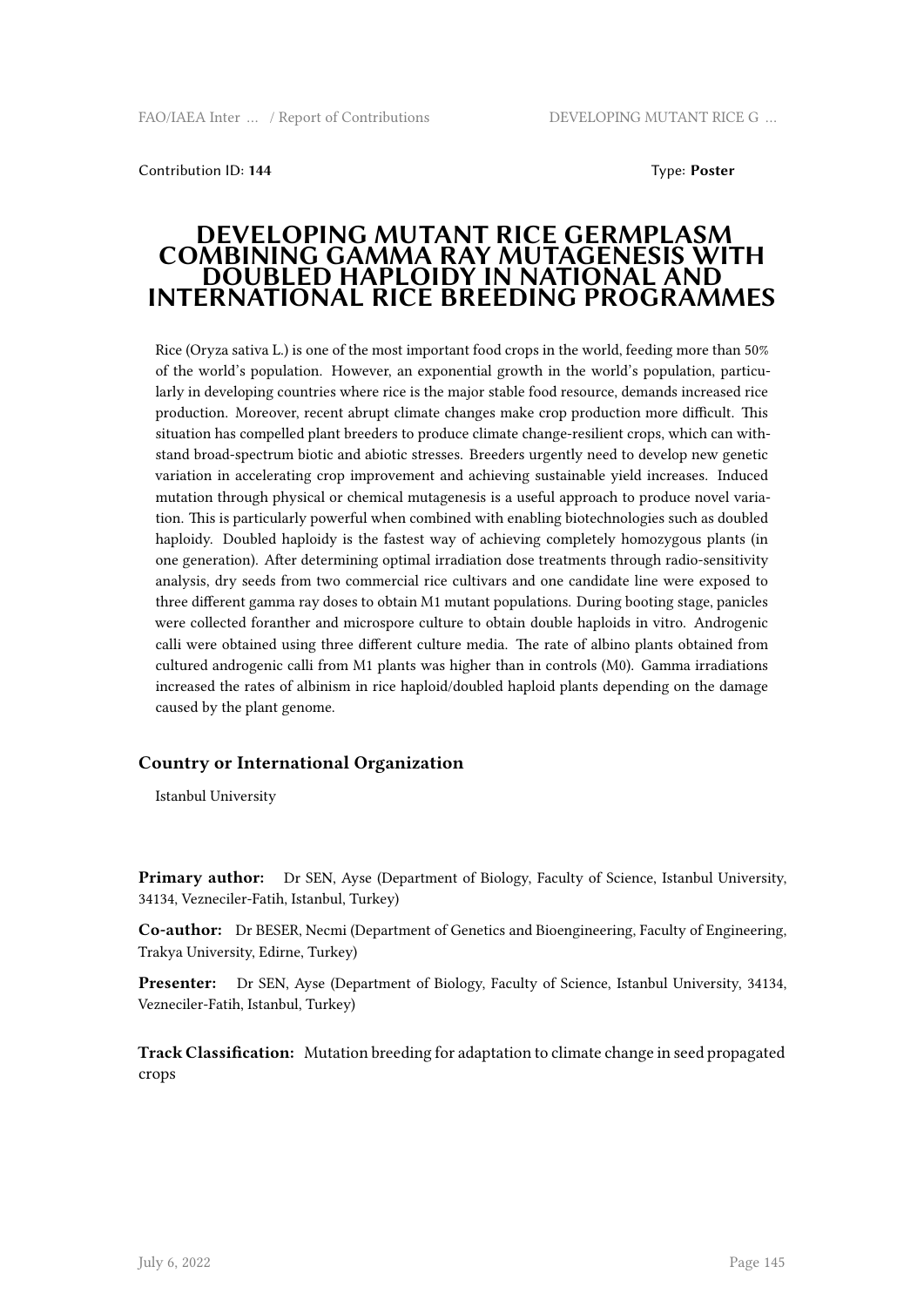Contribution ID: **144**

Type: **Poster**

# DEVELOPING MUTANT RICE GERMPLASM COMBINING GAMMA RAY MUTAGENESIS WITH DOUBLED HAPLOIDY IN NATIONAL AND INTERNATIONAL RICE BREEDING PROGRAMMES

Rice (Oryza sativa L.) is one of the most important food crops in the world, feeding more than 50% of the world's population. However, an exponential growth in the world's population, particularly in developing countries where rice is the major stable food resource, demands increased rice production. Moreover, recent abrupt climate changes make crop production more difficult. This situation has compelled plant breeders to produce climate change-resilient crops, which can withstand broad-spectrum biotic and abiotic stresses. Breeders urgently need to develop new genetic variation in accelerating crop improvement and achieving sustainable yield increases. Induced mutation through physical or chemical mutagenesis is a useful approach to produce novel variation. This is particularly powerful when combined with enabling biotechnologies such as doubled haploidy. Doubled haploidy is the fastest way of achieving completely homozygous plants (in one generation). After determining optimal irradiation dose treatments through radio-sensitivity analysis, dry seeds from two commercial rice cultivars and one candidate line were exposed to three different gamma ray doses to obtain M1 mutant populations. During booting stage, panicles were collected foranther and microspore culture to obtain double haploids in vitro. Androgenic calli were obtained using three different culture media. The rate of albino plants obtained from cultured androgenic calli from M1 plants was higher than in controls (M0). Gamma irradiations increased the rates of albinism in rice haploid/doubled haploid plants depending on the damage caused by the plant genome.

## Country or International Organization

Istanbul University

**Primary author:** Dr SEN, Ayse (Department of Biology, Faculty of Science, Istanbul University, 34134, Vezneciler-Fatih, Istanbul, Turkey)

**Co-author:** Dr BESER, Necmi (Department of Genetics and Bioengineering, Faculty of Engineering, Trakya University, Edirne, Turkey)

**Presenter:** Dr SEN, Ayse (Department of Biology, Faculty of Science, Istanbul University, 34134, Vezneciler-Fatih, Istanbul, Turkey)

**Track Classification:** Mutation breeding for adaptation to climate change in seed propagated crops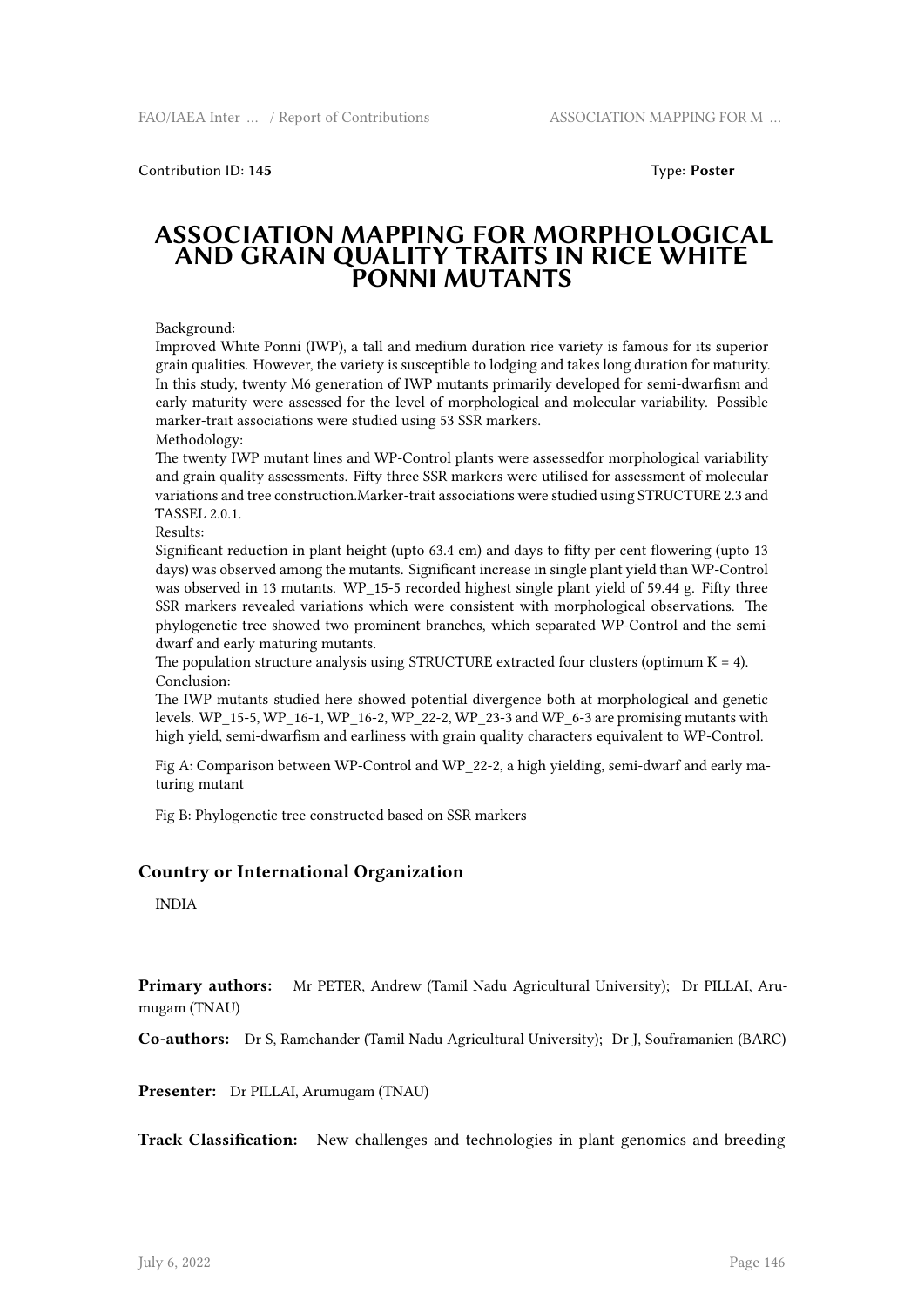Contribution ID: **145** Type: **Poster**

# ASSOCIATION MAPPING FOR MORPHOLOGICAL AND GRAIN QUALITY TRAITS IN RICE WHITE PONNI MUTANTS

Background:
Improved White Ponni (IWP), a tall and medium duration rice variety is famous for its superior grain qualities. However, the variety is susceptible to lodging and takes long duration for maturity. In this study, twenty M6 generation of IWP mutants primarily developed for semi-dwarfism and early maturity were assessed for the level of morphological and molecular variability. Possible marker-trait associations were studied using 53 SSR markers.
Methodology:
The twenty IWP mutant lines and WP-Control plants were assessedfor morphological variability and grain quality assessments. Fifty three SSR markers were utilised for assessment of molecular variations and tree construction.Marker-trait associations were studied using STRUCTURE 2.3 and TASSEL 2.0.1.
Results:
Significant reduction in plant height (upto 63.4 cm) and days to fifty per cent flowering (upto 13 days) was observed among the mutants. Significant increase in single plant yield than WP-Control was observed in 13 mutants. WP_15-5 recorded highest single plant yield of 59.44 g. Fifty three SSR markers revealed variations which were consistent with morphological observations. The phylogenetic tree showed two prominent branches, which separated WP-Control and the semi-dwarf and early maturing mutants.
The population structure analysis using STRUCTURE extracted four clusters (optimum K = 4).
Conclusion:
The IWP mutants studied here showed potential divergence both at morphological and genetic levels. WP_15-5, WP_16-1, WP_16-2, WP_22-2, WP_23-3 and WP_6-3 are promising mutants with high yield, semi-dwarfism and earliness with grain quality characters equivalent to WP-Control.

Fig A: Comparison between WP-Control and WP_22-2, a high yielding, semi-dwarf and early maturing mutant

Fig B: Phylogenetic tree constructed based on SSR markers

### Country or International Organization

INDIA

**Primary authors:** Mr PETER, Andrew (Tamil Nadu Agricultural University); Dr PILLAI, Arumugam (TNAU)

**Co-authors:** Dr S, Ramchander (Tamil Nadu Agricultural University); Dr J, Souframanien (BARC)

**Presenter:** Dr PILLAI, Arumugam (TNAU)

**Track Classification:** New challenges and technologies in plant genomics and breeding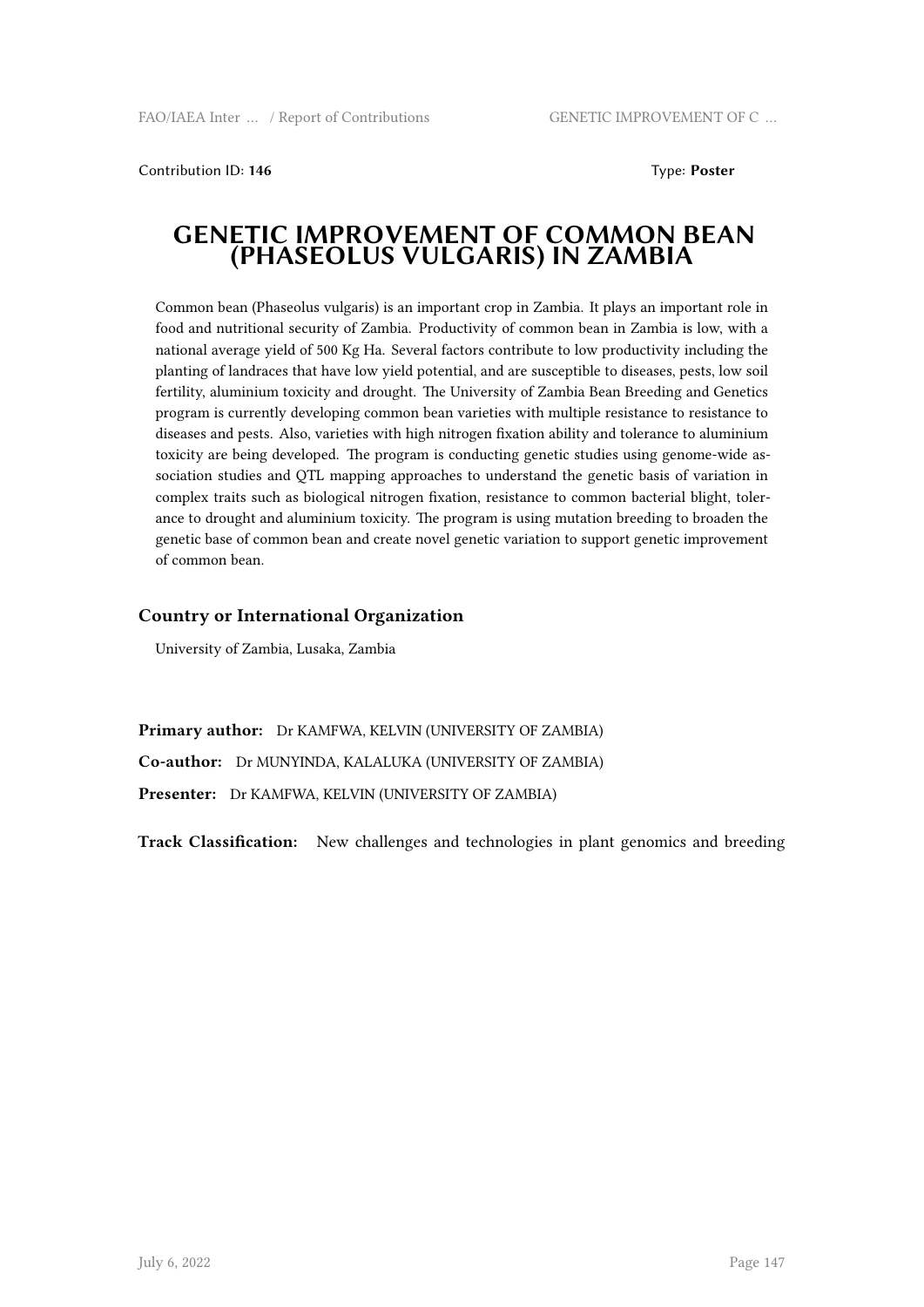Contribution ID: **146** Type: **Poster**

# GENETIC IMPROVEMENT OF COMMON BEAN (PHASEOLUS VULGARIS) IN ZAMBIA

Common bean (Phaseolus vulgaris) is an important crop in Zambia. It plays an important role in food and nutritional security of Zambia. Productivity of common bean in Zambia is low, with a national average yield of 500 Kg Ha. Several factors contribute to low productivity including the planting of landraces that have low yield potential, and are susceptible to diseases, pests, low soil fertility, aluminium toxicity and drought. The University of Zambia Bean Breeding and Genetics program is currently developing common bean varieties with multiple resistance to resistance to diseases and pests. Also, varieties with high nitrogen fixation ability and tolerance to aluminium toxicity are being developed. The program is conducting genetic studies using genome-wide association studies and QTL mapping approaches to understand the genetic basis of variation in complex traits such as biological nitrogen fixation, resistance to common bacterial blight, tolerance to drought and aluminium toxicity. The program is using mutation breeding to broaden the genetic base of common bean and create novel genetic variation to support genetic improvement of common bean.

### Country or International Organization

University of Zambia, Lusaka, Zambia

**Primary author:** Dr KAMFWA, KELVIN (UNIVERSITY OF ZAMBIA)

**Co-author:** Dr MUNYINDA, KALALUKA (UNIVERSITY OF ZAMBIA)

**Presenter:** Dr KAMFWA, KELVIN (UNIVERSITY OF ZAMBIA)

**Track Classification:** New challenges and technologies in plant genomics and breeding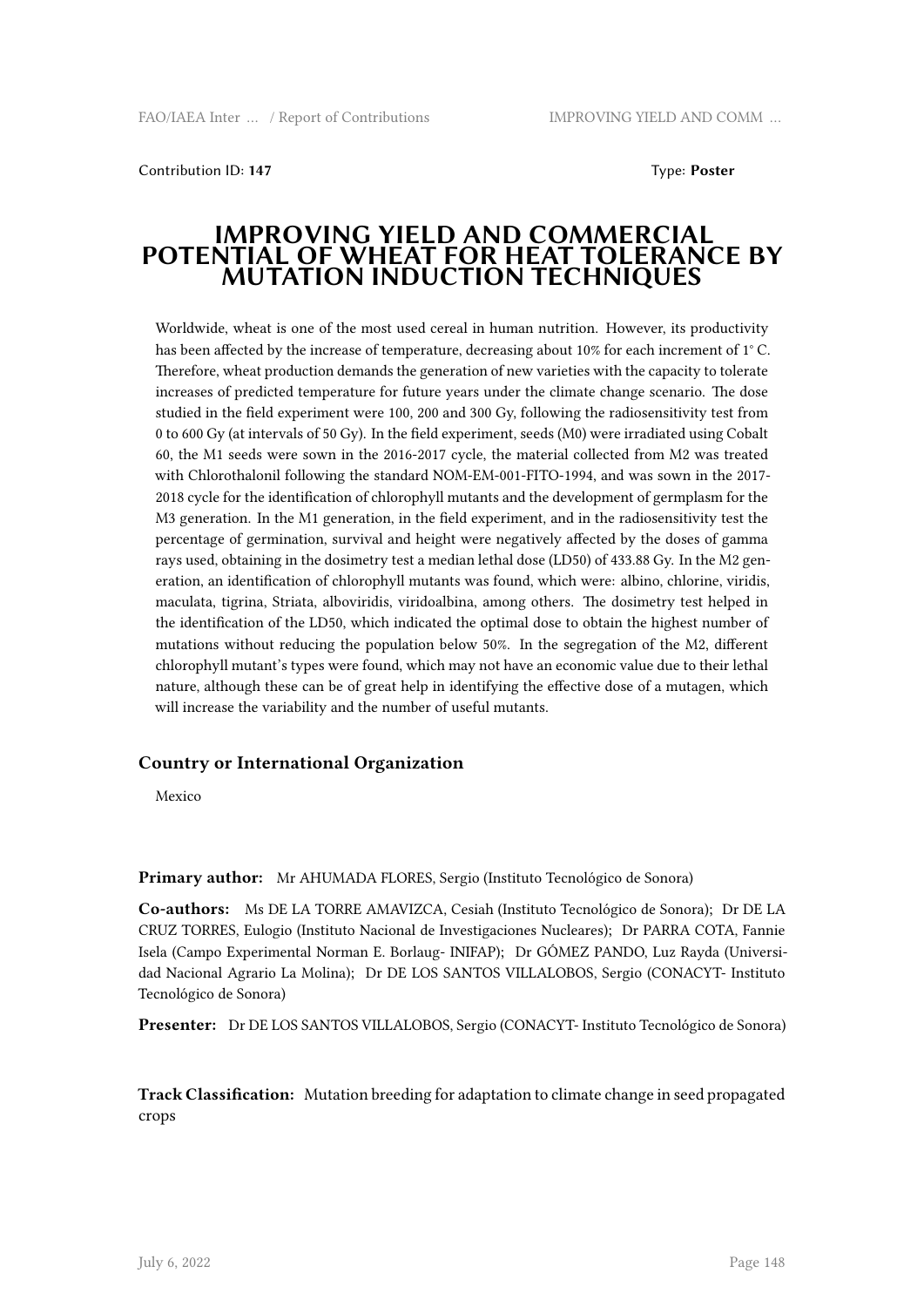Contribution ID: **147** Type: **Poster**

# IMPROVING YIELD AND COMMERCIAL POTENTIAL OF WHEAT FOR HEAT TOLERANCE BY MUTATION INDUCTION TECHNIQUES

Worldwide, wheat is one of the most used cereal in human nutrition. However, its productivity has been affected by the increase of temperature, decreasing about 10% for each increment of 1° C. Therefore, wheat production demands the generation of new varieties with the capacity to tolerate increases of predicted temperature for future years under the climate change scenario. The dose studied in the field experiment were 100, 200 and 300 Gy, following the radiosensitivity test from 0 to 600 Gy (at intervals of 50 Gy). In the field experiment, seeds (M0) were irradiated using Cobalt 60, the M1 seeds were sown in the 2016-2017 cycle, the material collected from M2 was treated with Chlorothalonil following the standard NOM-EM-001-FITO-1994, and was sown in the 2017-2018 cycle for the identification of chlorophyll mutants and the development of germplasm for the M3 generation. In the M1 generation, in the field experiment, and in the radiosensitivity test the percentage of germination, survival and height were negatively affected by the doses of gamma rays used, obtaining in the dosimetry test a median lethal dose (LD50) of 433.88 Gy. In the M2 generation, an identification of chlorophyll mutants was found, which were: albino, chlorine, viridis, maculata, tigrina, Striata, alboviridis, viridoalbina, among others. The dosimetry test helped in the identification of the LD50, which indicated the optimal dose to obtain the highest number of mutations without reducing the population below 50%. In the segregation of the M2, different chlorophyll mutant's types were found, which may not have an economic value due to their lethal nature, although these can be of great help in identifying the effective dose of a mutagen, which will increase the variability and the number of useful mutants.

## Country or International Organization

Mexico

**Primary author:** Mr AHUMADA FLORES, Sergio (Instituto Tecnológico de Sonora)

**Co-authors:** Ms DE LA TORRE AMAVIZCA, Cesiah (Instituto Tecnológico de Sonora); Dr DE LA CRUZ TORRES, Eulogio (Instituto Nacional de Investigaciones Nucleares); Dr PARRA COTA, Fannie Isela (Campo Experimental Norman E. Borlaug- INIFAP); Dr GÓMEZ PANDO, Luz Rayda (Universidad Nacional Agrario La Molina); Dr DE LOS SANTOS VILLALOBOS, Sergio (CONACYT- Instituto Tecnológico de Sonora)

**Presenter:** Dr DE LOS SANTOS VILLALOBOS, Sergio (CONACYT- Instituto Tecnológico de Sonora)

**Track Classification:** Mutation breeding for adaptation to climate change in seed propagated crops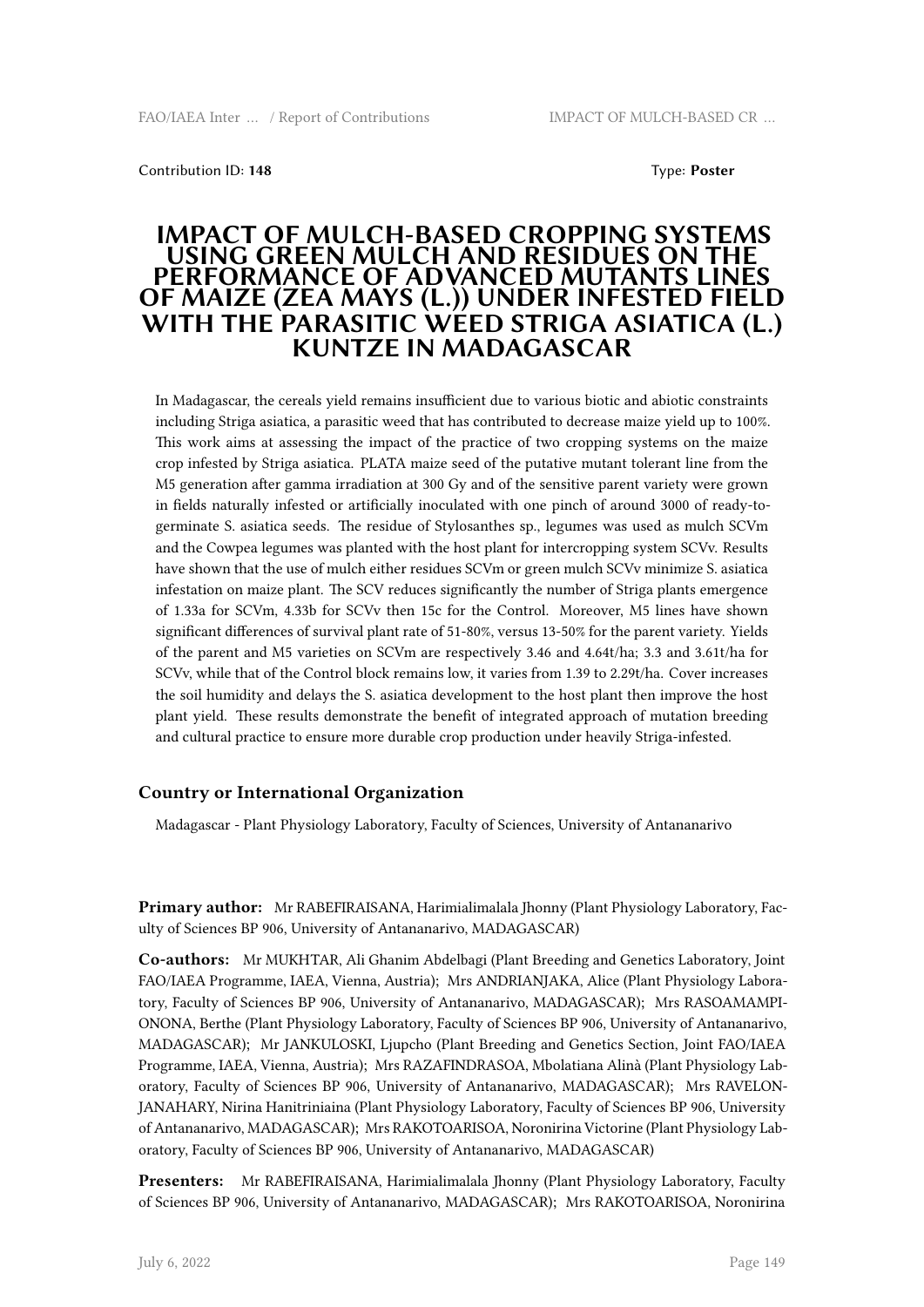Contribution ID: **148** Type: **Poster**

# IMPACT OF MULCH-BASED CROPPING SYSTEMS USING GREEN MULCH AND RESIDUES ON THE PERFORMANCE OF ADVANCED MUTANTS LINES OF MAIZE (ZEA MAYS (L.)) UNDER INFESTED FIELD WITH THE PARASITIC WEED STRIGA ASIATICA (L.) KUNTZE IN MADAGASCAR

In Madagascar, the cereals yield remains insufficient due to various biotic and abiotic constraints including Striga asiatica, a parasitic weed that has contributed to decrease maize yield up to 100%. This work aims at assessing the impact of the practice of two cropping systems on the maize crop infested by Striga asiatica. PLATA maize seed of the putative mutant tolerant line from the M5 generation after gamma irradiation at 300 Gy and of the sensitive parent variety were grown in fields naturally infested or artificially inoculated with one pinch of around 3000 of ready-to-germinate S. asiatica seeds. The residue of Stylosanthes sp., legumes was used as mulch SCVm and the Cowpea legumes was planted with the host plant for intercropping system SCVv. Results have shown that the use of mulch either residues SCVm or green mulch SCVv minimize S. asiatica infestation on maize plant. The SCV reduces significantly the number of Striga plants emergence of 1.33a for SCVm, 4.33b for SCVv then 15c for the Control. Moreover, M5 lines have shown significant differences of survival plant rate of 51-80%, versus 13-50% for the parent variety. Yields of the parent and M5 varieties on SCVm are respectively 3.46 and 4.64t/ha; 3.3 and 3.61t/ha for SCVv, while that of the Control block remains low, it varies from 1.39 to 2.29t/ha. Cover increases the soil humidity and delays the S. asiatica development to the host plant then improve the host plant yield. These results demonstrate the benefit of integrated approach of mutation breeding and cultural practice to ensure more durable crop production under heavily Striga-infested.

### Country or International Organization

Madagascar - Plant Physiology Laboratory, Faculty of Sciences, University of Antananarivo

**Primary author:** Mr RABEFIRAISANA, Harimialimalala Jhonny (Plant Physiology Laboratory, Faculty of Sciences BP 906, University of Antananarivo, MADAGASCAR)

**Co-authors:** Mr MUKHTAR, Ali Ghanim Abdelbagi (Plant Breeding and Genetics Laboratory, Joint FAO/IAEA Programme, IAEA, Vienna, Austria); Mrs ANDRIANJAKA, Alice (Plant Physiology Laboratory, Faculty of Sciences BP 906, University of Antananarivo, MADAGASCAR); Mrs RASOAMAMPIONONA, Berthe (Plant Physiology Laboratory, Faculty of Sciences BP 906, University of Antananarivo, MADAGASCAR); Mr JANKULOSKI, Ljupcho (Plant Breeding and Genetics Section, Joint FAO/IAEA Programme, IAEA, Vienna, Austria); Mrs RAZAFINDRASOA, Mbolatiana Alinà (Plant Physiology Laboratory, Faculty of Sciences BP 906, University of Antananarivo, MADAGASCAR); Mrs RAVELONJANAHARY, Nirina Hanitriniaina (Plant Physiology Laboratory, Faculty of Sciences BP 906, University of Antananarivo, MADAGASCAR); Mrs RAKOTOARISOA, Noronirina Victorine (Plant Physiology Laboratory, Faculty of Sciences BP 906, University of Antananarivo, MADAGASCAR)

**Presenters:** Mr RABEFIRAISANA, Harimialimalala Jhonny (Plant Physiology Laboratory, Faculty of Sciences BP 906, University of Antananarivo, MADAGASCAR); Mrs RAKOTOARISOA, Noronirina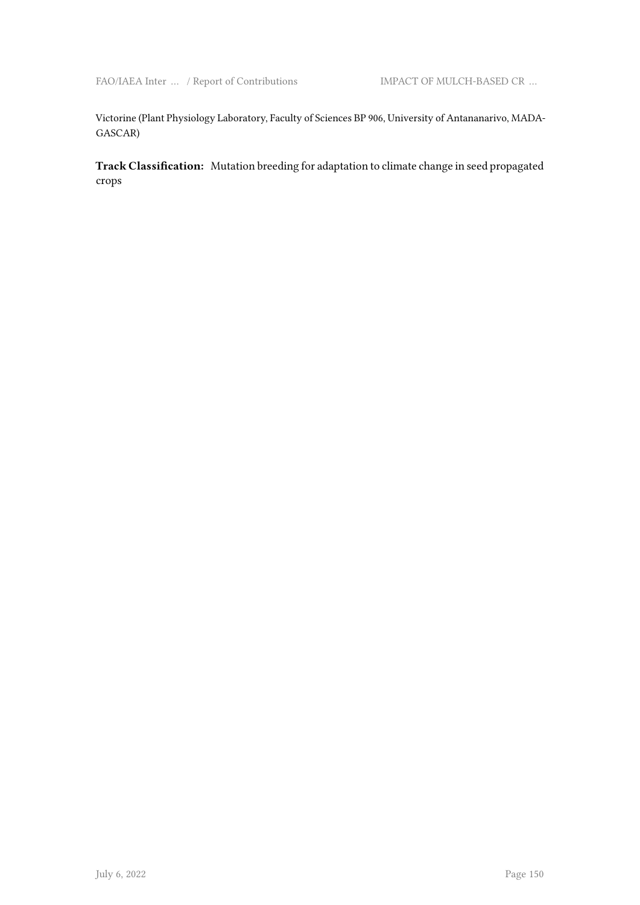Victorine (Plant Physiology Laboratory, Faculty of Sciences BP 906, University of Antananarivo, MADAGASCAR)

**Track Classification:** Mutation breeding for adaptation to climate change in seed propagated crops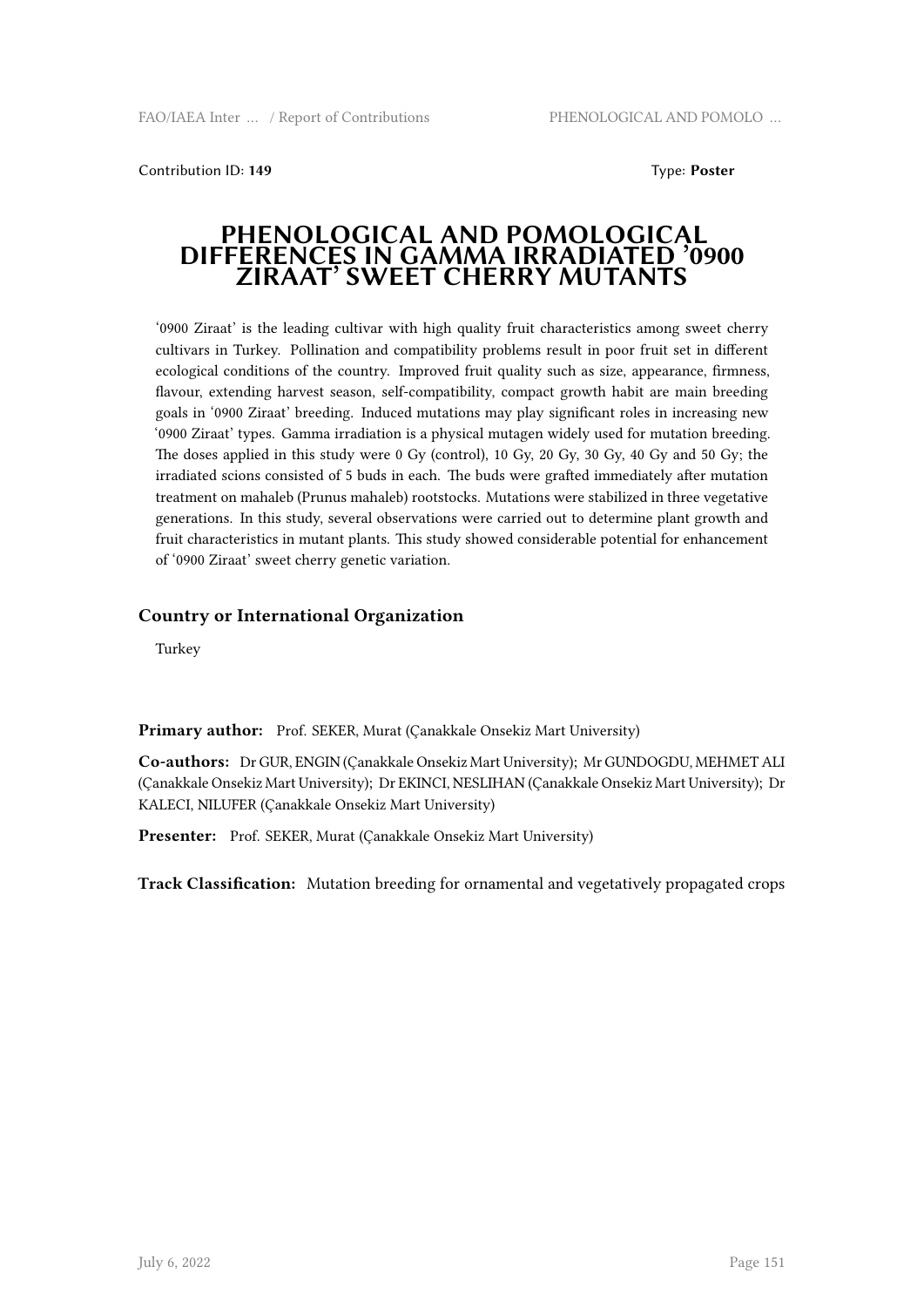Contribution ID: **149** Type: **Poster**

# PHENOLOGICAL AND POMOLOGICAL DIFFERENCES IN GAMMA IRRADIATED '0900 ZIRAAT' SWEET CHERRY MUTANTS

'0900 Ziraat' is the leading cultivar with high quality fruit characteristics among sweet cherry cultivars in Turkey. Pollination and compatibility problems result in poor fruit set in different ecological conditions of the country. Improved fruit quality such as size, appearance, firmness, flavour, extending harvest season, self-compatibility, compact growth habit are main breeding goals in '0900 Ziraat' breeding. Induced mutations may play significant roles in increasing new '0900 Ziraat' types. Gamma irradiation is a physical mutagen widely used for mutation breeding. The doses applied in this study were 0 Gy (control), 10 Gy, 20 Gy, 30 Gy, 40 Gy and 50 Gy; the irradiated scions consisted of 5 buds in each. The buds were grafted immediately after mutation treatment on mahaleb (Prunus mahaleb) rootstocks. Mutations were stabilized in three vegetative generations. In this study, several observations were carried out to determine plant growth and fruit characteristics in mutant plants. This study showed considerable potential for enhancement of '0900 Ziraat' sweet cherry genetic variation.

### Country or International Organization

Turkey

**Primary author:** Prof. SEKER, Murat (Çanakkale Onsekiz Mart University)

**Co-authors:** Dr GUR, ENGIN (Çanakkale Onsekiz Mart University); Mr GUNDOGDU, MEHMET ALI (Çanakkale Onsekiz Mart University); Dr EKINCI, NESLIHAN (Çanakkale Onsekiz Mart University); Dr KALECI, NILUFER (Çanakkale Onsekiz Mart University)

**Presenter:** Prof. SEKER, Murat (Çanakkale Onsekiz Mart University)

**Track Classification:** Mutation breeding for ornamental and vegetatively propagated crops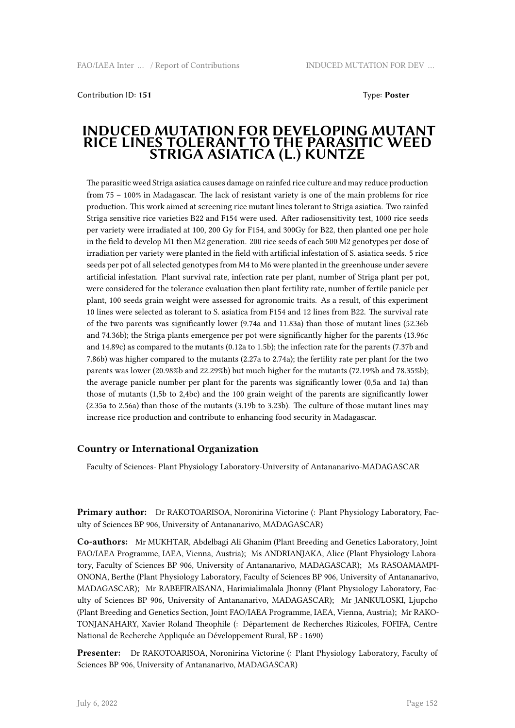Contribution ID: **151** Type: **Poster**

# INDUCED MUTATION FOR DEVELOPING MUTANT RICE LINES TOLERANT TO THE PARASITIC WEED STRIGA ASIATICA (L.) KUNTZE

The parasitic weed Striga asiatica causes damage on rainfed rice culture and may reduce production from 75 – 100% in Madagascar. The lack of resistant variety is one of the main problems for rice production. This work aimed at screening rice mutant lines tolerant to Striga asiatica. Two rainfed Striga sensitive rice varieties B22 and F154 were used. After radiosensitivity test, 1000 rice seeds per variety were irradiated at 100, 200 Gy for F154, and 300Gy for B22, then planted one per hole in the field to develop M1 then M2 generation. 200 rice seeds of each 500 M2 genotypes per dose of irradiation per variety were planted in the field with artificial infestation of S. asiatica seeds. 5 rice seeds per pot of all selected genotypes from M4 to M6 were planted in the greenhouse under severe artificial infestation. Plant survival rate, infection rate per plant, number of Striga plant per pot, were considered for the tolerance evaluation then plant fertility rate, number of fertile panicle per plant, 100 seeds grain weight were assessed for agronomic traits. As a result, of this experiment 10 lines were selected as tolerant to S. asiatica from F154 and 12 lines from B22. The survival rate of the two parents was significantly lower (9.74a and 11.83a) than those of mutant lines (52.36b and 74.36b); the Striga plants emergence per pot were significantly higher for the parents (13.96c and 14.89c) as compared to the mutants (0.12a to 1.5b); the infection rate for the parents (7.37b and 7.86b) was higher compared to the mutants (2.27a to 2.74a); the fertility rate per plant for the two parents was lower (20.98%b and 22.29%b) but much higher for the mutants (72.19%b and 78.35%b); the average panicle number per plant for the parents was significantly lower (0,5a and 1a) than those of mutants (1,5b to 2,4bc) and the 100 grain weight of the parents are significantly lower (2.35a to 2.56a) than those of the mutants (3.19b to 3.23b). The culture of those mutant lines may increase rice production and contribute to enhancing food security in Madagascar.

### Country or International Organization

Faculty of Sciences- Plant Physiology Laboratory-University of Antananarivo-MADAGASCAR

**Primary author:** Dr RAKOTOARISOA, Noronirina Victorine (: Plant Physiology Laboratory, Faculty of Sciences BP 906, University of Antananarivo, MADAGASCAR)

**Co-authors:** Mr MUKHTAR, Abdelbagi Ali Ghanim (Plant Breeding and Genetics Laboratory, Joint FAO/IAEA Programme, IAEA, Vienna, Austria); Ms ANDRIANJAKA, Alice (Plant Physiology Laboratory, Faculty of Sciences BP 906, University of Antananarivo, MADAGASCAR); Ms RASOAMAMPIONONA, Berthe (Plant Physiology Laboratory, Faculty of Sciences BP 906, University of Antananarivo, MADAGASCAR); Mr RABEFIRAISANA, Harimialimalala Jhonny (Plant Physiology Laboratory, Faculty of Sciences BP 906, University of Antananarivo, MADAGASCAR); Mr JANKULOSKI, Ljupcho (Plant Breeding and Genetics Section, Joint FAO/IAEA Programme, IAEA, Vienna, Austria); Mr RAKOTONJANAHARY, Xavier Roland Theophile (: Département de Recherches Rizicoles, FOFIFA, Centre National de Recherche Appliquée au Développement Rural, BP : 1690)

**Presenter:** Dr RAKOTOARISOA, Noronirina Victorine (: Plant Physiology Laboratory, Faculty of Sciences BP 906, University of Antananarivo, MADAGASCAR)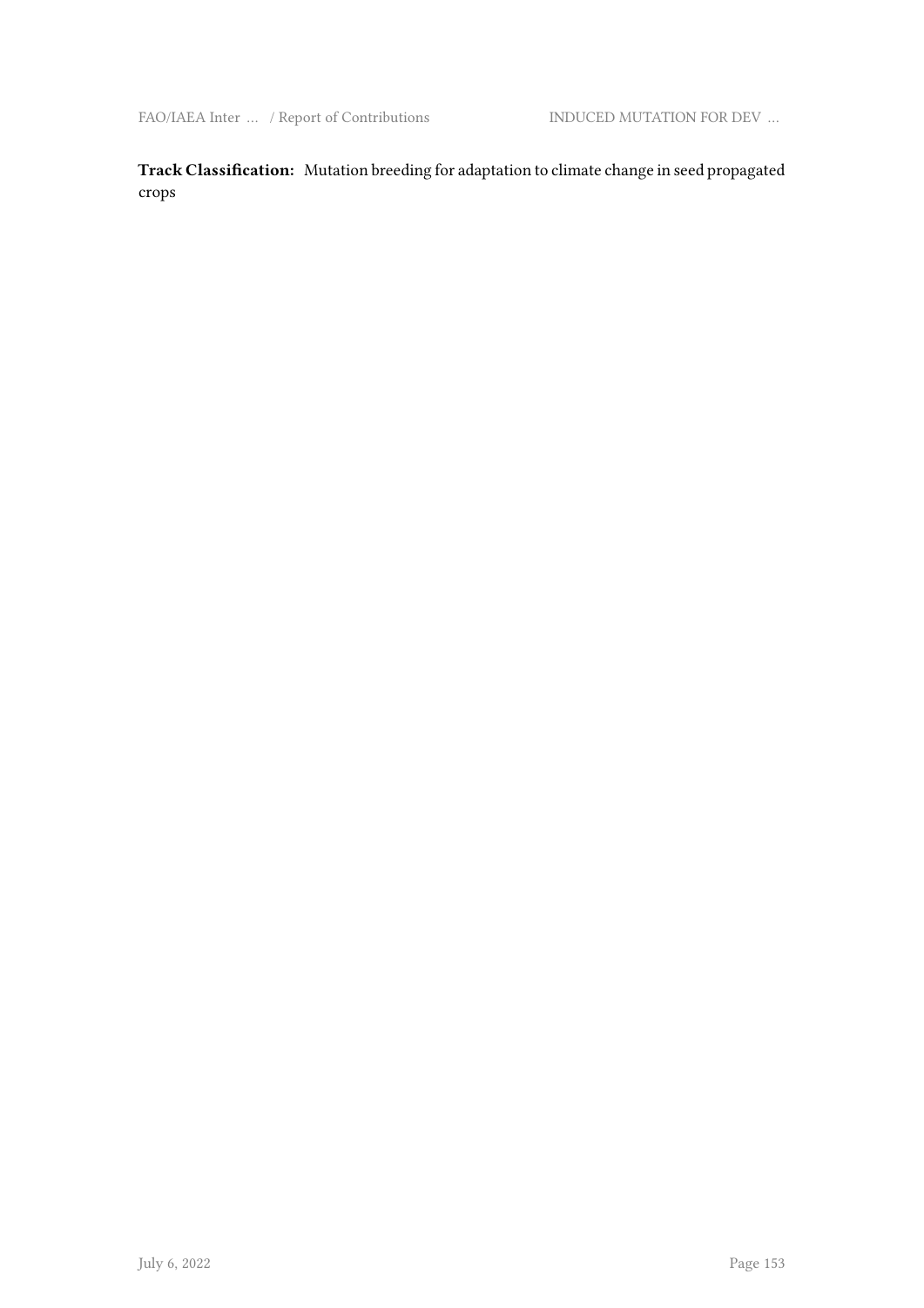**Track Classification:** Mutation breeding for adaptation to climate change in seed propagated crops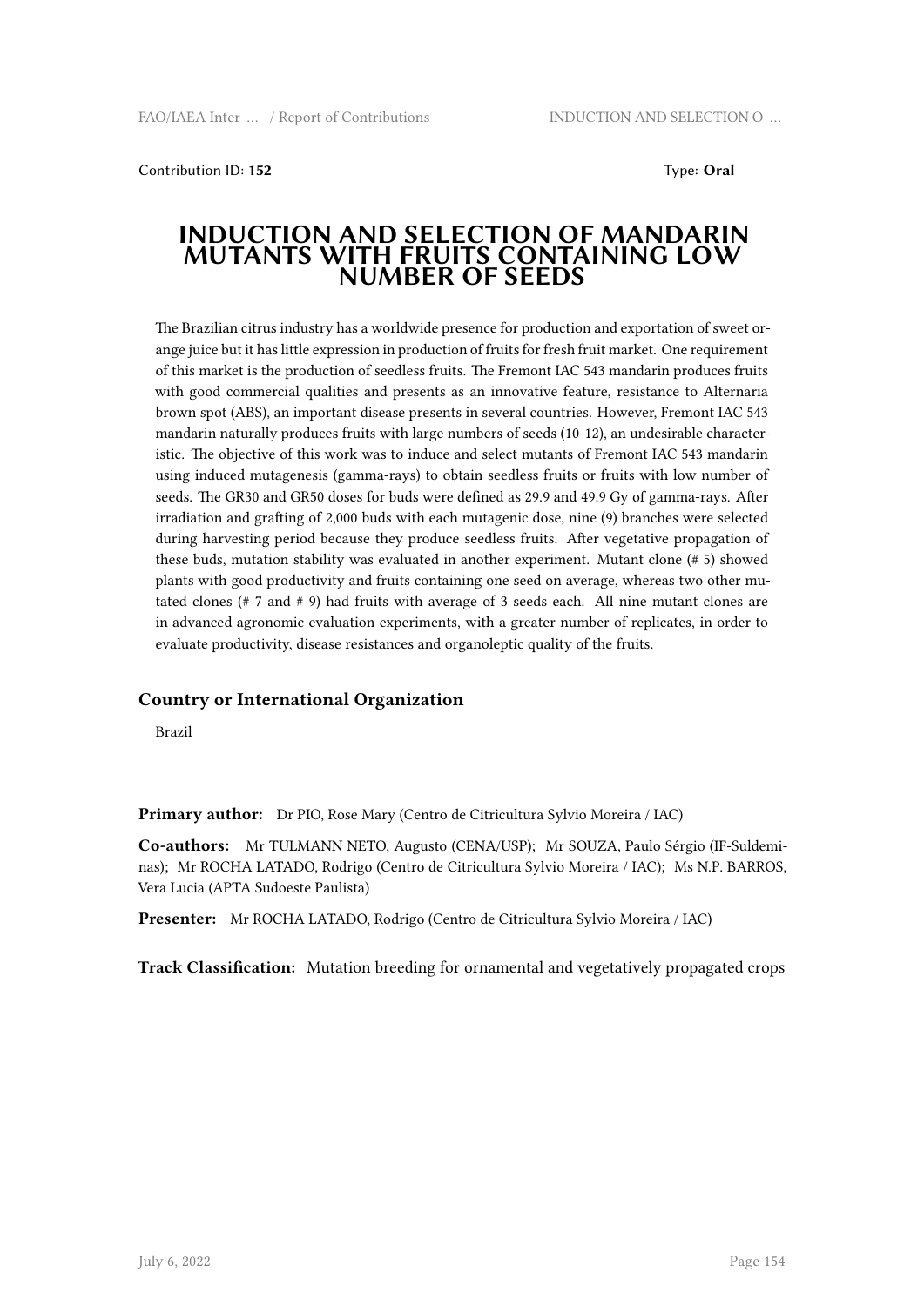Contribution ID: **152** Type: **Oral**

# INDUCTION AND SELECTION OF MANDARIN MUTANTS WITH FRUITS CONTAINING LOW NUMBER OF SEEDS

The Brazilian citrus industry has a worldwide presence for production and exportation of sweet orange juice but it has little expression in production of fruits for fresh fruit market. One requirement of this market is the production of seedless fruits. The Fremont IAC 543 mandarin produces fruits with good commercial qualities and presents as an innovative feature, resistance to Alternaria brown spot (ABS), an important disease presents in several countries. However, Fremont IAC 543 mandarin naturally produces fruits with large numbers of seeds (10-12), an undesirable characteristic. The objective of this work was to induce and select mutants of Fremont IAC 543 mandarin using induced mutagenesis (gamma-rays) to obtain seedless fruits or fruits with low number of seeds. The GR30 and GR50 doses for buds were defined as 29.9 and 49.9 Gy of gamma-rays. After irradiation and grafting of 2,000 buds with each mutagenic dose, nine (9) branches were selected during harvesting period because they produce seedless fruits. After vegetative propagation of these buds, mutation stability was evaluated in another experiment. Mutant clone (# 5) showed plants with good productivity and fruits containing one seed on average, whereas two other mutated clones (# 7 and # 9) had fruits with average of 3 seeds each. All nine mutant clones are in advanced agronomic evaluation experiments, with a greater number of replicates, in order to evaluate productivity, disease resistances and organoleptic quality of the fruits.

### Country or International Organization

Brazil

**Primary author:** Dr PIO, Rose Mary (Centro de Citricultura Sylvio Moreira / IAC)

**Co-authors:** Mr TULMANN NETO, Augusto (CENA/USP); Mr SOUZA, Paulo Sérgio (IF-Suldeminas); Mr ROCHA LATADO, Rodrigo (Centro de Citricultura Sylvio Moreira / IAC); Ms N.P. BARROS, Vera Lucia (APTA Sudoeste Paulista)

**Presenter:** Mr ROCHA LATADO, Rodrigo (Centro de Citricultura Sylvio Moreira / IAC)

**Track Classification:** Mutation breeding for ornamental and vegetatively propagated crops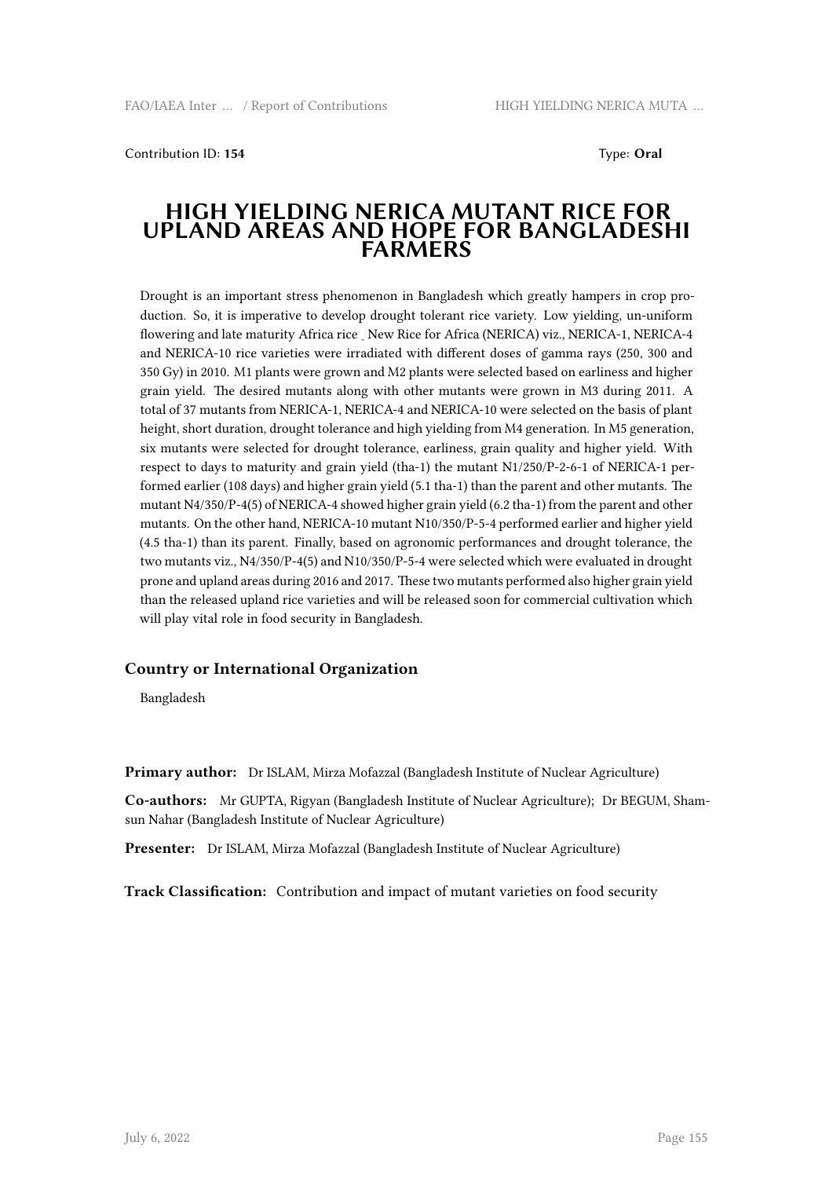Contribution ID: **154** Type: **Oral**

# HIGH YIELDING NERICA MUTANT RICE FOR UPLAND AREAS AND HOPE FOR BANGLADESHI FARMERS

Drought is an important stress phenomenon in Bangladesh which greatly hampers in crop production. So, it is imperative to develop drought tolerant rice variety. Low yielding, un-uniform flowering and late maturity Africa rice _ New Rice for Africa (NERICA) viz., NERICA-1, NERICA-4 and NERICA-10 rice varieties were irradiated with different doses of gamma rays (250, 300 and 350 Gy) in 2010. M1 plants were grown and M2 plants were selected based on earliness and higher grain yield. The desired mutants along with other mutants were grown in M3 during 2011. A total of 37 mutants from NERICA-1, NERICA-4 and NERICA-10 were selected on the basis of plant height, short duration, drought tolerance and high yielding from M4 generation. In M5 generation, six mutants were selected for drought tolerance, earliness, grain quality and higher yield. With respect to days to maturity and grain yield (tha-1) the mutant N1/250/P-2-6-1 of NERICA-1 performed earlier (108 days) and higher grain yield (5.1 tha-1) than the parent and other mutants. The mutant N4/350/P-4(5) of NERICA-4 showed higher grain yield (6.2 tha-1) from the parent and other mutants. On the other hand, NERICA-10 mutant N10/350/P-5-4 performed earlier and higher yield (4.5 tha-1) than its parent. Finally, based on agronomic performances and drought tolerance, the two mutants viz., N4/350/P-4(5) and N10/350/P-5-4 were selected which were evaluated in drought prone and upland areas during 2016 and 2017. These two mutants performed also higher grain yield than the released upland rice varieties and will be released soon for commercial cultivation which will play vital role in food security in Bangladesh.

### Country or International Organization

Bangladesh

**Primary author:** Dr ISLAM, Mirza Mofazzal (Bangladesh Institute of Nuclear Agriculture)

**Co-authors:** Mr GUPTA, Rigyan (Bangladesh Institute of Nuclear Agriculture); Dr BEGUM, Shamsun Nahar (Bangladesh Institute of Nuclear Agriculture)

**Presenter:** Dr ISLAM, Mirza Mofazzal (Bangladesh Institute of Nuclear Agriculture)

**Track Classification:** Contribution and impact of mutant varieties on food security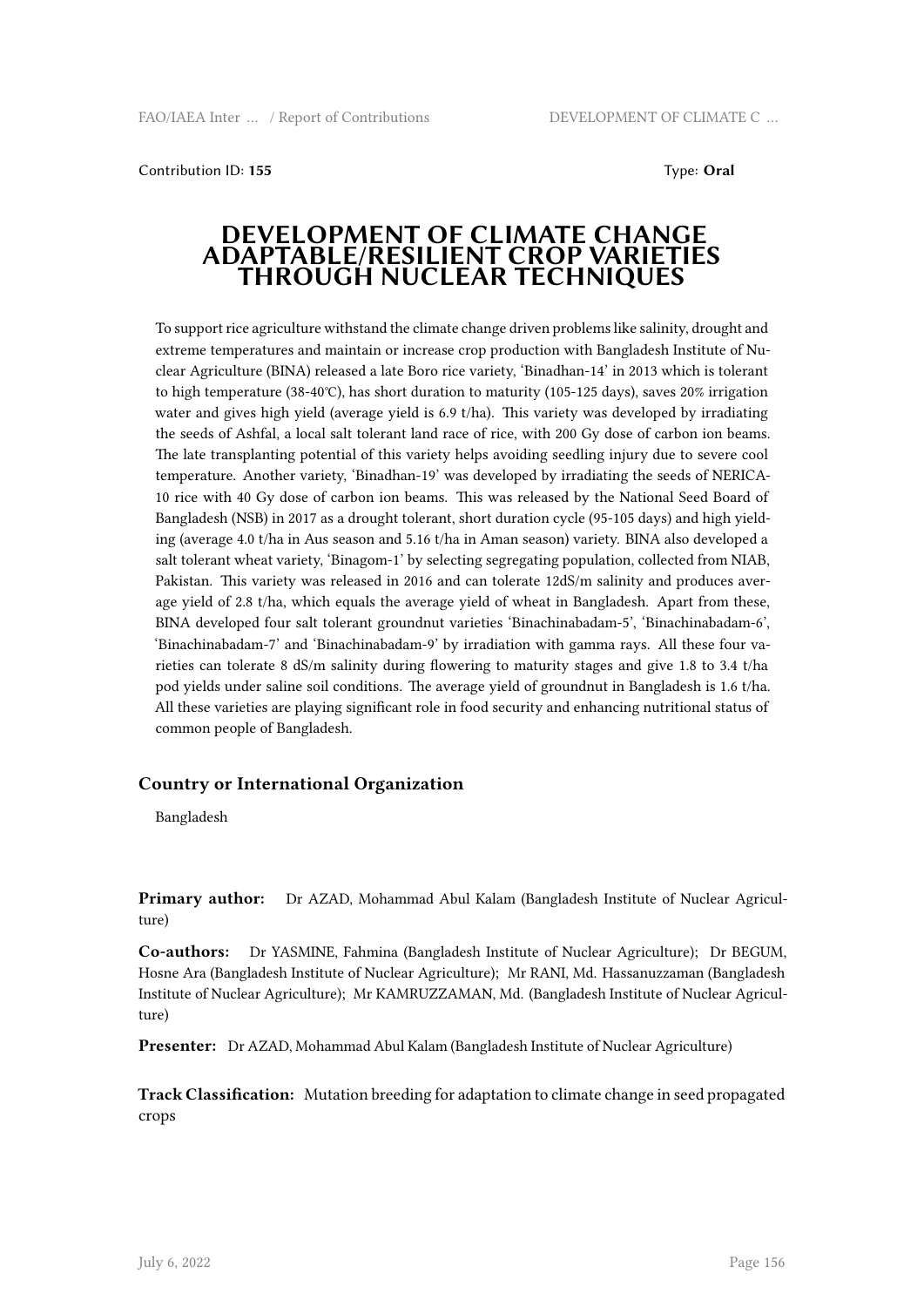Contribution ID: **155** Type: **Oral**

# DEVELOPMENT OF CLIMATE CHANGE ADAPTABLE/RESILIENT CROP VARIETIES THROUGH NUCLEAR TECHNIQUES

To support rice agriculture withstand the climate change driven problems like salinity, drought and extreme temperatures and maintain or increase crop production with Bangladesh Institute of Nuclear Agriculture (BINA) released a late Boro rice variety, 'Binadhan-14' in 2013 which is tolerant to high temperature (38-40℃), has short duration to maturity (105-125 days), saves 20% irrigation water and gives high yield (average yield is 6.9 t/ha). This variety was developed by irradiating the seeds of Ashfal, a local salt tolerant land race of rice, with 200 Gy dose of carbon ion beams. The late transplanting potential of this variety helps avoiding seedling injury due to severe cool temperature. Another variety, 'Binadhan-19' was developed by irradiating the seeds of NERICA-10 rice with 40 Gy dose of carbon ion beams. This was released by the National Seed Board of Bangladesh (NSB) in 2017 as a drought tolerant, short duration cycle (95-105 days) and high yielding (average 4.0 t/ha in Aus season and 5.16 t/ha in Aman season) variety. BINA also developed a salt tolerant wheat variety, 'Binagom-1' by selecting segregating population, collected from NIAB, Pakistan. This variety was released in 2016 and can tolerate 12dS/m salinity and produces average yield of 2.8 t/ha, which equals the average yield of wheat in Bangladesh. Apart from these, BINA developed four salt tolerant groundnut varieties 'Binachinabadam-5', 'Binachinabadam-6', 'Binachinabadam-7' and 'Binachinabadam-9' by irradiation with gamma rays. All these four varieties can tolerate 8 dS/m salinity during flowering to maturity stages and give 1.8 to 3.4 t/ha pod yields under saline soil conditions. The average yield of groundnut in Bangladesh is 1.6 t/ha. All these varieties are playing significant role in food security and enhancing nutritional status of common people of Bangladesh.

### Country or International Organization

Bangladesh

**Primary author:** Dr AZAD, Mohammad Abul Kalam (Bangladesh Institute of Nuclear Agriculture)

**Co-authors:** Dr YASMINE, Fahmina (Bangladesh Institute of Nuclear Agriculture); Dr BEGUM, Hosne Ara (Bangladesh Institute of Nuclear Agriculture); Mr RANI, Md. Hassanuzzaman (Bangladesh Institute of Nuclear Agriculture); Mr KAMRUZZAMAN, Md. (Bangladesh Institute of Nuclear Agriculture)

**Presenter:** Dr AZAD, Mohammad Abul Kalam (Bangladesh Institute of Nuclear Agriculture)

**Track Classification:** Mutation breeding for adaptation to climate change in seed propagated crops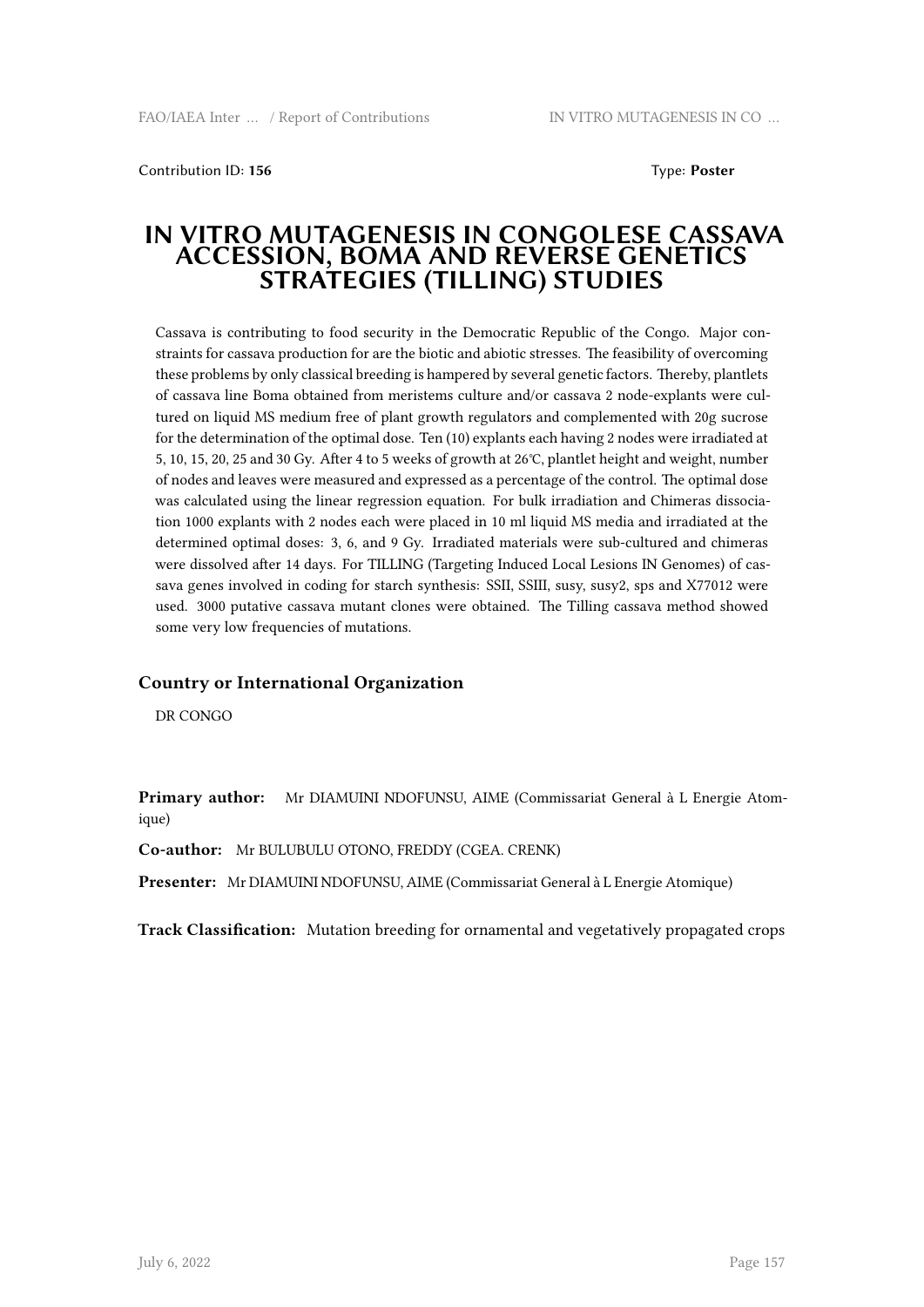Contribution ID: **156** Type: **Poster**

# IN VITRO MUTAGENESIS IN CONGOLESE CASSAVA ACCESSION, BOMA AND REVERSE GENETICS STRATEGIES (TILLING) STUDIES

Cassava is contributing to food security in the Democratic Republic of the Congo. Major constraints for cassava production for are the biotic and abiotic stresses. The feasibility of overcoming these problems by only classical breeding is hampered by several genetic factors. Thereby, plantlets of cassava line Boma obtained from meristems culture and/or cassava 2 node-explants were cultured on liquid MS medium free of plant growth regulators and complemented with 20g sucrose for the determination of the optimal dose. Ten (10) explants each having 2 nodes were irradiated at 5, 10, 15, 20, 25 and 30 Gy. After 4 to 5 weeks of growth at 26°C, plantlet height and weight, number of nodes and leaves were measured and expressed as a percentage of the control. The optimal dose was calculated using the linear regression equation. For bulk irradiation and Chimeras dissociation 1000 explants with 2 nodes each were placed in 10 ml liquid MS media and irradiated at the determined optimal doses: 3, 6, and 9 Gy. Irradiated materials were sub-cultured and chimeras were dissolved after 14 days. For TILLING (Targeting Induced Local Lesions IN Genomes) of cassava genes involved in coding for starch synthesis: SSII, SSIII, susy, susy2, sps and X77012 were used. 3000 putative cassava mutant clones were obtained. The Tilling cassava method showed some very low frequencies of mutations.

### Country or International Organization

DR CONGO

**Primary author:** Mr DIAMUINI NDOFUNSU, AIME (Commissariat General à L Energie Atomique)

**Co-author:** Mr BULUBULU OTONO, FREDDY (CGEA. CRENK)

**Presenter:** Mr DIAMUINI NDOFUNSU, AIME (Commissariat General à L Energie Atomique)

**Track Classification:** Mutation breeding for ornamental and vegetatively propagated crops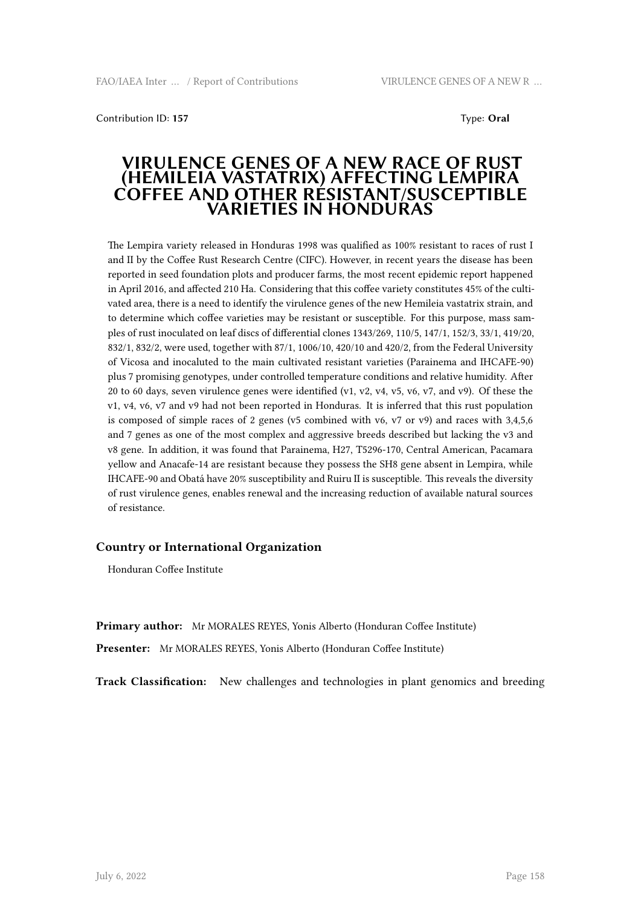Contribution ID: **157** Type: **Oral**

# VIRULENCE GENES OF A NEW RACE OF RUST (HEMILEIA VASTATRIX) AFFECTING LEMPIRA COFFEE AND OTHER RESISTANT/SUSCEPTIBLE VARIETIES IN HONDURAS

The Lempira variety released in Honduras 1998 was qualified as 100% resistant to races of rust I and II by the Coffee Rust Research Centre (CIFC). However, in recent years the disease has been reported in seed foundation plots and producer farms, the most recent epidemic report happened in April 2016, and affected 210 Ha. Considering that this coffee variety constitutes 45% of the cultivated area, there is a need to identify the virulence genes of the new Hemileia vastatrix strain, and to determine which coffee varieties may be resistant or susceptible. For this purpose, mass samples of rust inoculated on leaf discs of differential clones 1343/269, 110/5, 147/1, 152/3, 33/1, 419/20, 832/1, 832/2, were used, together with 87/1, 1006/10, 420/10 and 420/2, from the Federal University of Vicosa and inocaluted to the main cultivated resistant varieties (Parainema and IHCAFE-90) plus 7 promising genotypes, under controlled temperature conditions and relative humidity. After 20 to 60 days, seven virulence genes were identified (v1, v2, v4, v5, v6, v7, and v9). Of these the v1, v4, v6, v7 and v9 had not been reported in Honduras. It is inferred that this rust population is composed of simple races of 2 genes (v5 combined with v6, v7 or v9) and races with 3,4,5,6 and 7 genes as one of the most complex and aggressive breeds described but lacking the v3 and v8 gene. In addition, it was found that Parainema, H27, T5296-170, Central American, Pacamara yellow and Anacafe-14 are resistant because they possess the SH8 gene absent in Lempira, while IHCAFE-90 and Obatá have 20% susceptibility and Ruiru II is susceptible. This reveals the diversity of rust virulence genes, enables renewal and the increasing reduction of available natural sources of resistance.

## Country or International Organization

Honduran Coffee Institute

**Primary author:** Mr MORALES REYES, Yonis Alberto (Honduran Coffee Institute)

**Presenter:** Mr MORALES REYES, Yonis Alberto (Honduran Coffee Institute)

**Track Classification:** New challenges and technologies in plant genomics and breeding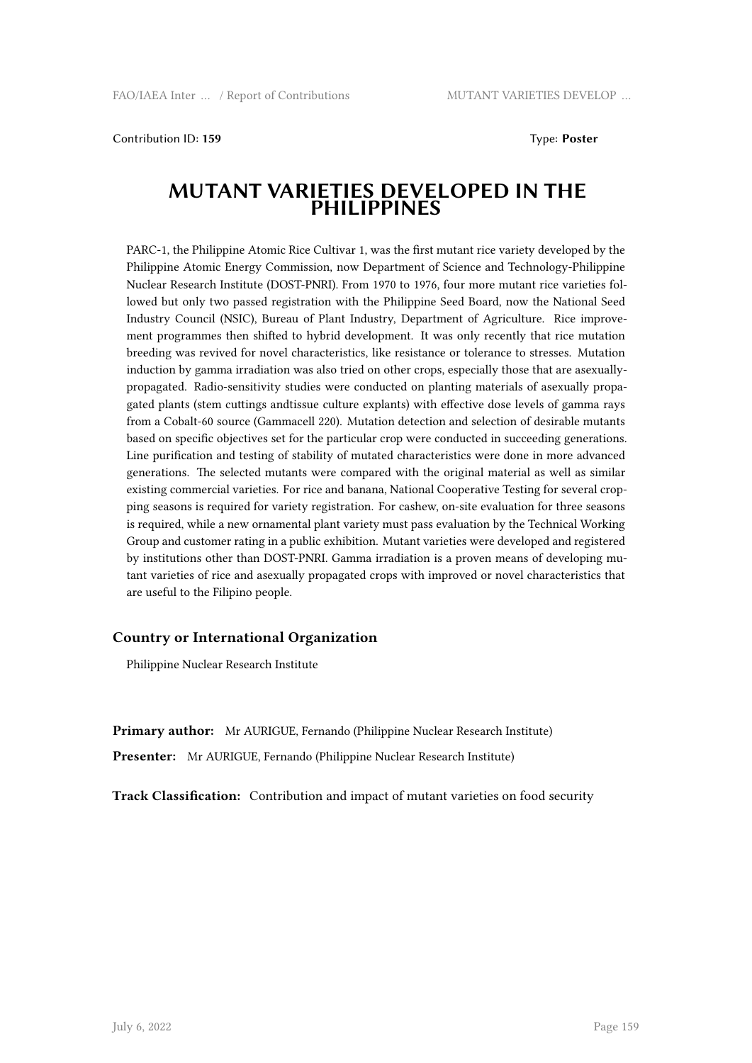Contribution ID: **159** Type: **Poster**

# MUTANT VARIETIES DEVELOPED IN THE PHILIPPINES

PARC-1, the Philippine Atomic Rice Cultivar 1, was the first mutant rice variety developed by the Philippine Atomic Energy Commission, now Department of Science and Technology-Philippine Nuclear Research Institute (DOST-PNRI). From 1970 to 1976, four more mutant rice varieties followed but only two passed registration with the Philippine Seed Board, now the National Seed Industry Council (NSIC), Bureau of Plant Industry, Department of Agriculture. Rice improvement programmes then shifted to hybrid development. It was only recently that rice mutation breeding was revived for novel characteristics, like resistance or tolerance to stresses. Mutation induction by gamma irradiation was also tried on other crops, especially those that are asexually-propagated. Radio-sensitivity studies were conducted on planting materials of asexually propagated plants (stem cuttings andtissue culture explants) with effective dose levels of gamma rays from a Cobalt-60 source (Gammacell 220). Mutation detection and selection of desirable mutants based on specific objectives set for the particular crop were conducted in succeeding generations. Line purification and testing of stability of mutated characteristics were done in more advanced generations. The selected mutants were compared with the original material as well as similar existing commercial varieties. For rice and banana, National Cooperative Testing for several cropping seasons is required for variety registration. For cashew, on-site evaluation for three seasons is required, while a new ornamental plant variety must pass evaluation by the Technical Working Group and customer rating in a public exhibition. Mutant varieties were developed and registered by institutions other than DOST-PNRI. Gamma irradiation is a proven means of developing mutant varieties of rice and asexually propagated crops with improved or novel characteristics that are useful to the Filipino people.

### Country or International Organization

Philippine Nuclear Research Institute

**Primary author:** Mr AURIGUE, Fernando (Philippine Nuclear Research Institute)

**Presenter:** Mr AURIGUE, Fernando (Philippine Nuclear Research Institute)

**Track Classification:** Contribution and impact of mutant varieties on food security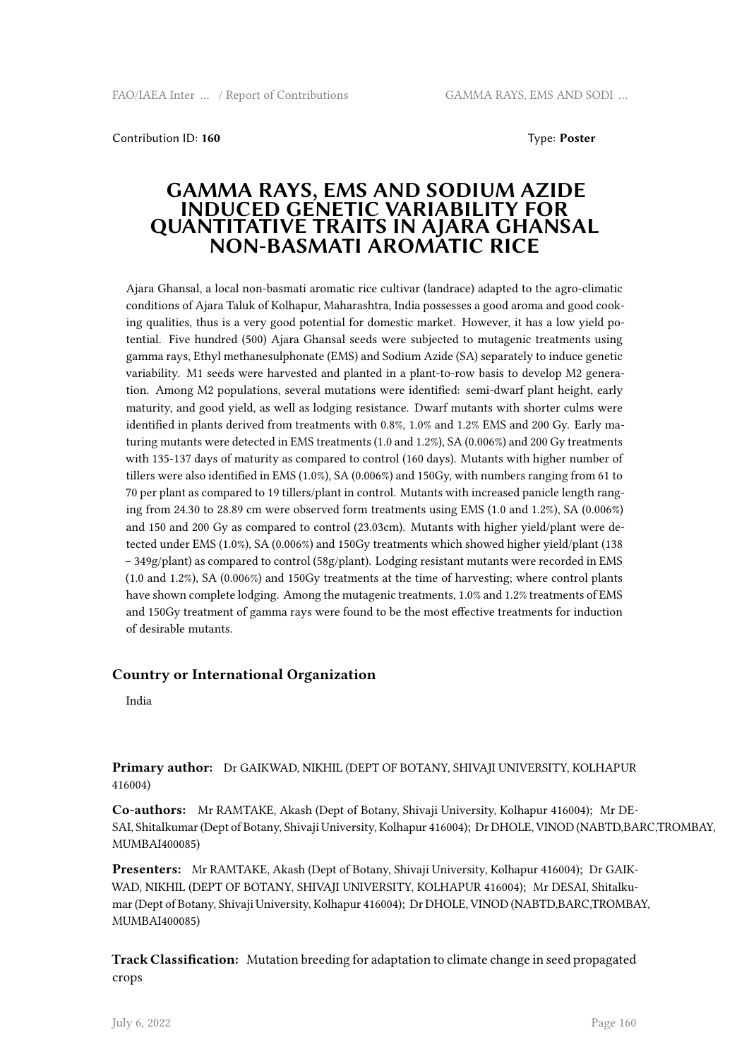Contribution ID: **160**　　　　　　　　　　　　　　　　　　　　　　　　　　Type: **Poster**

# GAMMA RAYS, EMS AND SODIUM AZIDE INDUCED GENETIC VARIABILITY FOR QUANTITATIVE TRAITS IN AJARA GHANSAL NON-BASMATI AROMATIC RICE

Ajara Ghansal, a local non-basmati aromatic rice cultivar (landrace) adapted to the agro-climatic conditions of Ajara Taluk of Kolhapur, Maharashtra, India possesses a good aroma and good cooking qualities, thus is a very good potential for domestic market. However, it has a low yield potential. Five hundred (500) Ajara Ghansal seeds were subjected to mutagenic treatments using gamma rays, Ethyl methanesulphonate (EMS) and Sodium Azide (SA) separately to induce genetic variability. M1 seeds were harvested and planted in a plant-to-row basis to develop M2 generation. Among M2 populations, several mutations were identified: semi-dwarf plant height, early maturity, and good yield, as well as lodging resistance. Dwarf mutants with shorter culms were identified in plants derived from treatments with 0.8%, 1.0% and 1.2% EMS and 200 Gy. Early maturing mutants were detected in EMS treatments (1.0 and 1.2%), SA (0.006%) and 200 Gy treatments with 135-137 days of maturity as compared to control (160 days). Mutants with higher number of tillers were also identified in EMS (1.0%), SA (0.006%) and 150Gy, with numbers ranging from 61 to 70 per plant as compared to 19 tillers/plant in control. Mutants with increased panicle length ranging from 24.30 to 28.89 cm were observed form treatments using EMS (1.0 and 1.2%), SA (0.006%) and 150 and 200 Gy as compared to control (23.03cm). Mutants with higher yield/plant were detected under EMS (1.0%), SA (0.006%) and 150Gy treatments which showed higher yield/plant (138 – 349g/plant) as compared to control (58g/plant). Lodging resistant mutants were recorded in EMS (1.0 and 1.2%), SA (0.006%) and 150Gy treatments at the time of harvesting; where control plants have shown complete lodging. Among the mutagenic treatments, 1.0% and 1.2% treatments of EMS and 150Gy treatment of gamma rays were found to be the most effective treatments for induction of desirable mutants.

### Country or International Organization

India

**Primary author:** Dr GAIKWAD, NIKHIL (DEPT OF BOTANY, SHIVAJI UNIVERSITY, KOLHAPUR 416004)

**Co-authors:** Mr RAMTAKE, Akash (Dept of Botany, Shivaji University, Kolhapur 416004); Mr DESAI, Shitalkumar (Dept of Botany, Shivaji University, Kolhapur 416004); Dr DHOLE, VINOD (NABTD,BARC,TROMBAY, MUMBAI400085)

**Presenters:** Mr RAMTAKE, Akash (Dept of Botany, Shivaji University, Kolhapur 416004); Dr GAIKWAD, NIKHIL (DEPT OF BOTANY, SHIVAJI UNIVERSITY, KOLHAPUR 416004); Mr DESAI, Shitalkumar (Dept of Botany, Shivaji University, Kolhapur 416004); Dr DHOLE, VINOD (NABTD,BARC,TROMBAY, MUMBAI400085)

**Track Classification:** Mutation breeding for adaptation to climate change in seed propagated crops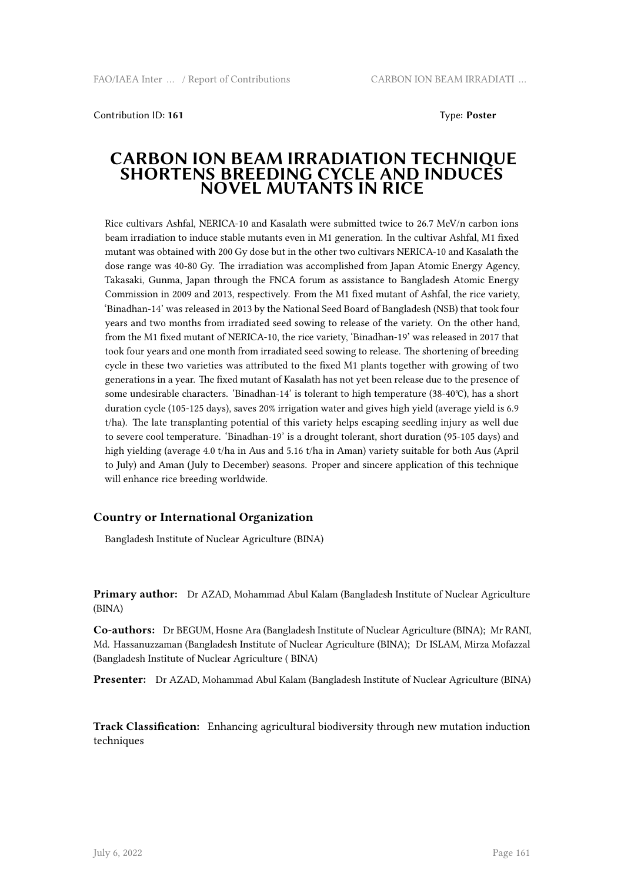Contribution ID: **161** Type: **Poster**

# CARBON ION BEAM IRRADIATION TECHNIQUE SHORTENS BREEDING CYCLE AND INDUCES NOVEL MUTANTS IN RICE

Rice cultivars Ashfal, NERICA-10 and Kasalath were submitted twice to 26.7 MeV/n carbon ions beam irradiation to induce stable mutants even in M1 generation. In the cultivar Ashfal, M1 fixed mutant was obtained with 200 Gy dose but in the other two cultivars NERICA-10 and Kasalath the dose range was 40-80 Gy. The irradiation was accomplished from Japan Atomic Energy Agency, Takasaki, Gunma, Japan through the FNCA forum as assistance to Bangladesh Atomic Energy Commission in 2009 and 2013, respectively. From the M1 fixed mutant of Ashfal, the rice variety, 'Binadhan-14' was released in 2013 by the National Seed Board of Bangladesh (NSB) that took four years and two months from irradiated seed sowing to release of the variety. On the other hand, from the M1 fixed mutant of NERICA-10, the rice variety, 'Binadhan-19' was released in 2017 that took four years and one month from irradiated seed sowing to release. The shortening of breeding cycle in these two varieties was attributed to the fixed M1 plants together with growing of two generations in a year. The fixed mutant of Kasalath has not yet been release due to the presence of some undesirable characters. 'Binadhan-14' is tolerant to high temperature (38-40℃), has a short duration cycle (105-125 days), saves 20% irrigation water and gives high yield (average yield is 6.9 t/ha). The late transplanting potential of this variety helps escaping seedling injury as well due to severe cool temperature. 'Binadhan-19' is a drought tolerant, short duration (95-105 days) and high yielding (average 4.0 t/ha in Aus and 5.16 t/ha in Aman) variety suitable for both Aus (April to July) and Aman (July to December) seasons. Proper and sincere application of this technique will enhance rice breeding worldwide.

### Country or International Organization

Bangladesh Institute of Nuclear Agriculture (BINA)

**Primary author:** Dr AZAD, Mohammad Abul Kalam (Bangladesh Institute of Nuclear Agriculture (BINA)

**Co-authors:** Dr BEGUM, Hosne Ara (Bangladesh Institute of Nuclear Agriculture (BINA); Mr RANI, Md. Hassanuzzaman (Bangladesh Institute of Nuclear Agriculture (BINA); Dr ISLAM, Mirza Mofazzal (Bangladesh Institute of Nuclear Agriculture ( BINA)

**Presenter:** Dr AZAD, Mohammad Abul Kalam (Bangladesh Institute of Nuclear Agriculture (BINA)

**Track Classification:** Enhancing agricultural biodiversity through new mutation induction techniques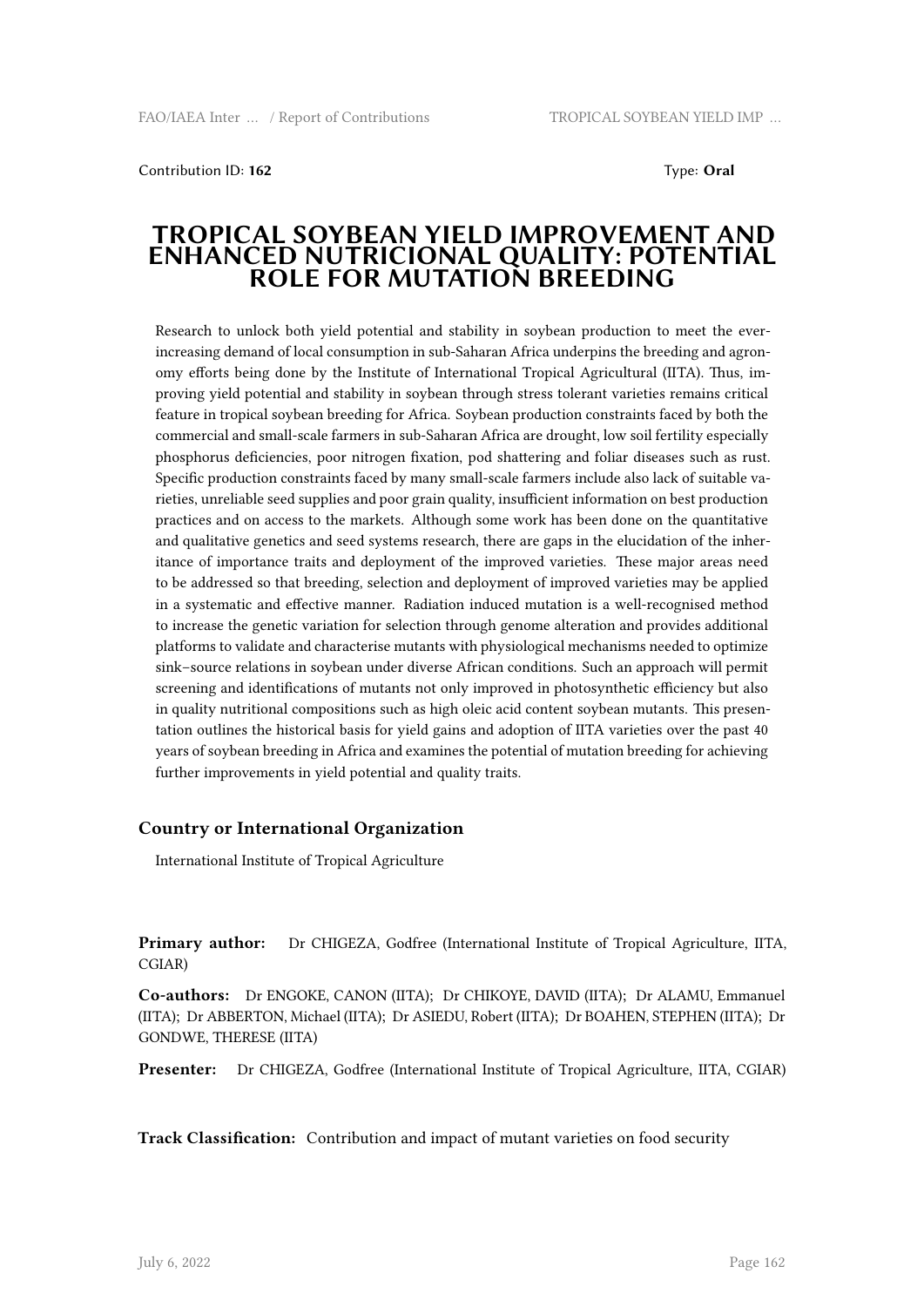Contribution ID: **162**

Type: **Oral**

# TROPICAL SOYBEAN YIELD IMPROVEMENT AND ENHANCED NUTRICIONAL QUALITY: POTENTIAL ROLE FOR MUTATION BREEDING

Research to unlock both yield potential and stability in soybean production to meet the ever-increasing demand of local consumption in sub-Saharan Africa underpins the breeding and agronomy efforts being done by the Institute of International Tropical Agricultural (IITA). Thus, improving yield potential and stability in soybean through stress tolerant varieties remains critical feature in tropical soybean breeding for Africa. Soybean production constraints faced by both the commercial and small-scale farmers in sub-Saharan Africa are drought, low soil fertility especially phosphorus deficiencies, poor nitrogen fixation, pod shattering and foliar diseases such as rust. Specific production constraints faced by many small-scale farmers include also lack of suitable varieties, unreliable seed supplies and poor grain quality, insufficient information on best production practices and on access to the markets. Although some work has been done on the quantitative and qualitative genetics and seed systems research, there are gaps in the elucidation of the inheritance of importance traits and deployment of the improved varieties. These major areas need to be addressed so that breeding, selection and deployment of improved varieties may be applied in a systematic and effective manner. Radiation induced mutation is a well-recognised method to increase the genetic variation for selection through genome alteration and provides additional platforms to validate and characterise mutants with physiological mechanisms needed to optimize sink–source relations in soybean under diverse African conditions. Such an approach will permit screening and identifications of mutants not only improved in photosynthetic efficiency but also in quality nutritional compositions such as high oleic acid content soybean mutants. This presentation outlines the historical basis for yield gains and adoption of IITA varieties over the past 40 years of soybean breeding in Africa and examines the potential of mutation breeding for achieving further improvements in yield potential and quality traits.

## Country or International Organization

International Institute of Tropical Agriculture

**Primary author:** Dr CHIGEZA, Godfree (International Institute of Tropical Agriculture, IITA, CGIAR)

**Co-authors:** Dr ENGOKE, CANON (IITA); Dr CHIKOYE, DAVID (IITA); Dr ALAMU, Emmanuel (IITA); Dr ABBERTON, Michael (IITA); Dr ASIEDU, Robert (IITA); Dr BOAHEN, STEPHEN (IITA); Dr GONDWE, THERESE (IITA)

**Presenter:** Dr CHIGEZA, Godfree (International Institute of Tropical Agriculture, IITA, CGIAR)

**Track Classification:** Contribution and impact of mutant varieties on food security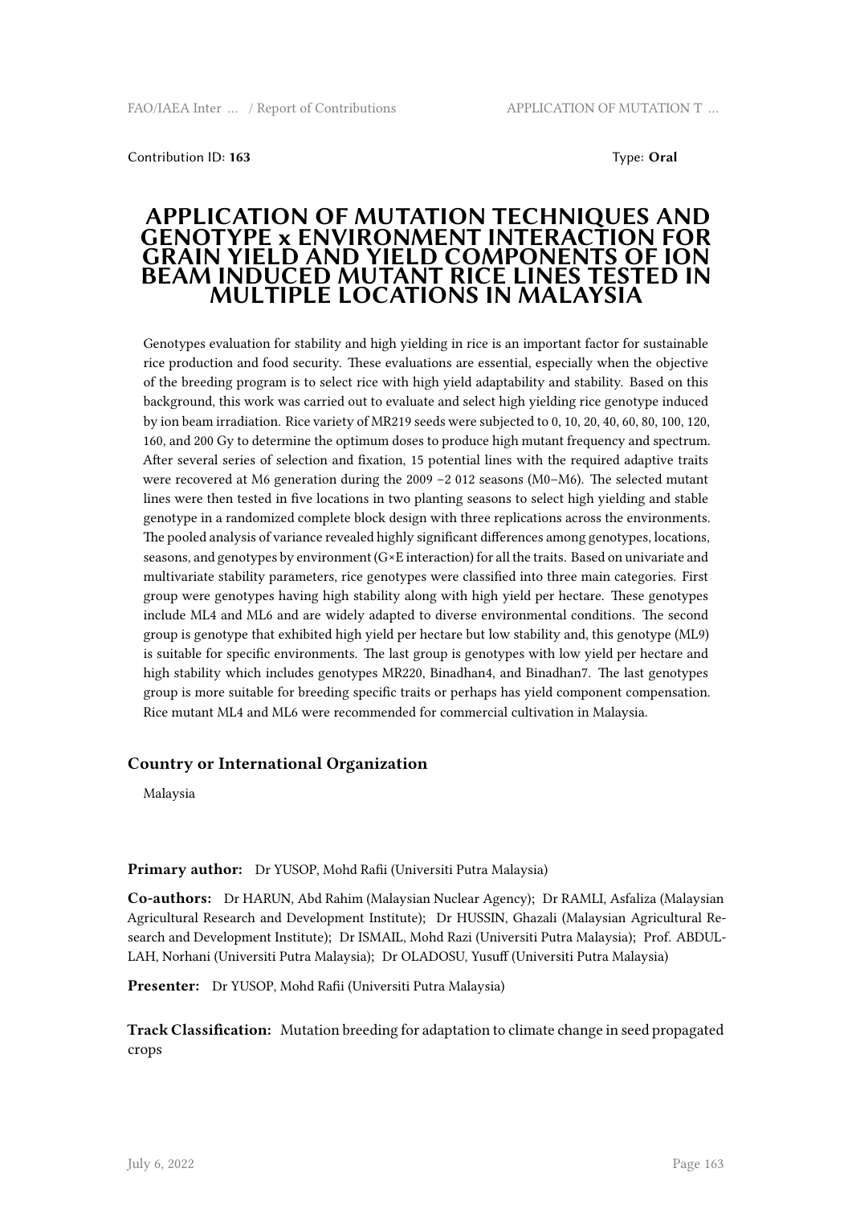Contribution ID: **163** Type: **Oral**

# APPLICATION OF MUTATION TECHNIQUES AND GENOTYPE x ENVIRONMENT INTERACTION FOR GRAIN YIELD AND YIELD COMPONENTS OF ION BEAM INDUCED MUTANT RICE LINES TESTED IN MULTIPLE LOCATIONS IN MALAYSIA

Genotypes evaluation for stability and high yielding in rice is an important factor for sustainable rice production and food security. These evaluations are essential, especially when the objective of the breeding program is to select rice with high yield adaptability and stability. Based on this background, this work was carried out to evaluate and select high yielding rice genotype induced by ion beam irradiation. Rice variety of MR219 seeds were subjected to 0, 10, 20, 40, 60, 80, 100, 120, 160, and 200 Gy to determine the optimum doses to produce high mutant frequency and spectrum. After several series of selection and fixation, 15 potential lines with the required adaptive traits were recovered at M6 generation during the 2009 −2 012 seasons (M0–M6). The selected mutant lines were then tested in five locations in two planting seasons to select high yielding and stable genotype in a randomized complete block design with three replications across the environments. The pooled analysis of variance revealed highly significant differences among genotypes, locations, seasons, and genotypes by environment (G×E interaction) for all the traits. Based on univariate and multivariate stability parameters, rice genotypes were classified into three main categories. First group were genotypes having high stability along with high yield per hectare. These genotypes include ML4 and ML6 and are widely adapted to diverse environmental conditions. The second group is genotype that exhibited high yield per hectare but low stability and, this genotype (ML9) is suitable for specific environments. The last group is genotypes with low yield per hectare and high stability which includes genotypes MR220, Binadhan4, and Binadhan7. The last genotypes group is more suitable for breeding specific traits or perhaps has yield component compensation. Rice mutant ML4 and ML6 were recommended for commercial cultivation in Malaysia.

### Country or International Organization

Malaysia

**Primary author:** Dr YUSOP, Mohd Rafii (Universiti Putra Malaysia)

**Co-authors:** Dr HARUN, Abd Rahim (Malaysian Nuclear Agency); Dr RAMLI, Asfaliza (Malaysian Agricultural Research and Development Institute); Dr HUSSIN, Ghazali (Malaysian Agricultural Research and Development Institute); Dr ISMAIL, Mohd Razi (Universiti Putra Malaysia); Prof. ABDULLAH, Norhani (Universiti Putra Malaysia); Dr OLADOSU, Yusuff (Universiti Putra Malaysia)

**Presenter:** Dr YUSOP, Mohd Rafii (Universiti Putra Malaysia)

**Track Classification:** Mutation breeding for adaptation to climate change in seed propagated crops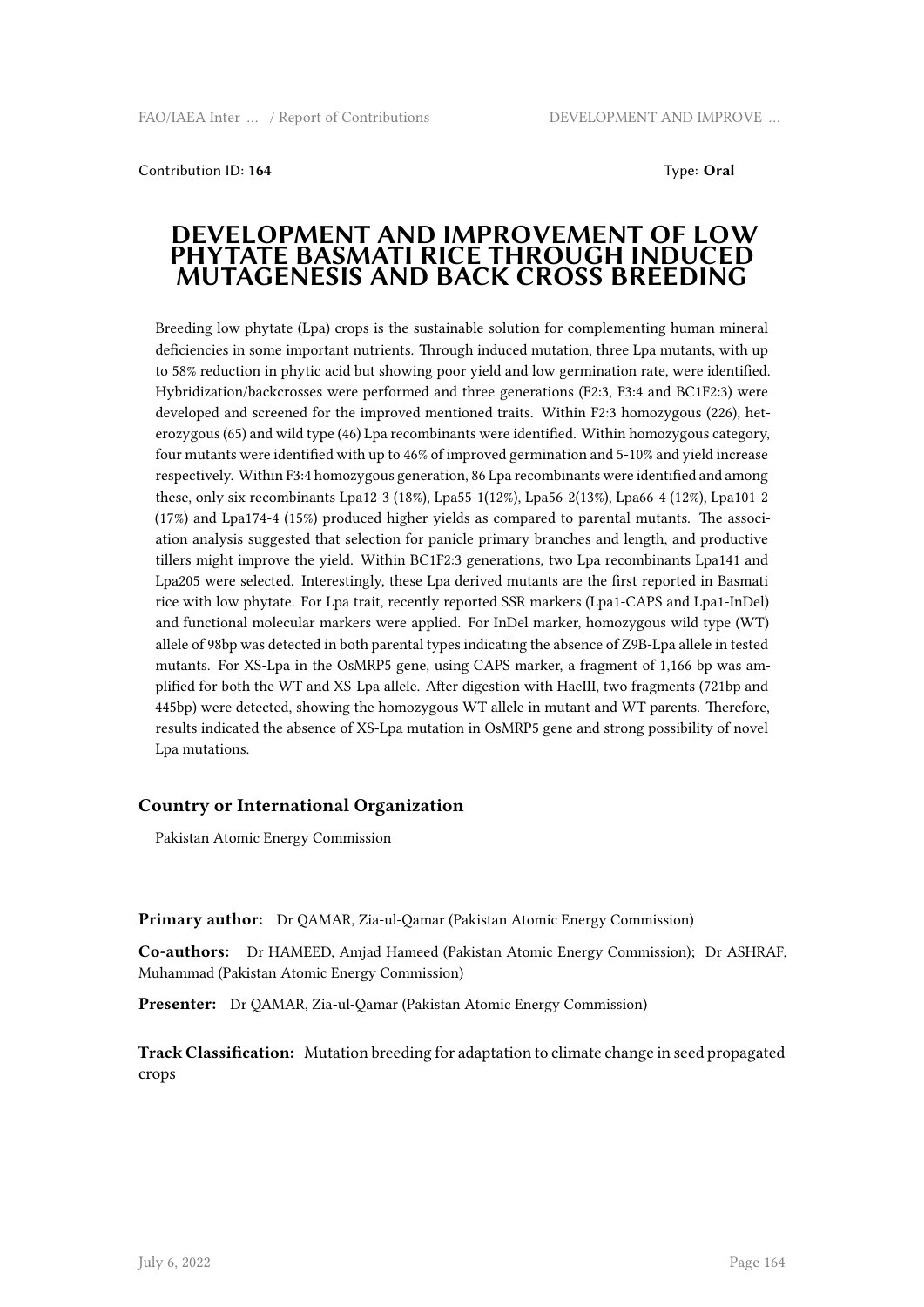Contribution ID: **164**

Type: **Oral**

# DEVELOPMENT AND IMPROVEMENT OF LOW PHYTATE BASMATI RICE THROUGH INDUCED MUTAGENESIS AND BACK CROSS BREEDING

Breeding low phytate (Lpa) crops is the sustainable solution for complementing human mineral deficiencies in some important nutrients. Through induced mutation, three Lpa mutants, with up to 58% reduction in phytic acid but showing poor yield and low germination rate, were identified. Hybridization/backcrosses were performed and three generations (F2:3, F3:4 and BC1F2:3) were developed and screened for the improved mentioned traits. Within F2:3 homozygous (226), heterozygous (65) and wild type (46) Lpa recombinants were identified. Within homozygous category, four mutants were identified with up to 46% of improved germination and 5-10% and yield increase respectively. Within F3:4 homozygous generation, 86 Lpa recombinants were identified and among these, only six recombinants Lpa12-3 (18%), Lpa55-1(12%), Lpa56-2(13%), Lpa66-4 (12%), Lpa101-2 (17%) and Lpa174-4 (15%) produced higher yields as compared to parental mutants. The association analysis suggested that selection for panicle primary branches and length, and productive tillers might improve the yield. Within BC1F2:3 generations, two Lpa recombinants Lpa141 and Lpa205 were selected. Interestingly, these Lpa derived mutants are the first reported in Basmati rice with low phytate. For Lpa trait, recently reported SSR markers (Lpa1-CAPS and Lpa1-InDel) and functional molecular markers were applied. For InDel marker, homozygous wild type (WT) allele of 98bp was detected in both parental types indicating the absence of Z9B-Lpa allele in tested mutants. For XS-Lpa in the OsMRP5 gene, using CAPS marker, a fragment of 1,166 bp was amplified for both the WT and XS-Lpa allele. After digestion with HaeIII, two fragments (721bp and 445bp) were detected, showing the homozygous WT allele in mutant and WT parents. Therefore, results indicated the absence of XS-Lpa mutation in OsMRP5 gene and strong possibility of novel Lpa mutations.

### Country or International Organization

Pakistan Atomic Energy Commission

**Primary author:** Dr QAMAR, Zia-ul-Qamar (Pakistan Atomic Energy Commission)

**Co-authors:** Dr HAMEED, Amjad Hameed (Pakistan Atomic Energy Commission); Dr ASHRAF, Muhammad (Pakistan Atomic Energy Commission)

**Presenter:** Dr QAMAR, Zia-ul-Qamar (Pakistan Atomic Energy Commission)

**Track Classification:** Mutation breeding for adaptation to climate change in seed propagated crops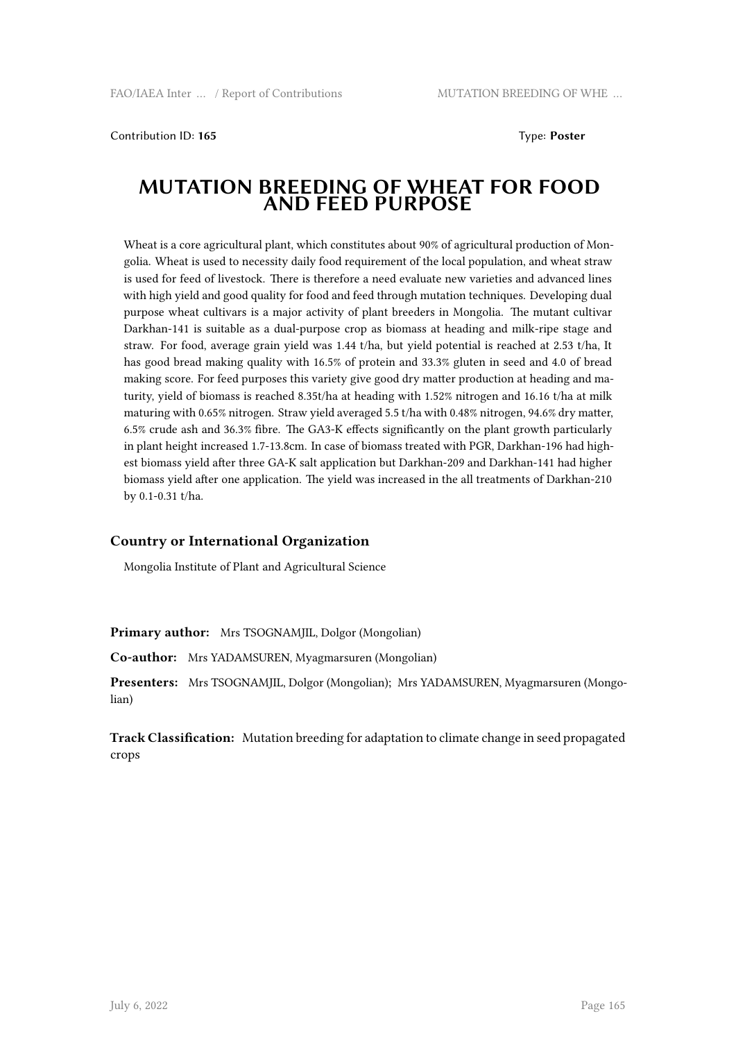Contribution ID: **165** Type: **Poster**

# MUTATION BREEDING OF WHEAT FOR FOOD AND FEED PURPOSE

Wheat is a core agricultural plant, which constitutes about 90% of agricultural production of Mongolia. Wheat is used to necessity daily food requirement of the local population, and wheat straw is used for feed of livestock. There is therefore a need evaluate new varieties and advanced lines with high yield and good quality for food and feed through mutation techniques. Developing dual purpose wheat cultivars is a major activity of plant breeders in Mongolia. The mutant cultivar Darkhan-141 is suitable as a dual-purpose crop as biomass at heading and milk-ripe stage and straw. For food, average grain yield was 1.44 t/ha, but yield potential is reached at 2.53 t/ha, It has good bread making quality with 16.5% of protein and 33.3% gluten in seed and 4.0 of bread making score. For feed purposes this variety give good dry matter production at heading and maturity, yield of biomass is reached 8.35t/ha at heading with 1.52% nitrogen and 16.16 t/ha at milk maturing with 0.65% nitrogen. Straw yield averaged 5.5 t/ha with 0.48% nitrogen, 94.6% dry matter, 6.5% crude ash and 36.3% fibre. The GA3-K effects significantly on the plant growth particularly in plant height increased 1.7-13.8cm. In case of biomass treated with PGR, Darkhan-196 had highest biomass yield after three GA-K salt application but Darkhan-209 and Darkhan-141 had higher biomass yield after one application. The yield was increased in the all treatments of Darkhan-210 by 0.1-0.31 t/ha.

### Country or International Organization

Mongolia Institute of Plant and Agricultural Science

**Primary author:** Mrs TSOGNAMJIL, Dolgor (Mongolian)

**Co-author:** Mrs YADAMSUREN, Myagmarsuren (Mongolian)

**Presenters:** Mrs TSOGNAMJIL, Dolgor (Mongolian); Mrs YADAMSUREN, Myagmarsuren (Mongolian)

**Track Classification:** Mutation breeding for adaptation to climate change in seed propagated crops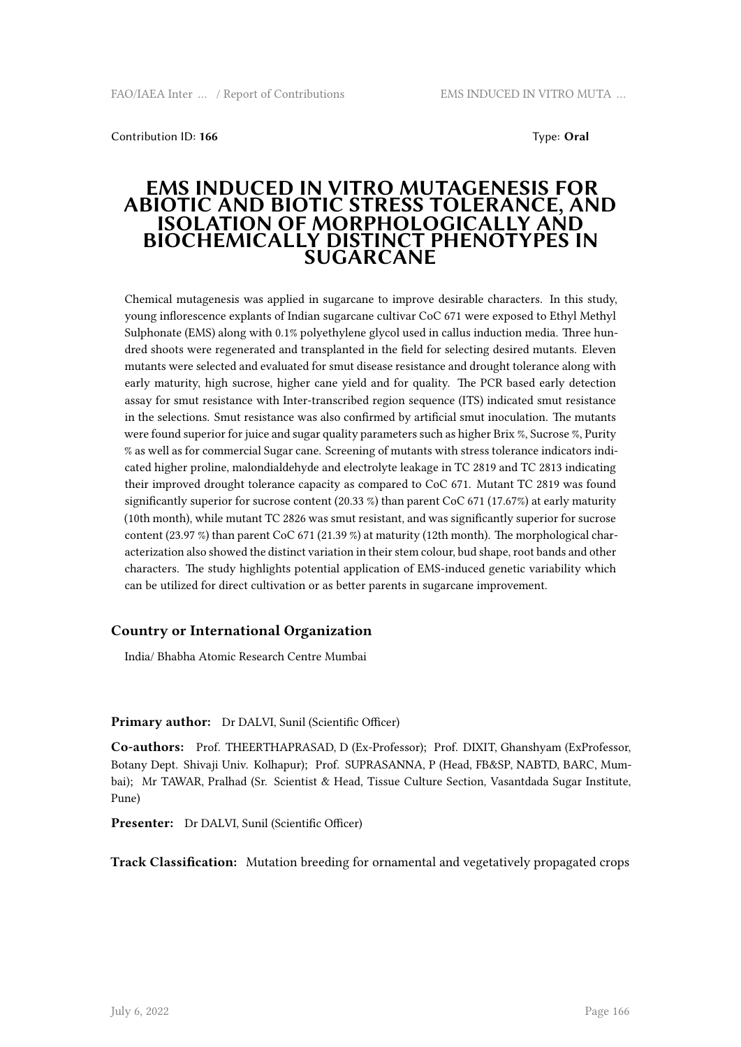Contribution ID: **166** Type: **Oral**

# EMS INDUCED IN VITRO MUTAGENESIS FOR ABIOTIC AND BIOTIC STRESS TOLERANCE, AND ISOLATION OF MORPHOLOGICALLY AND BIOCHEMICALLY DISTINCT PHENOTYPES IN SUGARCANE

Chemical mutagenesis was applied in sugarcane to improve desirable characters. In this study, young inflorescence explants of Indian sugarcane cultivar CoC 671 were exposed to Ethyl Methyl Sulphonate (EMS) along with 0.1% polyethylene glycol used in callus induction media. Three hundred shoots were regenerated and transplanted in the field for selecting desired mutants. Eleven mutants were selected and evaluated for smut disease resistance and drought tolerance along with early maturity, high sucrose, higher cane yield and for quality. The PCR based early detection assay for smut resistance with Inter-transcribed region sequence (ITS) indicated smut resistance in the selections. Smut resistance was also confirmed by artificial smut inoculation. The mutants were found superior for juice and sugar quality parameters such as higher Brix %, Sucrose %, Purity % as well as for commercial Sugar cane. Screening of mutants with stress tolerance indicators indicated higher proline, malondialdehyde and electrolyte leakage in TC 2819 and TC 2813 indicating their improved drought tolerance capacity as compared to CoC 671. Mutant TC 2819 was found significantly superior for sucrose content (20.33 %) than parent CoC 671 (17.67%) at early maturity (10th month), while mutant TC 2826 was smut resistant, and was significantly superior for sucrose content (23.97 %) than parent CoC 671 (21.39 %) at maturity (12th month). The morphological characterization also showed the distinct variation in their stem colour, bud shape, root bands and other characters. The study highlights potential application of EMS-induced genetic variability which can be utilized for direct cultivation or as better parents in sugarcane improvement.

### Country or International Organization

India/ Bhabha Atomic Research Centre Mumbai

**Primary author:** Dr DALVI, Sunil (Scientific Officer)

**Co-authors:** Prof. THEERTHAPRASAD, D (Ex-Professor); Prof. DIXIT, Ghanshyam (ExProfessor, Botany Dept. Shivaji Univ. Kolhapur); Prof. SUPRASANNA, P (Head, FB&SP, NABTD, BARC, Mumbai); Mr TAWAR, Pralhad (Sr. Scientist & Head, Tissue Culture Section, Vasantdada Sugar Institute, Pune)

**Presenter:** Dr DALVI, Sunil (Scientific Officer)

**Track Classification:** Mutation breeding for ornamental and vegetatively propagated crops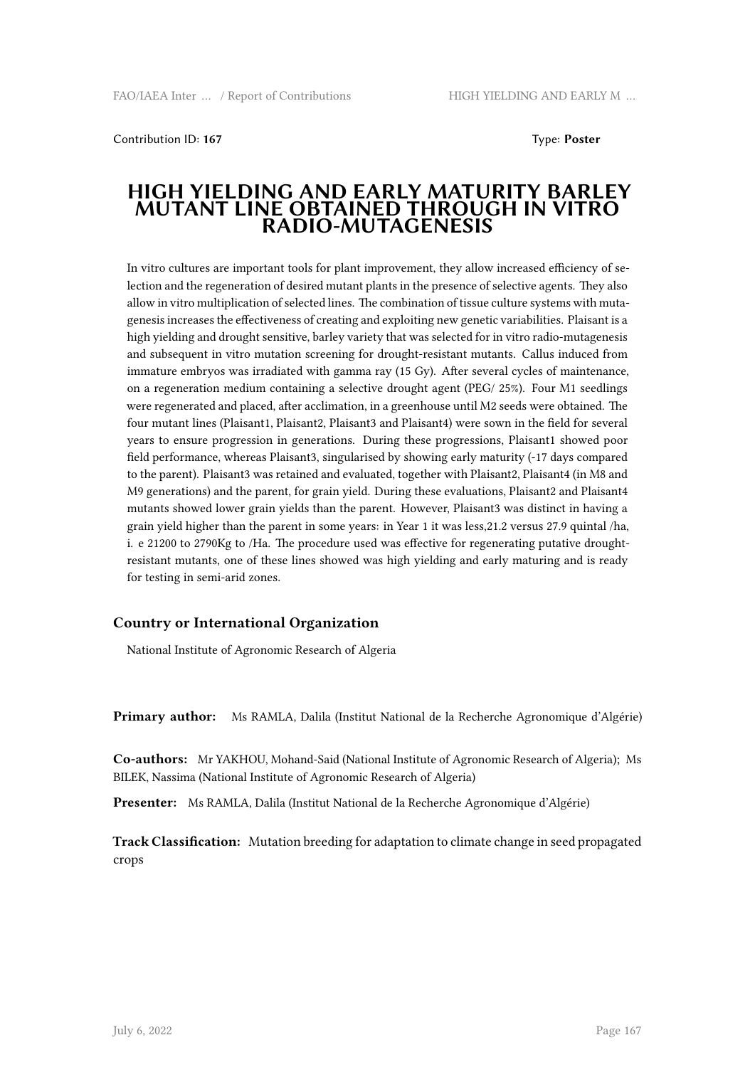Contribution ID: **167**

Type: **Poster**

# HIGH YIELDING AND EARLY MATURITY BARLEY MUTANT LINE OBTAINED THROUGH IN VITRO RADIO-MUTAGENESIS

In vitro cultures are important tools for plant improvement, they allow increased efficiency of selection and the regeneration of desired mutant plants in the presence of selective agents. They also allow in vitro multiplication of selected lines. The combination of tissue culture systems with mutagenesis increases the effectiveness of creating and exploiting new genetic variabilities. Plaisant is a high yielding and drought sensitive, barley variety that was selected for in vitro radio-mutagenesis and subsequent in vitro mutation screening for drought-resistant mutants. Callus induced from immature embryos was irradiated with gamma ray (15 Gy). After several cycles of maintenance, on a regeneration medium containing a selective drought agent (PEG/ 25%). Four M1 seedlings were regenerated and placed, after acclimation, in a greenhouse until M2 seeds were obtained. The four mutant lines (Plaisant1, Plaisant2, Plaisant3 and Plaisant4) were sown in the field for several years to ensure progression in generations. During these progressions, Plaisant1 showed poor field performance, whereas Plaisant3, singularised by showing early maturity (-17 days compared to the parent). Plaisant3 was retained and evaluated, together with Plaisant2, Plaisant4 (in M8 and M9 generations) and the parent, for grain yield. During these evaluations, Plaisant2 and Plaisant4 mutants showed lower grain yields than the parent. However, Plaisant3 was distinct in having a grain yield higher than the parent in some years: in Year 1 it was less,21.2 versus 27.9 quintal /ha, i. e 21200 to 2790Kg to /Ha. The procedure used was effective for regenerating putative drought-resistant mutants, one of these lines showed was high yielding and early maturing and is ready for testing in semi-arid zones.

### Country or International Organization

National Institute of Agronomic Research of Algeria

**Primary author:** Ms RAMLA, Dalila (Institut National de la Recherche Agronomique d'Algérie)

**Co-authors:** Mr YAKHOU, Mohand-Said (National Institute of Agronomic Research of Algeria); Ms BILEK, Nassima (National Institute of Agronomic Research of Algeria)

**Presenter:** Ms RAMLA, Dalila (Institut National de la Recherche Agronomique d'Algérie)

**Track Classification:** Mutation breeding for adaptation to climate change in seed propagated crops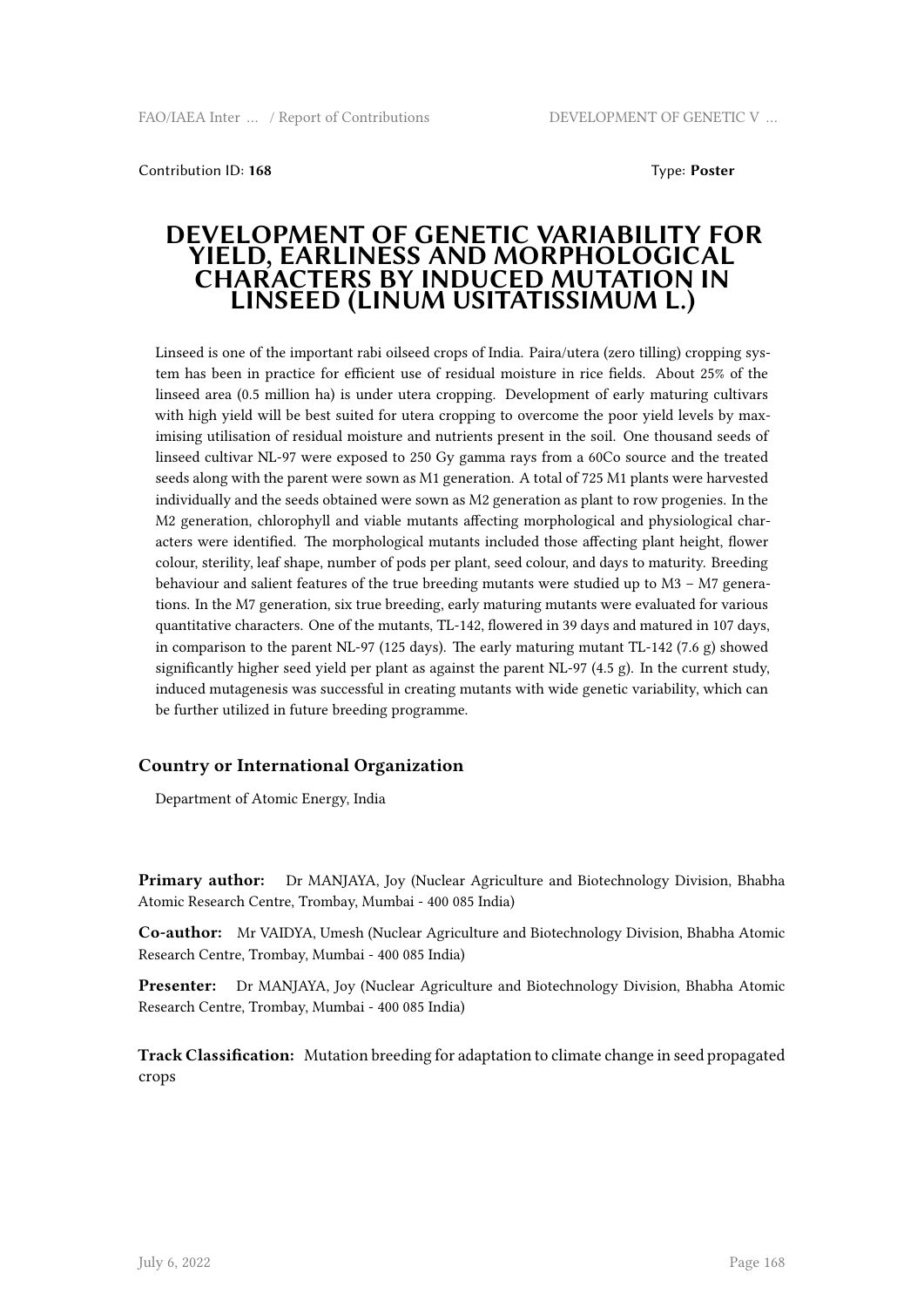Contribution ID: **168** Type: **Poster**

# DEVELOPMENT OF GENETIC VARIABILITY FOR YIELD, EARLINESS AND MORPHOLOGICAL CHARACTERS BY INDUCED MUTATION IN LINSEED (LINUM USITATISSIMUM L.)

Linseed is one of the important rabi oilseed crops of India. Paira/utera (zero tilling) cropping system has been in practice for efficient use of residual moisture in rice fields. About 25% of the linseed area (0.5 million ha) is under utera cropping. Development of early maturing cultivars with high yield will be best suited for utera cropping to overcome the poor yield levels by maximising utilisation of residual moisture and nutrients present in the soil. One thousand seeds of linseed cultivar NL-97 were exposed to 250 Gy gamma rays from a 60Co source and the treated seeds along with the parent were sown as M1 generation. A total of 725 M1 plants were harvested individually and the seeds obtained were sown as M2 generation as plant to row progenies. In the M2 generation, chlorophyll and viable mutants affecting morphological and physiological characters were identified. The morphological mutants included those affecting plant height, flower colour, sterility, leaf shape, number of pods per plant, seed colour, and days to maturity. Breeding behaviour and salient features of the true breeding mutants were studied up to M3 – M7 generations. In the M7 generation, six true breeding, early maturing mutants were evaluated for various quantitative characters. One of the mutants, TL-142, flowered in 39 days and matured in 107 days, in comparison to the parent NL-97 (125 days). The early maturing mutant TL-142 (7.6 g) showed significantly higher seed yield per plant as against the parent NL-97 (4.5 g). In the current study, induced mutagenesis was successful in creating mutants with wide genetic variability, which can be further utilized in future breeding programme.

## Country or International Organization

Department of Atomic Energy, India

**Primary author:** Dr MANJAYA, Joy (Nuclear Agriculture and Biotechnology Division, Bhabha Atomic Research Centre, Trombay, Mumbai - 400 085 India)

**Co-author:** Mr VAIDYA, Umesh (Nuclear Agriculture and Biotechnology Division, Bhabha Atomic Research Centre, Trombay, Mumbai - 400 085 India)

**Presenter:** Dr MANJAYA, Joy (Nuclear Agriculture and Biotechnology Division, Bhabha Atomic Research Centre, Trombay, Mumbai - 400 085 India)

**Track Classification:** Mutation breeding for adaptation to climate change in seed propagated crops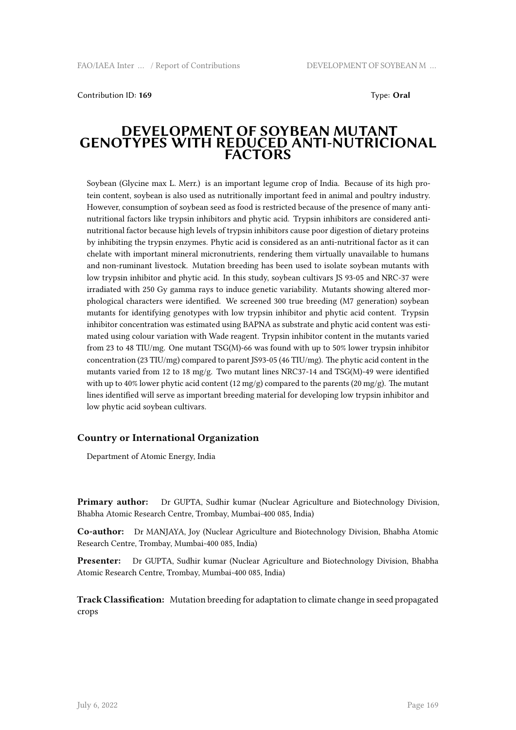Contribution ID: **169** Type: **Oral**

# DEVELOPMENT OF SOYBEAN MUTANT GENOTYPES WITH REDUCED ANTI-NUTRICIONAL FACTORS

Soybean (Glycine max L. Merr.) is an important legume crop of India. Because of its high protein content, soybean is also used as nutritionally important feed in animal and poultry industry. However, consumption of soybean seed as food is restricted because of the presence of many anti-nutritional factors like trypsin inhibitors and phytic acid. Trypsin inhibitors are considered anti-nutritional factor because high levels of trypsin inhibitors cause poor digestion of dietary proteins by inhibiting the trypsin enzymes. Phytic acid is considered as an anti-nutritional factor as it can chelate with important mineral micronutrients, rendering them virtually unavailable to humans and non-ruminant livestock. Mutation breeding has been used to isolate soybean mutants with low trypsin inhibitor and phytic acid. In this study, soybean cultivars JS 93-05 and NRC-37 were irradiated with 250 Gy gamma rays to induce genetic variability. Mutants showing altered morphological characters were identified. We screened 300 true breeding (M7 generation) soybean mutants for identifying genotypes with low trypsin inhibitor and phytic acid content. Trypsin inhibitor concentration was estimated using BAPNA as substrate and phytic acid content was estimated using colour variation with Wade reagent. Trypsin inhibitor content in the mutants varied from 23 to 48 TIU/mg. One mutant TSG(M)-66 was found with up to 50% lower trypsin inhibitor concentration (23 TIU/mg) compared to parent JS93-05 (46 TIU/mg). The phytic acid content in the mutants varied from 12 to 18 mg/g. Two mutant lines NRC37-14 and TSG(M)-49 were identified with up to 40% lower phytic acid content (12 mg/g) compared to the parents (20 mg/g). The mutant lines identified will serve as important breeding material for developing low trypsin inhibitor and low phytic acid soybean cultivars.

### Country or International Organization

Department of Atomic Energy, India

**Primary author:** Dr GUPTA, Sudhir kumar (Nuclear Agriculture and Biotechnology Division, Bhabha Atomic Research Centre, Trombay, Mumbai-400 085, India)

**Co-author:** Dr MANJAYA, Joy (Nuclear Agriculture and Biotechnology Division, Bhabha Atomic Research Centre, Trombay, Mumbai-400 085, India)

**Presenter:** Dr GUPTA, Sudhir kumar (Nuclear Agriculture and Biotechnology Division, Bhabha Atomic Research Centre, Trombay, Mumbai-400 085, India)

**Track Classification:** Mutation breeding for adaptation to climate change in seed propagated crops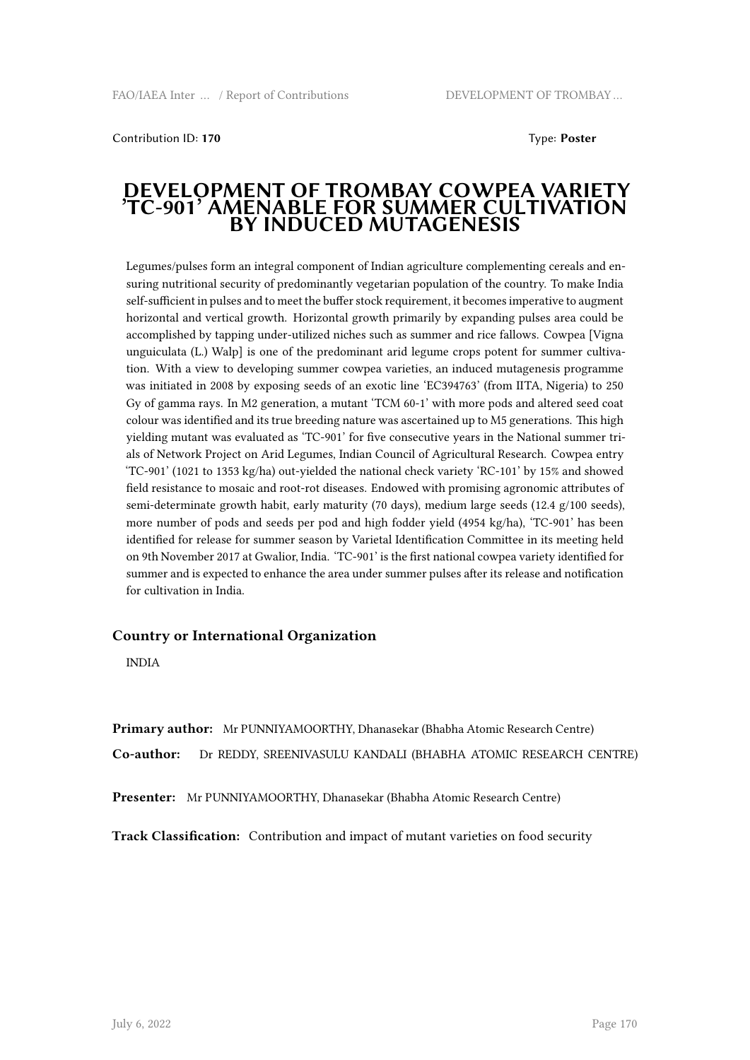Contribution ID: **170**

Type: **Poster**

# DEVELOPMENT OF TROMBAY COWPEA VARIETY 'TC-901' AMENABLE FOR SUMMER CULTIVATION BY INDUCED MUTAGENESIS

Legumes/pulses form an integral component of Indian agriculture complementing cereals and ensuring nutritional security of predominantly vegetarian population of the country. To make India self-sufficient in pulses and to meet the buffer stock requirement, it becomes imperative to augment horizontal and vertical growth. Horizontal growth primarily by expanding pulses area could be accomplished by tapping under-utilized niches such as summer and rice fallows. Cowpea [Vigna unguiculata (L.) Walp] is one of the predominant arid legume crops potent for summer cultivation. With a view to developing summer cowpea varieties, an induced mutagenesis programme was initiated in 2008 by exposing seeds of an exotic line 'EC394763' (from IITA, Nigeria) to 250 Gy of gamma rays. In M2 generation, a mutant 'TCM 60-1' with more pods and altered seed coat colour was identified and its true breeding nature was ascertained up to M5 generations. This high yielding mutant was evaluated as 'TC-901' for five consecutive years in the National summer trials of Network Project on Arid Legumes, Indian Council of Agricultural Research. Cowpea entry 'TC-901' (1021 to 1353 kg/ha) out-yielded the national check variety 'RC-101' by 15% and showed field resistance to mosaic and root-rot diseases. Endowed with promising agronomic attributes of semi-determinate growth habit, early maturity (70 days), medium large seeds (12.4 g/100 seeds), more number of pods and seeds per pod and high fodder yield (4954 kg/ha), 'TC-901' has been identified for release for summer season by Varietal Identification Committee in its meeting held on 9th November 2017 at Gwalior, India. 'TC-901' is the first national cowpea variety identified for summer and is expected to enhance the area under summer pulses after its release and notification for cultivation in India.

### Country or International Organization

INDIA

**Primary author:** Mr PUNNIYAMOORTHY, Dhanasekar (Bhabha Atomic Research Centre)

**Co-author:** Dr REDDY, SREENIVASULU KANDALI (BHABHA ATOMIC RESEARCH CENTRE)

**Presenter:** Mr PUNNIYAMOORTHY, Dhanasekar (Bhabha Atomic Research Centre)

**Track Classification:** Contribution and impact of mutant varieties on food security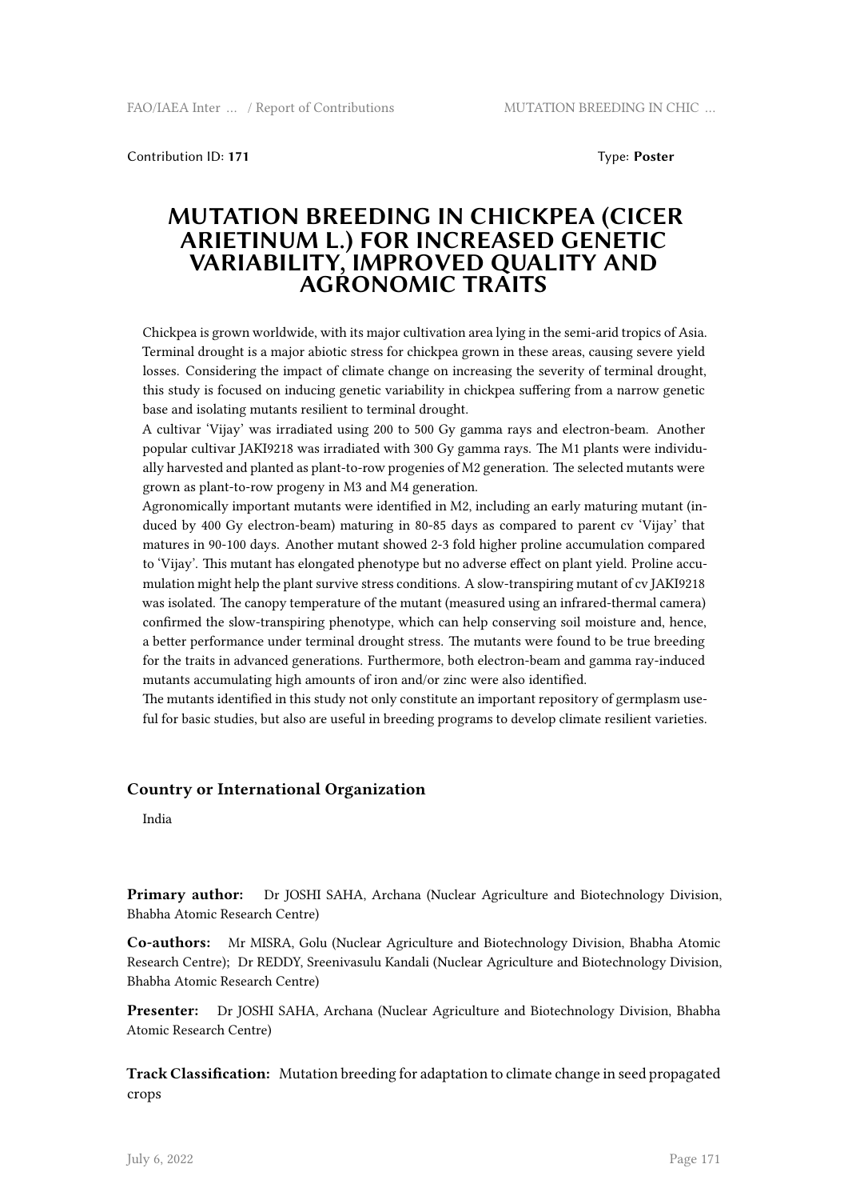Contribution ID: **171**

Type: **Poster**

# MUTATION BREEDING IN CHICKPEA (CICER ARIETINUM L.) FOR INCREASED GENETIC VARIABILITY, IMPROVED QUALITY AND AGRONOMIC TRAITS

Chickpea is grown worldwide, with its major cultivation area lying in the semi-arid tropics of Asia. Terminal drought is a major abiotic stress for chickpea grown in these areas, causing severe yield losses. Considering the impact of climate change on increasing the severity of terminal drought, this study is focused on inducing genetic variability in chickpea suffering from a narrow genetic base and isolating mutants resilient to terminal drought.

A cultivar 'Vijay' was irradiated using 200 to 500 Gy gamma rays and electron-beam. Another popular cultivar JAKI9218 was irradiated with 300 Gy gamma rays. The M1 plants were individually harvested and planted as plant-to-row progenies of M2 generation. The selected mutants were grown as plant-to-row progeny in M3 and M4 generation.

Agronomically important mutants were identified in M2, including an early maturing mutant (induced by 400 Gy electron-beam) maturing in 80-85 days as compared to parent cv 'Vijay' that matures in 90-100 days. Another mutant showed 2-3 fold higher proline accumulation compared to 'Vijay'. This mutant has elongated phenotype but no adverse effect on plant yield. Proline accumulation might help the plant survive stress conditions. A slow-transpiring mutant of cv JAKI9218 was isolated. The canopy temperature of the mutant (measured using an infrared-thermal camera) confirmed the slow-transpiring phenotype, which can help conserving soil moisture and, hence, a better performance under terminal drought stress. The mutants were found to be true breeding for the traits in advanced generations. Furthermore, both electron-beam and gamma ray-induced mutants accumulating high amounts of iron and/or zinc were also identified.

The mutants identified in this study not only constitute an important repository of germplasm useful for basic studies, but also are useful in breeding programs to develop climate resilient varieties.

### Country or International Organization

India

**Primary author:** Dr JOSHI SAHA, Archana (Nuclear Agriculture and Biotechnology Division, Bhabha Atomic Research Centre)

**Co-authors:** Mr MISRA, Golu (Nuclear Agriculture and Biotechnology Division, Bhabha Atomic Research Centre); Dr REDDY, Sreenivasulu Kandali (Nuclear Agriculture and Biotechnology Division, Bhabha Atomic Research Centre)

**Presenter:** Dr JOSHI SAHA, Archana (Nuclear Agriculture and Biotechnology Division, Bhabha Atomic Research Centre)

**Track Classification:** Mutation breeding for adaptation to climate change in seed propagated crops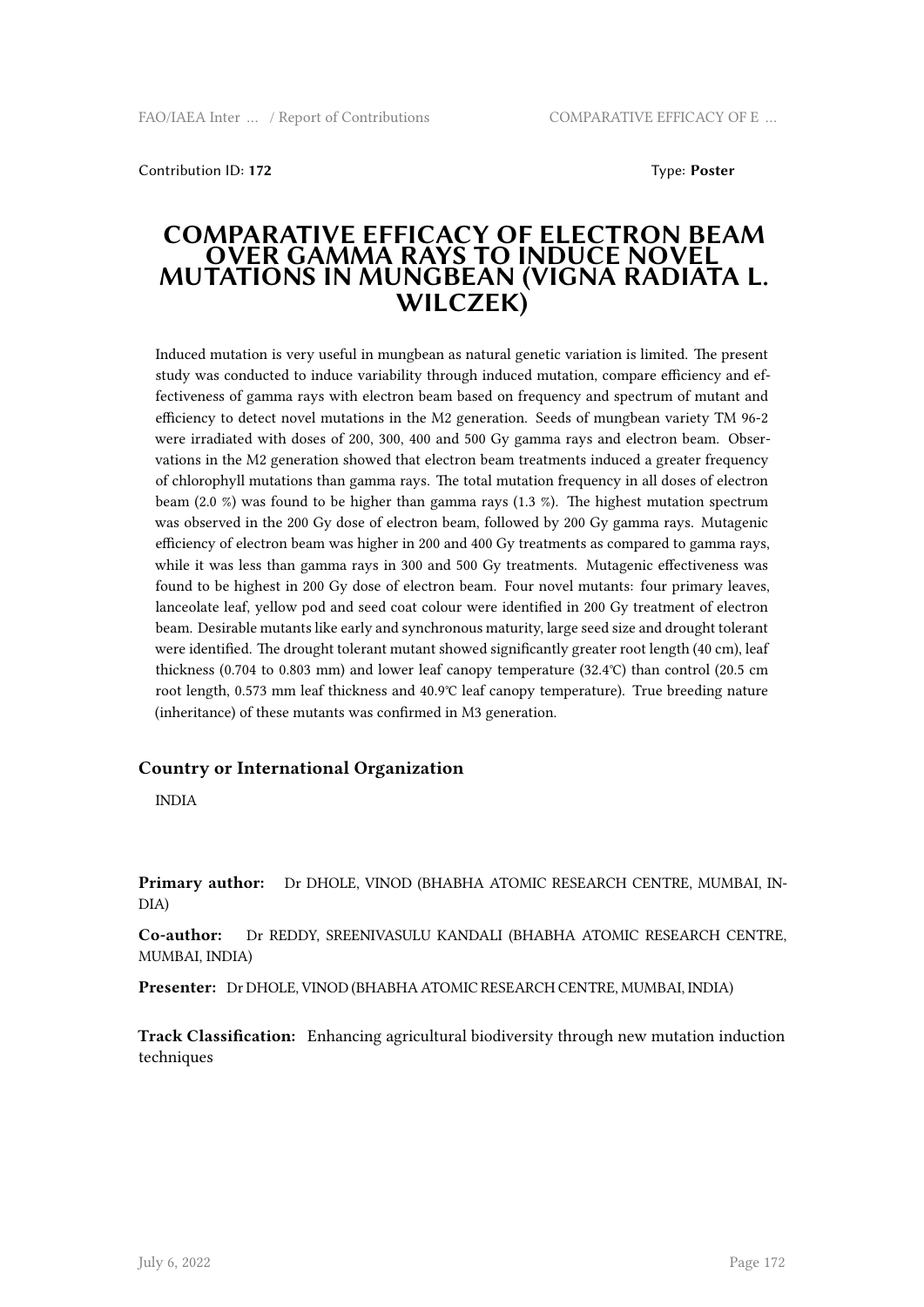Contribution ID: **172**

Type: **Poster**

# COMPARATIVE EFFICACY OF ELECTRON BEAM OVER GAMMA RAYS TO INDUCE NOVEL MUTATIONS IN MUNGBEAN (VIGNA RADIATA L. WILCZEK)

Induced mutation is very useful in mungbean as natural genetic variation is limited. The present study was conducted to induce variability through induced mutation, compare efficiency and effectiveness of gamma rays with electron beam based on frequency and spectrum of mutant and efficiency to detect novel mutations in the M2 generation. Seeds of mungbean variety TM 96-2 were irradiated with doses of 200, 300, 400 and 500 Gy gamma rays and electron beam. Observations in the M2 generation showed that electron beam treatments induced a greater frequency of chlorophyll mutations than gamma rays. The total mutation frequency in all doses of electron beam (2.0 %) was found to be higher than gamma rays (1.3 %). The highest mutation spectrum was observed in the 200 Gy dose of electron beam, followed by 200 Gy gamma rays. Mutagenic efficiency of electron beam was higher in 200 and 400 Gy treatments as compared to gamma rays, while it was less than gamma rays in 300 and 500 Gy treatments. Mutagenic effectiveness was found to be highest in 200 Gy dose of electron beam. Four novel mutants: four primary leaves, lanceolate leaf, yellow pod and seed coat colour were identified in 200 Gy treatment of electron beam. Desirable mutants like early and synchronous maturity, large seed size and drought tolerant were identified. The drought tolerant mutant showed significantly greater root length (40 cm), leaf thickness (0.704 to 0.803 mm) and lower leaf canopy temperature (32.4℃) than control (20.5 cm root length, 0.573 mm leaf thickness and 40.9℃ leaf canopy temperature). True breeding nature (inheritance) of these mutants was confirmed in M3 generation.

### Country or International Organization

INDIA

**Primary author:** Dr DHOLE, VINOD (BHABHA ATOMIC RESEARCH CENTRE, MUMBAI, INDIA)

**Co-author:** Dr REDDY, SREENIVASULU KANDALI (BHABHA ATOMIC RESEARCH CENTRE, MUMBAI, INDIA)

**Presenter:** Dr DHOLE, VINOD (BHABHA ATOMIC RESEARCH CENTRE, MUMBAI, INDIA)

**Track Classification:** Enhancing agricultural biodiversity through new mutation induction techniques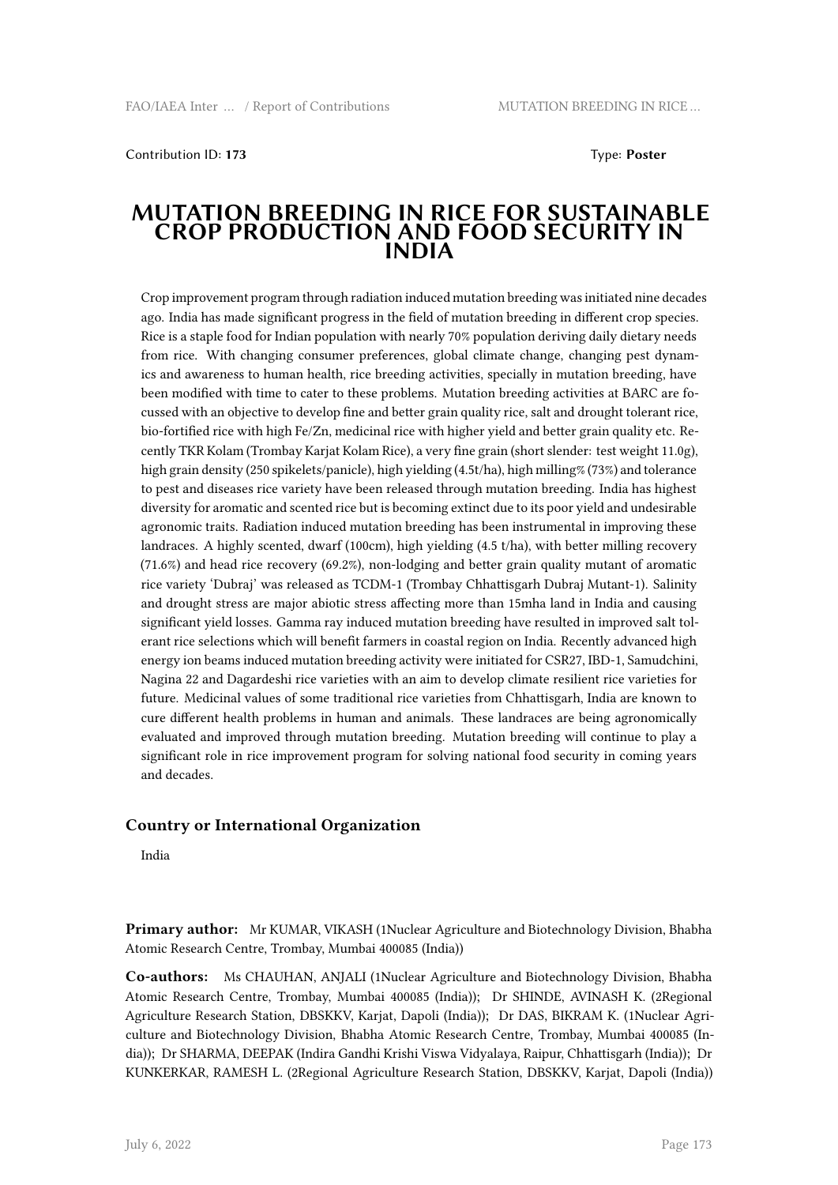Contribution ID: **173** Type: **Poster**

# MUTATION BREEDING IN RICE FOR SUSTAINABLE CROP PRODUCTION AND FOOD SECURITY IN INDIA

Crop improvement program through radiation induced mutation breeding was initiated nine decades ago. India has made significant progress in the field of mutation breeding in different crop species. Rice is a staple food for Indian population with nearly 70% population deriving daily dietary needs from rice. With changing consumer preferences, global climate change, changing pest dynamics and awareness to human health, rice breeding activities, specially in mutation breeding, have been modified with time to cater to these problems. Mutation breeding activities at BARC are focussed with an objective to develop fine and better grain quality rice, salt and drought tolerant rice, bio-fortified rice with high Fe/Zn, medicinal rice with higher yield and better grain quality etc. Recently TKR Kolam (Trombay Karjat Kolam Rice), a very fine grain (short slender: test weight 11.0g), high grain density (250 spikelets/panicle), high yielding (4.5t/ha), high milling% (73%) and tolerance to pest and diseases rice variety have been released through mutation breeding. India has highest diversity for aromatic and scented rice but is becoming extinct due to its poor yield and undesirable agronomic traits. Radiation induced mutation breeding has been instrumental in improving these landraces. A highly scented, dwarf (100cm), high yielding (4.5 t/ha), with better milling recovery (71.6%) and head rice recovery (69.2%), non-lodging and better grain quality mutant of aromatic rice variety 'Dubraj' was released as TCDM-1 (Trombay Chhattisgarh Dubraj Mutant-1). Salinity and drought stress are major abiotic stress affecting more than 15mha land in India and causing significant yield losses. Gamma ray induced mutation breeding have resulted in improved salt tolerant rice selections which will benefit farmers in coastal region on India. Recently advanced high energy ion beams induced mutation breeding activity were initiated for CSR27, IBD-1, Samudchini, Nagina 22 and Dagardeshi rice varieties with an aim to develop climate resilient rice varieties for future. Medicinal values of some traditional rice varieties from Chhattisgarh, India are known to cure different health problems in human and animals. These landraces are being agronomically evaluated and improved through mutation breeding. Mutation breeding will continue to play a significant role in rice improvement program for solving national food security in coming years and decades.

## Country or International Organization

India

**Primary author:** Mr KUMAR, VIKASH (1Nuclear Agriculture and Biotechnology Division, Bhabha Atomic Research Centre, Trombay, Mumbai 400085 (India))

**Co-authors:** Ms CHAUHAN, ANJALI (1Nuclear Agriculture and Biotechnology Division, Bhabha Atomic Research Centre, Trombay, Mumbai 400085 (India)); Dr SHINDE, AVINASH K. (2Regional Agriculture Research Station, DBSKKV, Karjat, Dapoli (India)); Dr DAS, BIKRAM K. (1Nuclear Agriculture and Biotechnology Division, Bhabha Atomic Research Centre, Trombay, Mumbai 400085 (India)); Dr SHARMA, DEEPAK (Indira Gandhi Krishi Viswa Vidyalaya, Raipur, Chhattisgarh (India)); Dr KUNKERKAR, RAMESH L. (2Regional Agriculture Research Station, DBSKKV, Karjat, Dapoli (India))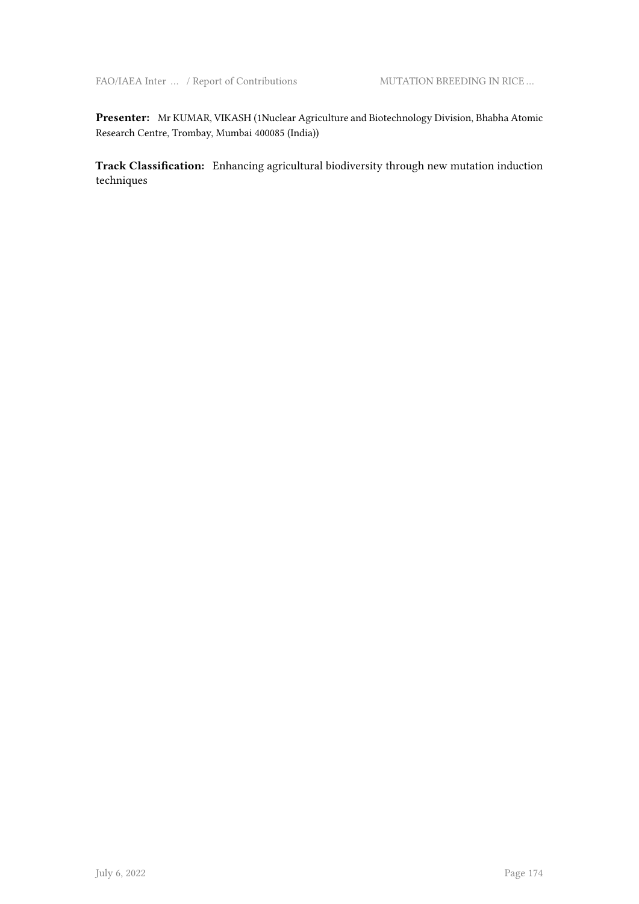**Presenter:** Mr KUMAR, VIKASH (1Nuclear Agriculture and Biotechnology Division, Bhabha Atomic Research Centre, Trombay, Mumbai 400085 (India))

**Track Classification:** Enhancing agricultural biodiversity through new mutation induction techniques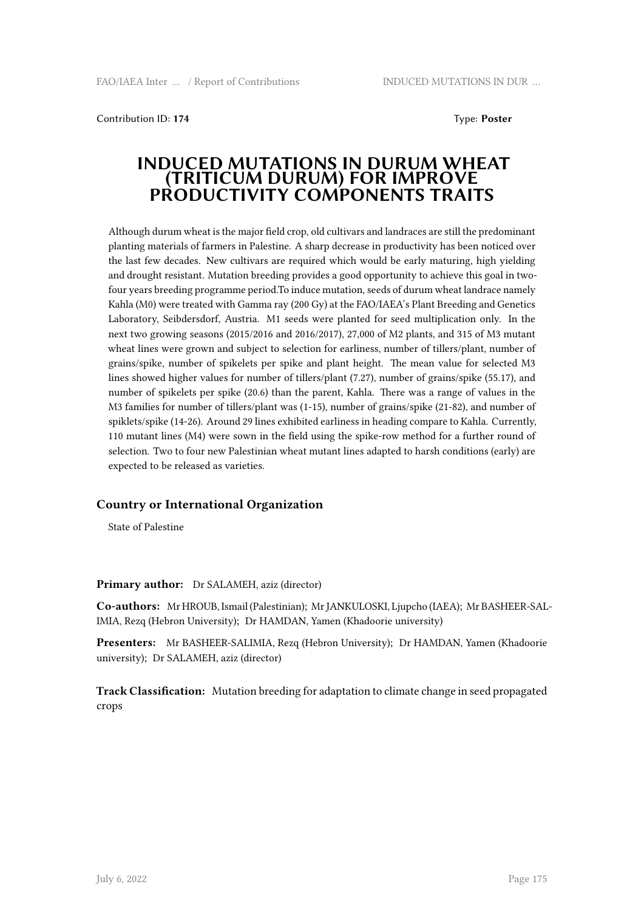Contribution ID: **174** Type: **Poster**

# INDUCED MUTATIONS IN DURUM WHEAT (TRITICUM DURUM) FOR IMPROVE PRODUCTIVITY COMPONENTS TRAITS

Although durum wheat is the major field crop, old cultivars and landraces are still the predominant planting materials of farmers in Palestine. A sharp decrease in productivity has been noticed over the last few decades. New cultivars are required which would be early maturing, high yielding and drought resistant. Mutation breeding provides a good opportunity to achieve this goal in two-four years breeding programme period.To induce mutation, seeds of durum wheat landrace namely Kahla (M0) were treated with Gamma ray (200 Gy) at the FAO/IAEA's Plant Breeding and Genetics Laboratory, Seibdersdorf, Austria. M1 seeds were planted for seed multiplication only. In the next two growing seasons (2015/2016 and 2016/2017), 27,000 of M2 plants, and 315 of M3 mutant wheat lines were grown and subject to selection for earliness, number of tillers/plant, number of grains/spike, number of spikelets per spike and plant height. The mean value for selected M3 lines showed higher values for number of tillers/plant (7.27), number of grains/spike (55.17), and number of spikelets per spike (20.6) than the parent, Kahla. There was a range of values in the M3 families for number of tillers/plant was (1-15), number of grains/spike (21-82), and number of spiklets/spike (14-26). Around 29 lines exhibited earliness in heading compare to Kahla. Currently, 110 mutant lines (M4) were sown in the field using the spike-row method for a further round of selection. Two to four new Palestinian wheat mutant lines adapted to harsh conditions (early) are expected to be released as varieties.

### Country or International Organization

State of Palestine

**Primary author:** Dr SALAMEH, aziz (director)

**Co-authors:** Mr HROUB, Ismail (Palestinian); Mr JANKULOSKI, Ljupcho (IAEA); Mr BASHEER-SALIMIA, Rezq (Hebron University); Dr HAMDAN, Yamen (Khadoorie university)

**Presenters:** Mr BASHEER-SALIMIA, Rezq (Hebron University); Dr HAMDAN, Yamen (Khadoorie university); Dr SALAMEH, aziz (director)

**Track Classification:** Mutation breeding for adaptation to climate change in seed propagated crops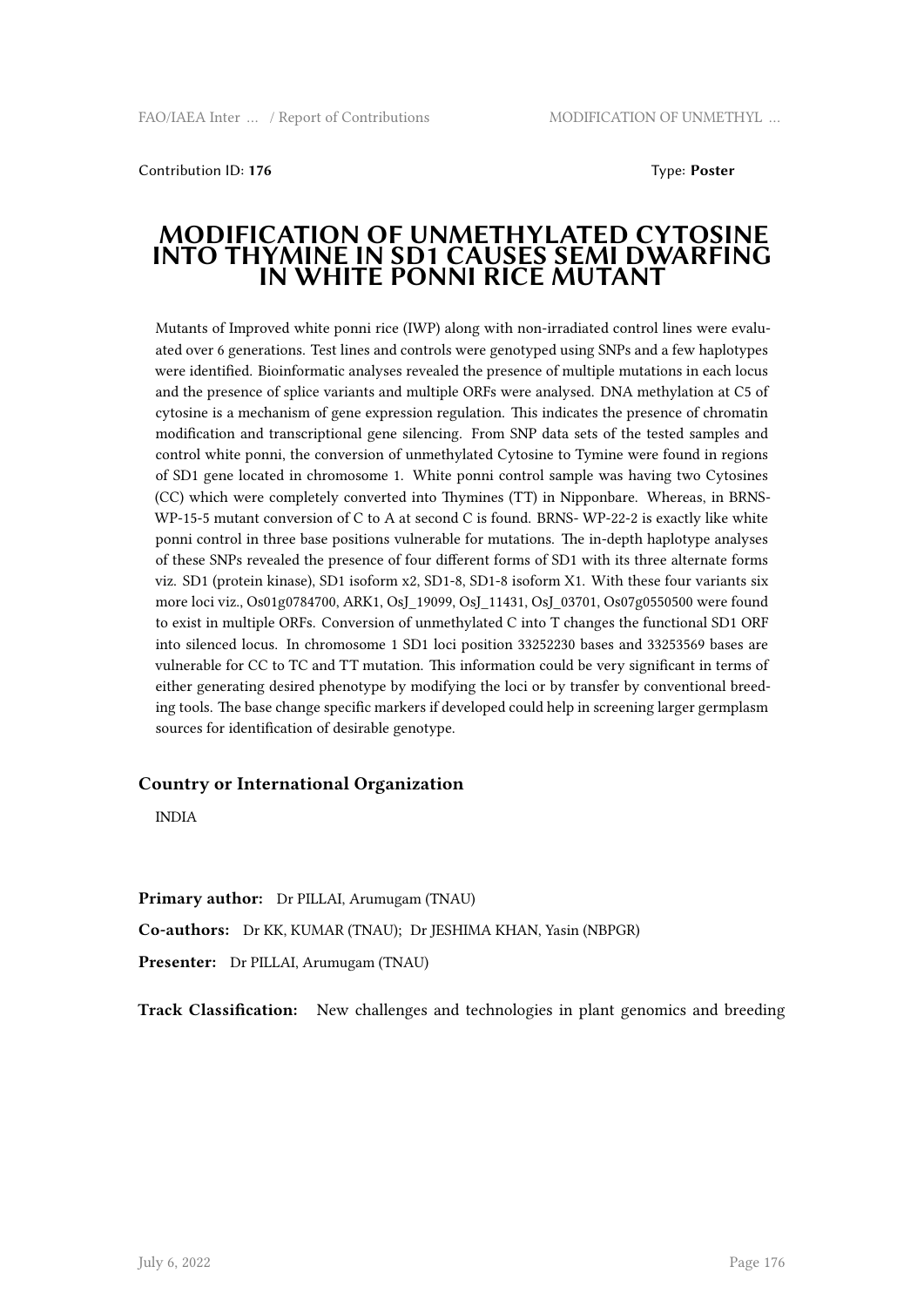Contribution ID: **176** Type: **Poster**

# MODIFICATION OF UNMETHYLATED CYTOSINE INTO THYMINE IN SD1 CAUSES SEMI DWARFING IN WHITE PONNI RICE MUTANT

Mutants of Improved white ponni rice (IWP) along with non-irradiated control lines were evaluated over 6 generations. Test lines and controls were genotyped using SNPs and a few haplotypes were identified. Bioinformatic analyses revealed the presence of multiple mutations in each locus and the presence of splice variants and multiple ORFs were analysed. DNA methylation at C5 of cytosine is a mechanism of gene expression regulation. This indicates the presence of chromatin modification and transcriptional gene silencing. From SNP data sets of the tested samples and control white ponni, the conversion of unmethylated Cytosine to Tymine were found in regions of SD1 gene located in chromosome 1. White ponni control sample was having two Cytosines (CC) which were completely converted into Thymines (TT) in Nipponbare. Whereas, in BRNS-WP-15-5 mutant conversion of C to A at second C is found. BRNS- WP-22-2 is exactly like white ponni control in three base positions vulnerable for mutations. The in-depth haplotype analyses of these SNPs revealed the presence of four different forms of SD1 with its three alternate forms viz. SD1 (protein kinase), SD1 isoform x2, SD1-8, SD1-8 isoform X1. With these four variants six more loci viz., Os01g0784700, ARK1, OsJ_19099, OsJ_11431, OsJ_03701, Os07g0550500 were found to exist in multiple ORFs. Conversion of unmethylated C into T changes the functional SD1 ORF into silenced locus. In chromosome 1 SD1 loci position 33252230 bases and 33253569 bases are vulnerable for CC to TC and TT mutation. This information could be very significant in terms of either generating desired phenotype by modifying the loci or by transfer by conventional breeding tools. The base change specific markers if developed could help in screening larger germplasm sources for identification of desirable genotype.

### Country or International Organization

INDIA

**Primary author:** Dr PILLAI, Arumugam (TNAU)

**Co-authors:** Dr KK, KUMAR (TNAU); Dr JESHIMA KHAN, Yasin (NBPGR)

**Presenter:** Dr PILLAI, Arumugam (TNAU)

**Track Classification:** New challenges and technologies in plant genomics and breeding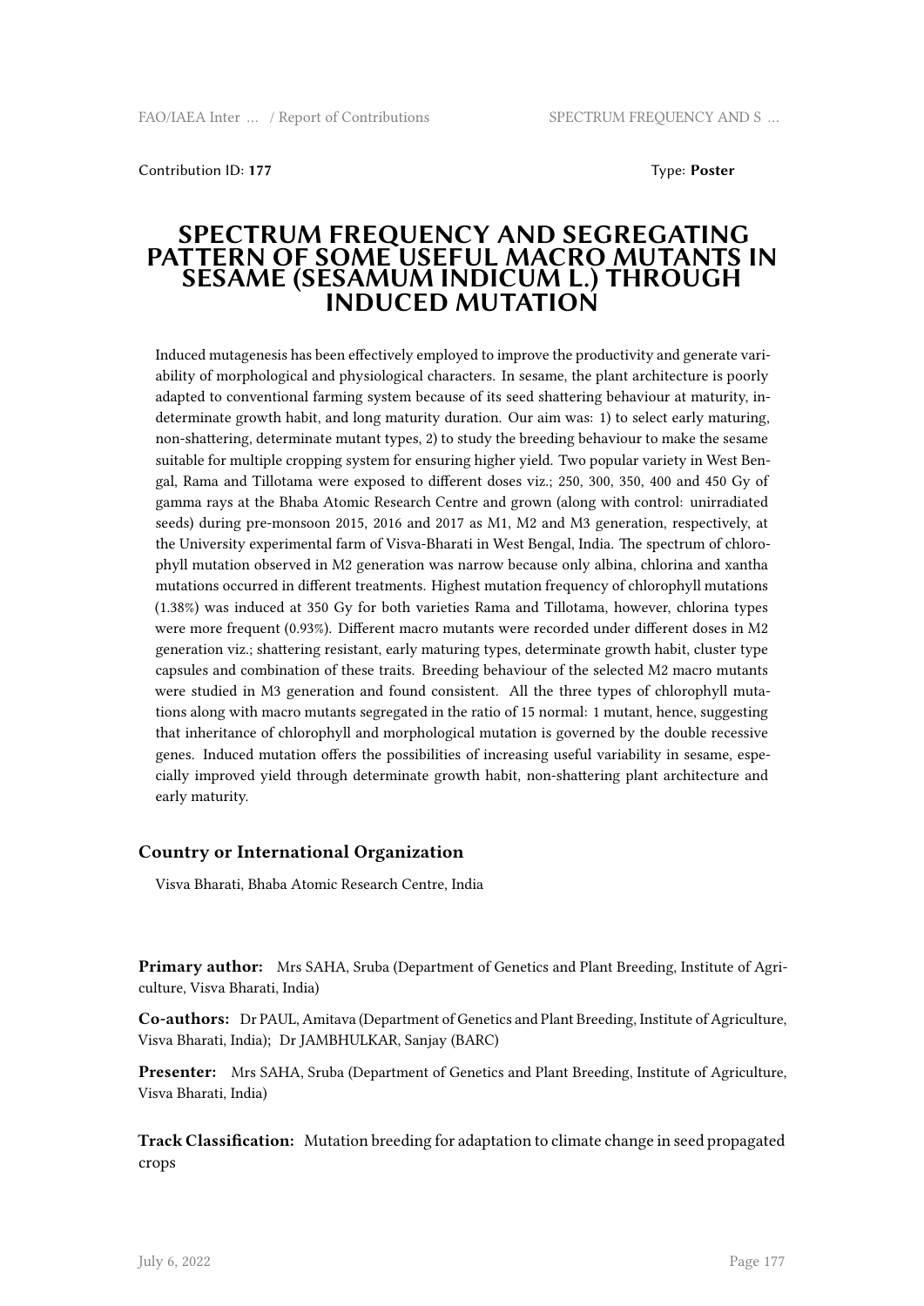Contribution ID: **177**

Type: **Poster**

# SPECTRUM FREQUENCY AND SEGREGATING PATTERN OF SOME USEFUL MACRO MUTANTS IN SESAME (SESAMUM INDICUM L.) THROUGH INDUCED MUTATION

Induced mutagenesis has been effectively employed to improve the productivity and generate variability of morphological and physiological characters. In sesame, the plant architecture is poorly adapted to conventional farming system because of its seed shattering behaviour at maturity, indeterminate growth habit, and long maturity duration. Our aim was: 1) to select early maturing, non-shattering, determinate mutant types, 2) to study the breeding behaviour to make the sesame suitable for multiple cropping system for ensuring higher yield. Two popular variety in West Bengal, Rama and Tillotama were exposed to different doses viz.; 250, 300, 350, 400 and 450 Gy of gamma rays at the Bhaba Atomic Research Centre and grown (along with control: unirradiated seeds) during pre-monsoon 2015, 2016 and 2017 as M1, M2 and M3 generation, respectively, at the University experimental farm of Visva-Bharati in West Bengal, India. The spectrum of chlorophyll mutation observed in M2 generation was narrow because only albina, chlorina and xantha mutations occurred in different treatments. Highest mutation frequency of chlorophyll mutations (1.38%) was induced at 350 Gy for both varieties Rama and Tillotama, however, chlorina types were more frequent (0.93%). Different macro mutants were recorded under different doses in M2 generation viz.; shattering resistant, early maturing types, determinate growth habit, cluster type capsules and combination of these traits. Breeding behaviour of the selected M2 macro mutants were studied in M3 generation and found consistent. All the three types of chlorophyll mutations along with macro mutants segregated in the ratio of 15 normal: 1 mutant, hence, suggesting that inheritance of chlorophyll and morphological mutation is governed by the double recessive genes. Induced mutation offers the possibilities of increasing useful variability in sesame, especially improved yield through determinate growth habit, non-shattering plant architecture and early maturity.

### Country or International Organization

Visva Bharati, Bhaba Atomic Research Centre, India

**Primary author:** Mrs SAHA, Sruba (Department of Genetics and Plant Breeding, Institute of Agriculture, Visva Bharati, India)

**Co-authors:** Dr PAUL, Amitava (Department of Genetics and Plant Breeding, Institute of Agriculture, Visva Bharati, India); Dr JAMBHULKAR, Sanjay (BARC)

**Presenter:** Mrs SAHA, Sruba (Department of Genetics and Plant Breeding, Institute of Agriculture, Visva Bharati, India)

**Track Classification:** Mutation breeding for adaptation to climate change in seed propagated crops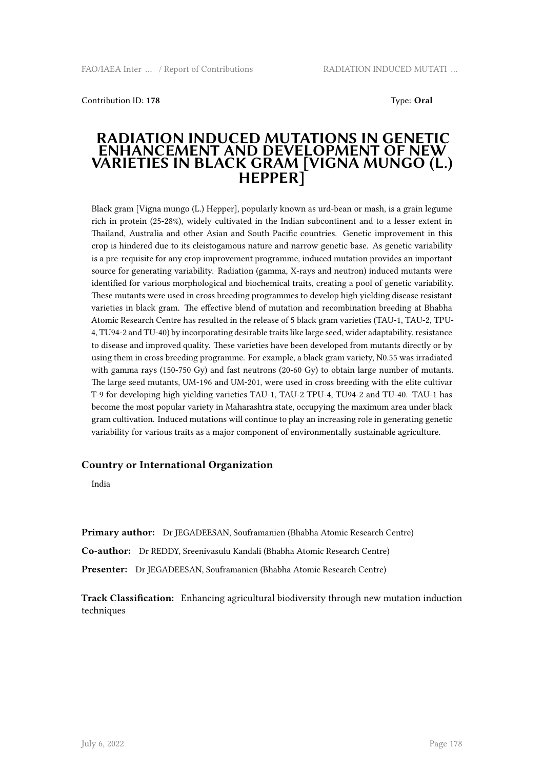Contribution ID: **178** Type: **Oral**

# RADIATION INDUCED MUTATIONS IN GENETIC ENHANCEMENT AND DEVELOPMENT OF NEW VARIETIES IN BLACK GRAM [VIGNA MUNGO (L.) HEPPER]

Black gram [Vigna mungo (L.) Hepper], popularly known as urd-bean or mash, is a grain legume rich in protein (25-28%), widely cultivated in the Indian subcontinent and to a lesser extent in Thailand, Australia and other Asian and South Pacific countries. Genetic improvement in this crop is hindered due to its cleistogamous nature and narrow genetic base. As genetic variability is a pre-requisite for any crop improvement programme, induced mutation provides an important source for generating variability. Radiation (gamma, X-rays and neutron) induced mutants were identified for various morphological and biochemical traits, creating a pool of genetic variability. These mutants were used in cross breeding programmes to develop high yielding disease resistant varieties in black gram. The effective blend of mutation and recombination breeding at Bhabha Atomic Research Centre has resulted in the release of 5 black gram varieties (TAU-1, TAU-2, TPU-4, TU94-2 and TU-40) by incorporating desirable traits like large seed, wider adaptability, resistance to disease and improved quality. These varieties have been developed from mutants directly or by using them in cross breeding programme. For example, a black gram variety, N0.55 was irradiated with gamma rays (150-750 Gy) and fast neutrons (20-60 Gy) to obtain large number of mutants. The large seed mutants, UM-196 and UM-201, were used in cross breeding with the elite cultivar T-9 for developing high yielding varieties TAU-1, TAU-2 TPU-4, TU94-2 and TU-40. TAU-1 has become the most popular variety in Maharashtra state, occupying the maximum area under black gram cultivation. Induced mutations will continue to play an increasing role in generating genetic variability for various traits as a major component of environmentally sustainable agriculture.

### Country or International Organization

India

**Primary author:** Dr JEGADEESAN, Souframanien (Bhabha Atomic Research Centre)

**Co-author:** Dr REDDY, Sreenivasulu Kandali (Bhabha Atomic Research Centre)

**Presenter:** Dr JEGADEESAN, Souframanien (Bhabha Atomic Research Centre)

**Track Classification:** Enhancing agricultural biodiversity through new mutation induction techniques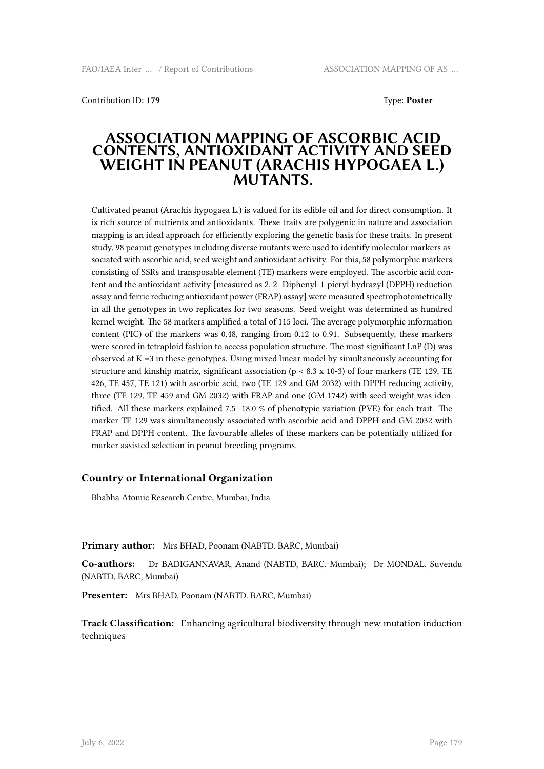Contribution ID: **179** Type: **Poster**

# ASSOCIATION MAPPING OF ASCORBIC ACID CONTENTS, ANTIOXIDANT ACTIVITY AND SEED WEIGHT IN PEANUT (ARACHIS HYPOGAEA L.) MUTANTS.

Cultivated peanut (Arachis hypogaea L.) is valued for its edible oil and for direct consumption. It is rich source of nutrients and antioxidants. These traits are polygenic in nature and association mapping is an ideal approach for efficiently exploring the genetic basis for these traits. In present study, 98 peanut genotypes including diverse mutants were used to identify molecular markers associated with ascorbic acid, seed weight and antioxidant activity. For this, 58 polymorphic markers consisting of SSRs and transposable element (TE) markers were employed. The ascorbic acid content and the antioxidant activity [measured as 2, 2- Diphenyl-1-picryl hydrazyl (DPPH) reduction assay and ferric reducing antioxidant power (FRAP) assay] were measured spectrophotometrically in all the genotypes in two replicates for two seasons. Seed weight was determined as hundred kernel weight. The 58 markers amplified a total of 115 loci. The average polymorphic information content (PIC) of the markers was 0.48, ranging from 0.12 to 0.91. Subsequently, these markers were scored in tetraploid fashion to access population structure. The most significant LnP (D) was observed at K =3 in these genotypes. Using mixed linear model by simultaneously accounting for structure and kinship matrix, significant association ($p < 8.3 \times 10^{-3}$) of four markers (TE 129, TE 426, TE 457, TE 121) with ascorbic acid, two (TE 129 and GM 2032) with DPPH reducing activity, three (TE 129, TE 459 and GM 2032) with FRAP and one (GM 1742) with seed weight was identified. All these markers explained 7.5 -18.0 % of phenotypic variation (PVE) for each trait. The marker TE 129 was simultaneously associated with ascorbic acid and DPPH and GM 2032 with FRAP and DPPH content. The favourable alleles of these markers can be potentially utilized for marker assisted selection in peanut breeding programs.

## Country or International Organization

Bhabha Atomic Research Centre, Mumbai, India

**Primary author:** Mrs BHAD, Poonam (NABTD. BARC, Mumbai)

**Co-authors:** Dr BADIGANNAVAR, Anand (NABTD, BARC, Mumbai); Dr MONDAL, Suvendu (NABTD, BARC, Mumbai)

**Presenter:** Mrs BHAD, Poonam (NABTD. BARC, Mumbai)

**Track Classification:** Enhancing agricultural biodiversity through new mutation induction techniques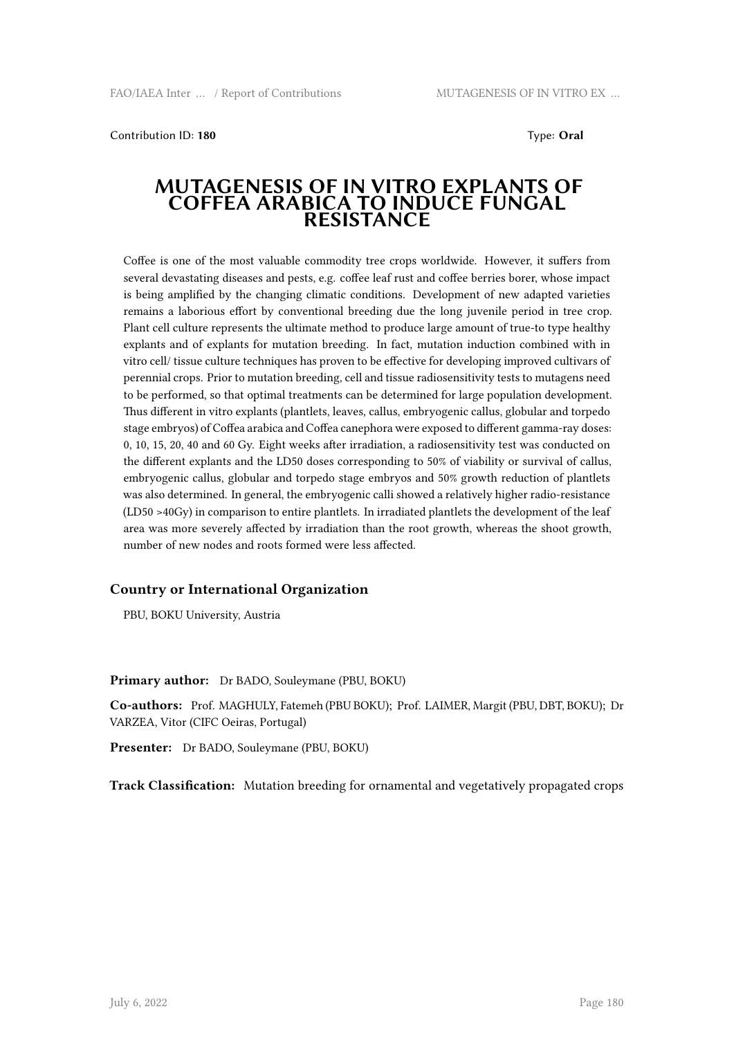Contribution ID: **180** Type: **Oral**

# MUTAGENESIS OF IN VITRO EXPLANTS OF COFFEA ARABICA TO INDUCE FUNGAL RESISTANCE

Coffee is one of the most valuable commodity tree crops worldwide. However, it suffers from several devastating diseases and pests, e.g. coffee leaf rust and coffee berries borer, whose impact is being amplified by the changing climatic conditions. Development of new adapted varieties remains a laborious effort by conventional breeding due the long juvenile period in tree crop. Plant cell culture represents the ultimate method to produce large amount of true-to type healthy explants and of explants for mutation breeding. In fact, mutation induction combined with in vitro cell/ tissue culture techniques has proven to be effective for developing improved cultivars of perennial crops. Prior to mutation breeding, cell and tissue radiosensitivity tests to mutagens need to be performed, so that optimal treatments can be determined for large population development. Thus different in vitro explants (plantlets, leaves, callus, embryogenic callus, globular and torpedo stage embryos) of Coffea arabica and Coffea canephora were exposed to different gamma-ray doses: 0, 10, 15, 20, 40 and 60 Gy. Eight weeks after irradiation, a radiosensitivity test was conducted on the different explants and the LD50 doses corresponding to 50% of viability or survival of callus, embryogenic callus, globular and torpedo stage embryos and 50% growth reduction of plantlets was also determined. In general, the embryogenic calli showed a relatively higher radio-resistance (LD50 >40Gy) in comparison to entire plantlets. In irradiated plantlets the development of the leaf area was more severely affected by irradiation than the root growth, whereas the shoot growth, number of new nodes and roots formed were less affected.

## Country or International Organization

PBU, BOKU University, Austria

**Primary author:** Dr BADO, Souleymane (PBU, BOKU)

**Co-authors:** Prof. MAGHULY, Fatemeh (PBU BOKU); Prof. LAIMER, Margit (PBU, DBT, BOKU); Dr VARZEA, Vitor (CIFC Oeiras, Portugal)

**Presenter:** Dr BADO, Souleymane (PBU, BOKU)

**Track Classification:** Mutation breeding for ornamental and vegetatively propagated crops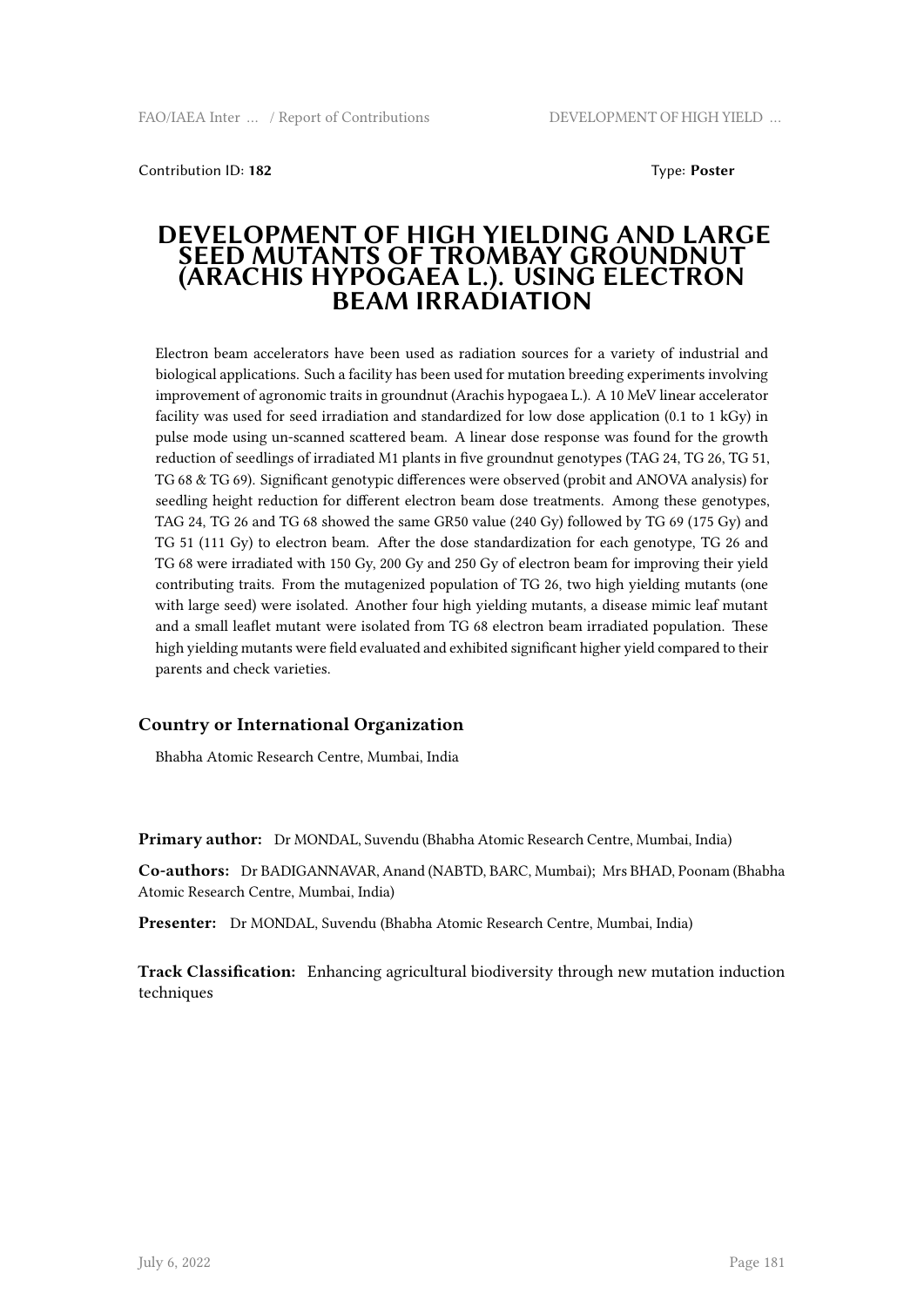Contribution ID: **182** Type: **Poster**

# DEVELOPMENT OF HIGH YIELDING AND LARGE SEED MUTANTS OF TROMBAY GROUNDNUT (ARACHIS HYPOGAEA L.). USING ELECTRON BEAM IRRADIATION

Electron beam accelerators have been used as radiation sources for a variety of industrial and biological applications. Such a facility has been used for mutation breeding experiments involving improvement of agronomic traits in groundnut (Arachis hypogaea L.). A 10 MeV linear accelerator facility was used for seed irradiation and standardized for low dose application (0.1 to 1 kGy) in pulse mode using un-scanned scattered beam. A linear dose response was found for the growth reduction of seedlings of irradiated M1 plants in five groundnut genotypes (TAG 24, TG 26, TG 51, TG 68 & TG 69). Significant genotypic differences were observed (probit and ANOVA analysis) for seedling height reduction for different electron beam dose treatments. Among these genotypes, TAG 24, TG 26 and TG 68 showed the same GR50 value (240 Gy) followed by TG 69 (175 Gy) and TG 51 (111 Gy) to electron beam. After the dose standardization for each genotype, TG 26 and TG 68 were irradiated with 150 Gy, 200 Gy and 250 Gy of electron beam for improving their yield contributing traits. From the mutagenized population of TG 26, two high yielding mutants (one with large seed) were isolated. Another four high yielding mutants, a disease mimic leaf mutant and a small leaflet mutant were isolated from TG 68 electron beam irradiated population. These high yielding mutants were field evaluated and exhibited significant higher yield compared to their parents and check varieties.

### Country or International Organization

Bhabha Atomic Research Centre, Mumbai, India

**Primary author:** Dr MONDAL, Suvendu (Bhabha Atomic Research Centre, Mumbai, India)

**Co-authors:** Dr BADIGANNAVAR, Anand (NABTD, BARC, Mumbai); Mrs BHAD, Poonam (Bhabha Atomic Research Centre, Mumbai, India)

**Presenter:** Dr MONDAL, Suvendu (Bhabha Atomic Research Centre, Mumbai, India)

**Track Classification:** Enhancing agricultural biodiversity through new mutation induction techniques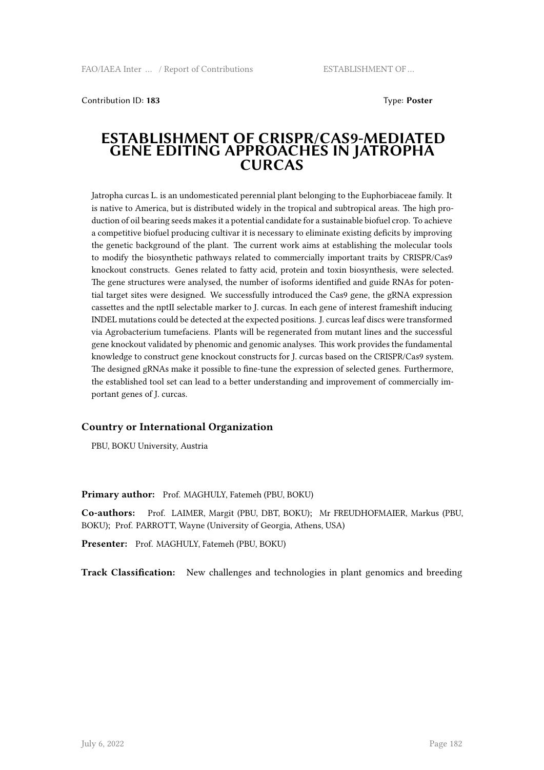Contribution ID: **183**

Type: **Poster**

# ESTABLISHMENT OF CRISPR/CAS9-MEDIATED GENE EDITING APPROACHES IN JATROPHA CURCAS

Jatropha curcas L. is an undomesticated perennial plant belonging to the Euphorbiaceae family. It is native to America, but is distributed widely in the tropical and subtropical areas. The high production of oil bearing seeds makes it a potential candidate for a sustainable biofuel crop. To achieve a competitive biofuel producing cultivar it is necessary to eliminate existing deficits by improving the genetic background of the plant. The current work aims at establishing the molecular tools to modify the biosynthetic pathways related to commercially important traits by CRISPR/Cas9 knockout constructs. Genes related to fatty acid, protein and toxin biosynthesis, were selected. The gene structures were analysed, the number of isoforms identified and guide RNAs for potential target sites were designed. We successfully introduced the Cas9 gene, the gRNA expression cassettes and the nptII selectable marker to J. curcas. In each gene of interest frameshift inducing INDEL mutations could be detected at the expected positions. J. curcas leaf discs were transformed via Agrobacterium tumefaciens. Plants will be regenerated from mutant lines and the successful gene knockout validated by phenomic and genomic analyses. This work provides the fundamental knowledge to construct gene knockout constructs for J. curcas based on the CRISPR/Cas9 system. The designed gRNAs make it possible to fine-tune the expression of selected genes. Furthermore, the established tool set can lead to a better understanding and improvement of commercially important genes of J. curcas.

### Country or International Organization

PBU, BOKU University, Austria

**Primary author:** Prof. MAGHULY, Fatemeh (PBU, BOKU)

**Co-authors:** Prof. LAIMER, Margit (PBU, DBT, BOKU); Mr FREUDHOFMAIER, Markus (PBU, BOKU); Prof. PARROTT, Wayne (University of Georgia, Athens, USA)

**Presenter:** Prof. MAGHULY, Fatemeh (PBU, BOKU)

**Track Classification:** New challenges and technologies in plant genomics and breeding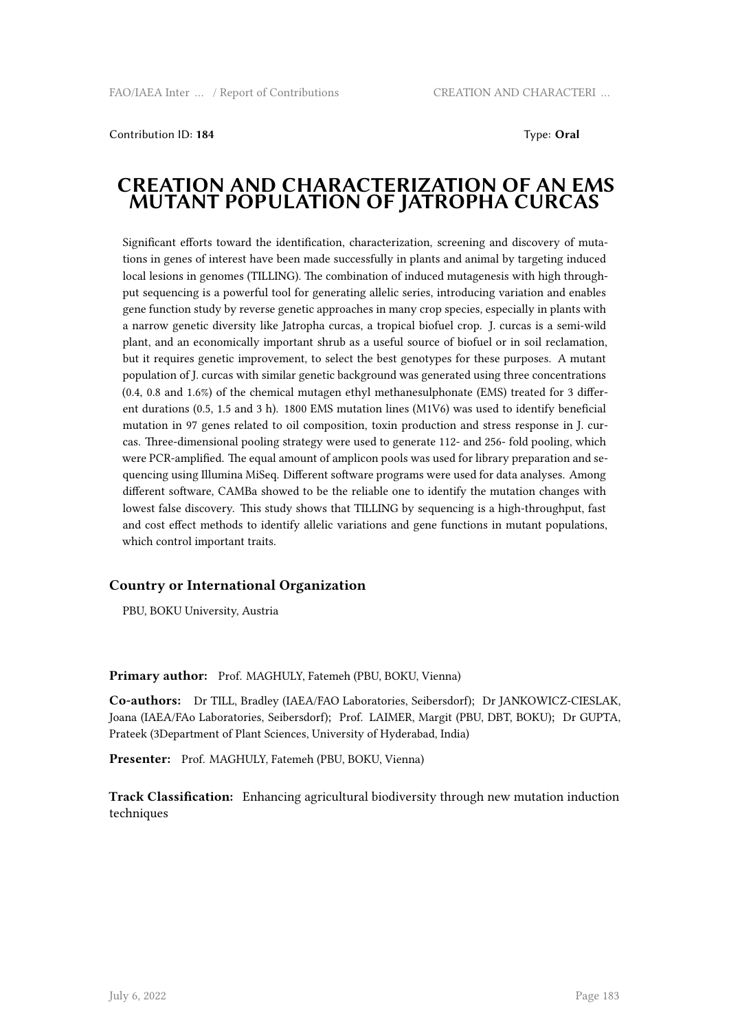Contribution ID: **184**

Type: **Oral**

# CREATION AND CHARACTERIZATION OF AN EMS MUTANT POPULATION OF JATROPHA CURCAS

Significant efforts toward the identification, characterization, screening and discovery of mutations in genes of interest have been made successfully in plants and animal by targeting induced local lesions in genomes (TILLING). The combination of induced mutagenesis with high throughput sequencing is a powerful tool for generating allelic series, introducing variation and enables gene function study by reverse genetic approaches in many crop species, especially in plants with a narrow genetic diversity like Jatropha curcas, a tropical biofuel crop. J. curcas is a semi-wild plant, and an economically important shrub as a useful source of biofuel or in soil reclamation, but it requires genetic improvement, to select the best genotypes for these purposes. A mutant population of J. curcas with similar genetic background was generated using three concentrations (0.4, 0.8 and 1.6%) of the chemical mutagen ethyl methanesulphonate (EMS) treated for 3 different durations (0.5, 1.5 and 3 h). 1800 EMS mutation lines (M1V6) was used to identify beneficial mutation in 97 genes related to oil composition, toxin production and stress response in J. curcas. Three-dimensional pooling strategy were used to generate 112- and 256- fold pooling, which were PCR-amplified. The equal amount of amplicon pools was used for library preparation and sequencing using Illumina MiSeq. Different software programs were used for data analyses. Among different software, CAMBa showed to be the reliable one to identify the mutation changes with lowest false discovery. This study shows that TILLING by sequencing is a high-throughput, fast and cost effect methods to identify allelic variations and gene functions in mutant populations, which control important traits.

## Country or International Organization

PBU, BOKU University, Austria

**Primary author:** Prof. MAGHULY, Fatemeh (PBU, BOKU, Vienna)

**Co-authors:** Dr TILL, Bradley (IAEA/FAO Laboratories, Seibersdorf); Dr JANKOWICZ-CIESLAK, Joana (IAEA/FAo Laboratories, Seibersdorf); Prof. LAIMER, Margit (PBU, DBT, BOKU); Dr GUPTA, Prateek (3Department of Plant Sciences, University of Hyderabad, India)

**Presenter:** Prof. MAGHULY, Fatemeh (PBU, BOKU, Vienna)

**Track Classification:** Enhancing agricultural biodiversity through new mutation induction techniques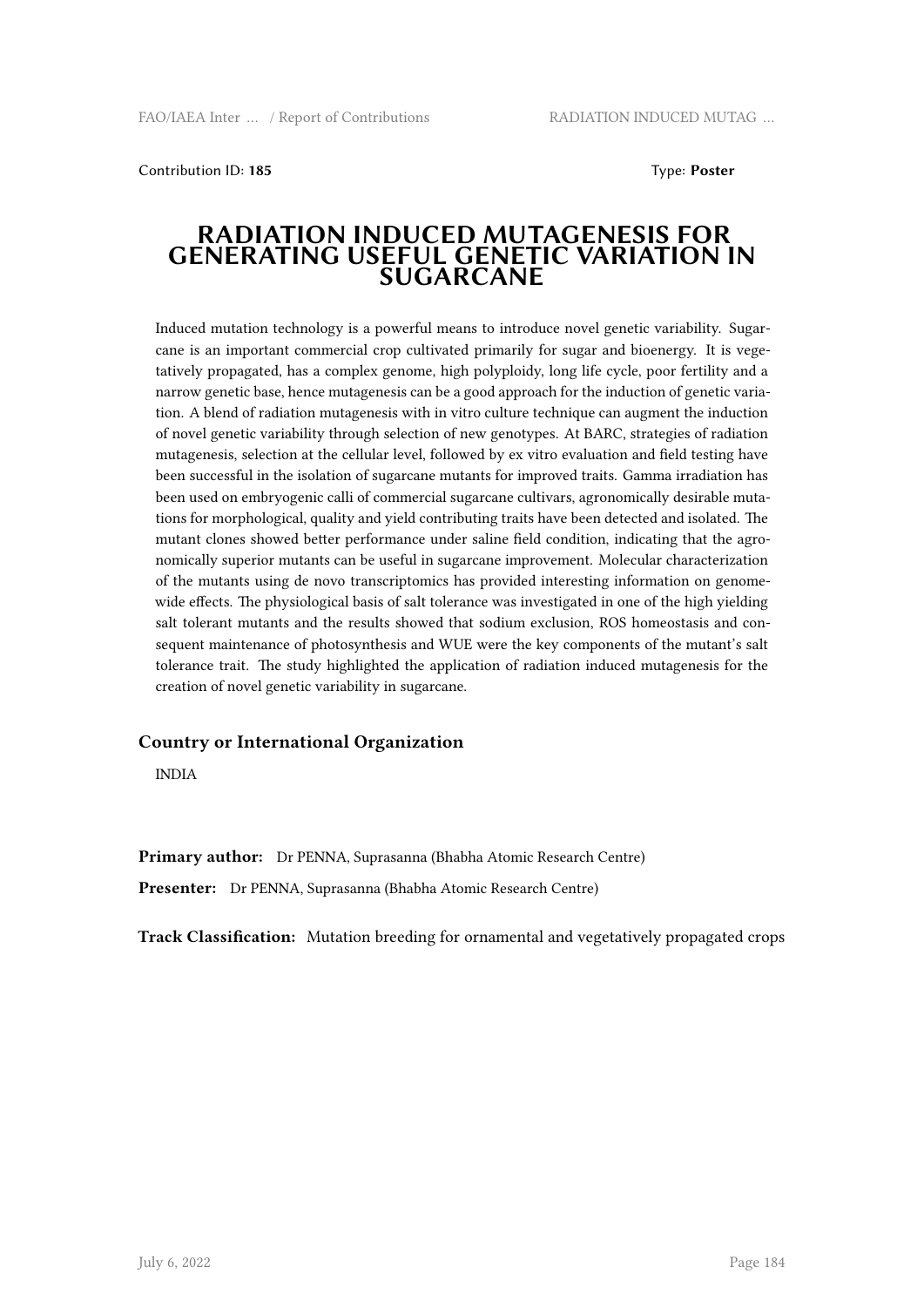Contribution ID: **185** Type: **Poster**

# RADIATION INDUCED MUTAGENESIS FOR GENERATING USEFUL GENETIC VARIATION IN SUGARCANE

Induced mutation technology is a powerful means to introduce novel genetic variability. Sugarcane is an important commercial crop cultivated primarily for sugar and bioenergy. It is vegetatively propagated, has a complex genome, high polyploidy, long life cycle, poor fertility and a narrow genetic base, hence mutagenesis can be a good approach for the induction of genetic variation. A blend of radiation mutagenesis with in vitro culture technique can augment the induction of novel genetic variability through selection of new genotypes. At BARC, strategies of radiation mutagenesis, selection at the cellular level, followed by ex vitro evaluation and field testing have been successful in the isolation of sugarcane mutants for improved traits. Gamma irradiation has been used on embryogenic calli of commercial sugarcane cultivars, agronomically desirable mutations for morphological, quality and yield contributing traits have been detected and isolated. The mutant clones showed better performance under saline field condition, indicating that the agronomically superior mutants can be useful in sugarcane improvement. Molecular characterization of the mutants using de novo transcriptomics has provided interesting information on genome-wide effects. The physiological basis of salt tolerance was investigated in one of the high yielding salt tolerant mutants and the results showed that sodium exclusion, ROS homeostasis and consequent maintenance of photosynthesis and WUE were the key components of the mutant's salt tolerance trait. The study highlighted the application of radiation induced mutagenesis for the creation of novel genetic variability in sugarcane.

## Country or International Organization

INDIA

**Primary author:** Dr PENNA, Suprasanna (Bhabha Atomic Research Centre)

**Presenter:** Dr PENNA, Suprasanna (Bhabha Atomic Research Centre)

**Track Classification:** Mutation breeding for ornamental and vegetatively propagated crops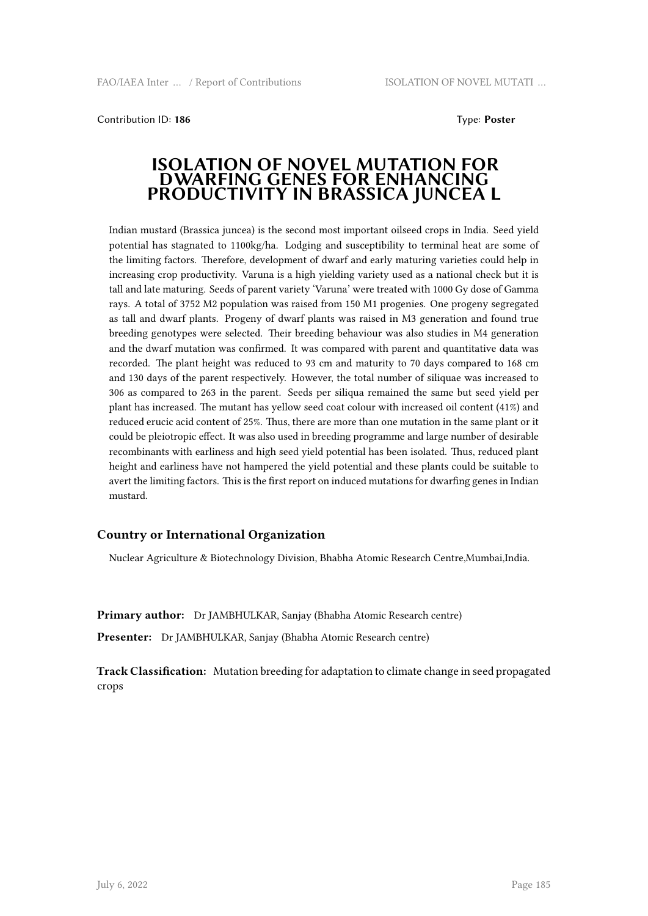Contribution ID: **186** Type: **Poster**

# ISOLATION OF NOVEL MUTATION FOR DWARFING GENES FOR ENHANCING PRODUCTIVITY IN BRASSICA JUNCEA L

Indian mustard (Brassica juncea) is the second most important oilseed crops in India. Seed yield potential has stagnated to 1100kg/ha. Lodging and susceptibility to terminal heat are some of the limiting factors. Therefore, development of dwarf and early maturing varieties could help in increasing crop productivity. Varuna is a high yielding variety used as a national check but it is tall and late maturing. Seeds of parent variety 'Varuna' were treated with 1000 Gy dose of Gamma rays. A total of 3752 M2 population was raised from 150 M1 progenies. One progeny segregated as tall and dwarf plants. Progeny of dwarf plants was raised in M3 generation and found true breeding genotypes were selected. Their breeding behaviour was also studies in M4 generation and the dwarf mutation was confirmed. It was compared with parent and quantitative data was recorded. The plant height was reduced to 93 cm and maturity to 70 days compared to 168 cm and 130 days of the parent respectively. However, the total number of siliquae was increased to 306 as compared to 263 in the parent. Seeds per siliqua remained the same but seed yield per plant has increased. The mutant has yellow seed coat colour with increased oil content (41%) and reduced erucic acid content of 25%. Thus, there are more than one mutation in the same plant or it could be pleiotropic effect. It was also used in breeding programme and large number of desirable recombinants with earliness and high seed yield potential has been isolated. Thus, reduced plant height and earliness have not hampered the yield potential and these plants could be suitable to avert the limiting factors. This is the first report on induced mutations for dwarfing genes in Indian mustard.

### Country or International Organization

Nuclear Agriculture & Biotechnology Division, Bhabha Atomic Research Centre,Mumbai,India.

**Primary author:** Dr JAMBHULKAR, Sanjay (Bhabha Atomic Research centre)

**Presenter:** Dr JAMBHULKAR, Sanjay (Bhabha Atomic Research centre)

**Track Classification:** Mutation breeding for adaptation to climate change in seed propagated crops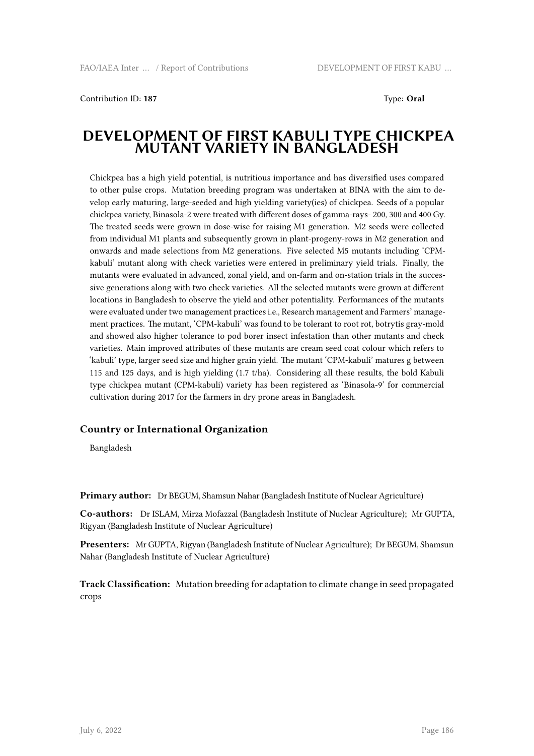Contribution ID: **187** Type: **Oral**

# DEVELOPMENT OF FIRST KABULI TYPE CHICKPEA MUTANT VARIETY IN BANGLADESH

Chickpea has a high yield potential, is nutritious importance and has diversified uses compared to other pulse crops. Mutation breeding program was undertaken at BINA with the aim to develop early maturing, large-seeded and high yielding variety(ies) of chickpea. Seeds of a popular chickpea variety, Binasola-2 were treated with different doses of gamma-rays- 200, 300 and 400 Gy. The treated seeds were grown in dose-wise for raising M1 generation. M2 seeds were collected from individual M1 plants and subsequently grown in plant-progeny-rows in M2 generation and onwards and made selections from M2 generations. Five selected M5 mutants including 'CPM-kabuli' mutant along with check varieties were entered in preliminary yield trials. Finally, the mutants were evaluated in advanced, zonal yield, and on-farm and on-station trials in the successive generations along with two check varieties. All the selected mutants were grown at different locations in Bangladesh to observe the yield and other potentiality. Performances of the mutants were evaluated under two management practices i.e., Research management and Farmers' management practices. The mutant, 'CPM-kabuli' was found to be tolerant to root rot, botrytis gray-mold and showed also higher tolerance to pod borer insect infestation than other mutants and check varieties. Main improved attributes of these mutants are cream seed coat colour which refers to 'kabuli' type, larger seed size and higher grain yield. The mutant 'CPM-kabuli' matures g between 115 and 125 days, and is high yielding (1.7 t/ha). Considering all these results, the bold Kabuli type chickpea mutant (CPM-kabuli) variety has been registered as 'Binasola-9' for commercial cultivation during 2017 for the farmers in dry prone areas in Bangladesh.

### Country or International Organization

Bangladesh

**Primary author:** Dr BEGUM, Shamsun Nahar (Bangladesh Institute of Nuclear Agriculture)

**Co-authors:** Dr ISLAM, Mirza Mofazzal (Bangladesh Institute of Nuclear Agriculture); Mr GUPTA, Rigyan (Bangladesh Institute of Nuclear Agriculture)

**Presenters:** Mr GUPTA, Rigyan (Bangladesh Institute of Nuclear Agriculture); Dr BEGUM, Shamsun Nahar (Bangladesh Institute of Nuclear Agriculture)

**Track Classification:** Mutation breeding for adaptation to climate change in seed propagated crops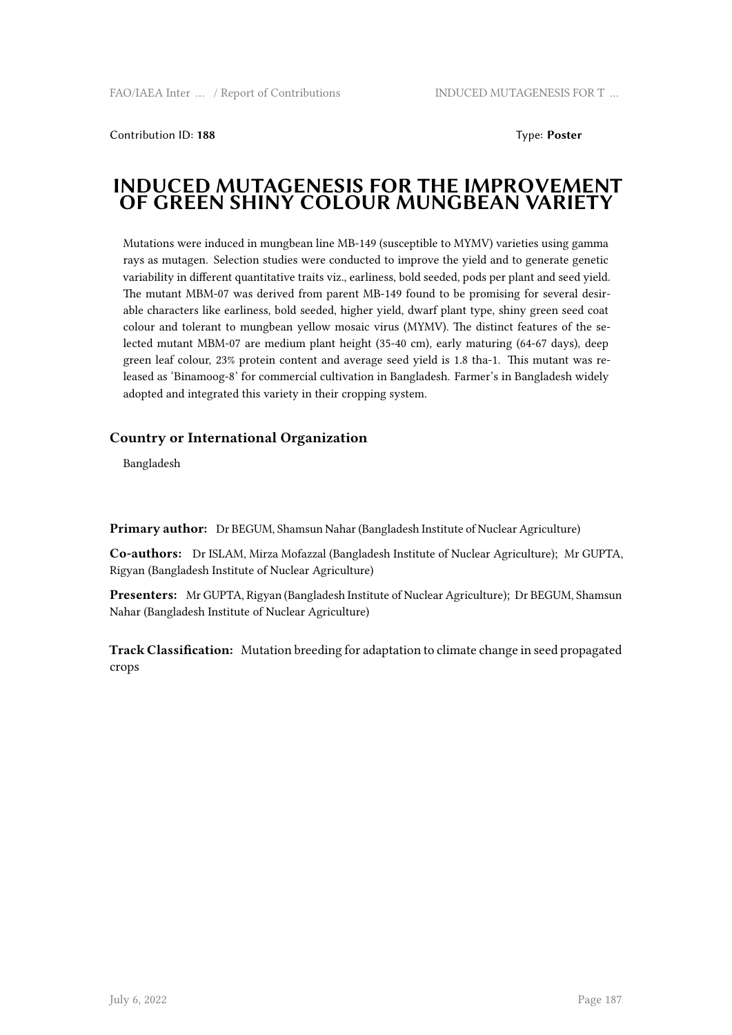Contribution ID: **188** Type: **Poster**

# INDUCED MUTAGENESIS FOR THE IMPROVEMENT OF GREEN SHINY COLOUR MUNGBEAN VARIETY

Mutations were induced in mungbean line MB-149 (susceptible to MYMV) varieties using gamma rays as mutagen. Selection studies were conducted to improve the yield and to generate genetic variability in different quantitative traits viz., earliness, bold seeded, pods per plant and seed yield. The mutant MBM-07 was derived from parent MB-149 found to be promising for several desirable characters like earliness, bold seeded, higher yield, dwarf plant type, shiny green seed coat colour and tolerant to mungbean yellow mosaic virus (MYMV). The distinct features of the selected mutant MBM-07 are medium plant height (35-40 cm), early maturing (64-67 days), deep green leaf colour, 23% protein content and average seed yield is 1.8 tha-1. This mutant was released as 'Binamoog-8' for commercial cultivation in Bangladesh. Farmer's in Bangladesh widely adopted and integrated this variety in their cropping system.

### Country or International Organization

Bangladesh

**Primary author:** Dr BEGUM, Shamsun Nahar (Bangladesh Institute of Nuclear Agriculture)

**Co-authors:** Dr ISLAM, Mirza Mofazzal (Bangladesh Institute of Nuclear Agriculture); Mr GUPTA, Rigyan (Bangladesh Institute of Nuclear Agriculture)

**Presenters:** Mr GUPTA, Rigyan (Bangladesh Institute of Nuclear Agriculture); Dr BEGUM, Shamsun Nahar (Bangladesh Institute of Nuclear Agriculture)

**Track Classification:** Mutation breeding for adaptation to climate change in seed propagated crops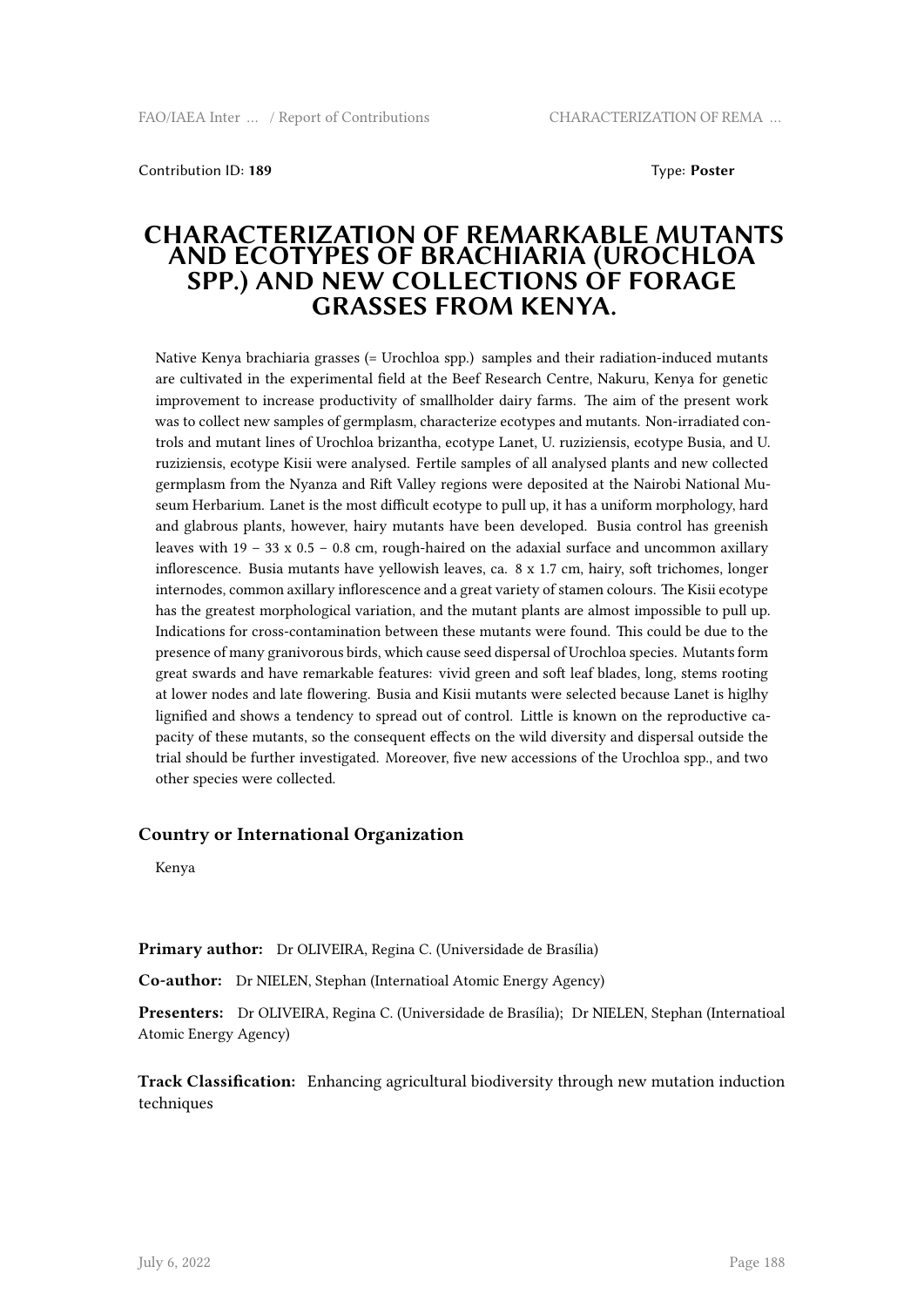Contribution ID: **189** Type: **Poster**

# CHARACTERIZATION OF REMARKABLE MUTANTS AND ECOTYPES OF BRACHIARIA (UROCHLOA SPP.) AND NEW COLLECTIONS OF FORAGE GRASSES FROM KENYA.

Native Kenya brachiaria grasses (= Urochloa spp.) samples and their radiation-induced mutants are cultivated in the experimental field at the Beef Research Centre, Nakuru, Kenya for genetic improvement to increase productivity of smallholder dairy farms. The aim of the present work was to collect new samples of germplasm, characterize ecotypes and mutants. Non-irradiated controls and mutant lines of Urochloa brizantha, ecotype Lanet, U. ruziziensis, ecotype Busia, and U. ruziziensis, ecotype Kisii were analysed. Fertile samples of all analysed plants and new collected germplasm from the Nyanza and Rift Valley regions were deposited at the Nairobi National Museum Herbarium. Lanet is the most difficult ecotype to pull up, it has a uniform morphology, hard and glabrous plants, however, hairy mutants have been developed. Busia control has greenish leaves with 19 – 33 x 0.5 – 0.8 cm, rough-haired on the adaxial surface and uncommon axillary inflorescence. Busia mutants have yellowish leaves, ca. 8 x 1.7 cm, hairy, soft trichomes, longer internodes, common axillary inflorescence and a great variety of stamen colours. The Kisii ecotype has the greatest morphological variation, and the mutant plants are almost impossible to pull up. Indications for cross-contamination between these mutants were found. This could be due to the presence of many granivorous birds, which cause seed dispersal of Urochloa species. Mutants form great swards and have remarkable features: vivid green and soft leaf blades, long, stems rooting at lower nodes and late flowering. Busia and Kisii mutants were selected because Lanet is higlhy lignified and shows a tendency to spread out of control. Little is known on the reproductive capacity of these mutants, so the consequent effects on the wild diversity and dispersal outside the trial should be further investigated. Moreover, five new accessions of the Urochloa spp., and two other species were collected.

### Country or International Organization

Kenya

**Primary author:** Dr OLIVEIRA, Regina C. (Universidade de Brasília)

**Co-author:** Dr NIELEN, Stephan (Internatioal Atomic Energy Agency)

**Presenters:** Dr OLIVEIRA, Regina C. (Universidade de Brasília); Dr NIELEN, Stephan (Internatioal Atomic Energy Agency)

**Track Classification:** Enhancing agricultural biodiversity through new mutation induction techniques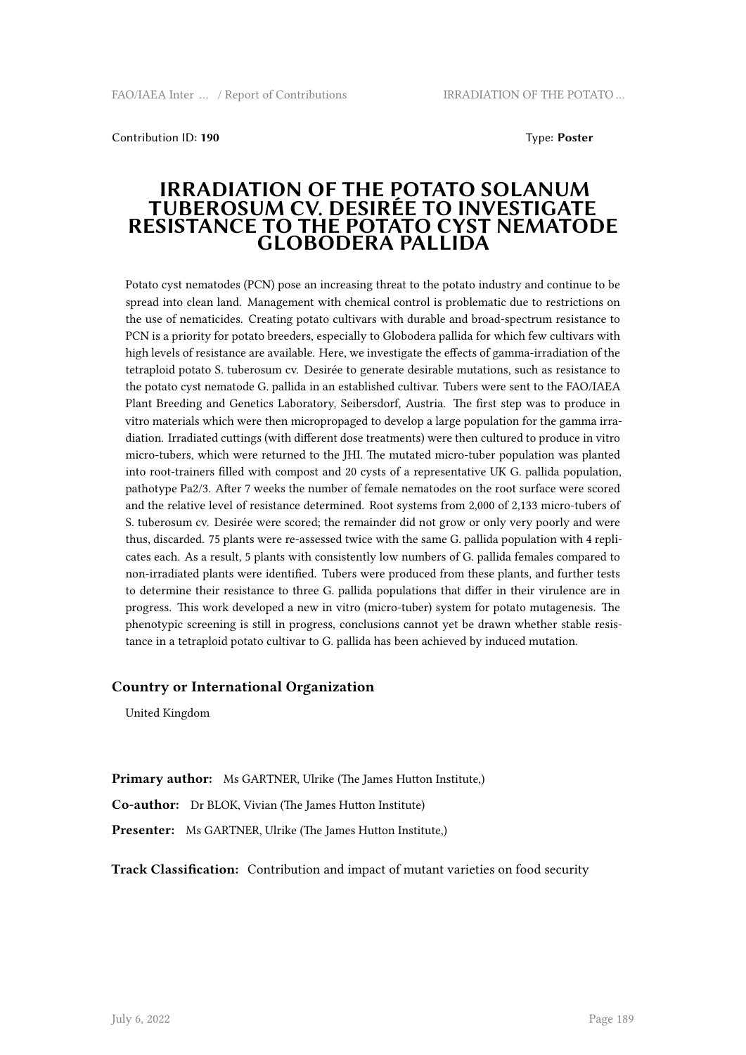Contribution ID: **190** Type: **Poster**

# IRRADIATION OF THE POTATO SOLANUM TUBEROSUM CV. DESIRÉE TO INVESTIGATE RESISTANCE TO THE POTATO CYST NEMATODE GLOBODERA PALLIDA

Potato cyst nematodes (PCN) pose an increasing threat to the potato industry and continue to be spread into clean land. Management with chemical control is problematic due to restrictions on the use of nematicides. Creating potato cultivars with durable and broad-spectrum resistance to PCN is a priority for potato breeders, especially to Globodera pallida for which few cultivars with high levels of resistance are available. Here, we investigate the effects of gamma-irradiation of the tetraploid potato S. tuberosum cv. Desirée to generate desirable mutations, such as resistance to the potato cyst nematode G. pallida in an established cultivar. Tubers were sent to the FAO/IAEA Plant Breeding and Genetics Laboratory, Seibersdorf, Austria. The first step was to produce in vitro materials which were then micropropaged to develop a large population for the gamma irradiation. Irradiated cuttings (with different dose treatments) were then cultured to produce in vitro micro-tubers, which were returned to the JHI. The mutated micro-tuber population was planted into root-trainers filled with compost and 20 cysts of a representative UK G. pallida population, pathotype Pa2/3. After 7 weeks the number of female nematodes on the root surface were scored and the relative level of resistance determined. Root systems from 2,000 of 2,133 micro-tubers of S. tuberosum cv. Desirée were scored; the remainder did not grow or only very poorly and were thus, discarded. 75 plants were re-assessed twice with the same G. pallida population with 4 replicates each. As a result, 5 plants with consistently low numbers of G. pallida females compared to non-irradiated plants were identified. Tubers were produced from these plants, and further tests to determine their resistance to three G. pallida populations that differ in their virulence are in progress. This work developed a new in vitro (micro-tuber) system for potato mutagenesis. The phenotypic screening is still in progress, conclusions cannot yet be drawn whether stable resistance in a tetraploid potato cultivar to G. pallida has been achieved by induced mutation.

### Country or International Organization

United Kingdom

**Primary author:** Ms GARTNER, Ulrike (The James Hutton Institute,)

**Co-author:** Dr BLOK, Vivian (The James Hutton Institute)

**Presenter:** Ms GARTNER, Ulrike (The James Hutton Institute,)

**Track Classification:** Contribution and impact of mutant varieties on food security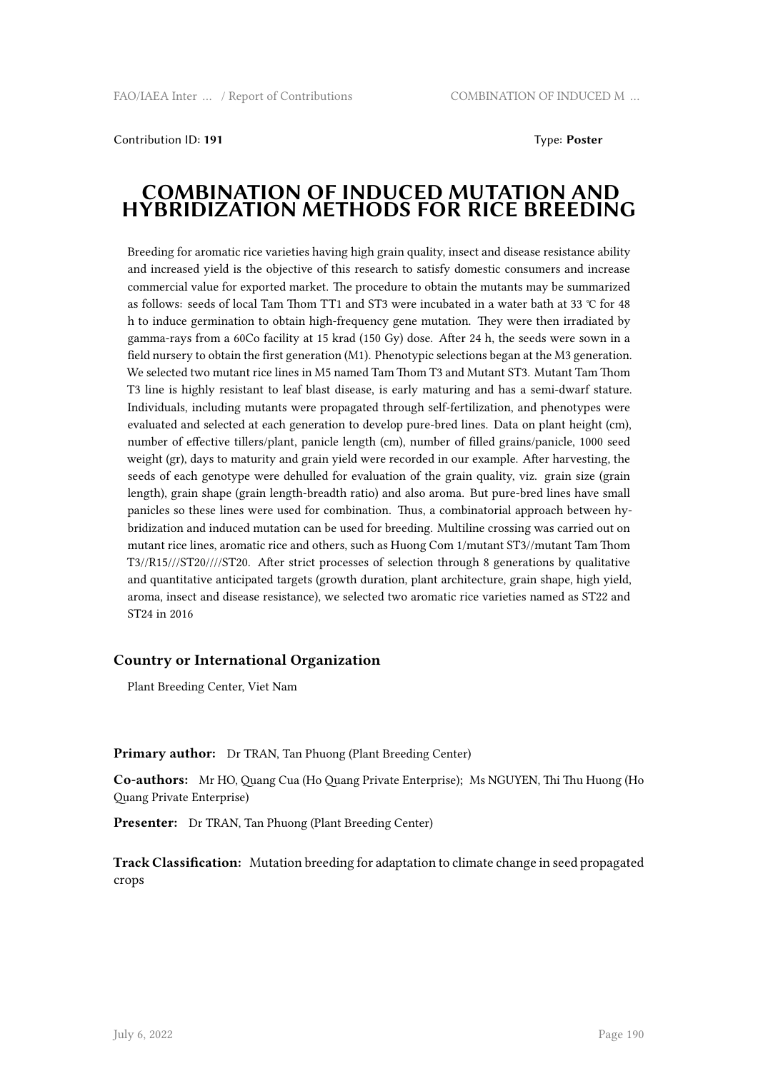Contribution ID: **191** Type: **Poster**

# COMBINATION OF INDUCED MUTATION AND HYBRIDIZATION METHODS FOR RICE BREEDING

Breeding for aromatic rice varieties having high grain quality, insect and disease resistance ability and increased yield is the objective of this research to satisfy domestic consumers and increase commercial value for exported market. The procedure to obtain the mutants may be summarized as follows: seeds of local Tam Thom TT1 and ST3 were incubated in a water bath at 33 °C for 48 h to induce germination to obtain high-frequency gene mutation. They were then irradiated by gamma-rays from a 60Co facility at 15 krad (150 Gy) dose. After 24 h, the seeds were sown in a field nursery to obtain the first generation (M1). Phenotypic selections began at the M3 generation. We selected two mutant rice lines in M5 named Tam Thom T3 and Mutant ST3. Mutant Tam Thom T3 line is highly resistant to leaf blast disease, is early maturing and has a semi-dwarf stature. Individuals, including mutants were propagated through self-fertilization, and phenotypes were evaluated and selected at each generation to develop pure-bred lines. Data on plant height (cm), number of effective tillers/plant, panicle length (cm), number of filled grains/panicle, 1000 seed weight (gr), days to maturity and grain yield were recorded in our example. After harvesting, the seeds of each genotype were dehulled for evaluation of the grain quality, viz. grain size (grain length), grain shape (grain length-breadth ratio) and also aroma. But pure-bred lines have small panicles so these lines were used for combination. Thus, a combinatorial approach between hybridization and induced mutation can be used for breeding. Multiline crossing was carried out on mutant rice lines, aromatic rice and others, such as Huong Com 1/mutant ST3//mutant Tam Thom T3//R15///ST20////ST20. After strict processes of selection through 8 generations by qualitative and quantitative anticipated targets (growth duration, plant architecture, grain shape, high yield, aroma, insect and disease resistance), we selected two aromatic rice varieties named as ST22 and ST24 in 2016

### Country or International Organization

Plant Breeding Center, Viet Nam

**Primary author:** Dr TRAN, Tan Phuong (Plant Breeding Center)

**Co-authors:** Mr HO, Quang Cua (Ho Quang Private Enterprise); Ms NGUYEN, Thi Thu Huong (Ho Quang Private Enterprise)

**Presenter:** Dr TRAN, Tan Phuong (Plant Breeding Center)

**Track Classification:** Mutation breeding for adaptation to climate change in seed propagated crops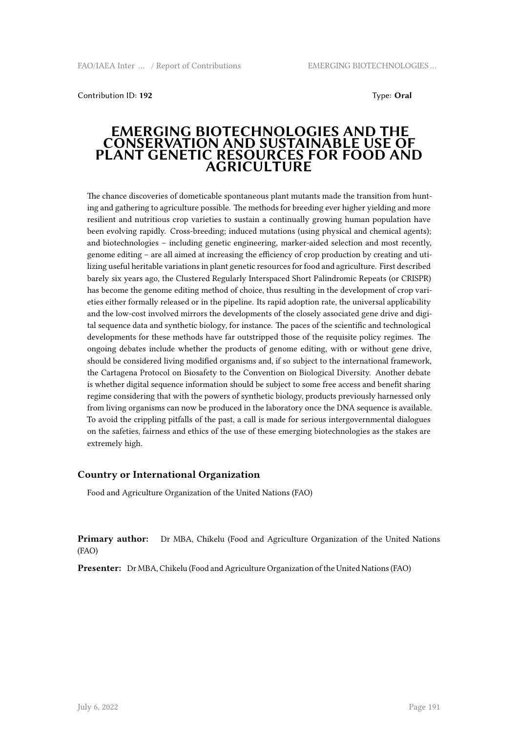Contribution ID: **192**

Type: **Oral**

# EMERGING BIOTECHNOLOGIES AND THE CONSERVATION AND SUSTAINABLE USE OF PLANT GENETIC RESOURCES FOR FOOD AND AGRICULTURE

The chance discoveries of dometicable spontaneous plant mutants made the transition from hunting and gathering to agriculture possible. The methods for breeding ever higher yielding and more resilient and nutritious crop varieties to sustain a continually growing human population have been evolving rapidly. Cross-breeding; induced mutations (using physical and chemical agents); and biotechnologies – including genetic engineering, marker-aided selection and most recently, genome editing – are all aimed at increasing the efficiency of crop production by creating and utilizing useful heritable variations in plant genetic resources for food and agriculture. First described barely six years ago, the Clustered Regularly Interspaced Short Palindromic Repeats (or CRISPR) has become the genome editing method of choice, thus resulting in the development of crop varieties either formally released or in the pipeline. Its rapid adoption rate, the universal applicability and the low-cost involved mirrors the developments of the closely associated gene drive and digital sequence data and synthetic biology, for instance. The paces of the scientific and technological developments for these methods have far outstripped those of the requisite policy regimes. The ongoing debates include whether the products of genome editing, with or without gene drive, should be considered living modified organisms and, if so subject to the international framework, the Cartagena Protocol on Biosafety to the Convention on Biological Diversity. Another debate is whether digital sequence information should be subject to some free access and benefit sharing regime considering that with the powers of synthetic biology, products previously harnessed only from living organisms can now be produced in the laboratory once the DNA sequence is available. To avoid the crippling pitfalls of the past, a call is made for serious intergovernmental dialogues on the safeties, fairness and ethics of the use of these emerging biotechnologies as the stakes are extremely high.

## Country or International Organization

Food and Agriculture Organization of the United Nations (FAO)

**Primary author:** Dr MBA, Chikelu (Food and Agriculture Organization of the United Nations (FAO)

**Presenter:** Dr MBA, Chikelu (Food and Agriculture Organization of the United Nations (FAO)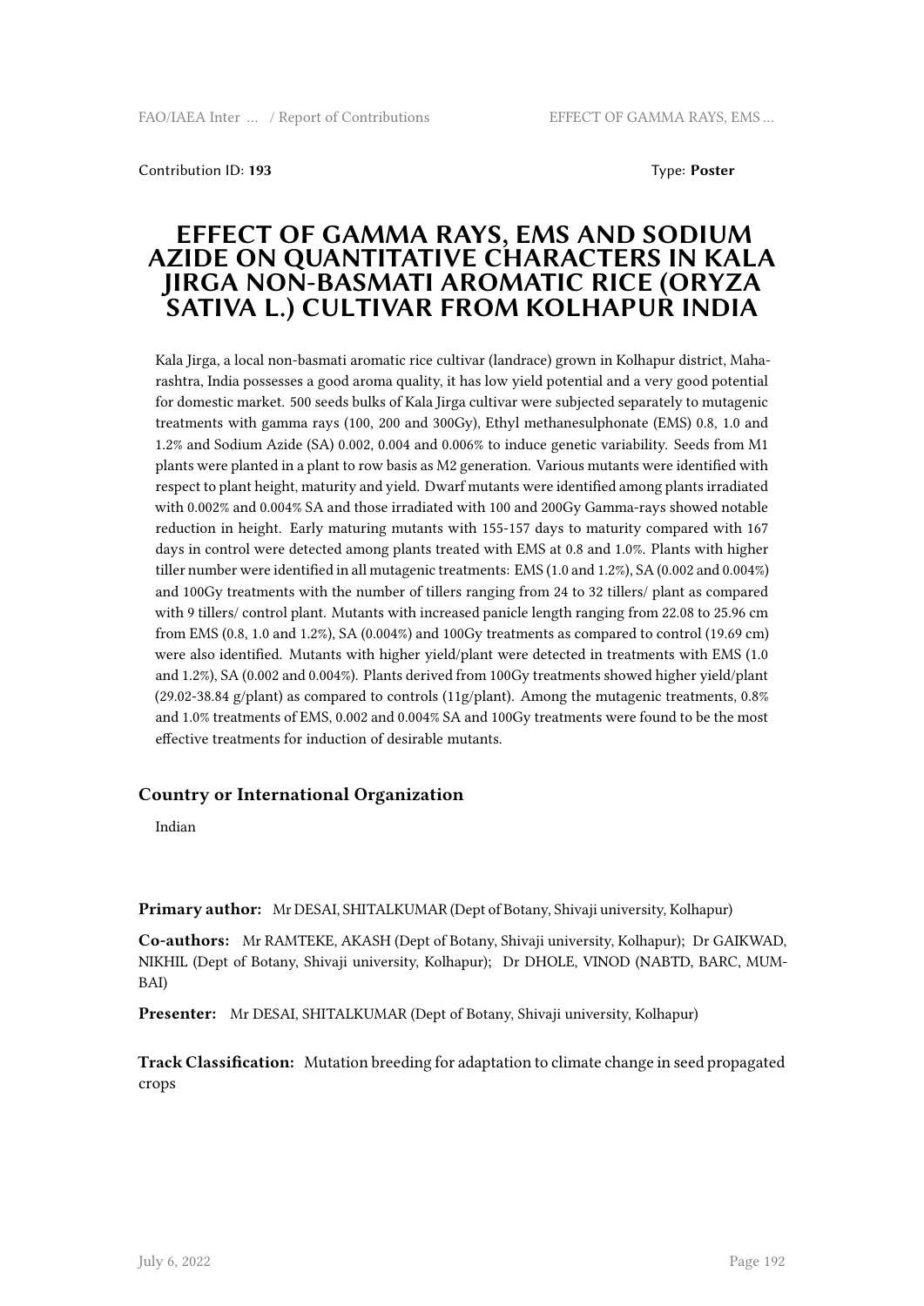Contribution ID: **193** Type: **Poster**

# EFFECT OF GAMMA RAYS, EMS AND SODIUM AZIDE ON QUANTITATIVE CHARACTERS IN KALA JIRGA NON-BASMATI AROMATIC RICE (ORYZA SATIVA L.) CULTIVAR FROM KOLHAPUR INDIA

Kala Jirga, a local non-basmati aromatic rice cultivar (landrace) grown in Kolhapur district, Maharashtra, India possesses a good aroma quality, it has low yield potential and a very good potential for domestic market. 500 seeds bulks of Kala Jirga cultivar were subjected separately to mutagenic treatments with gamma rays (100, 200 and 300Gy), Ethyl methanesulphonate (EMS) 0.8, 1.0 and 1.2% and Sodium Azide (SA) 0.002, 0.004 and 0.006% to induce genetic variability. Seeds from M1 plants were planted in a plant to row basis as M2 generation. Various mutants were identified with respect to plant height, maturity and yield. Dwarf mutants were identified among plants irradiated with 0.002% and 0.004% SA and those irradiated with 100 and 200Gy Gamma-rays showed notable reduction in height. Early maturing mutants with 155-157 days to maturity compared with 167 days in control were detected among plants treated with EMS at 0.8 and 1.0%. Plants with higher tiller number were identified in all mutagenic treatments: EMS (1.0 and 1.2%), SA (0.002 and 0.004%) and 100Gy treatments with the number of tillers ranging from 24 to 32 tillers/ plant as compared with 9 tillers/ control plant. Mutants with increased panicle length ranging from 22.08 to 25.96 cm from EMS (0.8, 1.0 and 1.2%), SA (0.004%) and 100Gy treatments as compared to control (19.69 cm) were also identified. Mutants with higher yield/plant were detected in treatments with EMS (1.0 and 1.2%), SA (0.002 and 0.004%). Plants derived from 100Gy treatments showed higher yield/plant (29.02-38.84 g/plant) as compared to controls (11g/plant). Among the mutagenic treatments, 0.8% and 1.0% treatments of EMS, 0.002 and 0.004% SA and 100Gy treatments were found to be the most effective treatments for induction of desirable mutants.

### Country or International Organization

Indian

**Primary author:** Mr DESAI, SHITALKUMAR (Dept of Botany, Shivaji university, Kolhapur)

**Co-authors:** Mr RAMTEKE, AKASH (Dept of Botany, Shivaji university, Kolhapur); Dr GAIKWAD, NIKHIL (Dept of Botany, Shivaji university, Kolhapur); Dr DHOLE, VINOD (NABTD, BARC, MUMBAI)

**Presenter:** Mr DESAI, SHITALKUMAR (Dept of Botany, Shivaji university, Kolhapur)

**Track Classification:** Mutation breeding for adaptation to climate change in seed propagated crops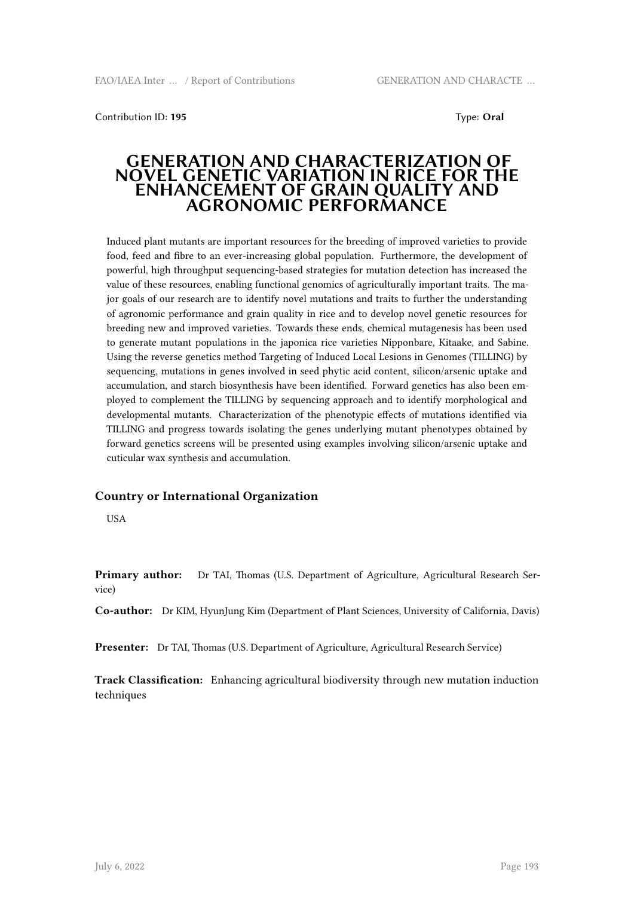Contribution ID: **195** Type: **Oral**

# GENERATION AND CHARACTERIZATION OF NOVEL GENETIC VARIATION IN RICE FOR THE ENHANCEMENT OF GRAIN QUALITY AND AGRONOMIC PERFORMANCE

Induced plant mutants are important resources for the breeding of improved varieties to provide food, feed and fibre to an ever-increasing global population. Furthermore, the development of powerful, high throughput sequencing-based strategies for mutation detection has increased the value of these resources, enabling functional genomics of agriculturally important traits. The major goals of our research are to identify novel mutations and traits to further the understanding of agronomic performance and grain quality in rice and to develop novel genetic resources for breeding new and improved varieties. Towards these ends, chemical mutagenesis has been used to generate mutant populations in the japonica rice varieties Nipponbare, Kitaake, and Sabine. Using the reverse genetics method Targeting of Induced Local Lesions in Genomes (TILLING) by sequencing, mutations in genes involved in seed phytic acid content, silicon/arsenic uptake and accumulation, and starch biosynthesis have been identified. Forward genetics has also been employed to complement the TILLING by sequencing approach and to identify morphological and developmental mutants. Characterization of the phenotypic effects of mutations identified via TILLING and progress towards isolating the genes underlying mutant phenotypes obtained by forward genetics screens will be presented using examples involving silicon/arsenic uptake and cuticular wax synthesis and accumulation.

## Country or International Organization

USA

**Primary author:** Dr TAI, Thomas (U.S. Department of Agriculture, Agricultural Research Service)

**Co-author:** Dr KIM, HyunJung Kim (Department of Plant Sciences, University of California, Davis)

**Presenter:** Dr TAI, Thomas (U.S. Department of Agriculture, Agricultural Research Service)

**Track Classification:** Enhancing agricultural biodiversity through new mutation induction techniques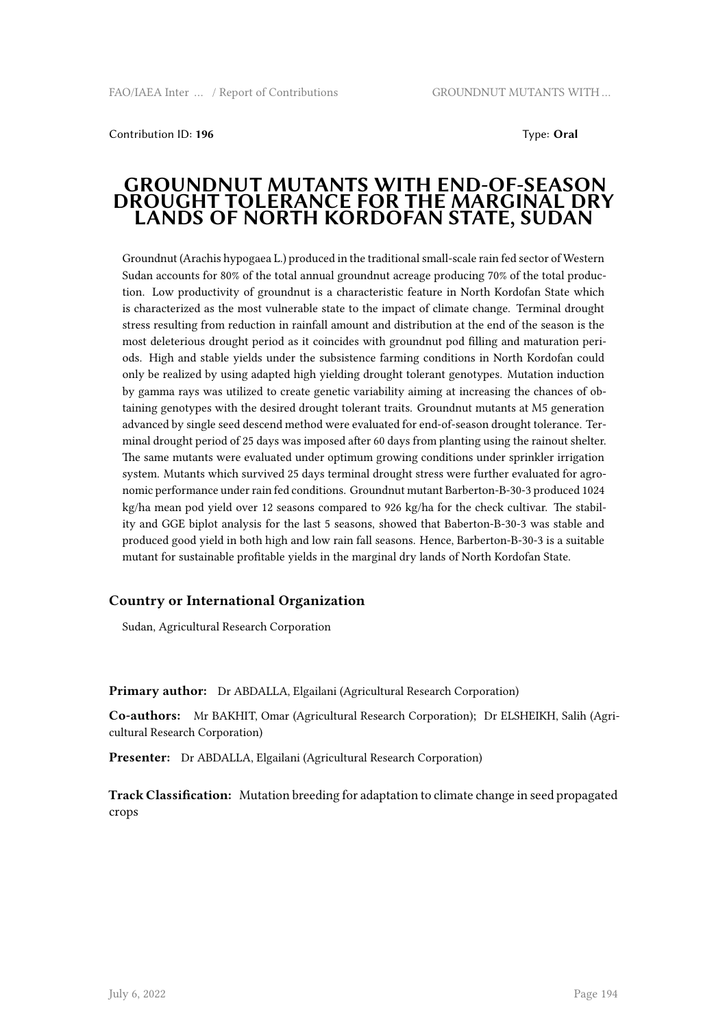Contribution ID: **196** Type: **Oral**

# GROUNDNUT MUTANTS WITH END-OF-SEASON DROUGHT TOLERANCE FOR THE MARGINAL DRY LANDS OF NORTH KORDOFAN STATE, SUDAN

Groundnut (Arachis hypogaea L.) produced in the traditional small-scale rain fed sector of Western Sudan accounts for 80% of the total annual groundnut acreage producing 70% of the total production. Low productivity of groundnut is a characteristic feature in North Kordofan State which is characterized as the most vulnerable state to the impact of climate change. Terminal drought stress resulting from reduction in rainfall amount and distribution at the end of the season is the most deleterious drought period as it coincides with groundnut pod filling and maturation periods. High and stable yields under the subsistence farming conditions in North Kordofan could only be realized by using adapted high yielding drought tolerant genotypes. Mutation induction by gamma rays was utilized to create genetic variability aiming at increasing the chances of obtaining genotypes with the desired drought tolerant traits. Groundnut mutants at M5 generation advanced by single seed descend method were evaluated for end-of-season drought tolerance. Terminal drought period of 25 days was imposed after 60 days from planting using the rainout shelter. The same mutants were evaluated under optimum growing conditions under sprinkler irrigation system. Mutants which survived 25 days terminal drought stress were further evaluated for agronomic performance under rain fed conditions. Groundnut mutant Barberton-B-30-3 produced 1024 kg/ha mean pod yield over 12 seasons compared to 926 kg/ha for the check cultivar. The stability and GGE biplot analysis for the last 5 seasons, showed that Baberton-B-30-3 was stable and produced good yield in both high and low rain fall seasons. Hence, Barberton-B-30-3 is a suitable mutant for sustainable profitable yields in the marginal dry lands of North Kordofan State.

### Country or International Organization

Sudan, Agricultural Research Corporation

**Primary author:** Dr ABDALLA, Elgailani (Agricultural Research Corporation)

**Co-authors:** Mr BAKHIT, Omar (Agricultural Research Corporation); Dr ELSHEIKH, Salih (Agricultural Research Corporation)

**Presenter:** Dr ABDALLA, Elgailani (Agricultural Research Corporation)

**Track Classification:** Mutation breeding for adaptation to climate change in seed propagated crops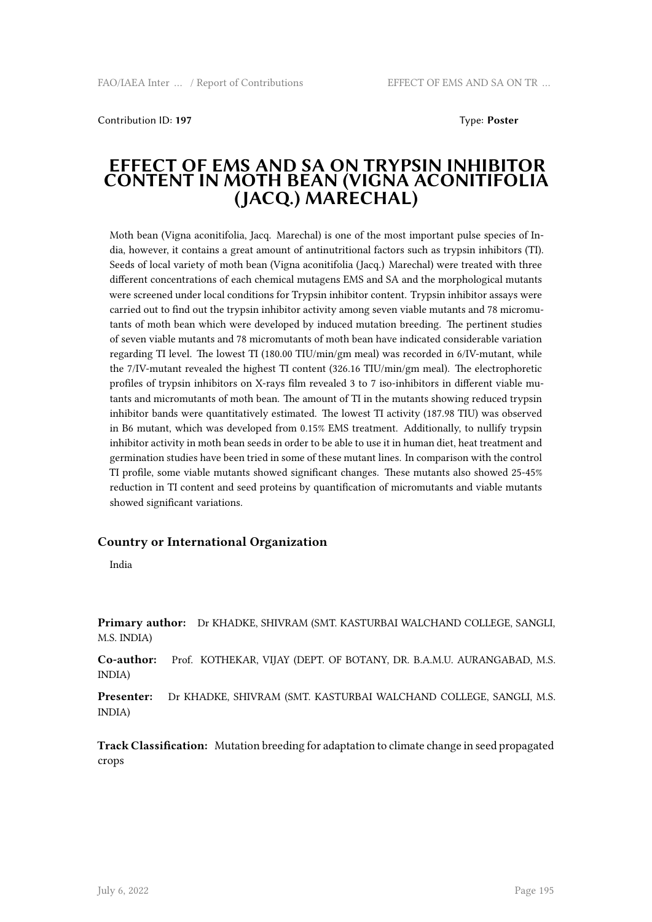Contribution ID: **197** Type: **Poster**

# EFFECT OF EMS AND SA ON TRYPSIN INHIBITOR CONTENT IN MOTH BEAN (VIGNA ACONITIFOLIA (JACQ.) MARECHAL)

Moth bean (Vigna aconitifolia, Jacq. Marechal) is one of the most important pulse species of India, however, it contains a great amount of antinutritional factors such as trypsin inhibitors (TI). Seeds of local variety of moth bean (Vigna aconitifolia (Jacq.) Marechal) were treated with three different concentrations of each chemical mutagens EMS and SA and the morphological mutants were screened under local conditions for Trypsin inhibitor content. Trypsin inhibitor assays were carried out to find out the trypsin inhibitor activity among seven viable mutants and 78 micromutants of moth bean which were developed by induced mutation breeding. The pertinent studies of seven viable mutants and 78 micromutants of moth bean have indicated considerable variation regarding TI level. The lowest TI (180.00 TIU/min/gm meal) was recorded in 6/IV-mutant, while the 7/IV-mutant revealed the highest TI content (326.16 TIU/min/gm meal). The electrophoretic profiles of trypsin inhibitors on X-rays film revealed 3 to 7 iso-inhibitors in different viable mutants and micromutants of moth bean. The amount of TI in the mutants showing reduced trypsin inhibitor bands were quantitatively estimated. The lowest TI activity (187.98 TIU) was observed in B6 mutant, which was developed from 0.15% EMS treatment. Additionally, to nullify trypsin inhibitor activity in moth bean seeds in order to be able to use it in human diet, heat treatment and germination studies have been tried in some of these mutant lines. In comparison with the control TI profile, some viable mutants showed significant changes. These mutants also showed 25-45% reduction in TI content and seed proteins by quantification of micromutants and viable mutants showed significant variations.

### Country or International Organization

India

**Primary author:** Dr KHADKE, SHIVRAM (SMT. KASTURBAI WALCHAND COLLEGE, SANGLI, M.S. INDIA)

**Co-author:** Prof. KOTHEKAR, VIJAY (DEPT. OF BOTANY, DR. B.A.M.U. AURANGABAD, M.S. INDIA)

**Presenter:** Dr KHADKE, SHIVRAM (SMT. KASTURBAI WALCHAND COLLEGE, SANGLI, M.S. INDIA)

**Track Classification:** Mutation breeding for adaptation to climate change in seed propagated crops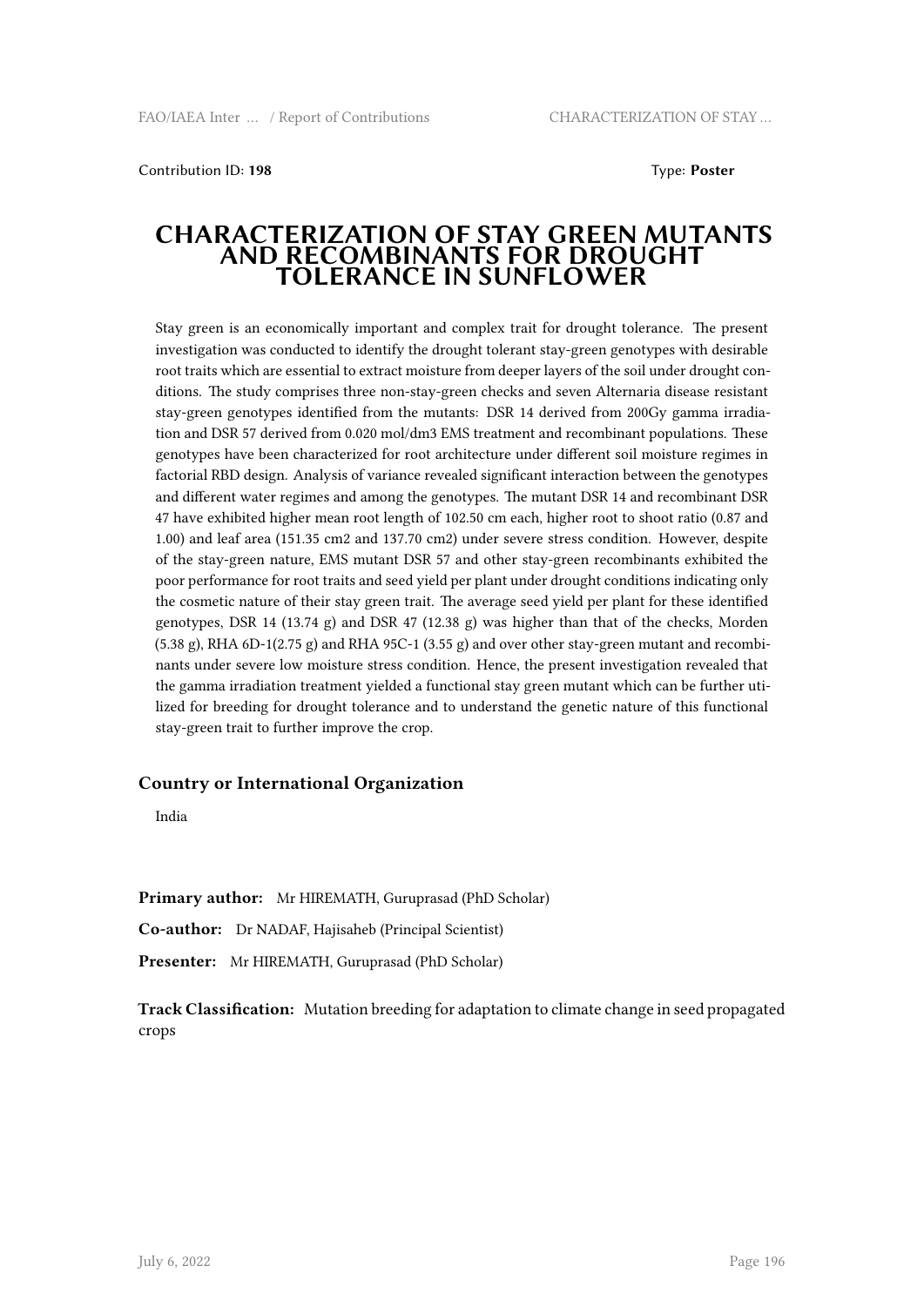Contribution ID: **198** Type: **Poster**

# CHARACTERIZATION OF STAY GREEN MUTANTS AND RECOMBINANTS FOR DROUGHT TOLERANCE IN SUNFLOWER

Stay green is an economically important and complex trait for drought tolerance. The present investigation was conducted to identify the drought tolerant stay-green genotypes with desirable root traits which are essential to extract moisture from deeper layers of the soil under drought conditions. The study comprises three non-stay-green checks and seven Alternaria disease resistant stay-green genotypes identified from the mutants: DSR 14 derived from 200Gy gamma irradiation and DSR 57 derived from 0.020 mol/dm3 EMS treatment and recombinant populations. These genotypes have been characterized for root architecture under different soil moisture regimes in factorial RBD design. Analysis of variance revealed significant interaction between the genotypes and different water regimes and among the genotypes. The mutant DSR 14 and recombinant DSR 47 have exhibited higher mean root length of 102.50 cm each, higher root to shoot ratio (0.87 and 1.00) and leaf area (151.35 cm2 and 137.70 cm2) under severe stress condition. However, despite of the stay-green nature, EMS mutant DSR 57 and other stay-green recombinants exhibited the poor performance for root traits and seed yield per plant under drought conditions indicating only the cosmetic nature of their stay green trait. The average seed yield per plant for these identified genotypes, DSR 14 (13.74 g) and DSR 47 (12.38 g) was higher than that of the checks, Morden (5.38 g), RHA 6D-1(2.75 g) and RHA 95C-1 (3.55 g) and over other stay-green mutant and recombinants under severe low moisture stress condition. Hence, the present investigation revealed that the gamma irradiation treatment yielded a functional stay green mutant which can be further utilized for breeding for drought tolerance and to understand the genetic nature of this functional stay-green trait to further improve the crop.

### Country or International Organization

India

**Primary author:** Mr HIREMATH, Guruprasad (PhD Scholar)

**Co-author:** Dr NADAF, Hajisaheb (Principal Scientist)

**Presenter:** Mr HIREMATH, Guruprasad (PhD Scholar)

**Track Classification:** Mutation breeding for adaptation to climate change in seed propagated crops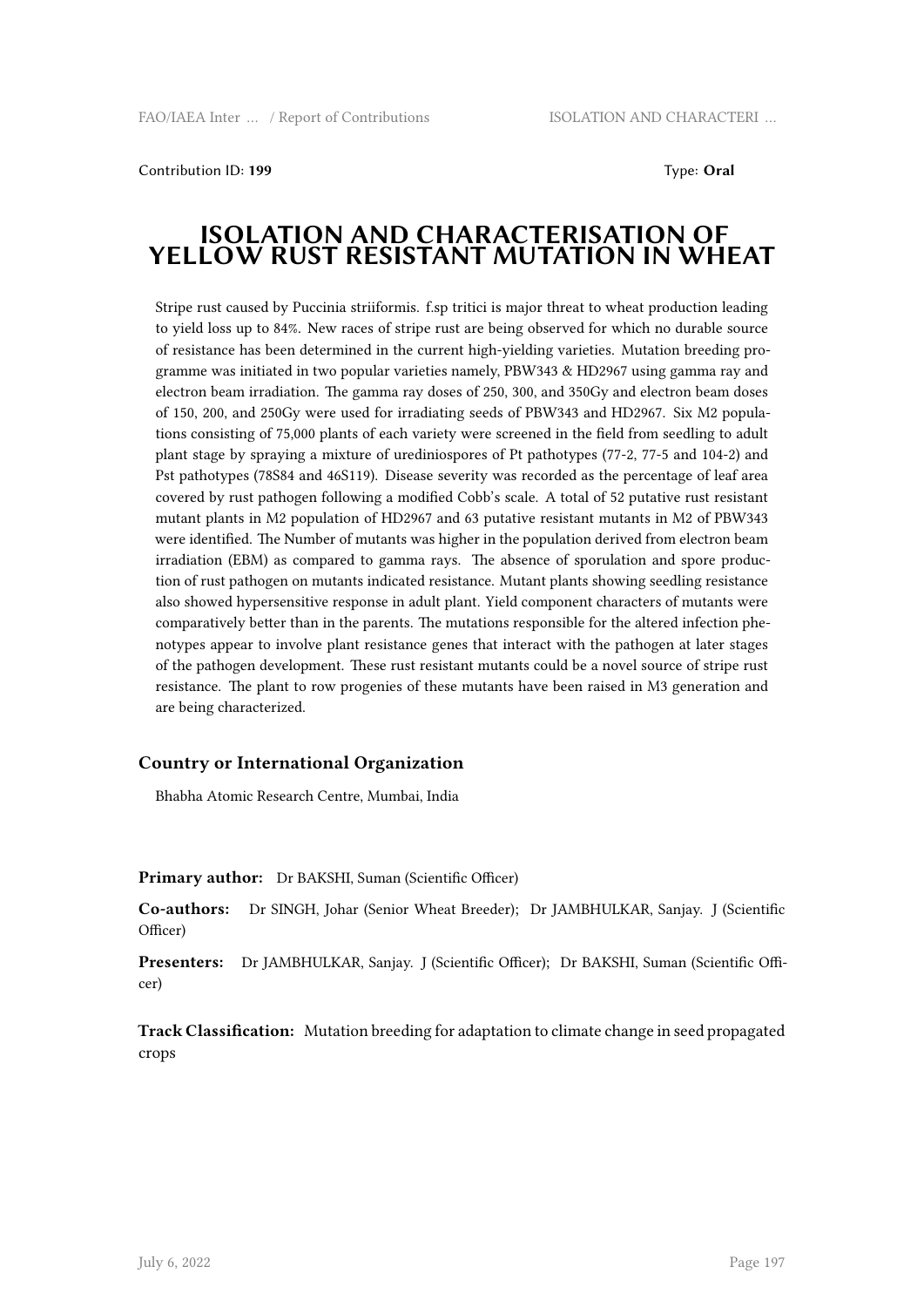Contribution ID: **199** Type: **Oral**

# ISOLATION AND CHARACTERISATION OF YELLOW RUST RESISTANT MUTATION IN WHEAT

Stripe rust caused by Puccinia striiformis. f.sp tritici is major threat to wheat production leading to yield loss up to 84%. New races of stripe rust are being observed for which no durable source of resistance has been determined in the current high-yielding varieties. Mutation breeding programme was initiated in two popular varieties namely, PBW343 & HD2967 using gamma ray and electron beam irradiation. The gamma ray doses of 250, 300, and 350Gy and electron beam doses of 150, 200, and 250Gy were used for irradiating seeds of PBW343 and HD2967. Six M2 populations consisting of 75,000 plants of each variety were screened in the field from seedling to adult plant stage by spraying a mixture of urediniospores of Pt pathotypes (77-2, 77-5 and 104-2) and Pst pathotypes (78S84 and 46S119). Disease severity was recorded as the percentage of leaf area covered by rust pathogen following a modified Cobb's scale. A total of 52 putative rust resistant mutant plants in M2 population of HD2967 and 63 putative resistant mutants in M2 of PBW343 were identified. The Number of mutants was higher in the population derived from electron beam irradiation (EBM) as compared to gamma rays. The absence of sporulation and spore production of rust pathogen on mutants indicated resistance. Mutant plants showing seedling resistance also showed hypersensitive response in adult plant. Yield component characters of mutants were comparatively better than in the parents. The mutations responsible for the altered infection phenotypes appear to involve plant resistance genes that interact with the pathogen at later stages of the pathogen development. These rust resistant mutants could be a novel source of stripe rust resistance. The plant to row progenies of these mutants have been raised in M3 generation and are being characterized.

### Country or International Organization

Bhabha Atomic Research Centre, Mumbai, India

**Primary author:** Dr BAKSHI, Suman (Scientific Officer)

**Co-authors:** Dr SINGH, Johar (Senior Wheat Breeder); Dr JAMBHULKAR, Sanjay. J (Scientific Officer)

**Presenters:** Dr JAMBHULKAR, Sanjay. J (Scientific Officer); Dr BAKSHI, Suman (Scientific Officer)

**Track Classification:** Mutation breeding for adaptation to climate change in seed propagated crops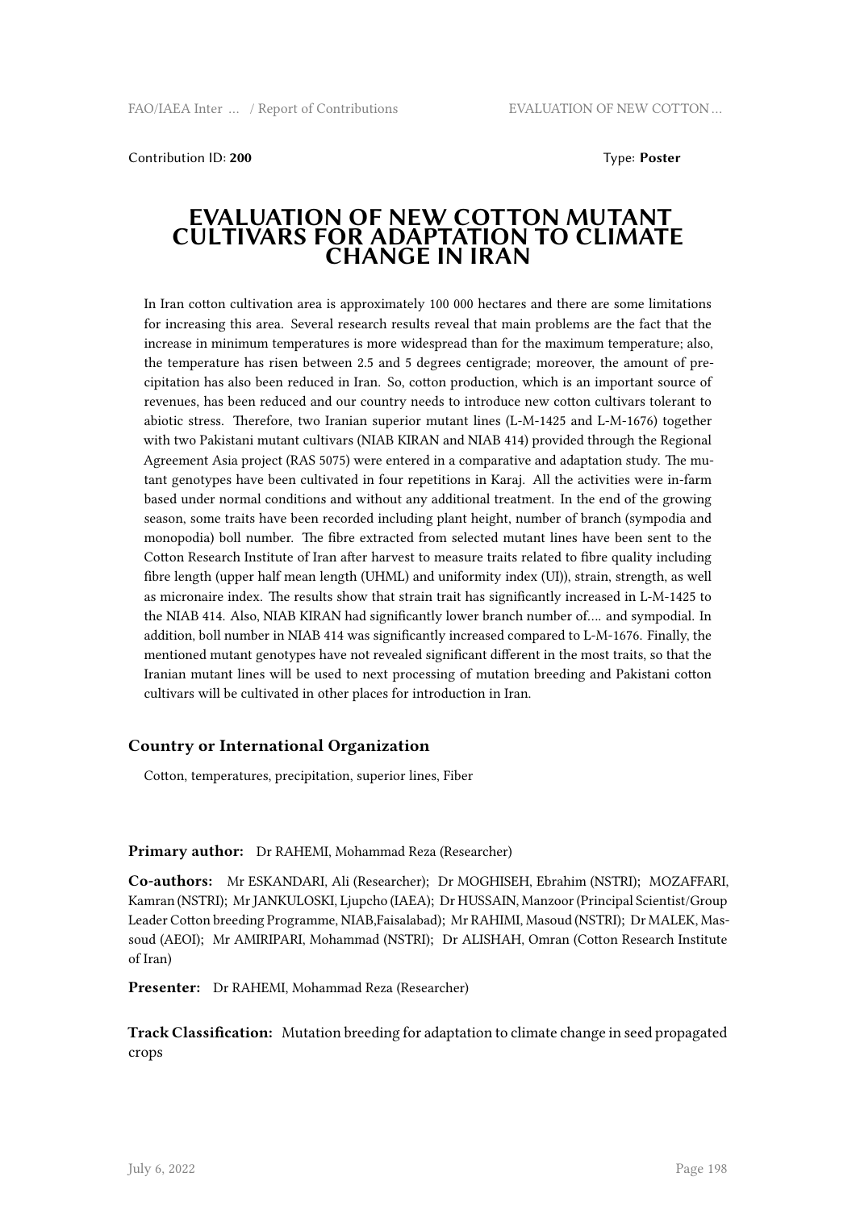Contribution ID: **200**

Type: **Poster**

# EVALUATION OF NEW COTTON MUTANT CULTIVARS FOR ADAPTATION TO CLIMATE CHANGE IN IRAN

In Iran cotton cultivation area is approximately 100 000 hectares and there are some limitations for increasing this area. Several research results reveal that main problems are the fact that the increase in minimum temperatures is more widespread than for the maximum temperature; also, the temperature has risen between 2.5 and 5 degrees centigrade; moreover, the amount of precipitation has also been reduced in Iran. So, cotton production, which is an important source of revenues, has been reduced and our country needs to introduce new cotton cultivars tolerant to abiotic stress. Therefore, two Iranian superior mutant lines (L-M-1425 and L-M-1676) together with two Pakistani mutant cultivars (NIAB KIRAN and NIAB 414) provided through the Regional Agreement Asia project (RAS 5075) were entered in a comparative and adaptation study. The mutant genotypes have been cultivated in four repetitions in Karaj. All the activities were in-farm based under normal conditions and without any additional treatment. In the end of the growing season, some traits have been recorded including plant height, number of branch (sympodia and monopodia) boll number. The fibre extracted from selected mutant lines have been sent to the Cotton Research Institute of Iran after harvest to measure traits related to fibre quality including fibre length (upper half mean length (UHML) and uniformity index (UI)), strain, strength, as well as micronaire index. The results show that strain trait has significantly increased in L-M-1425 to the NIAB 414. Also, NIAB KIRAN had significantly lower branch number of…. and sympodial. In addition, boll number in NIAB 414 was significantly increased compared to L-M-1676. Finally, the mentioned mutant genotypes have not revealed significant different in the most traits, so that the Iranian mutant lines will be used to next processing of mutation breeding and Pakistani cotton cultivars will be cultivated in other places for introduction in Iran.

### Country or International Organization

Cotton, temperatures, precipitation, superior lines, Fiber

**Primary author:** Dr RAHEMI, Mohammad Reza (Researcher)

**Co-authors:** Mr ESKANDARI, Ali (Researcher); Dr MOGHISEH, Ebrahim (NSTRI); MOZAFFARI, Kamran (NSTRI); Mr JANKULOSKI, Ljupcho (IAEA); Dr HUSSAIN, Manzoor (Principal Scientist/Group Leader Cotton breeding Programme, NIAB,Faisalabad); Mr RAHIMI, Masoud (NSTRI); Dr MALEK, Massoud (AEOI); Mr AMIRIPARI, Mohammad (NSTRI); Dr ALISHAH, Omran (Cotton Research Institute of Iran)

**Presenter:** Dr RAHEMI, Mohammad Reza (Researcher)

**Track Classification:** Mutation breeding for adaptation to climate change in seed propagated crops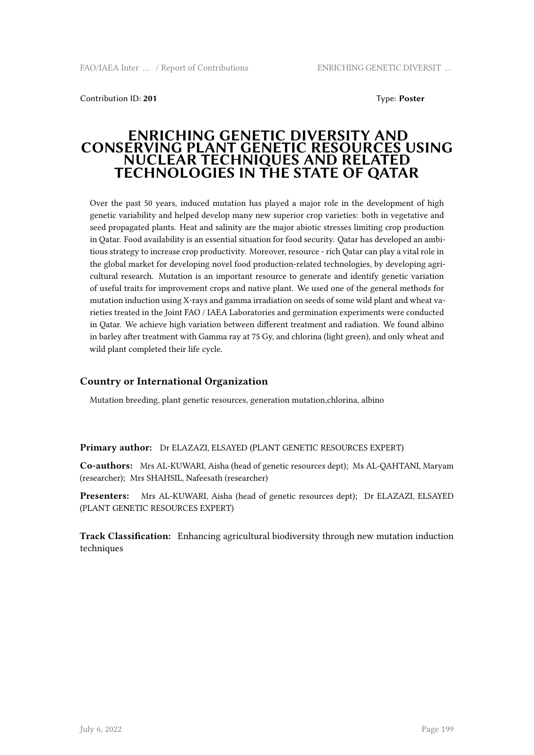Contribution ID: **201** Type: **Poster**

# ENRICHING GENETIC DIVERSITY AND CONSERVING PLANT GENETIC RESOURCES USING NUCLEAR TECHNIQUES AND RELATED TECHNOLOGIES IN THE STATE OF QATAR

Over the past 50 years, induced mutation has played a major role in the development of high genetic variability and helped develop many new superior crop varieties: both in vegetative and seed propagated plants. Heat and salinity are the major abiotic stresses limiting crop production in Qatar. Food availability is an essential situation for food security. Qatar has developed an ambitious strategy to increase crop productivity. Moreover, resource - rich Qatar can play a vital role in the global market for developing novel food production-related technologies, by developing agricultural research. Mutation is an important resource to generate and identify genetic variation of useful traits for improvement crops and native plant. We used one of the general methods for mutation induction using X-rays and gamma irradiation on seeds of some wild plant and wheat varieties treated in the Joint FAO / IAEA Laboratories and germination experiments were conducted in Qatar. We achieve high variation between different treatment and radiation. We found albino in barley after treatment with Gamma ray at 75 Gy, and chlorina (light green), and only wheat and wild plant completed their life cycle.

### Country or International Organization

Mutation breeding, plant genetic resources, generation mutation,chlorina, albino

**Primary author:** Dr ELAZAZI, ELSAYED (PLANT GENETIC RESOURCES EXPERT)

**Co-authors:** Mrs AL-KUWARI, Aisha (head of genetic resources dept); Ms AL-QAHTANI, Maryam (researcher); Mrs SHAHSIL, Nafeesath (researcher)

**Presenters:** Mrs AL-KUWARI, Aisha (head of genetic resources dept); Dr ELAZAZI, ELSAYED (PLANT GENETIC RESOURCES EXPERT)

**Track Classification:** Enhancing agricultural biodiversity through new mutation induction techniques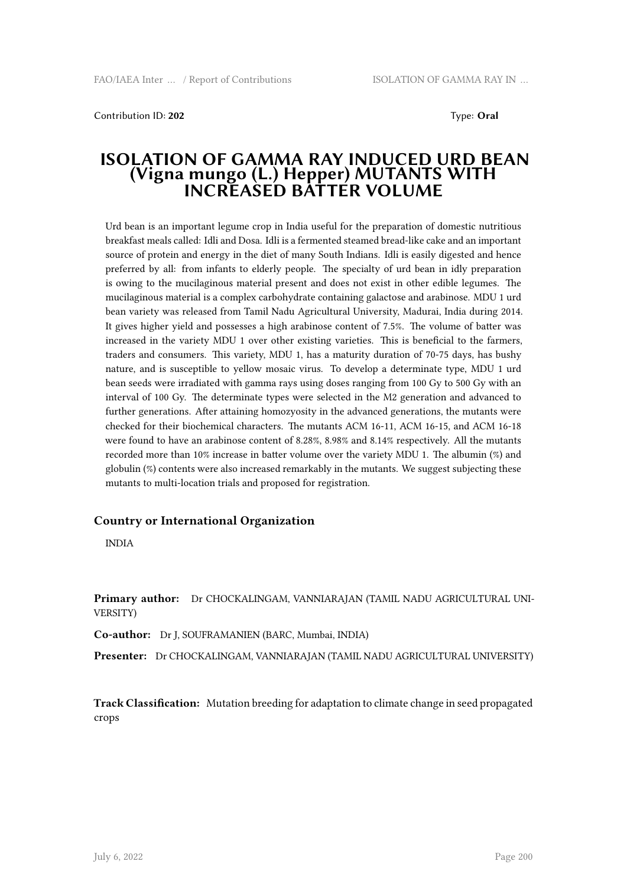Contribution ID: **202**  Type: **Oral**

# ISOLATION OF GAMMA RAY INDUCED URD BEAN (Vigna mungo (L.) Hepper) MUTANTS WITH INCREASED BATTER VOLUME

Urd bean is an important legume crop in India useful for the preparation of domestic nutritious breakfast meals called: Idli and Dosa. Idli is a fermented steamed bread-like cake and an important source of protein and energy in the diet of many South Indians. Idli is easily digested and hence preferred by all: from infants to elderly people. The specialty of urd bean in idly preparation is owing to the mucilaginous material present and does not exist in other edible legumes. The mucilaginous material is a complex carbohydrate containing galactose and arabinose. MDU 1 urd bean variety was released from Tamil Nadu Agricultural University, Madurai, India during 2014. It gives higher yield and possesses a high arabinose content of 7.5%. The volume of batter was increased in the variety MDU 1 over other existing varieties. This is beneficial to the farmers, traders and consumers. This variety, MDU 1, has a maturity duration of 70-75 days, has bushy nature, and is susceptible to yellow mosaic virus. To develop a determinate type, MDU 1 urd bean seeds were irradiated with gamma rays using doses ranging from 100 Gy to 500 Gy with an interval of 100 Gy. The determinate types were selected in the M2 generation and advanced to further generations. After attaining homozyosity in the advanced generations, the mutants were checked for their biochemical characters. The mutants ACM 16-11, ACM 16-15, and ACM 16-18 were found to have an arabinose content of 8.28%, 8.98% and 8.14% respectively. All the mutants recorded more than 10% increase in batter volume over the variety MDU 1. The albumin (%) and globulin (%) contents were also increased remarkably in the mutants. We suggest subjecting these mutants to multi-location trials and proposed for registration.

### Country or International Organization

INDIA

**Primary author:** Dr CHOCKALINGAM, VANNIARAJAN (TAMIL NADU AGRICULTURAL UNIVERSITY)

**Co-author:** Dr J, SOUFRAMANIEN (BARC, Mumbai, INDIA)

**Presenter:** Dr CHOCKALINGAM, VANNIARAJAN (TAMIL NADU AGRICULTURAL UNIVERSITY)

**Track Classification:** Mutation breeding for adaptation to climate change in seed propagated crops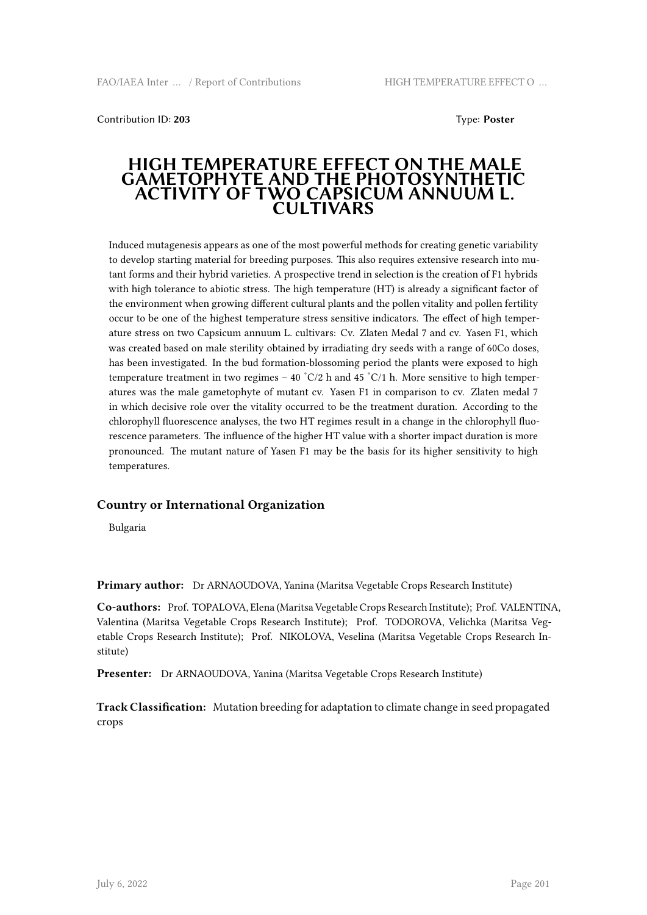Contribution ID: **203** Type: **Poster**

# HIGH TEMPERATURE EFFECT ON THE MALE GAMETOPHYTE AND THE PHOTOSYNTHETIC ACTIVITY OF TWO CAPSICUM ANNUUM L. CULTIVARS

Induced mutagenesis appears as one of the most powerful methods for creating genetic variability to develop starting material for breeding purposes. This also requires extensive research into mutant forms and their hybrid varieties. A prospective trend in selection is the creation of F1 hybrids with high tolerance to abiotic stress. The high temperature (HT) is already a significant factor of the environment when growing different cultural plants and the pollen vitality and pollen fertility occur to be one of the highest temperature stress sensitive indicators. The effect of high temperature stress on two Capsicum annuum L. cultivars: Cv. Zlaten Medal 7 and cv. Yasen F1, which was created based on male sterility obtained by irradiating dry seeds with a range of 60Co doses, has been investigated. In the bud formation-blossoming period the plants were exposed to high temperature treatment in two regimes – 40 ˚C/2 h and 45 ˚C/1 h. More sensitive to high temperatures was the male gametophyte of mutant cv. Yasen F1 in comparison to cv. Zlaten medal 7 in which decisive role over the vitality occurred to be the treatment duration. According to the chlorophyll fluorescence analyses, the two HT regimes result in a change in the chlorophyll fluorescence parameters. The influence of the higher HT value with a shorter impact duration is more pronounced. The mutant nature of Yasen F1 may be the basis for its higher sensitivity to high temperatures.

## Country or International Organization

Bulgaria

**Primary author:** Dr ARNAOUDOVA, Yanina (Maritsa Vegetable Crops Research Institute)

**Co-authors:** Prof. TOPALOVA, Elena (Maritsa Vegetable Crops Research Institute); Prof. VALENTINA, Valentina (Maritsa Vegetable Crops Research Institute); Prof. TODOROVA, Velichka (Maritsa Vegetable Crops Research Institute); Prof. NIKOLOVA, Veselina (Maritsa Vegetable Crops Research Institute)

**Presenter:** Dr ARNAOUDOVA, Yanina (Maritsa Vegetable Crops Research Institute)

**Track Classification:** Mutation breeding for adaptation to climate change in seed propagated crops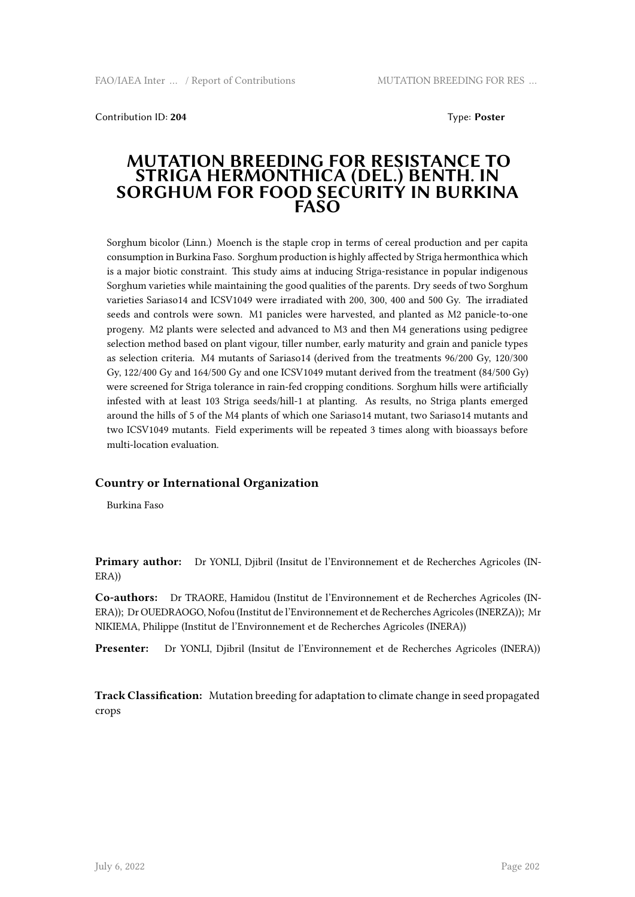Contribution ID: **204**

Type: **Poster**

# MUTATION BREEDING FOR RESISTANCE TO STRIGA HERMONTHICA (DEL.) BENTH. IN SORGHUM FOR FOOD SECURITY IN BURKINA FASO

Sorghum bicolor (Linn.) Moench is the staple crop in terms of cereal production and per capita consumption in Burkina Faso. Sorghum production is highly affected by Striga hermonthica which is a major biotic constraint. This study aims at inducing Striga-resistance in popular indigenous Sorghum varieties while maintaining the good qualities of the parents. Dry seeds of two Sorghum varieties Sariaso14 and ICSV1049 were irradiated with 200, 300, 400 and 500 Gy. The irradiated seeds and controls were sown. M1 panicles were harvested, and planted as M2 panicle-to-one progeny. M2 plants were selected and advanced to M3 and then M4 generations using pedigree selection method based on plant vigour, tiller number, early maturity and grain and panicle types as selection criteria. M4 mutants of Sariaso14 (derived from the treatments 96/200 Gy, 120/300 Gy, 122/400 Gy and 164/500 Gy and one ICSV1049 mutant derived from the treatment (84/500 Gy) were screened for Striga tolerance in rain-fed cropping conditions. Sorghum hills were artificially infested with at least 103 Striga seeds/hill-1 at planting. As results, no Striga plants emerged around the hills of 5 of the M4 plants of which one Sariaso14 mutant, two Sariaso14 mutants and two ICSV1049 mutants. Field experiments will be repeated 3 times along with bioassays before multi-location evaluation.

### Country or International Organization

Burkina Faso

**Primary author:** Dr YONLI, Djibril (Insitut de l'Environnement et de Recherches Agricoles (INERA))

**Co-authors:** Dr TRAORE, Hamidou (Institut de l'Environnement et de Recherches Agricoles (INERA)); Dr OUEDRAOGO, Nofou (Institut de l'Environnement et de Recherches Agricoles (INERZA)); Mr NIKIEMA, Philippe (Institut de l'Environnement et de Recherches Agricoles (INERA))

**Presenter:** Dr YONLI, Djibril (Insitut de l'Environnement et de Recherches Agricoles (INERA))

**Track Classification:** Mutation breeding for adaptation to climate change in seed propagated crops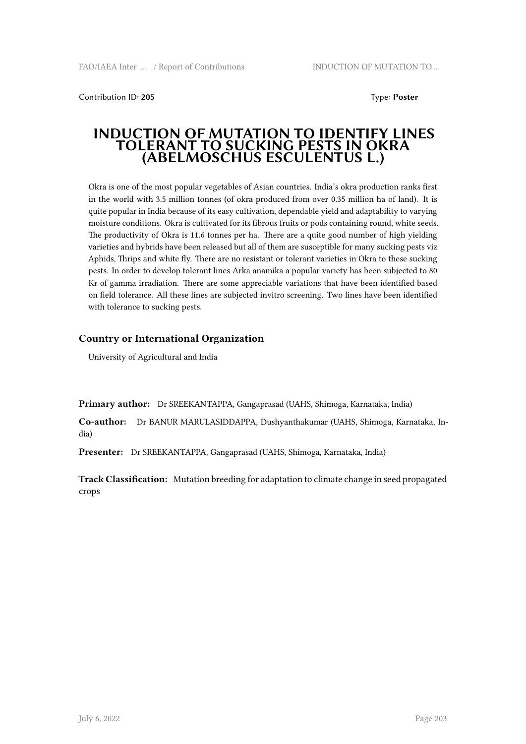Contribution ID: **205**  Type: **Poster**

# INDUCTION OF MUTATION TO IDENTIFY LINES TOLERANT TO SUCKING PESTS IN OKRA (ABELMOSCHUS ESCULENTUS L.)

Okra is one of the most popular vegetables of Asian countries. India's okra production ranks first in the world with 3.5 million tonnes (of okra produced from over 0.35 million ha of land). It is quite popular in India because of its easy cultivation, dependable yield and adaptability to varying moisture conditions. Okra is cultivated for its fibrous fruits or pods containing round, white seeds. The productivity of Okra is 11.6 tonnes per ha. There are a quite good number of high yielding varieties and hybrids have been released but all of them are susceptible for many sucking pests viz Aphids, Thrips and white fly. There are no resistant or tolerant varieties in Okra to these sucking pests. In order to develop tolerant lines Arka anamika a popular variety has been subjected to 80 Kr of gamma irradiation. There are some appreciable variations that have been identified based on field tolerance. All these lines are subjected invitro screening. Two lines have been identified with tolerance to sucking pests.

### Country or International Organization

University of Agricultural and India

**Primary author:** Dr SREEKANTAPPA, Gangaprasad (UAHS, Shimoga, Karnataka, India)

**Co-author:** Dr BANUR MARULASIDDAPPA, Dushyanthakumar (UAHS, Shimoga, Karnataka, India)

**Presenter:** Dr SREEKANTAPPA, Gangaprasad (UAHS, Shimoga, Karnataka, India)

**Track Classification:** Mutation breeding for adaptation to climate change in seed propagated crops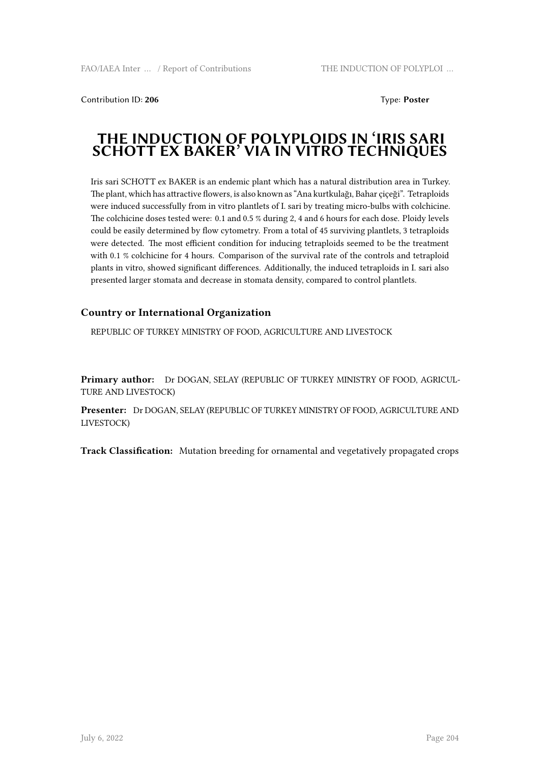Contribution ID: **206**

Type: **Poster**

# THE INDUCTION OF POLYPLOIDS IN 'IRIS SARI SCHOTT EX BAKER' VIA IN VITRO TECHNIQUES

Iris sari SCHOTT ex BAKER is an endemic plant which has a natural distribution area in Turkey. The plant, which has attractive flowers, is also known as "Ana kurtkulağı, Bahar çiçeği". Tetraploids were induced successfully from in vitro plantlets of I. sari by treating micro-bulbs with colchicine. The colchicine doses tested were: 0.1 and 0.5 % during 2, 4 and 6 hours for each dose. Ploidy levels could be easily determined by flow cytometry. From a total of 45 surviving plantlets, 3 tetraploids were detected. The most efficient condition for inducing tetraploids seemed to be the treatment with 0.1 % colchicine for 4 hours. Comparison of the survival rate of the controls and tetraploid plants in vitro, showed significant differences. Additionally, the induced tetraploids in I. sari also presented larger stomata and decrease in stomata density, compared to control plantlets.

## Country or International Organization

REPUBLIC OF TURKEY MINISTRY OF FOOD, AGRICULTURE AND LIVESTOCK

**Primary author:** Dr DOGAN, SELAY (REPUBLIC OF TURKEY MINISTRY OF FOOD, AGRICULTURE AND LIVESTOCK)

**Presenter:** Dr DOGAN, SELAY (REPUBLIC OF TURKEY MINISTRY OF FOOD, AGRICULTURE AND LIVESTOCK)

**Track Classification:** Mutation breeding for ornamental and vegetatively propagated crops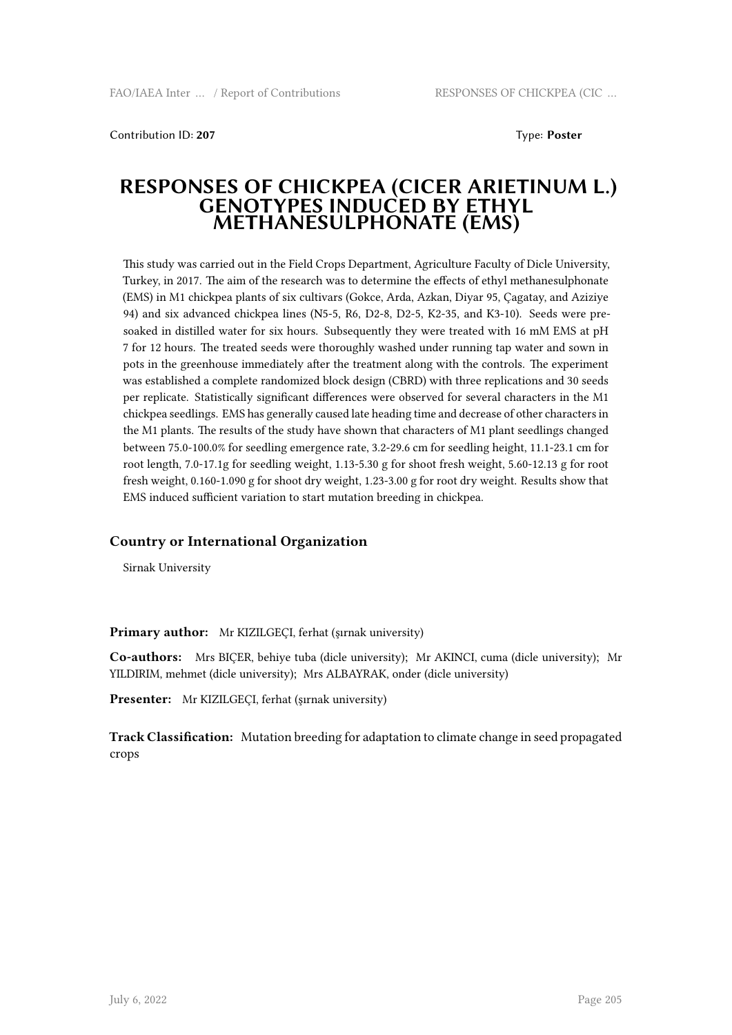Contribution ID: **207**

Type: **Poster**

# RESPONSES OF CHICKPEA (CICER ARIETINUM L.) GENOTYPES INDUCED BY ETHYL METHANESULPHONATE (EMS)

This study was carried out in the Field Crops Department, Agriculture Faculty of Dicle University, Turkey, in 2017. The aim of the research was to determine the effects of ethyl methanesulphonate (EMS) in M1 chickpea plants of six cultivars (Gokce, Arda, Azkan, Diyar 95, Çagatay, and Aziziye 94) and six advanced chickpea lines (N5-5, R6, D2-8, D2-5, K2-35, and K3-10). Seeds were pre-soaked in distilled water for six hours. Subsequently they were treated with 16 mM EMS at pH 7 for 12 hours. The treated seeds were thoroughly washed under running tap water and sown in pots in the greenhouse immediately after the treatment along with the controls. The experiment was established a complete randomized block design (CBRD) with three replications and 30 seeds per replicate. Statistically significant differences were observed for several characters in the M1 chickpea seedlings. EMS has generally caused late heading time and decrease of other characters in the M1 plants. The results of the study have shown that characters of M1 plant seedlings changed between 75.0-100.0% for seedling emergence rate, 3.2-29.6 cm for seedling height, 11.1-23.1 cm for root length, 7.0-17.1g for seedling weight, 1.13-5.30 g for shoot fresh weight, 5.60-12.13 g for root fresh weight, 0.160-1.090 g for shoot dry weight, 1.23-3.00 g for root dry weight. Results show that EMS induced sufficient variation to start mutation breeding in chickpea.

### Country or International Organization

Sirnak University

**Primary author:** Mr KIZILGEÇI, ferhat (şırnak university)

**Co-authors:** Mrs BIÇER, behiye tuba (dicle university); Mr AKINCI, cuma (dicle university); Mr YILDIRIM, mehmet (dicle university); Mrs ALBAYRAK, onder (dicle university)

**Presenter:** Mr KIZILGEÇI, ferhat (şırnak university)

**Track Classification:** Mutation breeding for adaptation to climate change in seed propagated crops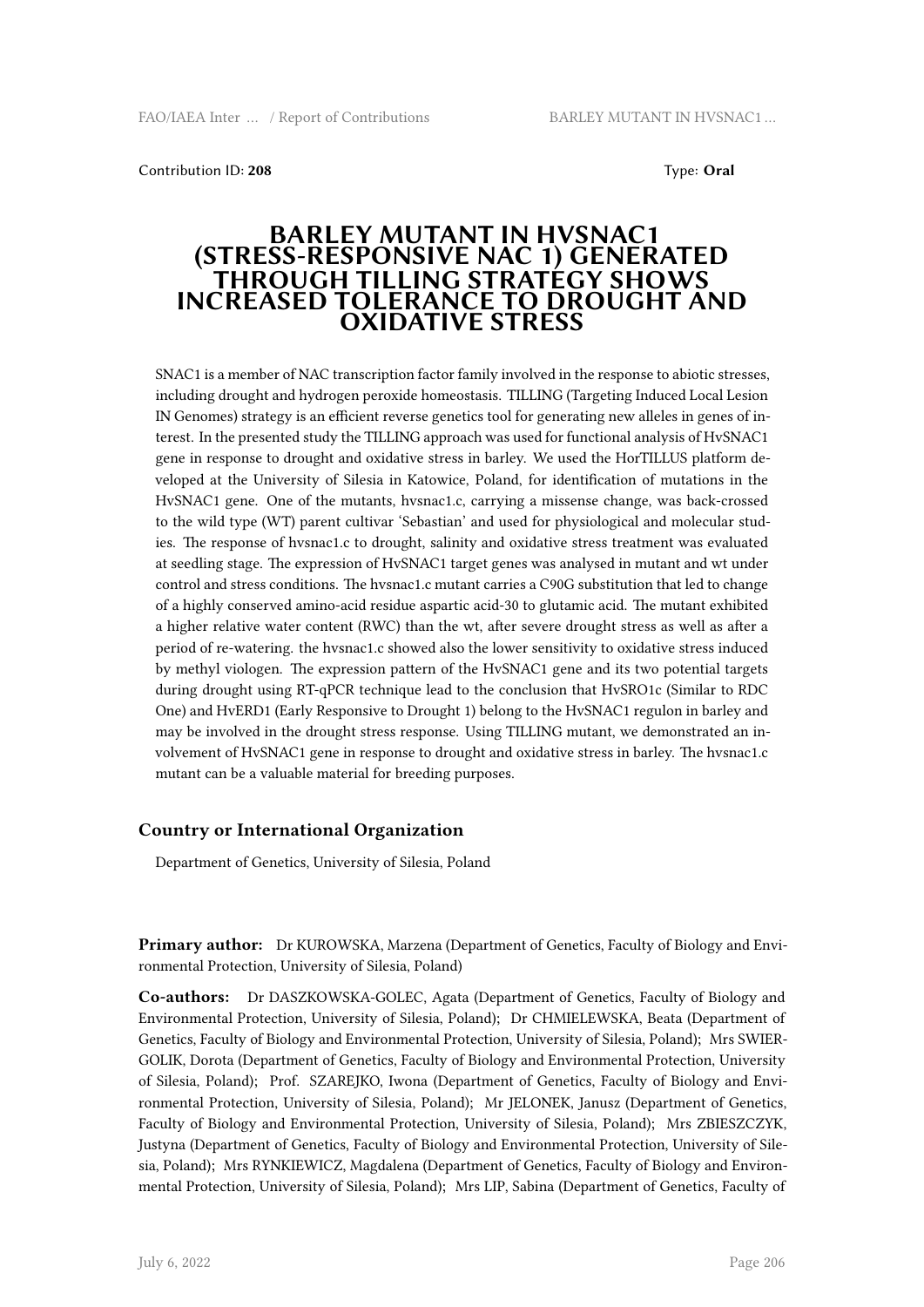Contribution ID: **208**

Type: **Oral**

# BARLEY MUTANT IN HVSNAC1 (STRESS-RESPONSIVE NAC 1) GENERATED THROUGH TILLING STRATEGY SHOWS INCREASED TOLERANCE TO DROUGHT AND OXIDATIVE STRESS

SNAC1 is a member of NAC transcription factor family involved in the response to abiotic stresses, including drought and hydrogen peroxide homeostasis. TILLING (Targeting Induced Local Lesion IN Genomes) strategy is an efficient reverse genetics tool for generating new alleles in genes of interest. In the presented study the TILLING approach was used for functional analysis of HvSNAC1 gene in response to drought and oxidative stress in barley. We used the HorTILLUS platform developed at the University of Silesia in Katowice, Poland, for identification of mutations in the HvSNAC1 gene. One of the mutants, hvsnac1.c, carrying a missense change, was back-crossed to the wild type (WT) parent cultivar 'Sebastian' and used for physiological and molecular studies. The response of hvsnac1.c to drought, salinity and oxidative stress treatment was evaluated at seedling stage. The expression of HvSNAC1 target genes was analysed in mutant and wt under control and stress conditions. The hvsnac1.c mutant carries a C90G substitution that led to change of a highly conserved amino-acid residue aspartic acid-30 to glutamic acid. The mutant exhibited a higher relative water content (RWC) than the wt, after severe drought stress as well as after a period of re-watering. the hvsnac1.c showed also the lower sensitivity to oxidative stress induced by methyl viologen. The expression pattern of the HvSNAC1 gene and its two potential targets during drought using RT-qPCR technique lead to the conclusion that HvSRO1c (Similar to RDC One) and HvERD1 (Early Responsive to Drought 1) belong to the HvSNAC1 regulon in barley and may be involved in the drought stress response. Using TILLING mutant, we demonstrated an involvement of HvSNAC1 gene in response to drought and oxidative stress in barley. The hvsnac1.c mutant can be a valuable material for breeding purposes.

### Country or International Organization

Department of Genetics, University of Silesia, Poland

**Primary author:** Dr KUROWSKA, Marzena (Department of Genetics, Faculty of Biology and Environmental Protection, University of Silesia, Poland)

**Co-authors:** Dr DASZKOWSKA-GOLEC, Agata (Department of Genetics, Faculty of Biology and Environmental Protection, University of Silesia, Poland); Dr CHMIELEWSKA, Beata (Department of Genetics, Faculty of Biology and Environmental Protection, University of Silesia, Poland); Mrs SWIERGOLIK, Dorota (Department of Genetics, Faculty of Biology and Environmental Protection, University of Silesia, Poland); Prof. SZAREJKO, Iwona (Department of Genetics, Faculty of Biology and Environmental Protection, University of Silesia, Poland); Mr JELONEK, Janusz (Department of Genetics, Faculty of Biology and Environmental Protection, University of Silesia, Poland); Mrs ZBIESZCZYK, Justyna (Department of Genetics, Faculty of Biology and Environmental Protection, University of Silesia, Poland); Mrs RYNKIEWICZ, Magdalena (Department of Genetics, Faculty of Biology and Environmental Protection, University of Silesia, Poland); Mrs LIP, Sabina (Department of Genetics, Faculty of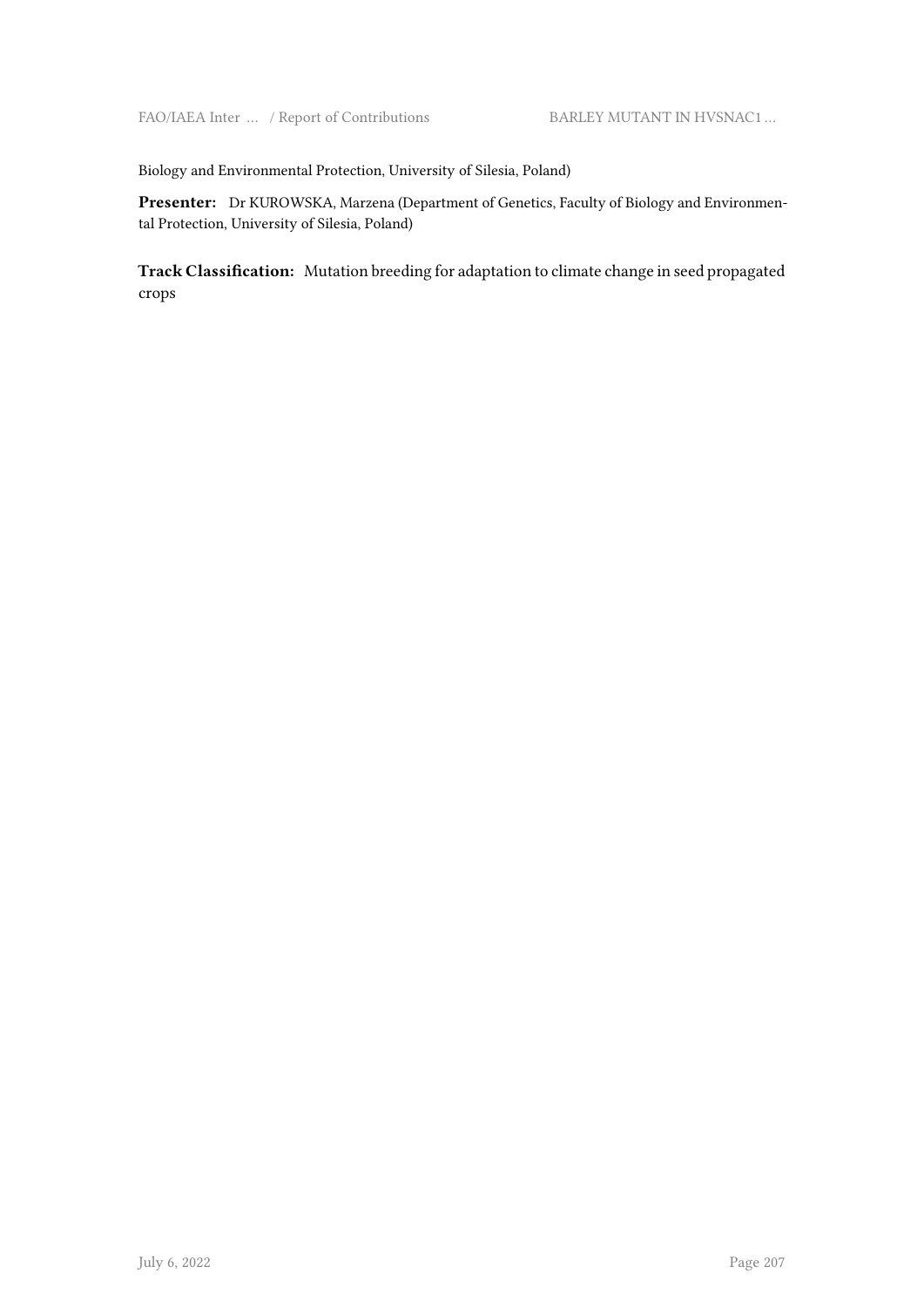Biology and Environmental Protection, University of Silesia, Poland)

**Presenter:** Dr KUROWSKA, Marzena (Department of Genetics, Faculty of Biology and Environmental Protection, University of Silesia, Poland)

**Track Classification:** Mutation breeding for adaptation to climate change in seed propagated crops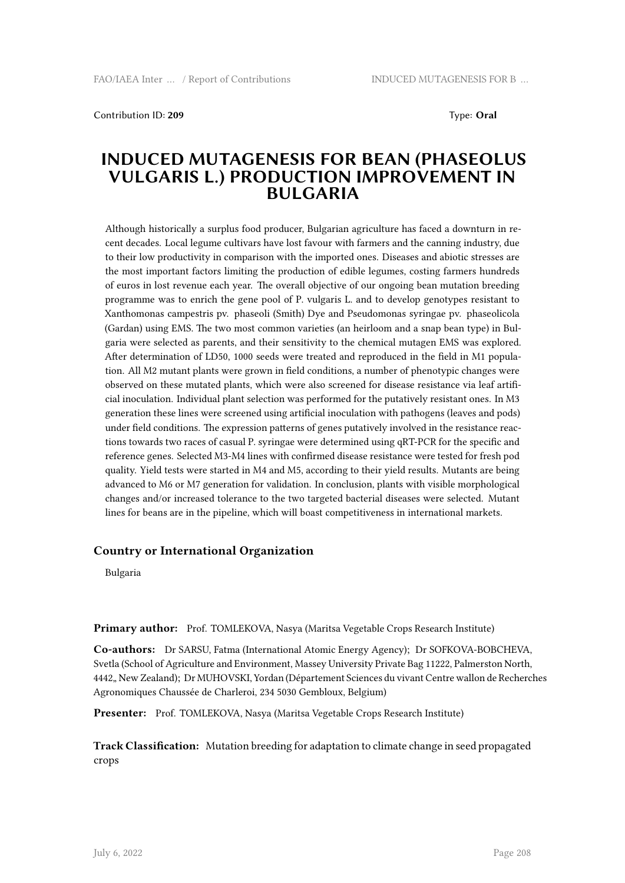Contribution ID: **209** Type: **Oral**

# INDUCED MUTAGENESIS FOR BEAN (PHASEOLUS VULGARIS L.) PRODUCTION IMPROVEMENT IN BULGARIA

Although historically a surplus food producer, Bulgarian agriculture has faced a downturn in recent decades. Local legume cultivars have lost favour with farmers and the canning industry, due to their low productivity in comparison with the imported ones. Diseases and abiotic stresses are the most important factors limiting the production of edible legumes, costing farmers hundreds of euros in lost revenue each year. The overall objective of our ongoing bean mutation breeding programme was to enrich the gene pool of P. vulgaris L. and to develop genotypes resistant to Xanthomonas campestris pv. phaseoli (Smith) Dye and Pseudomonas syringae pv. phaseolicola (Gardan) using EMS. The two most common varieties (an heirloom and a snap bean type) in Bulgaria were selected as parents, and their sensitivity to the chemical mutagen EMS was explored. After determination of LD50, 1000 seeds were treated and reproduced in the field in M1 population. All M2 mutant plants were grown in field conditions, a number of phenotypic changes were observed on these mutated plants, which were also screened for disease resistance via leaf artificial inoculation. Individual plant selection was performed for the putatively resistant ones. In M3 generation these lines were screened using artificial inoculation with pathogens (leaves and pods) under field conditions. The expression patterns of genes putatively involved in the resistance reactions towards two races of casual P. syringae were determined using qRT-PCR for the specific and reference genes. Selected M3-M4 lines with confirmed disease resistance were tested for fresh pod quality. Yield tests were started in M4 and M5, according to their yield results. Mutants are being advanced to M6 or M7 generation for validation. In conclusion, plants with visible morphological changes and/or increased tolerance to the two targeted bacterial diseases were selected. Mutant lines for beans are in the pipeline, which will boast competitiveness in international markets.

### Country or International Organization

Bulgaria

**Primary author:** Prof. TOMLEKOVA, Nasya (Maritsa Vegetable Crops Research Institute)

**Co-authors:** Dr SARSU, Fatma (International Atomic Energy Agency); Dr SOFKOVA-BOBCHEVA, Svetla (School of Agriculture and Environment, Massey University Private Bag 11222, Palmerston North, 4442„ New Zealand); Dr MUHOVSKI, Yordan (Département Sciences du vivant Centre wallon de Recherches Agronomiques Chaussée de Charleroi, 234 5030 Gembloux, Belgium)

**Presenter:** Prof. TOMLEKOVA, Nasya (Maritsa Vegetable Crops Research Institute)

**Track Classification:** Mutation breeding for adaptation to climate change in seed propagated crops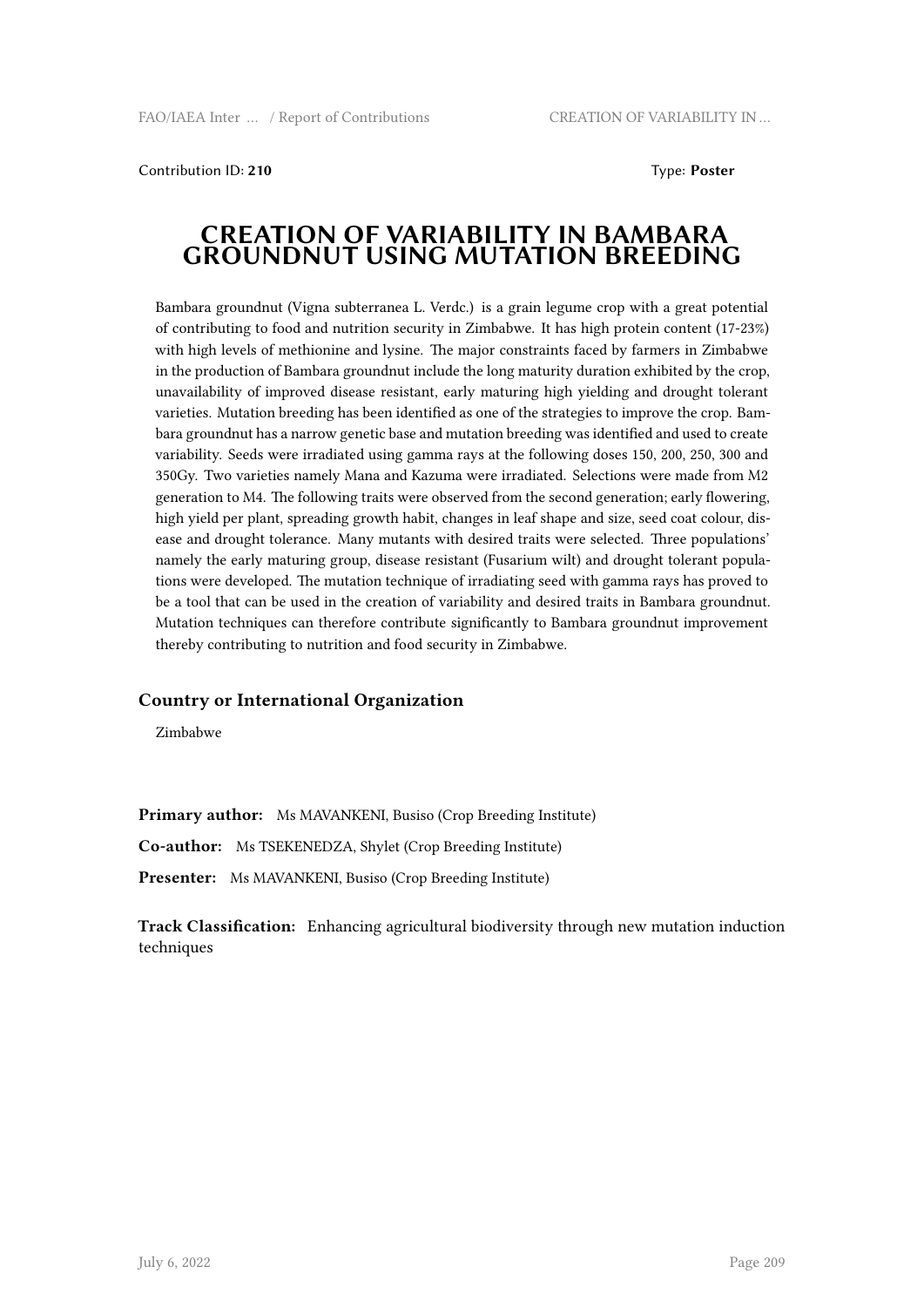Contribution ID: **210**

Type: **Poster**

# CREATION OF VARIABILITY IN BAMBARA GROUNDNUT USING MUTATION BREEDING

Bambara groundnut (Vigna subterranea L. Verdc.) is a grain legume crop with a great potential of contributing to food and nutrition security in Zimbabwe. It has high protein content (17-23%) with high levels of methionine and lysine. The major constraints faced by farmers in Zimbabwe in the production of Bambara groundnut include the long maturity duration exhibited by the crop, unavailability of improved disease resistant, early maturing high yielding and drought tolerant varieties. Mutation breeding has been identified as one of the strategies to improve the crop. Bambara groundnut has a narrow genetic base and mutation breeding was identified and used to create variability. Seeds were irradiated using gamma rays at the following doses 150, 200, 250, 300 and 350Gy. Two varieties namely Mana and Kazuma were irradiated. Selections were made from M2 generation to M4. The following traits were observed from the second generation; early flowering, high yield per plant, spreading growth habit, changes in leaf shape and size, seed coat colour, disease and drought tolerance. Many mutants with desired traits were selected. Three populations' namely the early maturing group, disease resistant (Fusarium wilt) and drought tolerant populations were developed. The mutation technique of irradiating seed with gamma rays has proved to be a tool that can be used in the creation of variability and desired traits in Bambara groundnut. Mutation techniques can therefore contribute significantly to Bambara groundnut improvement thereby contributing to nutrition and food security in Zimbabwe.

### Country or International Organization

Zimbabwe

**Primary author:** Ms MAVANKENI, Busiso (Crop Breeding Institute)

**Co-author:** Ms TSEKENEDZA, Shylet (Crop Breeding Institute)

**Presenter:** Ms MAVANKENI, Busiso (Crop Breeding Institute)

**Track Classification:** Enhancing agricultural biodiversity through new mutation induction techniques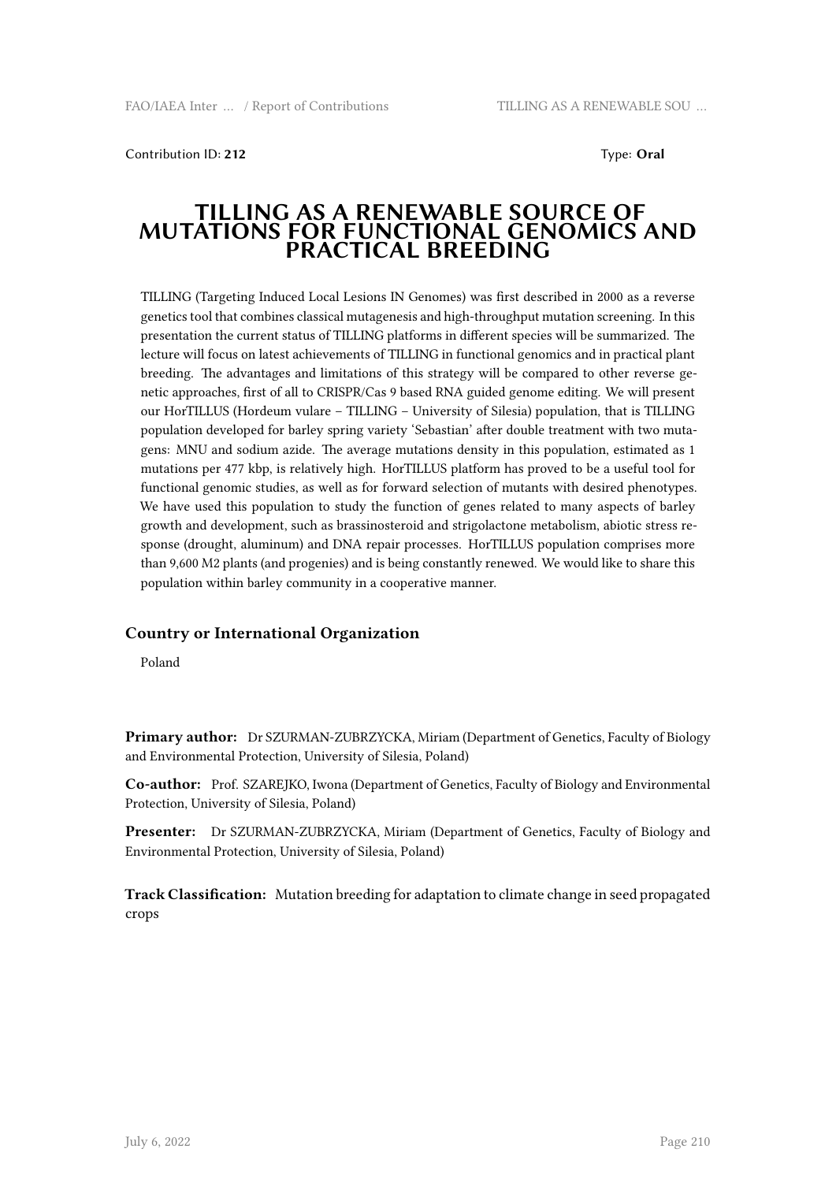Contribution ID: **212** Type: **Oral**

# TILLING AS A RENEWABLE SOURCE OF MUTATIONS FOR FUNCTIONAL GENOMICS AND PRACTICAL BREEDING

TILLING (Targeting Induced Local Lesions IN Genomes) was first described in 2000 as a reverse genetics tool that combines classical mutagenesis and high-throughput mutation screening. In this presentation the current status of TILLING platforms in different species will be summarized. The lecture will focus on latest achievements of TILLING in functional genomics and in practical plant breeding. The advantages and limitations of this strategy will be compared to other reverse genetic approaches, first of all to CRISPR/Cas 9 based RNA guided genome editing. We will present our HorTILLUS (Hordeum vulare – TILLING – University of Silesia) population, that is TILLING population developed for barley spring variety 'Sebastian' after double treatment with two mutagens: MNU and sodium azide. The average mutations density in this population, estimated as 1 mutations per 477 kbp, is relatively high. HorTILLUS platform has proved to be a useful tool for functional genomic studies, as well as for forward selection of mutants with desired phenotypes. We have used this population to study the function of genes related to many aspects of barley growth and development, such as brassinosteroid and strigolactone metabolism, abiotic stress response (drought, aluminum) and DNA repair processes. HorTILLUS population comprises more than 9,600 M2 plants (and progenies) and is being constantly renewed. We would like to share this population within barley community in a cooperative manner.

### Country or International Organization

Poland

**Primary author:** Dr SZURMAN-ZUBRZYCKA, Miriam (Department of Genetics, Faculty of Biology and Environmental Protection, University of Silesia, Poland)

**Co-author:** Prof. SZAREJKO, Iwona (Department of Genetics, Faculty of Biology and Environmental Protection, University of Silesia, Poland)

**Presenter:** Dr SZURMAN-ZUBRZYCKA, Miriam (Department of Genetics, Faculty of Biology and Environmental Protection, University of Silesia, Poland)

**Track Classification:** Mutation breeding for adaptation to climate change in seed propagated crops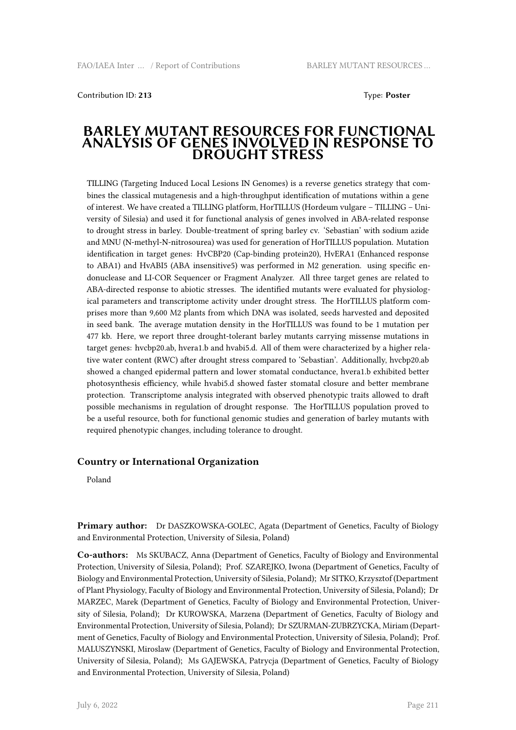Contribution ID: **213** Type: **Poster**

# BARLEY MUTANT RESOURCES FOR FUNCTIONAL ANALYSIS OF GENES INVOLVED IN RESPONSE TO DROUGHT STRESS

TILLING (Targeting Induced Local Lesions IN Genomes) is a reverse genetics strategy that combines the classical mutagenesis and a high-throughput identification of mutations within a gene of interest. We have created a TILLING platform, HorTILLUS (Hordeum vulgare – TILLING – University of Silesia) and used it for functional analysis of genes involved in ABA-related response to drought stress in barley. Double-treatment of spring barley cv. 'Sebastian' with sodium azide and MNU (N-methyl-N-nitrosourea) was used for generation of HorTILLUS population. Mutation identification in target genes: HvCBP20 (Cap-binding protein20), HvERA1 (Enhanced response to ABA1) and HvABI5 (ABA insensitive5) was performed in M2 generation. using specific endonuclease and LI-COR Sequencer or Fragment Analyzer. All three target genes are related to ABA-directed response to abiotic stresses. The identified mutants were evaluated for physiological parameters and transcriptome activity under drought stress. The HorTILLUS platform comprises more than 9,600 M2 plants from which DNA was isolated, seeds harvested and deposited in seed bank. The average mutation density in the HorTILLUS was found to be 1 mutation per 477 kb. Here, we report three drought-tolerant barley mutants carrying missense mutations in target genes: hvcbp20.ab, hvera1.b and hvabi5.d. All of them were characterized by a higher relative water content (RWC) after drought stress compared to 'Sebastian'. Additionally, hvcbp20.ab showed a changed epidermal pattern and lower stomatal conductance, hvera1.b exhibited better photosynthesis efficiency, while hvabi5.d showed faster stomatal closure and better membrane protection. Transcriptome analysis integrated with observed phenotypic traits allowed to draft possible mechanisms in regulation of drought response. The HorTILLUS population proved to be a useful resource, both for functional genomic studies and generation of barley mutants with required phenotypic changes, including tolerance to drought.

### Country or International Organization

Poland

**Primary author:** Dr DASZKOWSKA-GOLEC, Agata (Department of Genetics, Faculty of Biology and Environmental Protection, University of Silesia, Poland)

**Co-authors:** Ms SKUBACZ, Anna (Department of Genetics, Faculty of Biology and Environmental Protection, University of Silesia, Poland); Prof. SZAREJKO, Iwona (Department of Genetics, Faculty of Biology and Environmental Protection, University of Silesia, Poland); Mr SITKO, Krzysztof (Department of Plant Physiology, Faculty of Biology and Environmental Protection, University of Silesia, Poland); Dr MARZEC, Marek (Department of Genetics, Faculty of Biology and Environmental Protection, University of Silesia, Poland); Dr KUROWSKA, Marzena (Department of Genetics, Faculty of Biology and Environmental Protection, University of Silesia, Poland); Dr SZURMAN-ZUBRZYCKA, Miriam (Department of Genetics, Faculty of Biology and Environmental Protection, University of Silesia, Poland); Prof. MALUSZYNSKI, Miroslaw (Department of Genetics, Faculty of Biology and Environmental Protection, University of Silesia, Poland); Ms GAJEWSKA, Patrycja (Department of Genetics, Faculty of Biology and Environmental Protection, University of Silesia, Poland)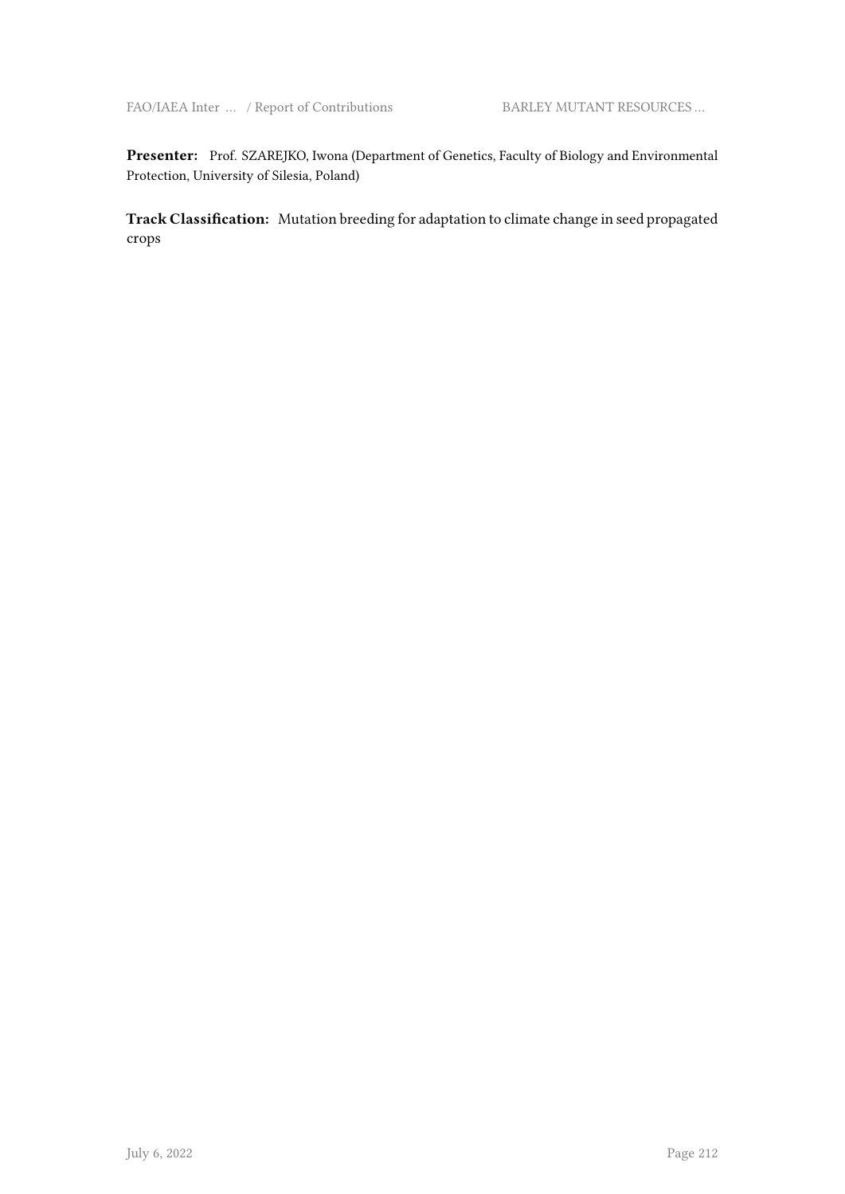**Presenter:** Prof. SZAREJKO, Iwona (Department of Genetics, Faculty of Biology and Environmental Protection, University of Silesia, Poland)

**Track Classification:** Mutation breeding for adaptation to climate change in seed propagated crops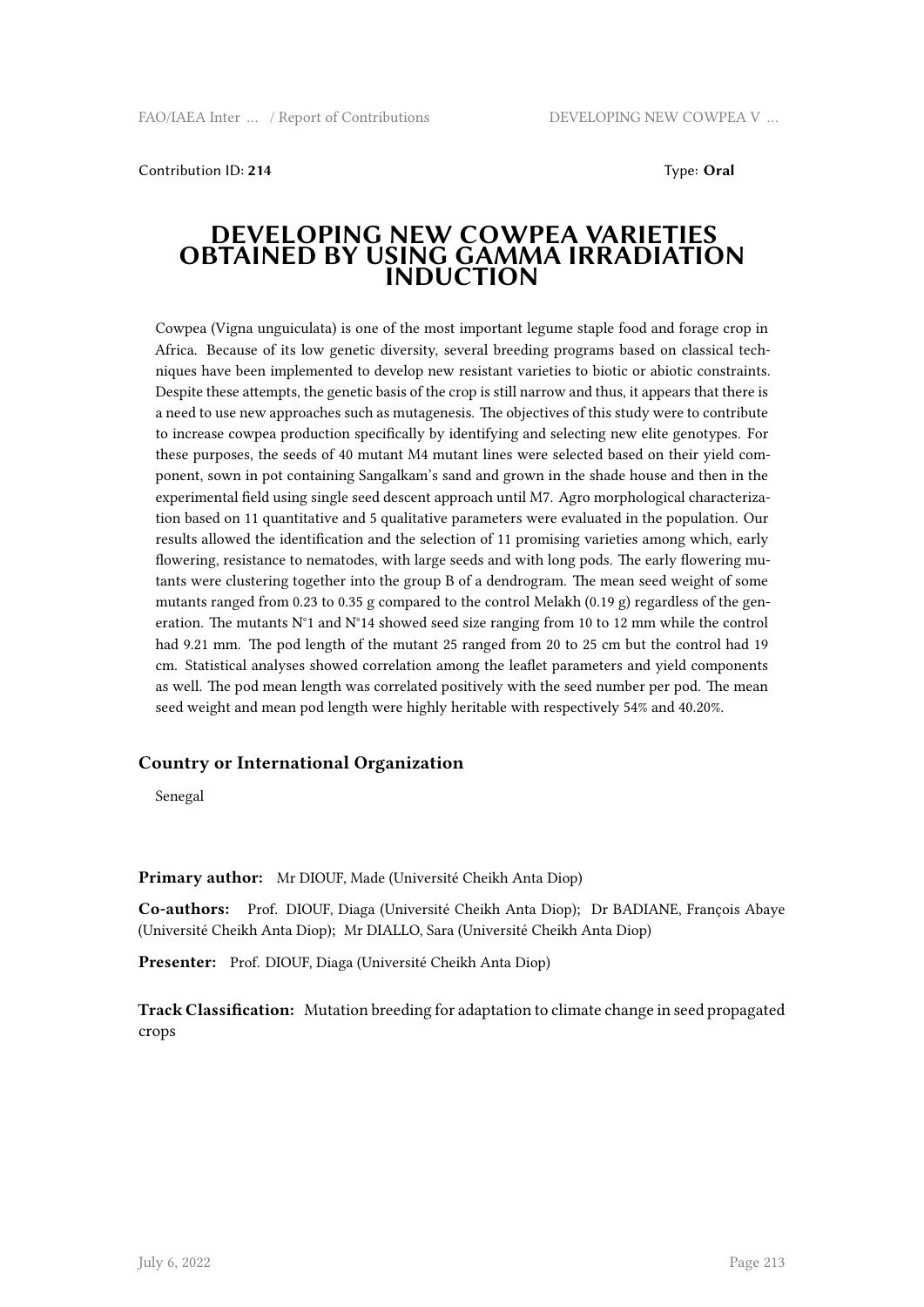Contribution ID: **214** Type: **Oral**

# DEVELOPING NEW COWPEA VARIETIES OBTAINED BY USING GAMMA IRRADIATION INDUCTION

Cowpea (Vigna unguiculata) is one of the most important legume staple food and forage crop in Africa. Because of its low genetic diversity, several breeding programs based on classical techniques have been implemented to develop new resistant varieties to biotic or abiotic constraints. Despite these attempts, the genetic basis of the crop is still narrow and thus, it appears that there is a need to use new approaches such as mutagenesis. The objectives of this study were to contribute to increase cowpea production specifically by identifying and selecting new elite genotypes. For these purposes, the seeds of 40 mutant M4 mutant lines were selected based on their yield component, sown in pot containing Sangalkam's sand and grown in the shade house and then in the experimental field using single seed descent approach until M7. Agro morphological characterization based on 11 quantitative and 5 qualitative parameters were evaluated in the population. Our results allowed the identification and the selection of 11 promising varieties among which, early flowering, resistance to nematodes, with large seeds and with long pods. The early flowering mutants were clustering together into the group B of a dendrogram. The mean seed weight of some mutants ranged from 0.23 to 0.35 g compared to the control Melakh (0.19 g) regardless of the generation. The mutants N°1 and N°14 showed seed size ranging from 10 to 12 mm while the control had 9.21 mm. The pod length of the mutant 25 ranged from 20 to 25 cm but the control had 19 cm. Statistical analyses showed correlation among the leaflet parameters and yield components as well. The pod mean length was correlated positively with the seed number per pod. The mean seed weight and mean pod length were highly heritable with respectively 54% and 40.20%.

### Country or International Organization

Senegal

**Primary author:** Mr DIOUF, Made (Université Cheikh Anta Diop)

**Co-authors:** Prof. DIOUF, Diaga (Université Cheikh Anta Diop); Dr BADIANE, François Abaye (Université Cheikh Anta Diop); Mr DIALLO, Sara (Université Cheikh Anta Diop)

**Presenter:** Prof. DIOUF, Diaga (Université Cheikh Anta Diop)

**Track Classification:** Mutation breeding for adaptation to climate change in seed propagated crops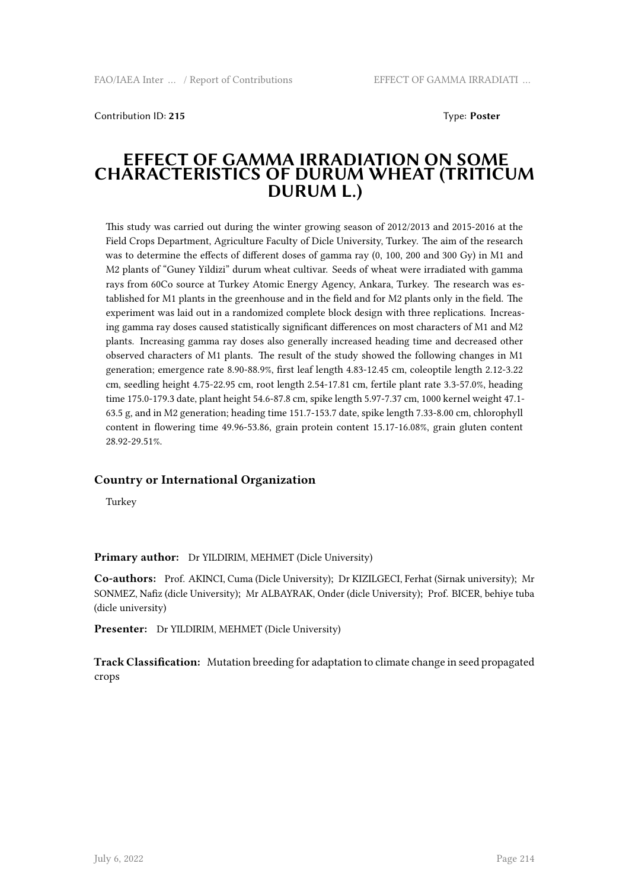Contribution ID: **215** Type: **Poster**

# EFFECT OF GAMMA IRRADIATION ON SOME CHARACTERISTICS OF DURUM WHEAT (TRITICUM DURUM L.)

This study was carried out during the winter growing season of 2012/2013 and 2015-2016 at the Field Crops Department, Agriculture Faculty of Dicle University, Turkey. The aim of the research was to determine the effects of different doses of gamma ray (0, 100, 200 and 300 Gy) in M1 and M2 plants of "Guney Yildizi" durum wheat cultivar. Seeds of wheat were irradiated with gamma rays from 60Co source at Turkey Atomic Energy Agency, Ankara, Turkey. The research was established for M1 plants in the greenhouse and in the field and for M2 plants only in the field. The experiment was laid out in a randomized complete block design with three replications. Increasing gamma ray doses caused statistically significant differences on most characters of M1 and M2 plants. Increasing gamma ray doses also generally increased heading time and decreased other observed characters of M1 plants. The result of the study showed the following changes in M1 generation; emergence rate 8.90-88.9%, first leaf length 4.83-12.45 cm, coleoptile length 2.12-3.22 cm, seedling height 4.75-22.95 cm, root length 2.54-17.81 cm, fertile plant rate 3.3-57.0%, heading time 175.0-179.3 date, plant height 54.6-87.8 cm, spike length 5.97-7.37 cm, 1000 kernel weight 47.1-63.5 g, and in M2 generation; heading time 151.7-153.7 date, spike length 7.33-8.00 cm, chlorophyll content in flowering time 49.96-53.86, grain protein content 15.17-16.08%, grain gluten content 28.92-29.51%.

### Country or International Organization

Turkey

**Primary author:** Dr YILDIRIM, MEHMET (Dicle University)

**Co-authors:** Prof. AKINCI, Cuma (Dicle University); Dr KIZILGECI, Ferhat (Sirnak university); Mr SONMEZ, Nafiz (dicle University); Mr ALBAYRAK, Onder (dicle University); Prof. BICER, behiye tuba (dicle university)

**Presenter:** Dr YILDIRIM, MEHMET (Dicle University)

**Track Classification:** Mutation breeding for adaptation to climate change in seed propagated crops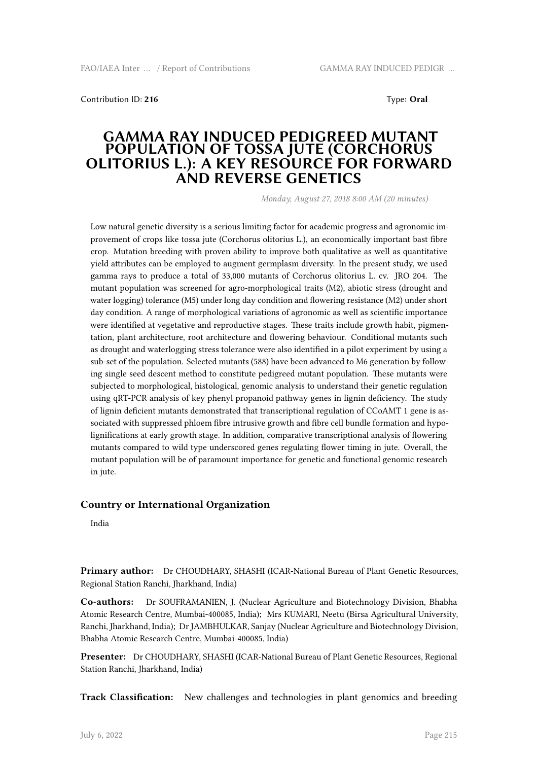Contribution ID: **216** Type: **Oral**

# GAMMA RAY INDUCED PEDIGREED MUTANT POPULATION OF TOSSA JUTE (CORCHORUS OLITORIUS L.): A KEY RESOURCE FOR FORWARD AND REVERSE GENETICS

*Monday, August 27, 2018 8:00 AM (20 minutes)*

Low natural genetic diversity is a serious limiting factor for academic progress and agronomic improvement of crops like tossa jute (Corchorus olitorius L.), an economically important bast fibre crop. Mutation breeding with proven ability to improve both qualitative as well as quantitative yield attributes can be employed to augment germplasm diversity. In the present study, we used gamma rays to produce a total of 33,000 mutants of Corchorus olitorius L. cv. JRO 204. The mutant population was screened for agro-morphological traits (M2), abiotic stress (drought and water logging) tolerance (M5) under long day condition and flowering resistance (M2) under short day condition. A range of morphological variations of agronomic as well as scientific importance were identified at vegetative and reproductive stages. These traits include growth habit, pigmentation, plant architecture, root architecture and flowering behaviour. Conditional mutants such as drought and waterlogging stress tolerance were also identified in a pilot experiment by using a sub-set of the population. Selected mutants (588) have been advanced to M6 generation by following single seed descent method to constitute pedigreed mutant population. These mutants were subjected to morphological, histological, genomic analysis to understand their genetic regulation using qRT-PCR analysis of key phenyl propanoid pathway genes in lignin deficiency. The study of lignin deficient mutants demonstrated that transcriptional regulation of CCoAMT 1 gene is associated with suppressed phloem fibre intrusive growth and fibre cell bundle formation and hypolignifications at early growth stage. In addition, comparative transcriptional analysis of flowering mutants compared to wild type underscored genes regulating flower timing in jute. Overall, the mutant population will be of paramount importance for genetic and functional genomic research in jute.

## Country or International Organization

India

**Primary author:** Dr CHOUDHARY, SHASHI (ICAR-National Bureau of Plant Genetic Resources, Regional Station Ranchi, Jharkhand, India)

**Co-authors:** Dr SOUFRAMANIEN, J. (Nuclear Agriculture and Biotechnology Division, Bhabha Atomic Research Centre, Mumbai-400085, India); Mrs KUMARI, Neetu (Birsa Agricultural University, Ranchi, Jharkhand, India); Dr JAMBHULKAR, Sanjay (Nuclear Agriculture and Biotechnology Division, Bhabha Atomic Research Centre, Mumbai-400085, India)

**Presenter:** Dr CHOUDHARY, SHASHI (ICAR-National Bureau of Plant Genetic Resources, Regional Station Ranchi, Jharkhand, India)

**Track Classification:** New challenges and technologies in plant genomics and breeding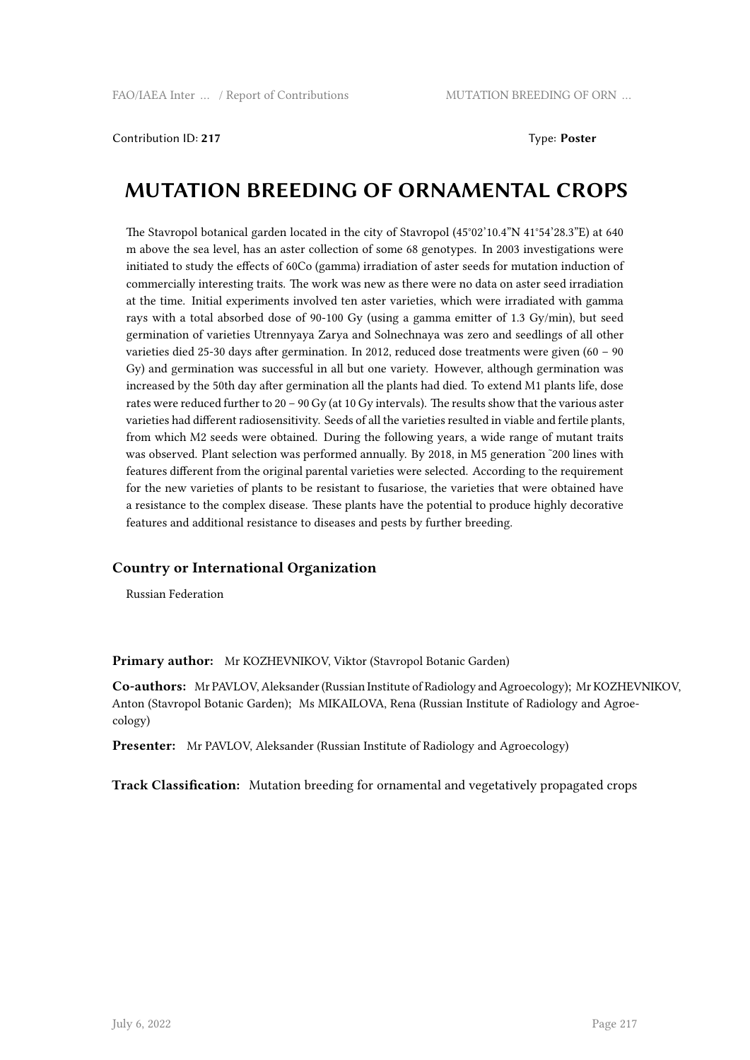Contribution ID: **217** Type: **Poster**

# MUTATION BREEDING OF ORNAMENTAL CROPS

The Stavropol botanical garden located in the city of Stavropol (45°02'10.4"N 41°54'28.3"E) at 640 m above the sea level, has an aster collection of some 68 genotypes. In 2003 investigations were initiated to study the effects of 60Co (gamma) irradiation of aster seeds for mutation induction of commercially interesting traits. The work was new as there were no data on aster seed irradiation at the time. Initial experiments involved ten aster varieties, which were irradiated with gamma rays with a total absorbed dose of 90-100 Gy (using a gamma emitter of 1.3 Gy/min), but seed germination of varieties Utrennyaya Zarya and Solnechnaya was zero and seedlings of all other varieties died 25-30 days after germination. In 2012, reduced dose treatments were given (60 – 90 Gy) and germination was successful in all but one variety. However, although germination was increased by the 50th day after germination all the plants had died. To extend M1 plants life, dose rates were reduced further to 20 – 90 Gy (at 10 Gy intervals). The results show that the various aster varieties had different radiosensitivity. Seeds of all the varieties resulted in viable and fertile plants, from which M2 seeds were obtained. During the following years, a wide range of mutant traits was observed. Plant selection was performed annually. By 2018, in M5 generation ~200 lines with features different from the original parental varieties were selected. According to the requirement for the new varieties of plants to be resistant to fusariose, the varieties that were obtained have a resistance to the complex disease. These plants have the potential to produce highly decorative features and additional resistance to diseases and pests by further breeding.

### Country or International Organization

Russian Federation

**Primary author:** Mr KOZHEVNIKOV, Viktor (Stavropol Botanic Garden)

**Co-authors:** Mr PAVLOV, Aleksander (Russian Institute of Radiology and Agroecology); Mr KOZHEVNIKOV, Anton (Stavropol Botanic Garden); Ms MIKAILOVA, Rena (Russian Institute of Radiology and Agroecology)

**Presenter:** Mr PAVLOV, Aleksander (Russian Institute of Radiology and Agroecology)

**Track Classification:** Mutation breeding for ornamental and vegetatively propagated crops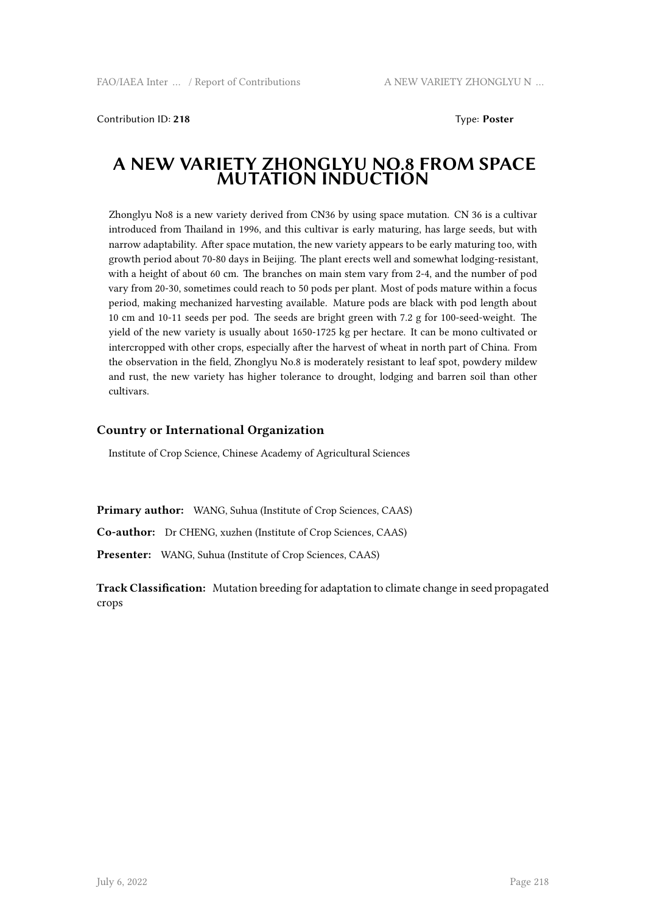Contribution ID: **218**

Type: **Poster**

# A NEW VARIETY ZHONGLYU NO.8 FROM SPACE MUTATION INDUCTION

Zhonglyu No8 is a new variety derived from CN36 by using space mutation. CN 36 is a cultivar introduced from Thailand in 1996, and this cultivar is early maturing, has large seeds, but with narrow adaptability. After space mutation, the new variety appears to be early maturing too, with growth period about 70-80 days in Beijing. The plant erects well and somewhat lodging-resistant, with a height of about 60 cm. The branches on main stem vary from 2-4, and the number of pod vary from 20-30, sometimes could reach to 50 pods per plant. Most of pods mature within a focus period, making mechanized harvesting available. Mature pods are black with pod length about 10 cm and 10-11 seeds per pod. The seeds are bright green with 7.2 g for 100-seed-weight. The yield of the new variety is usually about 1650-1725 kg per hectare. It can be mono cultivated or intercropped with other crops, especially after the harvest of wheat in north part of China. From the observation in the field, Zhonglyu No.8 is moderately resistant to leaf spot, powdery mildew and rust, the new variety has higher tolerance to drought, lodging and barren soil than other cultivars.

## Country or International Organization

Institute of Crop Science, Chinese Academy of Agricultural Sciences

**Primary author:** WANG, Suhua (Institute of Crop Sciences, CAAS)

**Co-author:** Dr CHENG, xuzhen (Institute of Crop Sciences, CAAS)

**Presenter:** WANG, Suhua (Institute of Crop Sciences, CAAS)

**Track Classification:** Mutation breeding for adaptation to climate change in seed propagated crops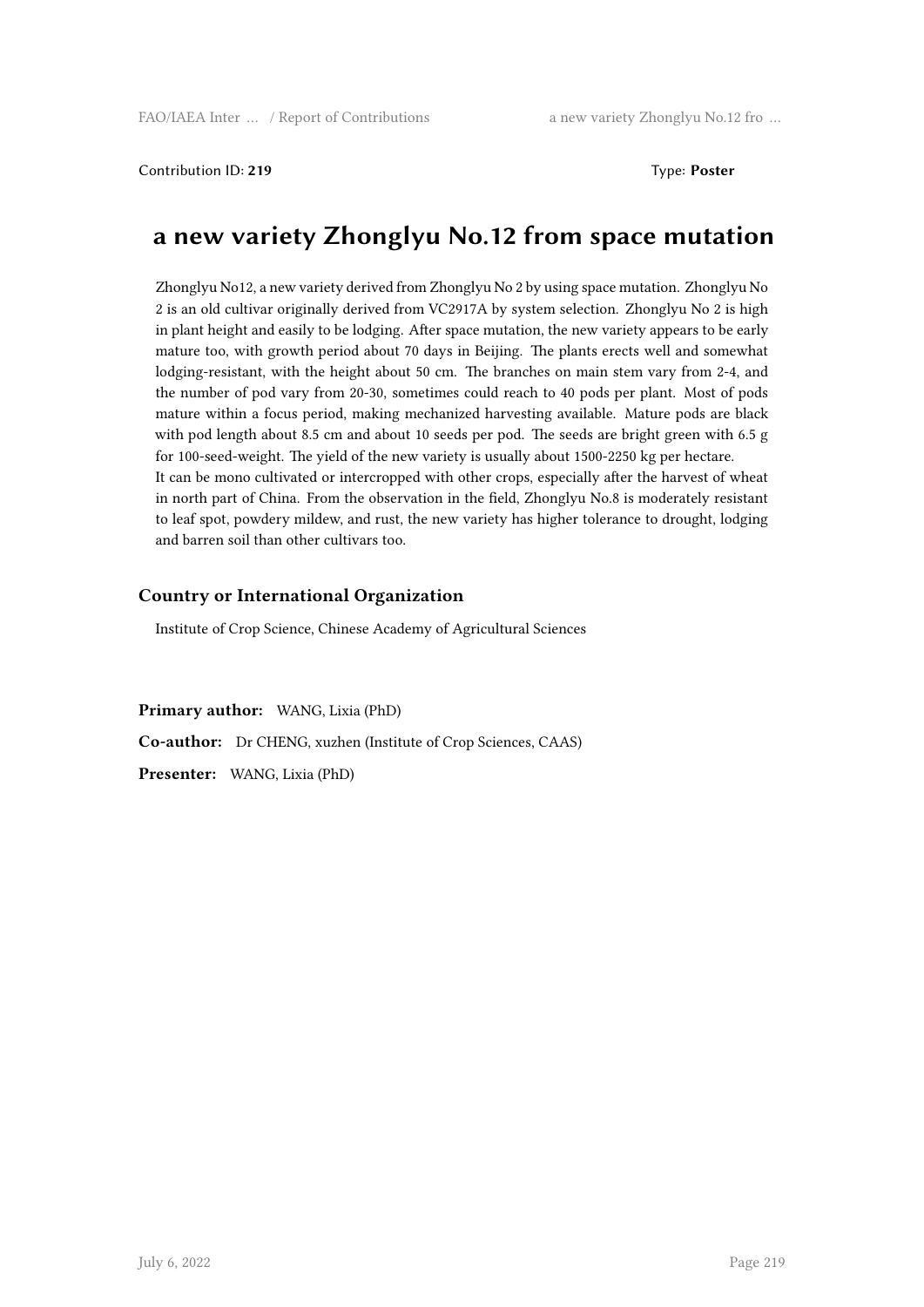Contribution ID: **219** Type: **Poster**

# a new variety Zhonglyu No.12 from space mutation

Zhonglyu No12, a new variety derived from Zhonglyu No 2 by using space mutation. Zhonglyu No 2 is an old cultivar originally derived from VC2917A by system selection. Zhonglyu No 2 is high in plant height and easily to be lodging. After space mutation, the new variety appears to be early mature too, with growth period about 70 days in Beijing. The plants erects well and somewhat lodging-resistant, with the height about 50 cm. The branches on main stem vary from 2-4, and the number of pod vary from 20-30, sometimes could reach to 40 pods per plant. Most of pods mature within a focus period, making mechanized harvesting available. Mature pods are black with pod length about 8.5 cm and about 10 seeds per pod. The seeds are bright green with 6.5 g for 100-seed-weight. The yield of the new variety is usually about 1500-2250 kg per hectare.
It can be mono cultivated or intercropped with other crops, especially after the harvest of wheat in north part of China. From the observation in the field, Zhonglyu No.8 is moderately resistant to leaf spot, powdery mildew, and rust, the new variety has higher tolerance to drought, lodging and barren soil than other cultivars too.

### Country or International Organization

Institute of Crop Science, Chinese Academy of Agricultural Sciences

**Primary author:** WANG, Lixia (PhD)

**Co-author:** Dr CHENG, xuzhen (Institute of Crop Sciences, CAAS)

**Presenter:** WANG, Lixia (PhD)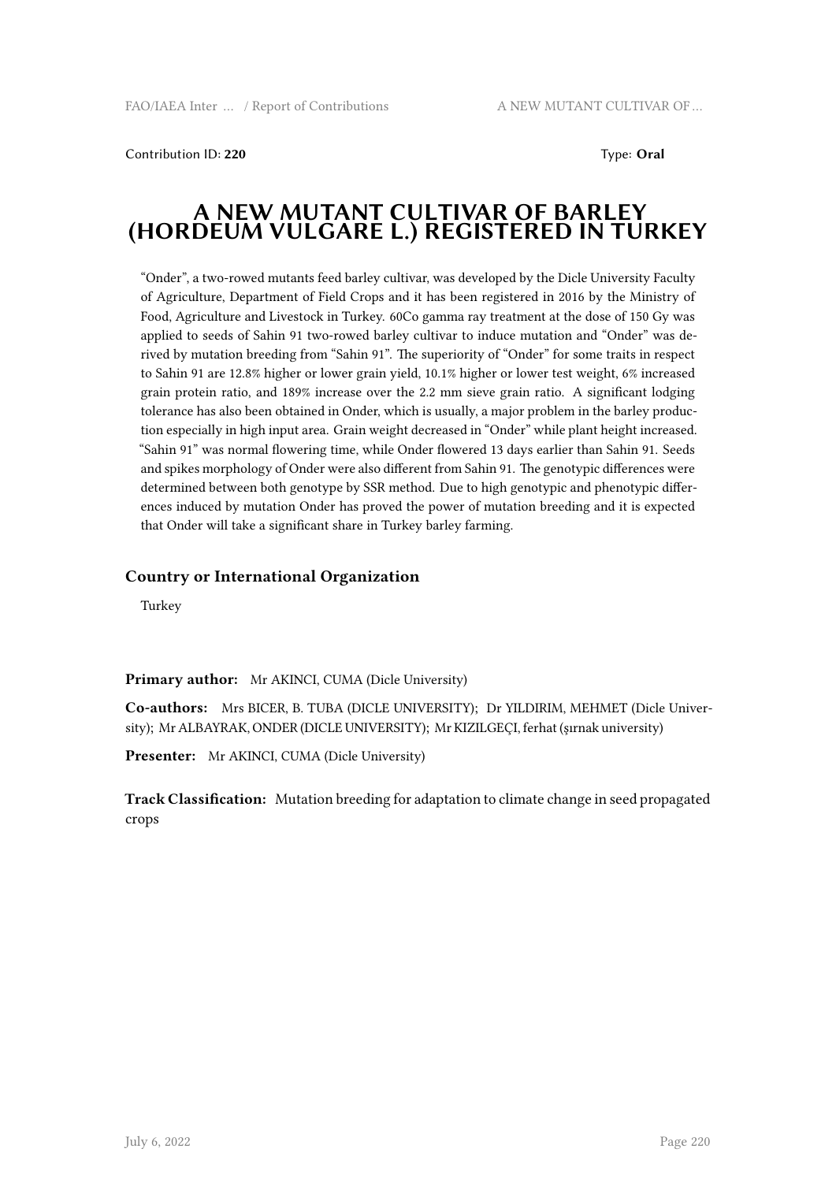Contribution ID: **220** Type: **Oral**

# A NEW MUTANT CULTIVAR OF BARLEY (HORDEUM VULGARE L.) REGISTERED IN TURKEY

"Onder", a two-rowed mutants feed barley cultivar, was developed by the Dicle University Faculty of Agriculture, Department of Field Crops and it has been registered in 2016 by the Ministry of Food, Agriculture and Livestock in Turkey. 60Co gamma ray treatment at the dose of 150 Gy was applied to seeds of Sahin 91 two-rowed barley cultivar to induce mutation and "Onder" was derived by mutation breeding from "Sahin 91". The superiority of "Onder" for some traits in respect to Sahin 91 are 12.8% higher or lower grain yield, 10.1% higher or lower test weight, 6% increased grain protein ratio, and 189% increase over the 2.2 mm sieve grain ratio. A significant lodging tolerance has also been obtained in Onder, which is usually, a major problem in the barley production especially in high input area. Grain weight decreased in "Onder" while plant height increased. "Sahin 91" was normal flowering time, while Onder flowered 13 days earlier than Sahin 91. Seeds and spikes morphology of Onder were also different from Sahin 91. The genotypic differences were determined between both genotype by SSR method. Due to high genotypic and phenotypic differences induced by mutation Onder has proved the power of mutation breeding and it is expected that Onder will take a significant share in Turkey barley farming.

### Country or International Organization

Turkey

**Primary author:** Mr AKINCI, CUMA (Dicle University)

**Co-authors:** Mrs BICER, B. TUBA (DICLE UNIVERSITY); Dr YILDIRIM, MEHMET (Dicle University); Mr ALBAYRAK, ONDER (DICLE UNIVERSITY); Mr KIZILGEÇI, ferhat (şırnak university)

**Presenter:** Mr AKINCI, CUMA (Dicle University)

**Track Classification:** Mutation breeding for adaptation to climate change in seed propagated crops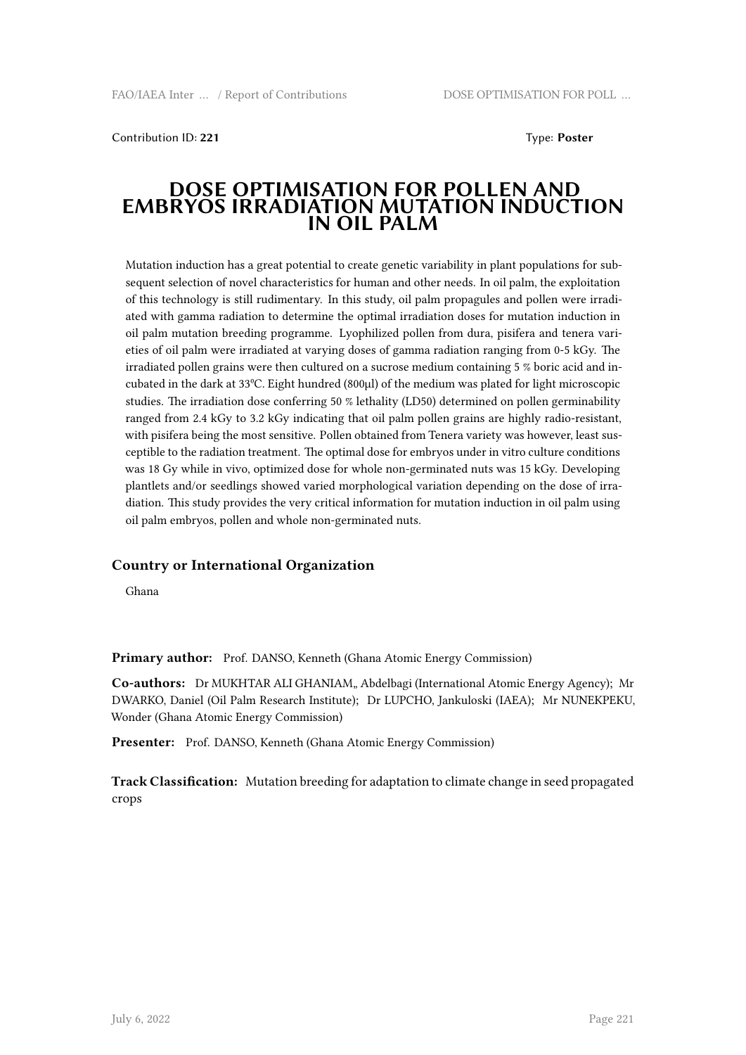Contribution ID: **221** Type: **Poster**

# DOSE OPTIMISATION FOR POLLEN AND EMBRYOS IRRADIATION MUTATION INDUCTION IN OIL PALM

Mutation induction has a great potential to create genetic variability in plant populations for subsequent selection of novel characteristics for human and other needs. In oil palm, the exploitation of this technology is still rudimentary. In this study, oil palm propagules and pollen were irradiated with gamma radiation to determine the optimal irradiation doses for mutation induction in oil palm mutation breeding programme. Lyophilized pollen from dura, pisifera and tenera varieties of oil palm were irradiated at varying doses of gamma radiation ranging from 0-5 kGy. The irradiated pollen grains were then cultured on a sucrose medium containing 5 % boric acid and incubated in the dark at 33ºC. Eight hundred (800µl) of the medium was plated for light microscopic studies. The irradiation dose conferring 50 % lethality (LD50) determined on pollen germinability ranged from 2.4 kGy to 3.2 kGy indicating that oil palm pollen grains are highly radio-resistant, with pisifera being the most sensitive. Pollen obtained from Tenera variety was however, least susceptible to the radiation treatment. The optimal dose for embryos under in vitro culture conditions was 18 Gy while in vivo, optimized dose for whole non-germinated nuts was 15 kGy. Developing plantlets and/or seedlings showed varied morphological variation depending on the dose of irradiation. This study provides the very critical information for mutation induction in oil palm using oil palm embryos, pollen and whole non-germinated nuts.

### Country or International Organization

Ghana

**Primary author:** Prof. DANSO, Kenneth (Ghana Atomic Energy Commission)

**Co-authors:** Dr MUKHTAR ALI GHANIAM,, Abdelbagi (International Atomic Energy Agency); Mr DWARKO, Daniel (Oil Palm Research Institute); Dr LUPCHO, Jankuloski (IAEA); Mr NUNEKPEKU, Wonder (Ghana Atomic Energy Commission)

**Presenter:** Prof. DANSO, Kenneth (Ghana Atomic Energy Commission)

**Track Classification:** Mutation breeding for adaptation to climate change in seed propagated crops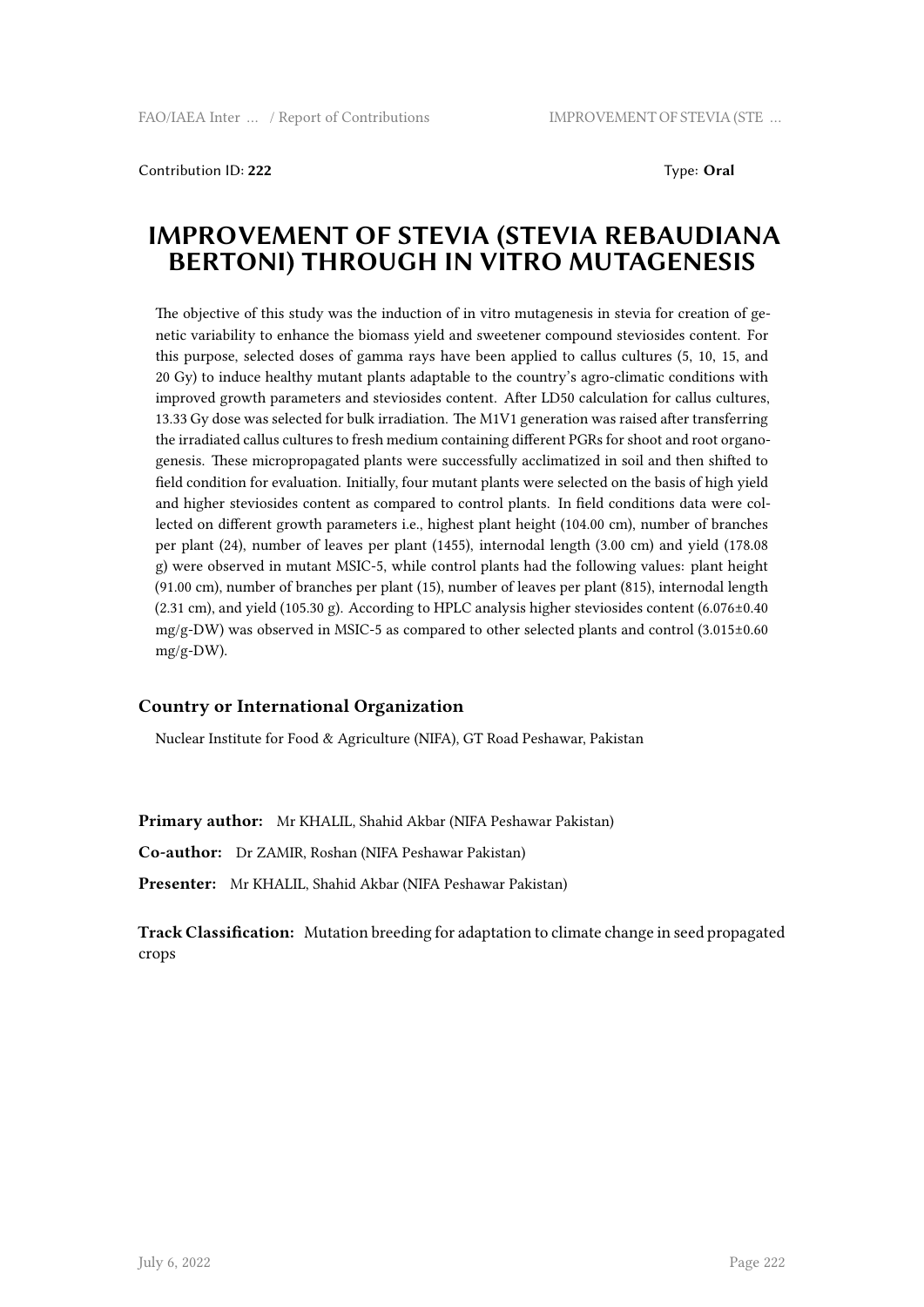Contribution ID: **222**

Type: **Oral**

# IMPROVEMENT OF STEVIA (STEVIA REBAUDIANA BERTONI) THROUGH IN VITRO MUTAGENESIS

The objective of this study was the induction of in vitro mutagenesis in stevia for creation of genetic variability to enhance the biomass yield and sweetener compound steviosides content. For this purpose, selected doses of gamma rays have been applied to callus cultures (5, 10, 15, and 20 Gy) to induce healthy mutant plants adaptable to the country's agro-climatic conditions with improved growth parameters and steviosides content. After LD50 calculation for callus cultures, 13.33 Gy dose was selected for bulk irradiation. The M1V1 generation was raised after transferring the irradiated callus cultures to fresh medium containing different PGRs for shoot and root organogenesis. These micropropagated plants were successfully acclimatized in soil and then shifted to field condition for evaluation. Initially, four mutant plants were selected on the basis of high yield and higher steviosides content as compared to control plants. In field conditions data were collected on different growth parameters i.e., highest plant height (104.00 cm), number of branches per plant (24), number of leaves per plant (1455), internodal length (3.00 cm) and yield (178.08 g) were observed in mutant MSIC-5, while control plants had the following values: plant height (91.00 cm), number of branches per plant (15), number of leaves per plant (815), internodal length (2.31 cm), and yield (105.30 g). According to HPLC analysis higher steviosides content (6.076±0.40 mg/g-DW) was observed in MSIC-5 as compared to other selected plants and control (3.015±0.60 mg/g-DW).

### Country or International Organization

Nuclear Institute for Food & Agriculture (NIFA), GT Road Peshawar, Pakistan

**Primary author:** Mr KHALIL, Shahid Akbar (NIFA Peshawar Pakistan)

**Co-author:** Dr ZAMIR, Roshan (NIFA Peshawar Pakistan)

**Presenter:** Mr KHALIL, Shahid Akbar (NIFA Peshawar Pakistan)

**Track Classification:** Mutation breeding for adaptation to climate change in seed propagated crops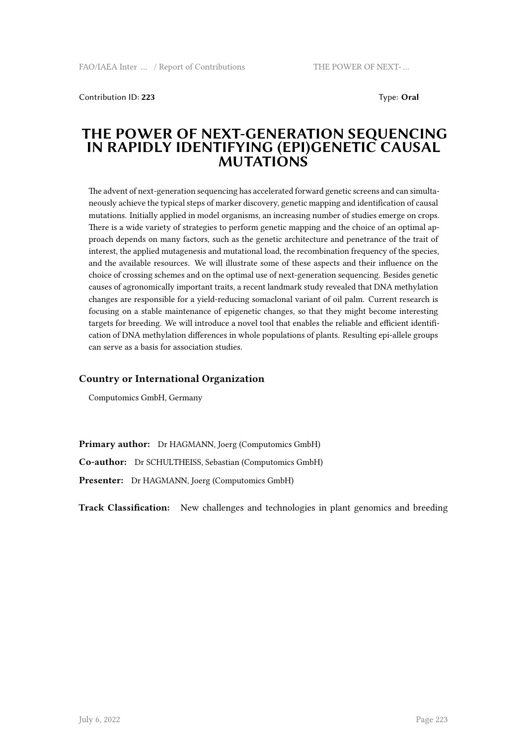Contribution ID: **223** Type: **Oral**

# THE POWER OF NEXT-GENERATION SEQUENCING IN RAPIDLY IDENTIFYING (EPI)GENETIC CAUSAL MUTATIONS

The advent of next-generation sequencing has accelerated forward genetic screens and can simultaneously achieve the typical steps of marker discovery, genetic mapping and identification of causal mutations. Initially applied in model organisms, an increasing number of studies emerge on crops. There is a wide variety of strategies to perform genetic mapping and the choice of an optimal approach depends on many factors, such as the genetic architecture and penetrance of the trait of interest, the applied mutagenesis and mutational load, the recombination frequency of the species, and the available resources. We will illustrate some of these aspects and their influence on the choice of crossing schemes and on the optimal use of next-generation sequencing. Besides genetic causes of agronomically important traits, a recent landmark study revealed that DNA methylation changes are responsible for a yield-reducing somaclonal variant of oil palm. Current research is focusing on a stable maintenance of epigenetic changes, so that they might become interesting targets for breeding. We will introduce a novel tool that enables the reliable and efficient identification of DNA methylation differences in whole populations of plants. Resulting epi-allele groups can serve as a basis for association studies.

### Country or International Organization

Computomics GmbH, Germany

**Primary author:** Dr HAGMANN, Joerg (Computomics GmbH)

**Co-author:** Dr SCHULTHEISS, Sebastian (Computomics GmbH)

**Presenter:** Dr HAGMANN, Joerg (Computomics GmbH)

**Track Classification:** New challenges and technologies in plant genomics and breeding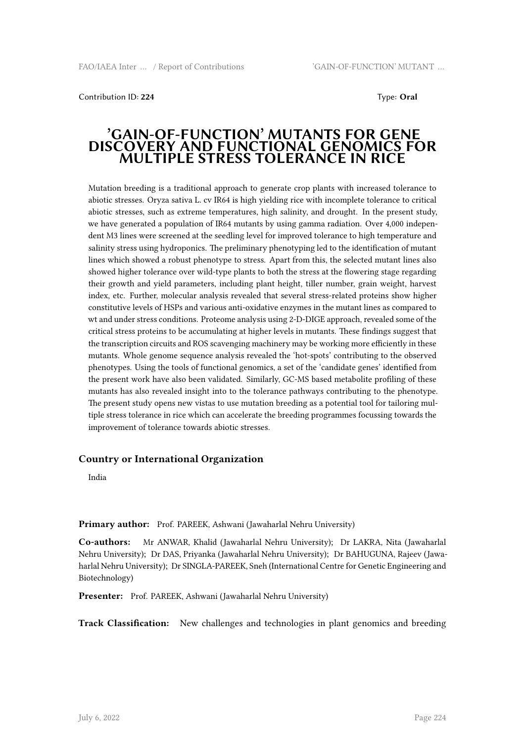Contribution ID: **224** Type: **Oral**

# 'GAIN-OF-FUNCTION' MUTANTS FOR GENE DISCOVERY AND FUNCTIONAL GENOMICS FOR MULTIPLE STRESS TOLERANCE IN RICE

Mutation breeding is a traditional approach to generate crop plants with increased tolerance to abiotic stresses. Oryza sativa L. cv IR64 is high yielding rice with incomplete tolerance to critical abiotic stresses, such as extreme temperatures, high salinity, and drought. In the present study, we have generated a population of IR64 mutants by using gamma radiation. Over 4,000 independent M3 lines were screened at the seedling level for improved tolerance to high temperature and salinity stress using hydroponics. The preliminary phenotyping led to the identification of mutant lines which showed a robust phenotype to stress. Apart from this, the selected mutant lines also showed higher tolerance over wild-type plants to both the stress at the flowering stage regarding their growth and yield parameters, including plant height, tiller number, grain weight, harvest index, etc. Further, molecular analysis revealed that several stress-related proteins show higher constitutive levels of HSPs and various anti-oxidative enzymes in the mutant lines as compared to wt and under stress conditions. Proteome analysis using 2-D-DIGE approach, revealed some of the critical stress proteins to be accumulating at higher levels in mutants. These findings suggest that the transcription circuits and ROS scavenging machinery may be working more efficiently in these mutants. Whole genome sequence analysis revealed the 'hot-spots' contributing to the observed phenotypes. Using the tools of functional genomics, a set of the 'candidate genes' identified from the present work have also been validated. Similarly, GC-MS based metabolite profiling of these mutants has also revealed insight into to the tolerance pathways contributing to the phenotype. The present study opens new vistas to use mutation breeding as a potential tool for tailoring multiple stress tolerance in rice which can accelerate the breeding programmes focussing towards the improvement of tolerance towards abiotic stresses.

### Country or International Organization

India

**Primary author:** Prof. PAREEK, Ashwani (Jawaharlal Nehru University)

**Co-authors:** Mr ANWAR, Khalid (Jawaharlal Nehru University); Dr LAKRA, Nita (Jawaharlal Nehru University); Dr DAS, Priyanka (Jawaharlal Nehru University); Dr BAHUGUNA, Rajeev (Jawaharlal Nehru University); Dr SINGLA-PAREEK, Sneh (International Centre for Genetic Engineering and Biotechnology)

**Presenter:** Prof. PAREEK, Ashwani (Jawaharlal Nehru University)

**Track Classification:** New challenges and technologies in plant genomics and breeding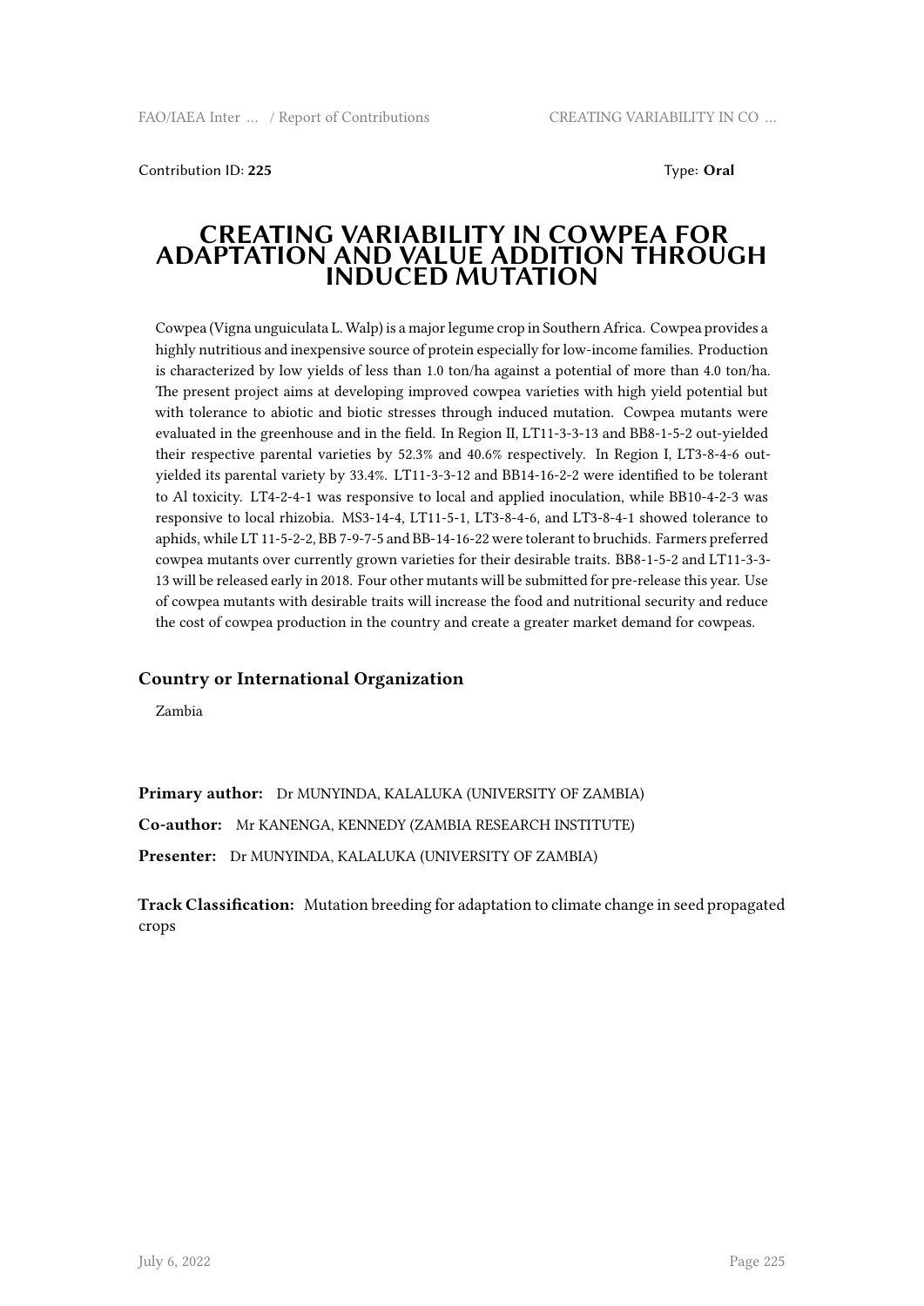Contribution ID: **225**

Type: **Oral**

# CREATING VARIABILITY IN COWPEA FOR ADAPTATION AND VALUE ADDITION THROUGH INDUCED MUTATION

Cowpea (Vigna unguiculata L. Walp) is a major legume crop in Southern Africa. Cowpea provides a highly nutritious and inexpensive source of protein especially for low-income families. Production is characterized by low yields of less than 1.0 ton/ha against a potential of more than 4.0 ton/ha. The present project aims at developing improved cowpea varieties with high yield potential but with tolerance to abiotic and biotic stresses through induced mutation. Cowpea mutants were evaluated in the greenhouse and in the field. In Region II, LT11-3-3-13 and BB8-1-5-2 out-yielded their respective parental varieties by 52.3% and 40.6% respectively. In Region I, LT3-8-4-6 out-yielded its parental variety by 33.4%. LT11-3-3-12 and BB14-16-2-2 were identified to be tolerant to Al toxicity. LT4-2-4-1 was responsive to local and applied inoculation, while BB10-4-2-3 was responsive to local rhizobia. MS3-14-4, LT11-5-1, LT3-8-4-6, and LT3-8-4-1 showed tolerance to aphids, while LT 11-5-2-2, BB 7-9-7-5 and BB-14-16-22 were tolerant to bruchids. Farmers preferred cowpea mutants over currently grown varieties for their desirable traits. BB8-1-5-2 and LT11-3-3-13 will be released early in 2018. Four other mutants will be submitted for pre-release this year. Use of cowpea mutants with desirable traits will increase the food and nutritional security and reduce the cost of cowpea production in the country and create a greater market demand for cowpeas.

### Country or International Organization

Zambia

**Primary author:** Dr MUNYINDA, KALALUKA (UNIVERSITY OF ZAMBIA)

**Co-author:** Mr KANENGA, KENNEDY (ZAMBIA RESEARCH INSTITUTE)

**Presenter:** Dr MUNYINDA, KALALUKA (UNIVERSITY OF ZAMBIA)

**Track Classification:** Mutation breeding for adaptation to climate change in seed propagated crops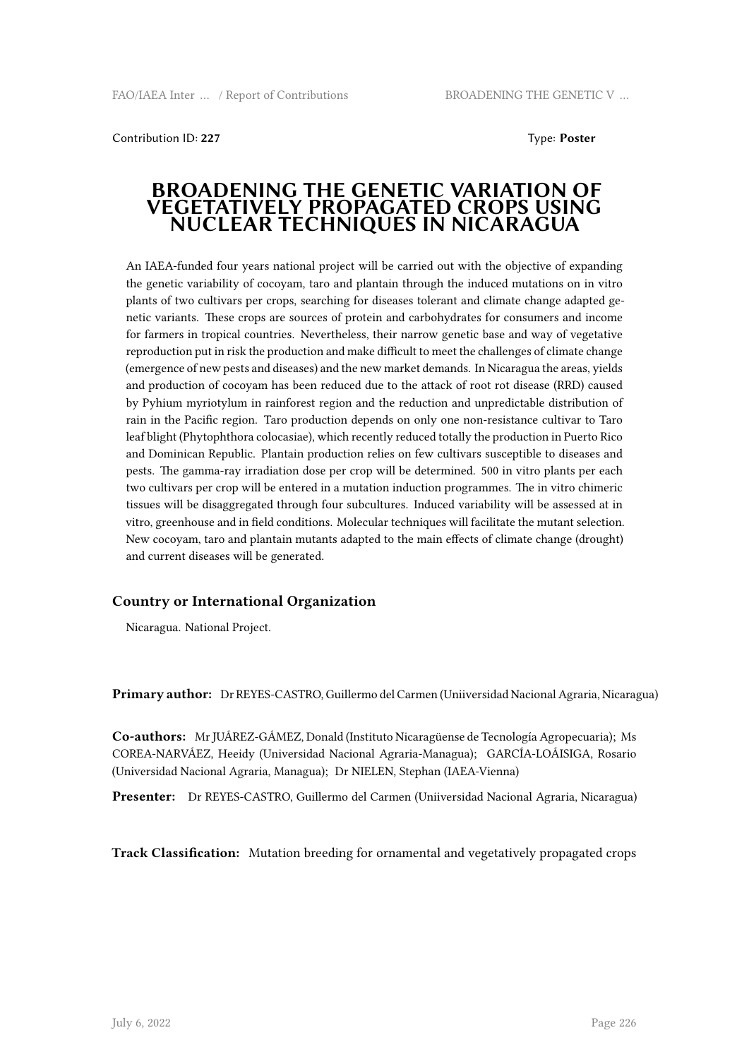Contribution ID: **227** Type: **Poster**

# BROADENING THE GENETIC VARIATION OF VEGETATIVELY PROPAGATED CROPS USING NUCLEAR TECHNIQUES IN NICARAGUA

An IAEA-funded four years national project will be carried out with the objective of expanding the genetic variability of cocoyam, taro and plantain through the induced mutations on in vitro plants of two cultivars per crops, searching for diseases tolerant and climate change adapted genetic variants. These crops are sources of protein and carbohydrates for consumers and income for farmers in tropical countries. Nevertheless, their narrow genetic base and way of vegetative reproduction put in risk the production and make difficult to meet the challenges of climate change (emergence of new pests and diseases) and the new market demands. In Nicaragua the areas, yields and production of cocoyam has been reduced due to the attack of root rot disease (RRD) caused by Pyhium myriotylum in rainforest region and the reduction and unpredictable distribution of rain in the Pacific region. Taro production depends on only one non-resistance cultivar to Taro leaf blight (Phytophthora colocasiae), which recently reduced totally the production in Puerto Rico and Dominican Republic. Plantain production relies on few cultivars susceptible to diseases and pests. The gamma-ray irradiation dose per crop will be determined. 500 in vitro plants per each two cultivars per crop will be entered in a mutation induction programmes. The in vitro chimeric tissues will be disaggregated through four subcultures. Induced variability will be assessed at in vitro, greenhouse and in field conditions. Molecular techniques will facilitate the mutant selection. New cocoyam, taro and plantain mutants adapted to the main effects of climate change (drought) and current diseases will be generated.

## Country or International Organization

Nicaragua. National Project.

**Primary author:** Dr REYES-CASTRO, Guillermo del Carmen (Uniiversidad Nacional Agraria, Nicaragua)

**Co-authors:** Mr JUÁREZ-GÁMEZ, Donald (Instituto Nicaragüense de Tecnología Agropecuaria); Ms COREA-NARVÁEZ, Heeidy (Universidad Nacional Agraria-Managua); GARCÍA-LOÁISIGA, Rosario (Universidad Nacional Agraria, Managua); Dr NIELEN, Stephan (IAEA-Vienna)

**Presenter:** Dr REYES-CASTRO, Guillermo del Carmen (Uniiversidad Nacional Agraria, Nicaragua)

**Track Classification:** Mutation breeding for ornamental and vegetatively propagated crops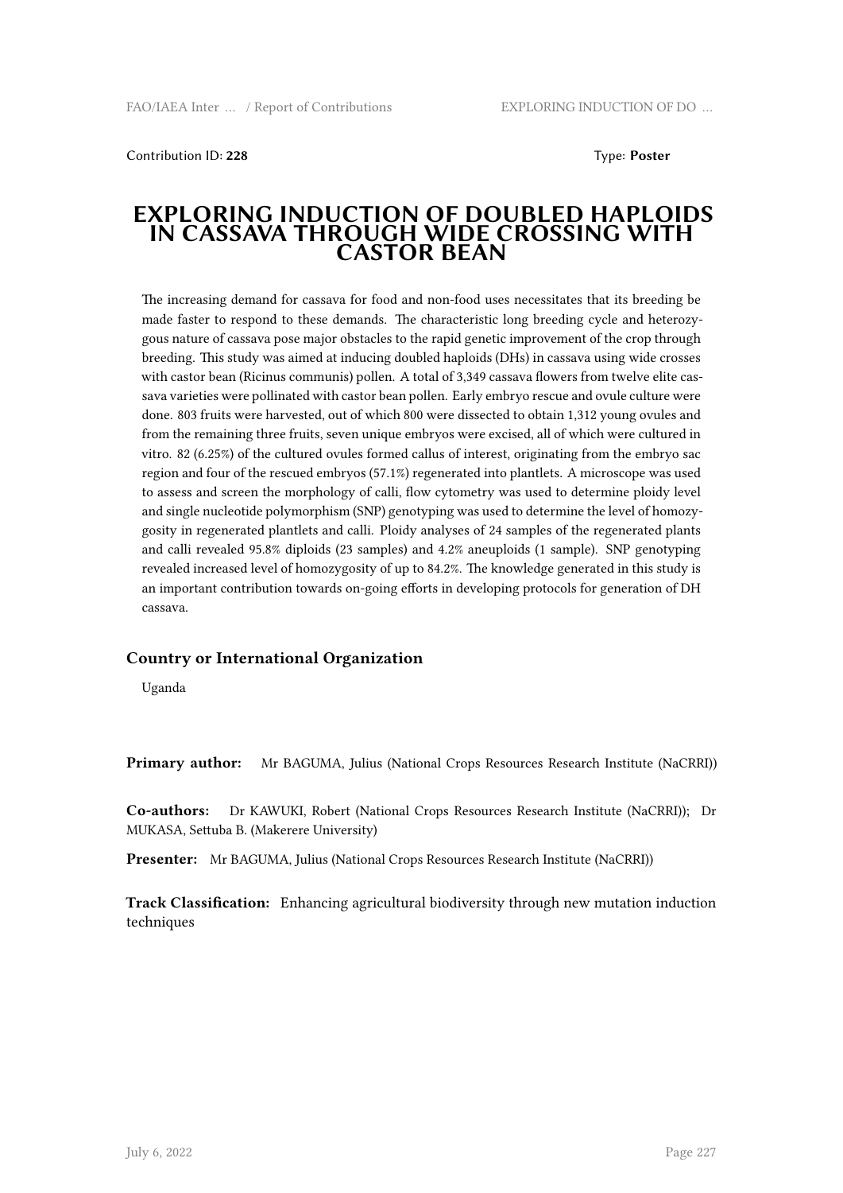Contribution ID: **228**

Type: **Poster**

# EXPLORING INDUCTION OF DOUBLED HAPLOIDS IN CASSAVA THROUGH WIDE CROSSING WITH CASTOR BEAN

The increasing demand for cassava for food and non-food uses necessitates that its breeding be made faster to respond to these demands. The characteristic long breeding cycle and heterozygous nature of cassava pose major obstacles to the rapid genetic improvement of the crop through breeding. This study was aimed at inducing doubled haploids (DHs) in cassava using wide crosses with castor bean (Ricinus communis) pollen. A total of 3,349 cassava flowers from twelve elite cassava varieties were pollinated with castor bean pollen. Early embryo rescue and ovule culture were done. 803 fruits were harvested, out of which 800 were dissected to obtain 1,312 young ovules and from the remaining three fruits, seven unique embryos were excised, all of which were cultured in vitro. 82 (6.25%) of the cultured ovules formed callus of interest, originating from the embryo sac region and four of the rescued embryos (57.1%) regenerated into plantlets. A microscope was used to assess and screen the morphology of calli, flow cytometry was used to determine ploidy level and single nucleotide polymorphism (SNP) genotyping was used to determine the level of homozygosity in regenerated plantlets and calli. Ploidy analyses of 24 samples of the regenerated plants and calli revealed 95.8% diploids (23 samples) and 4.2% aneuploids (1 sample). SNP genotyping revealed increased level of homozygosity of up to 84.2%. The knowledge generated in this study is an important contribution towards on-going efforts in developing protocols for generation of DH cassava.

### Country or International Organization

Uganda

**Primary author:** Mr BAGUMA, Julius (National Crops Resources Research Institute (NaCRRI))

**Co-authors:** Dr KAWUKI, Robert (National Crops Resources Research Institute (NaCRRI)); Dr MUKASA, Settuba B. (Makerere University)

**Presenter:** Mr BAGUMA, Julius (National Crops Resources Research Institute (NaCRRI))

**Track Classification:** Enhancing agricultural biodiversity through new mutation induction techniques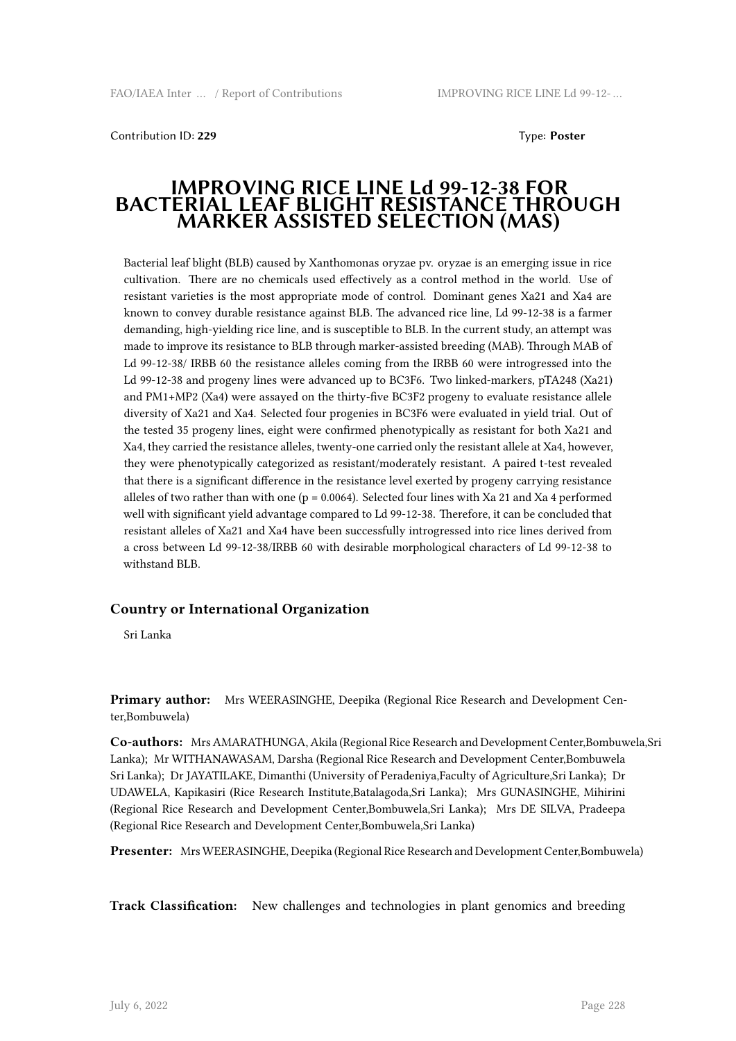Contribution ID: **229** Type: **Poster**

# IMPROVING RICE LINE Ld 99-12-38 FOR BACTERIAL LEAF BLIGHT RESISTANCE THROUGH MARKER ASSISTED SELECTION (MAS)

Bacterial leaf blight (BLB) caused by Xanthomonas oryzae pv. oryzae is an emerging issue in rice cultivation. There are no chemicals used effectively as a control method in the world. Use of resistant varieties is the most appropriate mode of control. Dominant genes Xa21 and Xa4 are known to convey durable resistance against BLB. The advanced rice line, Ld 99-12-38 is a farmer demanding, high-yielding rice line, and is susceptible to BLB. In the current study, an attempt was made to improve its resistance to BLB through marker-assisted breeding (MAB). Through MAB of Ld 99-12-38/ IRBB 60 the resistance alleles coming from the IRBB 60 were introgressed into the Ld 99-12-38 and progeny lines were advanced up to BC3F6. Two linked-markers, pTA248 (Xa21) and PM1+MP2 (Xa4) were assayed on the thirty-five BC3F2 progeny to evaluate resistance allele diversity of Xa21 and Xa4. Selected four progenies in BC3F6 were evaluated in yield trial. Out of the tested 35 progeny lines, eight were confirmed phenotypically as resistant for both Xa21 and Xa4, they carried the resistance alleles, twenty-one carried only the resistant allele at Xa4, however, they were phenotypically categorized as resistant/moderately resistant. A paired t-test revealed that there is a significant difference in the resistance level exerted by progeny carrying resistance alleles of two rather than with one ($p = 0.0064$). Selected four lines with Xa 21 and Xa 4 performed well with significant yield advantage compared to Ld 99-12-38. Therefore, it can be concluded that resistant alleles of Xa21 and Xa4 have been successfully introgressed into rice lines derived from a cross between Ld 99-12-38/IRBB 60 with desirable morphological characters of Ld 99-12-38 to withstand BLB.

### Country or International Organization

Sri Lanka

**Primary author:** Mrs WEERASINGHE, Deepika (Regional Rice Research and Development Center,Bombuwela)

**Co-authors:** Mrs AMARATHUNGA, Akila (Regional Rice Research and Development Center,Bombuwela,Sri Lanka); Mr WITHANAWASAM, Darsha (Regional Rice Research and Development Center,Bombuwela Sri Lanka); Dr JAYATILAKE, Dimanthi (University of Peradeniya,Faculty of Agriculture,Sri Lanka); Dr UDAWELA, Kapikasiri (Rice Research Institute,Batalagoda,Sri Lanka); Mrs GUNASINGHE, Mihirini (Regional Rice Research and Development Center,Bombuwela,Sri Lanka); Mrs DE SILVA, Pradeepa (Regional Rice Research and Development Center,Bombuwela,Sri Lanka)

**Presenter:** Mrs WEERASINGHE, Deepika (Regional Rice Research and Development Center,Bombuwela)

**Track Classification:** New challenges and technologies in plant genomics and breeding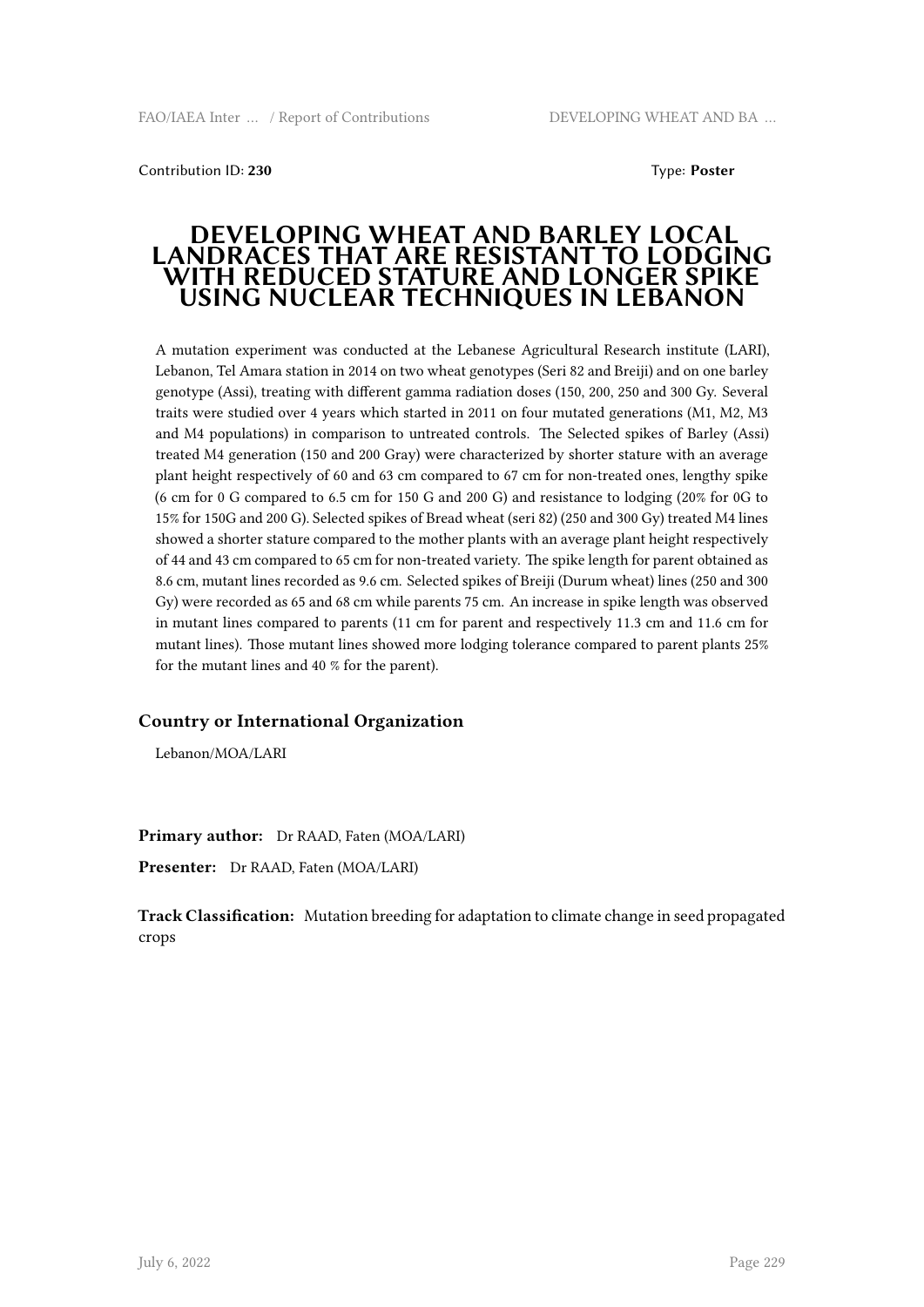Contribution ID: **230** Type: **Poster**

# DEVELOPING WHEAT AND BARLEY LOCAL LANDRACES THAT ARE RESISTANT TO LODGING WITH REDUCED STATURE AND LONGER SPIKE USING NUCLEAR TECHNIQUES IN LEBANON

A mutation experiment was conducted at the Lebanese Agricultural Research institute (LARI), Lebanon, Tel Amara station in 2014 on two wheat genotypes (Seri 82 and Breiji) and on one barley genotype (Assi), treating with different gamma radiation doses (150, 200, 250 and 300 Gy. Several traits were studied over 4 years which started in 2011 on four mutated generations (M1, M2, M3 and M4 populations) in comparison to untreated controls. The Selected spikes of Barley (Assi) treated M4 generation (150 and 200 Gray) were characterized by shorter stature with an average plant height respectively of 60 and 63 cm compared to 67 cm for non-treated ones, lengthy spike (6 cm for 0 G compared to 6.5 cm for 150 G and 200 G) and resistance to lodging (20% for 0G to 15% for 150G and 200 G). Selected spikes of Bread wheat (seri 82) (250 and 300 Gy) treated M4 lines showed a shorter stature compared to the mother plants with an average plant height respectively of 44 and 43 cm compared to 65 cm for non-treated variety. The spike length for parent obtained as 8.6 cm, mutant lines recorded as 9.6 cm. Selected spikes of Breiji (Durum wheat) lines (250 and 300 Gy) were recorded as 65 and 68 cm while parents 75 cm. An increase in spike length was observed in mutant lines compared to parents (11 cm for parent and respectively 11.3 cm and 11.6 cm for mutant lines). Those mutant lines showed more lodging tolerance compared to parent plants 25% for the mutant lines and 40 % for the parent).

### Country or International Organization

Lebanon/MOA/LARI

**Primary author:** Dr RAAD, Faten (MOA/LARI)

**Presenter:** Dr RAAD, Faten (MOA/LARI)

**Track Classification:** Mutation breeding for adaptation to climate change in seed propagated crops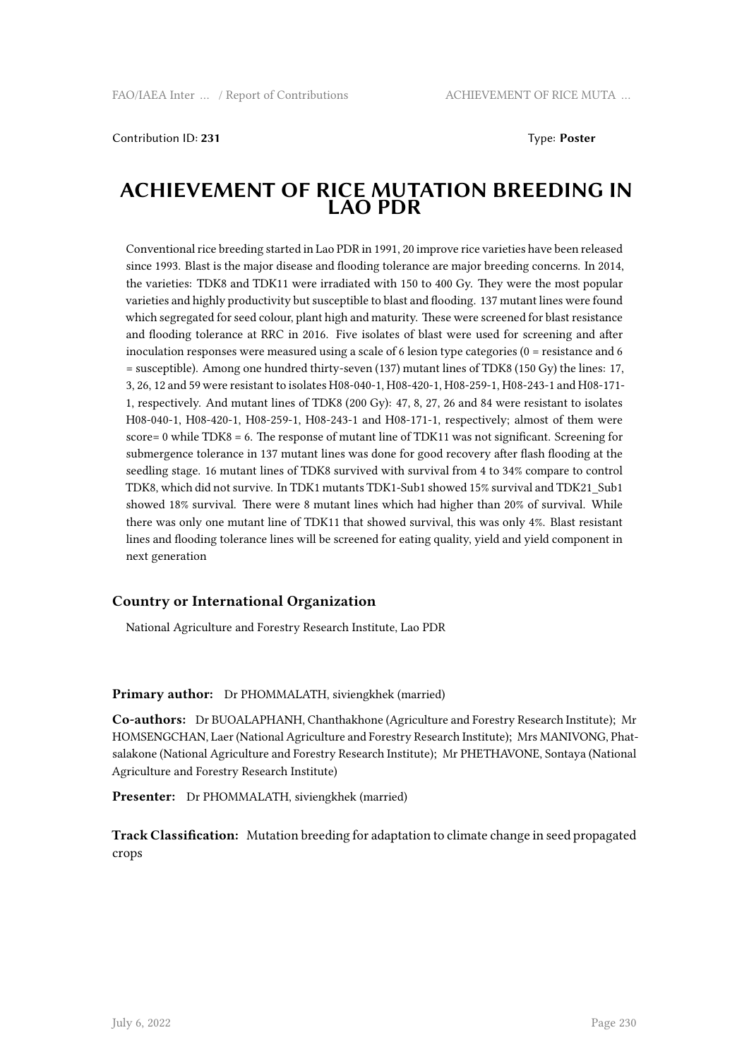Contribution ID: **231**

Type: **Poster**

# ACHIEVEMENT OF RICE MUTATION BREEDING IN LAO PDR

Conventional rice breeding started in Lao PDR in 1991, 20 improve rice varieties have been released since 1993. Blast is the major disease and flooding tolerance are major breeding concerns. In 2014, the varieties: TDK8 and TDK11 were irradiated with 150 to 400 Gy. They were the most popular varieties and highly productivity but susceptible to blast and flooding. 137 mutant lines were found which segregated for seed colour, plant high and maturity. These were screened for blast resistance and flooding tolerance at RRC in 2016. Five isolates of blast were used for screening and after inoculation responses were measured using a scale of 6 lesion type categories (0 = resistance and 6 = susceptible). Among one hundred thirty-seven (137) mutant lines of TDK8 (150 Gy) the lines: 17, 3, 26, 12 and 59 were resistant to isolates H08-040-1, H08-420-1, H08-259-1, H08-243-1 and H08-171-1, respectively. And mutant lines of TDK8 (200 Gy): 47, 8, 27, 26 and 84 were resistant to isolates H08-040-1, H08-420-1, H08-259-1, H08-243-1 and H08-171-1, respectively; almost of them were score= 0 while TDK8 = 6. The response of mutant line of TDK11 was not significant. Screening for submergence tolerance in 137 mutant lines was done for good recovery after flash flooding at the seedling stage. 16 mutant lines of TDK8 survived with survival from 4 to 34% compare to control TDK8, which did not survive. In TDK1 mutants TDK1-Sub1 showed 15% survival and TDK21_Sub1 showed 18% survival. There were 8 mutant lines which had higher than 20% of survival. While there was only one mutant line of TDK11 that showed survival, this was only 4%. Blast resistant lines and flooding tolerance lines will be screened for eating quality, yield and yield component in next generation

### Country or International Organization

National Agriculture and Forestry Research Institute, Lao PDR

**Primary author:** Dr PHOMMALATH, siviengkhek (married)

**Co-authors:** Dr BUOALAPHANH, Chanthakhone (Agriculture and Forestry Research Institute); Mr HOMSENGCHAN, Laer (National Agriculture and Forestry Research Institute); Mrs MANIVONG, Phatsalakone (National Agriculture and Forestry Research Institute); Mr PHETHAVONE, Sontaya (National Agriculture and Forestry Research Institute)

**Presenter:** Dr PHOMMALATH, siviengkhek (married)

**Track Classification:** Mutation breeding for adaptation to climate change in seed propagated crops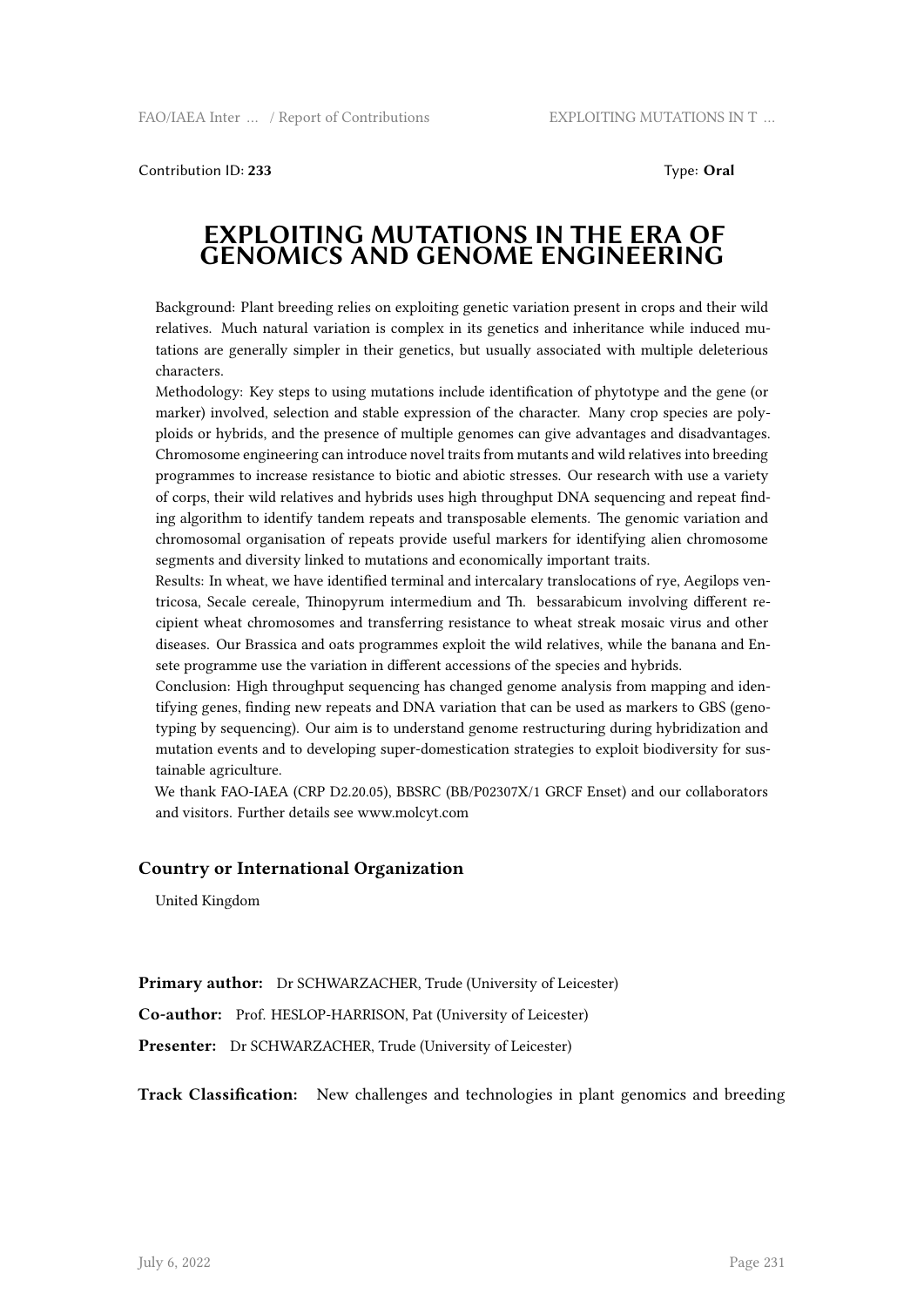Contribution ID: **233** Type: **Oral**

# EXPLOITING MUTATIONS IN THE ERA OF GENOMICS AND GENOME ENGINEERING

Background: Plant breeding relies on exploiting genetic variation present in crops and their wild relatives. Much natural variation is complex in its genetics and inheritance while induced mutations are generally simpler in their genetics, but usually associated with multiple deleterious characters.

Methodology: Key steps to using mutations include identification of phytotype and the gene (or marker) involved, selection and stable expression of the character. Many crop species are polyploids or hybrids, and the presence of multiple genomes can give advantages and disadvantages. Chromosome engineering can introduce novel traits from mutants and wild relatives into breeding programmes to increase resistance to biotic and abiotic stresses. Our research with use a variety of corps, their wild relatives and hybrids uses high throughput DNA sequencing and repeat finding algorithm to identify tandem repeats and transposable elements. The genomic variation and chromosomal organisation of repeats provide useful markers for identifying alien chromosome segments and diversity linked to mutations and economically important traits.

Results: In wheat, we have identified terminal and intercalary translocations of rye, Aegilops ventricosa, Secale cereale, Thinopyrum intermedium and Th. bessarabicum involving different recipient wheat chromosomes and transferring resistance to wheat streak mosaic virus and other diseases. Our Brassica and oats programmes exploit the wild relatives, while the banana and Ensete programme use the variation in different accessions of the species and hybrids.

Conclusion: High throughput sequencing has changed genome analysis from mapping and identifying genes, finding new repeats and DNA variation that can be used as markers to GBS (genotyping by sequencing). Our aim is to understand genome restructuring during hybridization and mutation events and to developing super-domestication strategies to exploit biodiversity for sustainable agriculture.

We thank FAO-IAEA (CRP D2.20.05), BBSRC (BB/P02307X/1 GRCF Enset) and our collaborators and visitors. Further details see www.molcyt.com

### Country or International Organization

United Kingdom

**Primary author:** Dr SCHWARZACHER, Trude (University of Leicester)

**Co-author:** Prof. HESLOP-HARRISON, Pat (University of Leicester)

**Presenter:** Dr SCHWARZACHER, Trude (University of Leicester)

**Track Classification:** New challenges and technologies in plant genomics and breeding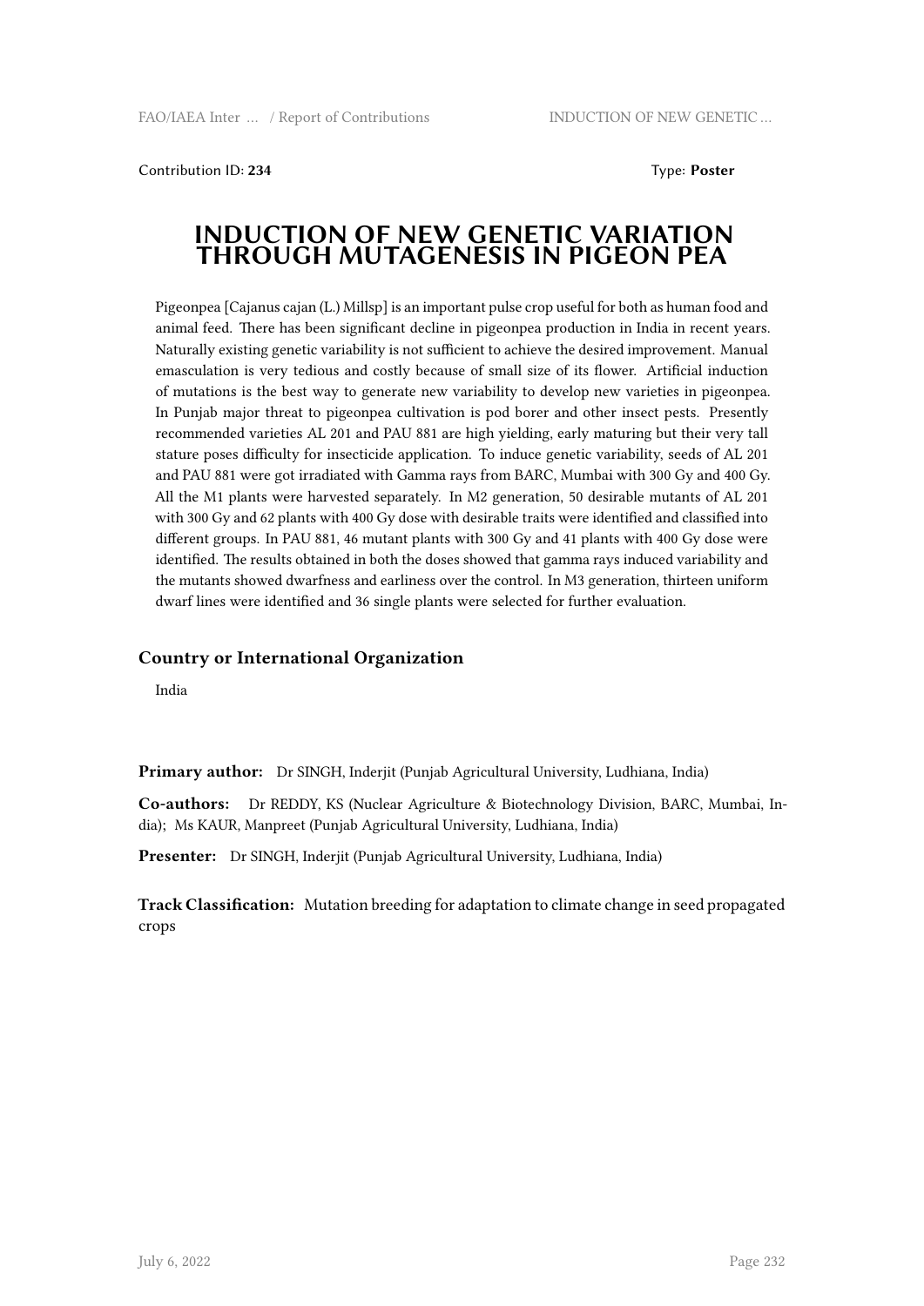Contribution ID: **234**

Type: **Poster**

# INDUCTION OF NEW GENETIC VARIATION THROUGH MUTAGENESIS IN PIGEON PEA

Pigeonpea [Cajanus cajan (L.) Millsp] is an important pulse crop useful for both as human food and animal feed. There has been significant decline in pigeonpea production in India in recent years. Naturally existing genetic variability is not sufficient to achieve the desired improvement. Manual emasculation is very tedious and costly because of small size of its flower. Artificial induction of mutations is the best way to generate new variability to develop new varieties in pigeonpea. In Punjab major threat to pigeonpea cultivation is pod borer and other insect pests. Presently recommended varieties AL 201 and PAU 881 are high yielding, early maturing but their very tall stature poses difficulty for insecticide application. To induce genetic variability, seeds of AL 201 and PAU 881 were got irradiated with Gamma rays from BARC, Mumbai with 300 Gy and 400 Gy. All the M1 plants were harvested separately. In M2 generation, 50 desirable mutants of AL 201 with 300 Gy and 62 plants with 400 Gy dose with desirable traits were identified and classified into different groups. In PAU 881, 46 mutant plants with 300 Gy and 41 plants with 400 Gy dose were identified. The results obtained in both the doses showed that gamma rays induced variability and the mutants showed dwarfness and earliness over the control. In M3 generation, thirteen uniform dwarf lines were identified and 36 single plants were selected for further evaluation.

### Country or International Organization

India

**Primary author:** Dr SINGH, Inderjit (Punjab Agricultural University, Ludhiana, India)

**Co-authors:** Dr REDDY, KS (Nuclear Agriculture & Biotechnology Division, BARC, Mumbai, India); Ms KAUR, Manpreet (Punjab Agricultural University, Ludhiana, India)

**Presenter:** Dr SINGH, Inderjit (Punjab Agricultural University, Ludhiana, India)

**Track Classification:** Mutation breeding for adaptation to climate change in seed propagated crops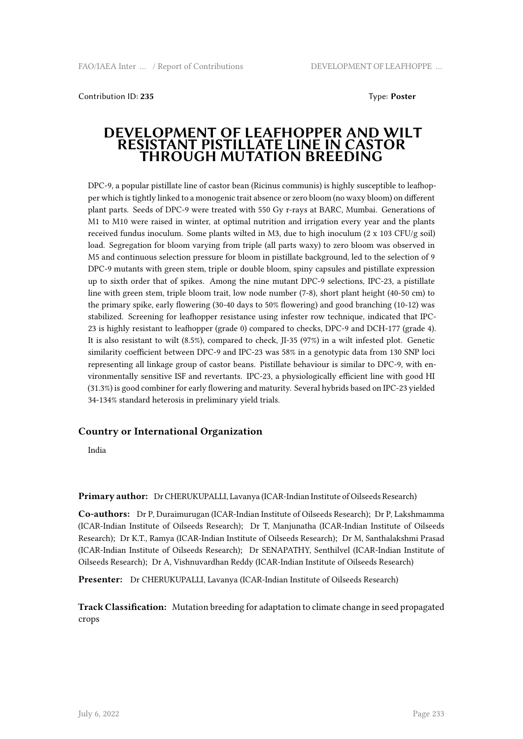Contribution ID: **235** Type: **Poster**

# DEVELOPMENT OF LEAFHOPPER AND WILT RESISTANT PISTILLATE LINE IN CASTOR THROUGH MUTATION BREEDING

DPC-9, a popular pistillate line of castor bean (Ricinus communis) is highly susceptible to leafhopper which is tightly linked to a monogenic trait absence or zero bloom (no waxy bloom) on different plant parts. Seeds of DPC-9 were treated with 550 Gy r-rays at BARC, Mumbai. Generations of M1 to M10 were raised in winter, at optimal nutrition and irrigation every year and the plants received fundus inoculum. Some plants wilted in M3, due to high inoculum (2 x 103 CFU/g soil) load. Segregation for bloom varying from triple (all parts waxy) to zero bloom was observed in M5 and continuous selection pressure for bloom in pistillate background, led to the selection of 9 DPC-9 mutants with green stem, triple or double bloom, spiny capsules and pistillate expression up to sixth order that of spikes. Among the nine mutant DPC-9 selections, IPC-23, a pistillate line with green stem, triple bloom trait, low node number (7-8), short plant height (40-50 cm) to the primary spike, early flowering (30-40 days to 50% flowering) and good branching (10-12) was stabilized. Screening for leafhopper resistance using infester row technique, indicated that IPC-23 is highly resistant to leafhopper (grade 0) compared to checks, DPC-9 and DCH-177 (grade 4). It is also resistant to wilt (8.5%), compared to check, JI-35 (97%) in a wilt infested plot. Genetic similarity coefficient between DPC-9 and IPC-23 was 58% in a genotypic data from 130 SNP loci representing all linkage group of castor beans. Pistillate behaviour is similar to DPC-9, with environmentally sensitive ISF and revertants. IPC-23, a physiologically efficient line with good HI (31.3%) is good combiner for early flowering and maturity. Several hybrids based on IPC-23 yielded 34-134% standard heterosis in preliminary yield trials.

### Country or International Organization

India

**Primary author:** Dr CHERUKUPALLI, Lavanya (ICAR-Indian Institute of Oilseeds Research)

**Co-authors:** Dr P, Duraimurugan (ICAR-Indian Institute of Oilseeds Research); Dr P, Lakshmamma (ICAR-Indian Institute of Oilseeds Research); Dr T, Manjunatha (ICAR-Indian Institute of Oilseeds Research); Dr K.T., Ramya (ICAR-Indian Institute of Oilseeds Research); Dr M, Santhalakshmi Prasad (ICAR-Indian Institute of Oilseeds Research); Dr SENAPATHY, Senthilvel (ICAR-Indian Institute of Oilseeds Research); Dr A, Vishnuvardhan Reddy (ICAR-Indian Institute of Oilseeds Research)

**Presenter:** Dr CHERUKUPALLI, Lavanya (ICAR-Indian Institute of Oilseeds Research)

**Track Classification:** Mutation breeding for adaptation to climate change in seed propagated crops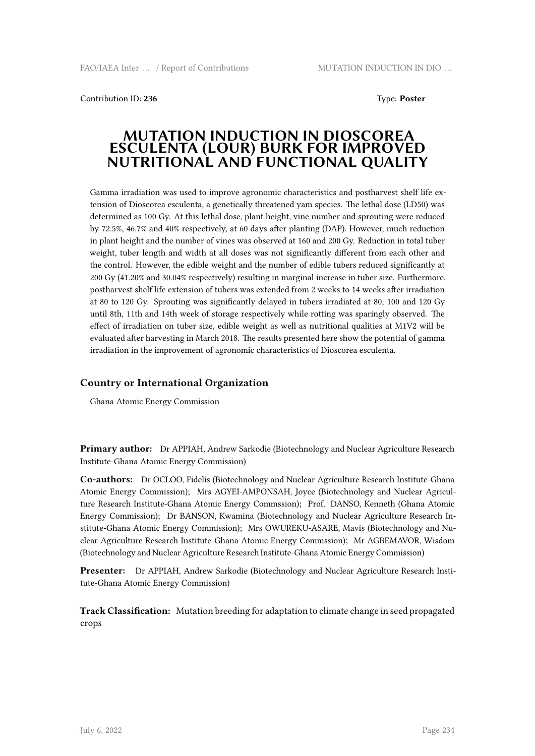Contribution ID: **236** Type: **Poster**

# MUTATION INDUCTION IN DIOSCOREA ESCULENTA (LOUR) BURK FOR IMPROVED NUTRITIONAL AND FUNCTIONAL QUALITY

Gamma irradiation was used to improve agronomic characteristics and postharvest shelf life extension of Dioscorea esculenta, a genetically threatened yam species. The lethal dose (LD50) was determined as 100 Gy. At this lethal dose, plant height, vine number and sprouting were reduced by 72.5%, 46.7% and 40% respectively, at 60 days after planting (DAP). However, much reduction in plant height and the number of vines was observed at 160 and 200 Gy. Reduction in total tuber weight, tuber length and width at all doses was not significantly different from each other and the control. However, the edible weight and the number of edible tubers reduced significantly at 200 Gy (41.20% and 30.04% respectively) resulting in marginal increase in tuber size. Furthermore, postharvest shelf life extension of tubers was extended from 2 weeks to 14 weeks after irradiation at 80 to 120 Gy. Sprouting was significantly delayed in tubers irradiated at 80, 100 and 120 Gy until 8th, 11th and 14th week of storage respectively while rotting was sparingly observed. The effect of irradiation on tuber size, edible weight as well as nutritional qualities at M1V2 will be evaluated after harvesting in March 2018. The results presented here show the potential of gamma irradiation in the improvement of agronomic characteristics of Dioscorea esculenta.

### Country or International Organization

Ghana Atomic Energy Commission

**Primary author:** Dr APPIAH, Andrew Sarkodie (Biotechnology and Nuclear Agriculture Research Institute-Ghana Atomic Energy Commission)

**Co-authors:** Dr OCLOO, Fidelis (Biotechnology and Nuclear Agriculture Research Institute-Ghana Atomic Energy Commission); Mrs AGYEI-AMPONSAH, Joyce (Biotechnology and Nuclear Agriculture Research Institute-Ghana Atomic Energy Commssion); Prof. DANSO, Kenneth (Ghana Atomic Energy Commission); Dr BANSON, Kwamina (Biotechnology and Nuclear Agriculture Research Institute-Ghana Atomic Energy Commission); Mrs OWUREKU-ASARE, Mavis (Biotechnology and Nuclear Agriculture Research Institute-Ghana Atomic Energy Commssion); Mr AGBEMAVOR, Wisdom (Biotechnology and Nuclear Agriculture Research Institute-Ghana Atomic Energy Commission)

**Presenter:** Dr APPIAH, Andrew Sarkodie (Biotechnology and Nuclear Agriculture Research Institute-Ghana Atomic Energy Commission)

**Track Classification:** Mutation breeding for adaptation to climate change in seed propagated crops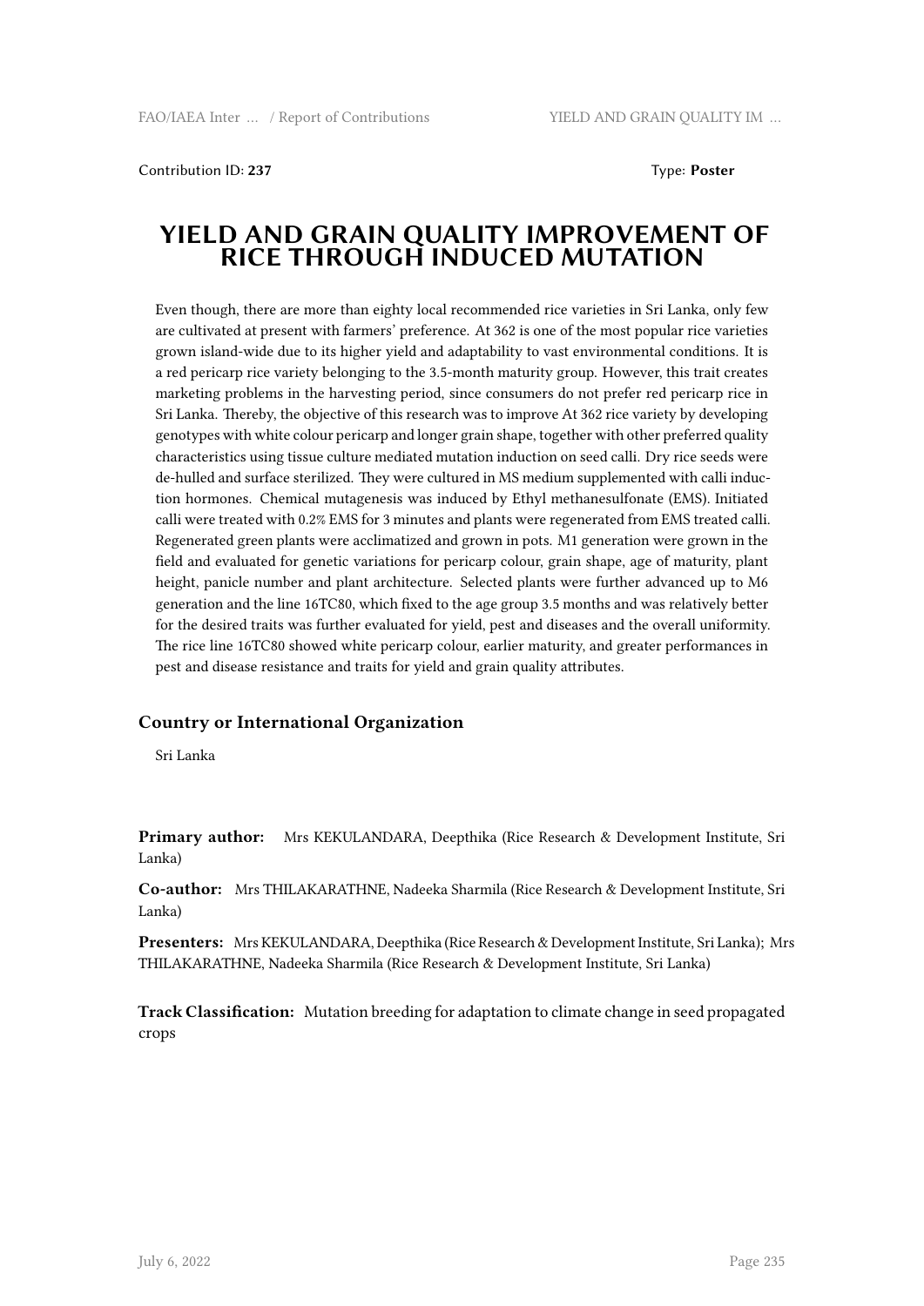Contribution ID: **237** Type: **Poster**

# YIELD AND GRAIN QUALITY IMPROVEMENT OF RICE THROUGH INDUCED MUTATION

Even though, there are more than eighty local recommended rice varieties in Sri Lanka, only few are cultivated at present with farmers' preference. At 362 is one of the most popular rice varieties grown island-wide due to its higher yield and adaptability to vast environmental conditions. It is a red pericarp rice variety belonging to the 3.5-month maturity group. However, this trait creates marketing problems in the harvesting period, since consumers do not prefer red pericarp rice in Sri Lanka. Thereby, the objective of this research was to improve At 362 rice variety by developing genotypes with white colour pericarp and longer grain shape, together with other preferred quality characteristics using tissue culture mediated mutation induction on seed calli. Dry rice seeds were de-hulled and surface sterilized. They were cultured in MS medium supplemented with calli induction hormones. Chemical mutagenesis was induced by Ethyl methanesulfonate (EMS). Initiated calli were treated with 0.2% EMS for 3 minutes and plants were regenerated from EMS treated calli. Regenerated green plants were acclimatized and grown in pots. M1 generation were grown in the field and evaluated for genetic variations for pericarp colour, grain shape, age of maturity, plant height, panicle number and plant architecture. Selected plants were further advanced up to M6 generation and the line 16TC80, which fixed to the age group 3.5 months and was relatively better for the desired traits was further evaluated for yield, pest and diseases and the overall uniformity. The rice line 16TC80 showed white pericarp colour, earlier maturity, and greater performances in pest and disease resistance and traits for yield and grain quality attributes.

### Country or International Organization

Sri Lanka

**Primary author:** Mrs KEKULANDARA, Deepthika (Rice Research & Development Institute, Sri Lanka)

**Co-author:** Mrs THILAKARATHNE, Nadeeka Sharmila (Rice Research & Development Institute, Sri Lanka)

**Presenters:** Mrs KEKULANDARA, Deepthika (Rice Research & Development Institute, Sri Lanka); Mrs THILAKARATHNE, Nadeeka Sharmila (Rice Research & Development Institute, Sri Lanka)

**Track Classification:** Mutation breeding for adaptation to climate change in seed propagated crops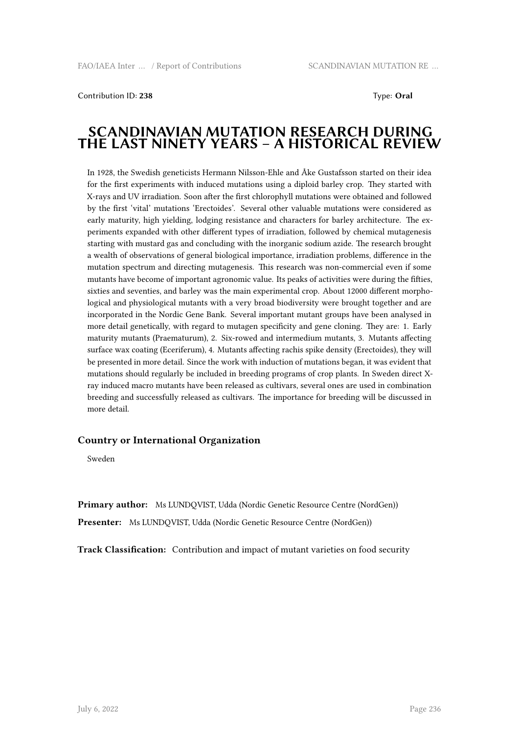Contribution ID: **238** Type: **Oral**

# SCANDINAVIAN MUTATION RESEARCH DURING THE LAST NINETY YEARS – A HISTORICAL REVIEW

In 1928, the Swedish geneticists Hermann Nilsson-Ehle and Åke Gustafsson started on their idea for the first experiments with induced mutations using a diploid barley crop. They started with X-rays and UV irradiation. Soon after the first chlorophyll mutations were obtained and followed by the first 'vital' mutations 'Erectoides'. Several other valuable mutations were considered as early maturity, high yielding, lodging resistance and characters for barley architecture. The experiments expanded with other different types of irradiation, followed by chemical mutagenesis starting with mustard gas and concluding with the inorganic sodium azide. The research brought a wealth of observations of general biological importance, irradiation problems, difference in the mutation spectrum and directing mutagenesis. This research was non-commercial even if some mutants have become of important agronomic value. Its peaks of activities were during the fifties, sixties and seventies, and barley was the main experimental crop. About 12000 different morphological and physiological mutants with a very broad biodiversity were brought together and are incorporated in the Nordic Gene Bank. Several important mutant groups have been analysed in more detail genetically, with regard to mutagen specificity and gene cloning. They are: 1. Early maturity mutants (Praematurum), 2. Six-rowed and intermedium mutants, 3. Mutants affecting surface wax coating (Eceriferum), 4. Mutants affecting rachis spike density (Erectoides), they will be presented in more detail. Since the work with induction of mutations began, it was evident that mutations should regularly be included in breeding programs of crop plants. In Sweden direct X-ray induced macro mutants have been released as cultivars, several ones are used in combination breeding and successfully released as cultivars. The importance for breeding will be discussed in more detail.

### Country or International Organization

Sweden

**Primary author:** Ms LUNDQVIST, Udda (Nordic Genetic Resource Centre (NordGen))

**Presenter:** Ms LUNDQVIST, Udda (Nordic Genetic Resource Centre (NordGen))

**Track Classification:** Contribution and impact of mutant varieties on food security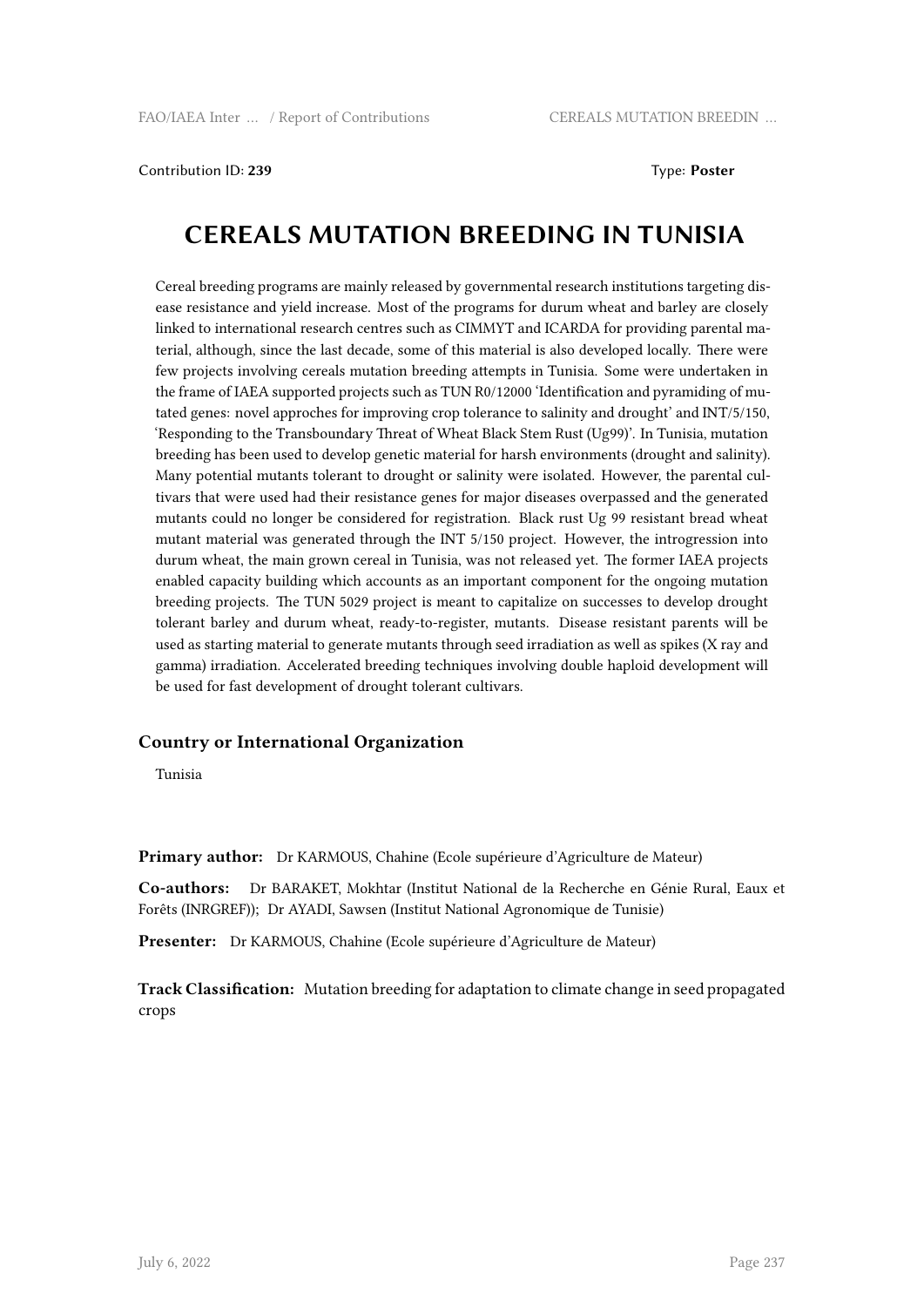Contribution ID: **239** Type: **Poster**

# CEREALS MUTATION BREEDING IN TUNISIA

Cereal breeding programs are mainly released by governmental research institutions targeting disease resistance and yield increase. Most of the programs for durum wheat and barley are closely linked to international research centres such as CIMMYT and ICARDA for providing parental material, although, since the last decade, some of this material is also developed locally. There were few projects involving cereals mutation breeding attempts in Tunisia. Some were undertaken in the frame of IAEA supported projects such as TUN R0/12000 'Identification and pyramiding of mutated genes: novel approches for improving crop tolerance to salinity and drought' and INT/5/150, 'Responding to the Transboundary Threat of Wheat Black Stem Rust (Ug99)'. In Tunisia, mutation breeding has been used to develop genetic material for harsh environments (drought and salinity). Many potential mutants tolerant to drought or salinity were isolated. However, the parental cultivars that were used had their resistance genes for major diseases overpassed and the generated mutants could no longer be considered for registration. Black rust Ug 99 resistant bread wheat mutant material was generated through the INT 5/150 project. However, the introgression into durum wheat, the main grown cereal in Tunisia, was not released yet. The former IAEA projects enabled capacity building which accounts as an important component for the ongoing mutation breeding projects. The TUN 5029 project is meant to capitalize on successes to develop drought tolerant barley and durum wheat, ready-to-register, mutants. Disease resistant parents will be used as starting material to generate mutants through seed irradiation as well as spikes (X ray and gamma) irradiation. Accelerated breeding techniques involving double haploid development will be used for fast development of drought tolerant cultivars.

## Country or International Organization

Tunisia

**Primary author:** Dr KARMOUS, Chahine (Ecole supérieure d'Agriculture de Mateur)

**Co-authors:** Dr BARAKET, Mokhtar (Institut National de la Recherche en Génie Rural, Eaux et Forêts (INRGREF)); Dr AYADI, Sawsen (Institut National Agronomique de Tunisie)

**Presenter:** Dr KARMOUS, Chahine (Ecole supérieure d'Agriculture de Mateur)

**Track Classification:** Mutation breeding for adaptation to climate change in seed propagated crops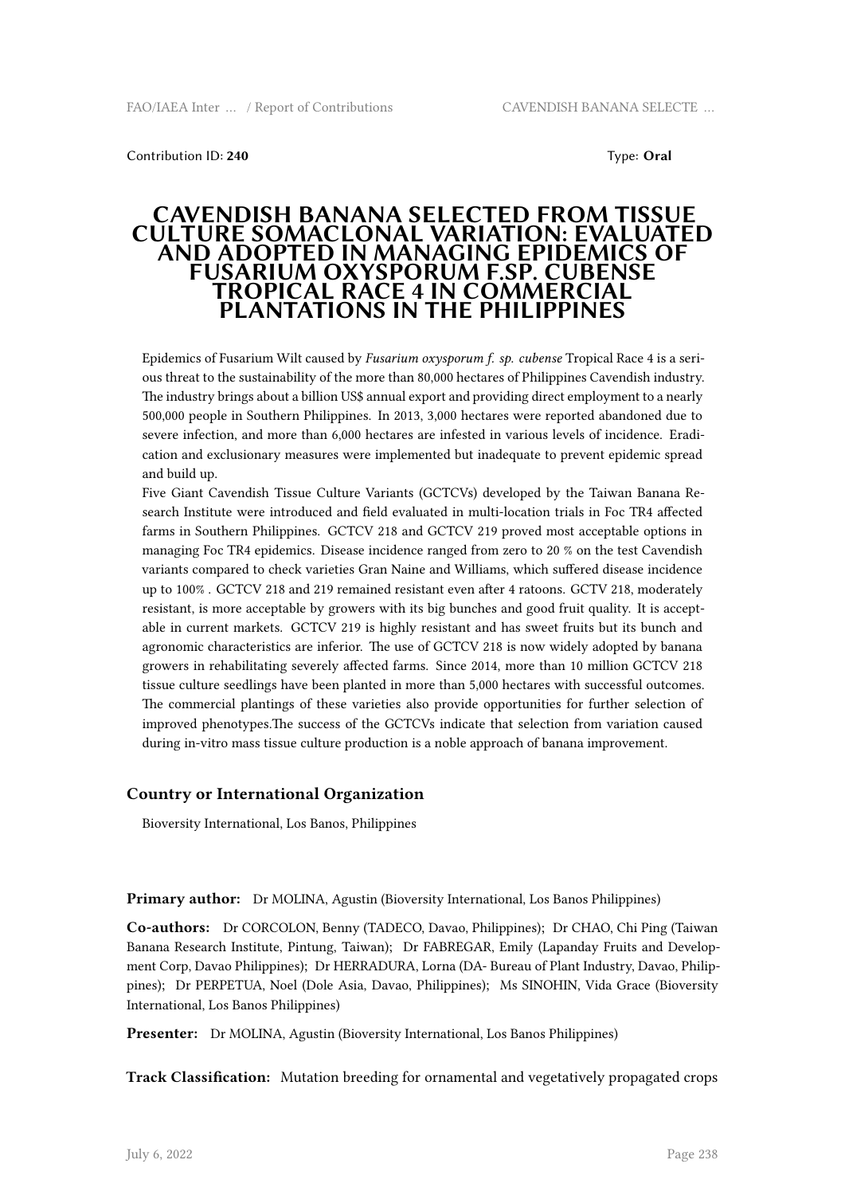Contribution ID: **240** Type: **Oral**

# CAVENDISH BANANA SELECTED FROM TISSUE CULTURE SOMACLONAL VARIATION: EVALUATED AND ADOPTED IN MANAGING EPIDEMICS OF FUSARIUM OXYSPORUM F.SP. CUBENSE TROPICAL RACE 4 IN COMMERCIAL PLANTATIONS IN THE PHILIPPINES

Epidemics of Fusarium Wilt caused by *Fusarium oxysporum f. sp. cubense* Tropical Race 4 is a serious threat to the sustainability of the more than 80,000 hectares of Philippines Cavendish industry. The industry brings about a billion US$ annual export and providing direct employment to a nearly 500,000 people in Southern Philippines. In 2013, 3,000 hectares were reported abandoned due to severe infection, and more than 6,000 hectares are infested in various levels of incidence. Eradication and exclusionary measures were implemented but inadequate to prevent epidemic spread and build up.

Five Giant Cavendish Tissue Culture Variants (GCTCVs) developed by the Taiwan Banana Research Institute were introduced and field evaluated in multi-location trials in Foc TR4 affected farms in Southern Philippines. GCTCV 218 and GCTCV 219 proved most acceptable options in managing Foc TR4 epidemics. Disease incidence ranged from zero to 20 % on the test Cavendish variants compared to check varieties Gran Naine and Williams, which suffered disease incidence up to 100% . GCTCV 218 and 219 remained resistant even after 4 ratoons. GCTV 218, moderately resistant, is more acceptable by growers with its big bunches and good fruit quality. It is acceptable in current markets. GCTCV 219 is highly resistant and has sweet fruits but its bunch and agronomic characteristics are inferior. The use of GCTCV 218 is now widely adopted by banana growers in rehabilitating severely affected farms. Since 2014, more than 10 million GCTCV 218 tissue culture seedlings have been planted in more than 5,000 hectares with successful outcomes. The commercial plantings of these varieties also provide opportunities for further selection of improved phenotypes.The success of the GCTCVs indicate that selection from variation caused during in-vitro mass tissue culture production is a noble approach of banana improvement.

### Country or International Organization

Bioversity International, Los Banos, Philippines

**Primary author:** Dr MOLINA, Agustin (Bioversity International, Los Banos Philippines)

**Co-authors:** Dr CORCOLON, Benny (TADECO, Davao, Philippines); Dr CHAO, Chi Ping (Taiwan Banana Research Institute, Pintung, Taiwan); Dr FABREGAR, Emily (Lapanday Fruits and Development Corp, Davao Philippines); Dr HERRADURA, Lorna (DA- Bureau of Plant Industry, Davao, Philippines); Dr PERPETUA, Noel (Dole Asia, Davao, Philippines); Ms SINOHIN, Vida Grace (Bioversity International, Los Banos Philippines)

**Presenter:** Dr MOLINA, Agustin (Bioversity International, Los Banos Philippines)

**Track Classification:** Mutation breeding for ornamental and vegetatively propagated crops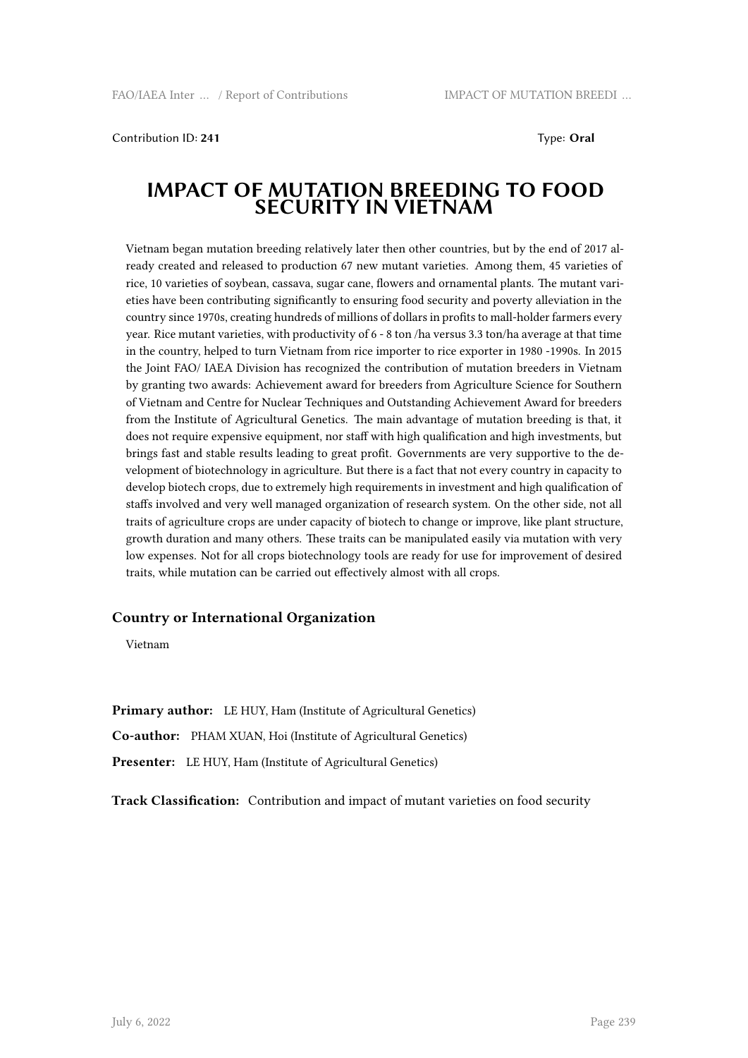Contribution ID: **241** Type: **Oral**

# IMPACT OF MUTATION BREEDING TO FOOD SECURITY IN VIETNAM

Vietnam began mutation breeding relatively later then other countries, but by the end of 2017 already created and released to production 67 new mutant varieties. Among them, 45 varieties of rice, 10 varieties of soybean, cassava, sugar cane, flowers and ornamental plants. The mutant varieties have been contributing significantly to ensuring food security and poverty alleviation in the country since 1970s, creating hundreds of millions of dollars in profits to mall-holder farmers every year. Rice mutant varieties, with productivity of 6 - 8 ton /ha versus 3.3 ton/ha average at that time in the country, helped to turn Vietnam from rice importer to rice exporter in 1980 -1990s. In 2015 the Joint FAO/ IAEA Division has recognized the contribution of mutation breeders in Vietnam by granting two awards: Achievement award for breeders from Agriculture Science for Southern of Vietnam and Centre for Nuclear Techniques and Outstanding Achievement Award for breeders from the Institute of Agricultural Genetics. The main advantage of mutation breeding is that, it does not require expensive equipment, nor staff with high qualification and high investments, but brings fast and stable results leading to great profit. Governments are very supportive to the development of biotechnology in agriculture. But there is a fact that not every country in capacity to develop biotech crops, due to extremely high requirements in investment and high qualification of staffs involved and very well managed organization of research system. On the other side, not all traits of agriculture crops are under capacity of biotech to change or improve, like plant structure, growth duration and many others. These traits can be manipulated easily via mutation with very low expenses. Not for all crops biotechnology tools are ready for use for improvement of desired traits, while mutation can be carried out effectively almost with all crops.

### Country or International Organization

Vietnam

**Primary author:** LE HUY, Ham (Institute of Agricultural Genetics)

**Co-author:** PHAM XUAN, Hoi (Institute of Agricultural Genetics)

**Presenter:** LE HUY, Ham (Institute of Agricultural Genetics)

**Track Classification:** Contribution and impact of mutant varieties on food security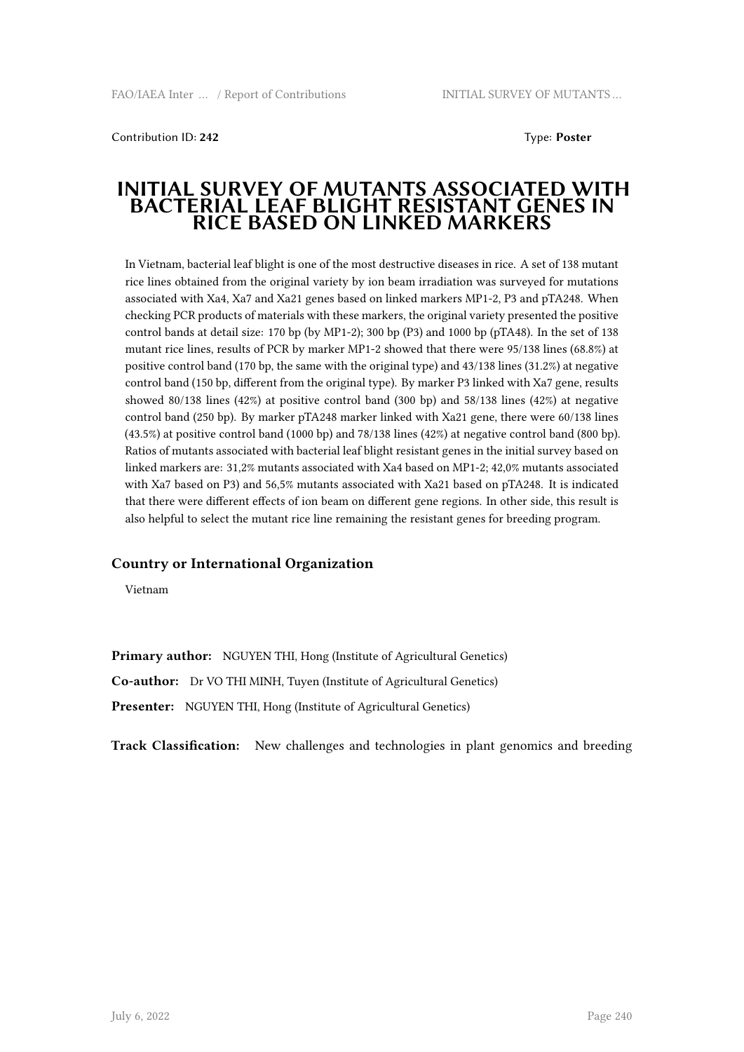Contribution ID: **242** Type: **Poster**

# INITIAL SURVEY OF MUTANTS ASSOCIATED WITH BACTERIAL LEAF BLIGHT RESISTANT GENES IN RICE BASED ON LINKED MARKERS

In Vietnam, bacterial leaf blight is one of the most destructive diseases in rice. A set of 138 mutant rice lines obtained from the original variety by ion beam irradiation was surveyed for mutations associated with Xa4, Xa7 and Xa21 genes based on linked markers MP1-2, P3 and pTA248. When checking PCR products of materials with these markers, the original variety presented the positive control bands at detail size: 170 bp (by MP1-2); 300 bp (P3) and 1000 bp (pTA48). In the set of 138 mutant rice lines, results of PCR by marker MP1-2 showed that there were 95/138 lines (68.8%) at positive control band (170 bp, the same with the original type) and 43/138 lines (31.2%) at negative control band (150 bp, different from the original type). By marker P3 linked with Xa7 gene, results showed 80/138 lines (42%) at positive control band (300 bp) and 58/138 lines (42%) at negative control band (250 bp). By marker pTA248 marker linked with Xa21 gene, there were 60/138 lines (43.5%) at positive control band (1000 bp) and 78/138 lines (42%) at negative control band (800 bp). Ratios of mutants associated with bacterial leaf blight resistant genes in the initial survey based on linked markers are: 31,2% mutants associated with Xa4 based on MP1-2; 42,0% mutants associated with Xa7 based on P3) and 56,5% mutants associated with Xa21 based on pTA248. It is indicated that there were different effects of ion beam on different gene regions. In other side, this result is also helpful to select the mutant rice line remaining the resistant genes for breeding program.

### Country or International Organization

Vietnam

**Primary author:** NGUYEN THI, Hong (Institute of Agricultural Genetics)

**Co-author:** Dr VO THI MINH, Tuyen (Institute of Agricultural Genetics)

**Presenter:** NGUYEN THI, Hong (Institute of Agricultural Genetics)

**Track Classification:** New challenges and technologies in plant genomics and breeding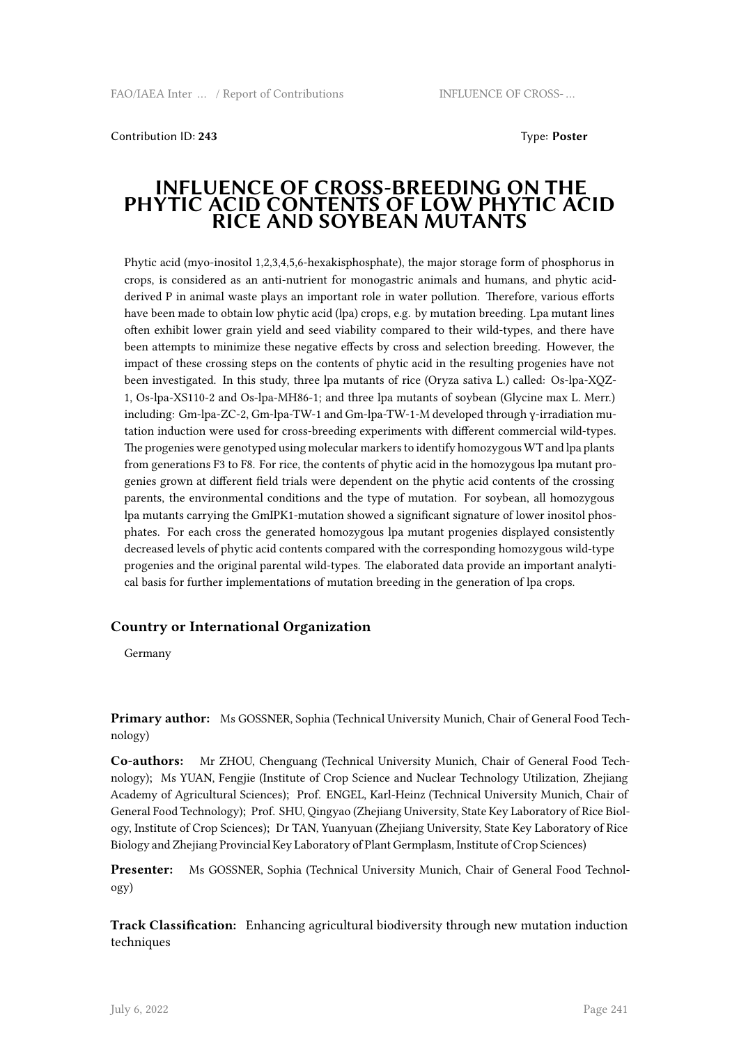Contribution ID: **243** Type: **Poster**

# INFLUENCE OF CROSS-BREEDING ON THE PHYTIC ACID CONTENTS OF LOW PHYTIC ACID RICE AND SOYBEAN MUTANTS

Phytic acid (myo-inositol 1,2,3,4,5,6-hexakisphosphate), the major storage form of phosphorus in crops, is considered as an anti-nutrient for monogastric animals and humans, and phytic acid-derived P in animal waste plays an important role in water pollution. Therefore, various efforts have been made to obtain low phytic acid (lpa) crops, e.g. by mutation breeding. Lpa mutant lines often exhibit lower grain yield and seed viability compared to their wild-types, and there have been attempts to minimize these negative effects by cross and selection breeding. However, the impact of these crossing steps on the contents of phytic acid in the resulting progenies have not been investigated. In this study, three lpa mutants of rice (Oryza sativa L.) called: Os-lpa-XQZ-1, Os-lpa-XS110-2 and Os-lpa-MH86-1; and three lpa mutants of soybean (Glycine max L. Merr.) including: Gm-lpa-ZC-2, Gm-lpa-TW-1 and Gm-lpa-TW-1-M developed through γ-irradiation mutation induction were used for cross-breeding experiments with different commercial wild-types. The progenies were genotyped using molecular markers to identify homozygous WT and lpa plants from generations F3 to F8. For rice, the contents of phytic acid in the homozygous lpa mutant progenies grown at different field trials were dependent on the phytic acid contents of the crossing parents, the environmental conditions and the type of mutation. For soybean, all homozygous lpa mutants carrying the GmIPK1-mutation showed a significant signature of lower inositol phosphates. For each cross the generated homozygous lpa mutant progenies displayed consistently decreased levels of phytic acid contents compared with the corresponding homozygous wild-type progenies and the original parental wild-types. The elaborated data provide an important analytical basis for further implementations of mutation breeding in the generation of lpa crops.

### Country or International Organization

Germany

**Primary author:** Ms GOSSNER, Sophia (Technical University Munich, Chair of General Food Technology)

**Co-authors:** Mr ZHOU, Chenguang (Technical University Munich, Chair of General Food Technology); Ms YUAN, Fengjie (Institute of Crop Science and Nuclear Technology Utilization, Zhejiang Academy of Agricultural Sciences); Prof. ENGEL, Karl-Heinz (Technical University Munich, Chair of General Food Technology); Prof. SHU, Qingyao (Zhejiang University, State Key Laboratory of Rice Biology, Institute of Crop Sciences); Dr TAN, Yuanyuan (Zhejiang University, State Key Laboratory of Rice Biology and Zhejiang Provincial Key Laboratory of Plant Germplasm, Institute of Crop Sciences)

**Presenter:** Ms GOSSNER, Sophia (Technical University Munich, Chair of General Food Technology)

**Track Classification:** Enhancing agricultural biodiversity through new mutation induction techniques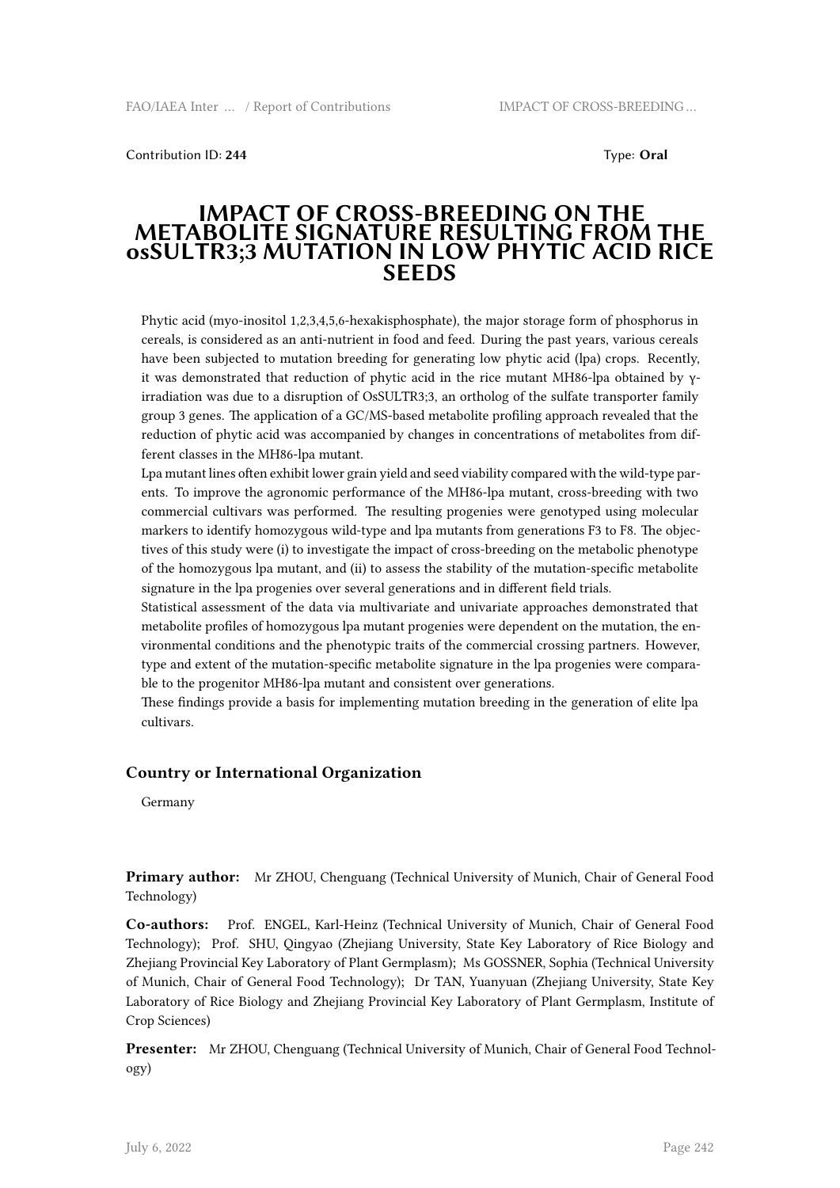Contribution ID: **244** Type: **Oral**

# IMPACT OF CROSS-BREEDING ON THE METABOLITE SIGNATURE RESULTING FROM THE osSULTR3;3 MUTATION IN LOW PHYTIC ACID RICE SEEDS

Phytic acid (myo-inositol 1,2,3,4,5,6-hexakisphosphate), the major storage form of phosphorus in cereals, is considered as an anti-nutrient in food and feed. During the past years, various cereals have been subjected to mutation breeding for generating low phytic acid (lpa) crops. Recently, it was demonstrated that reduction of phytic acid in the rice mutant MH86-lpa obtained by γ-irradiation was due to a disruption of OsSULTR3;3, an ortholog of the sulfate transporter family group 3 genes. The application of a GC/MS-based metabolite profiling approach revealed that the reduction of phytic acid was accompanied by changes in concentrations of metabolites from different classes in the MH86-lpa mutant.

Lpa mutant lines often exhibit lower grain yield and seed viability compared with the wild-type parents. To improve the agronomic performance of the MH86-lpa mutant, cross-breeding with two commercial cultivars was performed. The resulting progenies were genotyped using molecular markers to identify homozygous wild-type and lpa mutants from generations F3 to F8. The objectives of this study were (i) to investigate the impact of cross-breeding on the metabolic phenotype of the homozygous lpa mutant, and (ii) to assess the stability of the mutation-specific metabolite signature in the lpa progenies over several generations and in different field trials.

Statistical assessment of the data via multivariate and univariate approaches demonstrated that metabolite profiles of homozygous lpa mutant progenies were dependent on the mutation, the environmental conditions and the phenotypic traits of the commercial crossing partners. However, type and extent of the mutation-specific metabolite signature in the lpa progenies were comparable to the progenitor MH86-lpa mutant and consistent over generations.

These findings provide a basis for implementing mutation breeding in the generation of elite lpa cultivars.

### Country or International Organization

Germany

**Primary author:** Mr ZHOU, Chenguang (Technical University of Munich, Chair of General Food Technology)

**Co-authors:** Prof. ENGEL, Karl-Heinz (Technical University of Munich, Chair of General Food Technology); Prof. SHU, Qingyao (Zhejiang University, State Key Laboratory of Rice Biology and Zhejiang Provincial Key Laboratory of Plant Germplasm); Ms GOSSNER, Sophia (Technical University of Munich, Chair of General Food Technology); Dr TAN, Yuanyuan (Zhejiang University, State Key Laboratory of Rice Biology and Zhejiang Provincial Key Laboratory of Plant Germplasm, Institute of Crop Sciences)

**Presenter:** Mr ZHOU, Chenguang (Technical University of Munich, Chair of General Food Technology)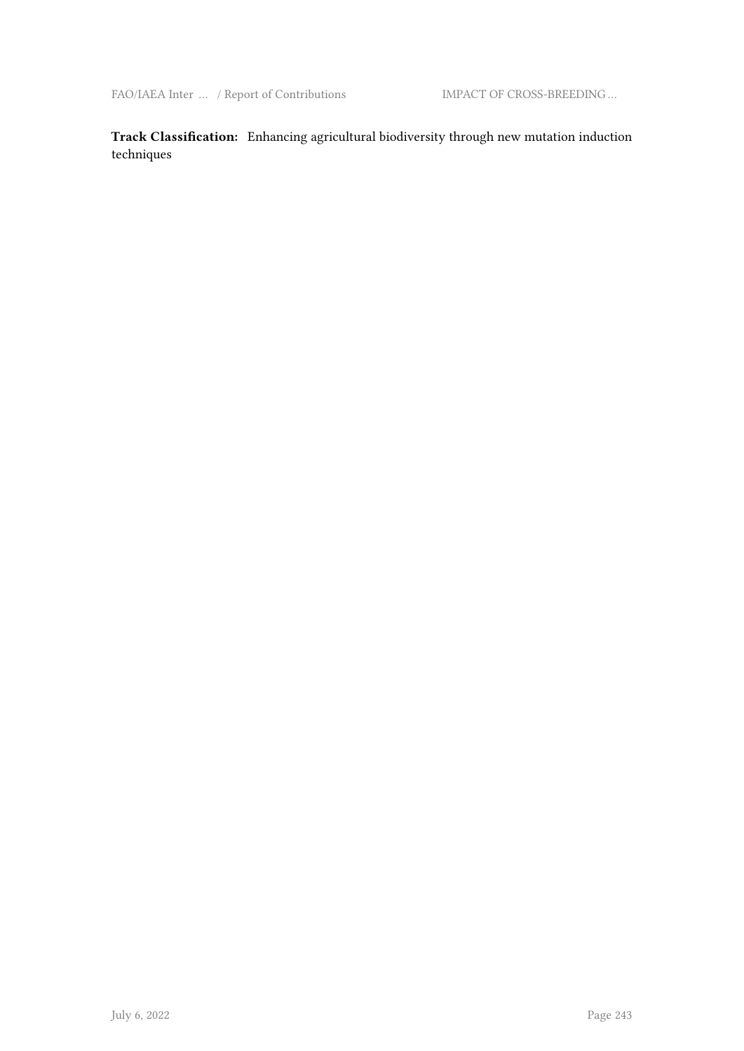**Track Classification:** Enhancing agricultural biodiversity through new mutation induction techniques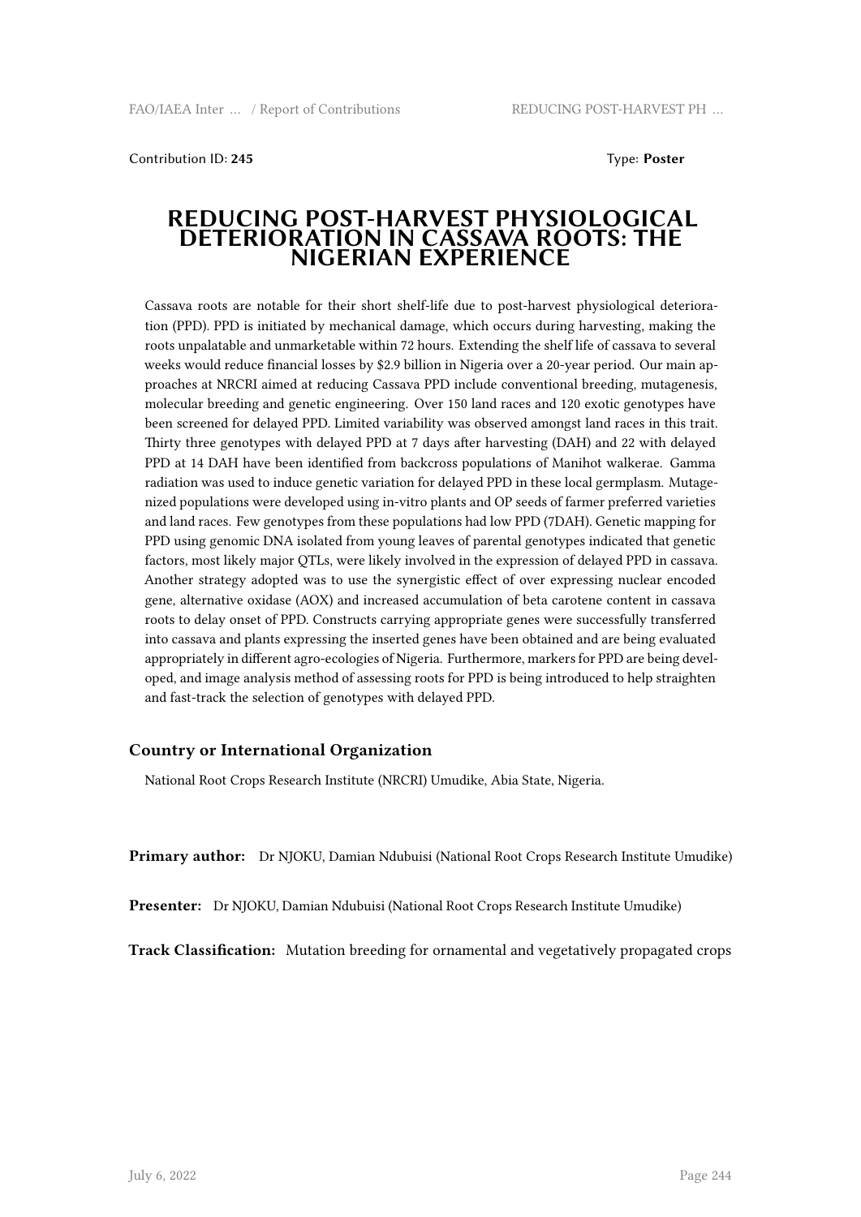Contribution ID: **245**

Type: **Poster**

# REDUCING POST-HARVEST PHYSIOLOGICAL DETERIORATION IN CASSAVA ROOTS: THE NIGERIAN EXPERIENCE

Cassava roots are notable for their short shelf-life due to post-harvest physiological deterioration (PPD). PPD is initiated by mechanical damage, which occurs during harvesting, making the roots unpalatable and unmarketable within 72 hours. Extending the shelf life of cassava to several weeks would reduce financial losses by $2.9 billion in Nigeria over a 20-year period. Our main approaches at NRCRI aimed at reducing Cassava PPD include conventional breeding, mutagenesis, molecular breeding and genetic engineering. Over 150 land races and 120 exotic genotypes have been screened for delayed PPD. Limited variability was observed amongst land races in this trait. Thirty three genotypes with delayed PPD at 7 days after harvesting (DAH) and 22 with delayed PPD at 14 DAH have been identified from backcross populations of Manihot walkerae. Gamma radiation was used to induce genetic variation for delayed PPD in these local germplasm. Mutagenized populations were developed using in-vitro plants and OP seeds of farmer preferred varieties and land races. Few genotypes from these populations had low PPD (7DAH). Genetic mapping for PPD using genomic DNA isolated from young leaves of parental genotypes indicated that genetic factors, most likely major QTLs, were likely involved in the expression of delayed PPD in cassava. Another strategy adopted was to use the synergistic effect of over expressing nuclear encoded gene, alternative oxidase (AOX) and increased accumulation of beta carotene content in cassava roots to delay onset of PPD. Constructs carrying appropriate genes were successfully transferred into cassava and plants expressing the inserted genes have been obtained and are being evaluated appropriately in different agro-ecologies of Nigeria. Furthermore, markers for PPD are being developed, and image analysis method of assessing roots for PPD is being introduced to help straighten and fast-track the selection of genotypes with delayed PPD.

### Country or International Organization

National Root Crops Research Institute (NRCRI) Umudike, Abia State, Nigeria.

**Primary author:** Dr NJOKU, Damian Ndubuisi (National Root Crops Research Institute Umudike)

**Presenter:** Dr NJOKU, Damian Ndubuisi (National Root Crops Research Institute Umudike)

**Track Classification:** Mutation breeding for ornamental and vegetatively propagated crops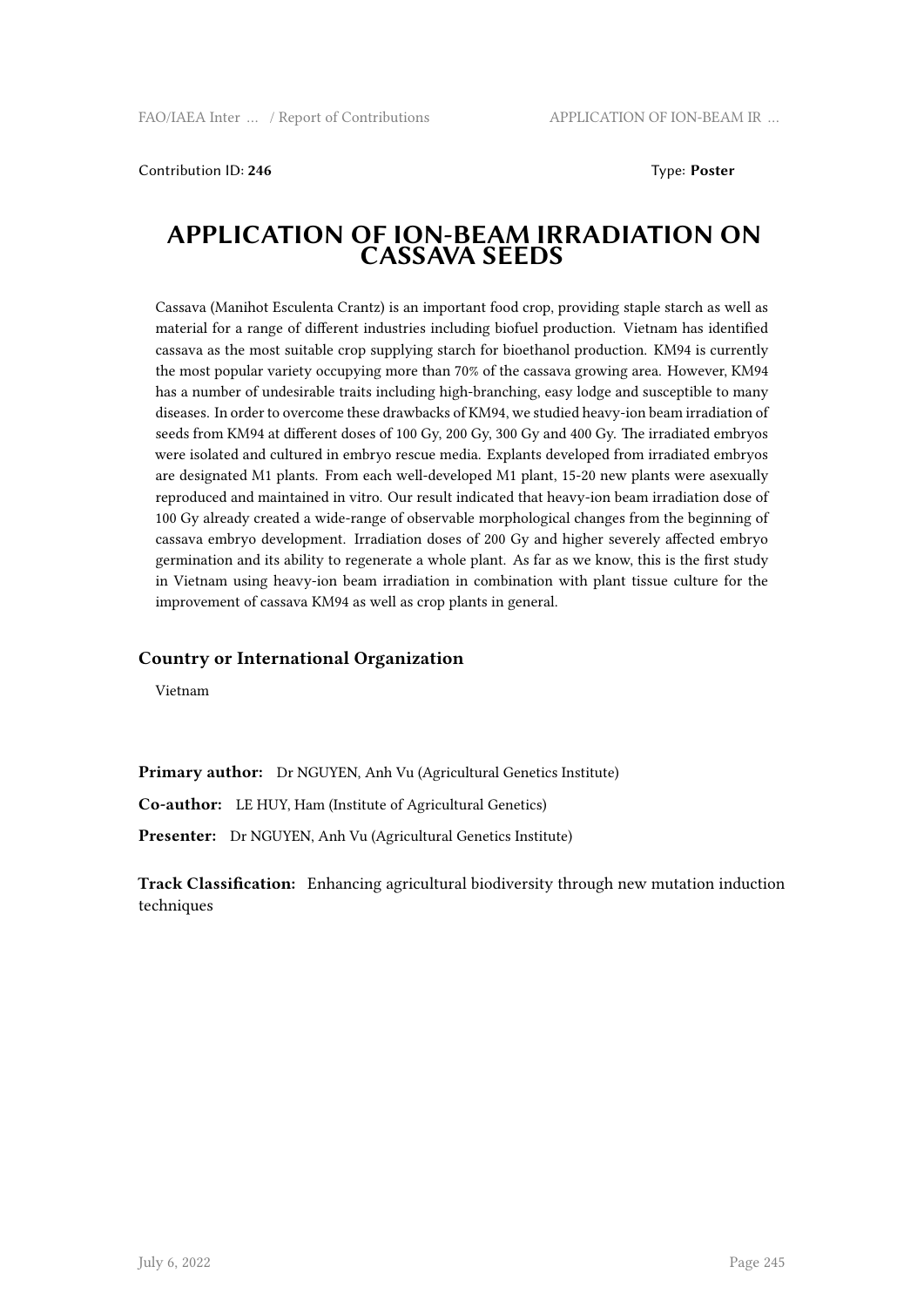Contribution ID: **246** Type: **Poster**

# APPLICATION OF ION-BEAM IRRADIATION ON CASSAVA SEEDS

Cassava (Manihot Esculenta Crantz) is an important food crop, providing staple starch as well as material for a range of different industries including biofuel production. Vietnam has identified cassava as the most suitable crop supplying starch for bioethanol production. KM94 is currently the most popular variety occupying more than 70% of the cassava growing area. However, KM94 has a number of undesirable traits including high-branching, easy lodge and susceptible to many diseases. In order to overcome these drawbacks of KM94, we studied heavy-ion beam irradiation of seeds from KM94 at different doses of 100 Gy, 200 Gy, 300 Gy and 400 Gy. The irradiated embryos were isolated and cultured in embryo rescue media. Explants developed from irradiated embryos are designated M1 plants. From each well-developed M1 plant, 15-20 new plants were asexually reproduced and maintained in vitro. Our result indicated that heavy-ion beam irradiation dose of 100 Gy already created a wide-range of observable morphological changes from the beginning of cassava embryo development. Irradiation doses of 200 Gy and higher severely affected embryo germination and its ability to regenerate a whole plant. As far as we know, this is the first study in Vietnam using heavy-ion beam irradiation in combination with plant tissue culture for the improvement of cassava KM94 as well as crop plants in general.

### Country or International Organization

Vietnam

**Primary author:** Dr NGUYEN, Anh Vu (Agricultural Genetics Institute)

**Co-author:** LE HUY, Ham (Institute of Agricultural Genetics)

**Presenter:** Dr NGUYEN, Anh Vu (Agricultural Genetics Institute)

**Track Classification:** Enhancing agricultural biodiversity through new mutation induction techniques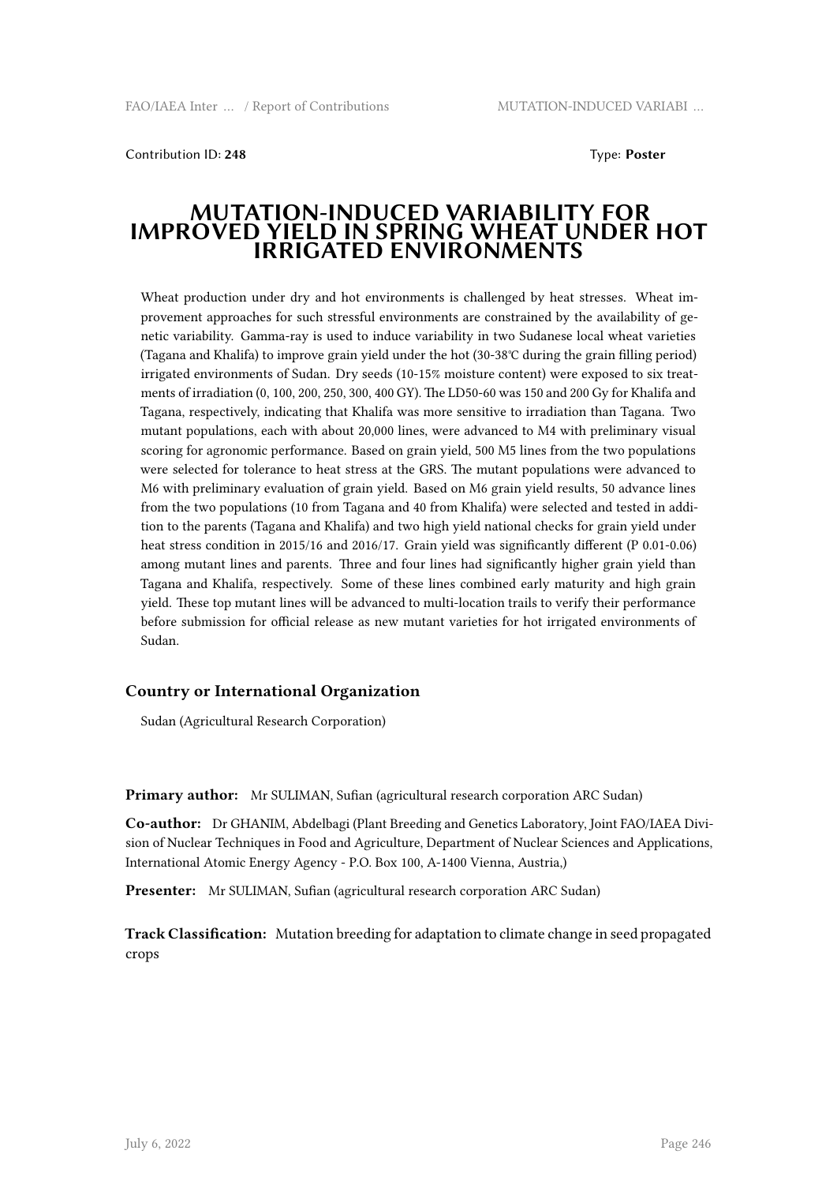Contribution ID: **248** Type: **Poster**

# MUTATION-INDUCED VARIABILITY FOR IMPROVED YIELD IN SPRING WHEAT UNDER HOT IRRIGATED ENVIRONMENTS

Wheat production under dry and hot environments is challenged by heat stresses. Wheat improvement approaches for such stressful environments are constrained by the availability of genetic variability. Gamma-ray is used to induce variability in two Sudanese local wheat varieties (Tagana and Khalifa) to improve grain yield under the hot (30-38°C during the grain filling period) irrigated environments of Sudan. Dry seeds (10-15% moisture content) were exposed to six treatments of irradiation (0, 100, 200, 250, 300, 400 GY). The LD50-60 was 150 and 200 Gy for Khalifa and Tagana, respectively, indicating that Khalifa was more sensitive to irradiation than Tagana. Two mutant populations, each with about 20,000 lines, were advanced to M4 with preliminary visual scoring for agronomic performance. Based on grain yield, 500 M5 lines from the two populations were selected for tolerance to heat stress at the GRS. The mutant populations were advanced to M6 with preliminary evaluation of grain yield. Based on M6 grain yield results, 50 advance lines from the two populations (10 from Tagana and 40 from Khalifa) were selected and tested in addition to the parents (Tagana and Khalifa) and two high yield national checks for grain yield under heat stress condition in 2015/16 and 2016/17. Grain yield was significantly different (P 0.01-0.06) among mutant lines and parents. Three and four lines had significantly higher grain yield than Tagana and Khalifa, respectively. Some of these lines combined early maturity and high grain yield. These top mutant lines will be advanced to multi-location trails to verify their performance before submission for official release as new mutant varieties for hot irrigated environments of Sudan.

## Country or International Organization

Sudan (Agricultural Research Corporation)

**Primary author:** Mr SULIMAN, Sufian (agricultural research corporation ARC Sudan)

**Co-author:** Dr GHANIM, Abdelbagi (Plant Breeding and Genetics Laboratory, Joint FAO/IAEA Division of Nuclear Techniques in Food and Agriculture, Department of Nuclear Sciences and Applications, International Atomic Energy Agency - P.O. Box 100, A-1400 Vienna, Austria,)

**Presenter:** Mr SULIMAN, Sufian (agricultural research corporation ARC Sudan)

**Track Classification:** Mutation breeding for adaptation to climate change in seed propagated crops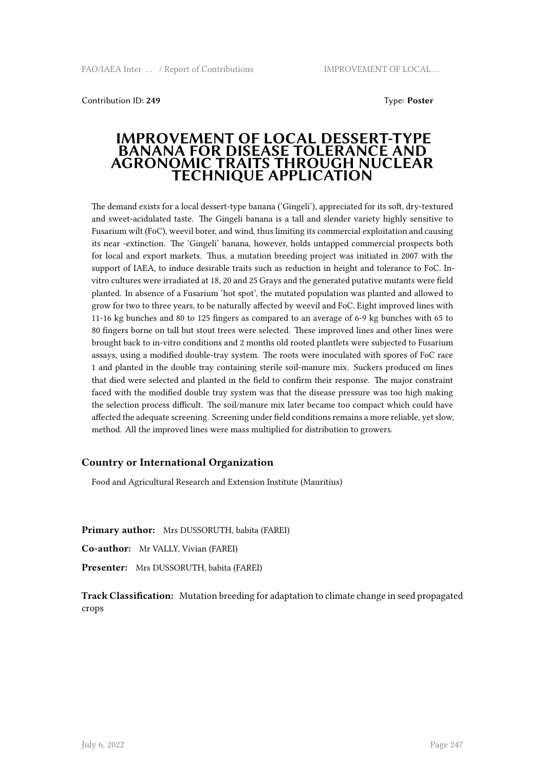Contribution ID: **249** Type: **Poster**

# IMPROVEMENT OF LOCAL DESSERT-TYPE BANANA FOR DISEASE TOLERANCE AND AGRONOMIC TRAITS THROUGH NUCLEAR TECHNIQUE APPLICATION

The demand exists for a local dessert-type banana ('Gingeli'), appreciated for its soft, dry-textured and sweet-acidulated taste. The Gingeli banana is a tall and slender variety highly sensitive to Fusarium wilt (FoC), weevil borer, and wind, thus limiting its commercial exploitation and causing its near -extinction. The 'Gingeli' banana, however, holds untapped commercial prospects both for local and export markets. Thus, a mutation breeding project was initiated in 2007 with the support of IAEA, to induce desirable traits such as reduction in height and tolerance to FoC. In-vitro cultures were irradiated at 18, 20 and 25 Grays and the generated putative mutants were field planted. In absence of a Fusarium 'hot spot', the mutated population was planted and allowed to grow for two to three years, to be naturally affected by weevil and FoC. Eight improved lines with 11-16 kg bunches and 80 to 125 fingers as compared to an average of 6-9 kg bunches with 65 to 80 fingers borne on tall but stout trees were selected. These improved lines and other lines were brought back to in-vitro conditions and 2 months old rooted plantlets were subjected to Fusarium assays, using a modified double-tray system. The roots were inoculated with spores of FoC race 1 and planted in the double tray containing sterile soil-manure mix. Suckers produced on lines that died were selected and planted in the field to confirm their response. The major constraint faced with the modified double tray system was that the disease pressure was too high making the selection process difficult. The soil/manure mix later became too compact which could have affected the adequate screening. Screening under field conditions remains a more reliable, yet slow, method. All the improved lines were mass multiplied for distribution to growers.

### Country or International Organization

Food and Agricultural Research and Extension Institute (Mauritius)

**Primary author:** Mrs DUSSORUTH, babita (FAREI)

**Co-author:** Mr VALLY, Vivian (FAREI)

**Presenter:** Mrs DUSSORUTH, babita (FAREI)

**Track Classification:** Mutation breeding for adaptation to climate change in seed propagated crops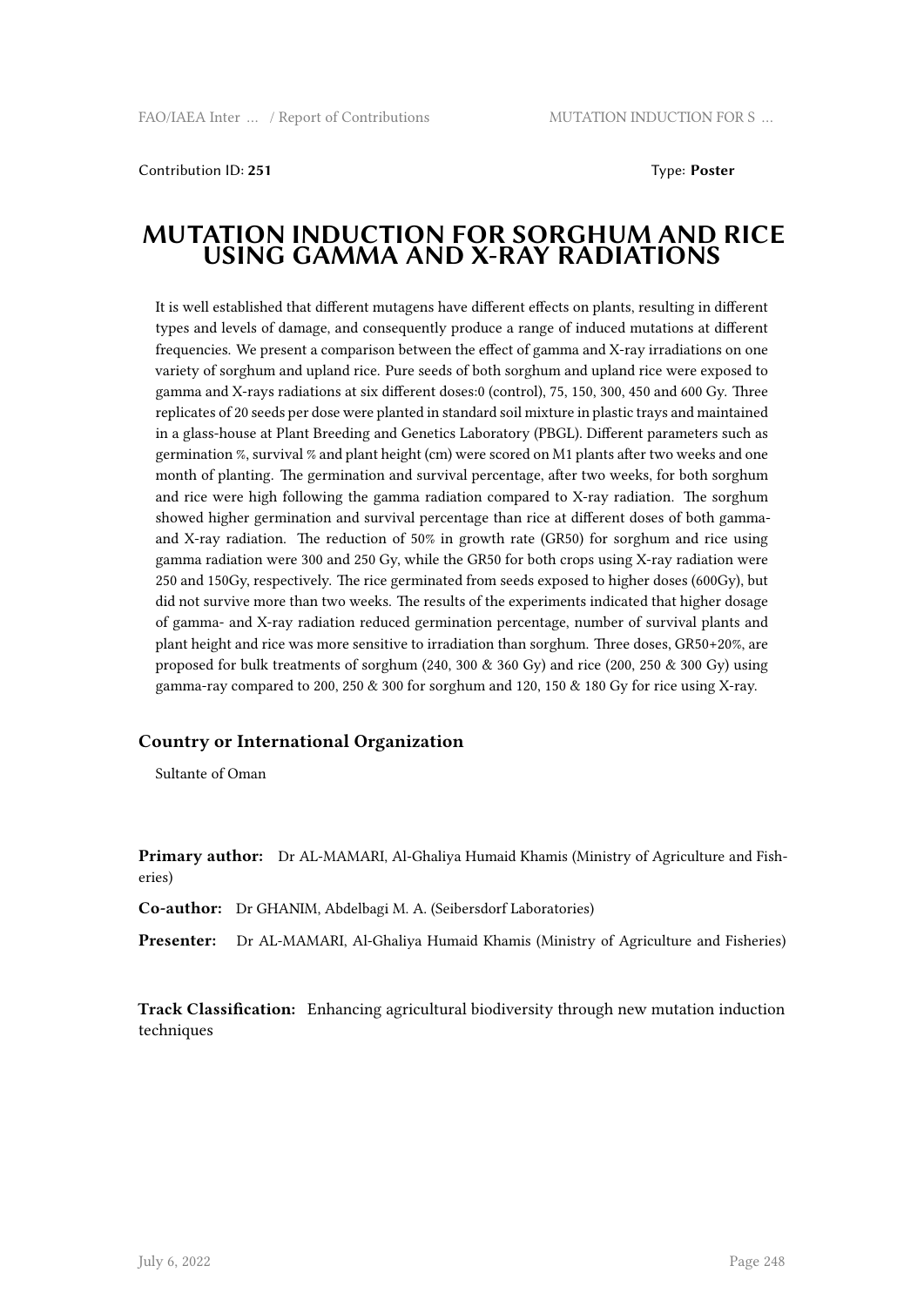Contribution ID: **251**

Type: **Poster**

# MUTATION INDUCTION FOR SORGHUM AND RICE USING GAMMA AND X-RAY RADIATIONS

It is well established that different mutagens have different effects on plants, resulting in different types and levels of damage, and consequently produce a range of induced mutations at different frequencies. We present a comparison between the effect of gamma and X-ray irradiations on one variety of sorghum and upland rice. Pure seeds of both sorghum and upland rice were exposed to gamma and X-rays radiations at six different doses:0 (control), 75, 150, 300, 450 and 600 Gy. Three replicates of 20 seeds per dose were planted in standard soil mixture in plastic trays and maintained in a glass-house at Plant Breeding and Genetics Laboratory (PBGL). Different parameters such as germination %, survival % and plant height (cm) were scored on M1 plants after two weeks and one month of planting. The germination and survival percentage, after two weeks, for both sorghum and rice were high following the gamma radiation compared to X-ray radiation. The sorghum showed higher germination and survival percentage than rice at different doses of both gamma- and X-ray radiation. The reduction of 50% in growth rate (GR50) for sorghum and rice using gamma radiation were 300 and 250 Gy, while the GR50 for both crops using X-ray radiation were 250 and 150Gy, respectively. The rice germinated from seeds exposed to higher doses (600Gy), but did not survive more than two weeks. The results of the experiments indicated that higher dosage of gamma- and X-ray radiation reduced germination percentage, number of survival plants and plant height and rice was more sensitive to irradiation than sorghum. Three doses, GR50+20%, are proposed for bulk treatments of sorghum (240, 300 & 360 Gy) and rice (200, 250 & 300 Gy) using gamma-ray compared to 200, 250 & 300 for sorghum and 120, 150 & 180 Gy for rice using X-ray.

### Country or International Organization

Sultante of Oman

**Primary author:** Dr AL-MAMARI, Al-Ghaliya Humaid Khamis (Ministry of Agriculture and Fisheries)

**Co-author:** Dr GHANIM, Abdelbagi M. A. (Seibersdorf Laboratories)

**Presenter:** Dr AL-MAMARI, Al-Ghaliya Humaid Khamis (Ministry of Agriculture and Fisheries)

**Track Classification:** Enhancing agricultural biodiversity through new mutation induction techniques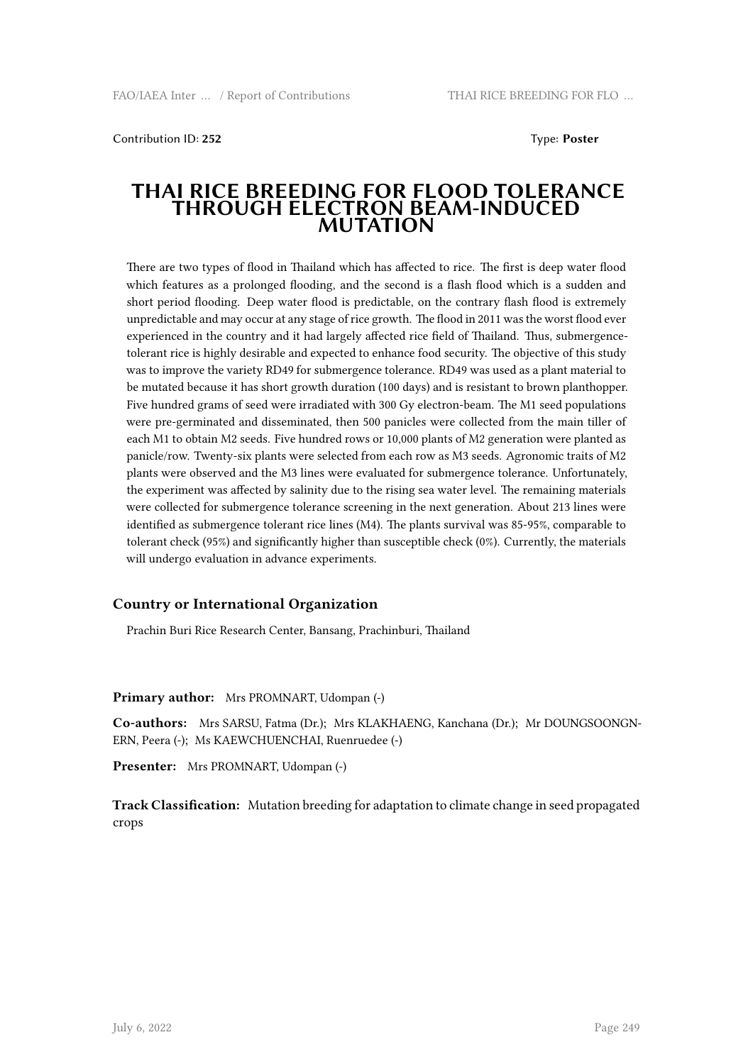Contribution ID: **252** Type: **Poster**

# THAI RICE BREEDING FOR FLOOD TOLERANCE THROUGH ELECTRON BEAM-INDUCED MUTATION

There are two types of flood in Thailand which has affected to rice. The first is deep water flood which features as a prolonged flooding, and the second is a flash flood which is a sudden and short period flooding. Deep water flood is predictable, on the contrary flash flood is extremely unpredictable and may occur at any stage of rice growth. The flood in 2011 was the worst flood ever experienced in the country and it had largely affected rice field of Thailand. Thus, submergence-tolerant rice is highly desirable and expected to enhance food security. The objective of this study was to improve the variety RD49 for submergence tolerance. RD49 was used as a plant material to be mutated because it has short growth duration (100 days) and is resistant to brown planthopper. Five hundred grams of seed were irradiated with 300 Gy electron-beam. The M1 seed populations were pre-germinated and disseminated, then 500 panicles were collected from the main tiller of each M1 to obtain M2 seeds. Five hundred rows or 10,000 plants of M2 generation were planted as panicle/row. Twenty-six plants were selected from each row as M3 seeds. Agronomic traits of M2 plants were observed and the M3 lines were evaluated for submergence tolerance. Unfortunately, the experiment was affected by salinity due to the rising sea water level. The remaining materials were collected for submergence tolerance screening in the next generation. About 213 lines were identified as submergence tolerant rice lines (M4). The plants survival was 85-95%, comparable to tolerant check (95%) and significantly higher than susceptible check (0%). Currently, the materials will undergo evaluation in advance experiments.

### Country or International Organization

Prachin Buri Rice Research Center, Bansang, Prachinburi, Thailand

**Primary author:** Mrs PROMNART, Udompan (-)

**Co-authors:** Mrs SARSU, Fatma (Dr.); Mrs KLAKHAENG, Kanchana (Dr.); Mr DOUNGSOONGNERN, Peera (-); Ms KAEWCHUENCHAI, Ruenruedee (-)

**Presenter:** Mrs PROMNART, Udompan (-)

**Track Classification:** Mutation breeding for adaptation to climate change in seed propagated crops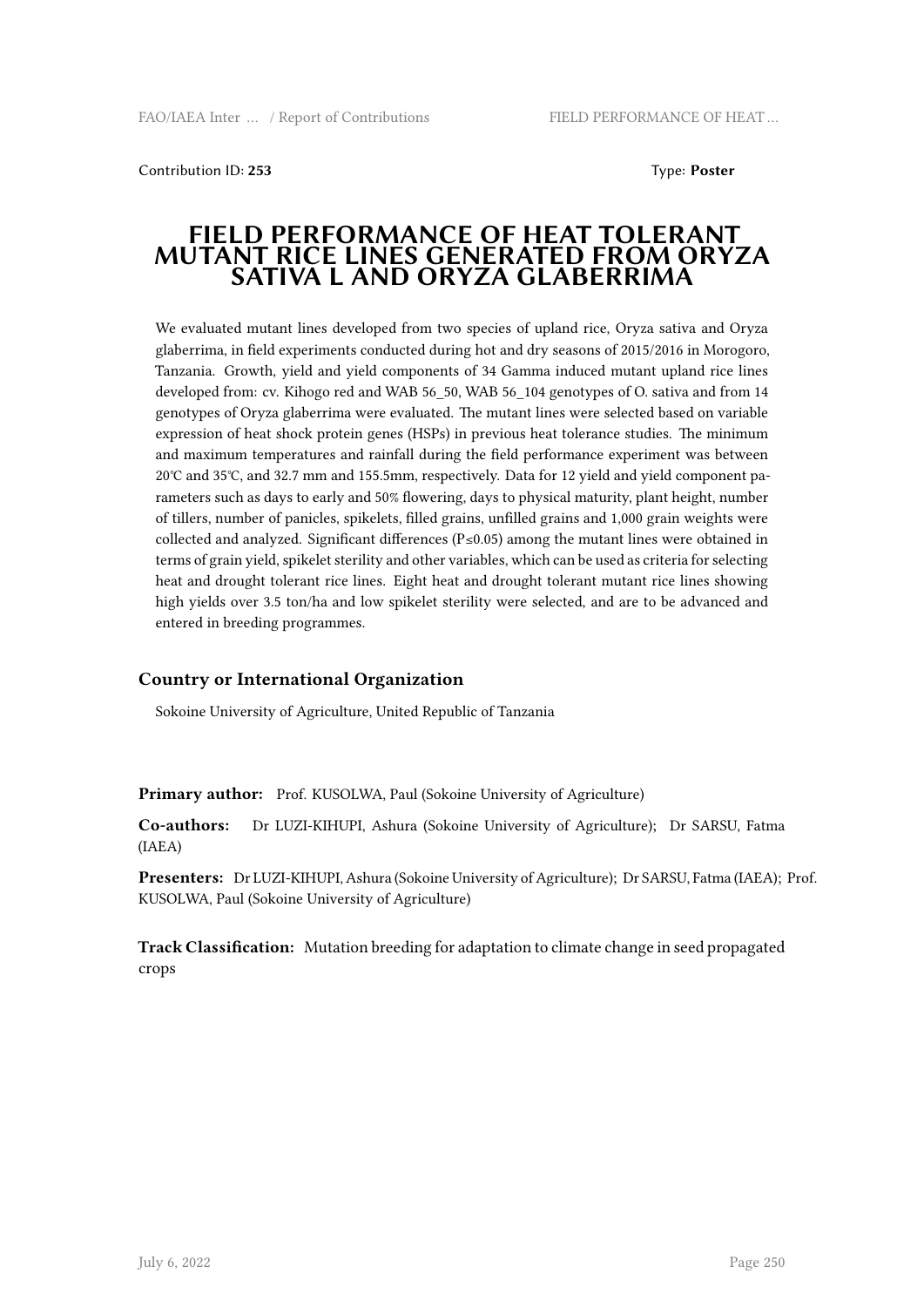Contribution ID: **253** Type: **Poster**

# FIELD PERFORMANCE OF HEAT TOLERANT MUTANT RICE LINES GENERATED FROM ORYZA SATIVA L AND ORYZA GLABERRIMA

We evaluated mutant lines developed from two species of upland rice, Oryza sativa and Oryza glaberrima, in field experiments conducted during hot and dry seasons of 2015/2016 in Morogoro, Tanzania. Growth, yield and yield components of 34 Gamma induced mutant upland rice lines developed from: cv. Kihogo red and WAB 56_50, WAB 56_104 genotypes of O. sativa and from 14 genotypes of Oryza glaberrima were evaluated. The mutant lines were selected based on variable expression of heat shock protein genes (HSPs) in previous heat tolerance studies. The minimum and maximum temperatures and rainfall during the field performance experiment was between 20℃ and 35℃, and 32.7 mm and 155.5mm, respectively. Data for 12 yield and yield component parameters such as days to early and 50% flowering, days to physical maturity, plant height, number of tillers, number of panicles, spikelets, filled grains, unfilled grains and 1,000 grain weights were collected and analyzed. Significant differences ($P \le 0.05$) among the mutant lines were obtained in terms of grain yield, spikelet sterility and other variables, which can be used as criteria for selecting heat and drought tolerant rice lines. Eight heat and drought tolerant mutant rice lines showing high yields over 3.5 ton/ha and low spikelet sterility were selected, and are to be advanced and entered in breeding programmes.

### Country or International Organization

Sokoine University of Agriculture, United Republic of Tanzania

**Primary author:** Prof. KUSOLWA, Paul (Sokoine University of Agriculture)

**Co-authors:** Dr LUZI-KIHUPI, Ashura (Sokoine University of Agriculture); Dr SARSU, Fatma (IAEA)

**Presenters:** Dr LUZI-KIHUPI, Ashura (Sokoine University of Agriculture); Dr SARSU, Fatma (IAEA); Prof. KUSOLWA, Paul (Sokoine University of Agriculture)

**Track Classification:** Mutation breeding for adaptation to climate change in seed propagated crops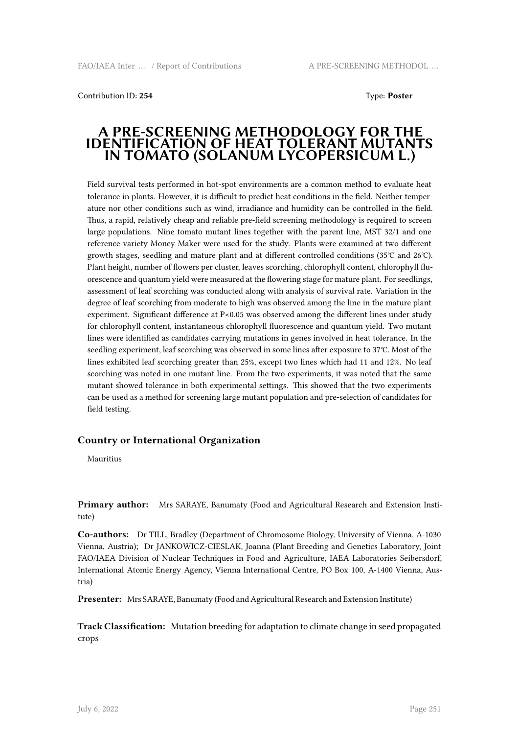Contribution ID: **254**

Type: **Poster**

# A PRE-SCREENING METHODOLOGY FOR THE IDENTIFICATION OF HEAT TOLERANT MUTANTS IN TOMATO (SOLANUM LYCOPERSICUM L.)

Field survival tests performed in hot-spot environments are a common method to evaluate heat tolerance in plants. However, it is difficult to predict heat conditions in the field. Neither temperature nor other conditions such as wind, irradiance and humidity can be controlled in the field. Thus, a rapid, relatively cheap and reliable pre-field screening methodology is required to screen large populations. Nine tomato mutant lines together with the parent line, MST 32/1 and one reference variety Money Maker were used for the study. Plants were examined at two different growth stages, seedling and mature plant and at different controlled conditions (35℃ and 26℃). Plant height, number of flowers per cluster, leaves scorching, chlorophyll content, chlorophyll fluorescence and quantum yield were measured at the flowering stage for mature plant. For seedlings, assessment of leaf scorching was conducted along with analysis of survival rate. Variation in the degree of leaf scorching from moderate to high was observed among the line in the mature plant experiment. Significant difference at $P<0.05$ was observed among the different lines under study for chlorophyll content, instantaneous chlorophyll fluorescence and quantum yield. Two mutant lines were identified as candidates carrying mutations in genes involved in heat tolerance. In the seedling experiment, leaf scorching was observed in some lines after exposure to 37℃. Most of the lines exhibited leaf scorching greater than 25%, except two lines which had 11 and 12%. No leaf scorching was noted in one mutant line. From the two experiments, it was noted that the same mutant showed tolerance in both experimental settings. This showed that the two experiments can be used as a method for screening large mutant population and pre-selection of candidates for field testing.

## Country or International Organization

Mauritius

**Primary author:** Mrs SARAYE, Banumaty (Food and Agricultural Research and Extension Institute)

**Co-authors:** Dr TILL, Bradley (Department of Chromosome Biology, University of Vienna, A-1030 Vienna, Austria); Dr JANKOWICZ-CIESLAK, Joanna (Plant Breeding and Genetics Laboratory, Joint FAO/IAEA Division of Nuclear Techniques in Food and Agriculture, IAEA Laboratories Seibersdorf, International Atomic Energy Agency, Vienna International Centre, PO Box 100, A-1400 Vienna, Austria)

**Presenter:** Mrs SARAYE, Banumaty (Food and Agricultural Research and Extension Institute)

**Track Classification:** Mutation breeding for adaptation to climate change in seed propagated crops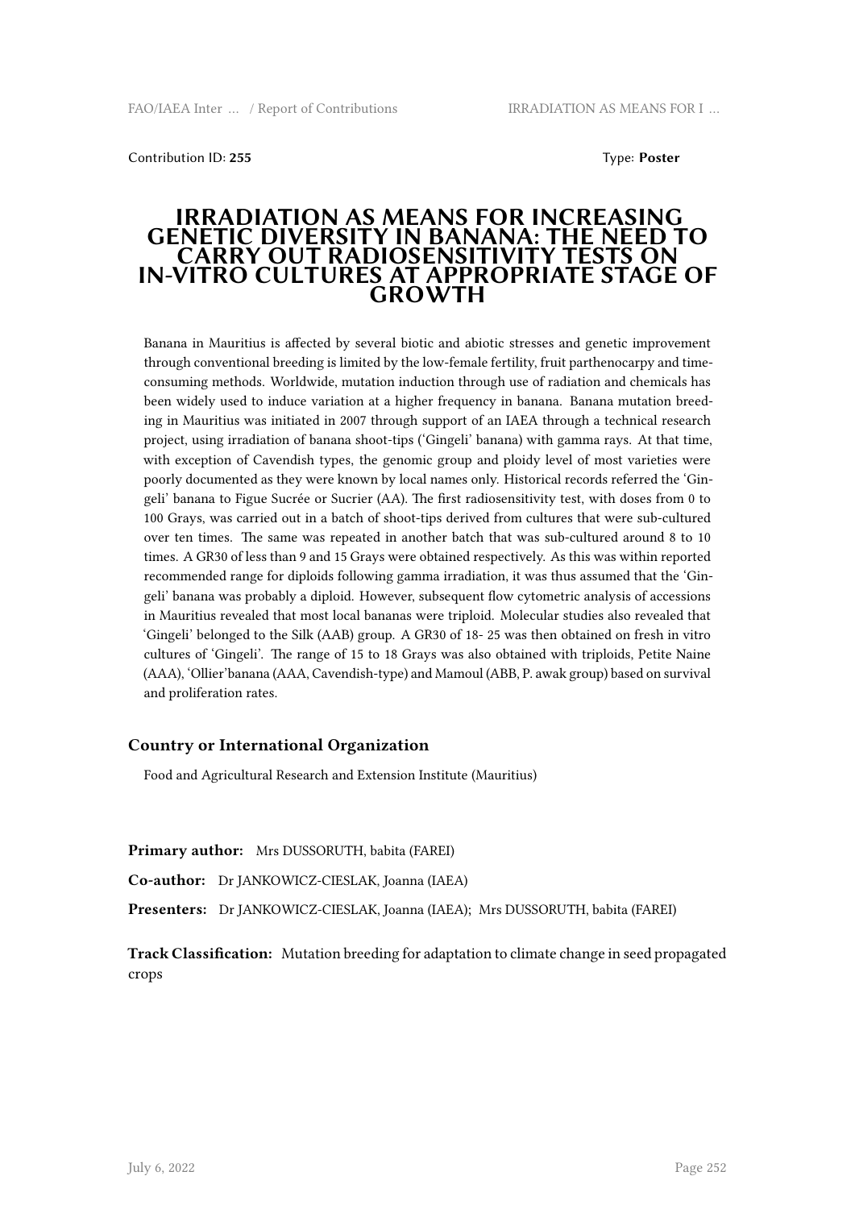Contribution ID: **255** Type: **Poster**

# IRRADIATION AS MEANS FOR INCREASING GENETIC DIVERSITY IN BANANA: THE NEED TO CARRY OUT RADIOSENSITIVITY TESTS ON IN-VITRO CULTURES AT APPROPRIATE STAGE OF GROWTH

Banana in Mauritius is affected by several biotic and abiotic stresses and genetic improvement through conventional breeding is limited by the low-female fertility, fruit parthenocarpy and time-consuming methods. Worldwide, mutation induction through use of radiation and chemicals has been widely used to induce variation at a higher frequency in banana. Banana mutation breeding in Mauritius was initiated in 2007 through support of an IAEA through a technical research project, using irradiation of banana shoot-tips ('Gingeli' banana) with gamma rays. At that time, with exception of Cavendish types, the genomic group and ploidy level of most varieties were poorly documented as they were known by local names only. Historical records referred the 'Gingeli' banana to Figue Sucrée or Sucrier (AA). The first radiosensitivity test, with doses from 0 to 100 Grays, was carried out in a batch of shoot-tips derived from cultures that were sub-cultured over ten times. The same was repeated in another batch that was sub-cultured around 8 to 10 times. A GR30 of less than 9 and 15 Grays were obtained respectively. As this was within reported recommended range for diploids following gamma irradiation, it was thus assumed that the 'Gingeli' banana was probably a diploid. However, subsequent flow cytometric analysis of accessions in Mauritius revealed that most local bananas were triploid. Molecular studies also revealed that 'Gingeli' belonged to the Silk (AAB) group. A GR30 of 18- 25 was then obtained on fresh in vitro cultures of 'Gingeli'. The range of 15 to 18 Grays was also obtained with triploids, Petite Naine (AAA), 'Ollier'banana (AAA, Cavendish-type) and Mamoul (ABB, P. awak group) based on survival and proliferation rates.

### Country or International Organization

Food and Agricultural Research and Extension Institute (Mauritius)

**Primary author:** Mrs DUSSORUTH, babita (FAREI)

**Co-author:** Dr JANKOWICZ-CIESLAK, Joanna (IAEA)

**Presenters:** Dr JANKOWICZ-CIESLAK, Joanna (IAEA); Mrs DUSSORUTH, babita (FAREI)

**Track Classification:** Mutation breeding for adaptation to climate change in seed propagated crops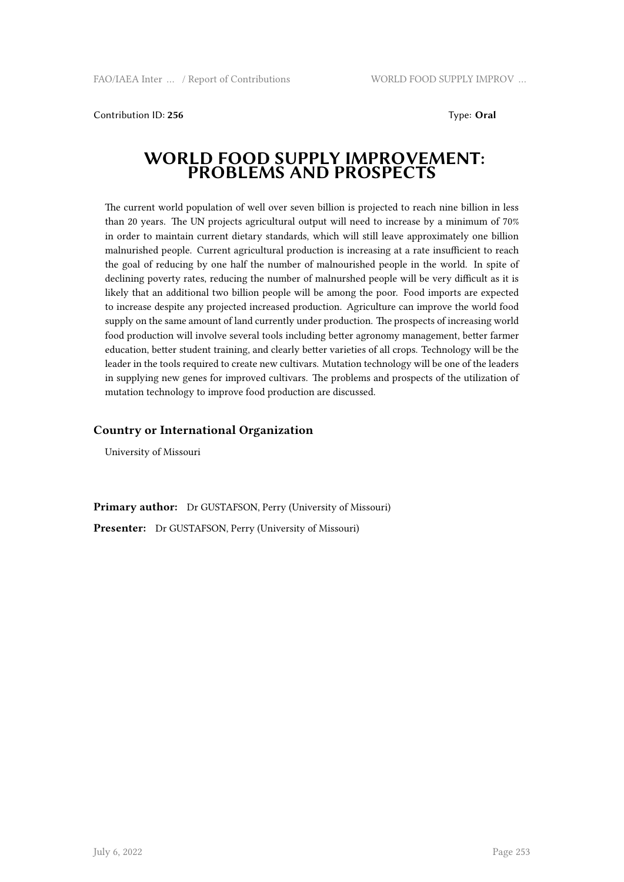Contribution ID: **256**

Type: **Oral**

# WORLD FOOD SUPPLY IMPROVEMENT: PROBLEMS AND PROSPECTS

The current world population of well over seven billion is projected to reach nine billion in less than 20 years. The UN projects agricultural output will need to increase by a minimum of 70% in order to maintain current dietary standards, which will still leave approximately one billion malnurished people. Current agricultural production is increasing at a rate insufficient to reach the goal of reducing by one half the number of malnourished people in the world. In spite of declining poverty rates, reducing the number of malnurshed people will be very difficult as it is likely that an additional two billion people will be among the poor. Food imports are expected to increase despite any projected increased production. Agriculture can improve the world food supply on the same amount of land currently under production. The prospects of increasing world food production will involve several tools including better agronomy management, better farmer education, better student training, and clearly better varieties of all crops. Technology will be the leader in the tools required to create new cultivars. Mutation technology will be one of the leaders in supplying new genes for improved cultivars. The problems and prospects of the utilization of mutation technology to improve food production are discussed.

## Country or International Organization

University of Missouri

**Primary author:** Dr GUSTAFSON, Perry (University of Missouri)

**Presenter:** Dr GUSTAFSON, Perry (University of Missouri)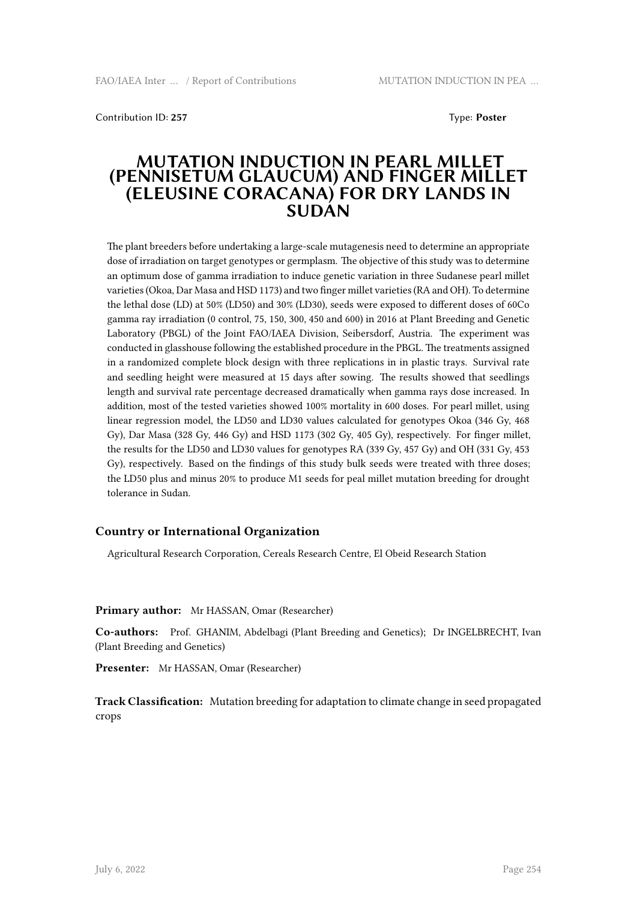Contribution ID: **257** Type: **Poster**

# MUTATION INDUCTION IN PEARL MILLET (PENNISETUM GLAUCUM) AND FINGER MILLET (ELEUSINE CORACANA) FOR DRY LANDS IN SUDAN

The plant breeders before undertaking a large-scale mutagenesis need to determine an appropriate dose of irradiation on target genotypes or germplasm. The objective of this study was to determine an optimum dose of gamma irradiation to induce genetic variation in three Sudanese pearl millet varieties (Okoa, Dar Masa and HSD 1173) and two finger millet varieties (RA and OH). To determine the lethal dose (LD) at 50% (LD50) and 30% (LD30), seeds were exposed to different doses of 60Co gamma ray irradiation (0 control, 75, 150, 300, 450 and 600) in 2016 at Plant Breeding and Genetic Laboratory (PBGL) of the Joint FAO/IAEA Division, Seibersdorf, Austria. The experiment was conducted in glasshouse following the established procedure in the PBGL. The treatments assigned in a randomized complete block design with three replications in in plastic trays. Survival rate and seedling height were measured at 15 days after sowing. The results showed that seedlings length and survival rate percentage decreased dramatically when gamma rays dose increased. In addition, most of the tested varieties showed 100% mortality in 600 doses. For pearl millet, using linear regression model, the LD50 and LD30 values calculated for genotypes Okoa (346 Gy, 468 Gy), Dar Masa (328 Gy, 446 Gy) and HSD 1173 (302 Gy, 405 Gy), respectively. For finger millet, the results for the LD50 and LD30 values for genotypes RA (339 Gy, 457 Gy) and OH (331 Gy, 453 Gy), respectively. Based on the findings of this study bulk seeds were treated with three doses; the LD50 plus and minus 20% to produce M1 seeds for peal millet mutation breeding for drought tolerance in Sudan.

### Country or International Organization

Agricultural Research Corporation, Cereals Research Centre, El Obeid Research Station

**Primary author:** Mr HASSAN, Omar (Researcher)

**Co-authors:** Prof. GHANIM, Abdelbagi (Plant Breeding and Genetics); Dr INGELBRECHT, Ivan (Plant Breeding and Genetics)

**Presenter:** Mr HASSAN, Omar (Researcher)

**Track Classification:** Mutation breeding for adaptation to climate change in seed propagated crops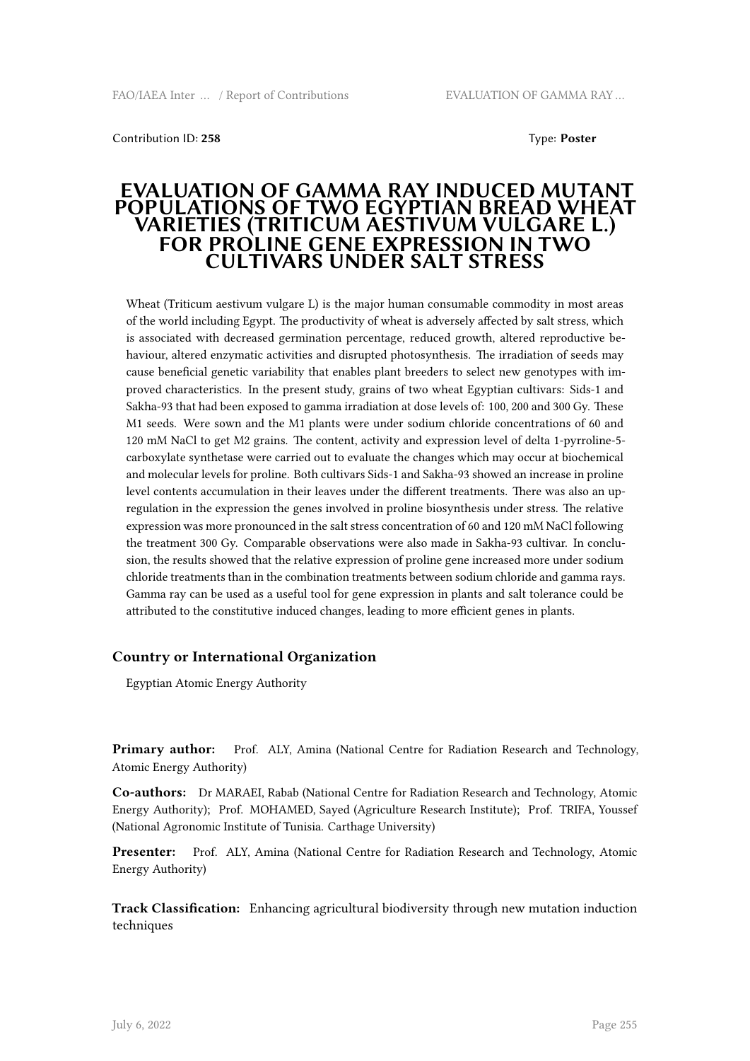Contribution ID: **258**

Type: **Poster**

# EVALUATION OF GAMMA RAY INDUCED MUTANT POPULATIONS OF TWO EGYPTIAN BREAD WHEAT VARIETIES (TRITICUM AESTIVUM VULGARE L.) FOR PROLINE GENE EXPRESSION IN TWO CULTIVARS UNDER SALT STRESS

Wheat (Triticum aestivum vulgare L) is the major human consumable commodity in most areas of the world including Egypt. The productivity of wheat is adversely affected by salt stress, which is associated with decreased germination percentage, reduced growth, altered reproductive behaviour, altered enzymatic activities and disrupted photosynthesis. The irradiation of seeds may cause beneficial genetic variability that enables plant breeders to select new genotypes with improved characteristics. In the present study, grains of two wheat Egyptian cultivars: Sids-1 and Sakha-93 that had been exposed to gamma irradiation at dose levels of: 100, 200 and 300 Gy. These M1 seeds. Were sown and the M1 plants were under sodium chloride concentrations of 60 and 120 mM NaCl to get M2 grains. The content, activity and expression level of delta 1-pyrroline-5-carboxylate synthetase were carried out to evaluate the changes which may occur at biochemical and molecular levels for proline. Both cultivars Sids-1 and Sakha-93 showed an increase in proline level contents accumulation in their leaves under the different treatments. There was also an up-regulation in the expression the genes involved in proline biosynthesis under stress. The relative expression was more pronounced in the salt stress concentration of 60 and 120 mM NaCl following the treatment 300 Gy. Comparable observations were also made in Sakha-93 cultivar. In conclusion, the results showed that the relative expression of proline gene increased more under sodium chloride treatments than in the combination treatments between sodium chloride and gamma rays. Gamma ray can be used as a useful tool for gene expression in plants and salt tolerance could be attributed to the constitutive induced changes, leading to more efficient genes in plants.

### Country or International Organization

Egyptian Atomic Energy Authority

**Primary author:** Prof. ALY, Amina (National Centre for Radiation Research and Technology, Atomic Energy Authority)

**Co-authors:** Dr MARAEI, Rabab (National Centre for Radiation Research and Technology, Atomic Energy Authority); Prof. MOHAMED, Sayed (Agriculture Research Institute); Prof. TRIFA, Youssef (National Agronomic Institute of Tunisia. Carthage University)

**Presenter:** Prof. ALY, Amina (National Centre for Radiation Research and Technology, Atomic Energy Authority)

**Track Classification:** Enhancing agricultural biodiversity through new mutation induction techniques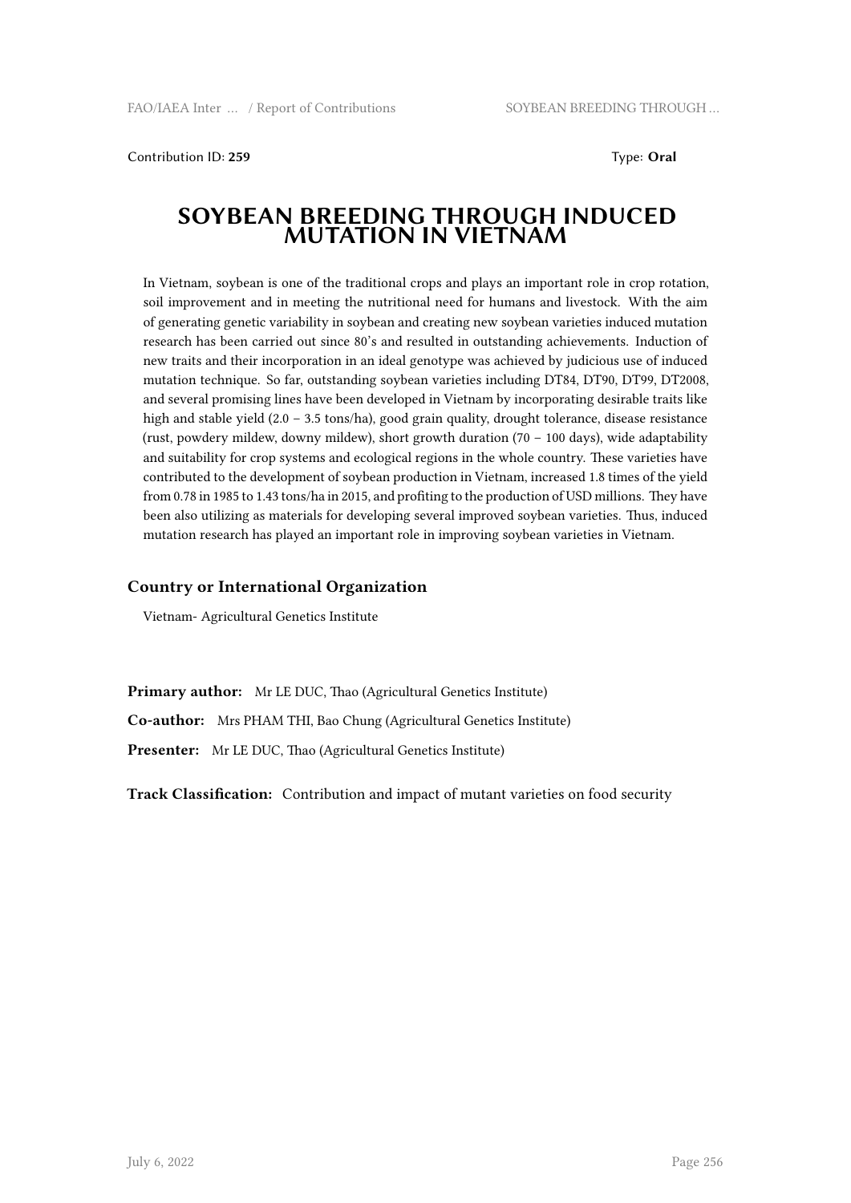Contribution ID: **259** Type: **Oral**

# SOYBEAN BREEDING THROUGH INDUCED MUTATION IN VIETNAM

In Vietnam, soybean is one of the traditional crops and plays an important role in crop rotation, soil improvement and in meeting the nutritional need for humans and livestock. With the aim of generating genetic variability in soybean and creating new soybean varieties induced mutation research has been carried out since 80's and resulted in outstanding achievements. Induction of new traits and their incorporation in an ideal genotype was achieved by judicious use of induced mutation technique. So far, outstanding soybean varieties including DT84, DT90, DT99, DT2008, and several promising lines have been developed in Vietnam by incorporating desirable traits like high and stable yield (2.0 – 3.5 tons/ha), good grain quality, drought tolerance, disease resistance (rust, powdery mildew, downy mildew), short growth duration (70 – 100 days), wide adaptability and suitability for crop systems and ecological regions in the whole country. These varieties have contributed to the development of soybean production in Vietnam, increased 1.8 times of the yield from 0.78 in 1985 to 1.43 tons/ha in 2015, and profiting to the production of USD millions. They have been also utilizing as materials for developing several improved soybean varieties. Thus, induced mutation research has played an important role in improving soybean varieties in Vietnam.

### Country or International Organization

Vietnam- Agricultural Genetics Institute

**Primary author:** Mr LE DUC, Thao (Agricultural Genetics Institute)

**Co-author:** Mrs PHAM THI, Bao Chung (Agricultural Genetics Institute)

**Presenter:** Mr LE DUC, Thao (Agricultural Genetics Institute)

**Track Classification:** Contribution and impact of mutant varieties on food security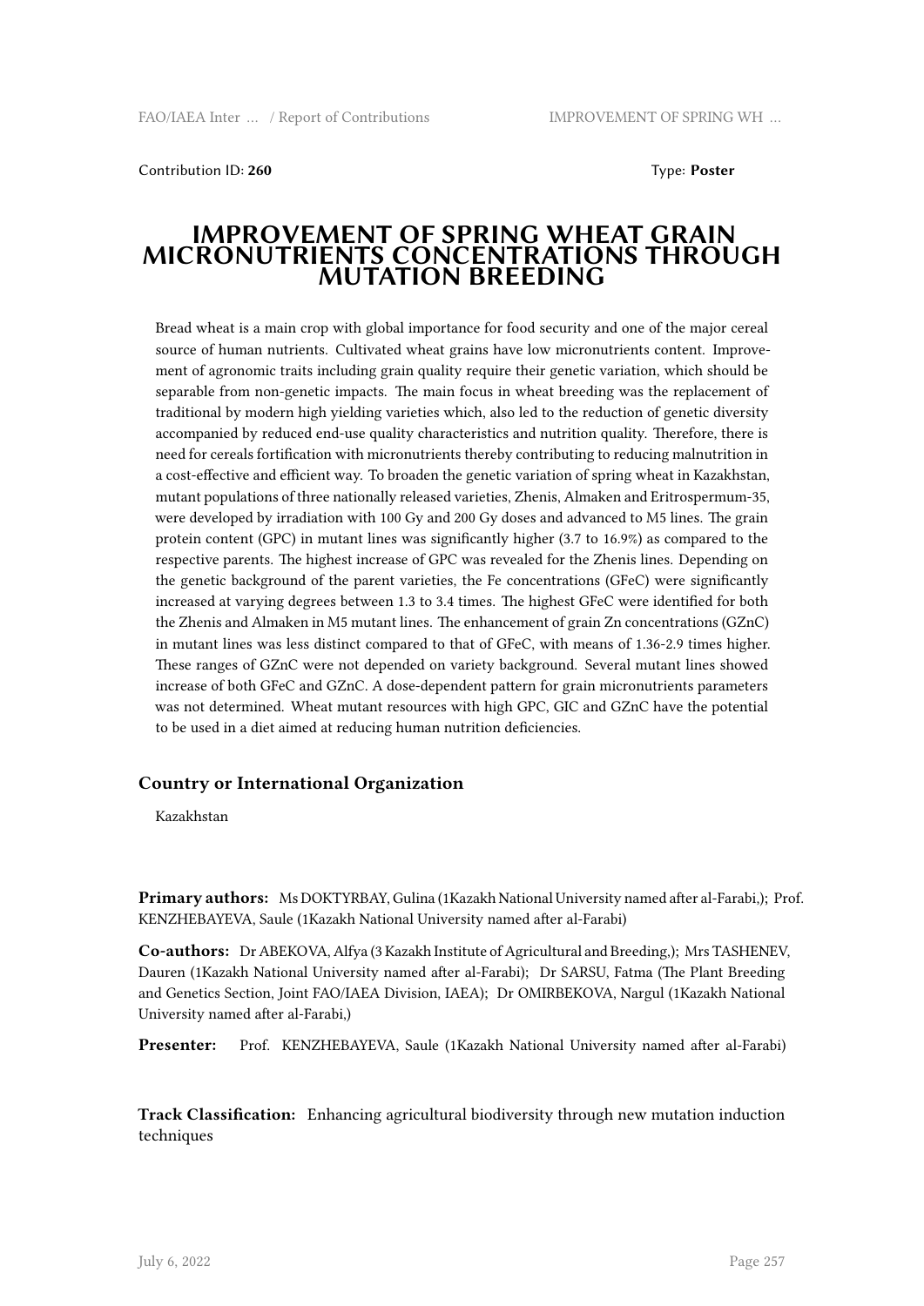Contribution ID: **260** Type: **Poster**

# IMPROVEMENT OF SPRING WHEAT GRAIN MICRONUTRIENTS CONCENTRATIONS THROUGH MUTATION BREEDING

Bread wheat is a main crop with global importance for food security and one of the major cereal source of human nutrients. Cultivated wheat grains have low micronutrients content. Improvement of agronomic traits including grain quality require their genetic variation, which should be separable from non-genetic impacts. The main focus in wheat breeding was the replacement of traditional by modern high yielding varieties which, also led to the reduction of genetic diversity accompanied by reduced end-use quality characteristics and nutrition quality. Therefore, there is need for cereals fortification with micronutrients thereby contributing to reducing malnutrition in a cost-effective and efficient way. To broaden the genetic variation of spring wheat in Kazakhstan, mutant populations of three nationally released varieties, Zhenis, Almaken and Eritrospermum-35, were developed by irradiation with 100 Gy and 200 Gy doses and advanced to M5 lines. The grain protein content (GPC) in mutant lines was significantly higher (3.7 to 16.9%) as compared to the respective parents. The highest increase of GPC was revealed for the Zhenis lines. Depending on the genetic background of the parent varieties, the Fe concentrations (GFeC) were significantly increased at varying degrees between 1.3 to 3.4 times. The highest GFeC were identified for both the Zhenis and Almaken in M5 mutant lines. The enhancement of grain Zn concentrations (GZnC) in mutant lines was less distinct compared to that of GFeC, with means of 1.36-2.9 times higher. These ranges of GZnC were not depended on variety background. Several mutant lines showed increase of both GFeC and GZnC. A dose-dependent pattern for grain micronutrients parameters was not determined. Wheat mutant resources with high GPC, GIC and GZnC have the potential to be used in a diet aimed at reducing human nutrition deficiencies.

### Country or International Organization

Kazakhstan

**Primary authors:** Ms DOKTYRBAY, Gulina (1Kazakh National University named after al-Farabi,); Prof. KENZHEBAYEVA, Saule (1Kazakh National University named after al-Farabi)

**Co-authors:** Dr ABEKOVA, Alfya (3 Kazakh Institute of Agricultural and Breeding,); Mrs TASHENEV, Dauren (1Kazakh National University named after al-Farabi); Dr SARSU, Fatma (The Plant Breeding and Genetics Section, Joint FAO/IAEA Division, IAEA); Dr OMIRBEKOVA, Nargul (1Kazakh National University named after al-Farabi,)

**Presenter:** Prof. KENZHEBAYEVA, Saule (1Kazakh National University named after al-Farabi)

**Track Classification:** Enhancing agricultural biodiversity through new mutation induction techniques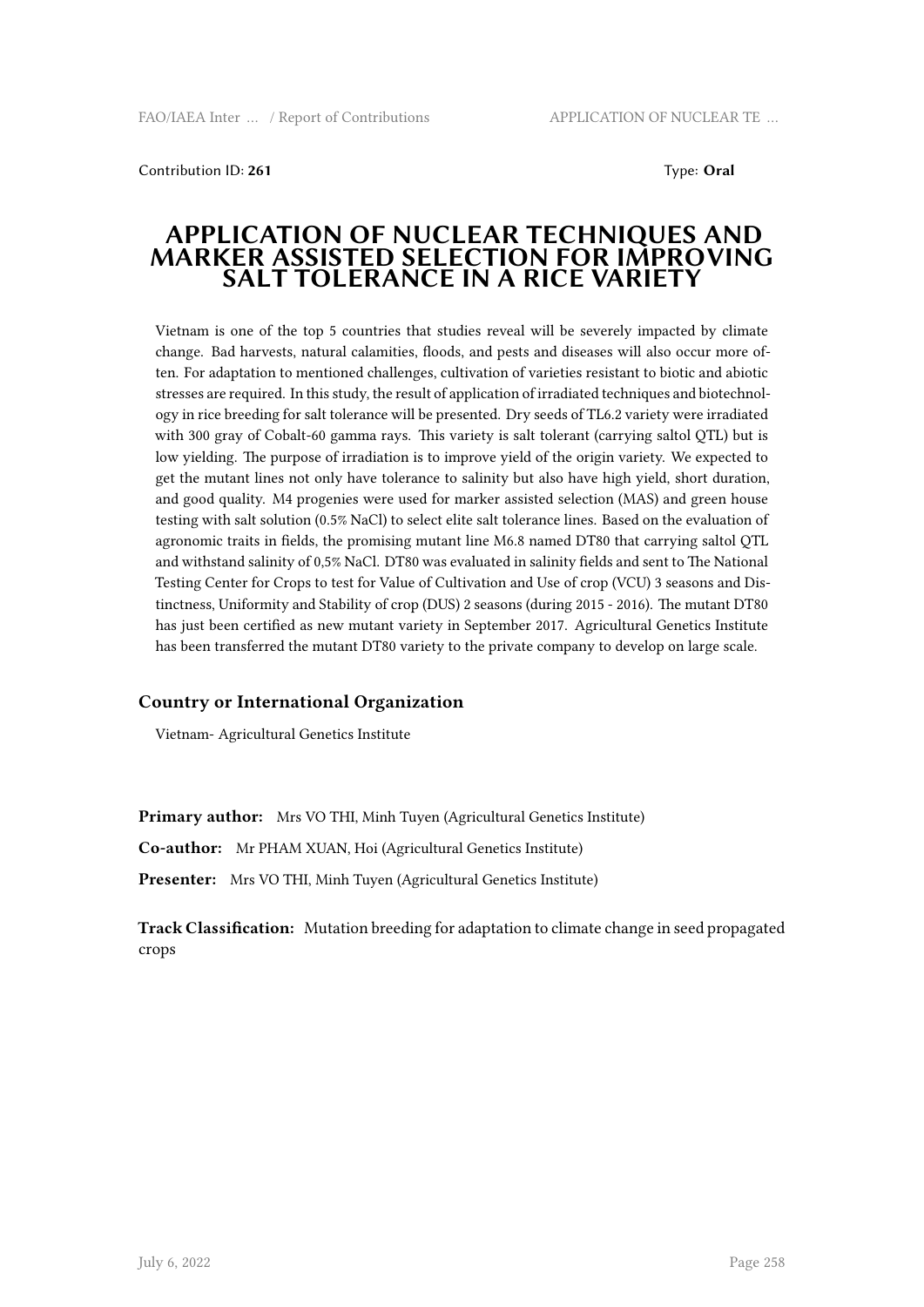Contribution ID: **261** Type: **Oral**

# APPLICATION OF NUCLEAR TECHNIQUES AND MARKER ASSISTED SELECTION FOR IMPROVING SALT TOLERANCE IN A RICE VARIETY

Vietnam is one of the top 5 countries that studies reveal will be severely impacted by climate change. Bad harvests, natural calamities, floods, and pests and diseases will also occur more often. For adaptation to mentioned challenges, cultivation of varieties resistant to biotic and abiotic stresses are required. In this study, the result of application of irradiated techniques and biotechnology in rice breeding for salt tolerance will be presented. Dry seeds of TL6.2 variety were irradiated with 300 gray of Cobalt-60 gamma rays. This variety is salt tolerant (carrying saltol QTL) but is low yielding. The purpose of irradiation is to improve yield of the origin variety. We expected to get the mutant lines not only have tolerance to salinity but also have high yield, short duration, and good quality. M4 progenies were used for marker assisted selection (MAS) and green house testing with salt solution (0.5% NaCl) to select elite salt tolerance lines. Based on the evaluation of agronomic traits in fields, the promising mutant line M6.8 named DT80 that carrying saltol QTL and withstand salinity of 0,5% NaCl. DT80 was evaluated in salinity fields and sent to The National Testing Center for Crops to test for Value of Cultivation and Use of crop (VCU) 3 seasons and Distinctness, Uniformity and Stability of crop (DUS) 2 seasons (during 2015 - 2016). The mutant DT80 has just been certified as new mutant variety in September 2017. Agricultural Genetics Institute has been transferred the mutant DT80 variety to the private company to develop on large scale.

## Country or International Organization

Vietnam- Agricultural Genetics Institute

**Primary author:** Mrs VO THI, Minh Tuyen (Agricultural Genetics Institute)

**Co-author:** Mr PHAM XUAN, Hoi (Agricultural Genetics Institute)

**Presenter:** Mrs VO THI, Minh Tuyen (Agricultural Genetics Institute)

**Track Classification:** Mutation breeding for adaptation to climate change in seed propagated crops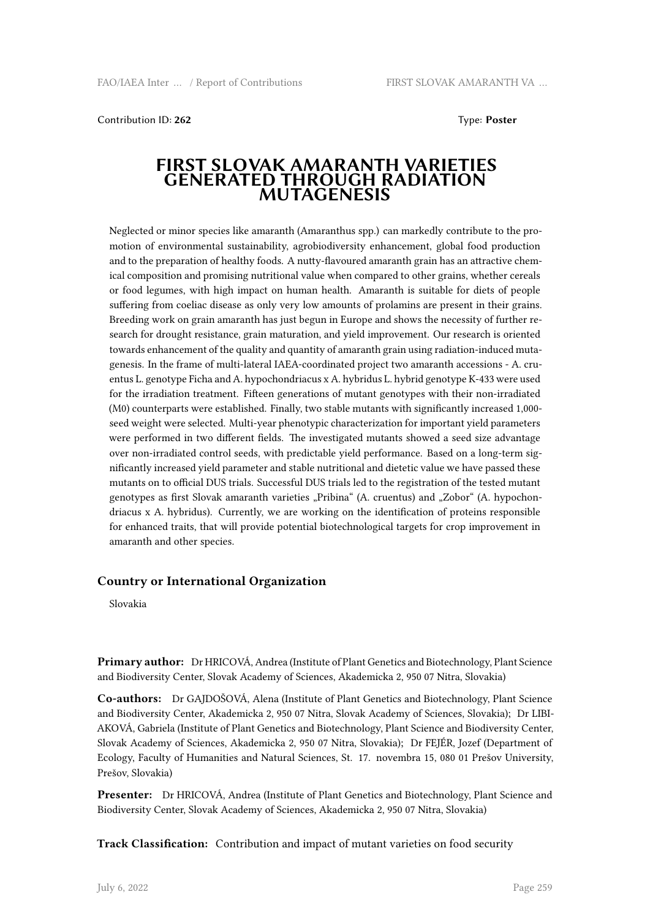Contribution ID: **262** Type: **Poster**

# FIRST SLOVAK AMARANTH VARIETIES GENERATED THROUGH RADIATION MUTAGENESIS

Neglected or minor species like amaranth (Amaranthus spp.) can markedly contribute to the promotion of environmental sustainability, agrobiodiversity enhancement, global food production and to the preparation of healthy foods. A nutty-flavoured amaranth grain has an attractive chemical composition and promising nutritional value when compared to other grains, whether cereals or food legumes, with high impact on human health. Amaranth is suitable for diets of people suffering from coeliac disease as only very low amounts of prolamins are present in their grains. Breeding work on grain amaranth has just begun in Europe and shows the necessity of further research for drought resistance, grain maturation, and yield improvement. Our research is oriented towards enhancement of the quality and quantity of amaranth grain using radiation-induced mutagenesis. In the frame of multi-lateral IAEA-coordinated project two amaranth accessions - A. cruentus L. genotype Ficha and A. hypochondriacus x A. hybridus L. hybrid genotype K-433 were used for the irradiation treatment. Fifteen generations of mutant genotypes with their non-irradiated (M0) counterparts were established. Finally, two stable mutants with significantly increased 1,000-seed weight were selected. Multi-year phenotypic characterization for important yield parameters were performed in two different fields. The investigated mutants showed a seed size advantage over non-irradiated control seeds, with predictable yield performance. Based on a long-term significantly increased yield parameter and stable nutritional and dietetic value we have passed these mutants on to official DUS trials. Successful DUS trials led to the registration of the tested mutant genotypes as first Slovak amaranth varieties „Pribina" (A. cruentus) and „Zobor" (A. hypochondriacus x A. hybridus). Currently, we are working on the identification of proteins responsible for enhanced traits, that will provide potential biotechnological targets for crop improvement in amaranth and other species.

### Country or International Organization

Slovakia

**Primary author:** Dr HRICOVÁ, Andrea (Institute of Plant Genetics and Biotechnology, Plant Science and Biodiversity Center, Slovak Academy of Sciences, Akademicka 2, 950 07 Nitra, Slovakia)

**Co-authors:** Dr GAJDOŠOVÁ, Alena (Institute of Plant Genetics and Biotechnology, Plant Science and Biodiversity Center, Akademicka 2, 950 07 Nitra, Slovak Academy of Sciences, Slovakia); Dr LIBIAKOVÁ, Gabriela (Institute of Plant Genetics and Biotechnology, Plant Science and Biodiversity Center, Slovak Academy of Sciences, Akademicka 2, 950 07 Nitra, Slovakia); Dr FEJÉR, Jozef (Department of Ecology, Faculty of Humanities and Natural Sciences, St. 17. novembra 15, 080 01 Prešov University, Prešov, Slovakia)

**Presenter:** Dr HRICOVÁ, Andrea (Institute of Plant Genetics and Biotechnology, Plant Science and Biodiversity Center, Slovak Academy of Sciences, Akademicka 2, 950 07 Nitra, Slovakia)

**Track Classification:** Contribution and impact of mutant varieties on food security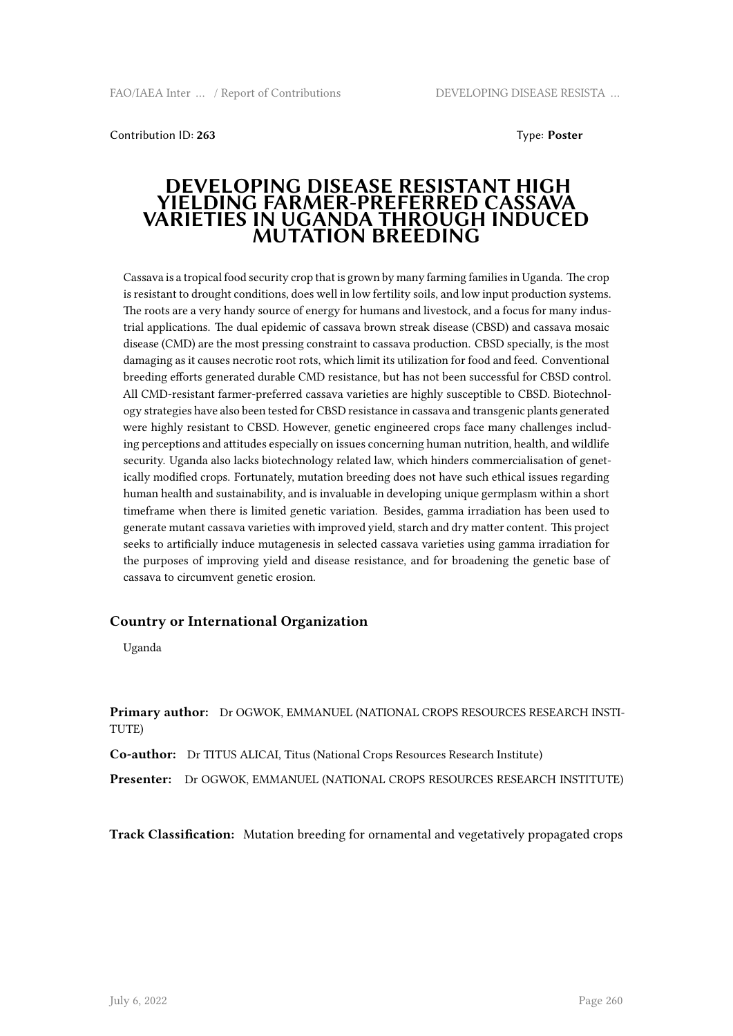Contribution ID: **263**

Type: **Poster**

# DEVELOPING DISEASE RESISTANT HIGH YIELDING FARMER-PREFERRED CASSAVA VARIETIES IN UGANDA THROUGH INDUCED MUTATION BREEDING

Cassava is a tropical food security crop that is grown by many farming families in Uganda. The crop is resistant to drought conditions, does well in low fertility soils, and low input production systems. The roots are a very handy source of energy for humans and livestock, and a focus for many industrial applications. The dual epidemic of cassava brown streak disease (CBSD) and cassava mosaic disease (CMD) are the most pressing constraint to cassava production. CBSD specially, is the most damaging as it causes necrotic root rots, which limit its utilization for food and feed. Conventional breeding efforts generated durable CMD resistance, but has not been successful for CBSD control. All CMD-resistant farmer-preferred cassava varieties are highly susceptible to CBSD. Biotechnology strategies have also been tested for CBSD resistance in cassava and transgenic plants generated were highly resistant to CBSD. However, genetic engineered crops face many challenges including perceptions and attitudes especially on issues concerning human nutrition, health, and wildlife security. Uganda also lacks biotechnology related law, which hinders commercialisation of genetically modified crops. Fortunately, mutation breeding does not have such ethical issues regarding human health and sustainability, and is invaluable in developing unique germplasm within a short timeframe when there is limited genetic variation. Besides, gamma irradiation has been used to generate mutant cassava varieties with improved yield, starch and dry matter content. This project seeks to artificially induce mutagenesis in selected cassava varieties using gamma irradiation for the purposes of improving yield and disease resistance, and for broadening the genetic base of cassava to circumvent genetic erosion.

### Country or International Organization

Uganda

**Primary author:** Dr OGWOK, EMMANUEL (NATIONAL CROPS RESOURCES RESEARCH INSTITUTE)

**Co-author:** Dr TITUS ALICAI, Titus (National Crops Resources Research Institute)

**Presenter:** Dr OGWOK, EMMANUEL (NATIONAL CROPS RESOURCES RESEARCH INSTITUTE)

**Track Classification:** Mutation breeding for ornamental and vegetatively propagated crops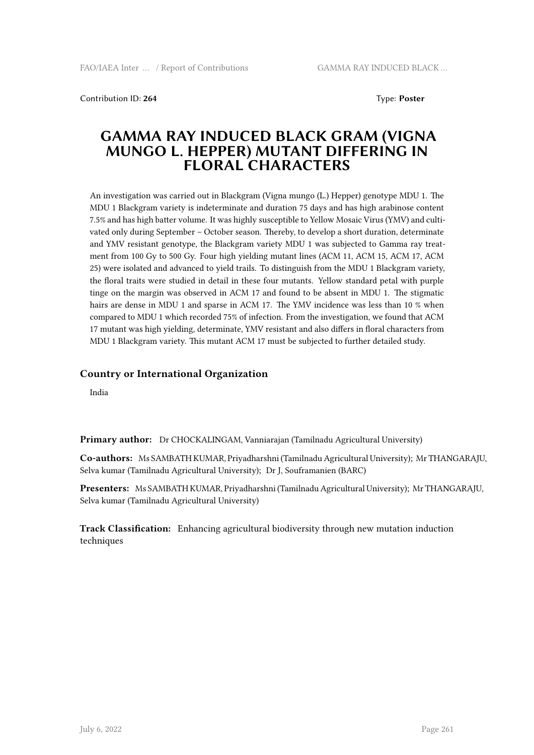Contribution ID: **264**

Type: **Poster**

# GAMMA RAY INDUCED BLACK GRAM (VIGNA MUNGO L. HEPPER) MUTANT DIFFERING IN FLORAL CHARACTERS

An investigation was carried out in Blackgram (Vigna mungo (L.) Hepper) genotype MDU 1. The MDU 1 Blackgram variety is indeterminate and duration 75 days and has high arabinose content 7.5% and has high batter volume. It was highly susceptible to Yellow Mosaic Virus (YMV) and cultivated only during September – October season. Thereby, to develop a short duration, determinate and YMV resistant genotype, the Blackgram variety MDU 1 was subjected to Gamma ray treatment from 100 Gy to 500 Gy. Four high yielding mutant lines (ACM 11, ACM 15, ACM 17, ACM 25) were isolated and advanced to yield trails. To distinguish from the MDU 1 Blackgram variety, the floral traits were studied in detail in these four mutants. Yellow standard petal with purple tinge on the margin was observed in ACM 17 and found to be absent in MDU 1. The stigmatic hairs are dense in MDU 1 and sparse in ACM 17. The YMV incidence was less than 10 % when compared to MDU 1 which recorded 75% of infection. From the investigation, we found that ACM 17 mutant was high yielding, determinate, YMV resistant and also differs in floral characters from MDU 1 Blackgram variety. This mutant ACM 17 must be subjected to further detailed study.

## Country or International Organization

India

**Primary author:** Dr CHOCKALINGAM, Vanniarajan (Tamilnadu Agricultural University)

**Co-authors:** Ms SAMBATH KUMAR, Priyadharshni (Tamilnadu Agricultural University); Mr THANGARAJU, Selva kumar (Tamilnadu Agricultural University); Dr J, Souframanien (BARC)

**Presenters:** Ms SAMBATH KUMAR, Priyadharshni (Tamilnadu Agricultural University); Mr THANGARAJU, Selva kumar (Tamilnadu Agricultural University)

**Track Classification:** Enhancing agricultural biodiversity through new mutation induction techniques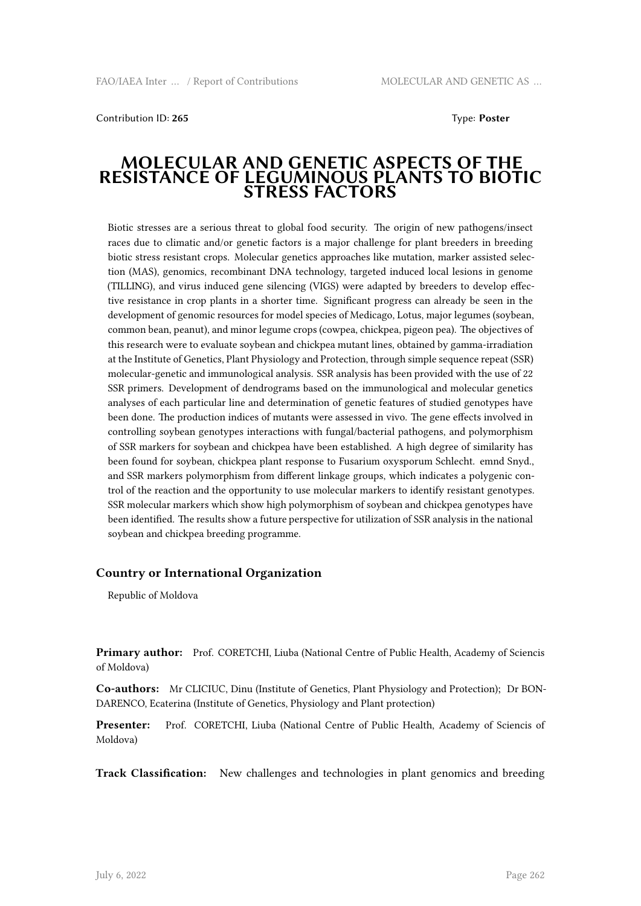Contribution ID: **265** Type: **Poster**

# MOLECULAR AND GENETIC ASPECTS OF THE RESISTANCE OF LEGUMINOUS PLANTS TO BIOTIC STRESS FACTORS

Biotic stresses are a serious threat to global food security. The origin of new pathogens/insect races due to climatic and/or genetic factors is a major challenge for plant breeders in breeding biotic stress resistant crops. Molecular genetics approaches like mutation, marker assisted selection (MAS), genomics, recombinant DNA technology, targeted induced local lesions in genome (TILLING), and virus induced gene silencing (VIGS) were adapted by breeders to develop effective resistance in crop plants in a shorter time. Significant progress can already be seen in the development of genomic resources for model species of Medicago, Lotus, major legumes (soybean, common bean, peanut), and minor legume crops (cowpea, chickpea, pigeon pea). The objectives of this research were to evaluate soybean and chickpea mutant lines, obtained by gamma-irradiation at the Institute of Genetics, Plant Physiology and Protection, through simple sequence repeat (SSR) molecular-genetic and immunological analysis. SSR analysis has been provided with the use of 22 SSR primers. Development of dendrograms based on the immunological and molecular genetics analyses of each particular line and determination of genetic features of studied genotypes have been done. The production indices of mutants were assessed in vivo. The gene effects involved in controlling soybean genotypes interactions with fungal/bacterial pathogens, and polymorphism of SSR markers for soybean and chickpea have been established. A high degree of similarity has been found for soybean, chickpea plant response to Fusarium oxysporum Schlecht. emnd Snyd., and SSR markers polymorphism from different linkage groups, which indicates a polygenic control of the reaction and the opportunity to use molecular markers to identify resistant genotypes. SSR molecular markers which show high polymorphism of soybean and chickpea genotypes have been identified. The results show a future perspective for utilization of SSR analysis in the national soybean and chickpea breeding programme.

### Country or International Organization

Republic of Moldova

**Primary author:** Prof. CORETCHI, Liuba (National Centre of Public Health, Academy of Sciencis of Moldova)

**Co-authors:** Mr CLICIUC, Dinu (Institute of Genetics, Plant Physiology and Protection); Dr BONDARENCO, Ecaterina (Institute of Genetics, Physiology and Plant protection)

**Presenter:** Prof. CORETCHI, Liuba (National Centre of Public Health, Academy of Sciencis of Moldova)

**Track Classification:** New challenges and technologies in plant genomics and breeding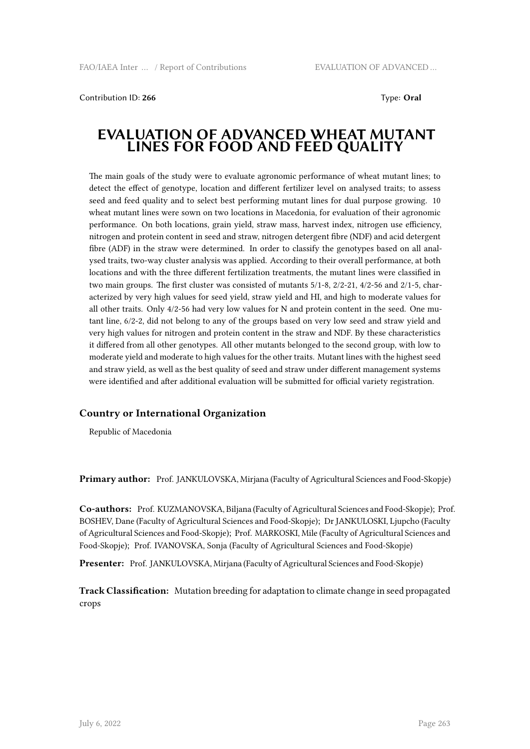Contribution ID: **266** Type: **Oral**

# EVALUATION OF ADVANCED WHEAT MUTANT LINES FOR FOOD AND FEED QUALITY

The main goals of the study were to evaluate agronomic performance of wheat mutant lines; to detect the effect of genotype, location and different fertilizer level on analysed traits; to assess seed and feed quality and to select best performing mutant lines for dual purpose growing. 10 wheat mutant lines were sown on two locations in Macedonia, for evaluation of their agronomic performance. On both locations, grain yield, straw mass, harvest index, nitrogen use efficiency, nitrogen and protein content in seed and straw, nitrogen detergent fibre (NDF) and acid detergent fibre (ADF) in the straw were determined. In order to classify the genotypes based on all analysed traits, two-way cluster analysis was applied. According to their overall performance, at both locations and with the three different fertilization treatments, the mutant lines were classified in two main groups. The first cluster was consisted of mutants 5/1-8, 2/2-21, 4/2-56 and 2/1-5, characterized by very high values for seed yield, straw yield and HI, and high to moderate values for all other traits. Only 4/2-56 had very low values for N and protein content in the seed. One mutant line, 6/2-2, did not belong to any of the groups based on very low seed and straw yield and very high values for nitrogen and protein content in the straw and NDF. By these characteristics it differed from all other genotypes. All other mutants belonged to the second group, with low to moderate yield and moderate to high values for the other traits. Mutant lines with the highest seed and straw yield, as well as the best quality of seed and straw under different management systems were identified and after additional evaluation will be submitted for official variety registration.

### Country or International Organization

Republic of Macedonia

**Primary author:** Prof. JANKULOVSKA, Mirjana (Faculty of Agricultural Sciences and Food-Skopje)

**Co-authors:** Prof. KUZMANOVSKA, Biljana (Faculty of Agricultural Sciences and Food-Skopje); Prof. BOSHEV, Dane (Faculty of Agricultural Sciences and Food-Skopje); Dr JANKULOSKI, Ljupcho (Faculty of Agricultural Sciences and Food-Skopje); Prof. MARKOSKI, Mile (Faculty of Agricultural Sciences and Food-Skopje); Prof. IVANOVSKA, Sonja (Faculty of Agricultural Sciences and Food-Skopje)

**Presenter:** Prof. JANKULOVSKA, Mirjana (Faculty of Agricultural Sciences and Food-Skopje)

**Track Classification:** Mutation breeding for adaptation to climate change in seed propagated crops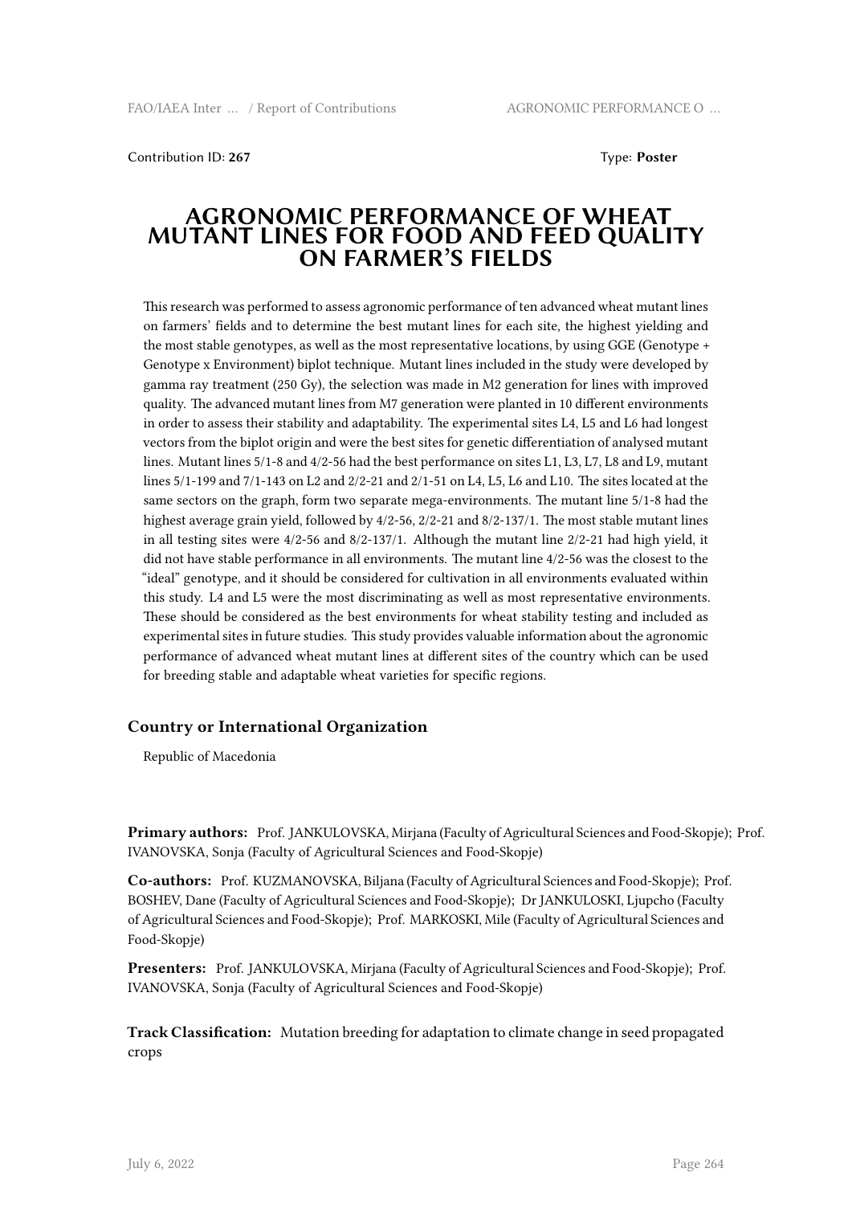Contribution ID: **267** Type: **Poster**

# AGRONOMIC PERFORMANCE OF WHEAT MUTANT LINES FOR FOOD AND FEED QUALITY ON FARMER'S FIELDS

This research was performed to assess agronomic performance of ten advanced wheat mutant lines on farmers' fields and to determine the best mutant lines for each site, the highest yielding and the most stable genotypes, as well as the most representative locations, by using GGE (Genotype + Genotype x Environment) biplot technique. Mutant lines included in the study were developed by gamma ray treatment (250 Gy), the selection was made in M2 generation for lines with improved quality. The advanced mutant lines from M7 generation were planted in 10 different environments in order to assess their stability and adaptability. The experimental sites L4, L5 and L6 had longest vectors from the biplot origin and were the best sites for genetic differentiation of analysed mutant lines. Mutant lines 5/1-8 and 4/2-56 had the best performance on sites L1, L3, L7, L8 and L9, mutant lines 5/1-199 and 7/1-143 on L2 and 2/2-21 and 2/1-51 on L4, L5, L6 and L10. The sites located at the same sectors on the graph, form two separate mega-environments. The mutant line 5/1-8 had the highest average grain yield, followed by 4/2-56, 2/2-21 and 8/2-137/1. The most stable mutant lines in all testing sites were 4/2-56 and 8/2-137/1. Although the mutant line 2/2-21 had high yield, it did not have stable performance in all environments. The mutant line 4/2-56 was the closest to the "ideal" genotype, and it should be considered for cultivation in all environments evaluated within this study. L4 and L5 were the most discriminating as well as most representative environments. These should be considered as the best environments for wheat stability testing and included as experimental sites in future studies. This study provides valuable information about the agronomic performance of advanced wheat mutant lines at different sites of the country which can be used for breeding stable and adaptable wheat varieties for specific regions.

### Country or International Organization

Republic of Macedonia

**Primary authors:** Prof. JANKULOVSKA, Mirjana (Faculty of Agricultural Sciences and Food-Skopje); Prof. IVANOVSKA, Sonja (Faculty of Agricultural Sciences and Food-Skopje)

**Co-authors:** Prof. KUZMANOVSKA, Biljana (Faculty of Agricultural Sciences and Food-Skopje); Prof. BOSHEV, Dane (Faculty of Agricultural Sciences and Food-Skopje); Dr JANKULOSKI, Ljupcho (Faculty of Agricultural Sciences and Food-Skopje); Prof. MARKOSKI, Mile (Faculty of Agricultural Sciences and Food-Skopje)

**Presenters:** Prof. JANKULOVSKA, Mirjana (Faculty of Agricultural Sciences and Food-Skopje); Prof. IVANOVSKA, Sonja (Faculty of Agricultural Sciences and Food-Skopje)

**Track Classification:** Mutation breeding for adaptation to climate change in seed propagated crops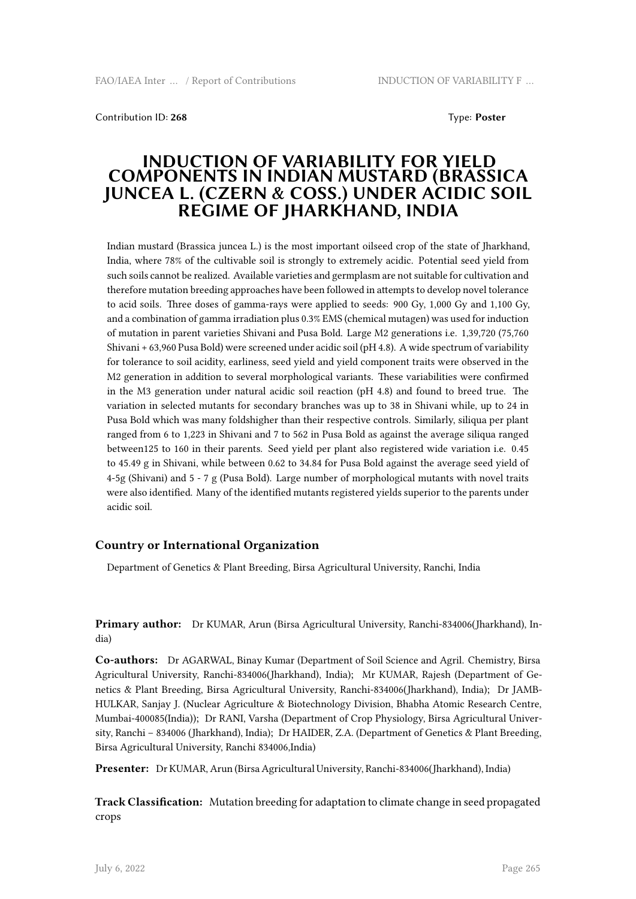Contribution ID: **268** Type: **Poster**

# INDUCTION OF VARIABILITY FOR YIELD COMPONENTS IN INDIAN MUSTARD (BRASSICA JUNCEA L. (CZERN & COSS.) UNDER ACIDIC SOIL REGIME OF JHARKHAND, INDIA

Indian mustard (Brassica juncea L.) is the most important oilseed crop of the state of Jharkhand, India, where 78% of the cultivable soil is strongly to extremely acidic. Potential seed yield from such soils cannot be realized. Available varieties and germplasm are not suitable for cultivation and therefore mutation breeding approaches have been followed in attempts to develop novel tolerance to acid soils. Three doses of gamma-rays were applied to seeds: 900 Gy, 1,000 Gy and 1,100 Gy, and a combination of gamma irradiation plus 0.3% EMS (chemical mutagen) was used for induction of mutation in parent varieties Shivani and Pusa Bold. Large M2 generations i.e. 1,39,720 (75,760 Shivani + 63,960 Pusa Bold) were screened under acidic soil (pH 4.8). A wide spectrum of variability for tolerance to soil acidity, earliness, seed yield and yield component traits were observed in the M2 generation in addition to several morphological variants. These variabilities were confirmed in the M3 generation under natural acidic soil reaction (pH 4.8) and found to breed true. The variation in selected mutants for secondary branches was up to 38 in Shivani while, up to 24 in Pusa Bold which was many foldshigher than their respective controls. Similarly, siliqua per plant ranged from 6 to 1,223 in Shivani and 7 to 562 in Pusa Bold as against the average siliqua ranged between125 to 160 in their parents. Seed yield per plant also registered wide variation i.e. 0.45 to 45.49 g in Shivani, while between 0.62 to 34.84 for Pusa Bold against the average seed yield of 4-5g (Shivani) and 5 - 7 g (Pusa Bold). Large number of morphological mutants with novel traits were also identified. Many of the identified mutants registered yields superior to the parents under acidic soil.

### Country or International Organization

Department of Genetics & Plant Breeding, Birsa Agricultural University, Ranchi, India

**Primary author:** Dr KUMAR, Arun (Birsa Agricultural University, Ranchi-834006(Jharkhand), India)

**Co-authors:** Dr AGARWAL, Binay Kumar (Department of Soil Science and Agril. Chemistry, Birsa Agricultural University, Ranchi-834006(Jharkhand), India); Mr KUMAR, Rajesh (Department of Genetics & Plant Breeding, Birsa Agricultural University, Ranchi-834006(Jharkhand), India); Dr JAMBHULKAR, Sanjay J. (Nuclear Agriculture & Biotechnology Division, Bhabha Atomic Research Centre, Mumbai-400085(India)); Dr RANI, Varsha (Department of Crop Physiology, Birsa Agricultural University, Ranchi – 834006 (Jharkhand), India); Dr HAIDER, Z.A. (Department of Genetics & Plant Breeding, Birsa Agricultural University, Ranchi 834006,India)

**Presenter:** Dr KUMAR, Arun (Birsa Agricultural University, Ranchi-834006(Jharkhand), India)

**Track Classification:** Mutation breeding for adaptation to climate change in seed propagated crops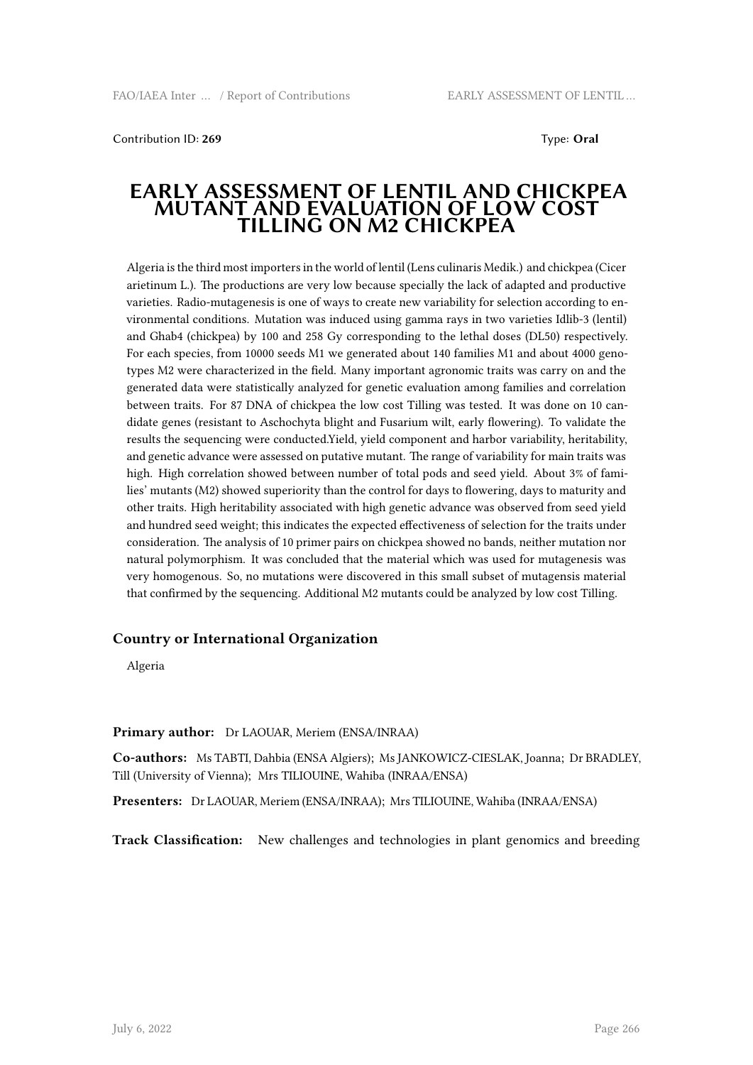Contribution ID: **269**

Type: **Oral**

# EARLY ASSESSMENT OF LENTIL AND CHICKPEA MUTANT AND EVALUATION OF LOW COST TILLING ON M2 CHICKPEA

Algeria is the third most importers in the world of lentil (Lens culinaris Medik.) and chickpea (Cicer arietinum L.). The productions are very low because specially the lack of adapted and productive varieties. Radio-mutagenesis is one of ways to create new variability for selection according to environmental conditions. Mutation was induced using gamma rays in two varieties Idlib-3 (lentil) and Ghab4 (chickpea) by 100 and 258 Gy corresponding to the lethal doses (DL50) respectively. For each species, from 10000 seeds M1 we generated about 140 families M1 and about 4000 genotypes M2 were characterized in the field. Many important agronomic traits was carry on and the generated data were statistically analyzed for genetic evaluation among families and correlation between traits. For 87 DNA of chickpea the low cost Tilling was tested. It was done on 10 candidate genes (resistant to Aschochyta blight and Fusarium wilt, early flowering). To validate the results the sequencing were conducted.Yield, yield component and harbor variability, heritability, and genetic advance were assessed on putative mutant. The range of variability for main traits was high. High correlation showed between number of total pods and seed yield. About 3% of families' mutants (M2) showed superiority than the control for days to flowering, days to maturity and other traits. High heritability associated with high genetic advance was observed from seed yield and hundred seed weight; this indicates the expected effectiveness of selection for the traits under consideration. The analysis of 10 primer pairs on chickpea showed no bands, neither mutation nor natural polymorphism. It was concluded that the material which was used for mutagenesis was very homogenous. So, no mutations were discovered in this small subset of mutagensis material that confirmed by the sequencing. Additional M2 mutants could be analyzed by low cost Tilling.

### Country or International Organization

Algeria

**Primary author:** Dr LAOUAR, Meriem (ENSA/INRAA)

**Co-authors:** Ms TABTI, Dahbia (ENSA Algiers); Ms JANKOWICZ-CIESLAK, Joanna; Dr BRADLEY, Till (University of Vienna); Mrs TILIOUINE, Wahiba (INRAA/ENSA)

**Presenters:** Dr LAOUAR, Meriem (ENSA/INRAA); Mrs TILIOUINE, Wahiba (INRAA/ENSA)

**Track Classification:** New challenges and technologies in plant genomics and breeding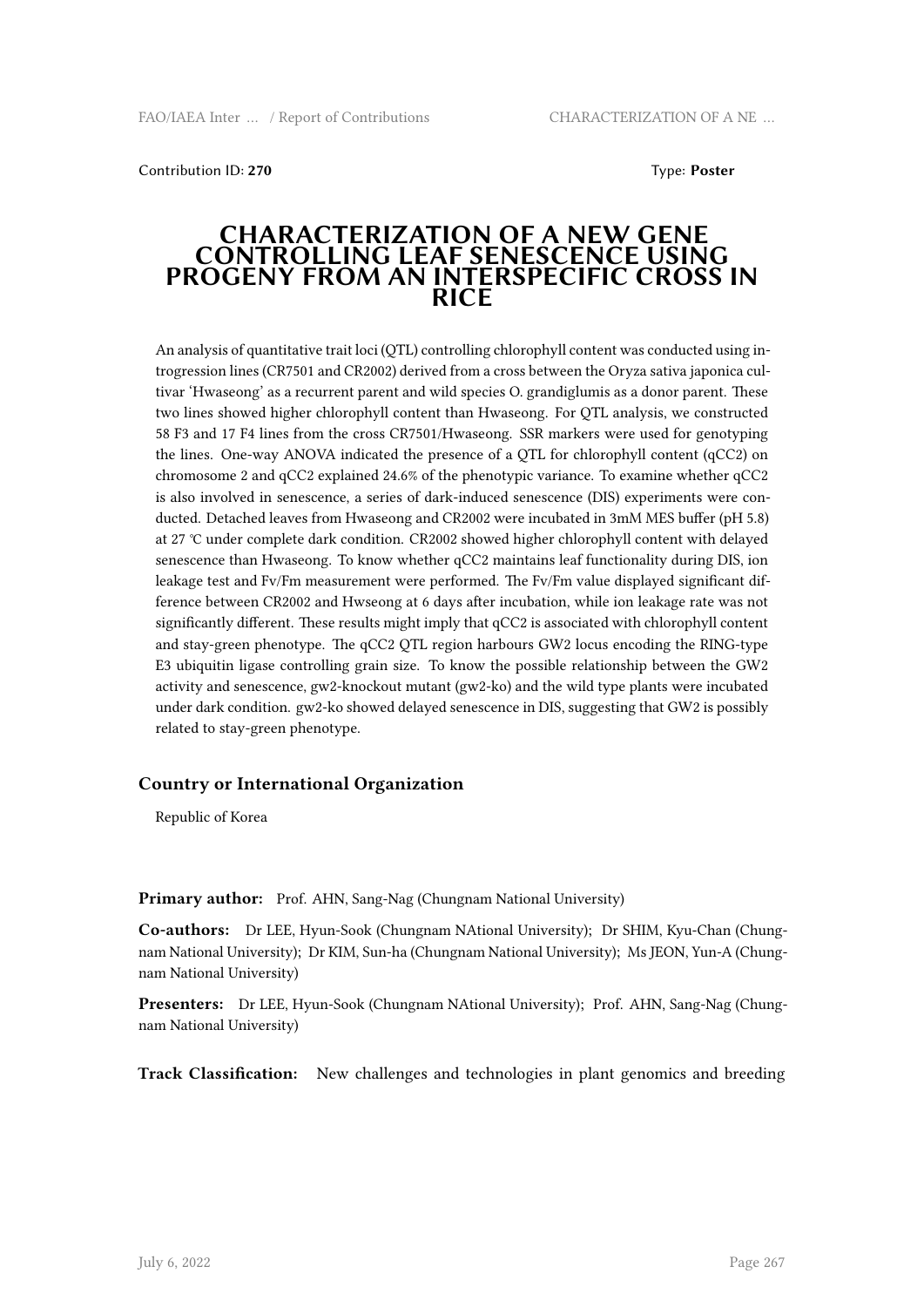Contribution ID: **270**

Type: **Poster**

# CHARACTERIZATION OF A NEW GENE CONTROLLING LEAF SENESCENCE USING PROGENY FROM AN INTERSPECIFIC CROSS IN RICE

An analysis of quantitative trait loci (QTL) controlling chlorophyll content was conducted using introgression lines (CR7501 and CR2002) derived from a cross between the Oryza sativa japonica cultivar 'Hwaseong' as a recurrent parent and wild species O. grandiglumis as a donor parent. These two lines showed higher chlorophyll content than Hwaseong. For QTL analysis, we constructed 58 F3 and 17 F4 lines from the cross CR7501/Hwaseong. SSR markers were used for genotyping the lines. One-way ANOVA indicated the presence of a QTL for chlorophyll content (qCC2) on chromosome 2 and qCC2 explained 24.6% of the phenotypic variance. To examine whether qCC2 is also involved in senescence, a series of dark-induced senescence (DIS) experiments were conducted. Detached leaves from Hwaseong and CR2002 were incubated in 3mM MES buffer (pH 5.8) at 27 ℃ under complete dark condition. CR2002 showed higher chlorophyll content with delayed senescence than Hwaseong. To know whether qCC2 maintains leaf functionality during DIS, ion leakage test and Fv/Fm measurement were performed. The Fv/Fm value displayed significant difference between CR2002 and Hwseong at 6 days after incubation, while ion leakage rate was not significantly different. These results might imply that qCC2 is associated with chlorophyll content and stay-green phenotype. The qCC2 QTL region harbours GW2 locus encoding the RING-type E3 ubiquitin ligase controlling grain size. To know the possible relationship between the GW2 activity and senescence, gw2-knockout mutant (gw2-ko) and the wild type plants were incubated under dark condition. gw2-ko showed delayed senescence in DIS, suggesting that GW2 is possibly related to stay-green phenotype.

## Country or International Organization

Republic of Korea

**Primary author:** Prof. AHN, Sang-Nag (Chungnam National University)

**Co-authors:** Dr LEE, Hyun-Sook (Chungnam NAtional University); Dr SHIM, Kyu-Chan (Chungnam National University); Dr KIM, Sun-ha (Chungnam National University); Ms JEON, Yun-A (Chungnam National University)

**Presenters:** Dr LEE, Hyun-Sook (Chungnam NAtional University); Prof. AHN, Sang-Nag (Chungnam National University)

**Track Classification:** New challenges and technologies in plant genomics and breeding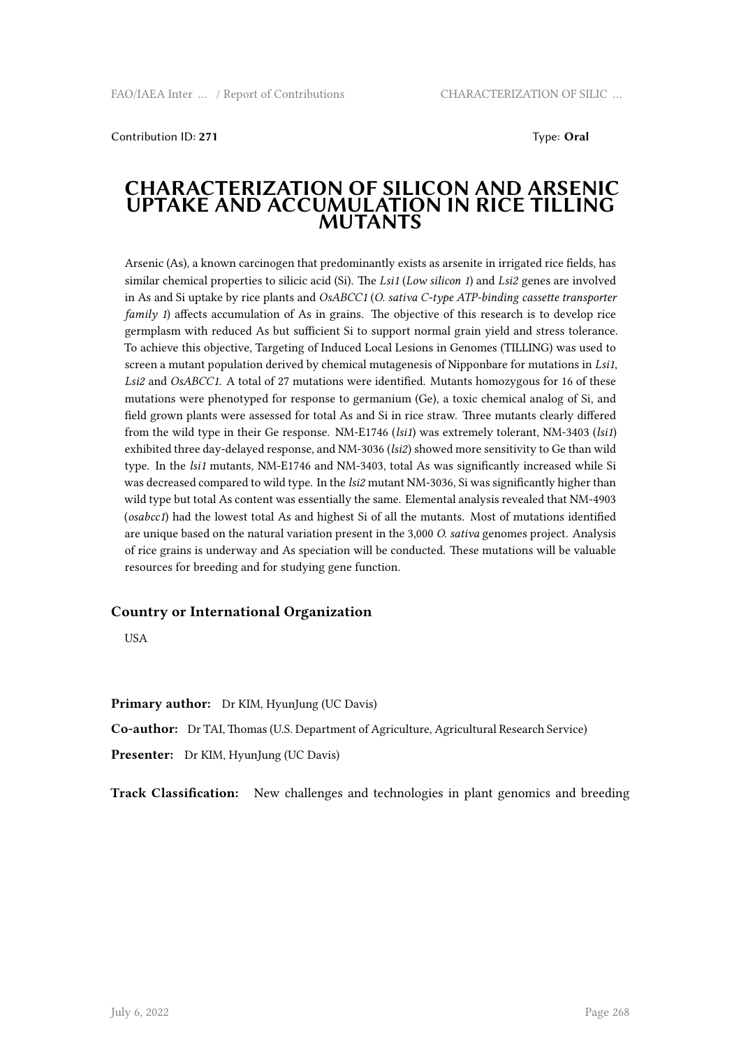Contribution ID: **271** Type: **Oral**

# CHARACTERIZATION OF SILICON AND ARSENIC UPTAKE AND ACCUMULATION IN RICE TILLING MUTANTS

Arsenic (As), a known carcinogen that predominantly exists as arsenite in irrigated rice fields, has similar chemical properties to silicic acid (Si). The *Lsi1* (*Low silicon 1*) and *Lsi2* genes are involved in As and Si uptake by rice plants and *OsABCC1* (*O. sativa C-type ATP-binding cassette transporter family 1*) affects accumulation of As in grains. The objective of this research is to develop rice germplasm with reduced As but sufficient Si to support normal grain yield and stress tolerance. To achieve this objective, Targeting of Induced Local Lesions in Genomes (TILLING) was used to screen a mutant population derived by chemical mutagenesis of Nipponbare for mutations in *Lsi1*, *Lsi2* and *OsABCC1*. A total of 27 mutations were identified. Mutants homozygous for 16 of these mutations were phenotyped for response to germanium (Ge), a toxic chemical analog of Si, and field grown plants were assessed for total As and Si in rice straw. Three mutants clearly differed from the wild type in their Ge response. NM-E1746 (*lsi1*) was extremely tolerant, NM-3403 (*lsi1*) exhibited three day-delayed response, and NM-3036 (*lsi2*) showed more sensitivity to Ge than wild type. In the *lsi1* mutants, NM-E1746 and NM-3403, total As was significantly increased while Si was decreased compared to wild type. In the *lsi2* mutant NM-3036, Si was significantly higher than wild type but total As content was essentially the same. Elemental analysis revealed that NM-4903 (*osabcc1*) had the lowest total As and highest Si of all the mutants. Most of mutations identified are unique based on the natural variation present in the 3,000 *O. sativa* genomes project. Analysis of rice grains is underway and As speciation will be conducted. These mutations will be valuable resources for breeding and for studying gene function.

### Country or International Organization

USA

**Primary author:** Dr KIM, HyunJung (UC Davis)

**Co-author:** Dr TAI, Thomas (U.S. Department of Agriculture, Agricultural Research Service)

**Presenter:** Dr KIM, HyunJung (UC Davis)

**Track Classification:** New challenges and technologies in plant genomics and breeding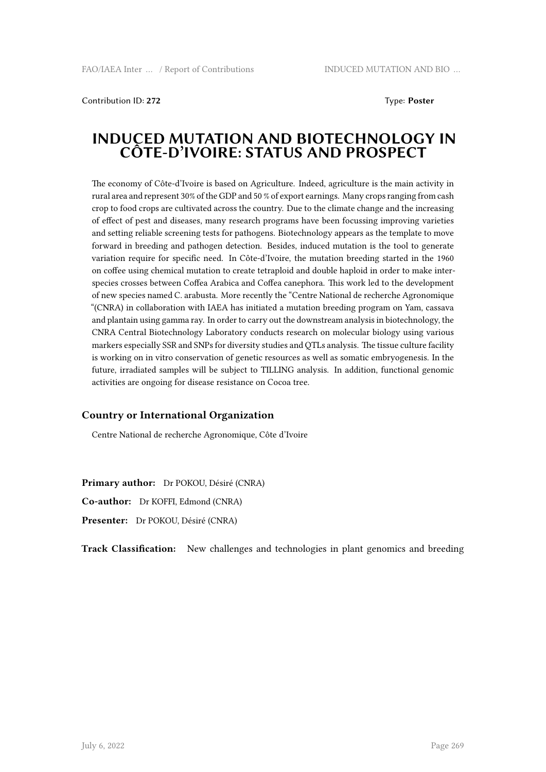Contribution ID: **272**  Type: **Poster**

# INDUCED MUTATION AND BIOTECHNOLOGY IN CÔTE-D'IVOIRE: STATUS AND PROSPECT

The economy of Côte-d'Ivoire is based on Agriculture. Indeed, agriculture is the main activity in rural area and represent 30% of the GDP and 50 % of export earnings. Many crops ranging from cash crop to food crops are cultivated across the country. Due to the climate change and the increasing of effect of pest and diseases, many research programs have been focussing improving varieties and setting reliable screening tests for pathogens. Biotechnology appears as the template to move forward in breeding and pathogen detection. Besides, induced mutation is the tool to generate variation require for specific need. In Côte-d'Ivoire, the mutation breeding started in the 1960 on coffee using chemical mutation to create tetraploid and double haploid in order to make inter-species crosses between Coffea Arabica and Coffea canephora. This work led to the development of new species named C. arabusta. More recently the "Centre National de recherche Agronomique "(CNRA) in collaboration with IAEA has initiated a mutation breeding program on Yam, cassava and plantain using gamma ray. In order to carry out the downstream analysis in biotechnology, the CNRA Central Biotechnology Laboratory conducts research on molecular biology using various markers especially SSR and SNPs for diversity studies and QTLs analysis. The tissue culture facility is working on in vitro conservation of genetic resources as well as somatic embryogenesis. In the future, irradiated samples will be subject to TILLING analysis. In addition, functional genomic activities are ongoing for disease resistance on Cocoa tree.

### Country or International Organization

Centre National de recherche Agronomique, Côte d'Ivoire

**Primary author:** Dr POKOU, Désiré (CNRA)

**Co-author:** Dr KOFFI, Edmond (CNRA)

**Presenter:** Dr POKOU, Désiré (CNRA)

**Track Classification:** New challenges and technologies in plant genomics and breeding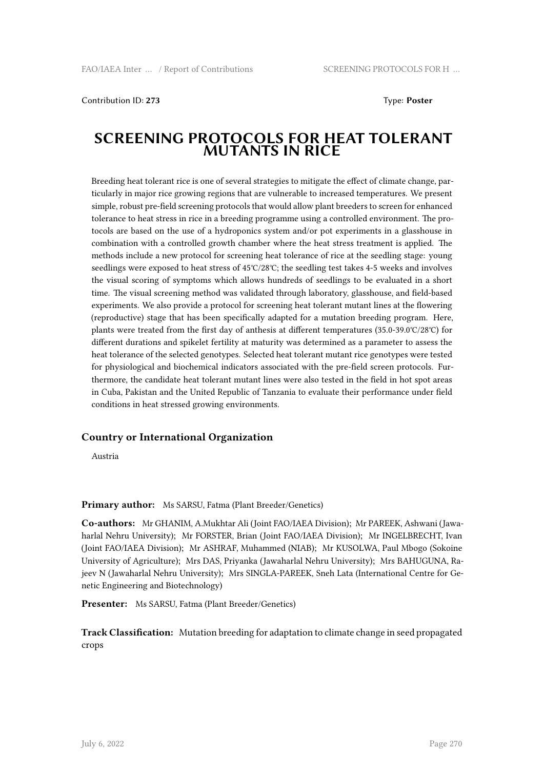Contribution ID: **273** Type: **Poster**

# SCREENING PROTOCOLS FOR HEAT TOLERANT MUTANTS IN RICE

Breeding heat tolerant rice is one of several strategies to mitigate the effect of climate change, particularly in major rice growing regions that are vulnerable to increased temperatures. We present simple, robust pre-field screening protocols that would allow plant breeders to screen for enhanced tolerance to heat stress in rice in a breeding programme using a controlled environment. The protocols are based on the use of a hydroponics system and/or pot experiments in a glasshouse in combination with a controlled growth chamber where the heat stress treatment is applied. The methods include a new protocol for screening heat tolerance of rice at the seedling stage: young seedlings were exposed to heat stress of 45℃/28℃; the seedling test takes 4-5 weeks and involves the visual scoring of symptoms which allows hundreds of seedlings to be evaluated in a short time. The visual screening method was validated through laboratory, glasshouse, and field-based experiments. We also provide a protocol for screening heat tolerant mutant lines at the flowering (reproductive) stage that has been specifically adapted for a mutation breeding program. Here, plants were treated from the first day of anthesis at different temperatures (35.0-39.0℃/28℃) for different durations and spikelet fertility at maturity was determined as a parameter to assess the heat tolerance of the selected genotypes. Selected heat tolerant mutant rice genotypes were tested for physiological and biochemical indicators associated with the pre-field screen protocols. Furthermore, the candidate heat tolerant mutant lines were also tested in the field in hot spot areas in Cuba, Pakistan and the United Republic of Tanzania to evaluate their performance under field conditions in heat stressed growing environments.

### Country or International Organization

Austria

**Primary author:** Ms SARSU, Fatma (Plant Breeder/Genetics)

**Co-authors:** Mr GHANIM, A.Mukhtar Ali (Joint FAO/IAEA Division); Mr PAREEK, Ashwani (Jawaharlal Nehru University); Mr FORSTER, Brian (Joint FAO/IAEA Division); Mr INGELBRECHT, Ivan (Joint FAO/IAEA Division); Mr ASHRAF, Muhammed (NIAB); Mr KUSOLWA, Paul Mbogo (Sokoine University of Agriculture); Mrs DAS, Priyanka (Jawaharlal Nehru University); Mrs BAHUGUNA, Rajeev N (Jawaharlal Nehru University); Mrs SINGLA-PAREEK, Sneh Lata (International Centre for Genetic Engineering and Biotechnology)

**Presenter:** Ms SARSU, Fatma (Plant Breeder/Genetics)

**Track Classification:** Mutation breeding for adaptation to climate change in seed propagated crops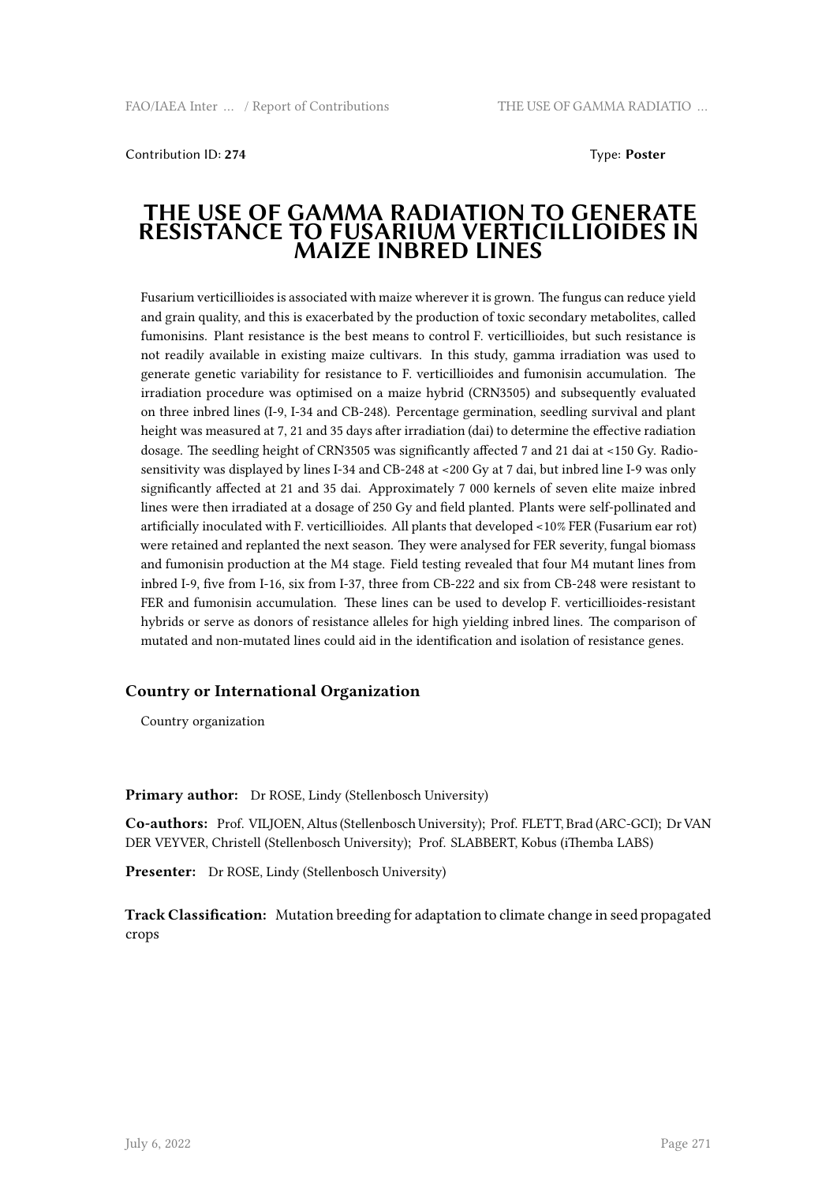Contribution ID: **274** Type: **Poster**

# THE USE OF GAMMA RADIATION TO GENERATE RESISTANCE TO FUSARIUM VERTICILLIOIDES IN MAIZE INBRED LINES

Fusarium verticillioides is associated with maize wherever it is grown. The fungus can reduce yield and grain quality, and this is exacerbated by the production of toxic secondary metabolites, called fumonisins. Plant resistance is the best means to control F. verticillioides, but such resistance is not readily available in existing maize cultivars. In this study, gamma irradiation was used to generate genetic variability for resistance to F. verticillioides and fumonisin accumulation. The irradiation procedure was optimised on a maize hybrid (CRN3505) and subsequently evaluated on three inbred lines (I-9, I-34 and CB-248). Percentage germination, seedling survival and plant height was measured at 7, 21 and 35 days after irradiation (dai) to determine the effective radiation dosage. The seedling height of CRN3505 was significantly affected 7 and 21 dai at <150 Gy. Radiosensitivity was displayed by lines I-34 and CB-248 at <200 Gy at 7 dai, but inbred line I-9 was only significantly affected at 21 and 35 dai. Approximately 7 000 kernels of seven elite maize inbred lines were then irradiated at a dosage of 250 Gy and field planted. Plants were self-pollinated and artificially inoculated with F. verticillioides. All plants that developed <10% FER (Fusarium ear rot) were retained and replanted the next season. They were analysed for FER severity, fungal biomass and fumonisin production at the M4 stage. Field testing revealed that four M4 mutant lines from inbred I-9, five from I-16, six from I-37, three from CB-222 and six from CB-248 were resistant to FER and fumonisin accumulation. These lines can be used to develop F. verticillioides-resistant hybrids or serve as donors of resistance alleles for high yielding inbred lines. The comparison of mutated and non-mutated lines could aid in the identification and isolation of resistance genes.

### Country or International Organization

Country organization

**Primary author:** Dr ROSE, Lindy (Stellenbosch University)

**Co-authors:** Prof. VILJOEN, Altus (Stellenbosch University); Prof. FLETT, Brad (ARC-GCI); Dr VAN DER VEYVER, Christell (Stellenbosch University); Prof. SLABBERT, Kobus (iThemba LABS)

**Presenter:** Dr ROSE, Lindy (Stellenbosch University)

**Track Classification:** Mutation breeding for adaptation to climate change in seed propagated crops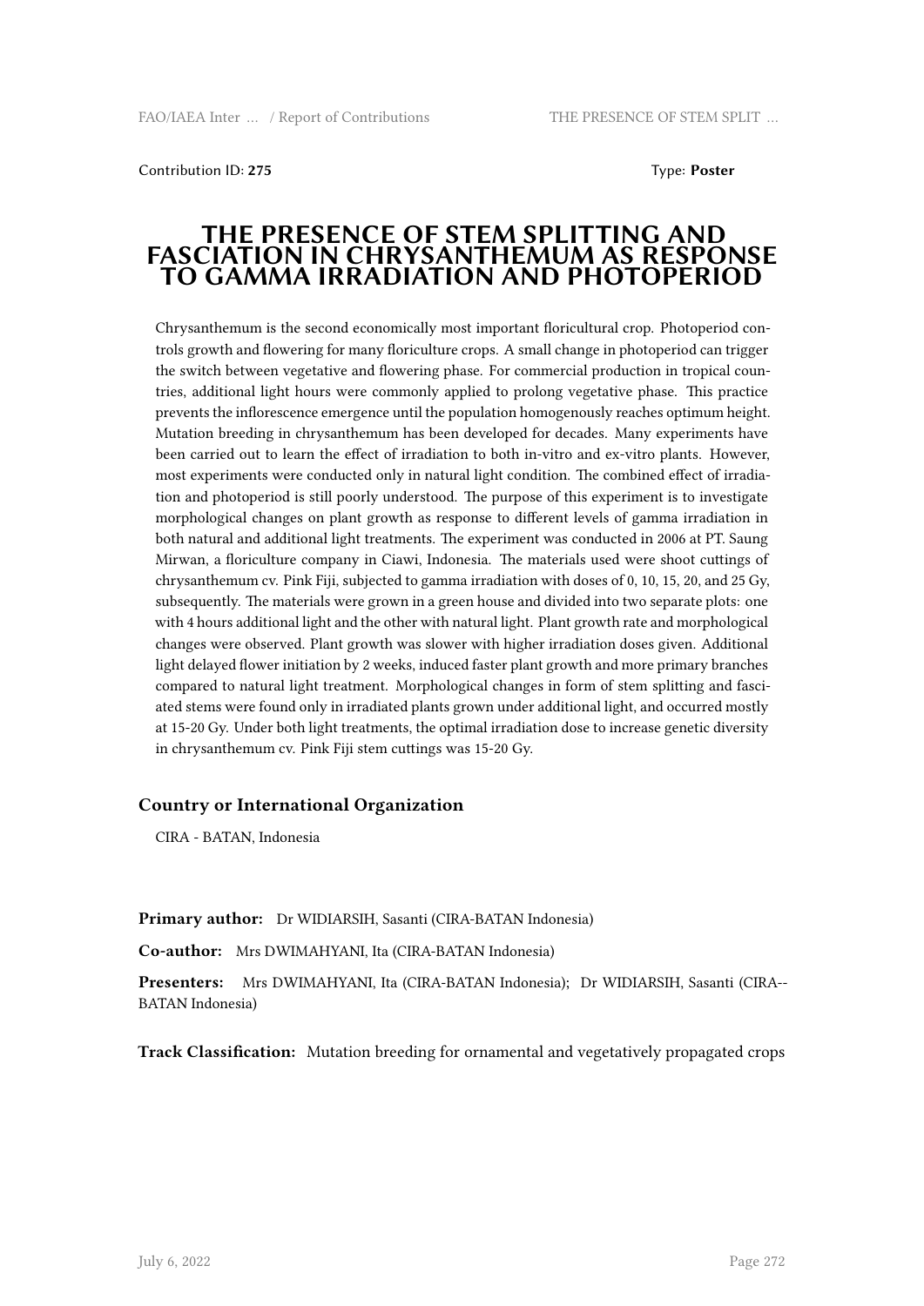Contribution ID: **275** Type: **Poster**

# THE PRESENCE OF STEM SPLITTING AND FASCIATION IN CHRYSANTHEMUM AS RESPONSE TO GAMMA IRRADIATION AND PHOTOPERIOD

Chrysanthemum is the second economically most important floricultural crop. Photoperiod controls growth and flowering for many floriculture crops. A small change in photoperiod can trigger the switch between vegetative and flowering phase. For commercial production in tropical countries, additional light hours were commonly applied to prolong vegetative phase. This practice prevents the inflorescence emergence until the population homogenously reaches optimum height. Mutation breeding in chrysanthemum has been developed for decades. Many experiments have been carried out to learn the effect of irradiation to both in-vitro and ex-vitro plants. However, most experiments were conducted only in natural light condition. The combined effect of irradiation and photoperiod is still poorly understood. The purpose of this experiment is to investigate morphological changes on plant growth as response to different levels of gamma irradiation in both natural and additional light treatments. The experiment was conducted in 2006 at PT. Saung Mirwan, a floriculture company in Ciawi, Indonesia. The materials used were shoot cuttings of chrysanthemum cv. Pink Fiji, subjected to gamma irradiation with doses of 0, 10, 15, 20, and 25 Gy, subsequently. The materials were grown in a green house and divided into two separate plots: one with 4 hours additional light and the other with natural light. Plant growth rate and morphological changes were observed. Plant growth was slower with higher irradiation doses given. Additional light delayed flower initiation by 2 weeks, induced faster plant growth and more primary branches compared to natural light treatment. Morphological changes in form of stem splitting and fasciated stems were found only in irradiated plants grown under additional light, and occurred mostly at 15-20 Gy. Under both light treatments, the optimal irradiation dose to increase genetic diversity in chrysanthemum cv. Pink Fiji stem cuttings was 15-20 Gy.

### Country or International Organization

CIRA - BATAN, Indonesia

**Primary author:** Dr WIDIARSIH, Sasanti (CIRA-BATAN Indonesia)

**Co-author:** Mrs DWIMAHYANI, Ita (CIRA-BATAN Indonesia)

**Presenters:** Mrs DWIMAHYANI, Ita (CIRA-BATAN Indonesia); Dr WIDIARSIH, Sasanti (CIRA--BATAN Indonesia)

**Track Classification:** Mutation breeding for ornamental and vegetatively propagated crops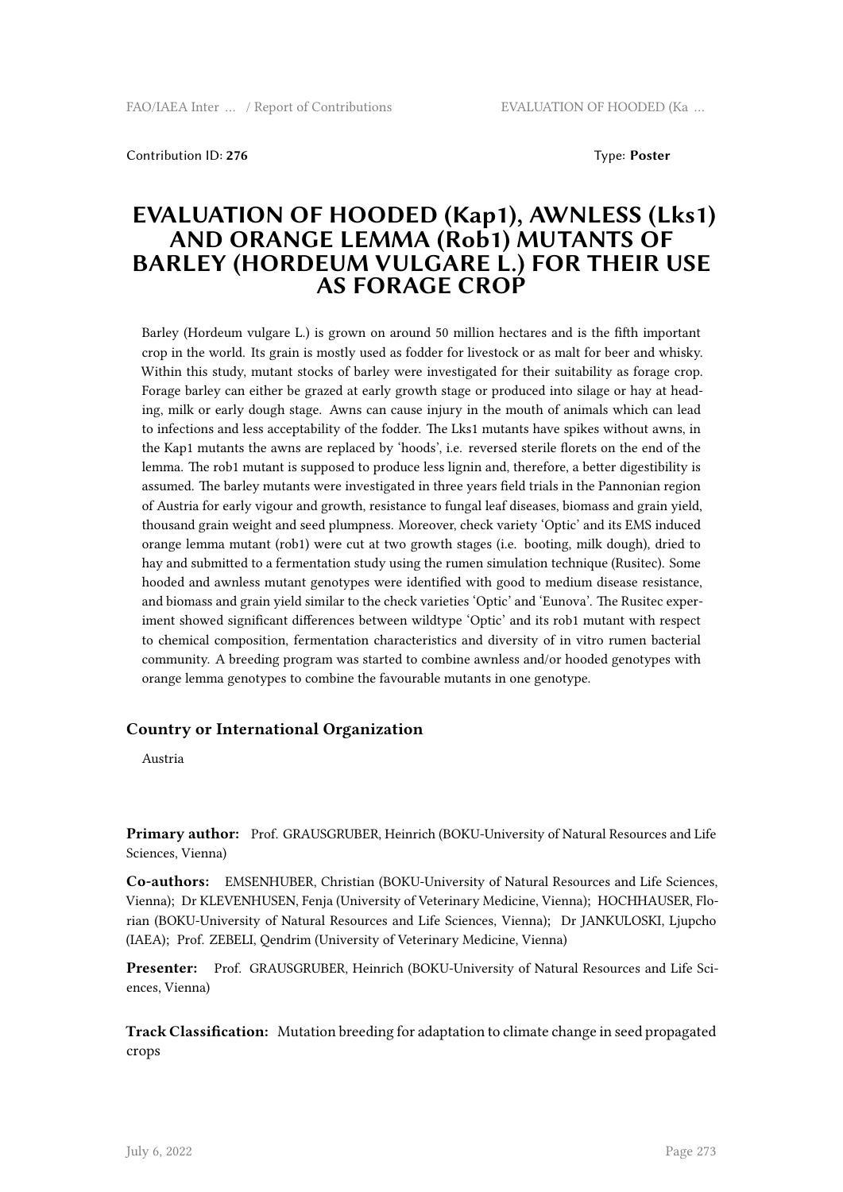Contribution ID: **276** Type: **Poster**

# EVALUATION OF HOODED (Kap1), AWNLESS (Lks1) AND ORANGE LEMMA (Rob1) MUTANTS OF BARLEY (HORDEUM VULGARE L.) FOR THEIR USE AS FORAGE CROP

Barley (Hordeum vulgare L.) is grown on around 50 million hectares and is the fifth important crop in the world. Its grain is mostly used as fodder for livestock or as malt for beer and whisky. Within this study, mutant stocks of barley were investigated for their suitability as forage crop. Forage barley can either be grazed at early growth stage or produced into silage or hay at heading, milk or early dough stage. Awns can cause injury in the mouth of animals which can lead to infections and less acceptability of the fodder. The Lks1 mutants have spikes without awns, in the Kap1 mutants the awns are replaced by 'hoods', i.e. reversed sterile florets on the end of the lemma. The rob1 mutant is supposed to produce less lignin and, therefore, a better digestibility is assumed. The barley mutants were investigated in three years field trials in the Pannonian region of Austria for early vigour and growth, resistance to fungal leaf diseases, biomass and grain yield, thousand grain weight and seed plumpness. Moreover, check variety 'Optic' and its EMS induced orange lemma mutant (rob1) were cut at two growth stages (i.e. booting, milk dough), dried to hay and submitted to a fermentation study using the rumen simulation technique (Rusitec). Some hooded and awnless mutant genotypes were identified with good to medium disease resistance, and biomass and grain yield similar to the check varieties 'Optic' and 'Eunova'. The Rusitec experiment showed significant differences between wildtype 'Optic' and its rob1 mutant with respect to chemical composition, fermentation characteristics and diversity of in vitro rumen bacterial community. A breeding program was started to combine awnless and/or hooded genotypes with orange lemma genotypes to combine the favourable mutants in one genotype.

### Country or International Organization

Austria

**Primary author:** Prof. GRAUSGRUBER, Heinrich (BOKU-University of Natural Resources and Life Sciences, Vienna)

**Co-authors:** EMSENHUBER, Christian (BOKU-University of Natural Resources and Life Sciences, Vienna); Dr KLEVENHUSEN, Fenja (University of Veterinary Medicine, Vienna); HOCHHAUSER, Florian (BOKU-University of Natural Resources and Life Sciences, Vienna); Dr JANKULOSKI, Ljupcho (IAEA); Prof. ZEBELI, Qendrim (University of Veterinary Medicine, Vienna)

**Presenter:** Prof. GRAUSGRUBER, Heinrich (BOKU-University of Natural Resources and Life Sciences, Vienna)

**Track Classification:** Mutation breeding for adaptation to climate change in seed propagated crops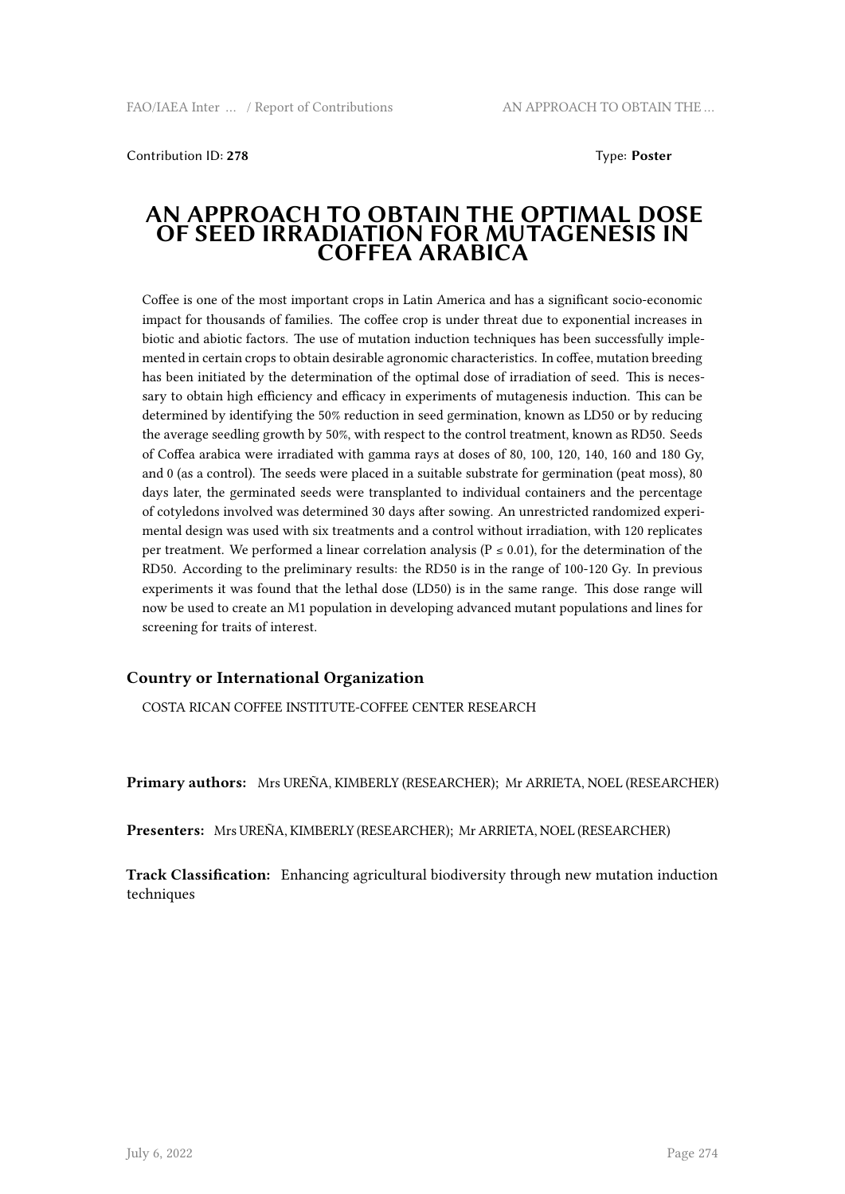Contribution ID: **278**

Type: **Poster**

# AN APPROACH TO OBTAIN THE OPTIMAL DOSE OF SEED IRRADIATION FOR MUTAGENESIS IN COFFEA ARABICA

Coffee is one of the most important crops in Latin America and has a significant socio-economic impact for thousands of families. The coffee crop is under threat due to exponential increases in biotic and abiotic factors. The use of mutation induction techniques has been successfully implemented in certain crops to obtain desirable agronomic characteristics. In coffee, mutation breeding has been initiated by the determination of the optimal dose of irradiation of seed. This is necessary to obtain high efficiency and efficacy in experiments of mutagenesis induction. This can be determined by identifying the 50% reduction in seed germination, known as LD50 or by reducing the average seedling growth by 50%, with respect to the control treatment, known as RD50. Seeds of Coffea arabica were irradiated with gamma rays at doses of 80, 100, 120, 140, 160 and 180 Gy, and 0 (as a control). The seeds were placed in a suitable substrate for germination (peat moss), 80 days later, the germinated seeds were transplanted to individual containers and the percentage of cotyledons involved was determined 30 days after sowing. An unrestricted randomized experimental design was used with six treatments and a control without irradiation, with 120 replicates per treatment. We performed a linear correlation analysis ($P \leq 0.01$), for the determination of the RD50. According to the preliminary results: the RD50 is in the range of 100-120 Gy. In previous experiments it was found that the lethal dose (LD50) is in the same range. This dose range will now be used to create an M1 population in developing advanced mutant populations and lines for screening for traits of interest.

### Country or International Organization

COSTA RICAN COFFEE INSTITUTE-COFFEE CENTER RESEARCH

**Primary authors:** Mrs UREÑA, KIMBERLY (RESEARCHER); Mr ARRIETA, NOEL (RESEARCHER)

**Presenters:** Mrs UREÑA, KIMBERLY (RESEARCHER); Mr ARRIETA, NOEL (RESEARCHER)

**Track Classification:** Enhancing agricultural biodiversity through new mutation induction techniques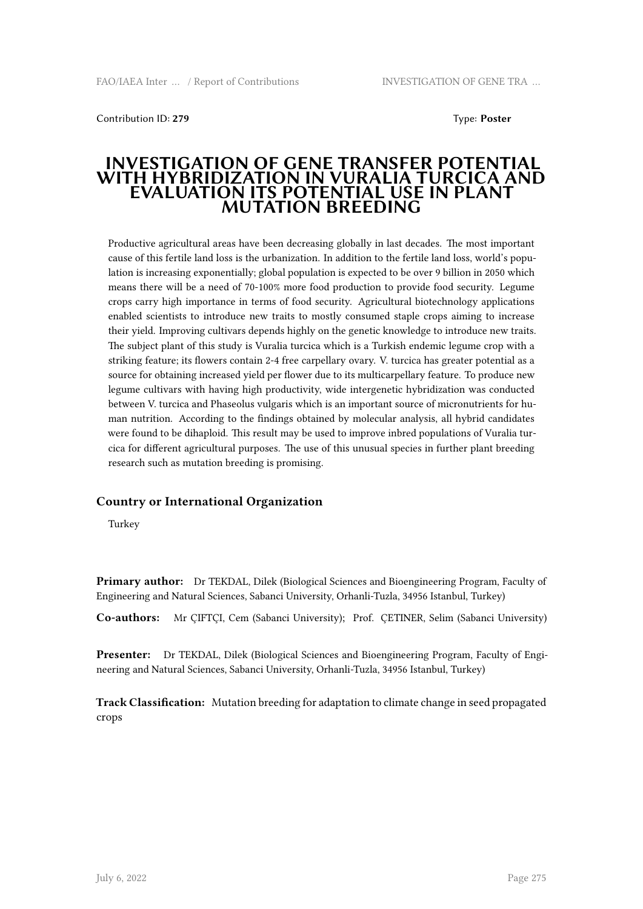Contribution ID: **279**

Type: **Poster**

# INVESTIGATION OF GENE TRANSFER POTENTIAL WITH HYBRIDIZATION IN VURALIA TURCICA AND EVALUATION ITS POTENTIAL USE IN PLANT MUTATION BREEDING

Productive agricultural areas have been decreasing globally in last decades. The most important cause of this fertile land loss is the urbanization. In addition to the fertile land loss, world's population is increasing exponentially; global population is expected to be over 9 billion in 2050 which means there will be a need of 70-100% more food production to provide food security. Legume crops carry high importance in terms of food security. Agricultural biotechnology applications enabled scientists to introduce new traits to mostly consumed staple crops aiming to increase their yield. Improving cultivars depends highly on the genetic knowledge to introduce new traits. The subject plant of this study is Vuralia turcica which is a Turkish endemic legume crop with a striking feature; its flowers contain 2-4 free carpellary ovary. V. turcica has greater potential as a source for obtaining increased yield per flower due to its multicarpellary feature. To produce new legume cultivars with having high productivity, wide intergenetic hybridization was conducted between V. turcica and Phaseolus vulgaris which is an important source of micronutrients for human nutrition. According to the findings obtained by molecular analysis, all hybrid candidates were found to be dihaploid. This result may be used to improve inbred populations of Vuralia turcica for different agricultural purposes. The use of this unusual species in further plant breeding research such as mutation breeding is promising.

## Country or International Organization

Turkey

**Primary author:** Dr TEKDAL, Dilek (Biological Sciences and Bioengineering Program, Faculty of Engineering and Natural Sciences, Sabanci University, Orhanli-Tuzla, 34956 Istanbul, Turkey)

**Co-authors:** Mr ÇIFTÇI, Cem (Sabanci University); Prof. ÇETINER, Selim (Sabanci University)

**Presenter:** Dr TEKDAL, Dilek (Biological Sciences and Bioengineering Program, Faculty of Engineering and Natural Sciences, Sabanci University, Orhanli-Tuzla, 34956 Istanbul, Turkey)

**Track Classification:** Mutation breeding for adaptation to climate change in seed propagated crops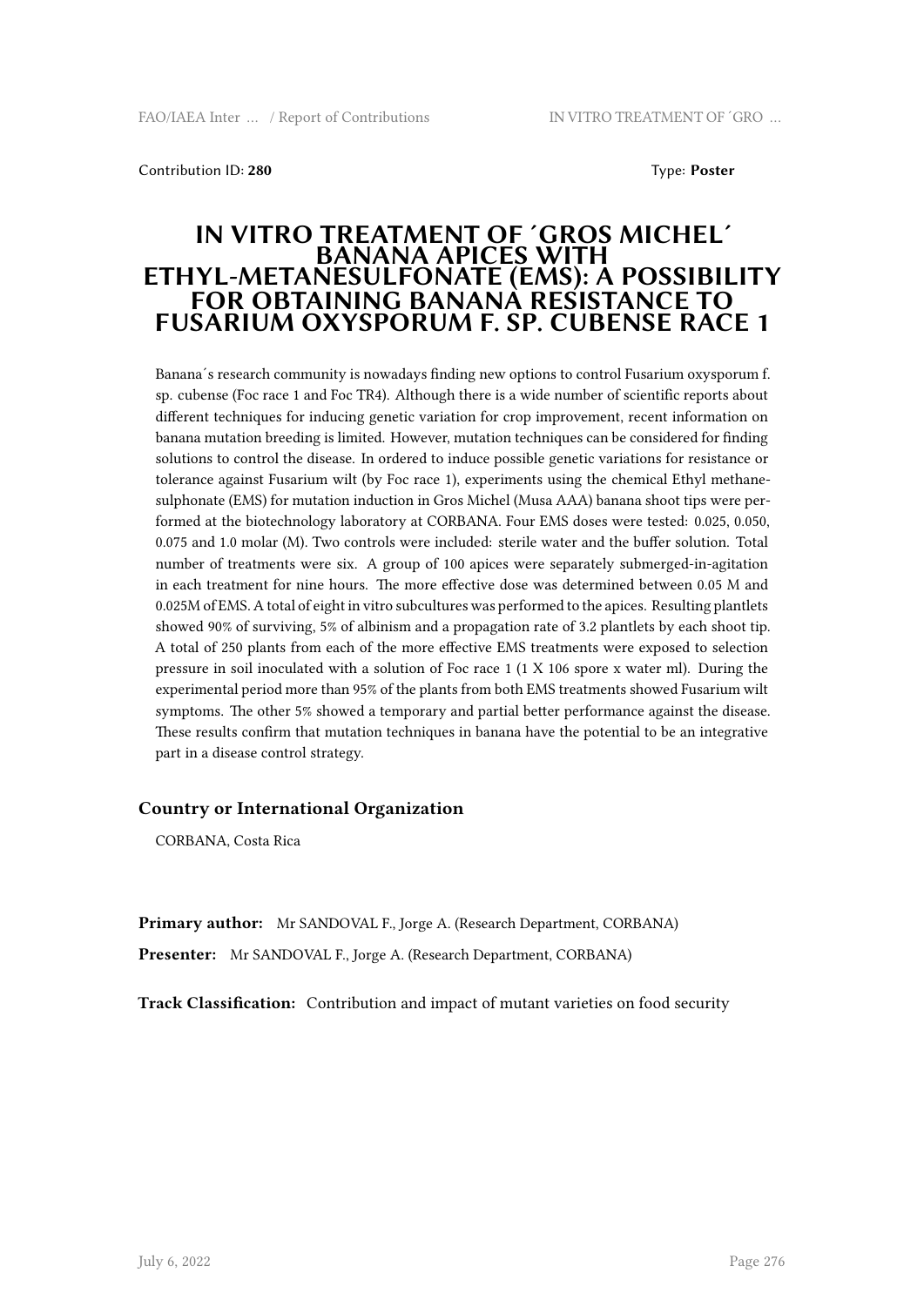Contribution ID: **280** Type: **Poster**

# IN VITRO TREATMENT OF ´GROS MICHEL´ BANANA APICES WITH ETHYL-METANESULFONATE (EMS): A POSSIBILITY FOR OBTAINING BANANA RESISTANCE TO FUSARIUM OXYSPORUM F. SP. CUBENSE RACE 1

Banana´s research community is nowadays finding new options to control Fusarium oxysporum f. sp. cubense (Foc race 1 and Foc TR4). Although there is a wide number of scientific reports about different techniques for inducing genetic variation for crop improvement, recent information on banana mutation breeding is limited. However, mutation techniques can be considered for finding solutions to control the disease. In ordered to induce possible genetic variations for resistance or tolerance against Fusarium wilt (by Foc race 1), experiments using the chemical Ethyl methanesulphonate (EMS) for mutation induction in Gros Michel (Musa AAA) banana shoot tips were performed at the biotechnology laboratory at CORBANA. Four EMS doses were tested: 0.025, 0.050, 0.075 and 1.0 molar (M). Two controls were included: sterile water and the buffer solution. Total number of treatments were six. A group of 100 apices were separately submerged-in-agitation in each treatment for nine hours. The more effective dose was determined between 0.05 M and 0.025M of EMS. A total of eight in vitro subcultures was performed to the apices. Resulting plantlets showed 90% of surviving, 5% of albinism and a propagation rate of 3.2 plantlets by each shoot tip. A total of 250 plants from each of the more effective EMS treatments were exposed to selection pressure in soil inoculated with a solution of Foc race 1 (1 X 106 spore x water ml). During the experimental period more than 95% of the plants from both EMS treatments showed Fusarium wilt symptoms. The other 5% showed a temporary and partial better performance against the disease. These results confirm that mutation techniques in banana have the potential to be an integrative part in a disease control strategy.

### Country or International Organization

CORBANA, Costa Rica

**Primary author:** Mr SANDOVAL F., Jorge A. (Research Department, CORBANA)

**Presenter:** Mr SANDOVAL F., Jorge A. (Research Department, CORBANA)

**Track Classification:** Contribution and impact of mutant varieties on food security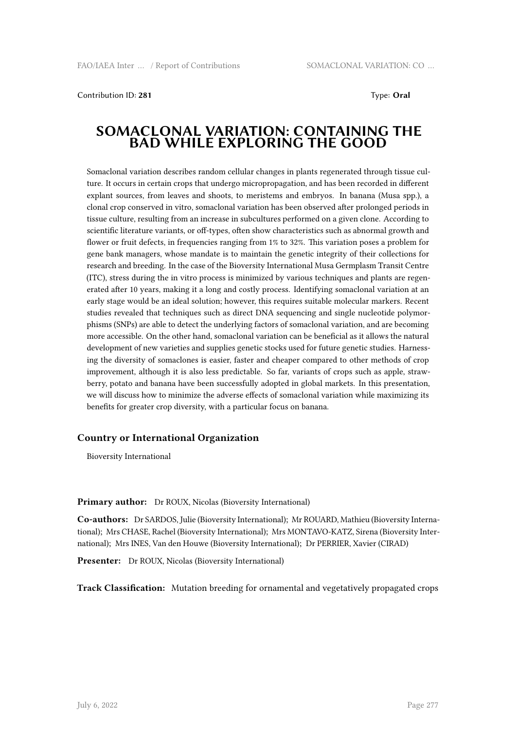Contribution ID: **281** Type: **Oral**

# SOMACLONAL VARIATION: CONTAINING THE BAD WHILE EXPLORING THE GOOD

Somaclonal variation describes random cellular changes in plants regenerated through tissue culture. It occurs in certain crops that undergo micropropagation, and has been recorded in different explant sources, from leaves and shoots, to meristems and embryos. In banana (Musa spp.), a clonal crop conserved in vitro, somaclonal variation has been observed after prolonged periods in tissue culture, resulting from an increase in subcultures performed on a given clone. According to scientific literature variants, or off-types, often show characteristics such as abnormal growth and flower or fruit defects, in frequencies ranging from 1% to 32%. This variation poses a problem for gene bank managers, whose mandate is to maintain the genetic integrity of their collections for research and breeding. In the case of the Bioversity International Musa Germplasm Transit Centre (ITC), stress during the in vitro process is minimized by various techniques and plants are regenerated after 10 years, making it a long and costly process. Identifying somaclonal variation at an early stage would be an ideal solution; however, this requires suitable molecular markers. Recent studies revealed that techniques such as direct DNA sequencing and single nucleotide polymorphisms (SNPs) are able to detect the underlying factors of somaclonal variation, and are becoming more accessible. On the other hand, somaclonal variation can be beneficial as it allows the natural development of new varieties and supplies genetic stocks used for future genetic studies. Harnessing the diversity of somaclones is easier, faster and cheaper compared to other methods of crop improvement, although it is also less predictable. So far, variants of crops such as apple, strawberry, potato and banana have been successfully adopted in global markets. In this presentation, we will discuss how to minimize the adverse effects of somaclonal variation while maximizing its benefits for greater crop diversity, with a particular focus on banana.

### Country or International Organization

Bioversity International

**Primary author:** Dr ROUX, Nicolas (Bioversity International)

**Co-authors:** Dr SARDOS, Julie (Bioversity International); Mr ROUARD, Mathieu (Bioversity International); Mrs CHASE, Rachel (Bioversity International); Mrs MONTAVO-KATZ, Sirena (Bioversity International); Mrs INES, Van den Houwe (Bioversity International); Dr PERRIER, Xavier (CIRAD)

**Presenter:** Dr ROUX, Nicolas (Bioversity International)

**Track Classification:** Mutation breeding for ornamental and vegetatively propagated crops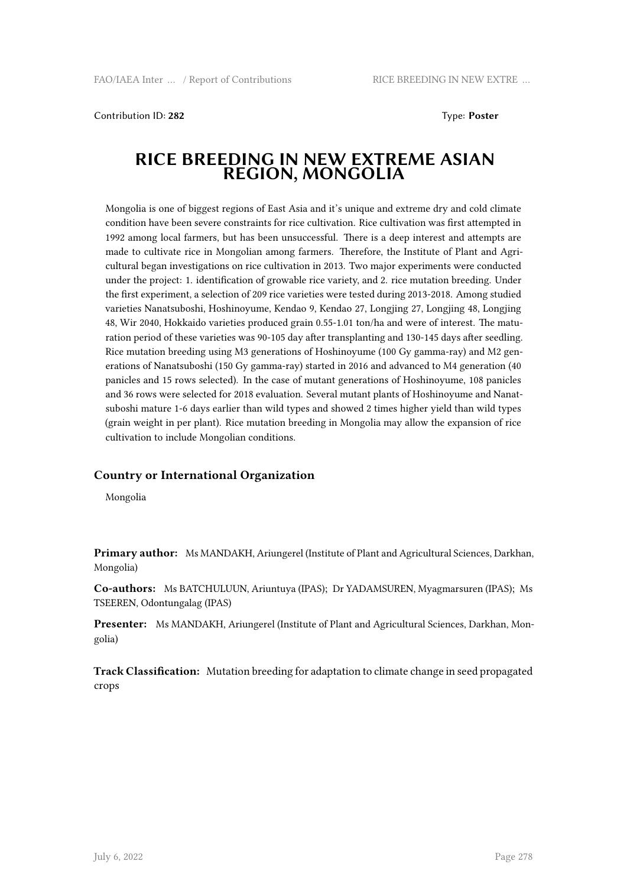Contribution ID: **282** Type: **Poster**

# RICE BREEDING IN NEW EXTREME ASIAN REGION, MONGOLIA

Mongolia is one of biggest regions of East Asia and it's unique and extreme dry and cold climate condition have been severe constraints for rice cultivation. Rice cultivation was first attempted in 1992 among local farmers, but has been unsuccessful. There is a deep interest and attempts are made to cultivate rice in Mongolian among farmers. Therefore, the Institute of Plant and Agricultural began investigations on rice cultivation in 2013. Two major experiments were conducted under the project: 1. identification of growable rice variety, and 2. rice mutation breeding. Under the first experiment, a selection of 209 rice varieties were tested during 2013-2018. Among studied varieties Nanatsuboshi, Hoshinoyume, Kendao 9, Kendao 27, Longjing 27, Longjing 48, Longjing 48, Wir 2040, Hokkaido varieties produced grain 0.55-1.01 ton/ha and were of interest. The maturation period of these varieties was 90-105 day after transplanting and 130-145 days after seedling. Rice mutation breeding using M3 generations of Hoshinoyume (100 Gy gamma-ray) and M2 generations of Nanatsuboshi (150 Gy gamma-ray) started in 2016 and advanced to M4 generation (40 panicles and 15 rows selected). In the case of mutant generations of Hoshinoyume, 108 panicles and 36 rows were selected for 2018 evaluation. Several mutant plants of Hoshinoyume and Nanatsuboshi mature 1-6 days earlier than wild types and showed 2 times higher yield than wild types (grain weight in per plant). Rice mutation breeding in Mongolia may allow the expansion of rice cultivation to include Mongolian conditions.

### Country or International Organization

Mongolia

**Primary author:** Ms MANDAKH, Ariungerel (Institute of Plant and Agricultural Sciences, Darkhan, Mongolia)

**Co-authors:** Ms BATCHULUUN, Ariuntuya (IPAS); Dr YADAMSUREN, Myagmarsuren (IPAS); Ms TSEEREN, Odontungalag (IPAS)

**Presenter:** Ms MANDAKH, Ariungerel (Institute of Plant and Agricultural Sciences, Darkhan, Mongolia)

**Track Classification:** Mutation breeding for adaptation to climate change in seed propagated crops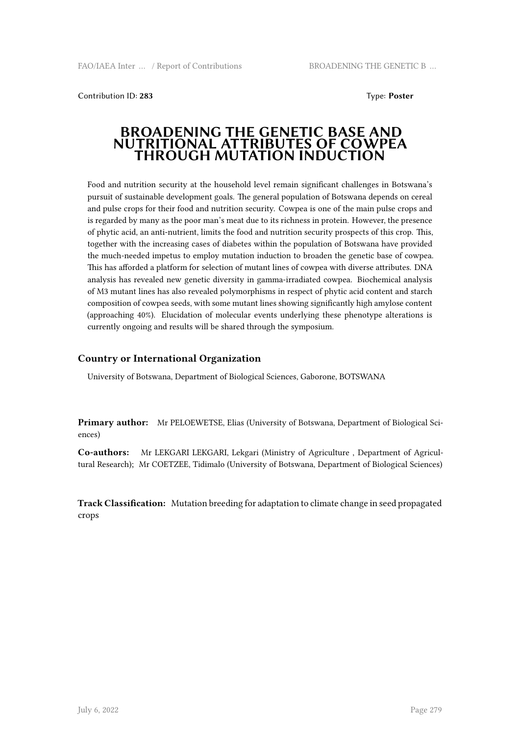Contribution ID: **283** Type: **Poster**

# BROADENING THE GENETIC BASE AND NUTRITIONAL ATTRIBUTES OF COWPEA THROUGH MUTATION INDUCTION

Food and nutrition security at the household level remain significant challenges in Botswana's pursuit of sustainable development goals. The general population of Botswana depends on cereal and pulse crops for their food and nutrition security. Cowpea is one of the main pulse crops and is regarded by many as the poor man's meat due to its richness in protein. However, the presence of phytic acid, an anti-nutrient, limits the food and nutrition security prospects of this crop. This, together with the increasing cases of diabetes within the population of Botswana have provided the much-needed impetus to employ mutation induction to broaden the genetic base of cowpea. This has afforded a platform for selection of mutant lines of cowpea with diverse attributes. DNA analysis has revealed new genetic diversity in gamma-irradiated cowpea. Biochemical analysis of M3 mutant lines has also revealed polymorphisms in respect of phytic acid content and starch composition of cowpea seeds, with some mutant lines showing significantly high amylose content (approaching 40%). Elucidation of molecular events underlying these phenotype alterations is currently ongoing and results will be shared through the symposium.

### Country or International Organization

University of Botswana, Department of Biological Sciences, Gaborone, BOTSWANA

**Primary author:** Mr PELOEWETSE, Elias (University of Botswana, Department of Biological Sciences)

**Co-authors:** Mr LEKGARI LEKGARI, Lekgari (Ministry of Agriculture , Department of Agricultural Research); Mr COETZEE, Tidimalo (University of Botswana, Department of Biological Sciences)

**Track Classification:** Mutation breeding for adaptation to climate change in seed propagated crops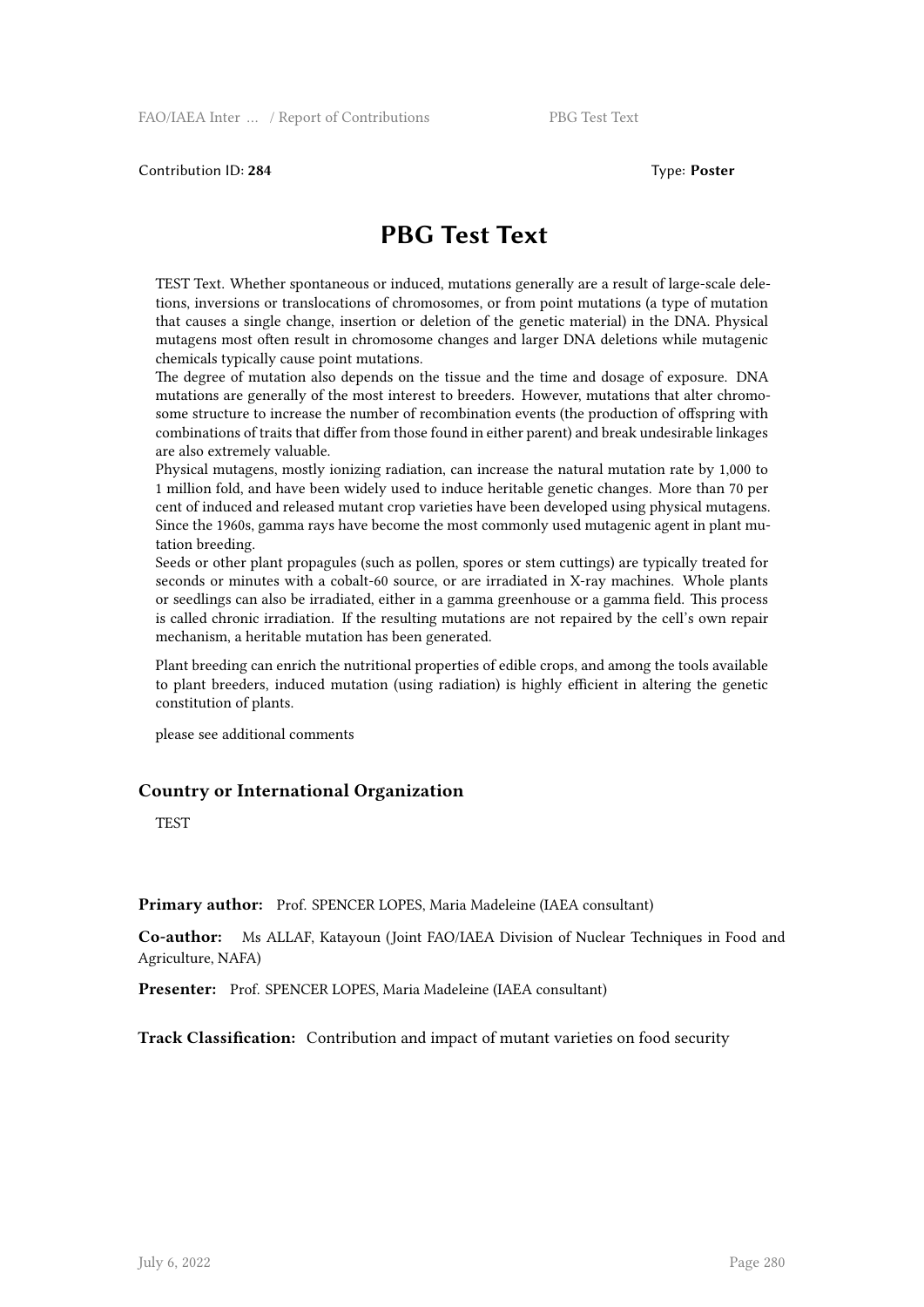Contribution ID: **284** Type: **Poster**

# PBG Test Text

TEST Text. Whether spontaneous or induced, mutations generally are a result of large-scale deletions, inversions or translocations of chromosomes, or from point mutations (a type of mutation that causes a single change, insertion or deletion of the genetic material) in the DNA. Physical mutagens most often result in chromosome changes and larger DNA deletions while mutagenic chemicals typically cause point mutations.
The degree of mutation also depends on the tissue and the time and dosage of exposure. DNA mutations are generally of the most interest to breeders. However, mutations that alter chromosome structure to increase the number of recombination events (the production of offspring with combinations of traits that differ from those found in either parent) and break undesirable linkages are also extremely valuable.
Physical mutagens, mostly ionizing radiation, can increase the natural mutation rate by 1,000 to 1 million fold, and have been widely used to induce heritable genetic changes. More than 70 per cent of induced and released mutant crop varieties have been developed using physical mutagens. Since the 1960s, gamma rays have become the most commonly used mutagenic agent in plant mutation breeding.
Seeds or other plant propagules (such as pollen, spores or stem cuttings) are typically treated for seconds or minutes with a cobalt-60 source, or are irradiated in X-ray machines. Whole plants or seedlings can also be irradiated, either in a gamma greenhouse or a gamma field. This process is called chronic irradiation. If the resulting mutations are not repaired by the cell's own repair mechanism, a heritable mutation has been generated.

Plant breeding can enrich the nutritional properties of edible crops, and among the tools available to plant breeders, induced mutation (using radiation) is highly efficient in altering the genetic constitution of plants.

please see additional comments

### Country or International Organization

TEST

**Primary author:** Prof. SPENCER LOPES, Maria Madeleine (IAEA consultant)

**Co-author:** Ms ALLAF, Katayoun (Joint FAO/IAEA Division of Nuclear Techniques in Food and Agriculture, NAFA)

**Presenter:** Prof. SPENCER LOPES, Maria Madeleine (IAEA consultant)

**Track Classification:** Contribution and impact of mutant varieties on food security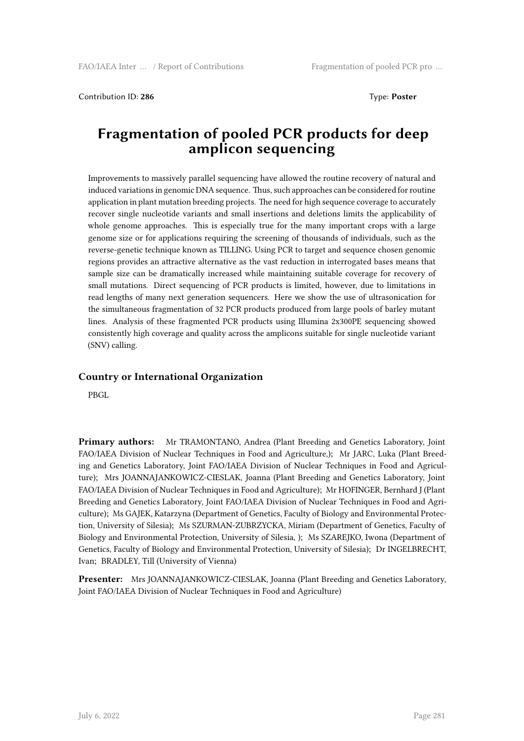Contribution ID: **286** Type: **Poster**

# Fragmentation of pooled PCR products for deep amplicon sequencing

Improvements to massively parallel sequencing have allowed the routine recovery of natural and induced variations in genomic DNA sequence. Thus, such approaches can be considered for routine application in plant mutation breeding projects. The need for high sequence coverage to accurately recover single nucleotide variants and small insertions and deletions limits the applicability of whole genome approaches. This is especially true for the many important crops with a large genome size or for applications requiring the screening of thousands of individuals, such as the reverse-genetic technique known as TILLING. Using PCR to target and sequence chosen genomic regions provides an attractive alternative as the vast reduction in interrogated bases means that sample size can be dramatically increased while maintaining suitable coverage for recovery of small mutations. Direct sequencing of PCR products is limited, however, due to limitations in read lengths of many next generation sequencers. Here we show the use of ultrasonication for the simultaneous fragmentation of 32 PCR products produced from large pools of barley mutant lines. Analysis of these fragmented PCR products using Illumina 2x300PE sequencing showed consistently high coverage and quality across the amplicons suitable for single nucleotide variant (SNV) calling.

## Country or International Organization

PBGL

**Primary authors:** Mr TRAMONTANO, Andrea (Plant Breeding and Genetics Laboratory, Joint FAO/IAEA Division of Nuclear Techniques in Food and Agriculture,); Mr JARC, Luka (Plant Breeding and Genetics Laboratory, Joint FAO/IAEA Division of Nuclear Techniques in Food and Agriculture); Mrs JOANNAJANKOWICZ-CIESLAK, Joanna (Plant Breeding and Genetics Laboratory, Joint FAO/IAEA Division of Nuclear Techniques in Food and Agriculture); Mr HOFINGER, Bernhard J (Plant Breeding and Genetics Laboratory, Joint FAO/IAEA Division of Nuclear Techniques in Food and Agriculture); Ms GAJEK, Katarzyna (Department of Genetics, Faculty of Biology and Environmental Protection, University of Silesia); Ms SZURMAN-ZUBRZYCKA, Miriam (Department of Genetics, Faculty of Biology and Environmental Protection, University of Silesia, ); Ms SZAREJKO, Iwona (Department of Genetics, Faculty of Biology and Environmental Protection, University of Silesia); Dr INGELBRECHT, Ivan; BRADLEY, Till (University of Vienna)

**Presenter:** Mrs JOANNAJANKOWICZ-CIESLAK, Joanna (Plant Breeding and Genetics Laboratory, Joint FAO/IAEA Division of Nuclear Techniques in Food and Agriculture)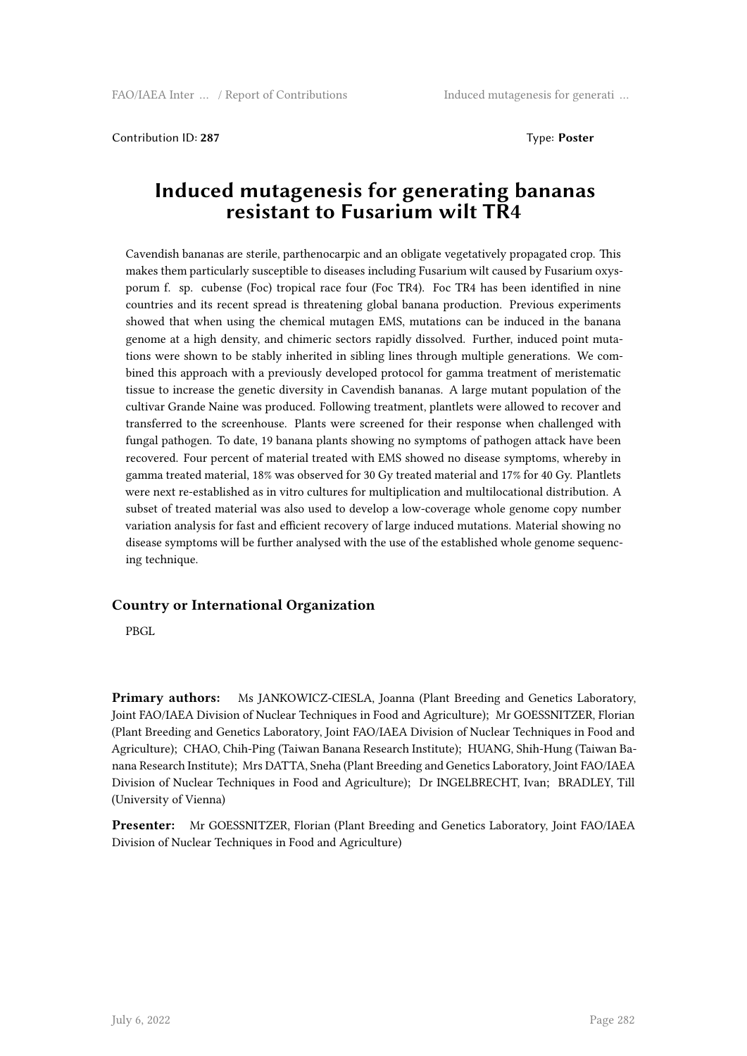Contribution ID: **287** Type: **Poster**

# Induced mutagenesis for generating bananas resistant to Fusarium wilt TR4

Cavendish bananas are sterile, parthenocarpic and an obligate vegetatively propagated crop. This makes them particularly susceptible to diseases including Fusarium wilt caused by Fusarium oxysporum f. sp. cubense (Foc) tropical race four (Foc TR4). Foc TR4 has been identified in nine countries and its recent spread is threatening global banana production. Previous experiments showed that when using the chemical mutagen EMS, mutations can be induced in the banana genome at a high density, and chimeric sectors rapidly dissolved. Further, induced point mutations were shown to be stably inherited in sibling lines through multiple generations. We combined this approach with a previously developed protocol for gamma treatment of meristematic tissue to increase the genetic diversity in Cavendish bananas. A large mutant population of the cultivar Grande Naine was produced. Following treatment, plantlets were allowed to recover and transferred to the screenhouse. Plants were screened for their response when challenged with fungal pathogen. To date, 19 banana plants showing no symptoms of pathogen attack have been recovered. Four percent of material treated with EMS showed no disease symptoms, whereby in gamma treated material, 18% was observed for 30 Gy treated material and 17% for 40 Gy. Plantlets were next re-established as in vitro cultures for multiplication and multilocational distribution. A subset of treated material was also used to develop a low-coverage whole genome copy number variation analysis for fast and efficient recovery of large induced mutations. Material showing no disease symptoms will be further analysed with the use of the established whole genome sequencing technique.

### Country or International Organization

PBGL

**Primary authors:** Ms JANKOWICZ-CIESLA, Joanna (Plant Breeding and Genetics Laboratory, Joint FAO/IAEA Division of Nuclear Techniques in Food and Agriculture); Mr GOESSNITZER, Florian (Plant Breeding and Genetics Laboratory, Joint FAO/IAEA Division of Nuclear Techniques in Food and Agriculture); CHAO, Chih-Ping (Taiwan Banana Research Institute); HUANG, Shih-Hung (Taiwan Banana Research Institute); Mrs DATTA, Sneha (Plant Breeding and Genetics Laboratory, Joint FAO/IAEA Division of Nuclear Techniques in Food and Agriculture); Dr INGELBRECHT, Ivan; BRADLEY, Till (University of Vienna)

**Presenter:** Mr GOESSNITZER, Florian (Plant Breeding and Genetics Laboratory, Joint FAO/IAEA Division of Nuclear Techniques in Food and Agriculture)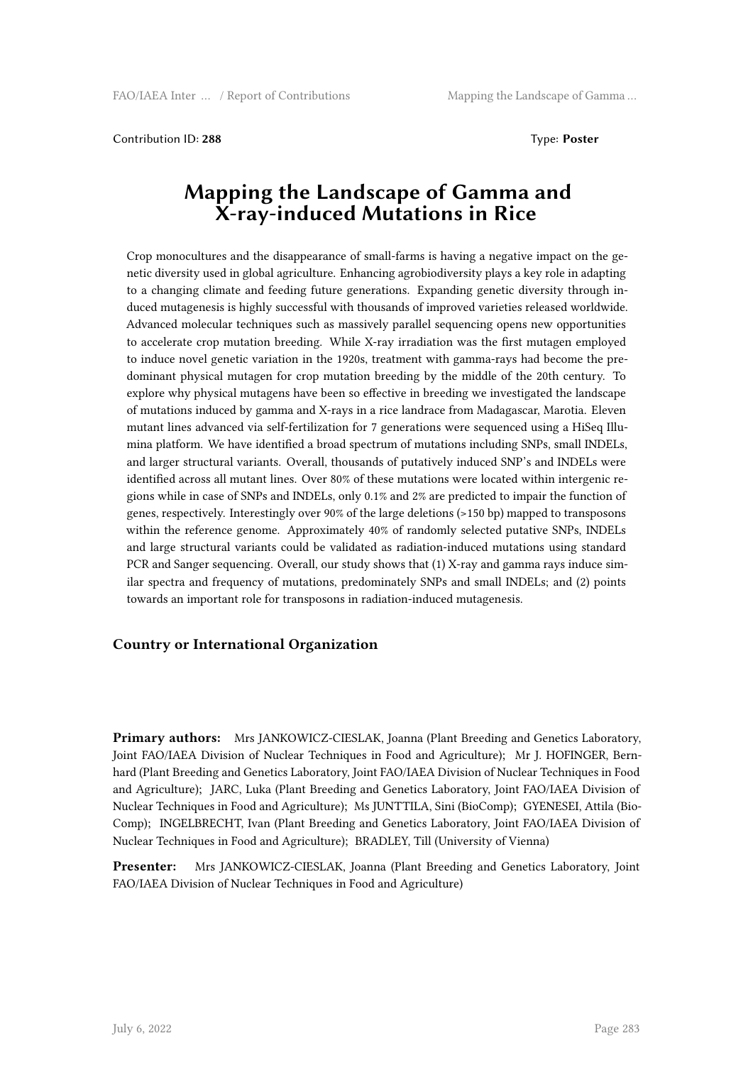Contribution ID: **288** Type: **Poster**

# Mapping the Landscape of Gamma and X-ray-induced Mutations in Rice

Crop monocultures and the disappearance of small-farms is having a negative impact on the genetic diversity used in global agriculture. Enhancing agrobiodiversity plays a key role in adapting to a changing climate and feeding future generations. Expanding genetic diversity through induced mutagenesis is highly successful with thousands of improved varieties released worldwide. Advanced molecular techniques such as massively parallel sequencing opens new opportunities to accelerate crop mutation breeding. While X-ray irradiation was the first mutagen employed to induce novel genetic variation in the 1920s, treatment with gamma-rays had become the predominant physical mutagen for crop mutation breeding by the middle of the 20th century. To explore why physical mutagens have been so effective in breeding we investigated the landscape of mutations induced by gamma and X-rays in a rice landrace from Madagascar, Marotia. Eleven mutant lines advanced via self-fertilization for 7 generations were sequenced using a HiSeq Illumina platform. We have identified a broad spectrum of mutations including SNPs, small INDELs, and larger structural variants. Overall, thousands of putatively induced SNP's and INDELs were identified across all mutant lines. Over 80% of these mutations were located within intergenic regions while in case of SNPs and INDELs, only 0.1% and 2% are predicted to impair the function of genes, respectively. Interestingly over 90% of the large deletions (>150 bp) mapped to transposons within the reference genome. Approximately 40% of randomly selected putative SNPs, INDELs and large structural variants could be validated as radiation-induced mutations using standard PCR and Sanger sequencing. Overall, our study shows that (1) X-ray and gamma rays induce similar spectra and frequency of mutations, predominately SNPs and small INDELs; and (2) points towards an important role for transposons in radiation-induced mutagenesis.

### Country or International Organization

**Primary authors:** Mrs JANKOWICZ-CIESLAK, Joanna (Plant Breeding and Genetics Laboratory, Joint FAO/IAEA Division of Nuclear Techniques in Food and Agriculture); Mr J. HOFINGER, Bernhard (Plant Breeding and Genetics Laboratory, Joint FAO/IAEA Division of Nuclear Techniques in Food and Agriculture); JARC, Luka (Plant Breeding and Genetics Laboratory, Joint FAO/IAEA Division of Nuclear Techniques in Food and Agriculture); Ms JUNTTILA, Sini (BioComp); GYENESEI, Attila (BioComp); INGELBRECHT, Ivan (Plant Breeding and Genetics Laboratory, Joint FAO/IAEA Division of Nuclear Techniques in Food and Agriculture); BRADLEY, Till (University of Vienna)

**Presenter:** Mrs JANKOWICZ-CIESLAK, Joanna (Plant Breeding and Genetics Laboratory, Joint FAO/IAEA Division of Nuclear Techniques in Food and Agriculture)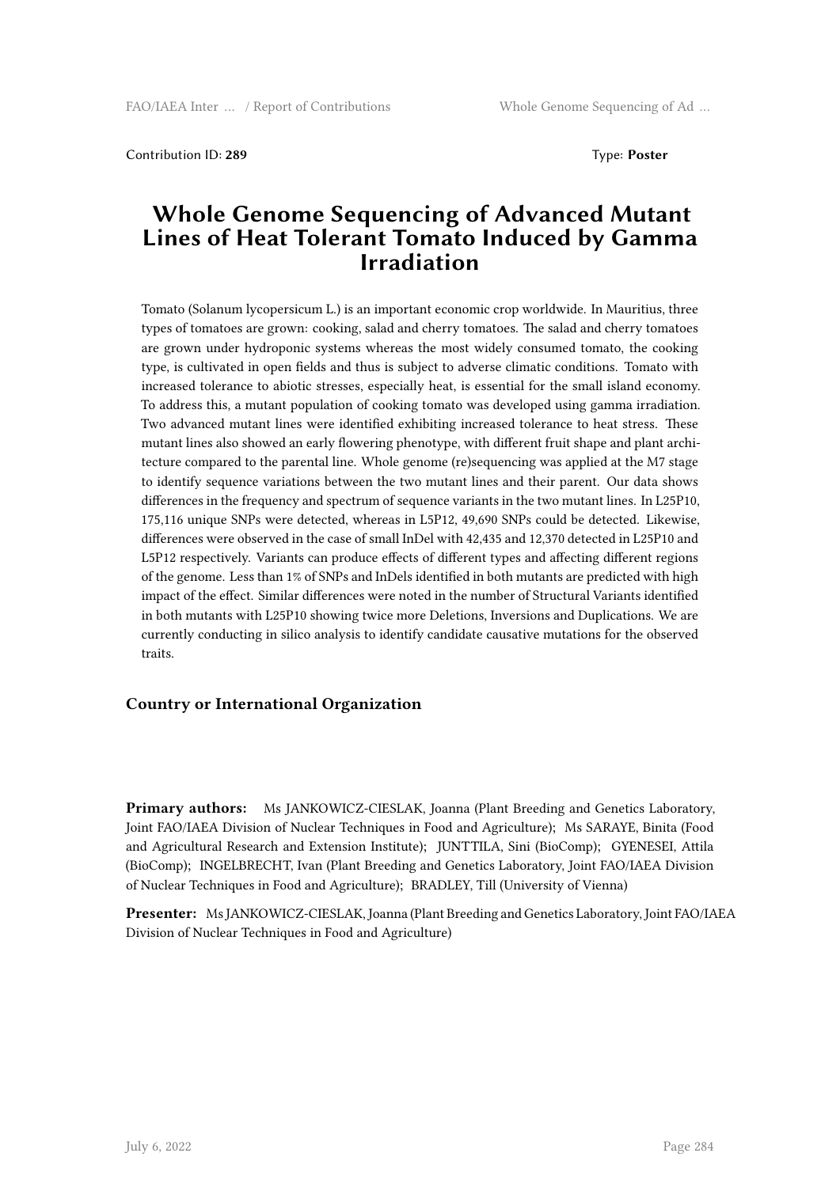Contribution ID: **289** Type: **Poster**

# Whole Genome Sequencing of Advanced Mutant Lines of Heat Tolerant Tomato Induced by Gamma Irradiation

Tomato (Solanum lycopersicum L.) is an important economic crop worldwide. In Mauritius, three types of tomatoes are grown: cooking, salad and cherry tomatoes. The salad and cherry tomatoes are grown under hydroponic systems whereas the most widely consumed tomato, the cooking type, is cultivated in open fields and thus is subject to adverse climatic conditions. Tomato with increased tolerance to abiotic stresses, especially heat, is essential for the small island economy. To address this, a mutant population of cooking tomato was developed using gamma irradiation. Two advanced mutant lines were identified exhibiting increased tolerance to heat stress. These mutant lines also showed an early flowering phenotype, with different fruit shape and plant architecture compared to the parental line. Whole genome (re)sequencing was applied at the M7 stage to identify sequence variations between the two mutant lines and their parent. Our data shows differences in the frequency and spectrum of sequence variants in the two mutant lines. In L25P10, 175,116 unique SNPs were detected, whereas in L5P12, 49,690 SNPs could be detected. Likewise, differences were observed in the case of small InDel with 42,435 and 12,370 detected in L25P10 and L5P12 respectively. Variants can produce effects of different types and affecting different regions of the genome. Less than 1% of SNPs and InDels identified in both mutants are predicted with high impact of the effect. Similar differences were noted in the number of Structural Variants identified in both mutants with L25P10 showing twice more Deletions, Inversions and Duplications. We are currently conducting in silico analysis to identify candidate causative mutations for the observed traits.

### Country or International Organization

**Primary authors:** Ms JANKOWICZ-CIESLAK, Joanna (Plant Breeding and Genetics Laboratory, Joint FAO/IAEA Division of Nuclear Techniques in Food and Agriculture); Ms SARAYE, Binita (Food and Agricultural Research and Extension Institute); JUNTTILA, Sini (BioComp); GYENESEI, Attila (BioComp); INGELBRECHT, Ivan (Plant Breeding and Genetics Laboratory, Joint FAO/IAEA Division of Nuclear Techniques in Food and Agriculture); BRADLEY, Till (University of Vienna)

**Presenter:** Ms JANKOWICZ-CIESLAK, Joanna (Plant Breeding and Genetics Laboratory, Joint FAO/IAEA Division of Nuclear Techniques in Food and Agriculture)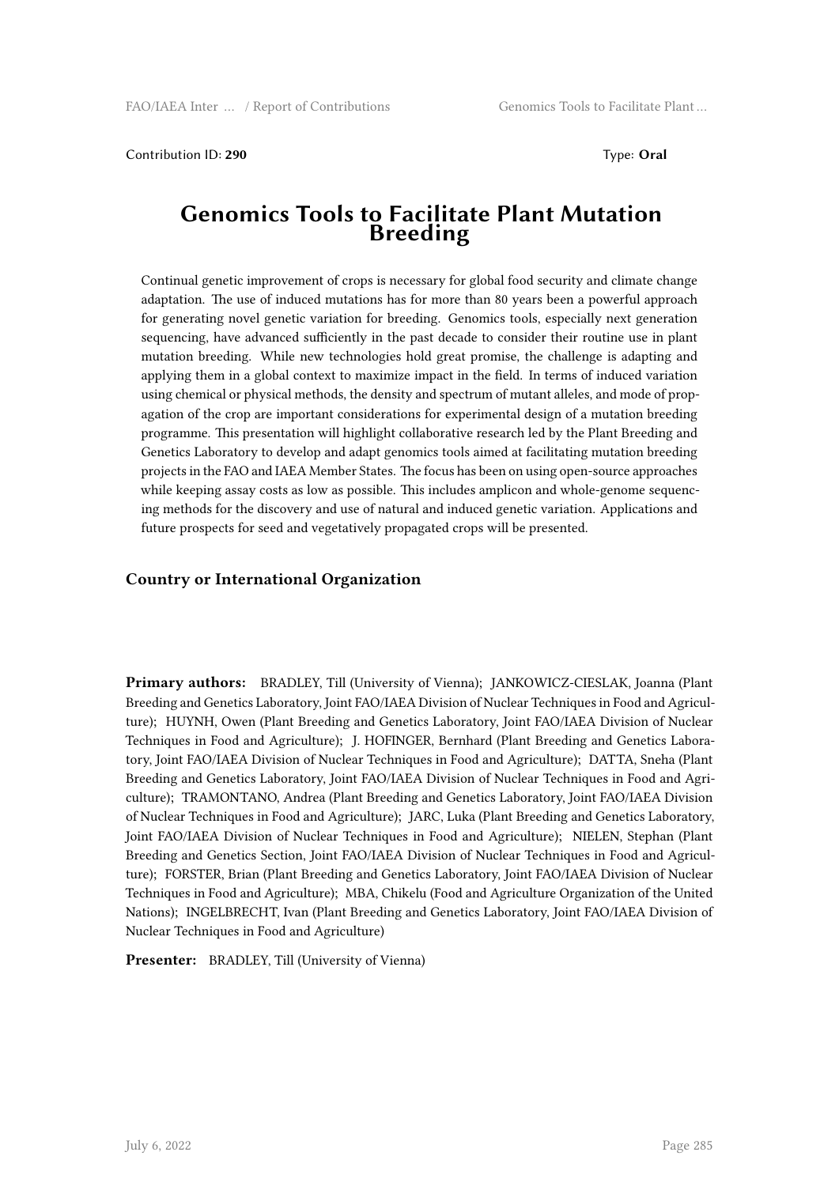Contribution ID: **290**

Type: **Oral**

# Genomics Tools to Facilitate Plant Mutation Breeding

Continual genetic improvement of crops is necessary for global food security and climate change adaptation. The use of induced mutations has for more than 80 years been a powerful approach for generating novel genetic variation for breeding. Genomics tools, especially next generation sequencing, have advanced sufficiently in the past decade to consider their routine use in plant mutation breeding. While new technologies hold great promise, the challenge is adapting and applying them in a global context to maximize impact in the field. In terms of induced variation using chemical or physical methods, the density and spectrum of mutant alleles, and mode of propagation of the crop are important considerations for experimental design of a mutation breeding programme. This presentation will highlight collaborative research led by the Plant Breeding and Genetics Laboratory to develop and adapt genomics tools aimed at facilitating mutation breeding projects in the FAO and IAEA Member States. The focus has been on using open-source approaches while keeping assay costs as low as possible. This includes amplicon and whole-genome sequencing methods for the discovery and use of natural and induced genetic variation. Applications and future prospects for seed and vegetatively propagated crops will be presented.

### Country or International Organization

**Primary authors:** BRADLEY, Till (University of Vienna); JANKOWICZ-CIESLAK, Joanna (Plant Breeding and Genetics Laboratory, Joint FAO/IAEA Division of Nuclear Techniques in Food and Agriculture); HUYNH, Owen (Plant Breeding and Genetics Laboratory, Joint FAO/IAEA Division of Nuclear Techniques in Food and Agriculture); J. HOFINGER, Bernhard (Plant Breeding and Genetics Laboratory, Joint FAO/IAEA Division of Nuclear Techniques in Food and Agriculture); DATTA, Sneha (Plant Breeding and Genetics Laboratory, Joint FAO/IAEA Division of Nuclear Techniques in Food and Agriculture); TRAMONTANO, Andrea (Plant Breeding and Genetics Laboratory, Joint FAO/IAEA Division of Nuclear Techniques in Food and Agriculture); JARC, Luka (Plant Breeding and Genetics Laboratory, Joint FAO/IAEA Division of Nuclear Techniques in Food and Agriculture); NIELEN, Stephan (Plant Breeding and Genetics Section, Joint FAO/IAEA Division of Nuclear Techniques in Food and Agriculture); FORSTER, Brian (Plant Breeding and Genetics Laboratory, Joint FAO/IAEA Division of Nuclear Techniques in Food and Agriculture); MBA, Chikelu (Food and Agriculture Organization of the United Nations); INGELBRECHT, Ivan (Plant Breeding and Genetics Laboratory, Joint FAO/IAEA Division of Nuclear Techniques in Food and Agriculture)

**Presenter:** BRADLEY, Till (University of Vienna)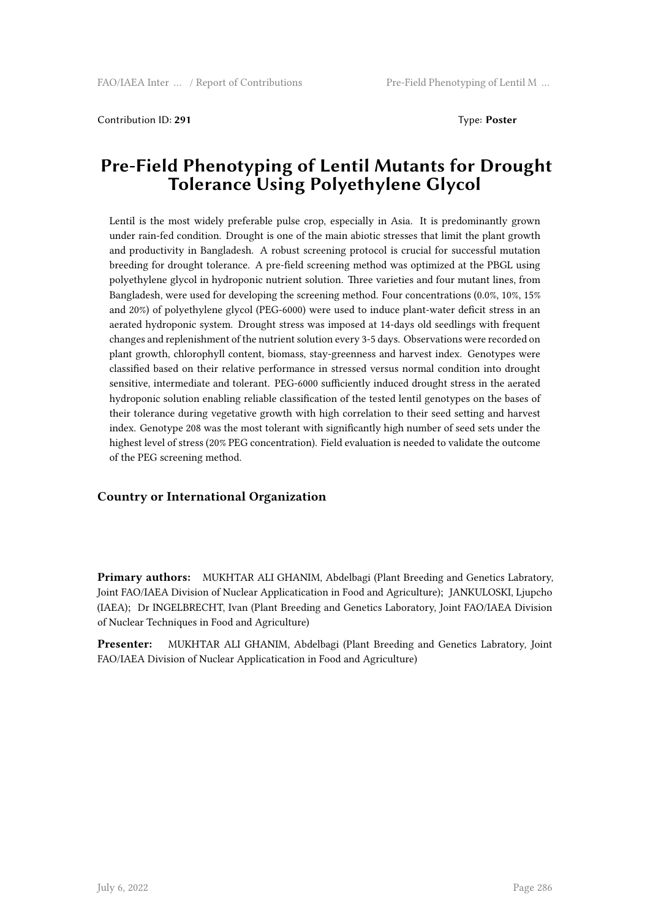Contribution ID: **291** Type: **Poster**

# Pre-Field Phenotyping of Lentil Mutants for Drought Tolerance Using Polyethylene Glycol

Lentil is the most widely preferable pulse crop, especially in Asia. It is predominantly grown under rain-fed condition. Drought is one of the main abiotic stresses that limit the plant growth and productivity in Bangladesh. A robust screening protocol is crucial for successful mutation breeding for drought tolerance. A pre-field screening method was optimized at the PBGL using polyethylene glycol in hydroponic nutrient solution. Three varieties and four mutant lines, from Bangladesh, were used for developing the screening method. Four concentrations (0.0%, 10%, 15% and 20%) of polyethylene glycol (PEG-6000) were used to induce plant-water deficit stress in an aerated hydroponic system. Drought stress was imposed at 14-days old seedlings with frequent changes and replenishment of the nutrient solution every 3-5 days. Observations were recorded on plant growth, chlorophyll content, biomass, stay-greenness and harvest index. Genotypes were classified based on their relative performance in stressed versus normal condition into drought sensitive, intermediate and tolerant. PEG-6000 sufficiently induced drought stress in the aerated hydroponic solution enabling reliable classification of the tested lentil genotypes on the bases of their tolerance during vegetative growth with high correlation to their seed setting and harvest index. Genotype 208 was the most tolerant with significantly high number of seed sets under the highest level of stress (20% PEG concentration). Field evaluation is needed to validate the outcome of the PEG screening method.

### Country or International Organization

**Primary authors:** MUKHTAR ALI GHANIM, Abdelbagi (Plant Breeding and Genetics Labratory, Joint FAO/IAEA Division of Nuclear Applicatication in Food and Agriculture); JANKULOSKI, Ljupcho (IAEA); Dr INGELBRECHT, Ivan (Plant Breeding and Genetics Laboratory, Joint FAO/IAEA Division of Nuclear Techniques in Food and Agriculture)

**Presenter:** MUKHTAR ALI GHANIM, Abdelbagi (Plant Breeding and Genetics Labratory, Joint FAO/IAEA Division of Nuclear Applicatication in Food and Agriculture)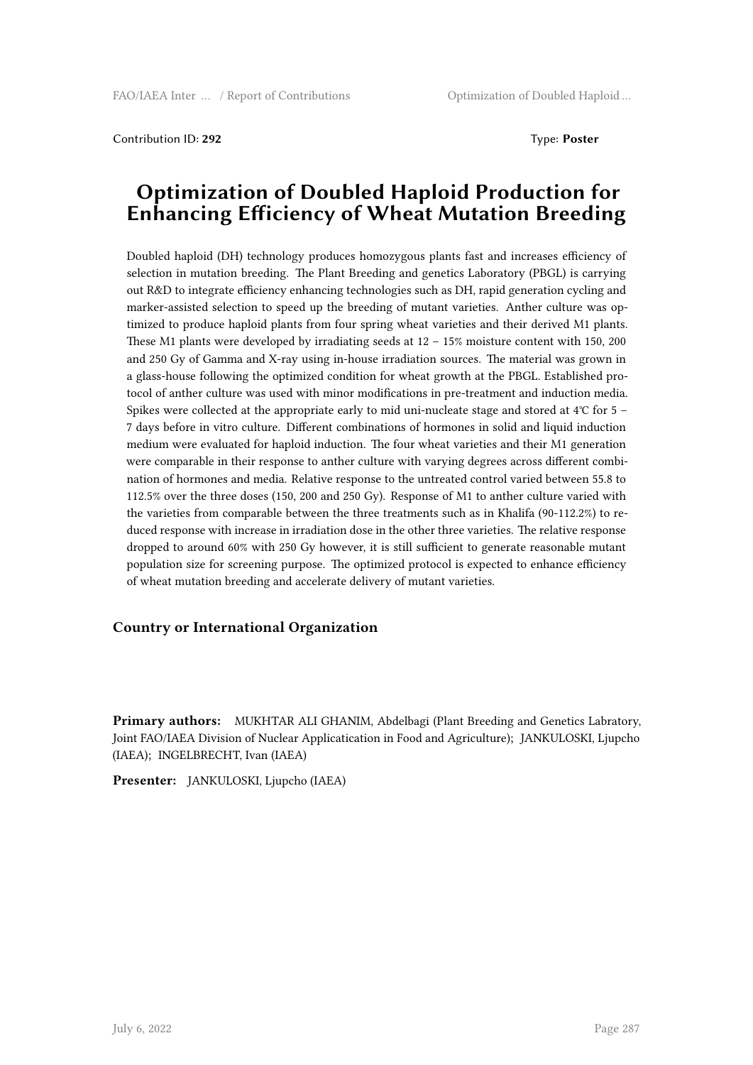Contribution ID: **292** Type: **Poster**

# Optimization of Doubled Haploid Production for Enhancing Efficiency of Wheat Mutation Breeding

Doubled haploid (DH) technology produces homozygous plants fast and increases efficiency of selection in mutation breeding. The Plant Breeding and genetics Laboratory (PBGL) is carrying out R&D to integrate efficiency enhancing technologies such as DH, rapid generation cycling and marker-assisted selection to speed up the breeding of mutant varieties. Anther culture was optimized to produce haploid plants from four spring wheat varieties and their derived M1 plants. These M1 plants were developed by irradiating seeds at 12 – 15% moisture content with 150, 200 and 250 Gy of Gamma and X-ray using in-house irradiation sources. The material was grown in a glass-house following the optimized condition for wheat growth at the PBGL. Established protocol of anther culture was used with minor modifications in pre-treatment and induction media. Spikes were collected at the appropriate early to mid uni-nucleate stage and stored at 4℃ for 5 – 7 days before in vitro culture. Different combinations of hormones in solid and liquid induction medium were evaluated for haploid induction. The four wheat varieties and their M1 generation were comparable in their response to anther culture with varying degrees across different combination of hormones and media. Relative response to the untreated control varied between 55.8 to 112.5% over the three doses (150, 200 and 250 Gy). Response of M1 to anther culture varied with the varieties from comparable between the three treatments such as in Khalifa (90-112.2%) to reduced response with increase in irradiation dose in the other three varieties. The relative response dropped to around 60% with 250 Gy however, it is still sufficient to generate reasonable mutant population size for screening purpose. The optimized protocol is expected to enhance efficiency of wheat mutation breeding and accelerate delivery of mutant varieties.

### Country or International Organization

**Primary authors:** MUKHTAR ALI GHANIM, Abdelbagi (Plant Breeding and Genetics Labratory, Joint FAO/IAEA Division of Nuclear Applicatication in Food and Agriculture); JANKULOSKI, Ljupcho (IAEA); INGELBRECHT, Ivan (IAEA)

**Presenter:** JANKULOSKI, Ljupcho (IAEA)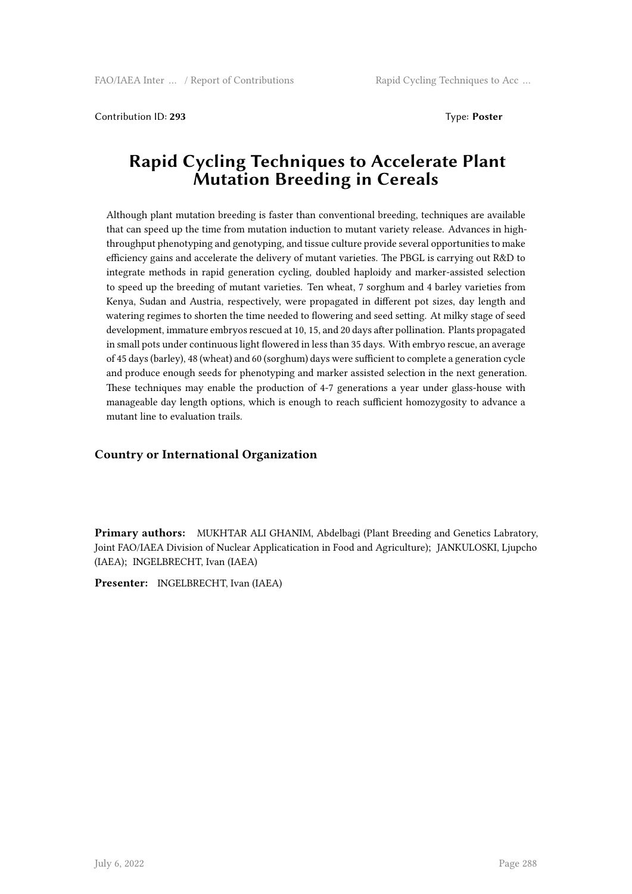Contribution ID: **293** Type: **Poster**

# Rapid Cycling Techniques to Accelerate Plant Mutation Breeding in Cereals

Although plant mutation breeding is faster than conventional breeding, techniques are available that can speed up the time from mutation induction to mutant variety release. Advances in high-throughput phenotyping and genotyping, and tissue culture provide several opportunities to make efficiency gains and accelerate the delivery of mutant varieties. The PBGL is carrying out R&D to integrate methods in rapid generation cycling, doubled haploidy and marker-assisted selection to speed up the breeding of mutant varieties. Ten wheat, 7 sorghum and 4 barley varieties from Kenya, Sudan and Austria, respectively, were propagated in different pot sizes, day length and watering regimes to shorten the time needed to flowering and seed setting. At milky stage of seed development, immature embryos rescued at 10, 15, and 20 days after pollination. Plants propagated in small pots under continuous light flowered in less than 35 days. With embryo rescue, an average of 45 days (barley), 48 (wheat) and 60 (sorghum) days were sufficient to complete a generation cycle and produce enough seeds for phenotyping and marker assisted selection in the next generation. These techniques may enable the production of 4-7 generations a year under glass-house with manageable day length options, which is enough to reach sufficient homozygosity to advance a mutant line to evaluation trails.

### Country or International Organization

**Primary authors:** MUKHTAR ALI GHANIM, Abdelbagi (Plant Breeding and Genetics Labratory, Joint FAO/IAEA Division of Nuclear Applicatication in Food and Agriculture); JANKULOSKI, Ljupcho (IAEA); INGELBRECHT, Ivan (IAEA)

**Presenter:** INGELBRECHT, Ivan (IAEA)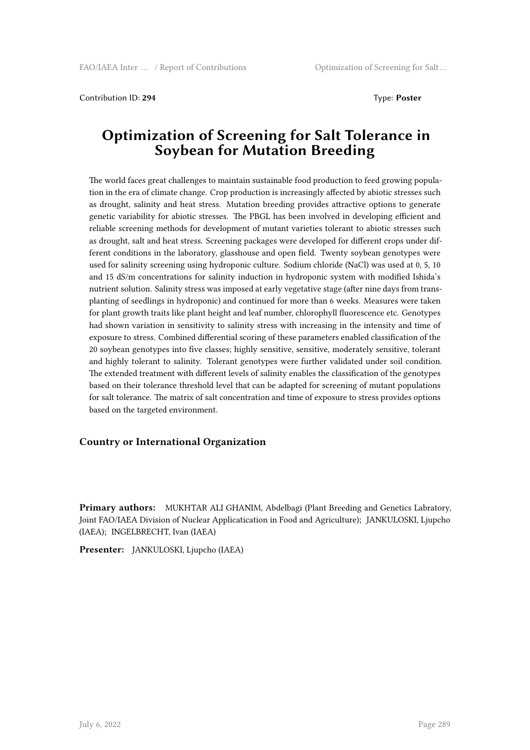Contribution ID: **294** Type: **Poster**

# Optimization of Screening for Salt Tolerance in Soybean for Mutation Breeding

The world faces great challenges to maintain sustainable food production to feed growing population in the era of climate change. Crop production is increasingly affected by abiotic stresses such as drought, salinity and heat stress. Mutation breeding provides attractive options to generate genetic variability for abiotic stresses. The PBGL has been involved in developing efficient and reliable screening methods for development of mutant varieties tolerant to abiotic stresses such as drought, salt and heat stress. Screening packages were developed for different crops under different conditions in the laboratory, glasshouse and open field. Twenty soybean genotypes were used for salinity screening using hydroponic culture. Sodium chloride (NaCl) was used at 0, 5, 10 and 15 dS/m concentrations for salinity induction in hydroponic system with modified Ishida's nutrient solution. Salinity stress was imposed at early vegetative stage (after nine days from transplanting of seedlings in hydroponic) and continued for more than 6 weeks. Measures were taken for plant growth traits like plant height and leaf number, chlorophyll fluorescence etc. Genotypes had shown variation in sensitivity to salinity stress with increasing in the intensity and time of exposure to stress. Combined differential scoring of these parameters enabled classification of the 20 soybean genotypes into five classes; highly sensitive, sensitive, moderately sensitive, tolerant and highly tolerant to salinity. Tolerant genotypes were further validated under soil condition. The extended treatment with different levels of salinity enables the classification of the genotypes based on their tolerance threshold level that can be adapted for screening of mutant populations for salt tolerance. The matrix of salt concentration and time of exposure to stress provides options based on the targeted environment.

### Country or International Organization

**Primary authors:** MUKHTAR ALI GHANIM, Abdelbagi (Plant Breeding and Genetics Labratory, Joint FAO/IAEA Division of Nuclear Applicatication in Food and Agriculture); JANKULOSKI, Ljupcho (IAEA); INGELBRECHT, Ivan (IAEA)

**Presenter:** JANKULOSKI, Ljupcho (IAEA)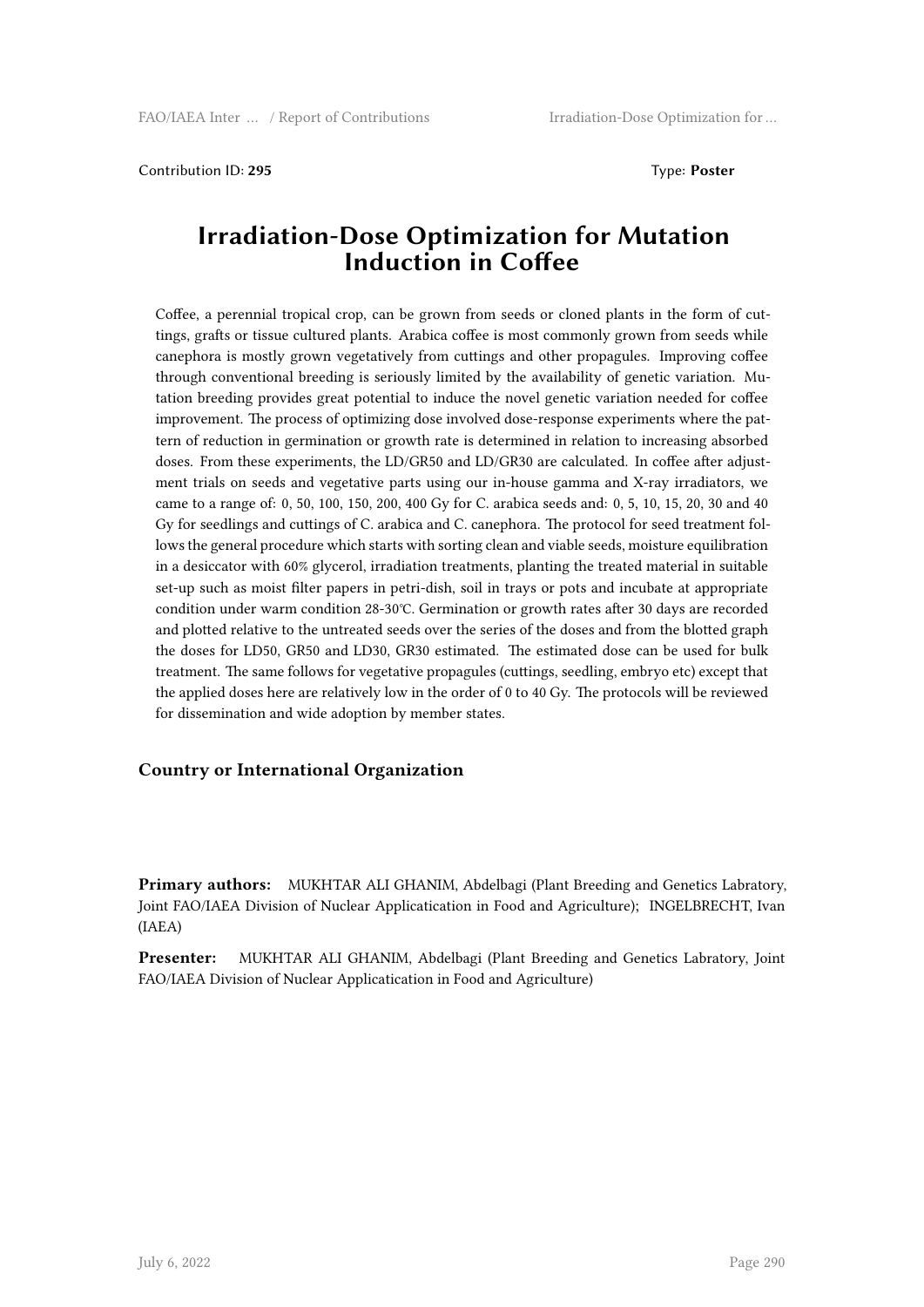Contribution ID: **295** Type: **Poster**

# Irradiation-Dose Optimization for Mutation Induction in Coffee

Coffee, a perennial tropical crop, can be grown from seeds or cloned plants in the form of cuttings, grafts or tissue cultured plants. Arabica coffee is most commonly grown from seeds while canephora is mostly grown vegetatively from cuttings and other propagules. Improving coffee through conventional breeding is seriously limited by the availability of genetic variation. Mutation breeding provides great potential to induce the novel genetic variation needed for coffee improvement. The process of optimizing dose involved dose-response experiments where the pattern of reduction in germination or growth rate is determined in relation to increasing absorbed doses. From these experiments, the LD/GR50 and LD/GR30 are calculated. In coffee after adjustment trials on seeds and vegetative parts using our in-house gamma and X-ray irradiators, we came to a range of: 0, 50, 100, 150, 200, 400 Gy for C. arabica seeds and: 0, 5, 10, 15, 20, 30 and 40 Gy for seedlings and cuttings of C. arabica and C. canephora. The protocol for seed treatment follows the general procedure which starts with sorting clean and viable seeds, moisture equilibration in a desiccator with 60% glycerol, irradiation treatments, planting the treated material in suitable set-up such as moist filter papers in petri-dish, soil in trays or pots and incubate at appropriate condition under warm condition 28-30℃. Germination or growth rates after 30 days are recorded and plotted relative to the untreated seeds over the series of the doses and from the blotted graph the doses for LD50, GR50 and LD30, GR30 estimated. The estimated dose can be used for bulk treatment. The same follows for vegetative propagules (cuttings, seedling, embryo etc) except that the applied doses here are relatively low in the order of 0 to 40 Gy. The protocols will be reviewed for dissemination and wide adoption by member states.

### Country or International Organization

**Primary authors:** MUKHTAR ALI GHANIM, Abdelbagi (Plant Breeding and Genetics Labratory, Joint FAO/IAEA Division of Nuclear Applicatication in Food and Agriculture); INGELBRECHT, Ivan (IAEA)

**Presenter:** MUKHTAR ALI GHANIM, Abdelbagi (Plant Breeding and Genetics Labratory, Joint FAO/IAEA Division of Nuclear Applicatication in Food and Agriculture)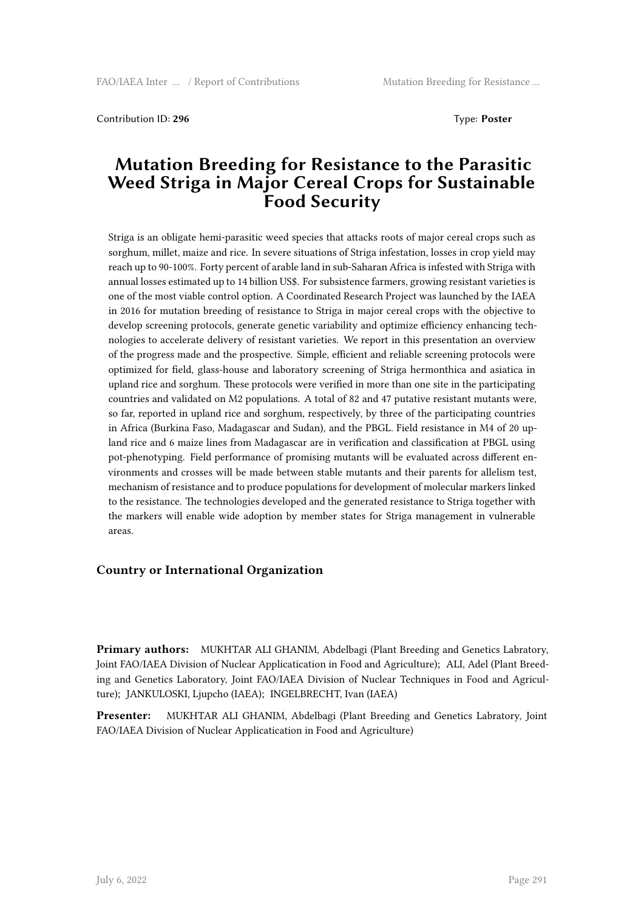Contribution ID: **296**

Type: **Poster**

# Mutation Breeding for Resistance to the Parasitic Weed Striga in Major Cereal Crops for Sustainable Food Security

Striga is an obligate hemi-parasitic weed species that attacks roots of major cereal crops such as sorghum, millet, maize and rice. In severe situations of Striga infestation, losses in crop yield may reach up to 90-100%. Forty percent of arable land in sub-Saharan Africa is infested with Striga with annual losses estimated up to 14 billion US$. For subsistence farmers, growing resistant varieties is one of the most viable control option. A Coordinated Research Project was launched by the IAEA in 2016 for mutation breeding of resistance to Striga in major cereal crops with the objective to develop screening protocols, generate genetic variability and optimize efficiency enhancing technologies to accelerate delivery of resistant varieties. We report in this presentation an overview of the progress made and the prospective. Simple, efficient and reliable screening protocols were optimized for field, glass-house and laboratory screening of Striga hermonthica and asiatica in upland rice and sorghum. These protocols were verified in more than one site in the participating countries and validated on M2 populations. A total of 82 and 47 putative resistant mutants were, so far, reported in upland rice and sorghum, respectively, by three of the participating countries in Africa (Burkina Faso, Madagascar and Sudan), and the PBGL. Field resistance in M4 of 20 upland rice and 6 maize lines from Madagascar are in verification and classification at PBGL using pot-phenotyping. Field performance of promising mutants will be evaluated across different environments and crosses will be made between stable mutants and their parents for allelism test, mechanism of resistance and to produce populations for development of molecular markers linked to the resistance. The technologies developed and the generated resistance to Striga together with the markers will enable wide adoption by member states for Striga management in vulnerable areas.

### Country or International Organization

**Primary authors:** MUKHTAR ALI GHANIM, Abdelbagi (Plant Breeding and Genetics Labratory, Joint FAO/IAEA Division of Nuclear Applicatication in Food and Agriculture); ALI, Adel (Plant Breeding and Genetics Laboratory, Joint FAO/IAEA Division of Nuclear Techniques in Food and Agriculture); JANKULOSKI, Ljupcho (IAEA); INGELBRECHT, Ivan (IAEA)

**Presenter:** MUKHTAR ALI GHANIM, Abdelbagi (Plant Breeding and Genetics Labratory, Joint FAO/IAEA Division of Nuclear Applicatication in Food and Agriculture)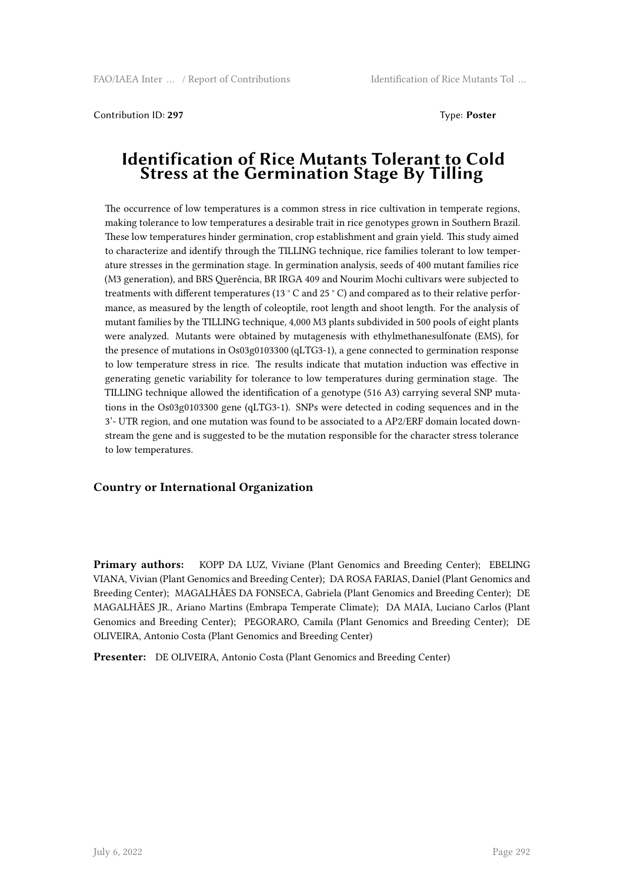Contribution ID: **297** Type: **Poster**

# Identification of Rice Mutants Tolerant to Cold Stress at the Germination Stage By Tilling

The occurrence of low temperatures is a common stress in rice cultivation in temperate regions, making tolerance to low temperatures a desirable trait in rice genotypes grown in Southern Brazil. These low temperatures hinder germination, crop establishment and grain yield. This study aimed to characterize and identify through the TILLING technique, rice families tolerant to low temperature stresses in the germination stage. In germination analysis, seeds of 400 mutant families rice (M3 generation), and BRS Querência, BR IRGA 409 and Nourim Mochi cultivars were subjected to treatments with different temperatures (13 ° C and 25 ° C) and compared as to their relative performance, as measured by the length of coleoptile, root length and shoot length. For the analysis of mutant families by the TILLING technique, 4,000 M3 plants subdivided in 500 pools of eight plants were analyzed. Mutants were obtained by mutagenesis with ethylmethanesulfonate (EMS), for the presence of mutations in Os03g0103300 (qLTG3-1), a gene connected to germination response to low temperature stress in rice. The results indicate that mutation induction was effective in generating genetic variability for tolerance to low temperatures during germination stage. The TILLING technique allowed the identification of a genotype (516 A3) carrying several SNP mutations in the Os03g0103300 gene (qLTG3-1). SNPs were detected in coding sequences and in the 3'- UTR region, and one mutation was found to be associated to a AP2/ERF domain located downstream the gene and is suggested to be the mutation responsible for the character stress tolerance to low temperatures.

### Country or International Organization

**Primary authors:** KOPP DA LUZ, Viviane (Plant Genomics and Breeding Center); EBELING VIANA, Vivian (Plant Genomics and Breeding Center); DA ROSA FARIAS, Daniel (Plant Genomics and Breeding Center); MAGALHÃES DA FONSECA, Gabriela (Plant Genomics and Breeding Center); DE MAGALHÃES JR., Ariano Martins (Embrapa Temperate Climate); DA MAIA, Luciano Carlos (Plant Genomics and Breeding Center); PEGORARO, Camila (Plant Genomics and Breeding Center); DE OLIVEIRA, Antonio Costa (Plant Genomics and Breeding Center)

**Presenter:** DE OLIVEIRA, Antonio Costa (Plant Genomics and Breeding Center)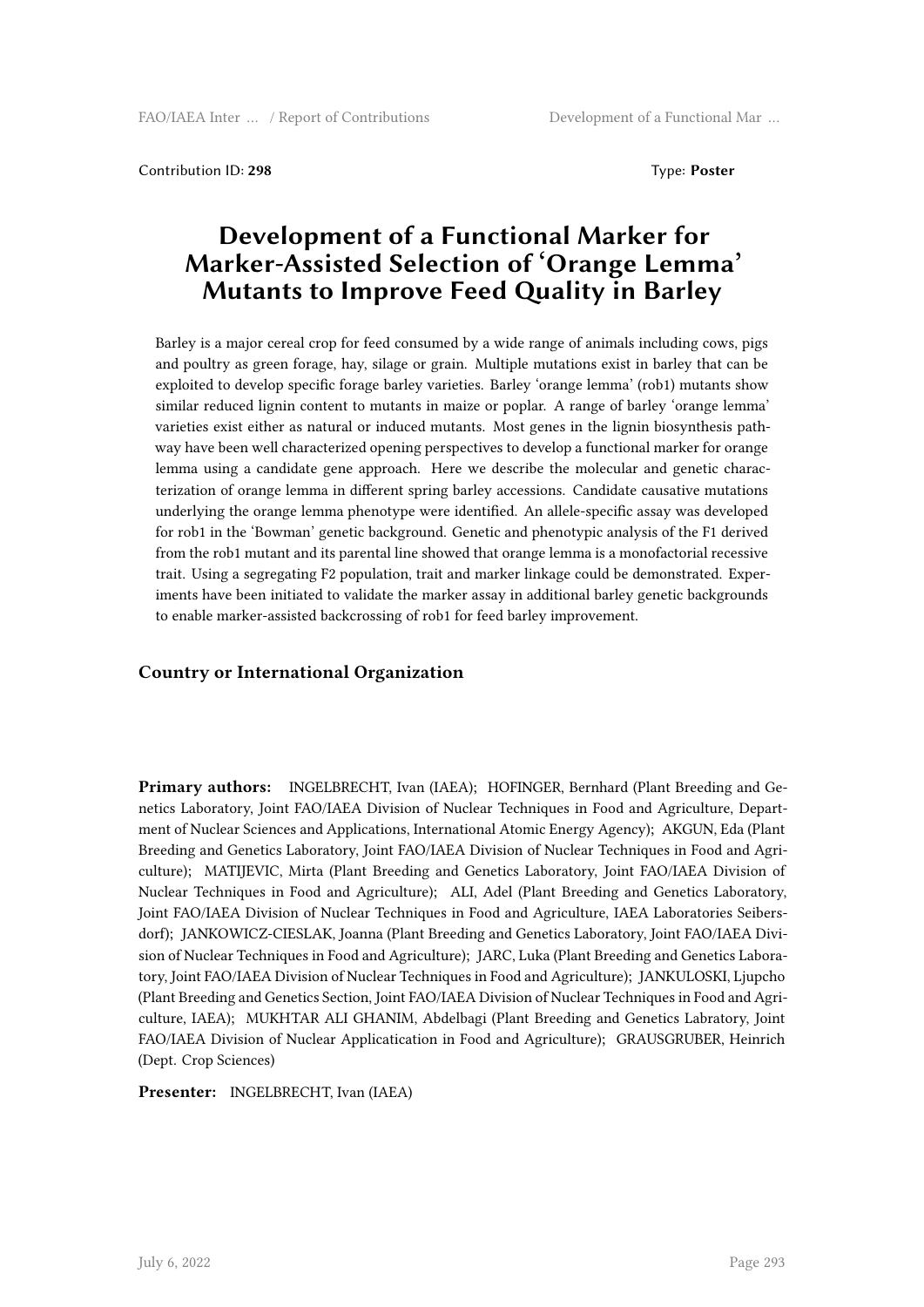Contribution ID: **298**  Type: **Poster**

# Development of a Functional Marker for Marker-Assisted Selection of 'Orange Lemma' Mutants to Improve Feed Quality in Barley

Barley is a major cereal crop for feed consumed by a wide range of animals including cows, pigs and poultry as green forage, hay, silage or grain. Multiple mutations exist in barley that can be exploited to develop specific forage barley varieties. Barley 'orange lemma' (rob1) mutants show similar reduced lignin content to mutants in maize or poplar. A range of barley 'orange lemma' varieties exist either as natural or induced mutants. Most genes in the lignin biosynthesis pathway have been well characterized opening perspectives to develop a functional marker for orange lemma using a candidate gene approach. Here we describe the molecular and genetic characterization of orange lemma in different spring barley accessions. Candidate causative mutations underlying the orange lemma phenotype were identified. An allele-specific assay was developed for rob1 in the 'Bowman' genetic background. Genetic and phenotypic analysis of the F1 derived from the rob1 mutant and its parental line showed that orange lemma is a monofactorial recessive trait. Using a segregating F2 population, trait and marker linkage could be demonstrated. Experiments have been initiated to validate the marker assay in additional barley genetic backgrounds to enable marker-assisted backcrossing of rob1 for feed barley improvement.

### Country or International Organization

**Primary authors:** INGELBRECHT, Ivan (IAEA); HOFINGER, Bernhard (Plant Breeding and Genetics Laboratory, Joint FAO/IAEA Division of Nuclear Techniques in Food and Agriculture, Department of Nuclear Sciences and Applications, International Atomic Energy Agency); AKGUN, Eda (Plant Breeding and Genetics Laboratory, Joint FAO/IAEA Division of Nuclear Techniques in Food and Agriculture); MATIJEVIC, Mirta (Plant Breeding and Genetics Laboratory, Joint FAO/IAEA Division of Nuclear Techniques in Food and Agriculture); ALI, Adel (Plant Breeding and Genetics Laboratory, Joint FAO/IAEA Division of Nuclear Techniques in Food and Agriculture, IAEA Laboratories Seibersdorf); JANKOWICZ-CIESLAK, Joanna (Plant Breeding and Genetics Laboratory, Joint FAO/IAEA Division of Nuclear Techniques in Food and Agriculture); JARC, Luka (Plant Breeding and Genetics Laboratory, Joint FAO/IAEA Division of Nuclear Techniques in Food and Agriculture); JANKULOSKI, Ljupcho (Plant Breeding and Genetics Section, Joint FAO/IAEA Division of Nuclear Techniques in Food and Agriculture, IAEA); MUKHTAR ALI GHANIM, Abdelbagi (Plant Breeding and Genetics Labratory, Joint FAO/IAEA Division of Nuclear Applicatication in Food and Agriculture); GRAUSGRUBER, Heinrich (Dept. Crop Sciences)

**Presenter:** INGELBRECHT, Ivan (IAEA)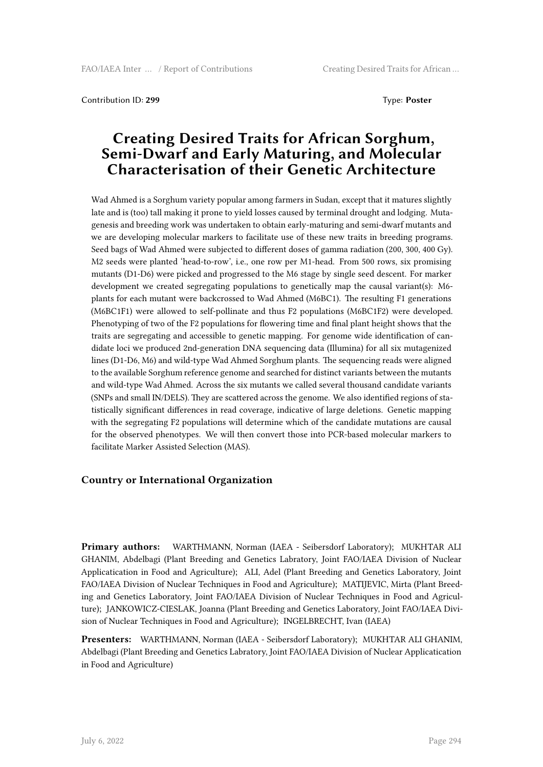Contribution ID: **299** Type: **Poster**

# Creating Desired Traits for African Sorghum, Semi-Dwarf and Early Maturing, and Molecular Characterisation of their Genetic Architecture

Wad Ahmed is a Sorghum variety popular among farmers in Sudan, except that it matures slightly late and is (too) tall making it prone to yield losses caused by terminal drought and lodging. Mutagenesis and breeding work was undertaken to obtain early-maturing and semi-dwarf mutants and we are developing molecular markers to facilitate use of these new traits in breeding programs. Seed bags of Wad Ahmed were subjected to different doses of gamma radiation (200, 300, 400 Gy). M2 seeds were planted 'head-to-row', i.e., one row per M1-head. From 500 rows, six promising mutants (D1-D6) were picked and progressed to the M6 stage by single seed descent. For marker development we created segregating populations to genetically map the causal variant(s): M6-plants for each mutant were backcrossed to Wad Ahmed (M6BC1). The resulting F1 generations (M6BC1F1) were allowed to self-pollinate and thus F2 populations (M6BC1F2) were developed. Phenotyping of two of the F2 populations for flowering time and final plant height shows that the traits are segregating and accessible to genetic mapping. For genome wide identification of candidate loci we produced 2nd-generation DNA sequencing data (Illumina) for all six mutagenized lines (D1-D6, M6) and wild-type Wad Ahmed Sorghum plants. The sequencing reads were aligned to the available Sorghum reference genome and searched for distinct variants between the mutants and wild-type Wad Ahmed. Across the six mutants we called several thousand candidate variants (SNPs and small IN/DELS). They are scattered across the genome. We also identified regions of statistically significant differences in read coverage, indicative of large deletions. Genetic mapping with the segregating F2 populations will determine which of the candidate mutations are causal for the observed phenotypes. We will then convert those into PCR-based molecular markers to facilitate Marker Assisted Selection (MAS).

### Country or International Organization

**Primary authors:** WARTHMANN, Norman (IAEA - Seibersdorf Laboratory); MUKHTAR ALI GHANIM, Abdelbagi (Plant Breeding and Genetics Labratory, Joint FAO/IAEA Division of Nuclear Applicaication in Food and Agriculture); ALI, Adel (Plant Breeding and Genetics Laboratory, Joint FAO/IAEA Division of Nuclear Techniques in Food and Agriculture); MATIJEVIC, Mirta (Plant Breeding and Genetics Laboratory, Joint FAO/IAEA Division of Nuclear Techniques in Food and Agriculture); JANKOWICZ-CIESLAK, Joanna (Plant Breeding and Genetics Laboratory, Joint FAO/IAEA Division of Nuclear Techniques in Food and Agriculture); INGELBRECHT, Ivan (IAEA)

**Presenters:** WARTHMANN, Norman (IAEA - Seibersdorf Laboratory); MUKHTAR ALI GHANIM, Abdelbagi (Plant Breeding and Genetics Labratory, Joint FAO/IAEA Division of Nuclear Applicaication in Food and Agriculture)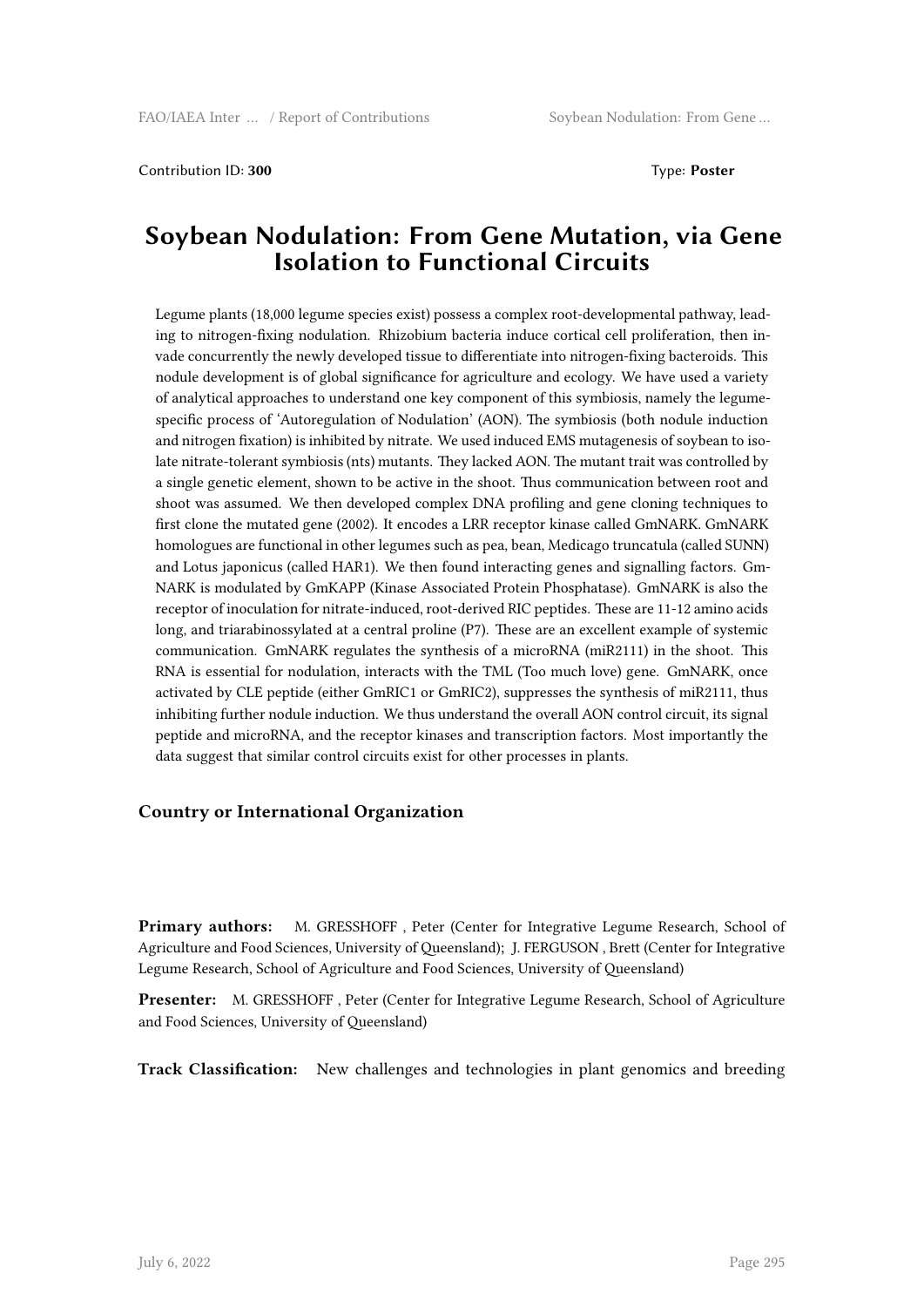Contribution ID: **300** Type: **Poster**

# Soybean Nodulation: From Gene Mutation, via Gene Isolation to Functional Circuits

Legume plants (18,000 legume species exist) possess a complex root-developmental pathway, leading to nitrogen-fixing nodulation. Rhizobium bacteria induce cortical cell proliferation, then invade concurrently the newly developed tissue to differentiate into nitrogen-fixing bacteroids. This nodule development is of global significance for agriculture and ecology. We have used a variety of analytical approaches to understand one key component of this symbiosis, namely the legume-specific process of 'Autoregulation of Nodulation' (AON). The symbiosis (both nodule induction and nitrogen fixation) is inhibited by nitrate. We used induced EMS mutagenesis of soybean to isolate nitrate-tolerant symbiosis (nts) mutants. They lacked AON. The mutant trait was controlled by a single genetic element, shown to be active in the shoot. Thus communication between root and shoot was assumed. We then developed complex DNA profiling and gene cloning techniques to first clone the mutated gene (2002). It encodes a LRR receptor kinase called GmNARK. GmNARK homologues are functional in other legumes such as pea, bean, Medicago truncatula (called SUNN) and Lotus japonicus (called HAR1). We then found interacting genes and signalling factors. GmNARK is modulated by GmKAPP (Kinase Associated Protein Phosphatase). GmNARK is also the receptor of inoculation for nitrate-induced, root-derived RIC peptides. These are 11-12 amino acids long, and triarabinossylated at a central proline (P7). These are an excellent example of systemic communication. GmNARK regulates the synthesis of a microRNA (miR2111) in the shoot. This RNA is essential for nodulation, interacts with the TML (Too much love) gene. GmNARK, once activated by CLE peptide (either GmRIC1 or GmRIC2), suppresses the synthesis of miR2111, thus inhibiting further nodule induction. We thus understand the overall AON control circuit, its signal peptide and microRNA, and the receptor kinases and transcription factors. Most importantly the data suggest that similar control circuits exist for other processes in plants.

### Country or International Organization

**Primary authors:** M. GRESSHOFF , Peter (Center for Integrative Legume Research, School of Agriculture and Food Sciences, University of Queensland); J. FERGUSON , Brett (Center for Integrative Legume Research, School of Agriculture and Food Sciences, University of Queensland)

**Presenter:** M. GRESSHOFF , Peter (Center for Integrative Legume Research, School of Agriculture and Food Sciences, University of Queensland)

**Track Classification:** New challenges and technologies in plant genomics and breeding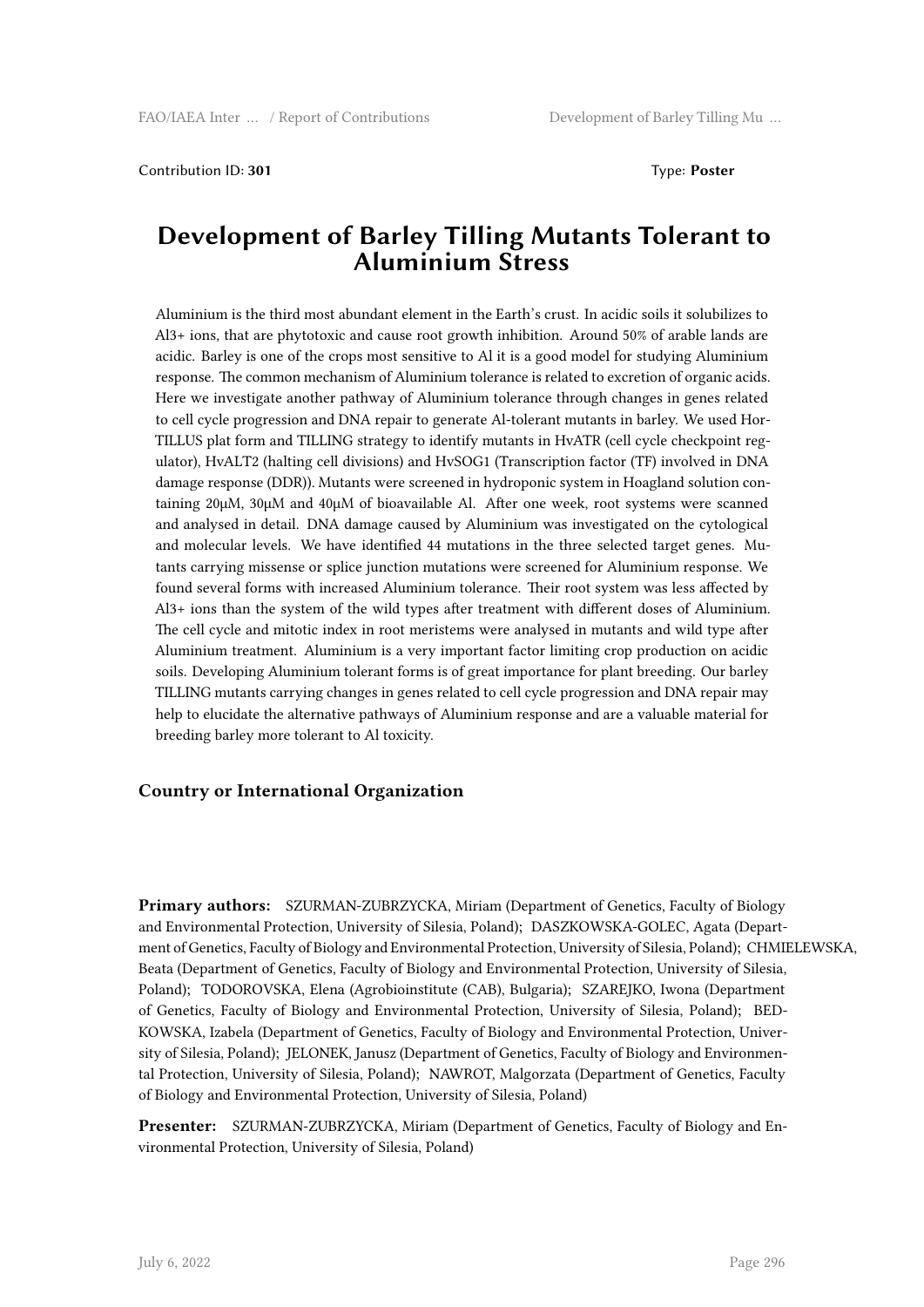Contribution ID: **301** Type: **Poster**

# Development of Barley Tilling Mutants Tolerant to Aluminium Stress

Aluminium is the third most abundant element in the Earth's crust. In acidic soils it solubilizes to Al3+ ions, that are phytotoxic and cause root growth inhibition. Around 50% of arable lands are acidic. Barley is one of the crops most sensitive to Al it is a good model for studying Aluminium response. The common mechanism of Aluminium tolerance is related to excretion of organic acids. Here we investigate another pathway of Aluminium tolerance through changes in genes related to cell cycle progression and DNA repair to generate Al-tolerant mutants in barley. We used HorTILLUS plat form and TILLING strategy to identify mutants in HvATR (cell cycle checkpoint regulator), HvALT2 (halting cell divisions) and HvSOG1 (Transcription factor (TF) involved in DNA damage response (DDR)). Mutants were screened in hydroponic system in Hoagland solution containing 20μM, 30μM and 40μM of bioavailable Al. After one week, root systems were scanned and analysed in detail. DNA damage caused by Aluminium was investigated on the cytological and molecular levels. We have identified 44 mutations in the three selected target genes. Mutants carrying missense or splice junction mutations were screened for Aluminium response. We found several forms with increased Aluminium tolerance. Their root system was less affected by Al3+ ions than the system of the wild types after treatment with different doses of Aluminium. The cell cycle and mitotic index in root meristems were analysed in mutants and wild type after Aluminium treatment. Aluminium is a very important factor limiting crop production on acidic soils. Developing Aluminium tolerant forms is of great importance for plant breeding. Our barley TILLING mutants carrying changes in genes related to cell cycle progression and DNA repair may help to elucidate the alternative pathways of Aluminium response and are a valuable material for breeding barley more tolerant to Al toxicity.

### Country or International Organization

**Primary authors:** SZURMAN-ZUBRZYCKA, Miriam (Department of Genetics, Faculty of Biology and Environmental Protection, University of Silesia, Poland); DASZKOWSKA-GOLEC, Agata (Department of Genetics, Faculty of Biology and Environmental Protection, University of Silesia, Poland); CHMIELEWSKA, Beata (Department of Genetics, Faculty of Biology and Environmental Protection, University of Silesia, Poland); TODOROVSKA, Elena (Agrobioinstitute (CAB), Bulgaria); SZAREJKO, Iwona (Department of Genetics, Faculty of Biology and Environmental Protection, University of Silesia, Poland); BEDKOWSKA, Izabela (Department of Genetics, Faculty of Biology and Environmental Protection, University of Silesia, Poland); JELONEK, Janusz (Department of Genetics, Faculty of Biology and Environmental Protection, University of Silesia, Poland); NAWROT, Malgorzata (Department of Genetics, Faculty of Biology and Environmental Protection, University of Silesia, Poland)

**Presenter:** SZURMAN-ZUBRZYCKA, Miriam (Department of Genetics, Faculty of Biology and Environmental Protection, University of Silesia, Poland)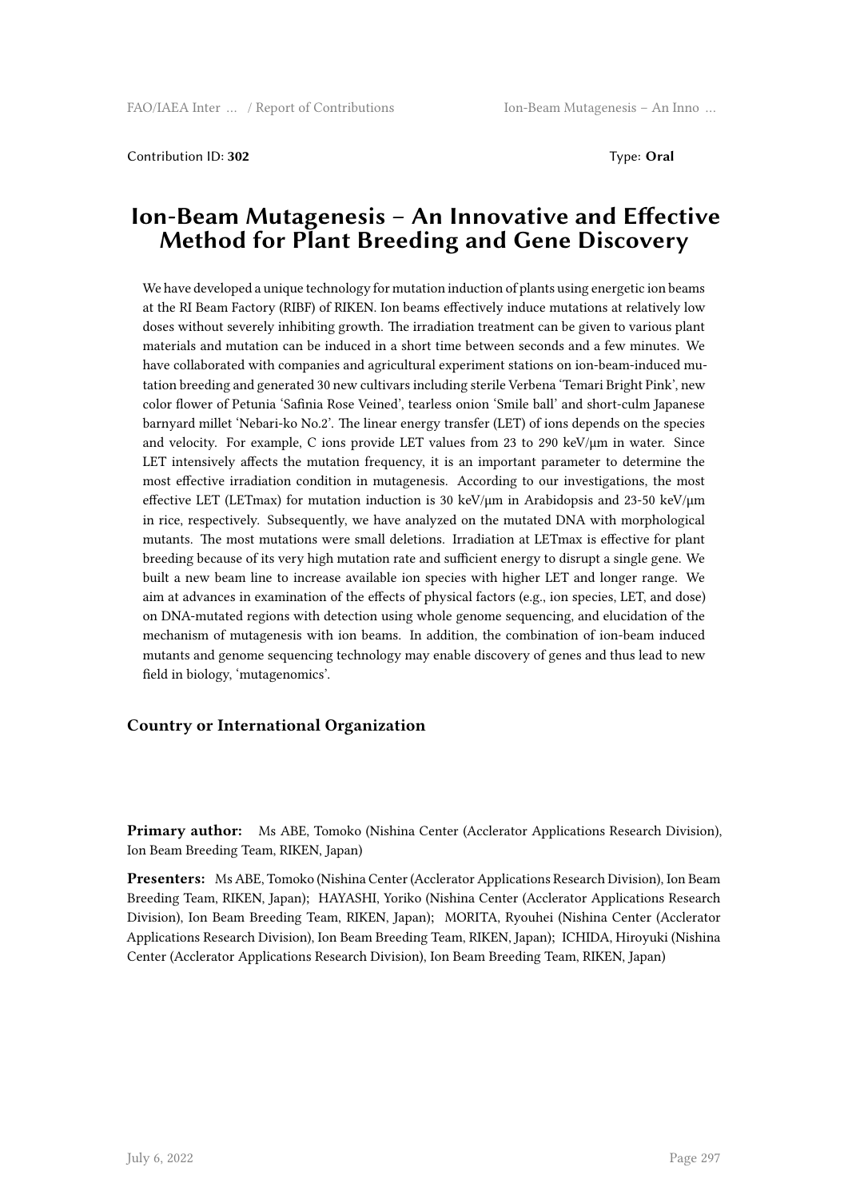Contribution ID: **302** Type: **Oral**

# Ion-Beam Mutagenesis – An Innovative and Effective Method for Plant Breeding and Gene Discovery

We have developed a unique technology for mutation induction of plants using energetic ion beams at the RI Beam Factory (RIBF) of RIKEN. Ion beams effectively induce mutations at relatively low doses without severely inhibiting growth. The irradiation treatment can be given to various plant materials and mutation can be induced in a short time between seconds and a few minutes. We have collaborated with companies and agricultural experiment stations on ion-beam-induced mutation breeding and generated 30 new cultivars including sterile Verbena 'Temari Bright Pink', new color flower of Petunia 'Safinia Rose Veined', tearless onion 'Smile ball' and short-culm Japanese barnyard millet 'Nebari-ko No.2'. The linear energy transfer (LET) of ions depends on the species and velocity. For example, C ions provide LET values from 23 to 290 keV/μm in water. Since LET intensively affects the mutation frequency, it is an important parameter to determine the most effective irradiation condition in mutagenesis. According to our investigations, the most effective LET (LETmax) for mutation induction is 30 keV/μm in Arabidopsis and 23-50 keV/μm in rice, respectively. Subsequently, we have analyzed on the mutated DNA with morphological mutants. The most mutations were small deletions. Irradiation at LETmax is effective for plant breeding because of its very high mutation rate and sufficient energy to disrupt a single gene. We built a new beam line to increase available ion species with higher LET and longer range. We aim at advances in examination of the effects of physical factors (e.g., ion species, LET, and dose) on DNA-mutated regions with detection using whole genome sequencing, and elucidation of the mechanism of mutagenesis with ion beams. In addition, the combination of ion-beam induced mutants and genome sequencing technology may enable discovery of genes and thus lead to new field in biology, 'mutagenomics'.

### Country or International Organization

**Primary author:** Ms ABE, Tomoko (Nishina Center (Acclerator Applications Research Division), Ion Beam Breeding Team, RIKEN, Japan)

**Presenters:** Ms ABE, Tomoko (Nishina Center (Acclerator Applications Research Division), Ion Beam Breeding Team, RIKEN, Japan); HAYASHI, Yoriko (Nishina Center (Acclerator Applications Research Division), Ion Beam Breeding Team, RIKEN, Japan); MORITA, Ryouhei (Nishina Center (Acclerator Applications Research Division), Ion Beam Breeding Team, RIKEN, Japan); ICHIDA, Hiroyuki (Nishina Center (Acclerator Applications Research Division), Ion Beam Breeding Team, RIKEN, Japan)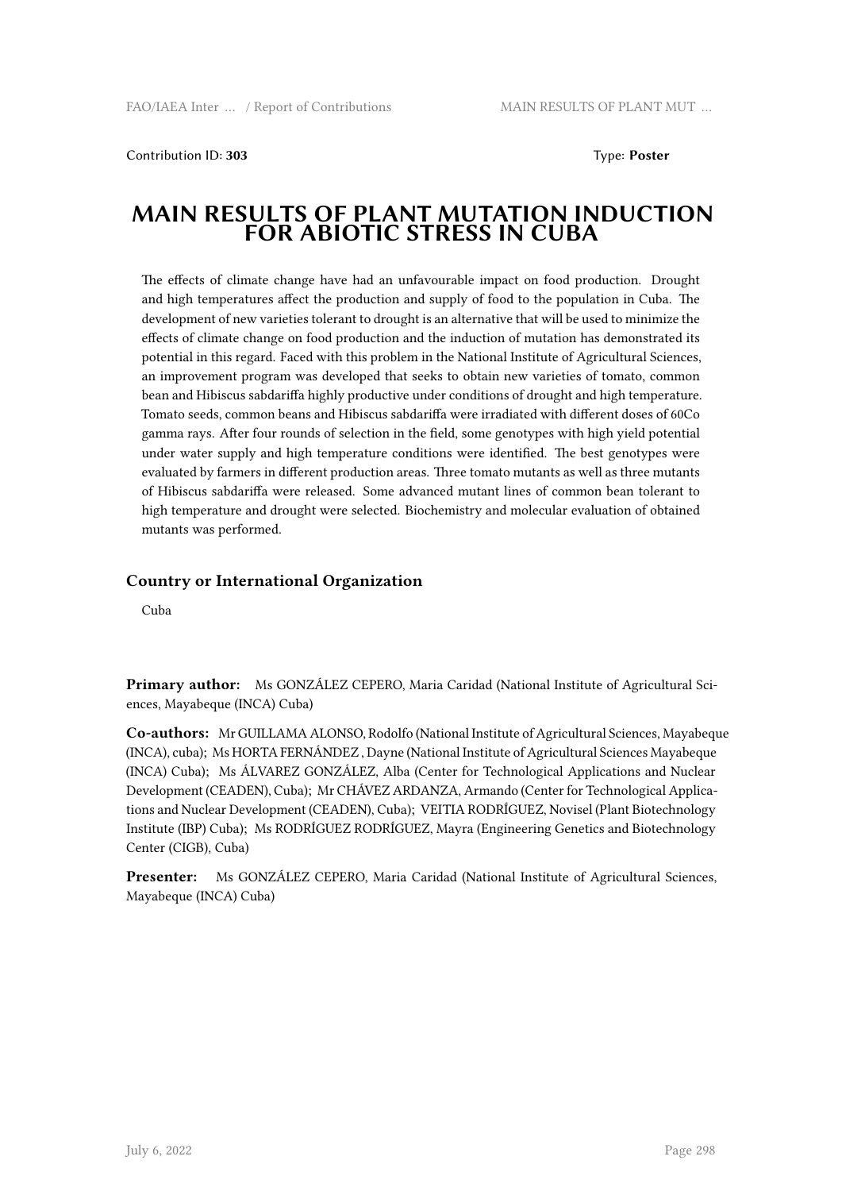Contribution ID: **303** Type: **Poster**

# MAIN RESULTS OF PLANT MUTATION INDUCTION FOR ABIOTIC STRESS IN CUBA

The effects of climate change have had an unfavourable impact on food production. Drought and high temperatures affect the production and supply of food to the population in Cuba. The development of new varieties tolerant to drought is an alternative that will be used to minimize the effects of climate change on food production and the induction of mutation has demonstrated its potential in this regard. Faced with this problem in the National Institute of Agricultural Sciences, an improvement program was developed that seeks to obtain new varieties of tomato, common bean and Hibiscus sabdariffa highly productive under conditions of drought and high temperature. Tomato seeds, common beans and Hibiscus sabdariffa were irradiated with different doses of 60Co gamma rays. After four rounds of selection in the field, some genotypes with high yield potential under water supply and high temperature conditions were identified. The best genotypes were evaluated by farmers in different production areas. Three tomato mutants as well as three mutants of Hibiscus sabdariffa were released. Some advanced mutant lines of common bean tolerant to high temperature and drought were selected. Biochemistry and molecular evaluation of obtained mutants was performed.

## Country or International Organization

Cuba

**Primary author:** Ms GONZÁLEZ CEPERO, Maria Caridad (National Institute of Agricultural Sciences, Mayabeque (INCA) Cuba)

**Co-authors:** Mr GUILLAMA ALONSO, Rodolfo (National Institute of Agricultural Sciences, Mayabeque (INCA), cuba); Ms HORTA FERNÁNDEZ , Dayne (National Institute of Agricultural Sciences Mayabeque (INCA) Cuba); Ms ÁLVAREZ GONZÁLEZ, Alba (Center for Technological Applications and Nuclear Development (CEADEN), Cuba); Mr CHÁVEZ ARDANZA, Armando (Center for Technological Applications and Nuclear Development (CEADEN), Cuba); VEITIA RODRÍGUEZ, Novisel (Plant Biotechnology Institute (IBP) Cuba); Ms RODRÍGUEZ RODRÍGUEZ, Mayra (Engineering Genetics and Biotechnology Center (CIGB), Cuba)

**Presenter:** Ms GONZÁLEZ CEPERO, Maria Caridad (National Institute of Agricultural Sciences, Mayabeque (INCA) Cuba)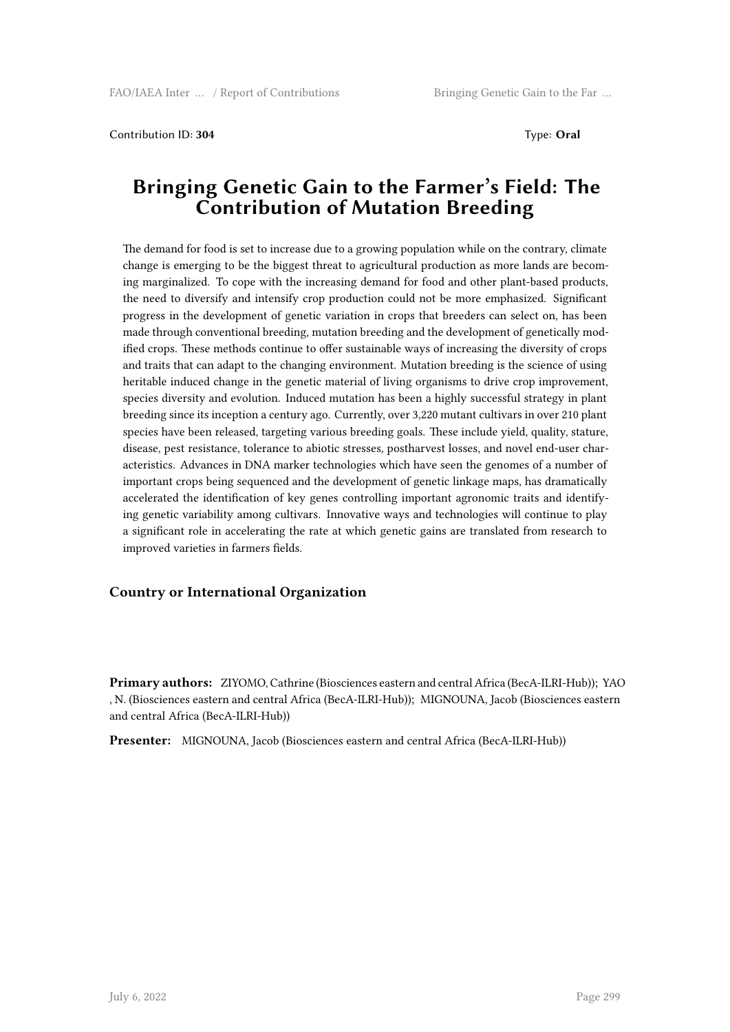Contribution ID: **304** Type: **Oral**

# Bringing Genetic Gain to the Farmer's Field: The Contribution of Mutation Breeding

The demand for food is set to increase due to a growing population while on the contrary, climate change is emerging to be the biggest threat to agricultural production as more lands are becoming marginalized. To cope with the increasing demand for food and other plant-based products, the need to diversify and intensify crop production could not be more emphasized. Significant progress in the development of genetic variation in crops that breeders can select on, has been made through conventional breeding, mutation breeding and the development of genetically modified crops. These methods continue to offer sustainable ways of increasing the diversity of crops and traits that can adapt to the changing environment. Mutation breeding is the science of using heritable induced change in the genetic material of living organisms to drive crop improvement, species diversity and evolution. Induced mutation has been a highly successful strategy in plant breeding since its inception a century ago. Currently, over 3,220 mutant cultivars in over 210 plant species have been released, targeting various breeding goals. These include yield, quality, stature, disease, pest resistance, tolerance to abiotic stresses, postharvest losses, and novel end-user characteristics. Advances in DNA marker technologies which have seen the genomes of a number of important crops being sequenced and the development of genetic linkage maps, has dramatically accelerated the identification of key genes controlling important agronomic traits and identifying genetic variability among cultivars. Innovative ways and technologies will continue to play a significant role in accelerating the rate at which genetic gains are translated from research to improved varieties in farmers fields.

### Country or International Organization

**Primary authors:** ZIYOMO, Cathrine (Biosciences eastern and central Africa (BecA-ILRI-Hub)); YAO , N. (Biosciences eastern and central Africa (BecA-ILRI-Hub)); MIGNOUNA, Jacob (Biosciences eastern and central Africa (BecA-ILRI-Hub))

**Presenter:** MIGNOUNA, Jacob (Biosciences eastern and central Africa (BecA-ILRI-Hub))